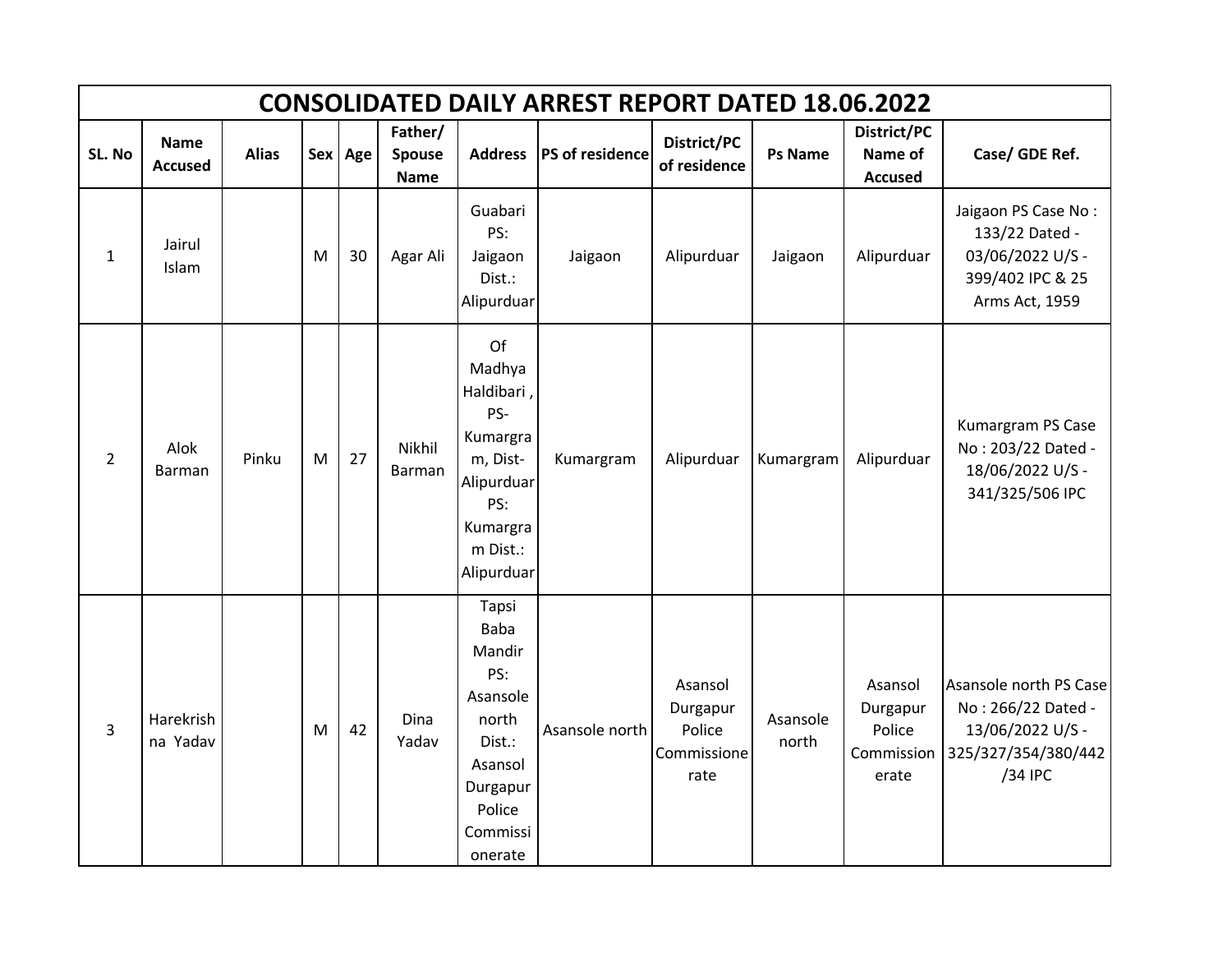# CONSOLIDATED DAILY ARREST REPORT DATED 18.06.2022

| SL. No | Name Accused | Alias | Sex | Age | Father/ Spouse Name | Address | PS of residence | District/PC of residence | Ps Name | District/PC Name of Accused | Case/ GDE Ref. |
|---|---|---|---|---|---|---|---|---|---|---|---|
| 1 | Jairul Islam | | M | 30 | Agar Ali | Guabari PS: Jaigaon Dist.: Alipurduar | Jaigaon | Alipurduar | Jaigaon | Alipurduar | Jaigaon PS Case No : 133/22 Dated - 03/06/2022 U/S - 399/402 IPC & 25 Arms Act, 1959 |
| 2 | Alok Barman | Pinku | M | 27 | Nikhil Barman | Of Madhya Haldibari , PS- Kumargram, Dist- Alipurduar PS: Kumargram Dist.: Alipurduar | Kumargram | Alipurduar | Kumargram | Alipurduar | Kumargram PS Case No : 203/22 Dated - 18/06/2022 U/S - 341/325/506 IPC |
| 3 | Harekrishna Yadav | | M | 42 | Dina Yadav | Tapsi Baba Mandir PS: Asansole north Dist.: Asansol Durgapur Police Commissionerate | Asansole north | Asansol Durgapur Police Commissionerate | Asansole north | Asansol Durgapur Police Commissionerate | Asansole north PS Case No : 266/22 Dated - 13/06/2022 U/S - 325/327/354/380/442/34 IPC |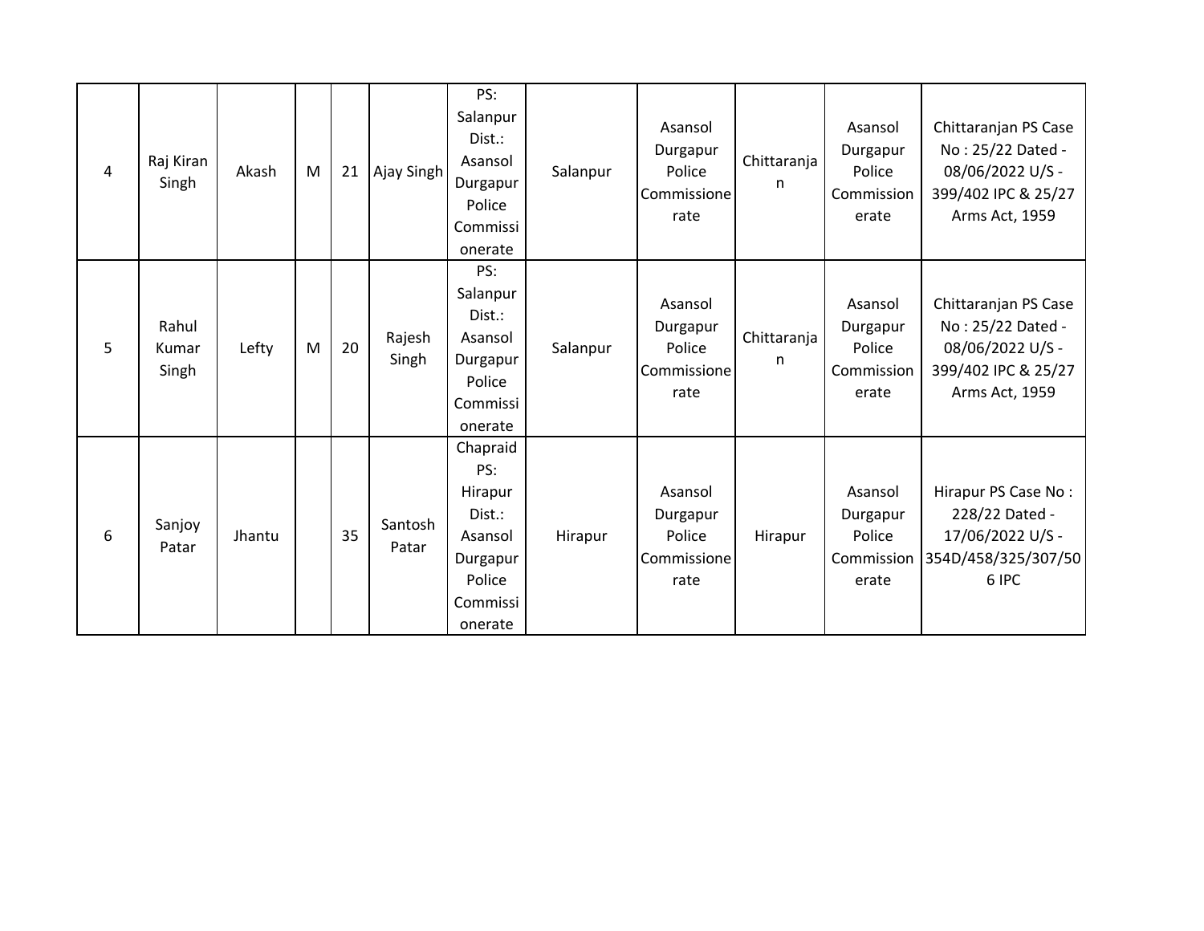| | | | | | | | | | | | |
|---|---|---|---|---|---|---|---|---|---|---|---|
| 4 | Raj Kiran Singh | Akash | M | 21 | Ajay Singh | PS: Salanpur Dist.: Asansol Durgapur Police Commissionerate | Salanpur | Asansol Durgapur Police Commissionerate | Chittaranjan | Asansol Durgapur Police Commissionerate | Chittaranjan PS Case No : 25/22 Dated - 08/06/2022 U/S - 399/402 IPC & 25/27 Arms Act, 1959 |
| 5 | Rahul Kumar Singh | Lefty | M | 20 | Rajesh Singh | PS: Salanpur Dist.: Asansol Durgapur Police Commissionerate | Salanpur | Asansol Durgapur Police Commissionerate | Chittaranjan | Asansol Durgapur Police Commissionerate | Chittaranjan PS Case No : 25/22 Dated - 08/06/2022 U/S - 399/402 IPC & 25/27 Arms Act, 1959 |
| 6 | Sanjoy Patar | Jhantu | | 35 | Santosh Patar | Chapraid PS: Hirapur Dist.: Asansol Durgapur Police Commissionerate | Hirapur | Asansol Durgapur Police Commissionerate | Hirapur | Asansol Durgapur Police Commissionerate | Hirapur PS Case No : 228/22 Dated - 17/06/2022 U/S - 354D/458/325/307/506 IPC |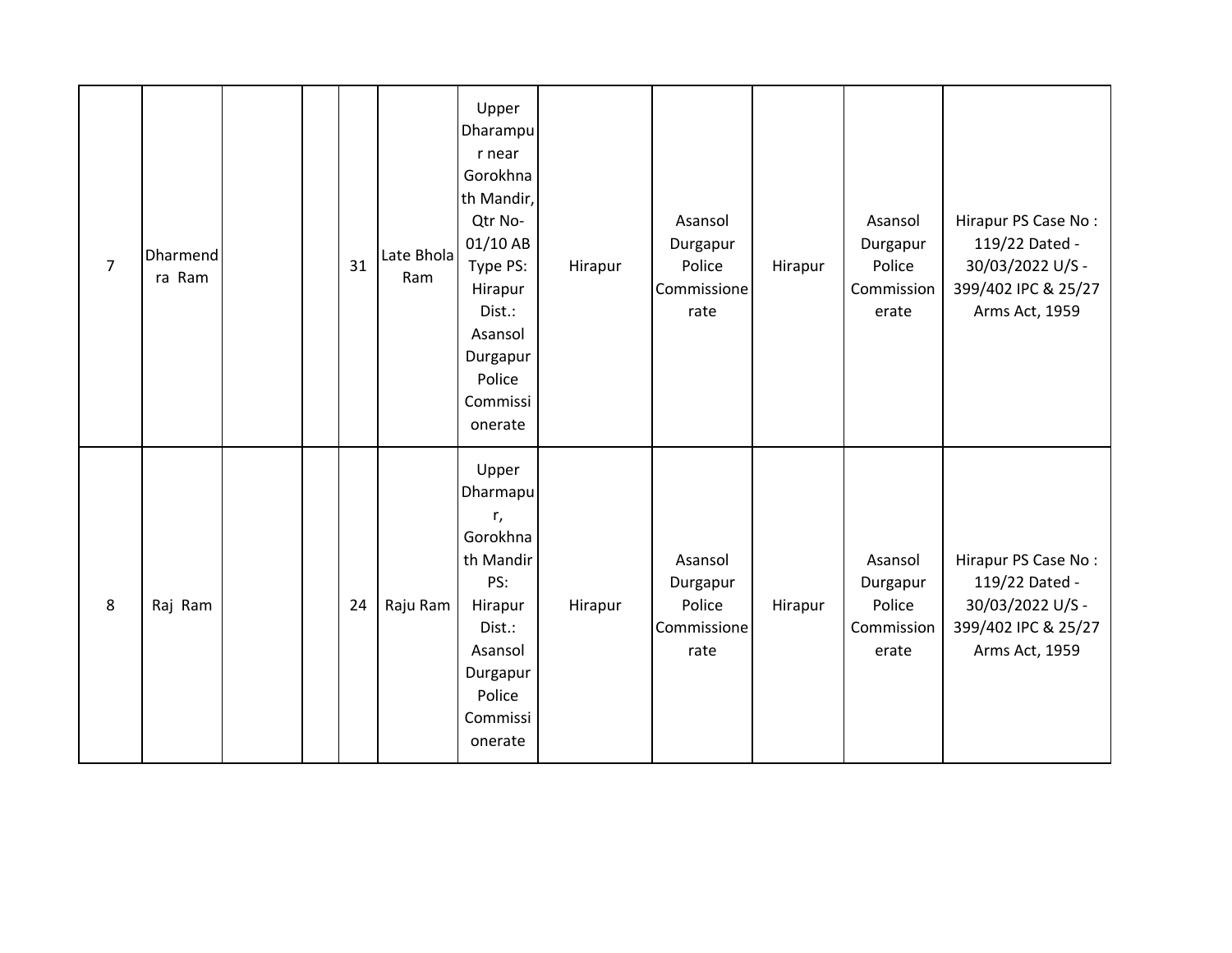| | | | | | | | | | | | |
|---|---|---|---|---|---|---|---|---|---|---|---|
| 7 | Dharmendra Ram | | | 31 | Late Bhola Ram | Upper Dharampur near Gorokhnath Mandir, Qtr No-01/10 AB Type PS: Hirapur Dist.: Asansol Durgapur Police Commissionerate | Hirapur | Asansol Durgapur Police Commissionerate | Hirapur | Asansol Durgapur Police Commissionerate | Hirapur PS Case No : 119/22 Dated - 30/03/2022 U/S - 399/402 IPC & 25/27 Arms Act, 1959 |
| 8 | Raj Ram | | | 24 | Raju Ram | Upper Dharmapur, Gorokhnath Mandir PS: Hirapur Dist.: Asansol Durgapur Police Commissionerate | Hirapur | Asansol Durgapur Police Commissionerate | Hirapur | Asansol Durgapur Police Commissionerate | Hirapur PS Case No : 119/22 Dated - 30/03/2022 U/S - 399/402 IPC & 25/27 Arms Act, 1959 |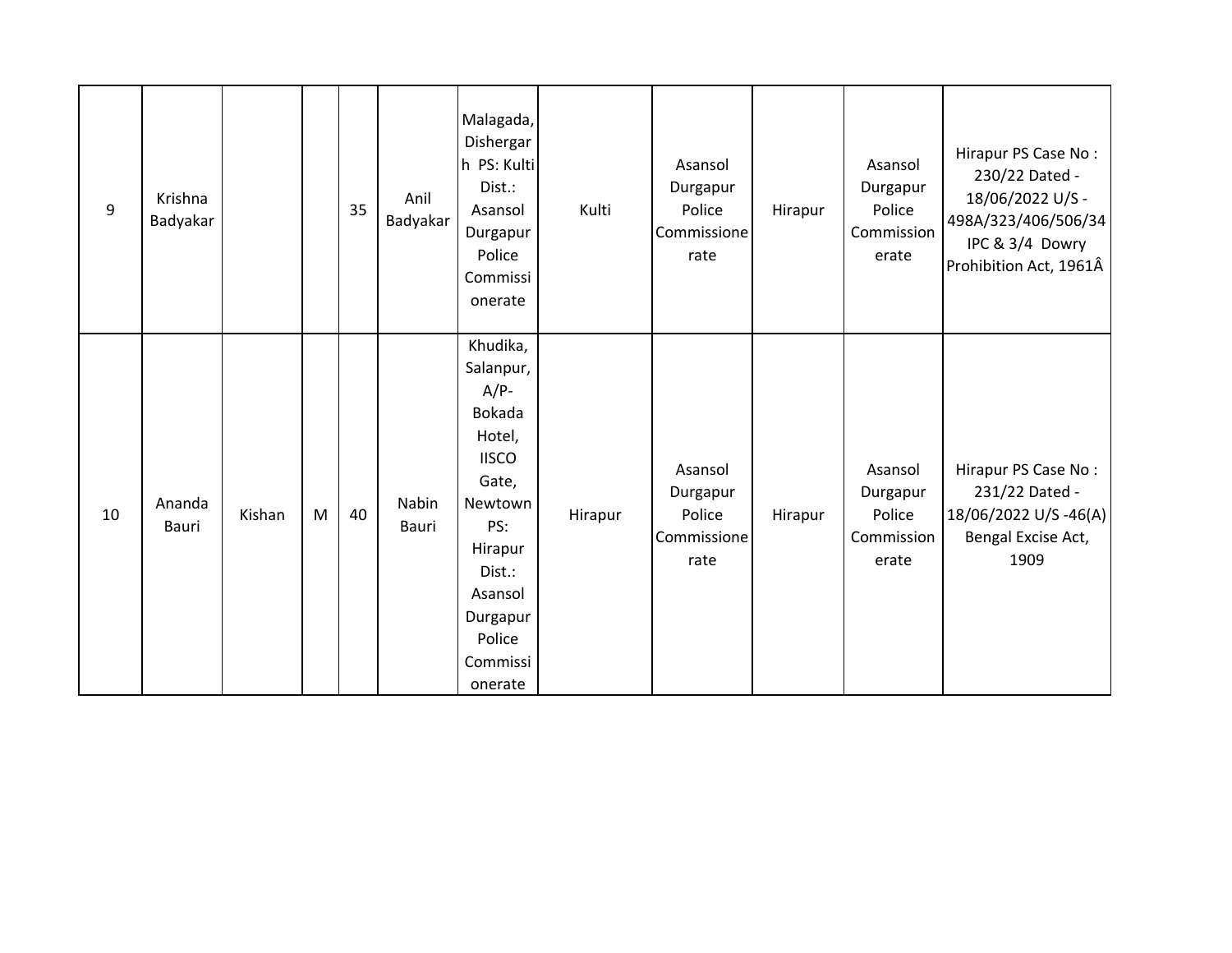| | | | | | | | | | | | |
|---|---|---|---|---|---|---|---|---|---|---|---|
| 9 | Krishna Badyakar | | | 35 | Anil Badyakar | Malagada, Dishergarh PS: Kulti Dist.: Asansol Durgapur Police Commissionerate | Kulti | Asansol Durgapur Police Commissionerate | Hirapur | Asansol Durgapur Police Commissionerate | Hirapur PS Case No : 230/22 Dated - 18/06/2022 U/S - 498A/323/406/506/34 IPC & 3/4 Dowry Prohibition Act, 1961Â |
| 10 | Ananda Bauri | Kishan | M | 40 | Nabin Bauri | Khudika, Salanpur, A/P- Bokada Hotel, IISCO Gate, Newtown PS: Hirapur Dist.: Asansol Durgapur Police Commissionerate | Hirapur | Asansol Durgapur Police Commissionerate | Hirapur | Asansol Durgapur Police Commissionerate | Hirapur PS Case No : 231/22 Dated - 18/06/2022 U/S -46(A) Bengal Excise Act, 1909 |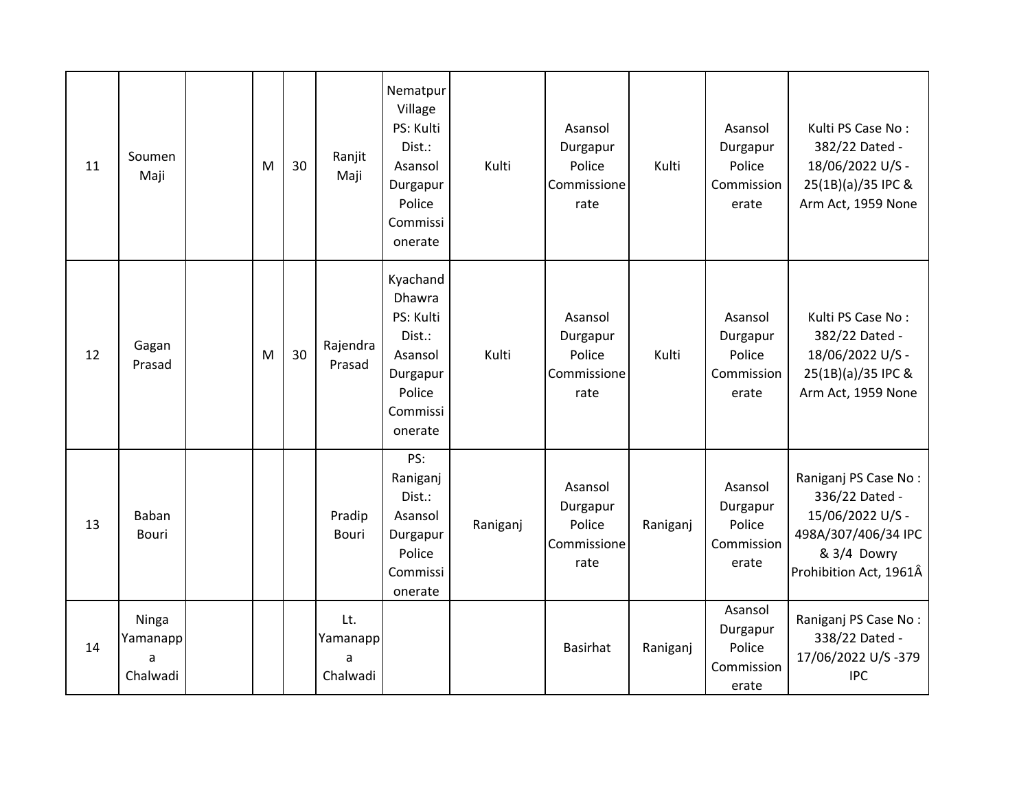| | | | | | | | | | | |
|---|---|---|---|---|---|---|---|---|---|---|
| 11 | Soumen Maji | | M | 30 | Ranjit Maji | Nematpur Village PS: Kulti Dist.: Asansol Durgapur Police Commissionerate | Kulti | Asansol Durgapur Police Commissionerate | Kulti | Asansol Durgapur Police Commissionerate | Kulti PS Case No : 382/22 Dated - 18/06/2022 U/S - 25(1B)(a)/35 IPC & Arm Act, 1959 None |
| 12 | Gagan Prasad | | M | 30 | Rajendra Prasad | Kyachand Dhawra PS: Kulti Dist.: Asansol Durgapur Police Commissionerate | Kulti | Asansol Durgapur Police Commissionerate | Kulti | Asansol Durgapur Police Commissionerate | Kulti PS Case No : 382/22 Dated - 18/06/2022 U/S - 25(1B)(a)/35 IPC & Arm Act, 1959 None |
| 13 | Baban Bouri | | | | Pradip Bouri | PS: Raniganj Dist.: Asansol Durgapur Police Commissionerate | Raniganj | Asansol Durgapur Police Commissionerate | Raniganj | Asansol Durgapur Police Commissionerate | Raniganj PS Case No : 336/22 Dated - 15/06/2022 U/S - 498A/307/406/34 IPC & 3/4 Dowry Prohibition Act, 1961Â |
| 14 | Ninga Yamanappa Chalwadi | | | | Lt. Yamanappa Chalwadi | | | Basirhat | Raniganj | Asansol Durgapur Police Commissionerate | Raniganj PS Case No : 338/22 Dated - 17/06/2022 U/S -379 IPC |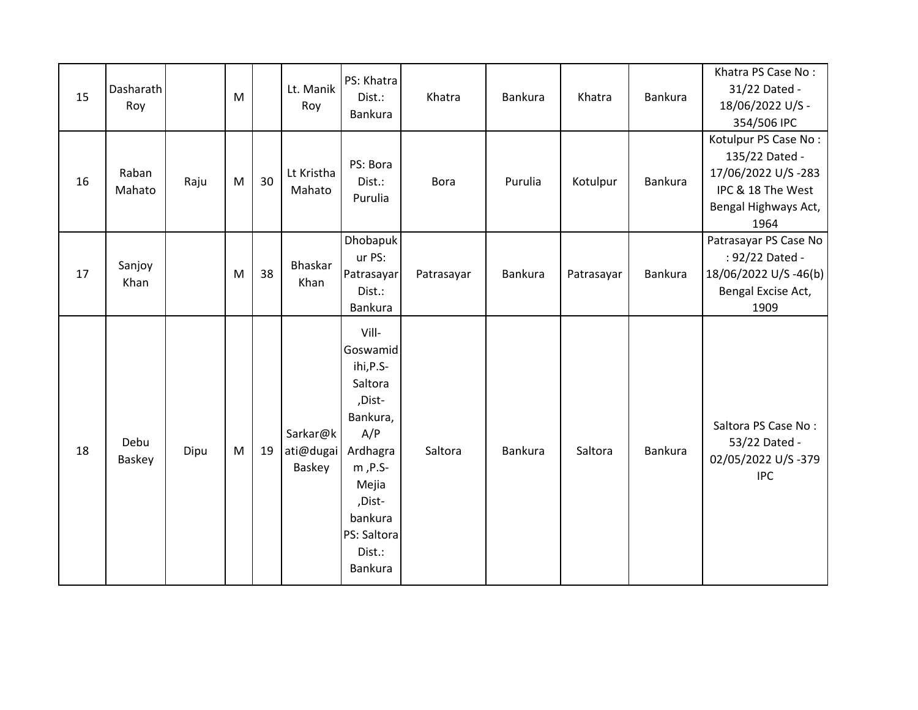| 15 | Dasharath Roy | | M | | Lt. Manik Roy | PS: Khatra Dist.: Bankura | Khatra | Bankura | Khatra | Bankura | Khatra PS Case No : 31/22 Dated - 18/06/2022 U/S - 354/506 IPC |
|---|---|---|---|---|---|---|---|---|---|---|---|
| 16 | Raban Mahato | Raju | M | 30 | Lt Kristha Mahato | PS: Bora Dist.: Purulia | Bora | Purulia | Kotulpur | Bankura | Kotulpur PS Case No : 135/22 Dated - 17/06/2022 U/S -283 IPC & 18 The West Bengal Highways Act, 1964 |
| 17 | Sanjoy Khan | | M | 38 | Bhaskar Khan | Dhobapukur PS: Patrasayar Dist.: Bankura | Patrasayar | Bankura | Patrasayar | Bankura | Patrasayar PS Case No : 92/22 Dated - 18/06/2022 U/S -46(b) Bengal Excise Act, 1909 |
| 18 | Debu Baskey | Dipu | M | 19 | Sarkar@kati@dugai Baskey | Vill-Goswamidihi,P.S-Saltora ,Dist-Bankura, A/P Ardhagram ,P.S-Mejia ,Dist-bankura PS: Saltora Dist.: Bankura | Saltora | Bankura | Saltora | Bankura | Saltora PS Case No : 53/22 Dated - 02/05/2022 U/S -379 IPC |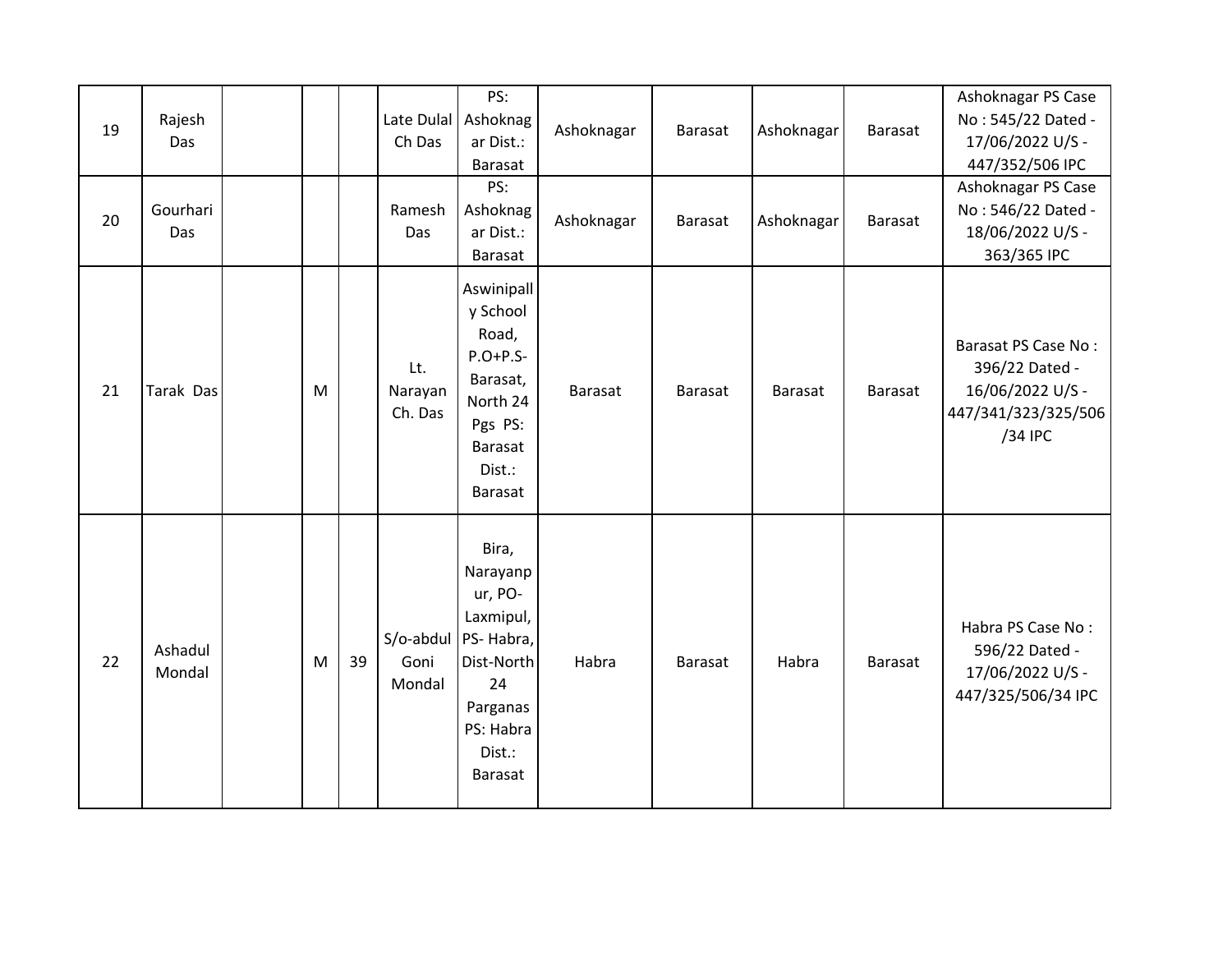| | | | | | | | | | | | |
|---|---|---|---|---|---|---|---|---|---|---|---|
| 19 | Rajesh Das | | | | Late Dulal Ch Das | PS: Ashoknagar Dist.: Barasat | Ashoknagar | Barasat | Ashoknagar | Barasat | Ashoknagar PS Case No : 545/22 Dated - 17/06/2022 U/S - 447/352/506 IPC |
| 20 | Gourhari Das | | | | Ramesh Das | PS: Ashoknagar Dist.: Barasat | Ashoknagar | Barasat | Ashoknagar | Barasat | Ashoknagar PS Case No : 546/22 Dated - 18/06/2022 U/S - 363/365 IPC |
| 21 | Tarak Das | | M | | Lt. Narayan Ch. Das | Aswinipally School Road, P.O+P.S- Barasat, North 24 Pgs PS: Barasat Dist.: Barasat | Barasat | Barasat | Barasat | Barasat | Barasat PS Case No : 396/22 Dated - 16/06/2022 U/S - 447/341/323/325/506/34 IPC |
| 22 | Ashadul Mondal | | M | 39 | S/o-abdul Goni Mondal | Bira, Narayanpur, PO- Laxmipul, PS- Habra, Dist-North 24 Parganas PS: Habra Dist.: Barasat | Habra | Barasat | Habra | Barasat | Habra PS Case No : 596/22 Dated - 17/06/2022 U/S - 447/325/506/34 IPC |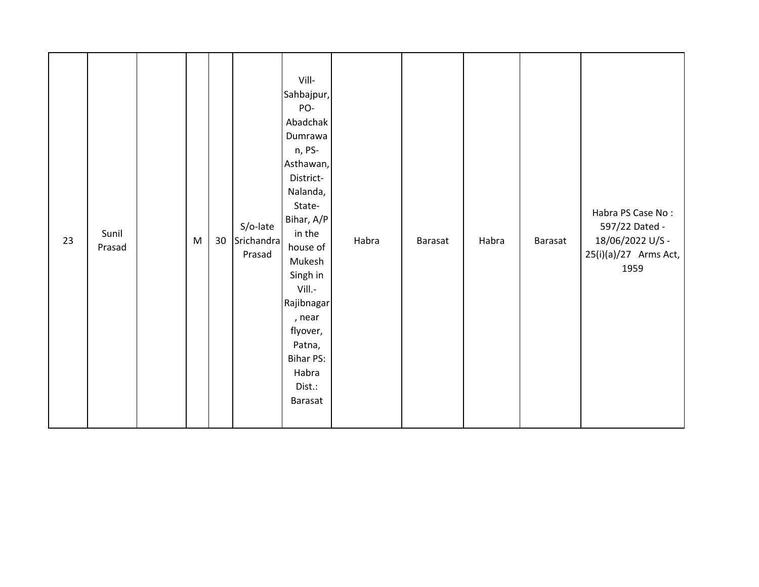| 23 | Sunil Prasad | | M | 30 | S/o-late Srichandra Prasad | Vill-Sahbajpur, PO-Abadchak Dumrawan, PS-Asthawan, District-Nalanda, State-Bihar, A/P in the house of Mukesh Singh in Vill.-Rajibnagar, near flyover, Patna, Bihar PS: Habra Dist.: Barasat | Habra | Barasat | Habra | Barasat | Habra PS Case No : 597/22 Dated - 18/06/2022 U/S - 25(i)(a)/27 Arms Act, 1959 |
|---|---|---|---|---|---|---|---|---|---|---|---|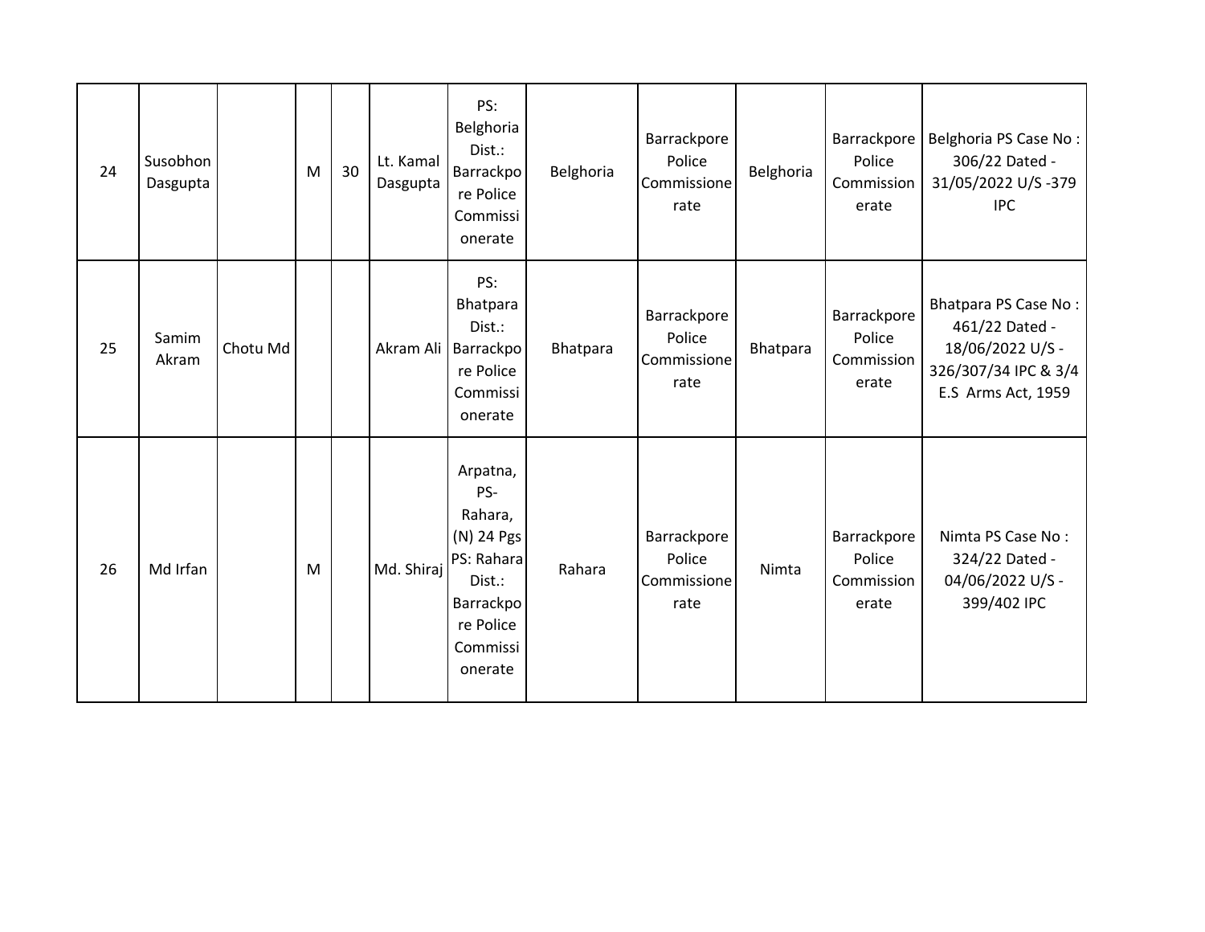| 24 | Susobhon Dasgupta | | M | 30 | Lt. Kamal Dasgupta | PS: Belghoria Dist.: Barrackpore Police Commissionerate | Belghoria | Barrackpore Police Commissionerate | Belghoria | Barrackpore Police Commissionerate | Belghoria PS Case No : 306/22 Dated - 31/05/2022 U/S -379 IPC |
|---|---|---|---|---|---|---|---|---|---|---|---|
| 25 | Samim Akram | Chotu Md | | | Akram Ali | PS: Bhatpara Dist.: Barrackpore Police Commissionerate | Bhatpara | Barrackpore Police Commissionerate | Bhatpara | Barrackpore Police Commissionerate | Bhatpara PS Case No : 461/22 Dated - 18/06/2022 U/S - 326/307/34 IPC & 3/4 E.S Arms Act, 1959 |
| 26 | Md Irfan | | M | | Md. Shiraj | Arpatna, PS- Rahara, (N) 24 Pgs PS: Rahara Dist.: Barrackpore Police Commissionerate | Rahara | Barrackpore Police Commissionerate | Nimta | Barrackpore Police Commissionerate | Nimta PS Case No : 324/22 Dated - 04/06/2022 U/S - 399/402 IPC |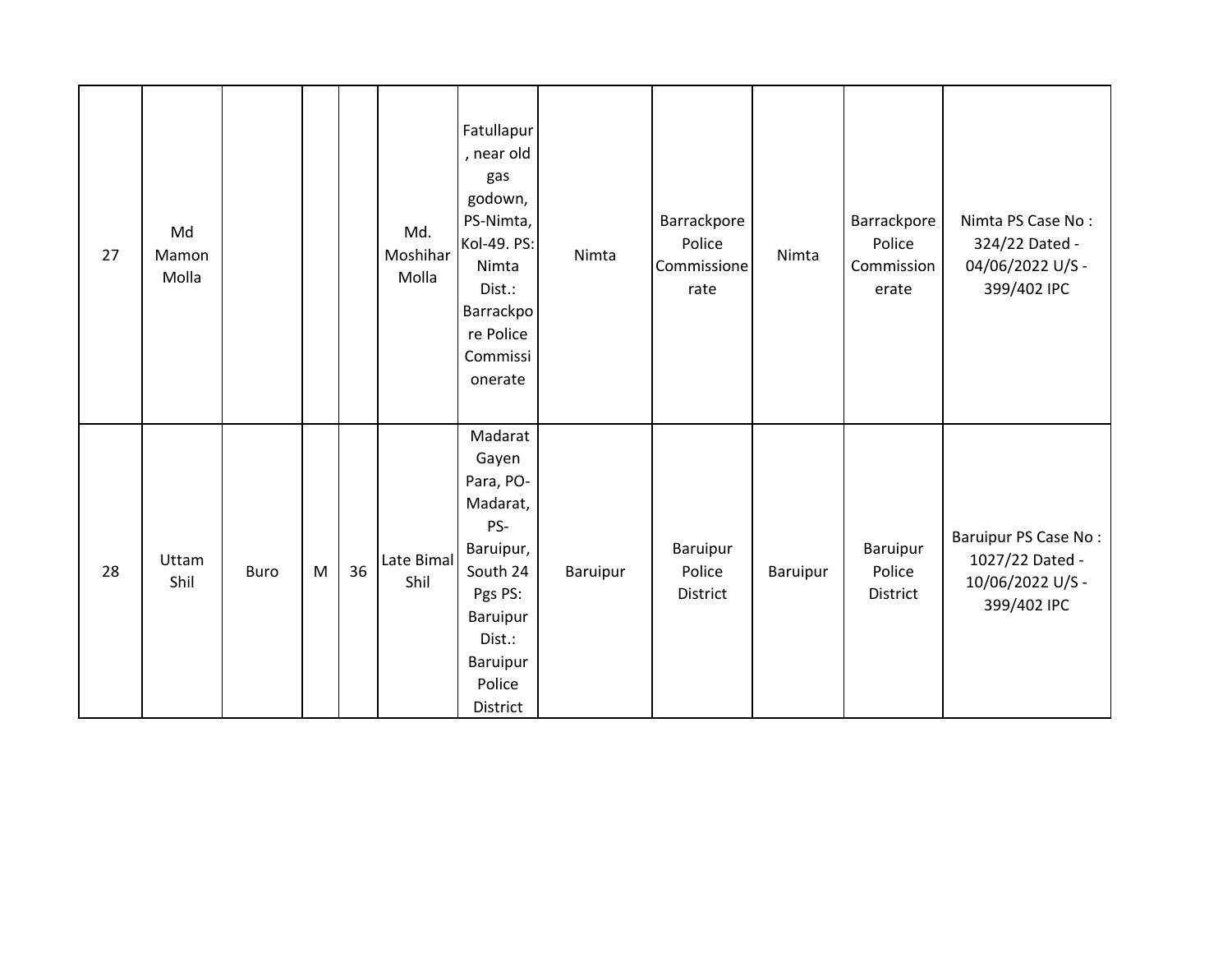| | | | | | | | | | | | |
|---|---|---|---|---|---|---|---|---|---|---|---|
| 27 | Md Mamon Molla | | | | Md. Moshihar Molla | Fatullapur , near old gas godown, PS-Nimta, Kol-49. PS: Nimta Dist.: Barrackpore Police Commissionerate | Nimta | Barrackpore Police Commissionerate | Nimta | Barrackpore Police Commissionerate | Nimta PS Case No : 324/22 Dated - 04/06/2022 U/S - 399/402 IPC |
| 28 | Uttam Shil | Buro | M | 36 | Late Bimal Shil | Madarat Gayen Para, PO-Madarat, PS-Baruipur, South 24 Pgs PS: Baruipur Dist.: Baruipur Police District | Baruipur | Baruipur Police District | Baruipur | Baruipur Police District | Baruipur PS Case No : 1027/22 Dated - 10/06/2022 U/S - 399/402 IPC |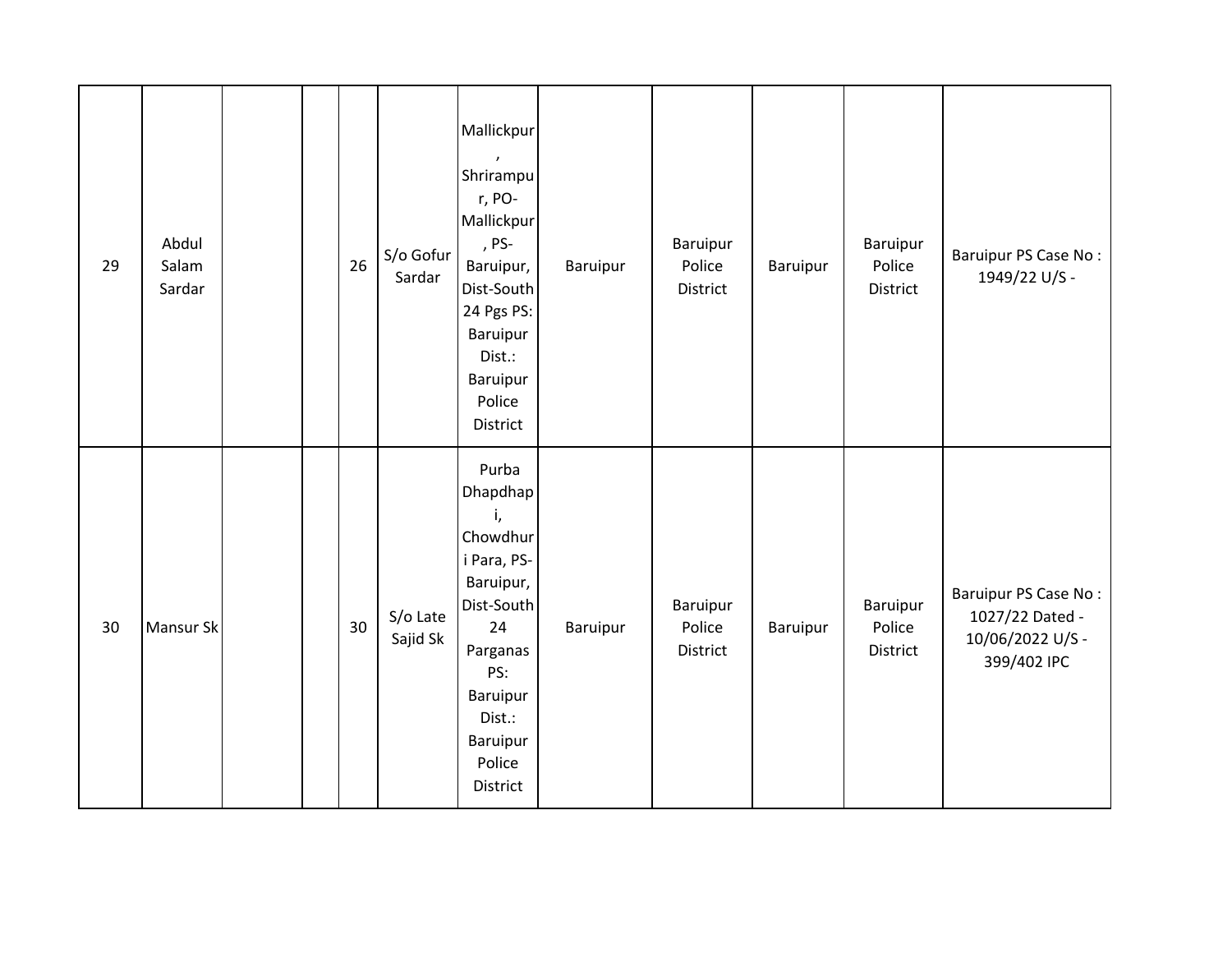| | | | | | | | | | | | |
|---|---|---|---|---|---|---|---|---|---|---|---|
| 29 | Abdul Salam Sardar | | | 26 | S/o Gofur Sardar | Mallickpur, Shrirampur, PO-Mallickpur, PS-Baruipur, Dist-South 24 Pgs PS: Baruipur Dist.: Baruipur Police District | Baruipur | Baruipur Police District | Baruipur | Baruipur Police District | Baruipur PS Case No : 1949/22 U/S - |
| 30 | Mansur Sk | | | 30 | S/o Late Sajid Sk | Purba Dhapdhapi, Chowdhuri Para, PS-Baruipur, Dist-South 24 Parganas PS: Baruipur Dist.: Baruipur Police District | Baruipur | Baruipur Police District | Baruipur | Baruipur Police District | Baruipur PS Case No : 1027/22 Dated - 10/06/2022 U/S - 399/402 IPC |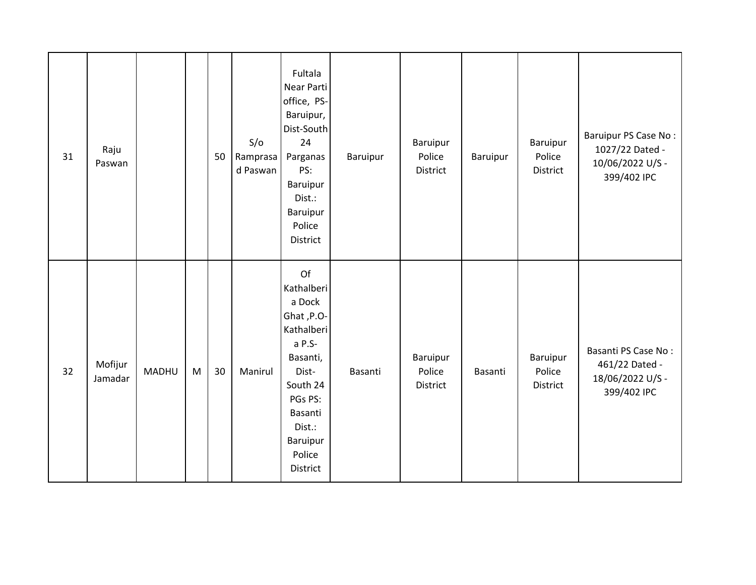| | | | | | | | | | | | |
|---|---|---|---|---|---|---|---|---|---|---|---|
| 31 | Raju Paswan | | | 50 | S/o Ramprasad Paswan | Fultala Near Parti office, PS- Baruipur, Dist-South 24 Parganas PS: Baruipur Dist.: Baruipur Police District | Baruipur | Baruipur Police District | Baruipur | Baruipur Police District | Baruipur PS Case No : 1027/22 Dated - 10/06/2022 U/S - 399/402 IPC |
| 32 | Mofijur Jamadar | MADHU | M | 30 | Manirul | Of Kathalberia Dock Ghat ,P.O- Kathalberia P.S- Basanti, Dist- South 24 PGs PS: Basanti Dist.: Baruipur Police District | Basanti | Baruipur Police District | Basanti | Baruipur Police District | Basanti PS Case No : 461/22 Dated - 18/06/2022 U/S - 399/402 IPC |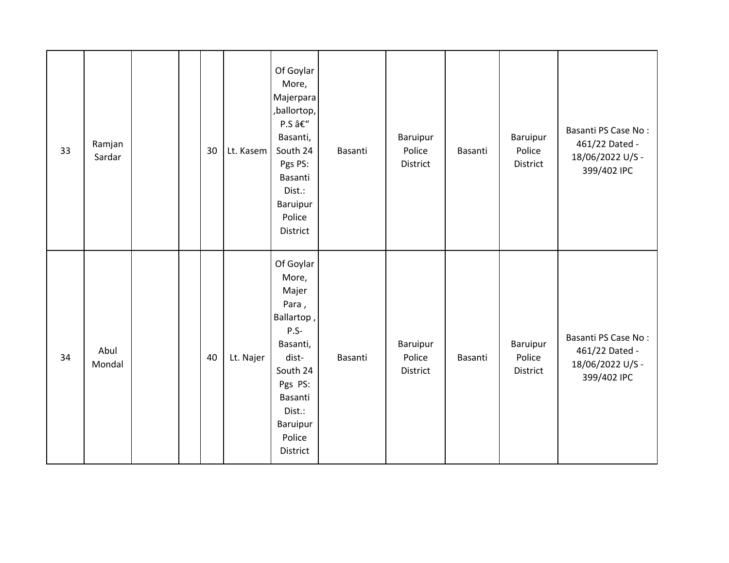| 33 | Ramjan Sardar | | | 30 | Lt. Kasem | Of Goylar More, Majerpara ,ballortop, P.S â€“ Basanti, South 24 Pgs PS: Basanti Dist.: Baruipur Police District | Basanti | Baruipur Police District | Basanti | Baruipur Police District | Basanti PS Case No : 461/22 Dated - 18/06/2022 U/S - 399/402 IPC |
|---|---|---|---|---|---|---|---|---|---|---|---|
| 34 | Abul Mondal | | | 40 | Lt. Najer | Of Goylar More, Majer Para , Ballartop , P.S- Basanti, dist- South 24 Pgs PS: Basanti Dist.: Baruipur Police District | Basanti | Baruipur Police District | Basanti | Baruipur Police District | Basanti PS Case No : 461/22 Dated - 18/06/2022 U/S - 399/402 IPC |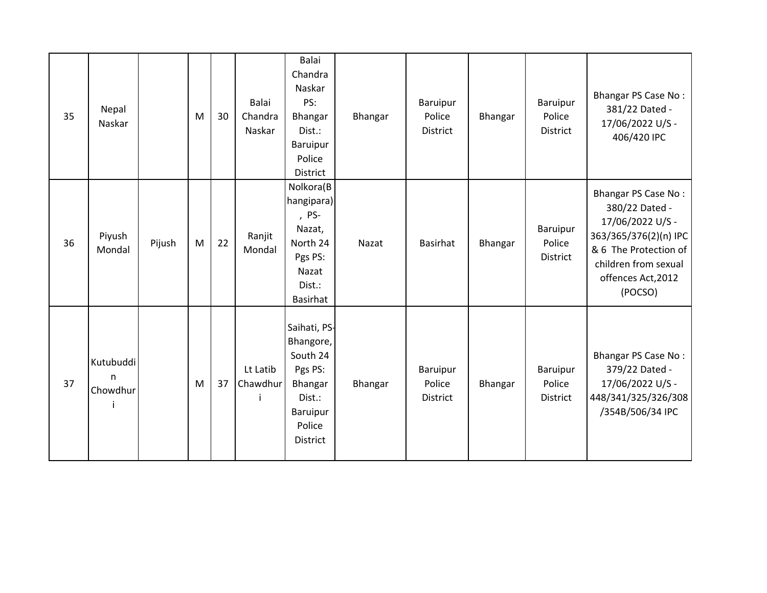| | | | | | | | | | | | |
|---|---|---|---|---|---|---|---|---|---|---|---|
| 35 | Nepal Naskar | | M | 30 | Balai Chandra Naskar | Balai Chandra Naskar PS: Bhangar Dist.: Baruipur Police District | Bhangar | Baruipur Police District | Bhangar | Baruipur Police District | Bhangar PS Case No : 381/22 Dated - 17/06/2022 U/S - 406/420 IPC |
| 36 | Piyush Mondal | Pijush | M | 22 | Ranjit Mondal | Nolkora(Bhangipara) , PS- Nazat, North 24 Pgs PS: Nazat Dist.: Basirhat | Nazat | Basirhat | Bhangar | Baruipur Police District | Bhangar PS Case No : 380/22 Dated - 17/06/2022 U/S - 363/365/376(2)(n) IPC & 6 The Protection of children from sexual offences Act,2012 (POCSO) |
| 37 | Kutubuddin Chowdhuri | | M | 37 | Lt Latib Chawdhuri | Saihati, PS- Bhangore, South 24 Pgs PS: Bhangar Dist.: Baruipur Police District | Bhangar | Baruipur Police District | Bhangar | Baruipur Police District | Bhangar PS Case No : 379/22 Dated - 17/06/2022 U/S - 448/341/325/326/308/354B/506/34 IPC |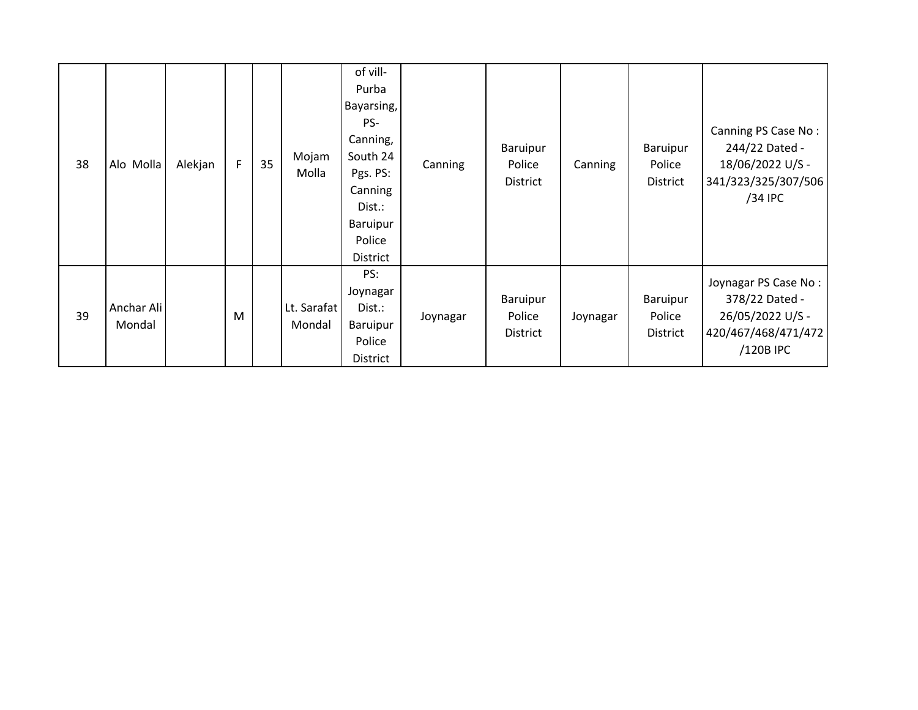| 38 | Alo Molla | Alekjan | F | 35 | Mojam Molla | of vill- Purba Bayarsing, PS- Canning, South 24 Pgs. PS: Canning Dist.: Baruipur Police District | Canning | Baruipur Police District | Canning | Baruipur Police District | Canning PS Case No : 244/22 Dated - 18/06/2022 U/S - 341/323/325/307/506 /34 IPC |
|---|---|---|---|---|---|---|---|---|---|---|---|
| 39 | Anchar Ali Mondal | | M | | Lt. Sarafat Mondal | PS: Joynagar Dist.: Baruipur Police District | Joynagar | Baruipur Police District | Joynagar | Baruipur Police District | Joynagar PS Case No : 378/22 Dated - 26/05/2022 U/S - 420/467/468/471/472 /120B IPC |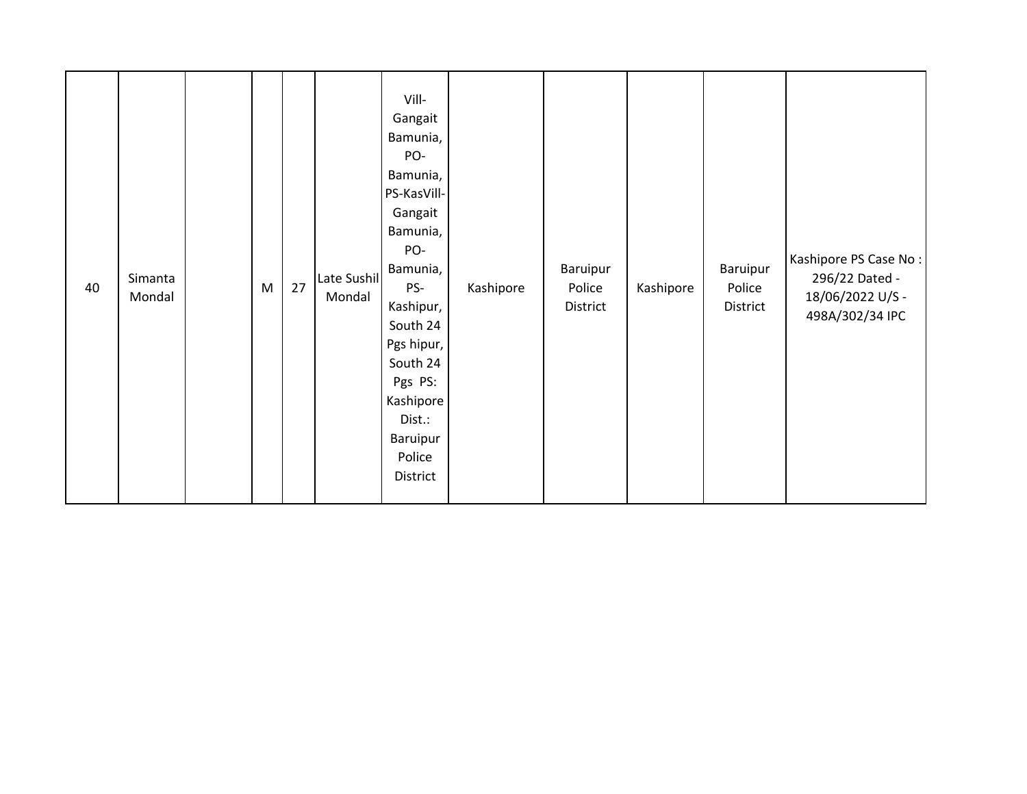| | | | | | | | | | | | |
|---|---|---|---|---|---|---|---|---|---|---|---|
| 40 | Simanta Mondal | | M | 27 | Late Sushil Mondal | Vill-Gangait Bamunia, PO-Bamunia, PS-KasVill-Gangait Bamunia, PO-Bamunia, PS-Kashipur, South 24 Pgs hipur, South 24 Pgs PS: Kashipore Dist.: Baruipur Police District | Kashipore | Baruipur Police District | Kashipore | Baruipur Police District | Kashipore PS Case No : 296/22 Dated - 18/06/2022 U/S - 498A/302/34 IPC |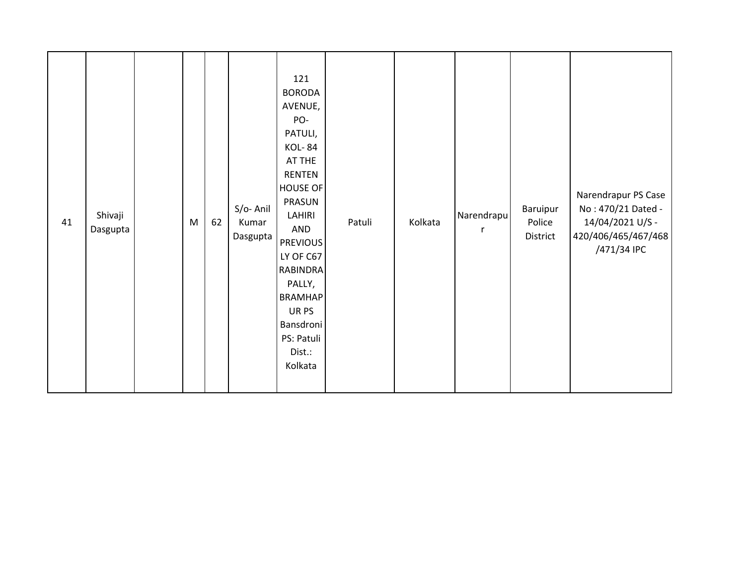| 41 | Shivaji Dasgupta | | M | 62 | S/o- Anil Kumar Dasgupta | 121 BORODA AVENUE, PO- PATULI, KOL- 84 AT THE RENTEN HOUSE OF PRASUN LAHIRI AND PREVIOUSLY OF C67 RABINDRA PALLY, BRAMHAPUR PS Bansdroni PS: Patuli Dist.: Kolkata | Patuli | Kolkata | Narendrapur | Baruipur Police District | Narendrapur PS Case No : 470/21 Dated - 14/04/2021 U/S - 420/406/465/467/468/471/34 IPC |
|---|---|---|---|---|---|---|---|---|---|---|---|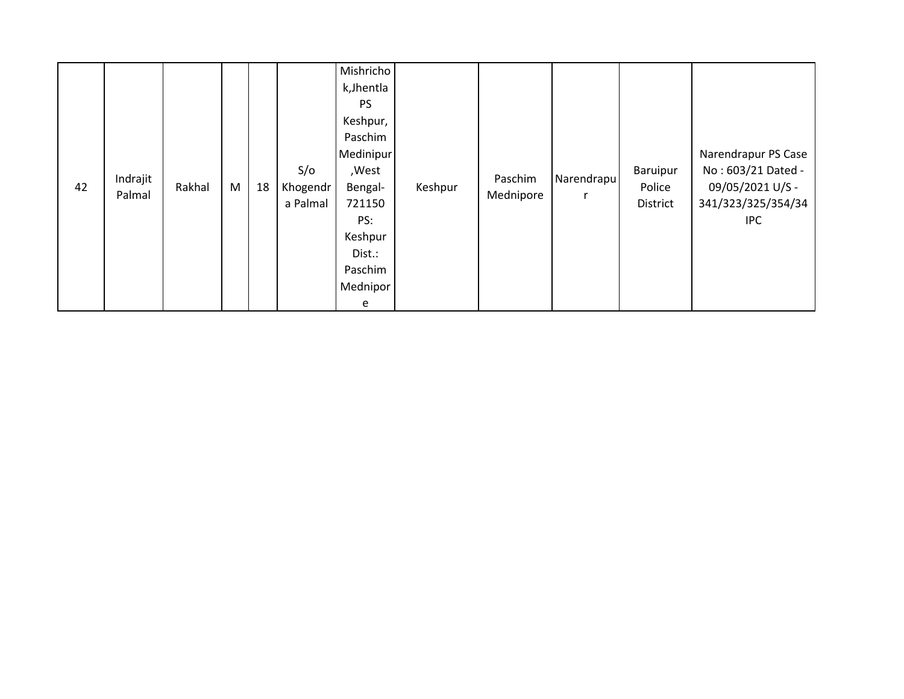| 42 | Indrajit Palmal | Rakhal | M | 18 | S/o Khogendra Palmal | Mishrichok,Jhentla PS Keshpur, Paschim Medinipur ,West Bengal-721150 PS: Keshpur Dist.: Paschim Mednipore | Keshpur | Paschim Mednipore | Narendrapur | Baruipur Police District | Narendrapur PS Case No : 603/21 Dated - 09/05/2021 U/S - 341/323/325/354/34 IPC |
|---|---|---|---|---|---|---|---|---|---|---|---|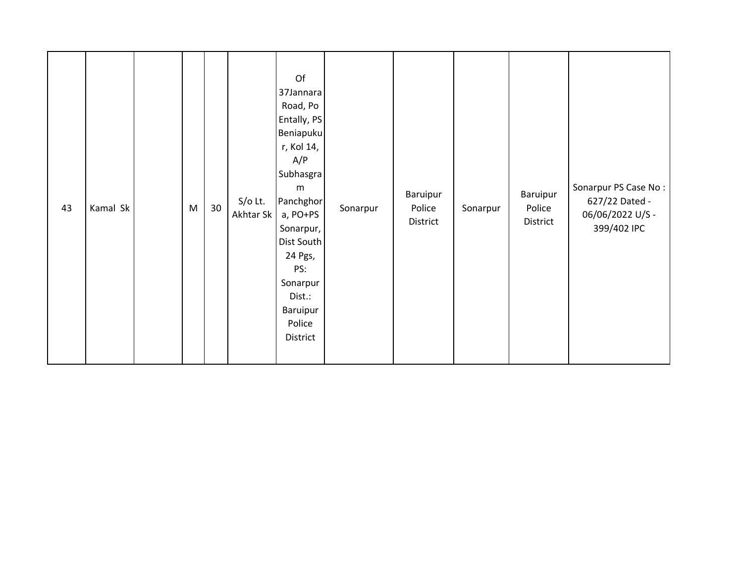| | | | | | | | | | | | |
|---|---|---|---|---|---|---|---|---|---|---|---|
| 43 | Kamal Sk | | M | 30 | S/o Lt. Akhtar Sk | Of 37Jannara Road, Po Entally, PS Beniapukur, Kol 14, A/P Subhasgram Panchghora, PO+PS Sonarpur, Dist South 24 Pgs, PS: Sonarpur Dist.: Baruipur Police District | Sonarpur | Baruipur Police District | Sonarpur | Baruipur Police District | Sonarpur PS Case No : 627/22 Dated - 06/06/2022 U/S - 399/402 IPC |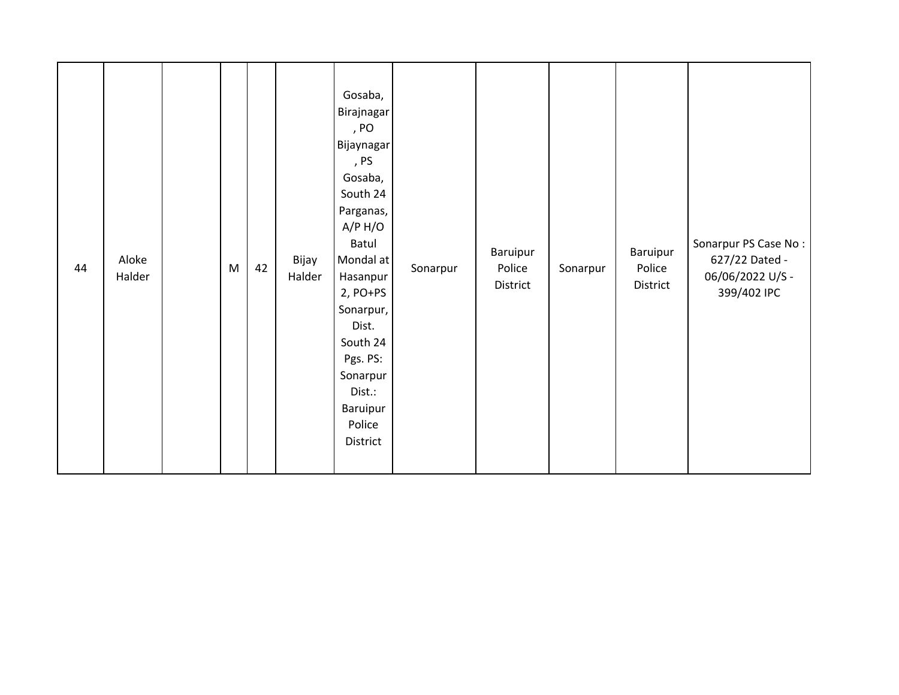| | | | | | | | | | | | |
|---|---|---|---|---|---|---|---|---|---|---|---|
| 44 | Aloke Halder | | M | 42 | Bijay Halder | Gosaba, Birajnagar, PO Bijaynagar, PS Gosaba, South 24 Parganas, A/P H/O Batul Mondal at Hasanpur 2, PO+PS Sonarpur, Dist. South 24 Pgs. PS: Sonarpur Dist.: Baruipur Police District | Sonarpur | Baruipur Police District | Sonarpur | Baruipur Police District | Sonarpur PS Case No : 627/22 Dated - 06/06/2022 U/S - 399/402 IPC |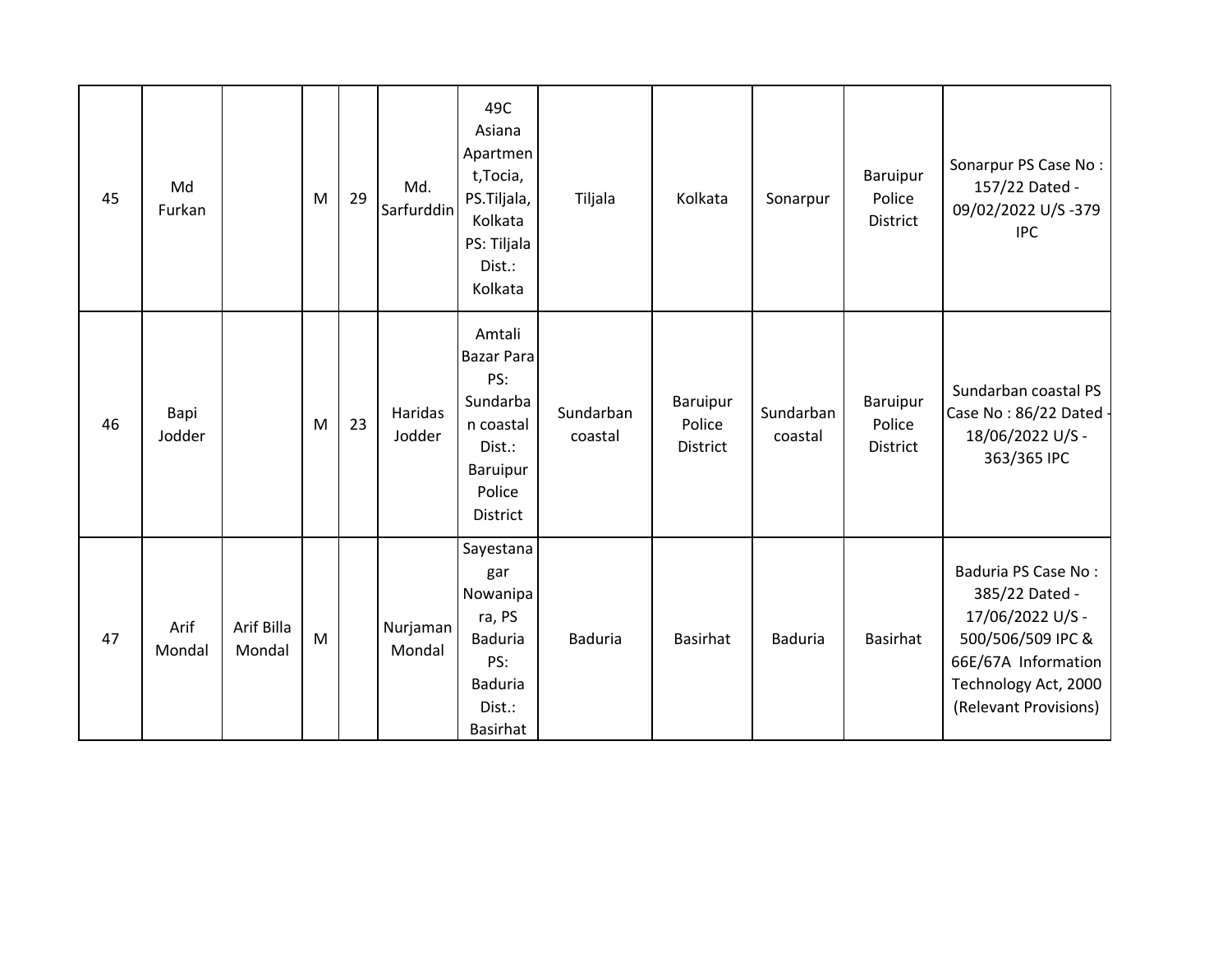| 45 | Md Furkan | | M | 29 | Md. Sarfurddin | 49C Asiana Apartment,Tocia, PS.Tiljala, Kolkata PS: Tiljala Dist.: Kolkata | Tiljala | Kolkata | Sonarpur | Baruipur Police District | Sonarpur PS Case No : 157/22 Dated - 09/02/2022 U/S -379 IPC |
|---|---|---|---|---|---|---|---|---|---|---|---|
| 46 | Bapi Jodder | | M | 23 | Haridas Jodder | Amtali Bazar Para PS: Sundarban coastal Dist.: Baruipur Police District | Sundarban coastal | Baruipur Police District | Sundarban coastal | Baruipur Police District | Sundarban coastal PS Case No : 86/22 Dated - 18/06/2022 U/S - 363/365 IPC |
| 47 | Arif Mondal | Arif Billa Mondal | M | | Nurjaman Mondal | Sayestanagar Nowanipara, PS Baduria PS: Baduria Dist.: Basirhat | Baduria | Basirhat | Baduria | Basirhat | Baduria PS Case No : 385/22 Dated - 17/06/2022 U/S - 500/506/509 IPC & 66E/67A Information Technology Act, 2000 (Relevant Provisions) |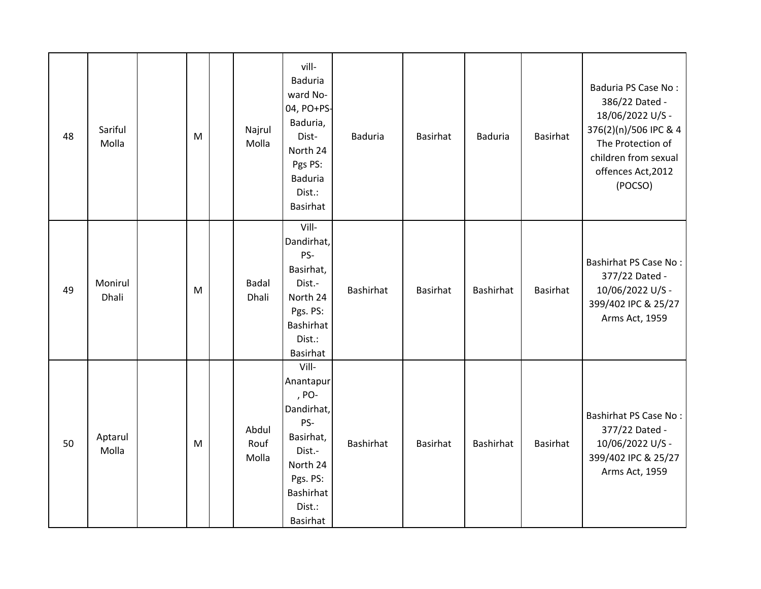| | | | | | | | | | | | |
|---|---|---|---|---|---|---|---|---|---|---|---|
| 48 | Sariful Molla | | M | | Najrul Molla | vill-Baduria ward No-04, PO+PS-Baduria, Dist-North 24 Pgs PS: Baduria Dist.: Basirhat | Baduria | Basirhat | Baduria | Basirhat | Baduria PS Case No : 386/22 Dated - 18/06/2022 U/S - 376(2)(n)/506 IPC & 4 The Protection of children from sexual offences Act,2012 (POCSO) |
| 49 | Monirul Dhali | | M | | Badal Dhali | Vill-Dandirhat, PS-Basirhat, Dist.-North 24 Pgs. PS: Bashirhat Dist.: Basirhat | Bashirhat | Basirhat | Bashirhat | Basirhat | Bashirhat PS Case No : 377/22 Dated - 10/06/2022 U/S - 399/402 IPC & 25/27 Arms Act, 1959 |
| 50 | Aptarul Molla | | M | | Abdul Rouf Molla | Vill-Anantapur, PO-Dandirhat, PS-Basirhat, Dist.-North 24 Pgs. PS: Bashirhat Dist.: Basirhat | Bashirhat | Basirhat | Bashirhat | Basirhat | Bashirhat PS Case No : 377/22 Dated - 10/06/2022 U/S - 399/402 IPC & 25/27 Arms Act, 1959 |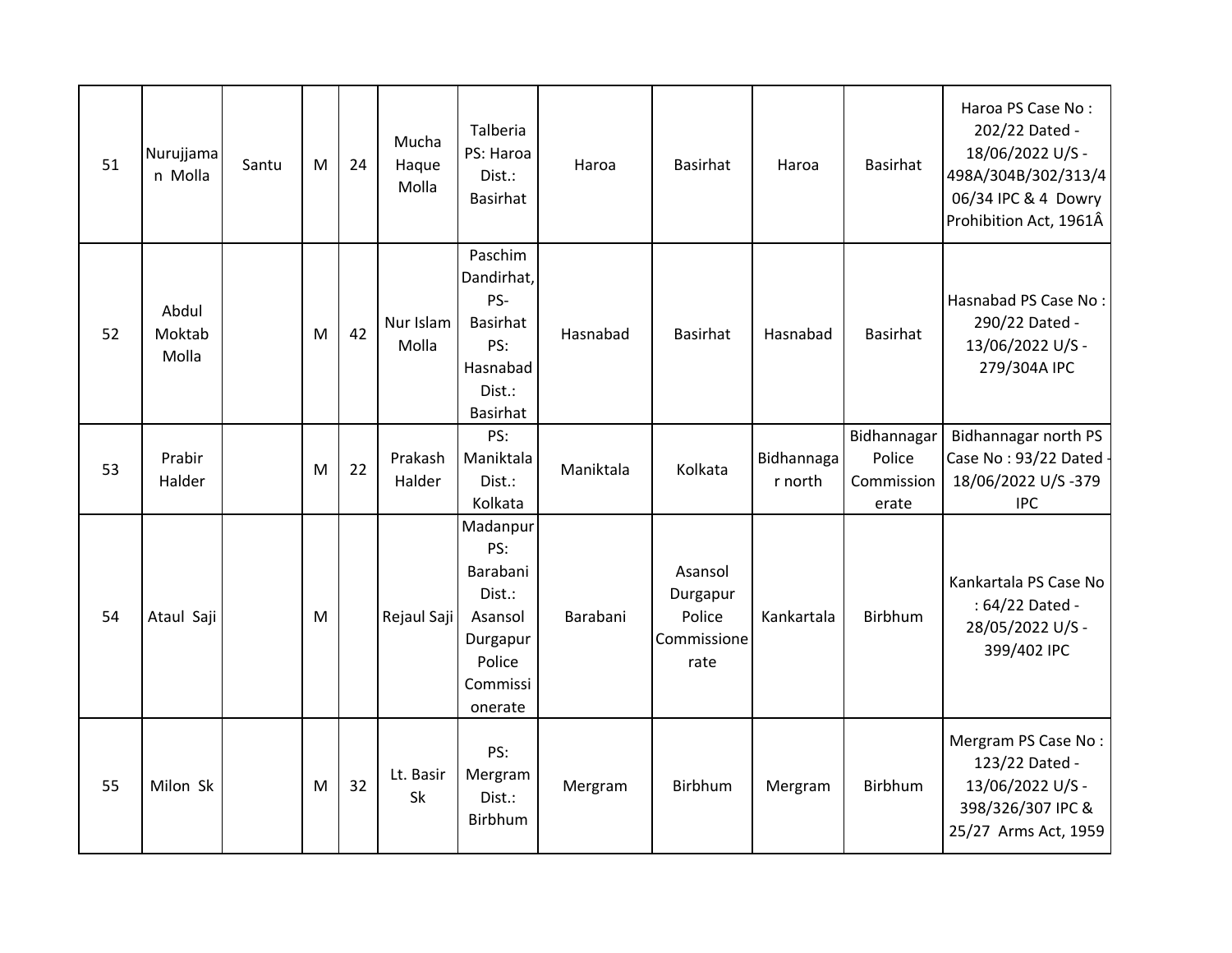| 51 | Nurujjaman Molla | Santu | M | 24 | Mucha Haque Molla | Talberia PS: Haroa Dist.: Basirhat | Haroa | Basirhat | Haroa | Basirhat | Haroa PS Case No : 202/22 Dated - 18/06/2022 U/S - 498A/304B/302/313/406/34 IPC & 4 Dowry Prohibition Act, 1961Â |
|---|---|---|---|---|---|---|---|---|---|---|---|
| 52 | Abdul Moktab Molla | | M | 42 | Nur Islam Molla | Paschim Dandirhat, PS-Basirhat PS: Hasnabad Dist.: Basirhat | Hasnabad | Basirhat | Hasnabad | Basirhat | Hasnabad PS Case No : 290/22 Dated - 13/06/2022 U/S - 279/304A IPC |
| 53 | Prabir Halder | | M | 22 | Prakash Halder | PS: Maniktala Dist.: Kolkata | Maniktala | Kolkata | Bidhannagar north | Bidhannagar Police Commissionerate | Bidhannagar north PS Case No : 93/22 Dated - 18/06/2022 U/S -379 IPC |
| 54 | Ataul Saji | | M | | Rejaul Saji | Madanpur PS: Barabani Dist.: Asansol Durgapur Police Commissionerate | Barabani | Asansol Durgapur Police Commissionerate | Kankartala | Birbhum | Kankartala PS Case No : 64/22 Dated - 28/05/2022 U/S - 399/402 IPC |
| 55 | Milon Sk | | M | 32 | Lt. Basir Sk | PS: Mergram Dist.: Birbhum | Mergram | Birbhum | Mergram | Birbhum | Mergram PS Case No : 123/22 Dated - 13/06/2022 U/S - 398/326/307 IPC & 25/27 Arms Act, 1959 |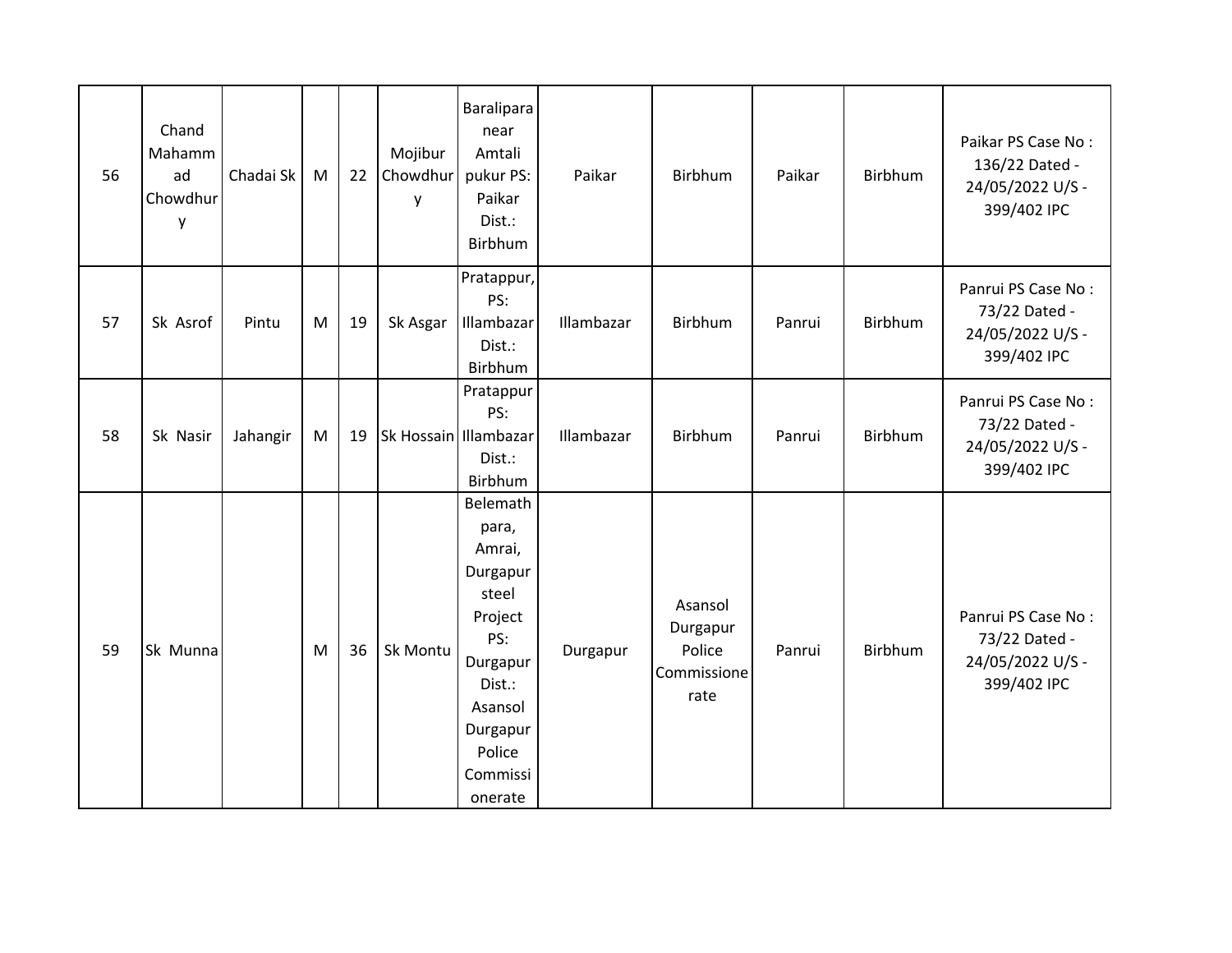| 56 | Chand Mahammad Chowdhury | Chadai Sk | M | 22 | Mojibur Chowdhury | Baralipara near Amtali pukur PS: Paikar Dist.: Birbhum | Paikar | Birbhum | Paikar | Birbhum | Paikar PS Case No : 136/22 Dated - 24/05/2022 U/S - 399/402 IPC |
|---|---|---|---|---|---|---|---|---|---|---|---|
| 57 | Sk Asrof | Pintu | M | 19 | Sk Asgar | Pratappur, PS: Illambazar Dist.: Birbhum | Illambazar | Birbhum | Panrui | Birbhum | Panrui PS Case No : 73/22 Dated - 24/05/2022 U/S - 399/402 IPC |
| 58 | Sk Nasir | Jahangir | M | 19 | Sk Hossain | Pratappur PS: Illambazar Dist.: Birbhum | Illambazar | Birbhum | Panrui | Birbhum | Panrui PS Case No : 73/22 Dated - 24/05/2022 U/S - 399/402 IPC |
| 59 | Sk Munna | | M | 36 | Sk Montu | Belemath para, Amrai, Durgapur steel Project PS: Durgapur Dist.: Asansol Durgapur Police Commissionerate | Durgapur | Asansol Durgapur Police Commissionerate | Panrui | Birbhum | Panrui PS Case No : 73/22 Dated - 24/05/2022 U/S - 399/402 IPC |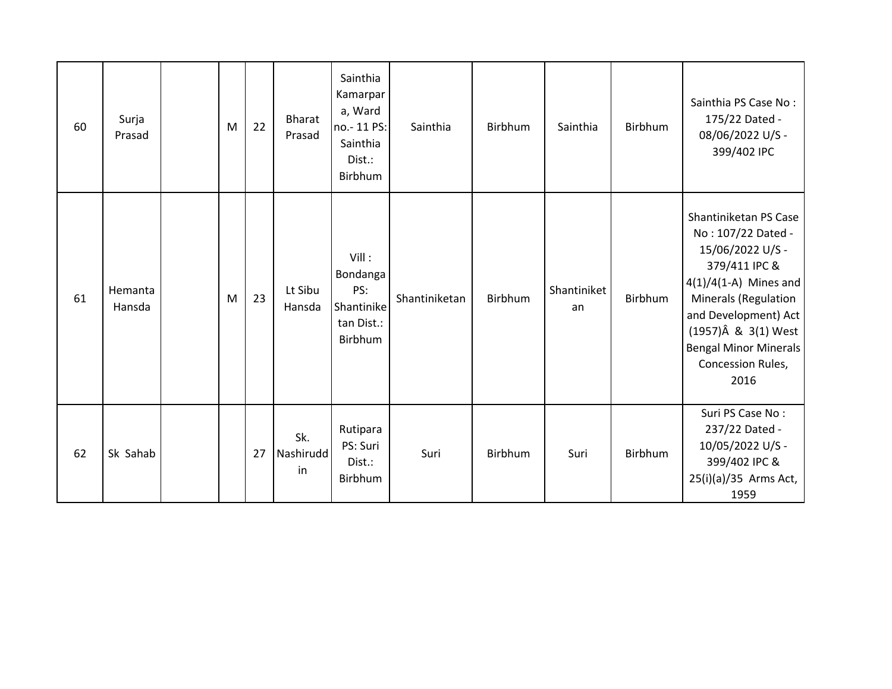| 60 | Surja Prasad | | M | 22 | Bharat Prasad | Sainthia Kamarpara, Ward no.- 11 PS: Sainthia Dist.: Birbhum | Sainthia | Birbhum | Sainthia | Birbhum | Sainthia PS Case No : 175/22 Dated - 08/06/2022 U/S - 399/402 IPC |
|---|---|---|---|---|---|---|---|---|---|---|---|
| 61 | Hemanta Hansda | | M | 23 | Lt Sibu Hansda | Vill : Bondanga PS: Shantiniketan Dist.: Birbhum | Shantiniketan | Birbhum | Shantiniketan | Birbhum | Shantiniketan PS Case No : 107/22 Dated - 15/06/2022 U/S - 379/411 IPC & 4(1)/4(1-A) Mines and Minerals (Regulation and Development) Act (1957)Â & 3(1) West Bengal Minor Minerals Concession Rules, 2016 |
| 62 | Sk Sahab | | | 27 | Sk. Nashiruddin | Rutipara PS: Suri Dist.: Birbhum | Suri | Birbhum | Suri | Birbhum | Suri PS Case No : 237/22 Dated - 10/05/2022 U/S - 399/402 IPC & 25(i)(a)/35 Arms Act, 1959 |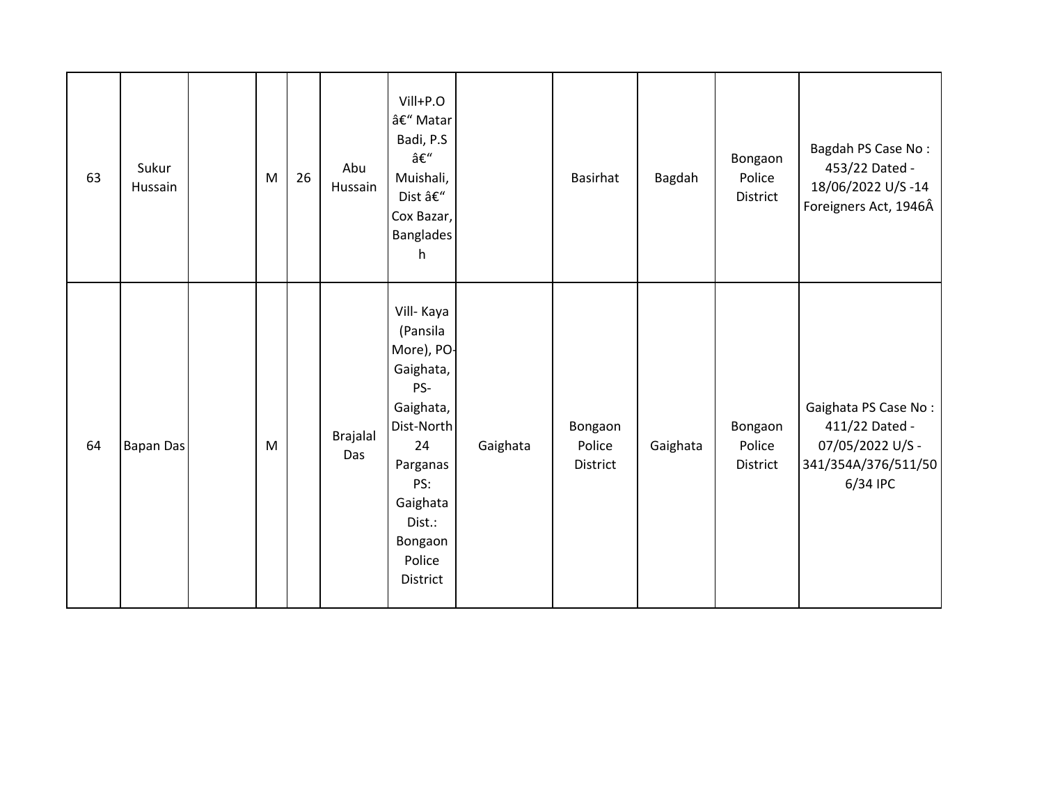| 63 | Sukur Hussain | | M | 26 | Abu Hussain | Vill+P.O â€“ Matar Badi, P.S â€“ Muishali, Dist â€“ Cox Bazar, Bangladesh | | Basirhat | Bagdah | Bongaon Police District | Bagdah PS Case No : 453/22 Dated - 18/06/2022 U/S -14 Foreigners Act, 1946Â |
|---|---|---|---|---|---|---|---|---|---|---|---|
| 64 | Bapan Das | | M | | Brajalal Das | Vill- Kaya (Pansila More), PO- Gaighata, PS- Gaighata, Dist-North 24 Parganas PS: Gaighata Dist.: Bongaon Police District | Gaighata | Bongaon Police District | Gaighata | Bongaon Police District | Gaighata PS Case No : 411/22 Dated - 07/05/2022 U/S - 341/354A/376/511/506/34 IPC |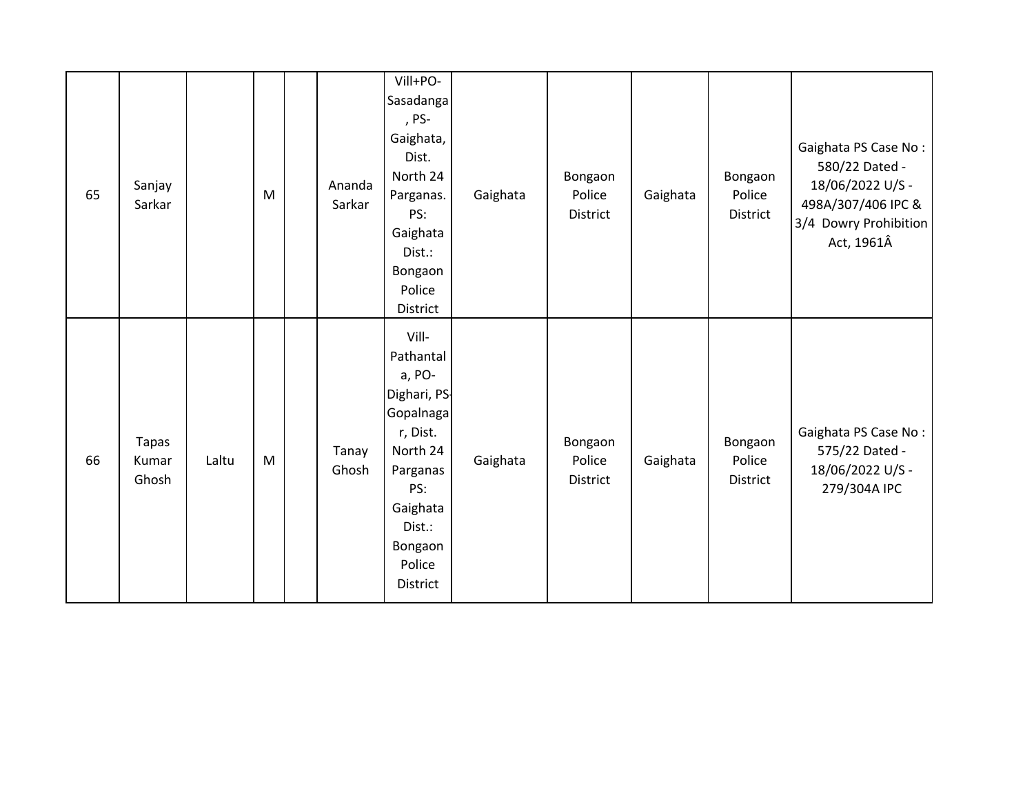| | | | | | | | | | | | |
|---|---|---|---|---|---|---|---|---|---|---|---|
| 65 | Sanjay Sarkar | | M | | Ananda Sarkar | Vill+PO-Sasadanga, PS-Gaighata, Dist. North 24 Parganas. PS: Gaighata Dist.: Bongaon Police District | Gaighata | Bongaon Police District | Gaighata | Bongaon Police District | Gaighata PS Case No : 580/22 Dated - 18/06/2022 U/S - 498A/307/406 IPC & 3/4 Dowry Prohibition Act, 1961Â |
| 66 | Tapas Kumar Ghosh | Laltu | M | | Tanay Ghosh | Vill-Pathantala, PO-Dighari, PS-Gopalnagar, Dist. North 24 Parganas PS: Gaighata Dist.: Bongaon Police District | Gaighata | Bongaon Police District | Gaighata | Bongaon Police District | Gaighata PS Case No : 575/22 Dated - 18/06/2022 U/S - 279/304A IPC |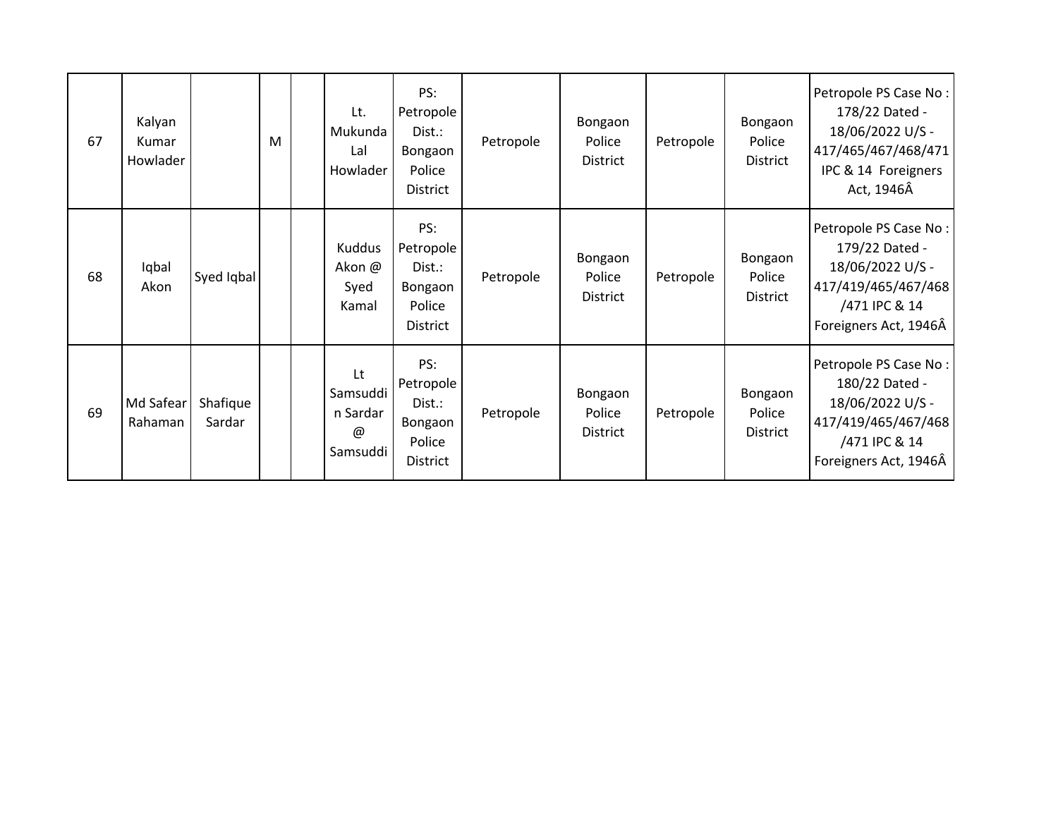| 67 | Kalyan Kumar Howlader | | M | | Lt. Mukunda Lal Howlader | PS: Petropole Dist.: Bongaon Police District | Petropole | Bongaon Police District | Petropole | Bongaon Police District | Petropole PS Case No : 178/22 Dated - 18/06/2022 U/S - 417/465/467/468/471 IPC & 14 Foreigners Act, 1946Â |
|---|---|---|---|---|---|---|---|---|---|---|---|
| 68 | Iqbal Akon | Syed Iqbal | | | Kuddus Akon @ Syed Kamal | PS: Petropole Dist.: Bongaon Police District | Petropole | Bongaon Police District | Petropole | Bongaon Police District | Petropole PS Case No : 179/22 Dated - 18/06/2022 U/S - 417/419/465/467/468/471 IPC & 14 Foreigners Act, 1946Â |
| 69 | Md Safear Rahaman | Shafique Sardar | | | Lt Samsuddin Sardar @ Samsuddi | PS: Petropole Dist.: Bongaon Police District | Petropole | Bongaon Police District | Petropole | Bongaon Police District | Petropole PS Case No : 180/22 Dated - 18/06/2022 U/S - 417/419/465/467/468/471 IPC & 14 Foreigners Act, 1946Â |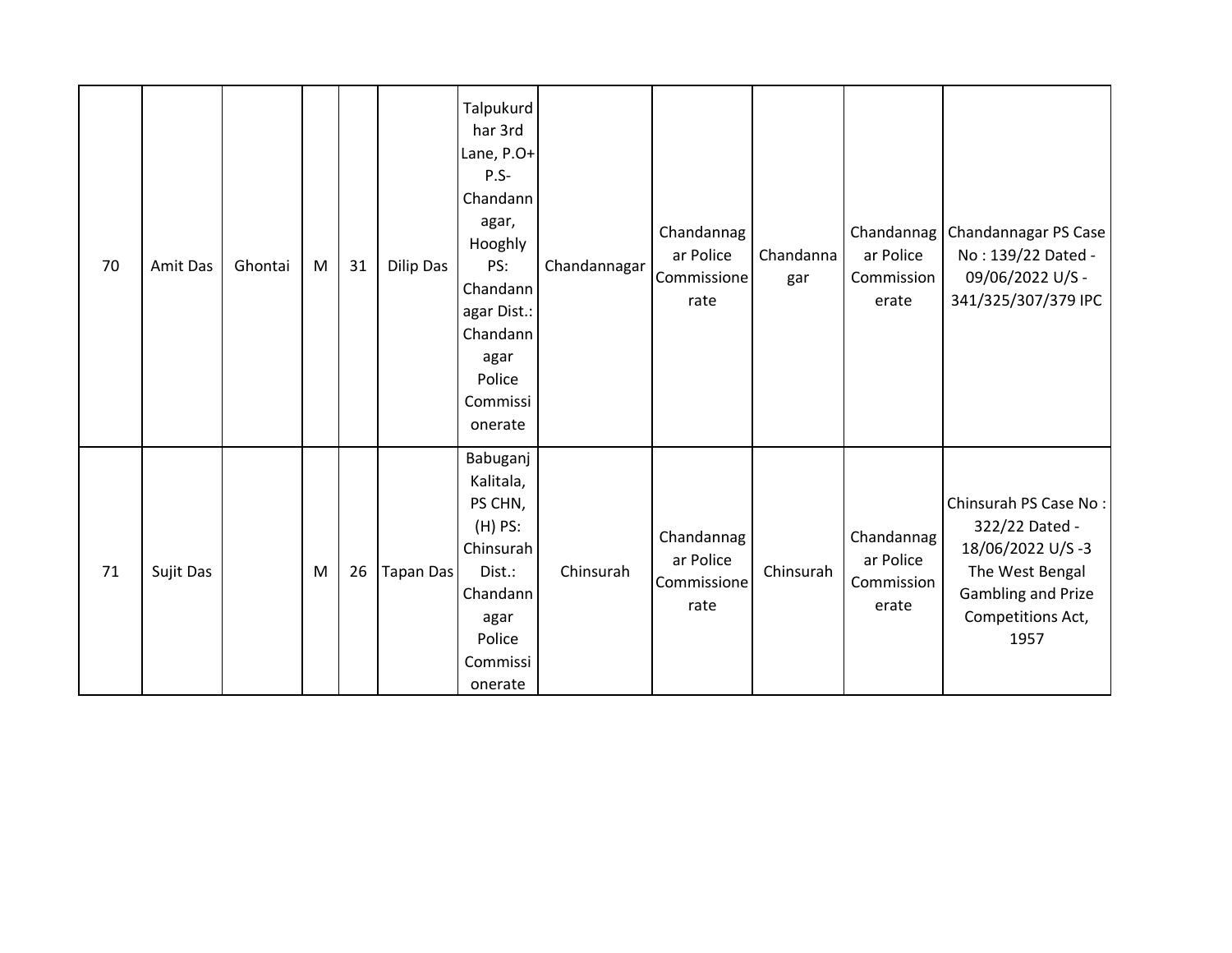| 70 | Amit Das | Ghontai | M | 31 | Dilip Das | Talpukurdhar 3rd Lane, P.O+ P.S- Chandannagar, Hooghly PS: Chandannagar Dist.: Chandannagar Police Commissionerate | Chandannagar | Chandannagar Police Commissionerate | Chandannagar | Chandannagar Police Commissionerate | Chandannagar PS Case No : 139/22 Dated - 09/06/2022 U/S - 341/325/307/379 IPC |
|---|---|---|---|---|---|---|---|---|---|---|---|
| 71 | Sujit Das | | M | 26 | Tapan Das | Babuganj Kalitala, PS CHN, (H) PS: Chinsurah Dist.: Chandannagar Police Commissionerate | Chinsurah | Chandannagar Police Commissionerate | Chinsurah | Chandannagar Police Commissionerate | Chinsurah PS Case No : 322/22 Dated - 18/06/2022 U/S -3 The West Bengal Gambling and Prize Competitions Act, 1957 |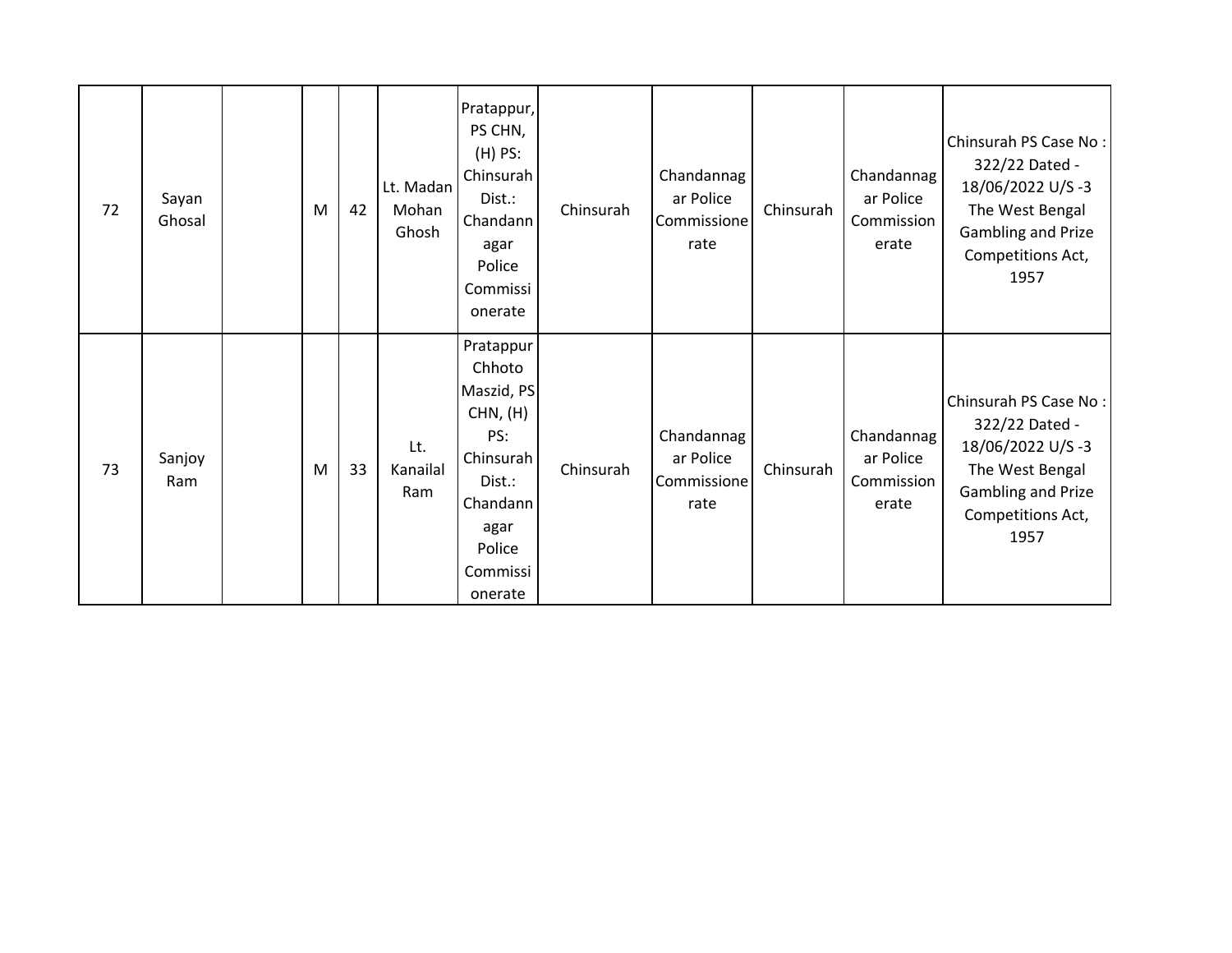| | | | | | | | | | | | |
|---|---|---|---|---|---|---|---|---|---|---|---|
| 72 | Sayan Ghosal | | M | 42 | Lt. Madan Mohan Ghosh | Pratappur, PS CHN, (H) PS: Chinsurah Dist.: Chandannagar Police Commissionerate | Chinsurah | Chandannagar Police Commissionerate | Chinsurah | Chandannagar Police Commissionerate | Chinsurah PS Case No : 322/22 Dated - 18/06/2022 U/S -3 The West Bengal Gambling and Prize Competitions Act, 1957 |
| 73 | Sanjoy Ram | | M | 33 | Lt. Kanailal Ram | Pratappur Chhoto Maszid, PS CHN, (H) PS: Chinsurah Dist.: Chandannagar Police Commissionerate | Chinsurah | Chandannagar Police Commissionerate | Chinsurah | Chandannagar Police Commissionerate | Chinsurah PS Case No : 322/22 Dated - 18/06/2022 U/S -3 The West Bengal Gambling and Prize Competitions Act, 1957 |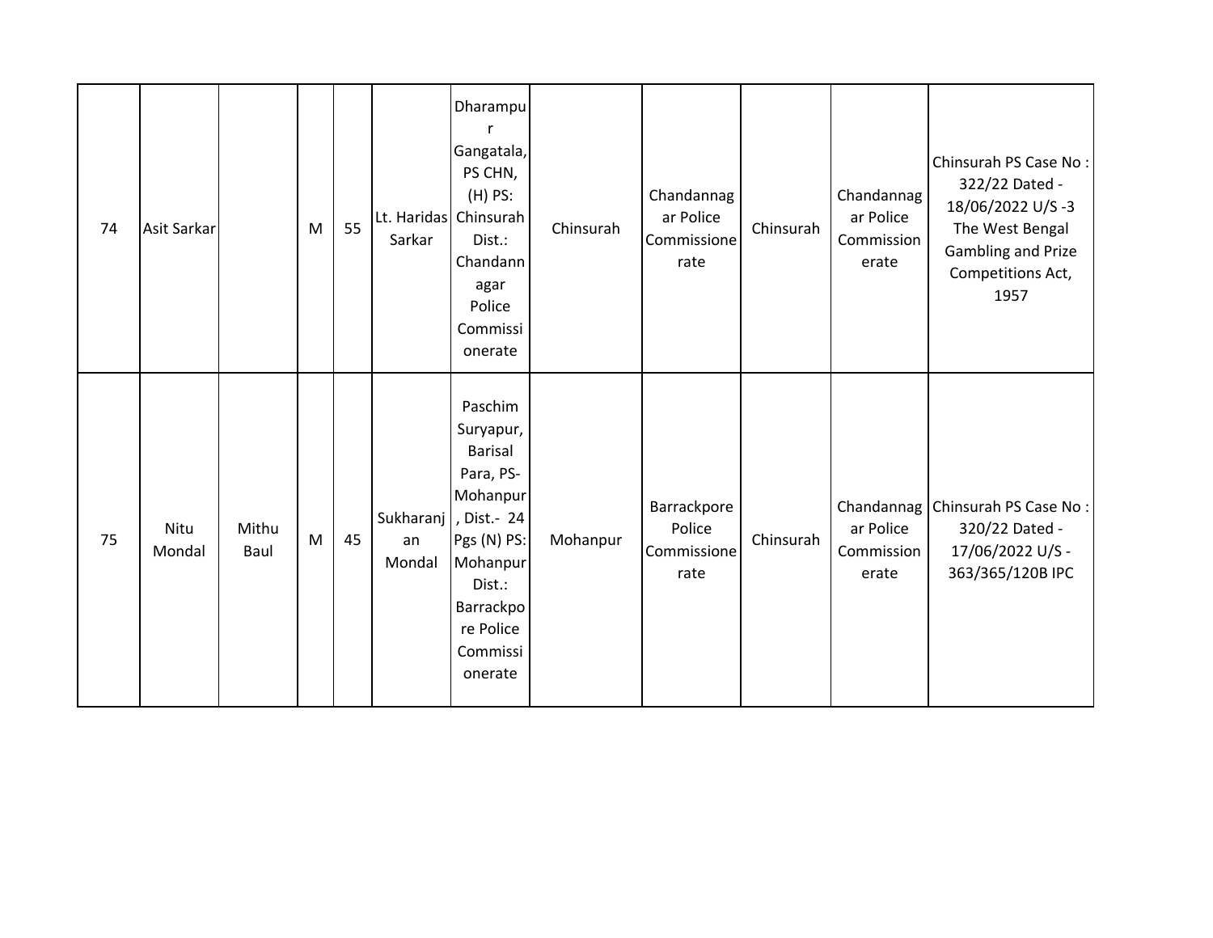| 74 | Asit Sarkar | | M | 55 | Lt. Haridas Sarkar | Dharampur Gangatala, PS CHN, (H) PS: Chinsurah Dist.: Chandannagar Police Commissionerate | Chinsurah | Chandannagar Police Commissionerate | Chinsurah | Chandannagar Police Commissionerate | Chinsurah PS Case No : 322/22 Dated - 18/06/2022 U/S -3 The West Bengal Gambling and Prize Competitions Act, 1957 |
|---|---|---|---|---|---|---|---|---|---|---|---|
| 75 | Nitu Mondal | Mithu Baul | M | 45 | Sukharanjan Mondal | Paschim Suryapur, Barisal Para, PS- Mohanpur, Dist.- 24 Pgs (N) PS: Mohanpur Dist.: Barrackpore Police Commissionerate | Mohanpur | Barrackpore Police Commissionerate | Chinsurah | Chandannagar Police Commissionerate | Chinsurah PS Case No : 320/22 Dated - 17/06/2022 U/S - 363/365/120B IPC |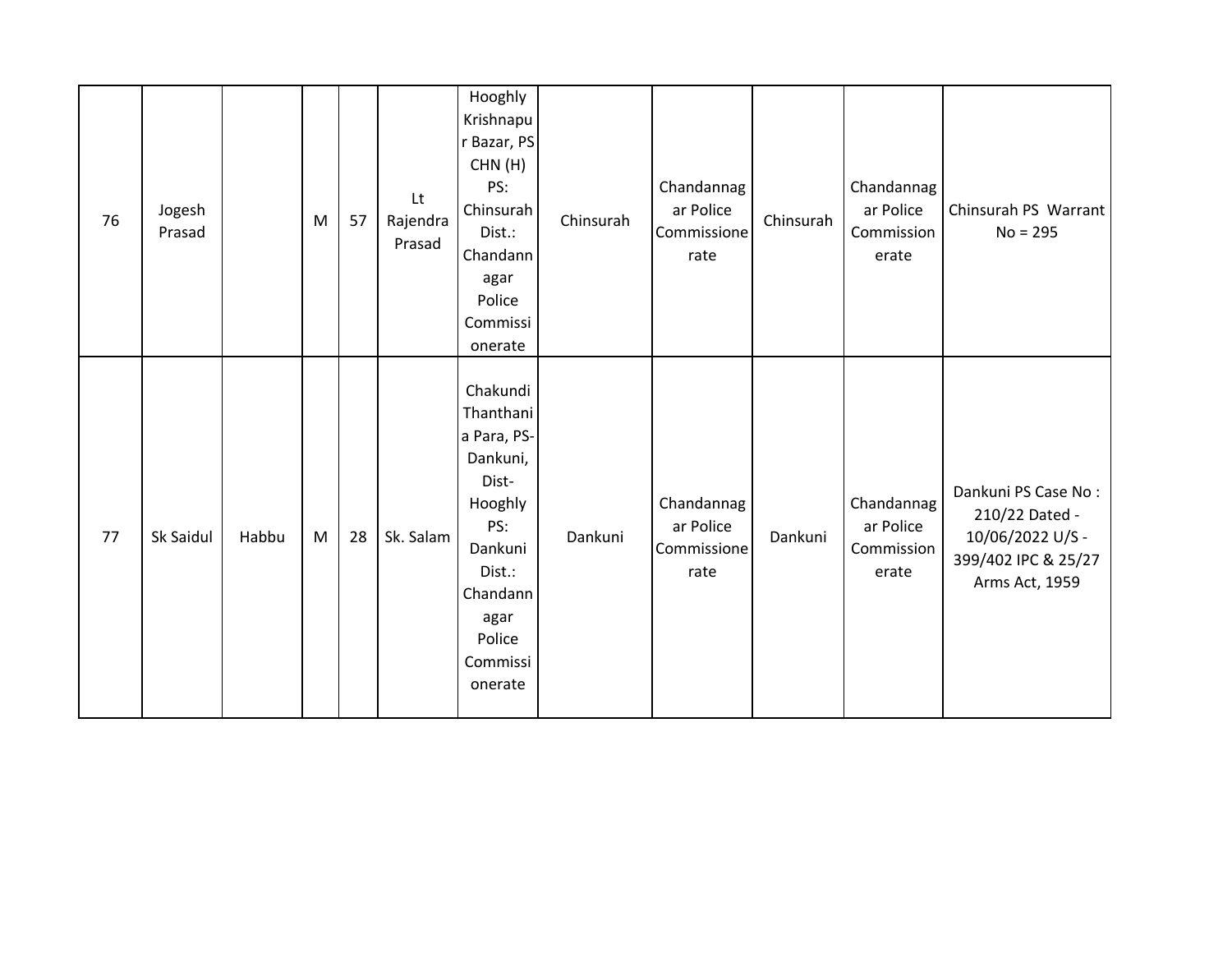| 76 | Jogesh Prasad | | M | 57 | Lt Rajendra Prasad | Hooghly Krishnapur Bazar, PS CHN (H) PS: Chinsurah Dist.: Chandannagar Police Commissionerate | Chinsurah | Chandannagar Police Commissionerate | Chinsurah | Chandannagar Police Commissionerate | Chinsurah PS Warrant No = 295 |
|---|---|---|---|---|---|---|---|---|---|---|---|
| 77 | Sk Saidul | Habbu | M | 28 | Sk. Salam | Chakundi Thanthania Para, PS- Dankuni, Dist- Hooghly PS: Dankuni Dist.: Chandannagar Police Commissionerate | Dankuni | Chandannagar Police Commissionerate | Dankuni | Chandannagar Police Commissionerate | Dankuni PS Case No : 210/22 Dated - 10/06/2022 U/S - 399/402 IPC & 25/27 Arms Act, 1959 |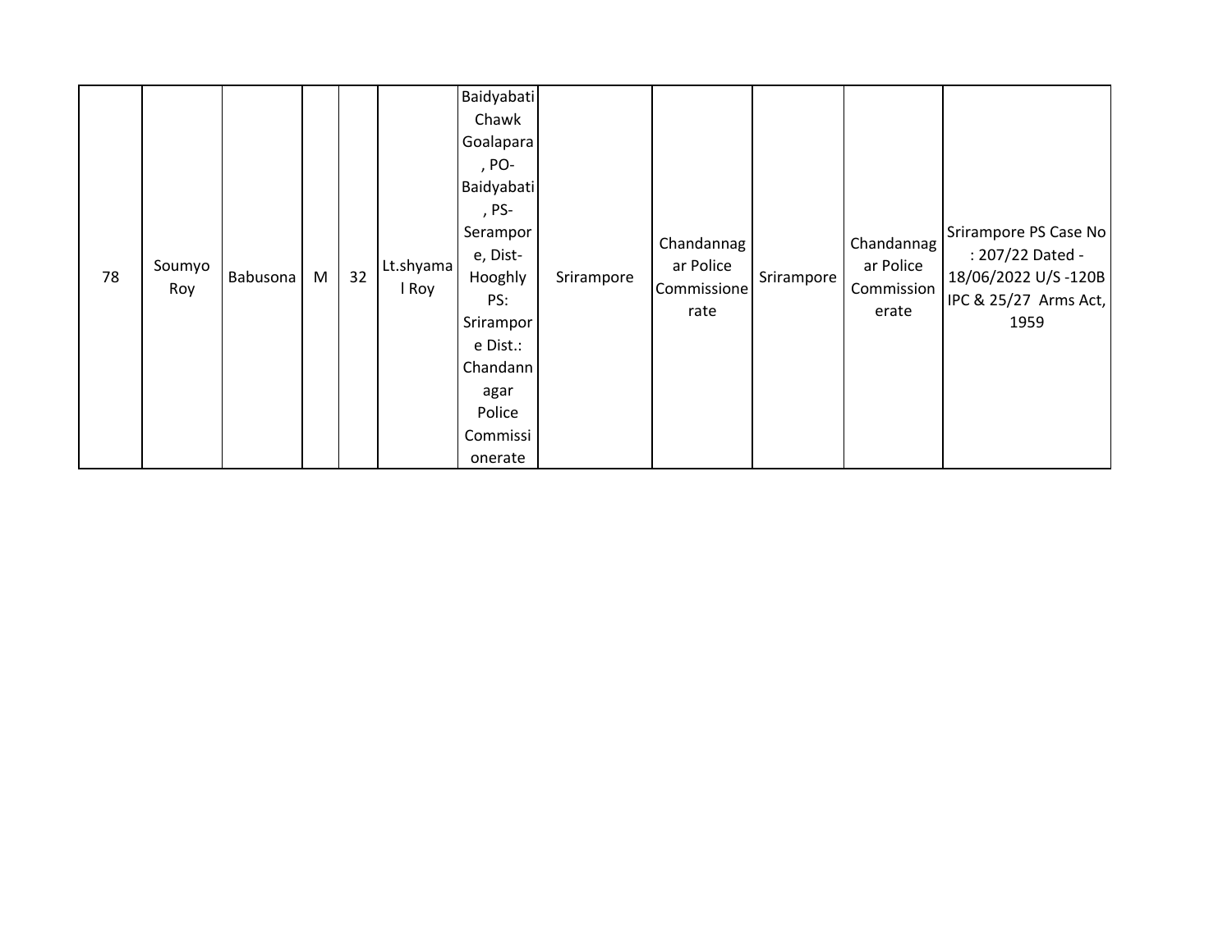| 78 | Soumyo Roy | Babusona | M | 32 | Lt.shyamal Roy | Baidyabati Chawk Goalapara, PO- Baidyabati, PS- Serampore, Dist- Hooghly PS: Srirampore Dist.: Chandannagar Police Commissionerate | Srirampore | Chandannagar Police Commissionerate | Srirampore | Chandannagar Police Commissionerate | Srirampore PS Case No : 207/22 Dated - 18/06/2022 U/S -120B IPC & 25/27 Arms Act, 1959 |
|---|---|---|---|---|---|---|---|---|---|---|---|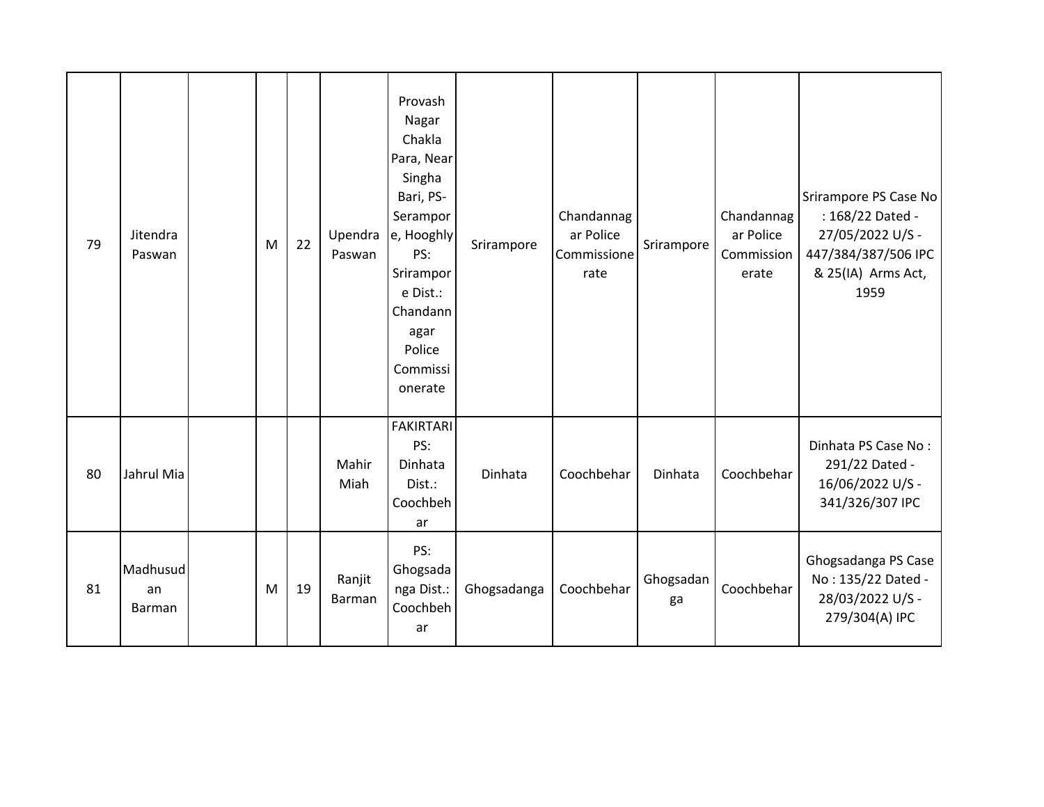| | | | | | | | | | | | |
|---|---|---|---|---|---|---|---|---|---|---|---|
| 79 | Jitendra Paswan | | M | 22 | Upendra Paswan | Provash Nagar Chakla Para, Near Singha Bari, PS- Serampore, Hooghly PS: Srirampore Dist.: Chandannagar Police Commissionerate | Srirampore | Chandannagar Police Commissionerate | Srirampore | Chandannagar Police Commissionerate | Srirampore PS Case No : 168/22 Dated - 27/05/2022 U/S - 447/384/387/506 IPC & 25(IA) Arms Act, 1959 |
| 80 | Jahrul Mia | | | | Mahir Miah | FAKIRTARI PS: Dinhata Dist.: Coochbehar | Dinhata | Coochbehar | Dinhata | Coochbehar | Dinhata PS Case No : 291/22 Dated - 16/06/2022 U/S - 341/326/307 IPC |
| 81 | Madhusudan Barman | | M | 19 | Ranjit Barman | PS: Ghogsadanga Dist.: Coochbehar | Ghogsadanga | Coochbehar | Ghogsadanga | Coochbehar | Ghogsadanga PS Case No : 135/22 Dated - 28/03/2022 U/S - 279/304(A) IPC |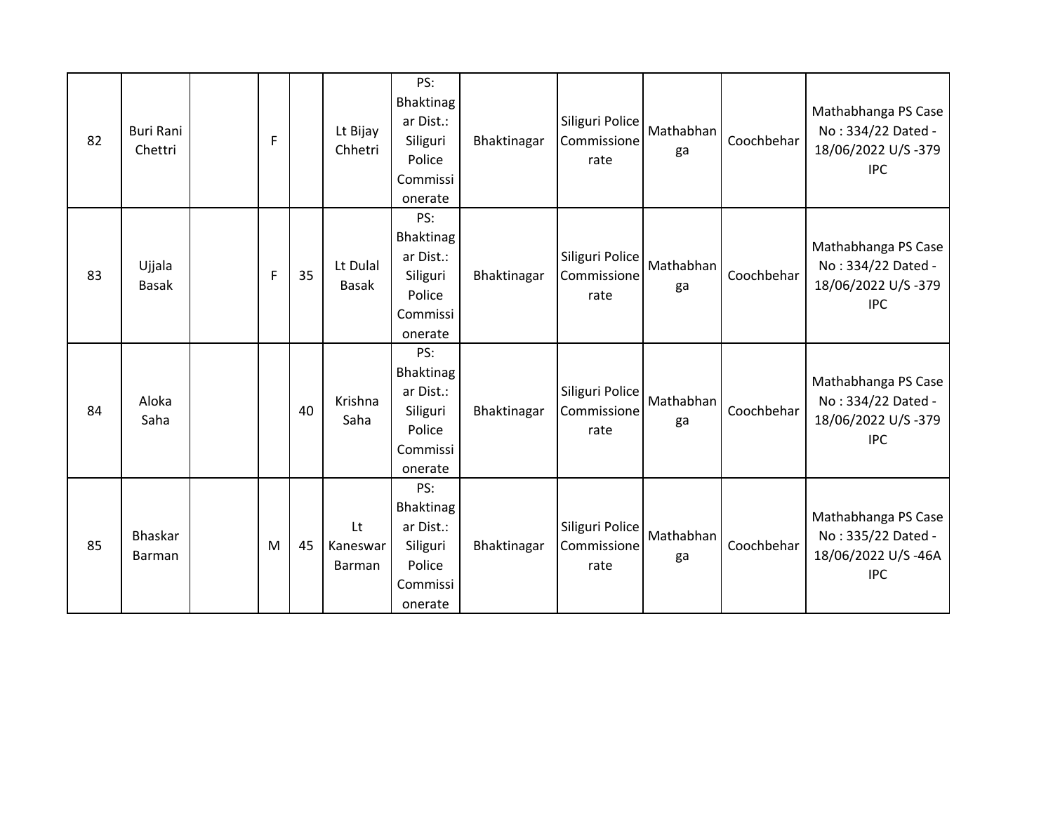| | | | | | | | | | | | |
|---|---|---|---|---|---|---|---|---|---|---|---|
| 82 | Buri Rani Chettri | | F | | Lt Bijay Chhetri | PS: Bhaktinagar Dist.: Siliguri Police Commissionerate | Bhaktinagar | Siliguri Police Commissionerate | Mathabhanga | Coochbehar | Mathabhanga PS Case No : 334/22 Dated - 18/06/2022 U/S -379 IPC |
| 83 | Ujjala Basak | | F | 35 | Lt Dulal Basak | PS: Bhaktinagar Dist.: Siliguri Police Commissionerate | Bhaktinagar | Siliguri Police Commissionerate | Mathabhanga | Coochbehar | Mathabhanga PS Case No : 334/22 Dated - 18/06/2022 U/S -379 IPC |
| 84 | Aloka Saha | | | 40 | Krishna Saha | PS: Bhaktinagar Dist.: Siliguri Police Commissionerate | Bhaktinagar | Siliguri Police Commissionerate | Mathabhanga | Coochbehar | Mathabhanga PS Case No : 334/22 Dated - 18/06/2022 U/S -379 IPC |
| 85 | Bhaskar Barman | | M | 45 | Lt Kaneswar Barman | PS: Bhaktinagar Dist.: Siliguri Police Commissionerate | Bhaktinagar | Siliguri Police Commissionerate | Mathabhanga | Coochbehar | Mathabhanga PS Case No : 335/22 Dated - 18/06/2022 U/S -46A IPC |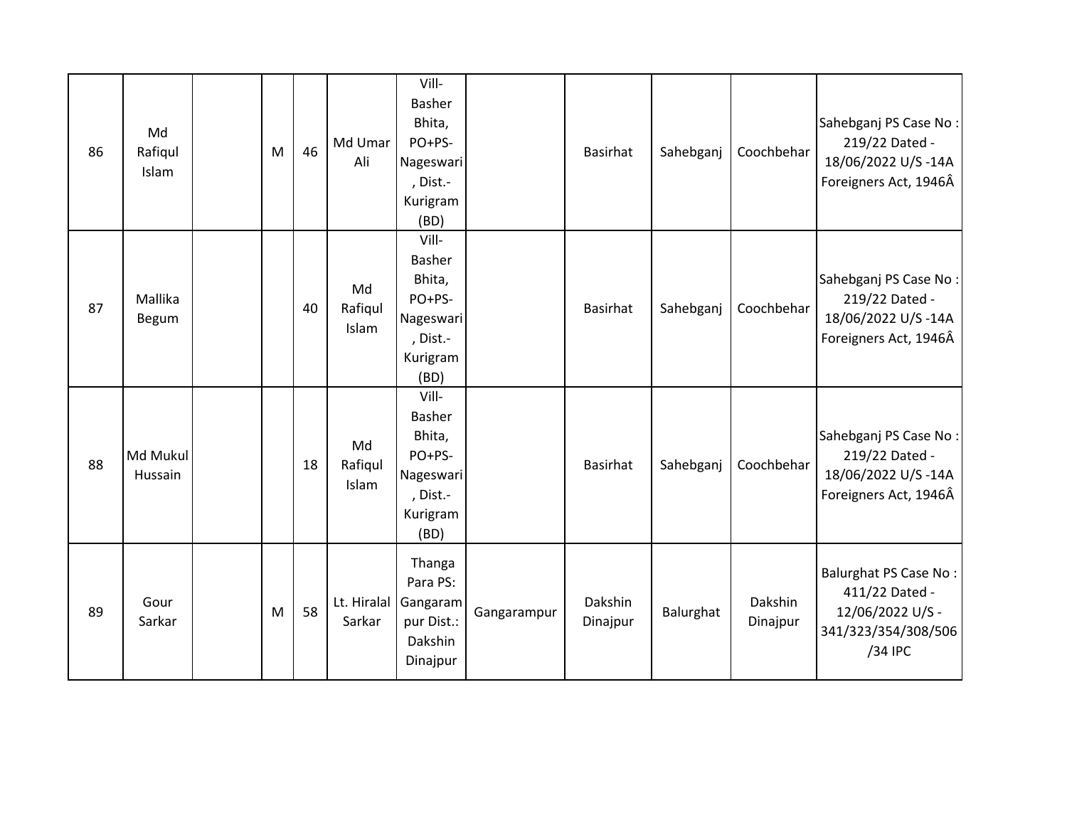| | | | | | | | | | | | |
|---|---|---|---|---|---|---|---|---|---|---|---|
| 86 | Md Rafiqul Islam | | M | 46 | Md Umar Ali | Vill-Basher Bhita, PO+PS-Nageswari, Dist.-Kurigram (BD) | | Basirhat | Sahebganj | Coochbehar | Sahebganj PS Case No : 219/22 Dated - 18/06/2022 U/S -14A Foreigners Act, 1946Â |
| 87 | Mallika Begum | | | 40 | Md Rafiqul Islam | Vill-Basher Bhita, PO+PS-Nageswari, Dist.-Kurigram (BD) | | Basirhat | Sahebganj | Coochbehar | Sahebganj PS Case No : 219/22 Dated - 18/06/2022 U/S -14A Foreigners Act, 1946Â |
| 88 | Md Mukul Hussain | | | 18 | Md Rafiqul Islam | Vill-Basher Bhita, PO+PS-Nageswari, Dist.-Kurigram (BD) | | Basirhat | Sahebganj | Coochbehar | Sahebganj PS Case No : 219/22 Dated - 18/06/2022 U/S -14A Foreigners Act, 1946Â |
| 89 | Gour Sarkar | | M | 58 | Lt. Hiralal Sarkar | Thanga Para PS: Gangarampur Dist.: Dakshin Dinajpur | Gangarampur | Dakshin Dinajpur | Balurghat | Dakshin Dinajpur | Balurghat PS Case No : 411/22 Dated - 12/06/2022 U/S - 341/323/354/308/506/34 IPC |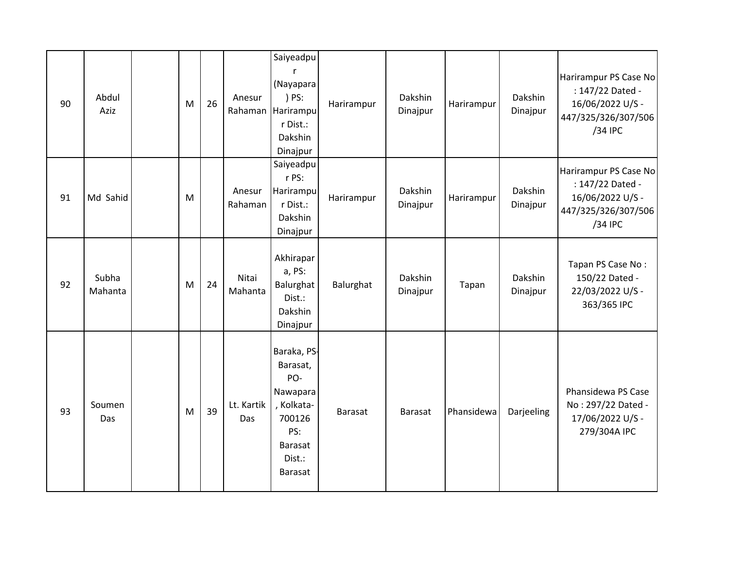| 90 | Abdul Aziz | | M | 26 | Anesur Rahaman | Saiyeadpur (Nayapara ) PS: Harirampur Dist.: Dakshin Dinajpur | Harirampur | Dakshin Dinajpur | Harirampur | Dakshin Dinajpur | Harirampur PS Case No : 147/22 Dated - 16/06/2022 U/S - 447/325/326/307/506 /34 IPC |
|---|---|---|---|---|---|---|---|---|---|---|---|
| 91 | Md Sahid | | M | | Anesur Rahaman | Saiyeadpur PS: Harirampur Dist.: Dakshin Dinajpur | Harirampur | Dakshin Dinajpur | Harirampur | Dakshin Dinajpur | Harirampur PS Case No : 147/22 Dated - 16/06/2022 U/S - 447/325/326/307/506 /34 IPC |
| 92 | Subha Mahanta | | M | 24 | Nitai Mahanta | Akhirapara, PS: Balurghat Dist.: Dakshin Dinajpur | Balurghat | Dakshin Dinajpur | Tapan | Dakshin Dinajpur | Tapan PS Case No : 150/22 Dated - 22/03/2022 U/S - 363/365 IPC |
| 93 | Soumen Das | | M | 39 | Lt. Kartik Das | Baraka, PS-Barasat, PO-Nawapara , Kolkata-700126 PS: Barasat Dist.: Barasat | Barasat | Barasat | Phansidewa | Darjeeling | Phansidewa PS Case No : 297/22 Dated - 17/06/2022 U/S - 279/304A IPC |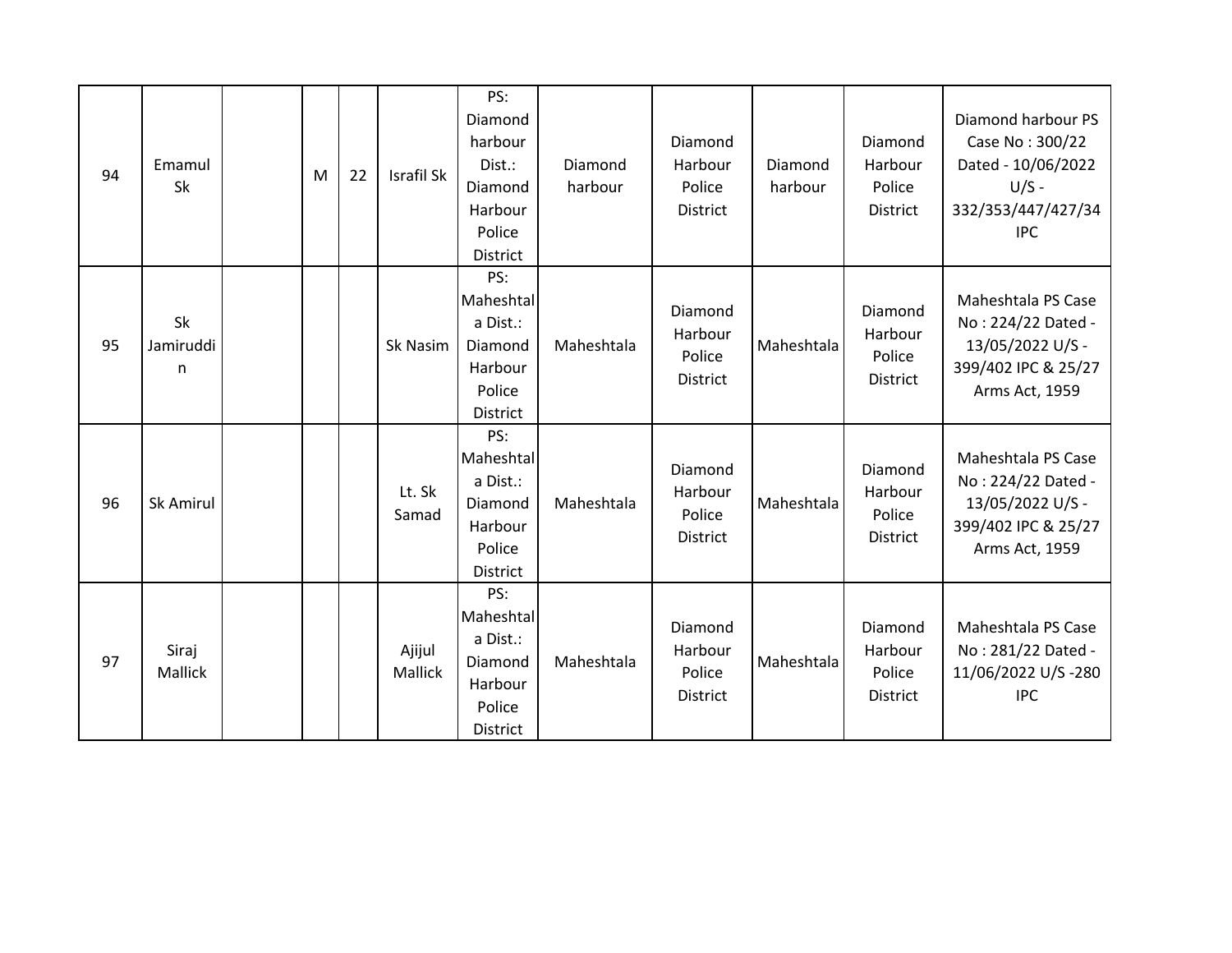| 94 | Emamul Sk | | M | 22 | Israfil Sk | PS: Diamond harbour Dist.: Diamond Harbour Police District | Diamond harbour | Diamond Harbour Police District | Diamond harbour | Diamond Harbour Police District | Diamond harbour PS Case No : 300/22 Dated - 10/06/2022 U/S - 332/353/447/427/34 IPC |
|---|---|---|---|---|---|---|---|---|---|---|---|
| 95 | Sk Jamiruddin | | | | Sk Nasim | PS: Maheshtala Dist.: Diamond Harbour Police District | Maheshtala | Diamond Harbour Police District | Maheshtala | Diamond Harbour Police District | Maheshtala PS Case No : 224/22 Dated - 13/05/2022 U/S - 399/402 IPC & 25/27 Arms Act, 1959 |
| 96 | Sk Amirul | | | | Lt. Sk Samad | PS: Maheshtala Dist.: Diamond Harbour Police District | Maheshtala | Diamond Harbour Police District | Maheshtala | Diamond Harbour Police District | Maheshtala PS Case No : 224/22 Dated - 13/05/2022 U/S - 399/402 IPC & 25/27 Arms Act, 1959 |
| 97 | Siraj Mallick | | | | Ajijul Mallick | PS: Maheshtala Dist.: Diamond Harbour Police District | Maheshtala | Diamond Harbour Police District | Maheshtala | Diamond Harbour Police District | Maheshtala PS Case No : 281/22 Dated - 11/06/2022 U/S -280 IPC |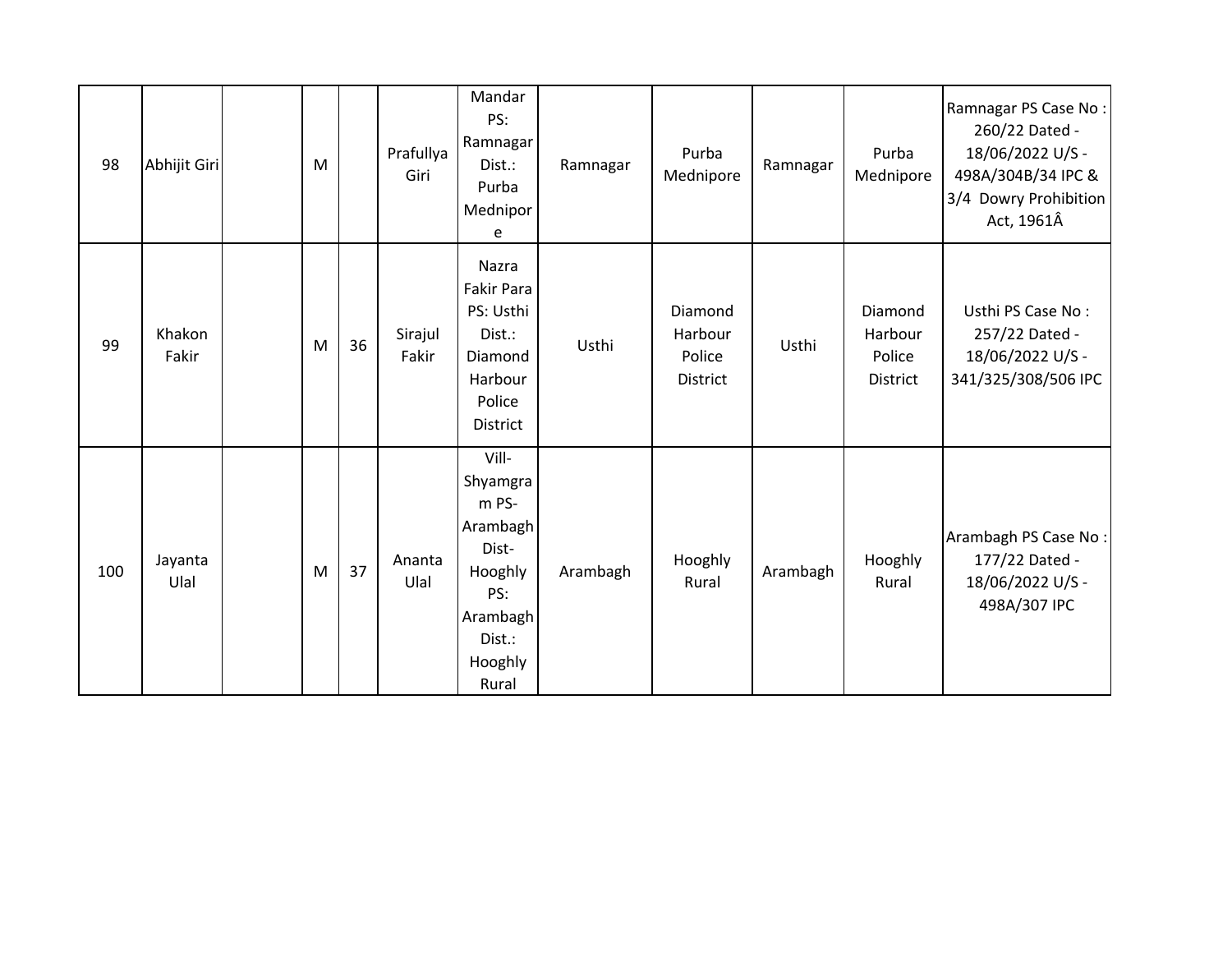| | | | | | | | | | | | |
|---|---|---|---|---|---|---|---|---|---|---|---|
| 98 | Abhijit Giri | | M | | Prafullya Giri | Mandar PS: Ramnagar Dist.: Purba Mednipore | Ramnagar | Purba Mednipore | Ramnagar | Purba Mednipore | Ramnagar PS Case No : 260/22 Dated - 18/06/2022 U/S - 498A/304B/34 IPC & 3/4 Dowry Prohibition Act, 1961Â |
| 99 | Khakon Fakir | | M | 36 | Sirajul Fakir | Nazra Fakir Para PS: Usthi Dist.: Diamond Harbour Police District | Usthi | Diamond Harbour Police District | Usthi | Diamond Harbour Police District | Usthi PS Case No : 257/22 Dated - 18/06/2022 U/S - 341/325/308/506 IPC |
| 100 | Jayanta Ulal | | M | 37 | Ananta Ulal | Vill- Shyamgram PS- Arambagh Dist- Hooghly PS: Arambagh Dist.: Hooghly Rural | Arambagh | Hooghly Rural | Arambagh | Hooghly Rural | Arambagh PS Case No : 177/22 Dated - 18/06/2022 U/S - 498A/307 IPC |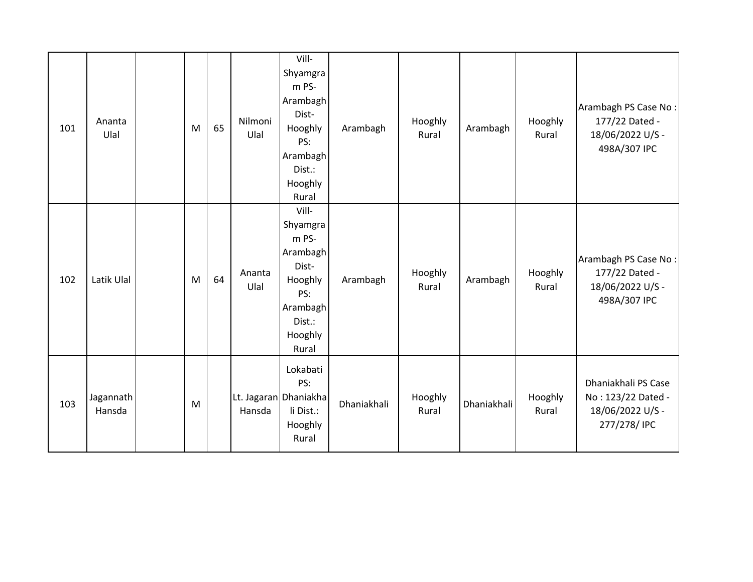| | | | | | | | | | | | |
|---|---|---|---|---|---|---|---|---|---|---|---|
| 101 | Ananta Ulal | | M | 65 | Nilmoni Ulal | Vill-Shyamgram PS-Arambagh Dist-Hooghly PS: Arambagh Dist.: Hooghly Rural | Arambagh | Hooghly Rural | Arambagh | Hooghly Rural | Arambagh PS Case No : 177/22 Dated - 18/06/2022 U/S - 498A/307 IPC |
| 102 | Latik Ulal | | M | 64 | Ananta Ulal | Vill-Shyamgram PS-Arambagh Dist-Hooghly PS: Arambagh Dist.: Hooghly Rural | Arambagh | Hooghly Rural | Arambagh | Hooghly Rural | Arambagh PS Case No : 177/22 Dated - 18/06/2022 U/S - 498A/307 IPC |
| 103 | Jagannath Hansda | | M | | Lt. Jagaran Hansda | Lokabati PS: Dhaniakhali Dist.: Hooghly Rural | Dhaniakhali | Hooghly Rural | Dhaniakhali | Hooghly Rural | Dhaniakhali PS Case No : 123/22 Dated - 18/06/2022 U/S - 277/278/ IPC |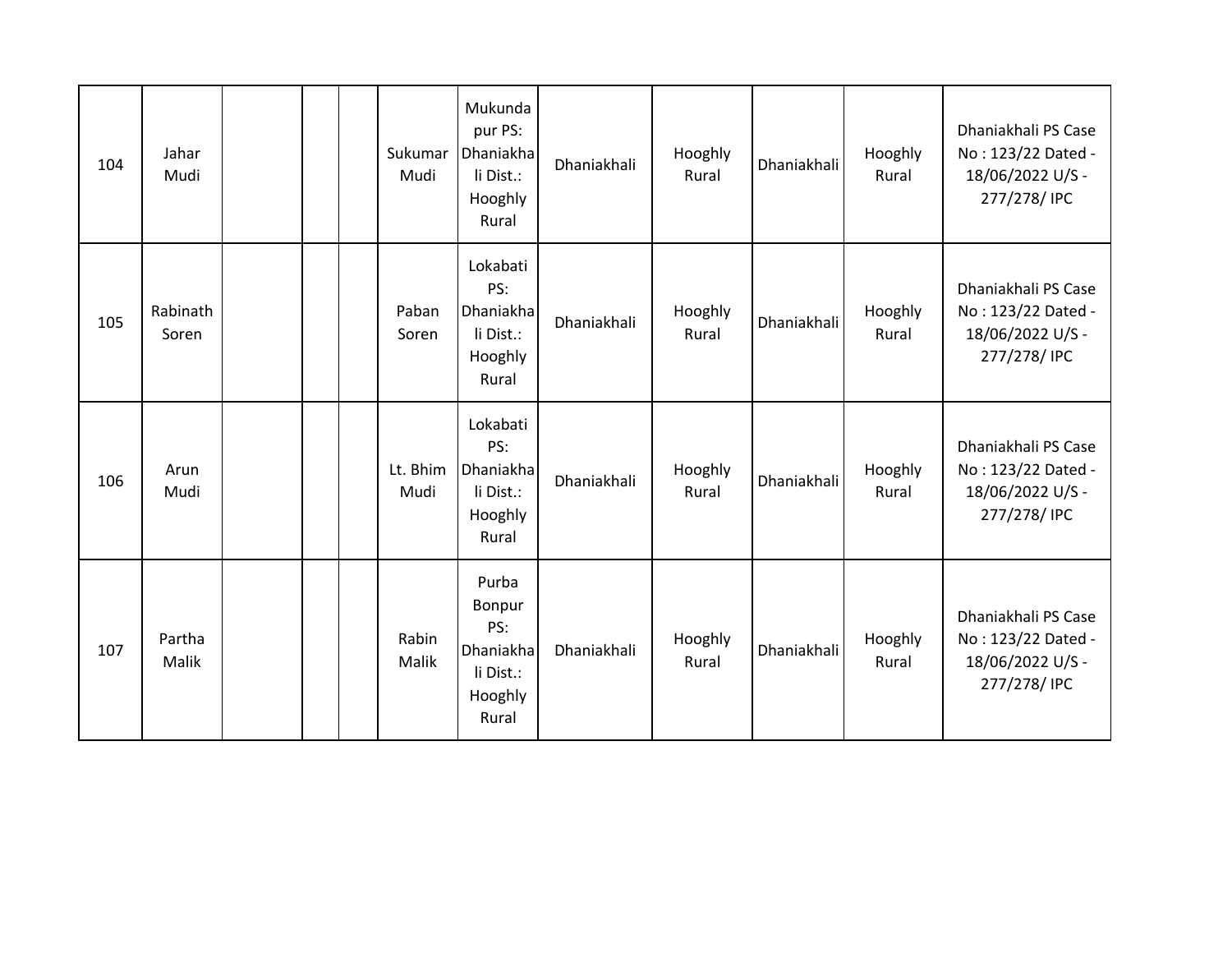| | | | | | | | | | | | |
|---|---|---|---|---|---|---|---|---|---|---|---|
| 104 | Jahar Mudi | | | | Sukumar Mudi | Mukundapur PS: Dhaniakhali Dist.: Hooghly Rural | Dhaniakhali | Hooghly Rural | Dhaniakhali | Hooghly Rural | Dhaniakhali PS Case No : 123/22 Dated - 18/06/2022 U/S - 277/278/ IPC |
| 105 | Rabinath Soren | | | | Paban Soren | Lokabati PS: Dhaniakhali Dist.: Hooghly Rural | Dhaniakhali | Hooghly Rural | Dhaniakhali | Hooghly Rural | Dhaniakhali PS Case No : 123/22 Dated - 18/06/2022 U/S - 277/278/ IPC |
| 106 | Arun Mudi | | | | Lt. Bhim Mudi | Lokabati PS: Dhaniakhali Dist.: Hooghly Rural | Dhaniakhali | Hooghly Rural | Dhaniakhali | Hooghly Rural | Dhaniakhali PS Case No : 123/22 Dated - 18/06/2022 U/S - 277/278/ IPC |
| 107 | Partha Malik | | | | Rabin Malik | Purba Bonpur PS: Dhaniakhali Dist.: Hooghly Rural | Dhaniakhali | Hooghly Rural | Dhaniakhali | Hooghly Rural | Dhaniakhali PS Case No : 123/22 Dated - 18/06/2022 U/S - 277/278/ IPC |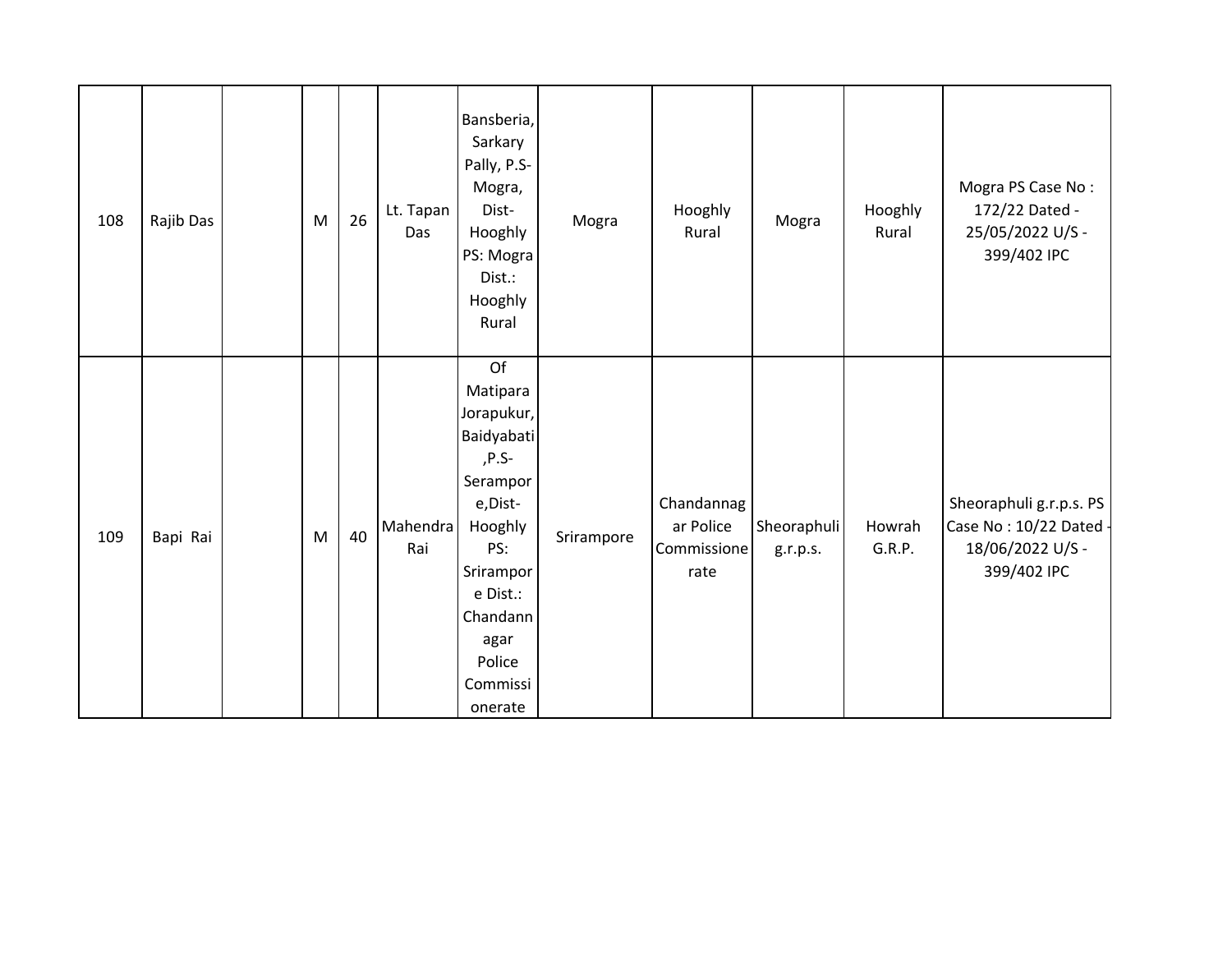| | | | | | | | | | | | |
|---|---|---|---|---|---|---|---|---|---|---|---|
| 108 | Rajib Das | | M | 26 | Lt. Tapan Das | Bansberia, Sarkary Pally, P.S-Mogra, Dist-Hooghly PS: Mogra Dist.: Hooghly Rural | Mogra | Hooghly Rural | Mogra | Hooghly Rural | Mogra PS Case No : 172/22 Dated - 25/05/2022 U/S - 399/402 IPC |
| 109 | Bapi Rai | | M | 40 | Mahendra Rai | Of Matipara Jorapukur, Baidyabati ,P.S-Serampore,Dist-Hooghly PS: Srirampore Dist.: Chandannagar Police Commissionerate | Srirampore | Chandannagar Police Commissionerate | Sheoraphuli g.r.p.s. | Howrah G.R.P. | Sheoraphuli g.r.p.s. PS Case No : 10/22 Dated - 18/06/2022 U/S - 399/402 IPC |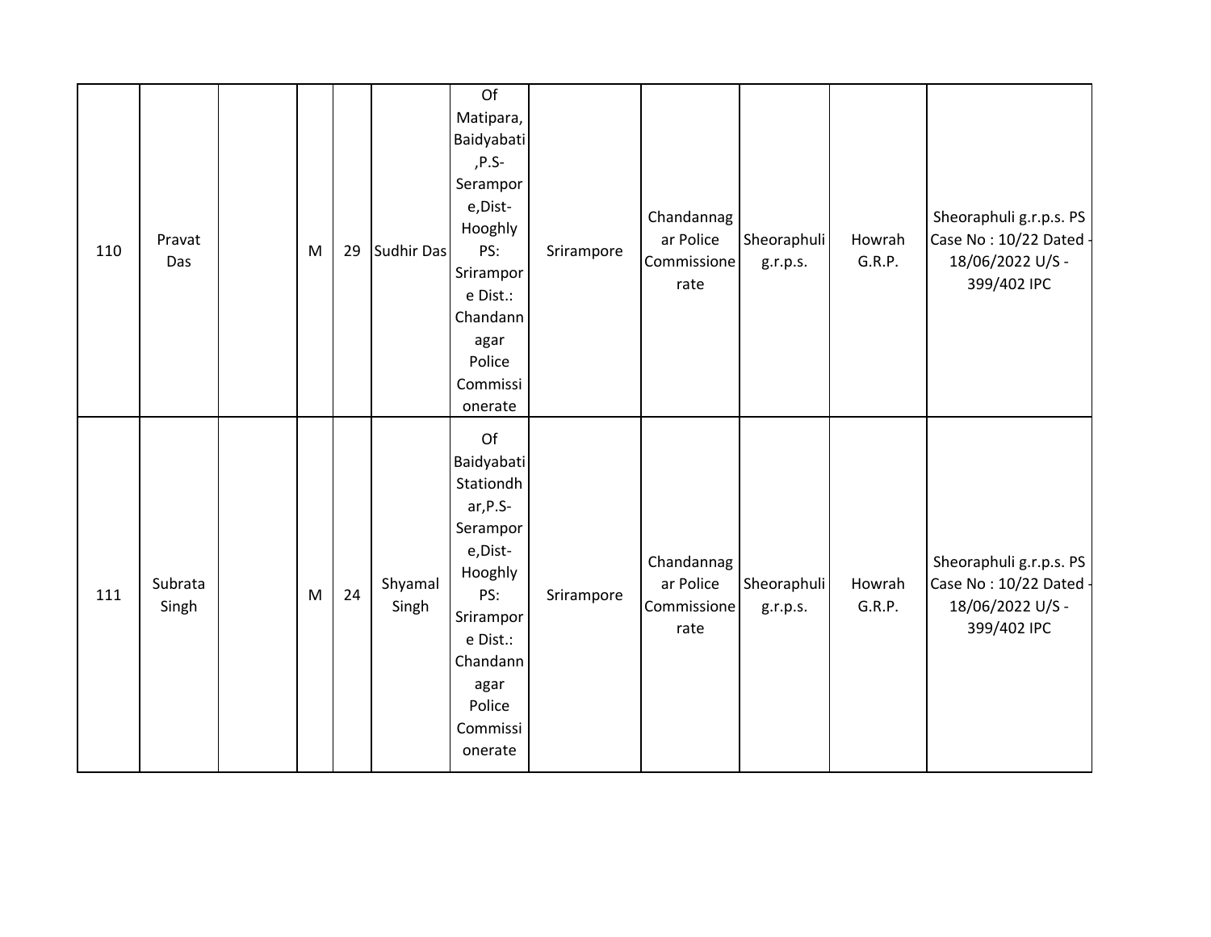| | | | | | | | | | | | |
|---|---|---|---|---|---|---|---|---|---|---|---|
| 110 | Pravat Das | | M | 29 | Sudhir Das | Of Matipara, Baidyabati,P.S-Serampore,Dist-Hooghly PS: Srirampore Dist.: Chandannagar Police Commissionerate | Srirampore | Chandannagar Police Commissionerate | Sheoraphuli g.r.p.s. | Howrah G.R.P. | Sheoraphuli g.r.p.s. PS Case No : 10/22 Dated - 18/06/2022 U/S - 399/402 IPC |
| 111 | Subrata Singh | | M | 24 | Shyamal Singh | Of Baidyabati Stationdhar,P.S-Serampore,Dist-Hooghly PS: Srirampore Dist.: Chandannagar Police Commissionerate | Srirampore | Chandannagar Police Commissionerate | Sheoraphuli g.r.p.s. | Howrah G.R.P. | Sheoraphuli g.r.p.s. PS Case No : 10/22 Dated - 18/06/2022 U/S - 399/402 IPC |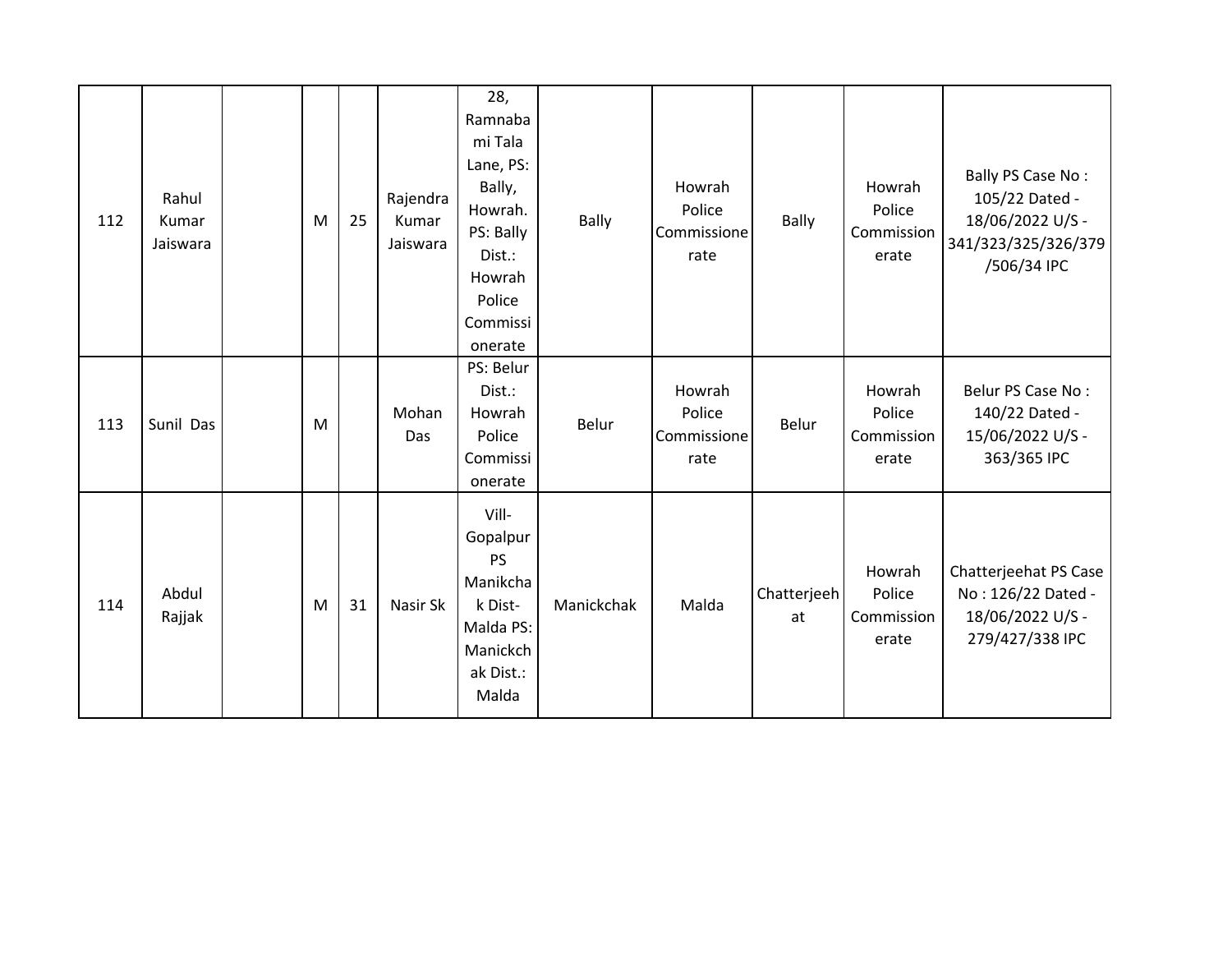| | | | | | | | | | | | |
|---|---|---|---|---|---|---|---|---|---|---|---|
| 112 | Rahul Kumar Jaiswara | | M | 25 | Rajendra Kumar Jaiswara | 28, Ramnabami Tala Lane, PS: Bally, Howrah. PS: Bally Dist.: Howrah Police Commissionerate | Bally | Howrah Police Commissionerate | Bally | Howrah Police Commissionerate | Bally PS Case No : 105/22 Dated - 18/06/2022 U/S - 341/323/325/326/379/506/34 IPC |
| 113 | Sunil Das | | M | | Mohan Das | PS: Belur Dist.: Howrah Police Commissionerate | Belur | Howrah Police Commissionerate | Belur | Howrah Police Commissionerate | Belur PS Case No : 140/22 Dated - 15/06/2022 U/S - 363/365 IPC |
| 114 | Abdul Rajjak | | M | 31 | Nasir Sk | Vill- Gopalpur PS Manikchak Dist- Malda PS: Manickchak Dist.: Malda | Manickchak | Malda | Chatterjeehat | Howrah Police Commissionerate | Chatterjeehat PS Case No : 126/22 Dated - 18/06/2022 U/S - 279/427/338 IPC |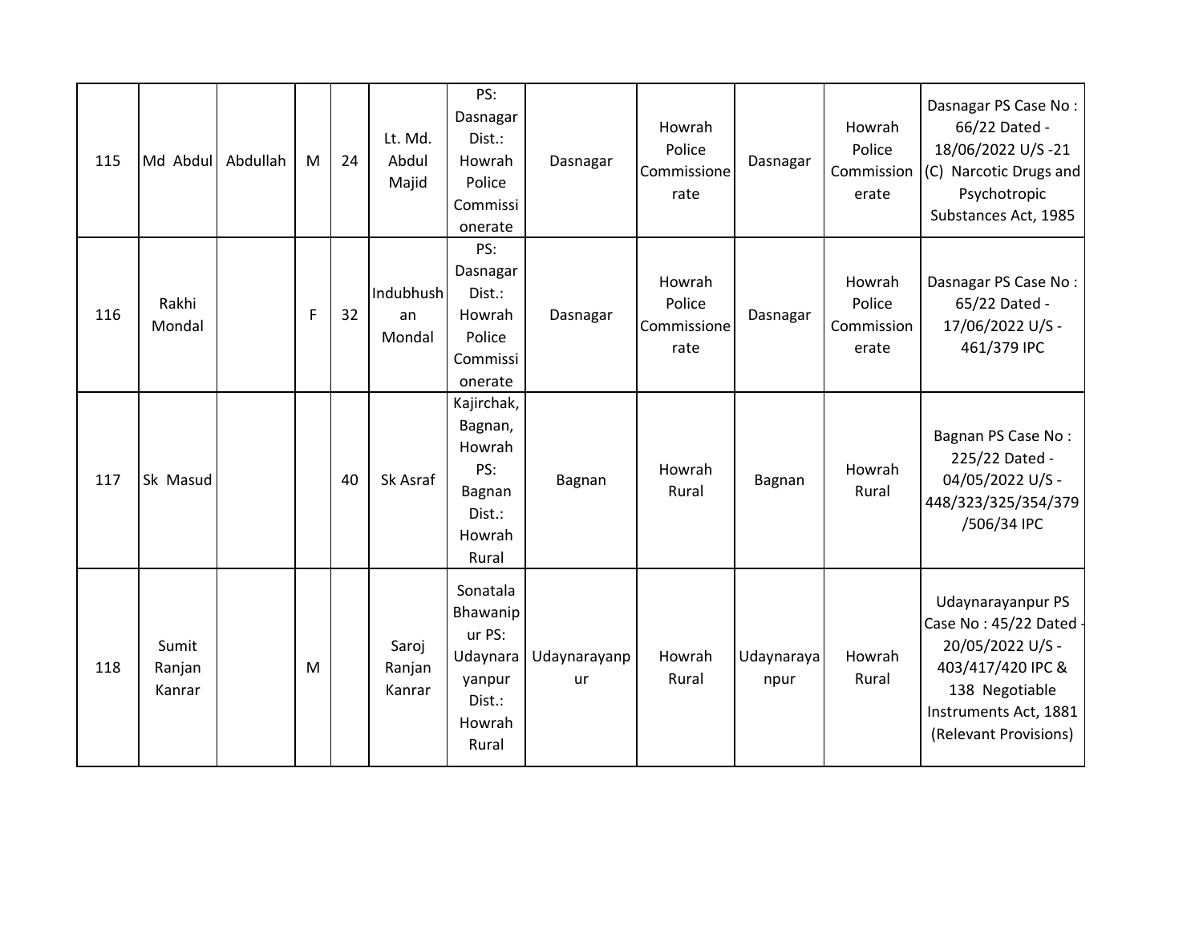| 115 | Md Abdul | Abdullah | M | 24 | Lt. Md. Abdul Majid | PS: Dasnagar Dist.: Howrah Police Commissionerate | Dasnagar | Howrah Police Commissionerate | Dasnagar | Howrah Police Commissionerate | Dasnagar PS Case No : 66/22 Dated - 18/06/2022 U/S -21 (C) Narcotic Drugs and Psychotropic Substances Act, 1985 |
|---|---|---|---|---|---|---|---|---|---|---|---|
| 116 | Rakhi Mondal | | F | 32 | Indubhushan Mondal | PS: Dasnagar Dist.: Howrah Police Commissionerate | Dasnagar | Howrah Police Commissionerate | Dasnagar | Howrah Police Commissionerate | Dasnagar PS Case No : 65/22 Dated - 17/06/2022 U/S - 461/379 IPC |
| 117 | Sk Masud | | | 40 | Sk Asraf | Kajirchak, Bagnan, Howrah PS: Bagnan Dist.: Howrah Rural | Bagnan | Howrah Rural | Bagnan | Howrah Rural | Bagnan PS Case No : 225/22 Dated - 04/05/2022 U/S - 448/323/325/354/379/506/34 IPC |
| 118 | Sumit Ranjan Kanrar | | M | | Saroj Ranjan Kanrar | Sonatala Bhawanipur PS: Udaynarayanpur Dist.: Howrah Rural | Udaynarayanpur | Howrah Rural | Udaynarayanpur | Howrah Rural | Udaynarayanpur PS Case No : 45/22 Dated - 20/05/2022 U/S - 403/417/420 IPC & 138 Negotiable Instruments Act, 1881 (Relevant Provisions) |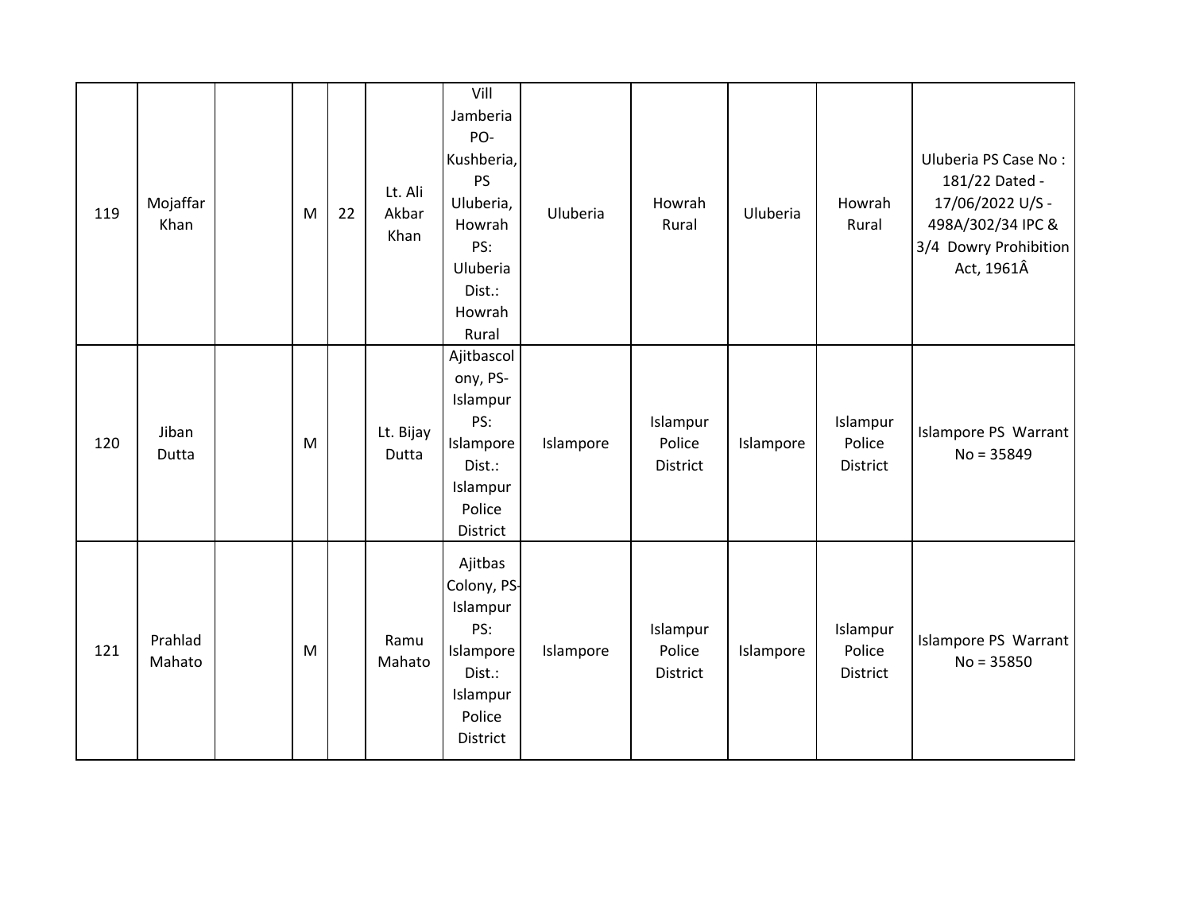| | | | | | | | | | | | |
|---|---|---|---|---|---|---|---|---|---|---|---|
| 119 | Mojaffar Khan | | M | 22 | Lt. Ali Akbar Khan | Vill Jamberia PO- Kushberia, PS Uluberia, Howrah PS: Uluberia Dist.: Howrah Rural | Uluberia | Howrah Rural | Uluberia | Howrah Rural | Uluberia PS Case No : 181/22 Dated - 17/06/2022 U/S - 498A/302/34 IPC & 3/4 Dowry Prohibition Act, 1961Â |
| 120 | Jiban Dutta | | M | | Lt. Bijay Dutta | Ajitbascolony, PS- Islampur PS: Islampore Dist.: Islampur Police District | Islampore | Islampur Police District | Islampore | Islampur Police District | Islampore PS Warrant No = 35849 |
| 121 | Prahlad Mahato | | M | | Ramu Mahato | Ajitbas Colony, PS- Islampur PS: Islampore Dist.: Islampur Police District | Islampore | Islampur Police District | Islampore | Islampur Police District | Islampore PS Warrant No = 35850 |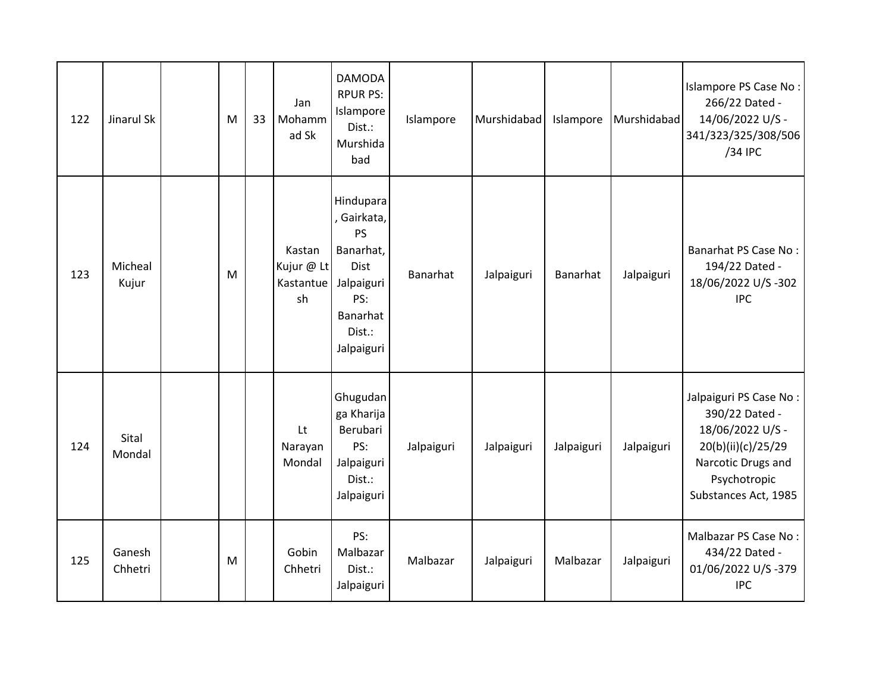| | | | | | | | | | | | |
|---|---|---|---|---|---|---|---|---|---|---|---|
| 122 | Jinarul Sk | | M | 33 | Jan Mohammad Sk | DAMODARPUR PS: Islampore Dist.: Murshidabad | Islampore | Murshidabad | Islampore | Murshidabad | Islampore PS Case No : 266/22 Dated - 14/06/2022 U/S - 341/323/325/308/506/34 IPC |
| 123 | Micheal Kujur | | M | | Kastan Kujur @ Lt Kastantuesh | Hindupara, Gairkata, PS Banarhat, Dist Jalpaiguri PS: Banarhat Dist.: Jalpaiguri | Banarhat | Jalpaiguri | Banarhat | Jalpaiguri | Banarhat PS Case No : 194/22 Dated - 18/06/2022 U/S -302 IPC |
| 124 | Sital Mondal | | | | Lt Narayan Mondal | Ghugudanga Kharija Berubari PS: Jalpaiguri Dist.: Jalpaiguri | Jalpaiguri | Jalpaiguri | Jalpaiguri | Jalpaiguri | Jalpaiguri PS Case No : 390/22 Dated - 18/06/2022 U/S - 20(b)(ii)(c)/25/29 Narcotic Drugs and Psychotropic Substances Act, 1985 |
| 125 | Ganesh Chhetri | | M | | Gobin Chhetri | PS: Malbazar Dist.: Jalpaiguri | Malbazar | Jalpaiguri | Malbazar | Jalpaiguri | Malbazar PS Case No : 434/22 Dated - 01/06/2022 U/S -379 IPC |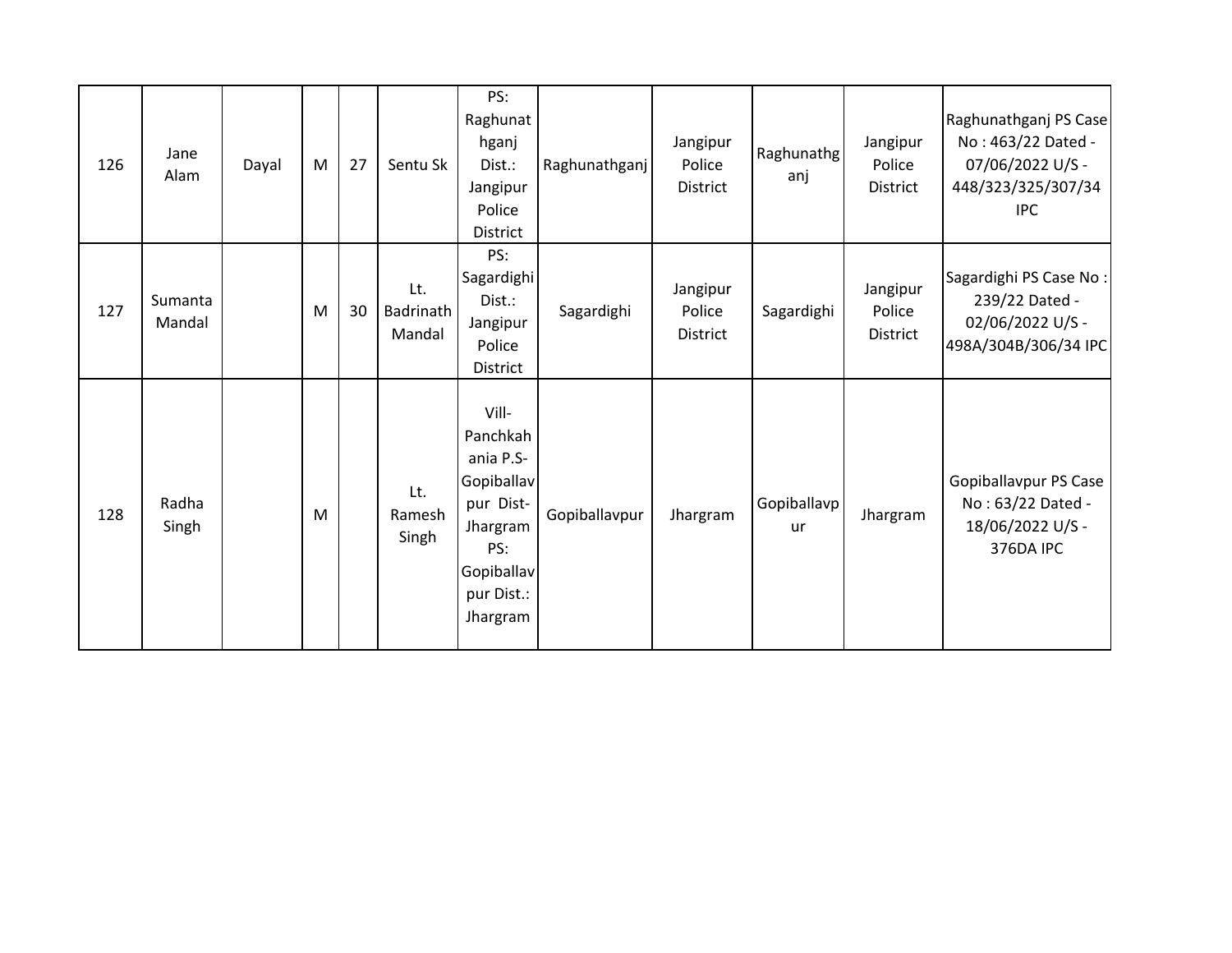| | | | | | | | | | | | |
|---|---|---|---|---|---|---|---|---|---|---|---|
| 126 | Jane Alam | Dayal | M | 27 | Sentu Sk | PS: Raghunathganj Dist.: Jangipur Police District | Raghunathganj | Jangipur Police District | Raghunathganj | Jangipur Police District | Raghunathganj PS Case No : 463/22 Dated - 07/06/2022 U/S - 448/323/325/307/34 IPC |
| 127 | Sumanta Mandal | | M | 30 | Lt. Badrinath Mandal | PS: Sagardighi Dist.: Jangipur Police District | Sagardighi | Jangipur Police District | Sagardighi | Jangipur Police District | Sagardighi PS Case No : 239/22 Dated - 02/06/2022 U/S - 498A/304B/306/34 IPC |
| 128 | Radha Singh | | M | | Lt. Ramesh Singh | Vill- Panchkahania P.S- Gopiballavpur Dist- Jhargram PS: Gopiballavpur Dist.: Jhargram | Gopiballavpur | Jhargram | Gopiballavpur | Jhargram | Gopiballavpur PS Case No : 63/22 Dated - 18/06/2022 U/S - 376DA IPC |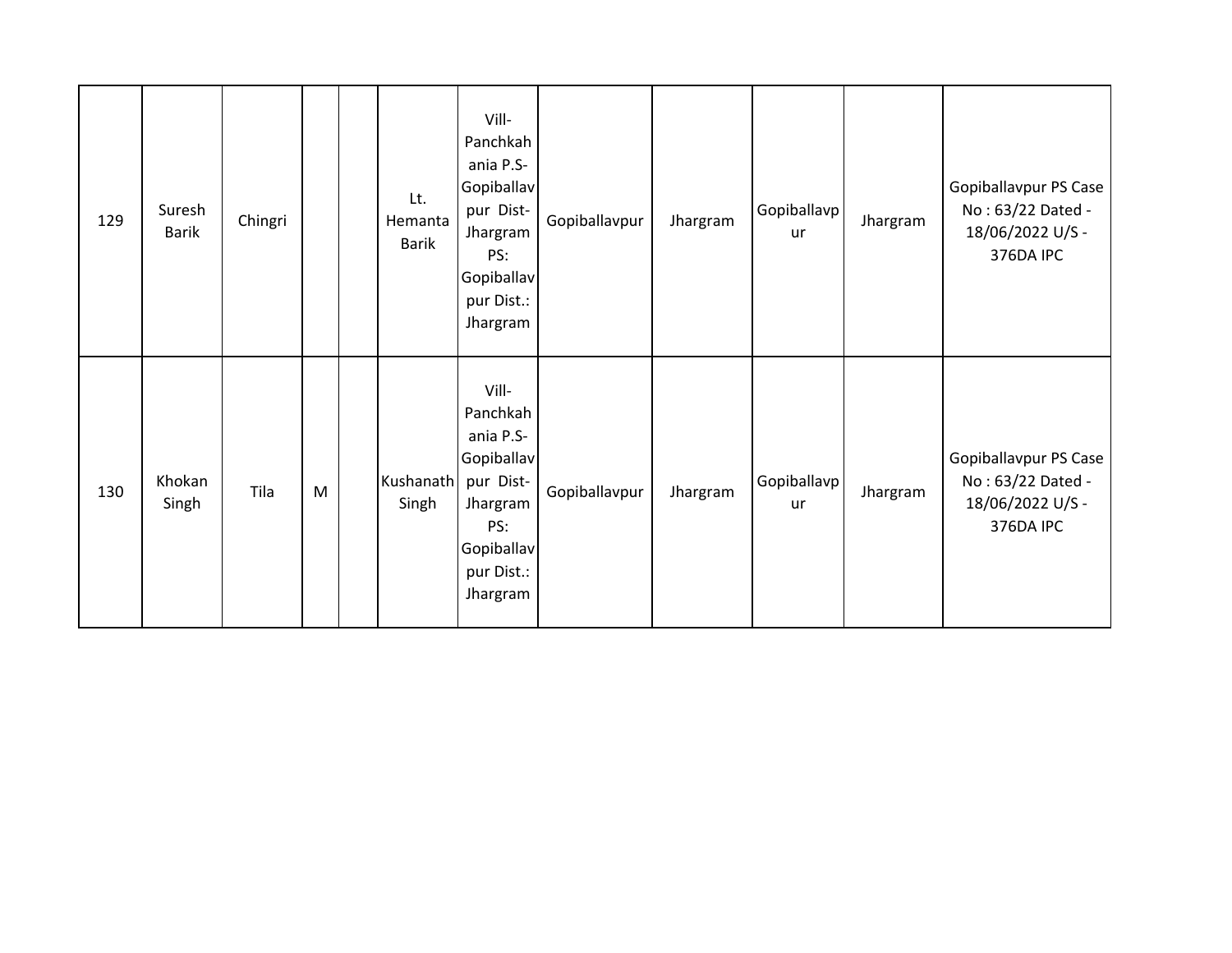| | | | | | | | | | | | |
|---|---|---|---|---|---|---|---|---|---|---|---|
| 129 | Suresh Barik | Chingri | | | Lt. Hemanta Barik | Vill- Panchkahania P.S- Gopiballavpur Dist- Jhargram PS: Gopiballavpur Dist.: Jhargram | Gopiballavpur | Jhargram | Gopiballavpur | Jhargram | Gopiballavpur PS Case No : 63/22 Dated - 18/06/2022 U/S - 376DA IPC |
| 130 | Khokan Singh | Tila | M | | Kushanath Singh | Vill- Panchkahania P.S- Gopiballavpur Dist- Jhargram PS: Gopiballavpur Dist.: Jhargram | Gopiballavpur | Jhargram | Gopiballavpur | Jhargram | Gopiballavpur PS Case No : 63/22 Dated - 18/06/2022 U/S - 376DA IPC |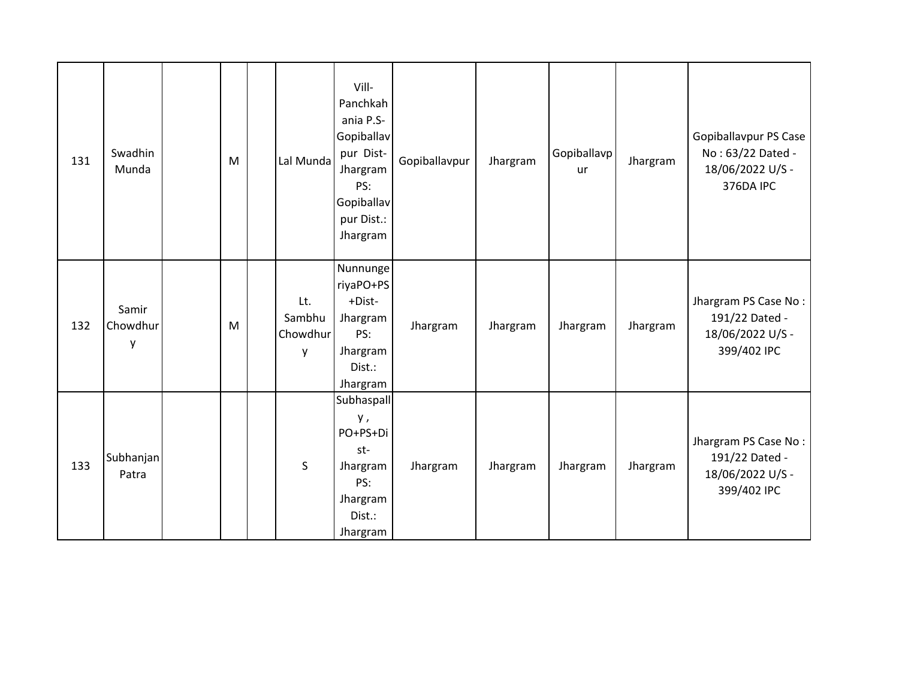| | | | | | | | | | | | |
|---|---|---|---|---|---|---|---|---|---|---|---|
| 131 | Swadhin Munda | | M | | Lal Munda | Vill-Panchkahania P.S-Gopiballavpur Dist-Jhargram PS: Gopiballavpur Dist.: Jhargram | Gopiballavpur | Jhargram | Gopiballavpur | Jhargram | Gopiballavpur PS Case No : 63/22 Dated - 18/06/2022 U/S - 376DA IPC |
| 132 | Samir Chowdhury | | M | | Lt. Sambhu Chowdhury | NunnungeriyaPO+PS+Dist-Jhargram PS: Jhargram Dist.: Jhargram | Jhargram | Jhargram | Jhargram | Jhargram | Jhargram PS Case No : 191/22 Dated - 18/06/2022 U/S - 399/402 IPC |
| 133 | Subhanjan Patra | | | | S | Subhaspally , PO+PS+Dist-Jhargram PS: Jhargram Dist.: Jhargram | Jhargram | Jhargram | Jhargram | Jhargram | Jhargram PS Case No : 191/22 Dated - 18/06/2022 U/S - 399/402 IPC |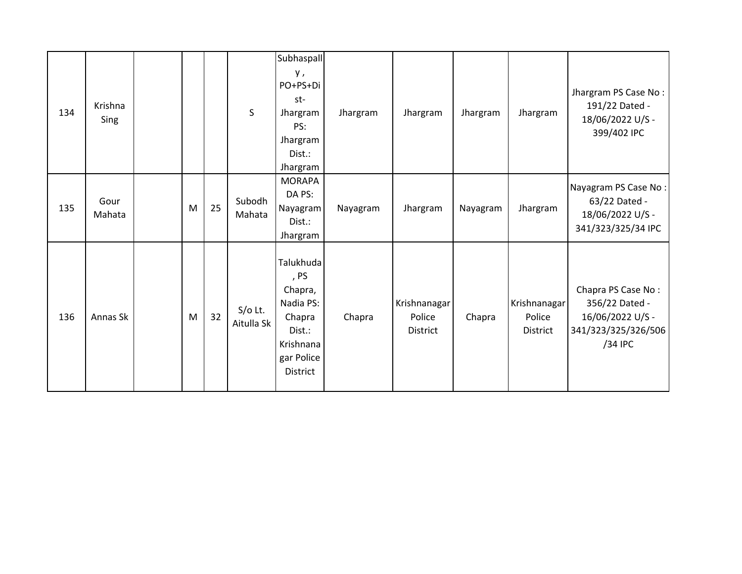| | | | | | | | | | | | |
|---|---|---|---|---|---|---|---|---|---|---|---|
| 134 | Krishna Sing | | | | S | Subhaspally , PO+PS+Dist- Jhargram PS: Jhargram Dist.: Jhargram | Jhargram | Jhargram | Jhargram | Jhargram | Jhargram PS Case No : 191/22 Dated - 18/06/2022 U/S - 399/402 IPC |
| 135 | Gour Mahata | | M | 25 | Subodh Mahata | MORAPADA PS: Nayagram Dist.: Jhargram | Nayagram | Jhargram | Nayagram | Jhargram | Nayagram PS Case No : 63/22 Dated - 18/06/2022 U/S - 341/323/325/34 IPC |
| 136 | Annas Sk | | M | 32 | S/o Lt. Aitulla Sk | Talukhuda , PS Chapra, Nadia PS: Chapra Dist.: Krishnanagar Police District | Chapra | Krishnanagar Police District | Chapra | Krishnanagar Police District | Chapra PS Case No : 356/22 Dated - 16/06/2022 U/S - 341/323/325/326/506/34 IPC |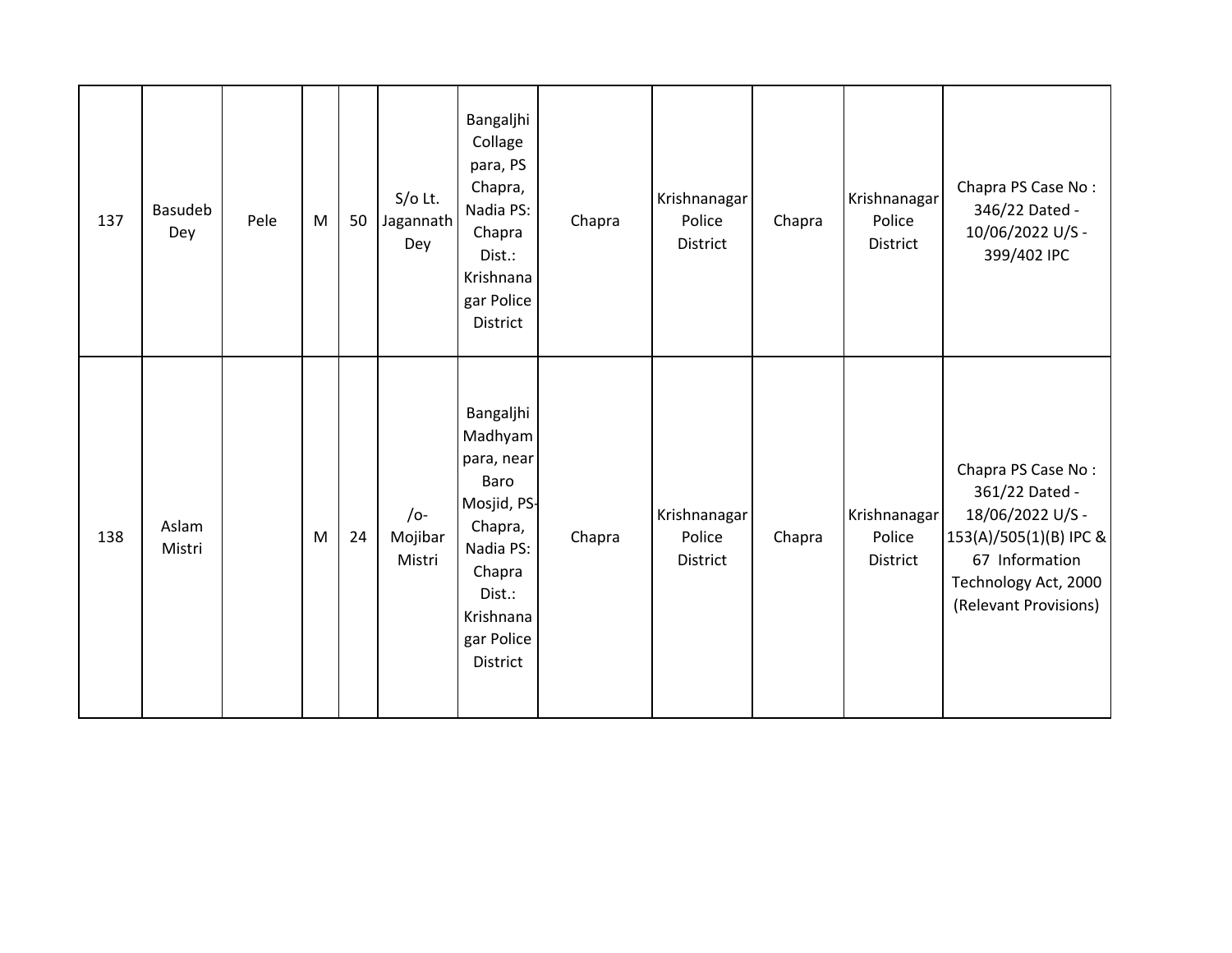| | | | | | | | | | | | |
|---|---|---|---|---|---|---|---|---|---|---|---|
| 137 | Basudeb Dey | Pele | M | 50 | S/o Lt. Jagannath Dey | Bangaljhi Collage para, PS Chapra, Nadia PS: Chapra Dist.: Krishnanagar Police District | Chapra | Krishnanagar Police District | Chapra | Krishnanagar Police District | Chapra PS Case No : 346/22 Dated - 10/06/2022 U/S - 399/402 IPC |
| 138 | Aslam Mistri | | M | 24 | /o- Mojibar Mistri | Bangaljhi Madhyam para, near Baro Mosjid, PS-Chapra, Nadia PS: Chapra Dist.: Krishnanagar Police District | Chapra | Krishnanagar Police District | Chapra | Krishnanagar Police District | Chapra PS Case No : 361/22 Dated - 18/06/2022 U/S - 153(A)/505(1)(B) IPC & 67 Information Technology Act, 2000 (Relevant Provisions) |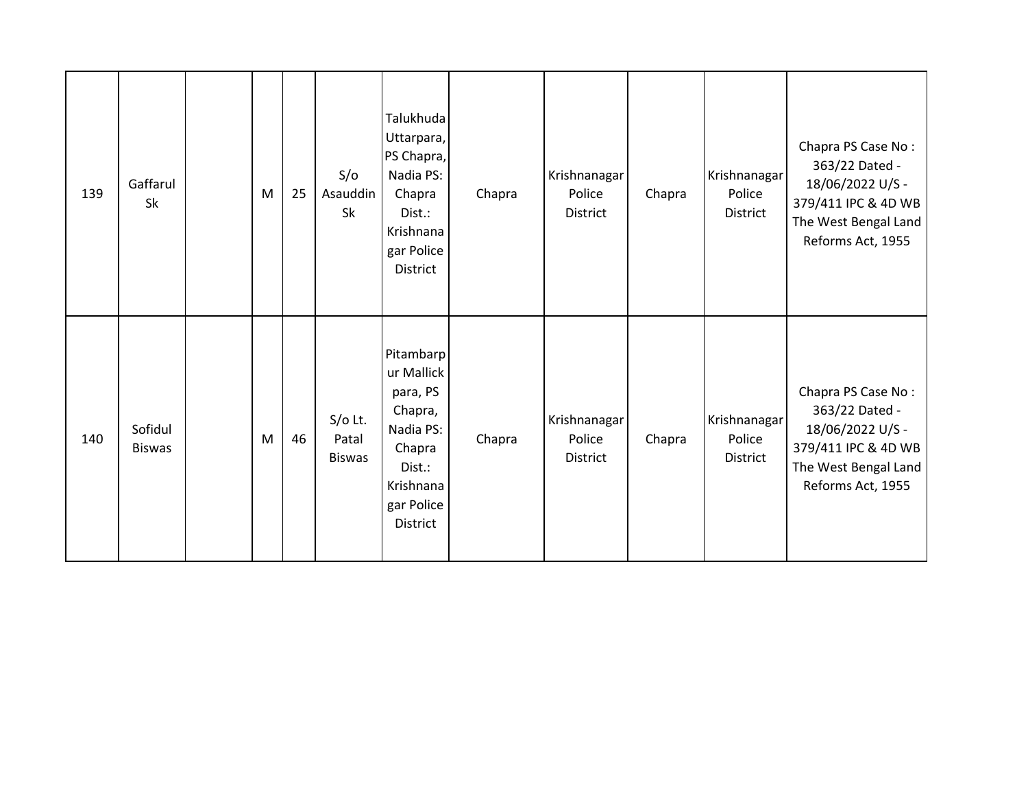| 139 | Gaffarul Sk | | M | 25 | S/o Asauddin Sk | Talukhuda Uttarpara, PS Chapra, Nadia PS: Chapra Dist.: Krishnanagar Police District | Chapra | Krishnanagar Police District | Chapra | Krishnanagar Police District | Chapra PS Case No : 363/22 Dated - 18/06/2022 U/S - 379/411 IPC & 4D WB The West Bengal Land Reforms Act, 1955 |
|---|---|---|---|---|---|---|---|---|---|---|---|
| 140 | Sofidul Biswas | | M | 46 | S/o Lt. Patal Biswas | Pitambarpur Mallick para, PS Chapra, Nadia PS: Chapra Dist.: Krishnanagar Police District | Chapra | Krishnanagar Police District | Chapra | Krishnanagar Police District | Chapra PS Case No : 363/22 Dated - 18/06/2022 U/S - 379/411 IPC & 4D WB The West Bengal Land Reforms Act, 1955 |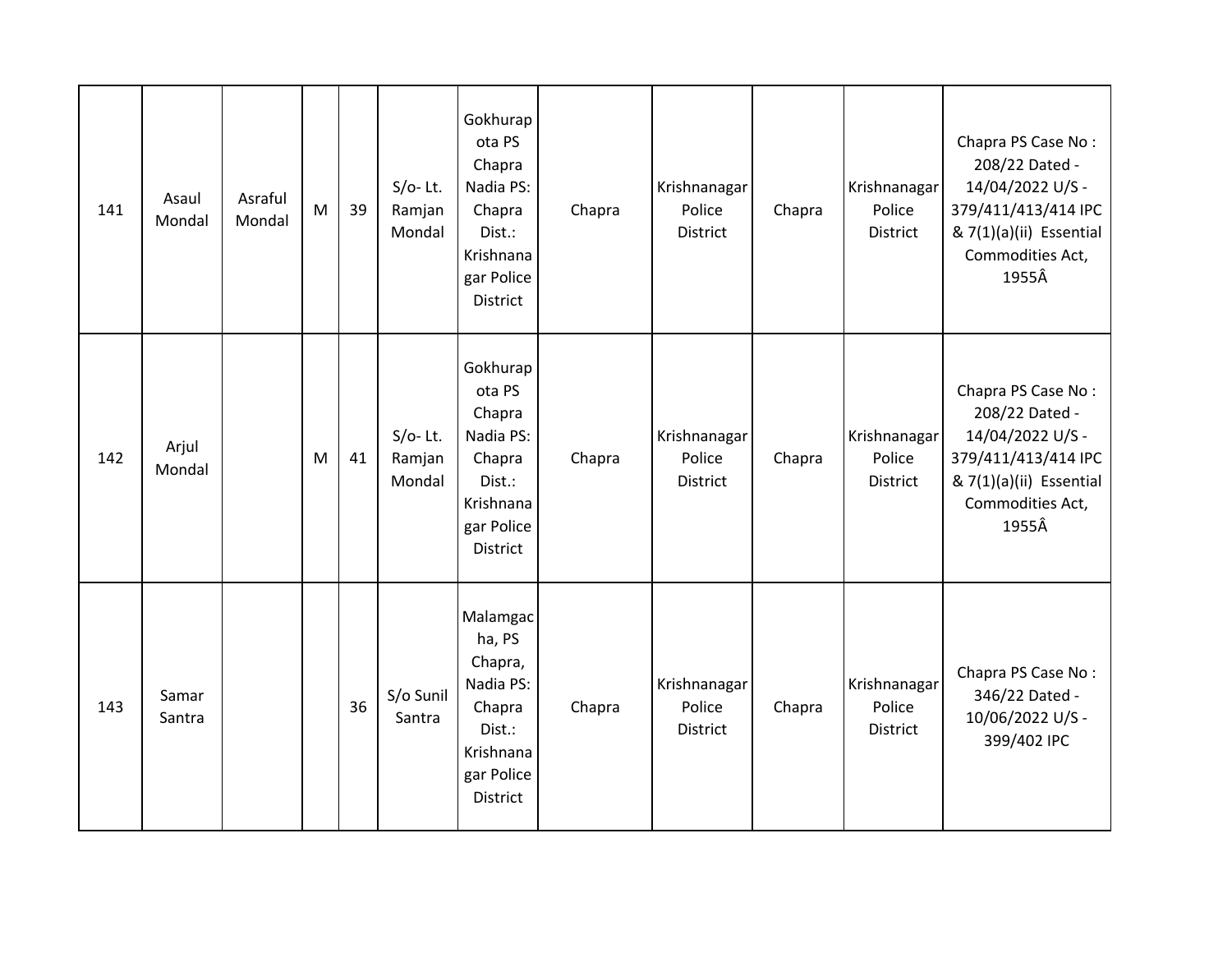| | | | | | | | | | | | |
|---|---|---|---|---|---|---|---|---|---|---|---|
| 141 | Asaul Mondal | Asraful Mondal | M | 39 | S/o- Lt. Ramjan Mondal | Gokhurapota PS Chapra Nadia PS: Chapra Dist.: Krishnanagar Police District | Chapra | Krishnanagar Police District | Chapra | Krishnanagar Police District | Chapra PS Case No : 208/22 Dated - 14/04/2022 U/S - 379/411/413/414 IPC & 7(1)(a)(ii) Essential Commodities Act, 1955Â |
| 142 | Arjul Mondal | | M | 41 | S/o- Lt. Ramjan Mondal | Gokhurapota PS Chapra Nadia PS: Chapra Dist.: Krishnanagar Police District | Chapra | Krishnanagar Police District | Chapra | Krishnanagar Police District | Chapra PS Case No : 208/22 Dated - 14/04/2022 U/S - 379/411/413/414 IPC & 7(1)(a)(ii) Essential Commodities Act, 1955Â |
| 143 | Samar Santra | | | 36 | S/o Sunil Santra | Malamgacha, PS Chapra, Nadia PS: Chapra Dist.: Krishnanagar Police District | Chapra | Krishnanagar Police District | Chapra | Krishnanagar Police District | Chapra PS Case No : 346/22 Dated - 10/06/2022 U/S - 399/402 IPC |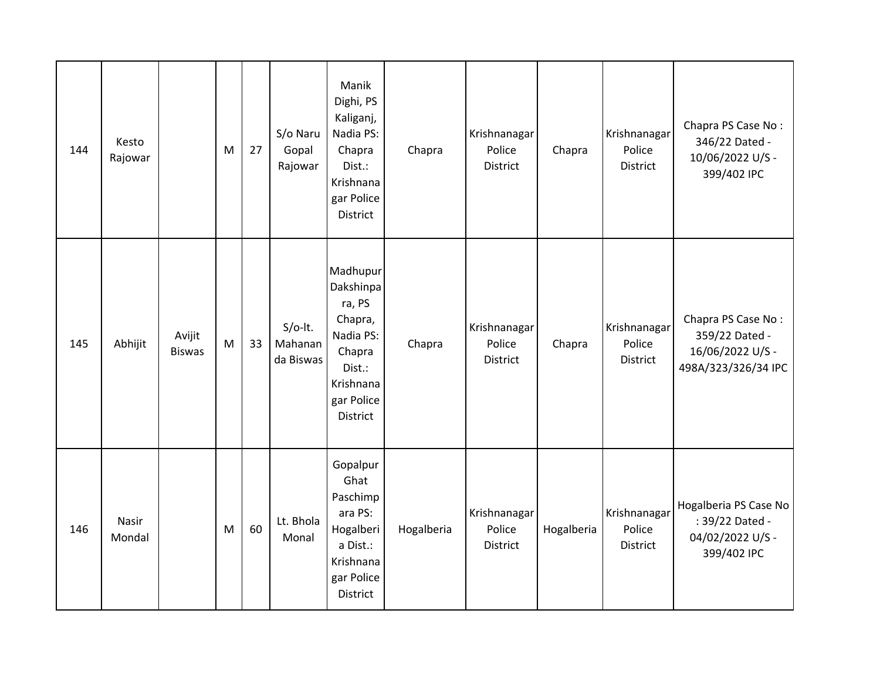| | | | | | | | | | | | |
|---|---|---|---|---|---|---|---|---|---|---|---|
| 144 | Kesto Rajowar | | M | 27 | S/o Naru Gopal Rajowar | Manik Dighi, PS Kaliganj, Nadia PS: Chapra Dist.: Krishnanagar Police District | Chapra | Krishnanagar Police District | Chapra | Krishnanagar Police District | Chapra PS Case No : 346/22 Dated - 10/06/2022 U/S - 399/402 IPC |
| 145 | Abhijit | Avijit Biswas | M | 33 | S/o-lt. Mahananda Biswas | Madhupur Dakshinpara, PS Chapra, Nadia PS: Chapra Dist.: Krishnanagar Police District | Chapra | Krishnanagar Police District | Chapra | Krishnanagar Police District | Chapra PS Case No : 359/22 Dated - 16/06/2022 U/S - 498A/323/326/34 IPC |
| 146 | Nasir Mondal | | M | 60 | Lt. Bhola Monal | Gopalpur Ghat Paschimpara PS: Hogalberia Dist.: Krishnanagar Police District | Hogalberia | Krishnanagar Police District | Hogalberia | Krishnanagar Police District | Hogalberia PS Case No : 39/22 Dated - 04/02/2022 U/S - 399/402 IPC |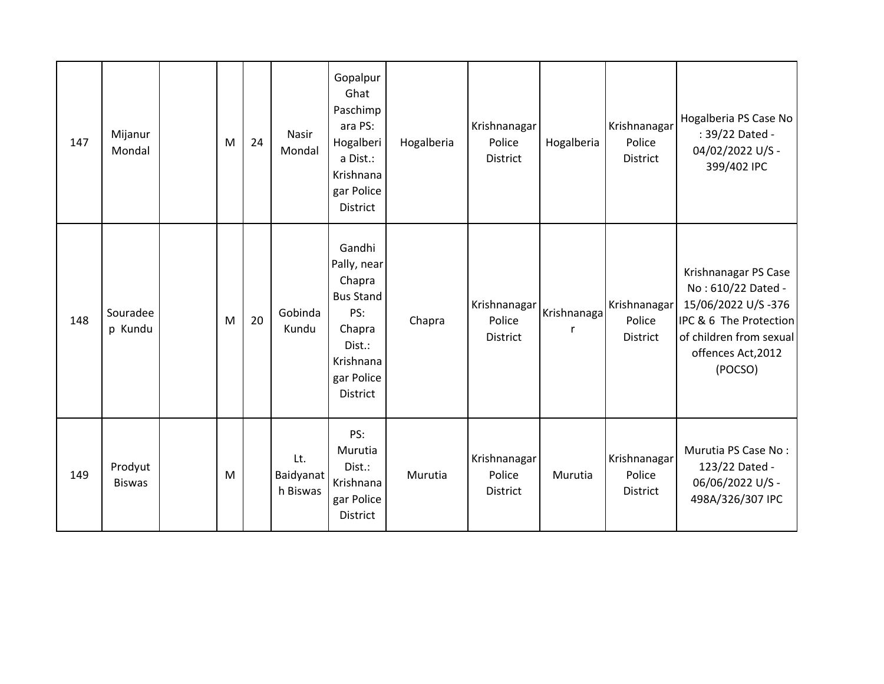| 147 | Mijanur Mondal | | M | 24 | Nasir Mondal | Gopalpur Ghat Paschimpara PS: Hogalberia Dist.: Krishnanagar Police District | Hogalberia | Krishnanagar Police District | Hogalberia | Krishnanagar Police District | Hogalberia PS Case No : 39/22 Dated - 04/02/2022 U/S - 399/402 IPC |
|---|---|---|---|---|---|---|---|---|---|---|---|
| 148 | Souradeep Kundu | | M | 20 | Gobinda Kundu | Gandhi Pally, near Chapra Bus Stand PS: Chapra Dist.: Krishnanagar Police District | Chapra | Krishnanagar Police District | Krishnanagar | Krishnanagar Police District | Krishnanagar PS Case No : 610/22 Dated - 15/06/2022 U/S -376 IPC & 6 The Protection of children from sexual offences Act,2012 (POCSO) |
| 149 | Prodyut Biswas | | M | | Lt. Baidyanath Biswas | PS: Murutia Dist.: Krishnanagar Police District | Murutia | Krishnanagar Police District | Murutia | Krishnanagar Police District | Murutia PS Case No : 123/22 Dated - 06/06/2022 U/S - 498A/326/307 IPC |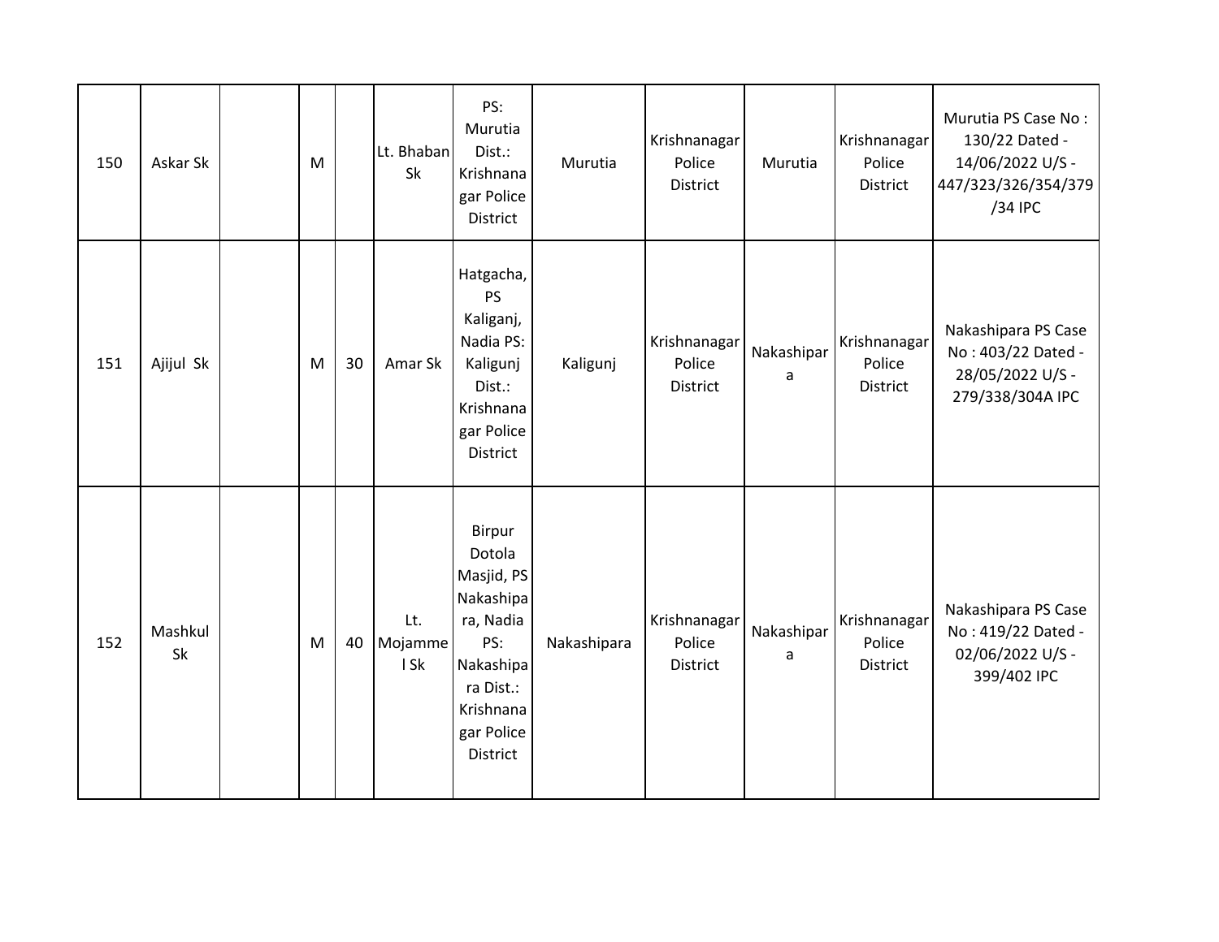| | | | | | | | | | | | |
|---|---|---|---|---|---|---|---|---|---|---|---|
| 150 | Askar Sk | | M | | Lt. Bhaban Sk | PS: Murutia Dist.: Krishnanagar Police District | Murutia | Krishnanagar Police District | Murutia | Krishnanagar Police District | Murutia PS Case No : 130/22 Dated - 14/06/2022 U/S - 447/323/326/354/379/34 IPC |
| 151 | Ajijul Sk | | M | 30 | Amar Sk | Hatgacha, PS Kaliganj, Nadia PS: Kaligunj Dist.: Krishnanagar Police District | Kaligunj | Krishnanagar Police District | Nakashipara | Krishnanagar Police District | Nakashipara PS Case No : 403/22 Dated - 28/05/2022 U/S - 279/338/304A IPC |
| 152 | Mashkul Sk | | M | 40 | Lt. Mojammel Sk | Birpur Dotola Masjid, PS Nakashipara, Nadia PS: Nakashipara Dist.: Krishnanagar Police District | Nakashipara | Krishnanagar Police District | Nakashipara | Krishnanagar Police District | Nakashipara PS Case No : 419/22 Dated - 02/06/2022 U/S - 399/402 IPC |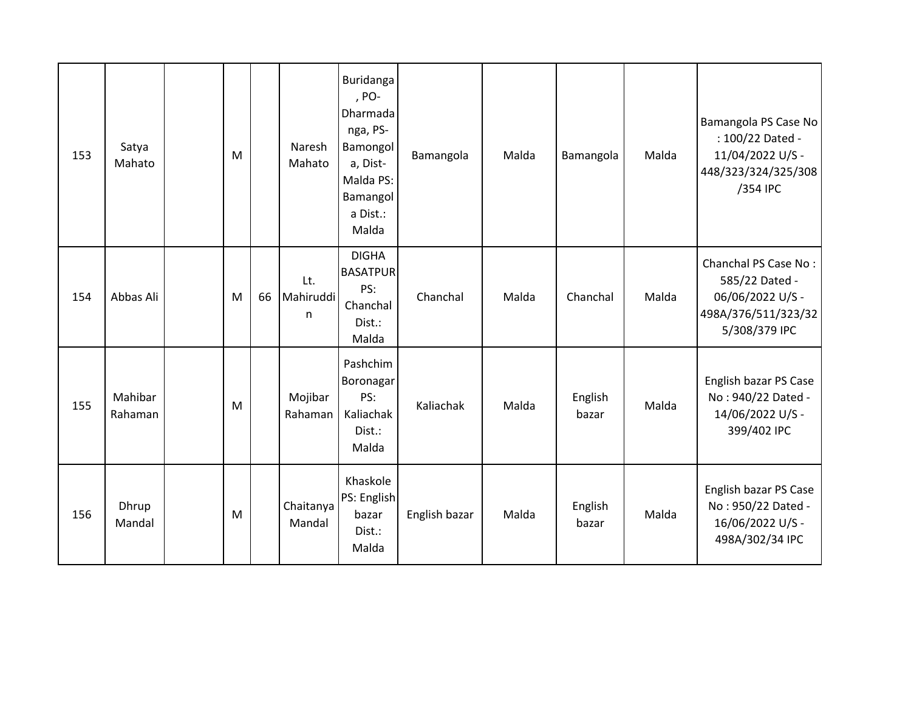| 153 | Satya Mahato | | M | | Naresh Mahato | Buridanga , PO-Dharmadanga, PS-Bamongola, Dist-Malda PS: Bamangola Dist.: Malda | Bamangola | Malda | Bamangola | Malda | Bamangola PS Case No : 100/22 Dated - 11/04/2022 U/S - 448/323/324/325/308/354 IPC |
|---|---|---|---|---|---|---|---|---|---|---|---|
| 154 | Abbas Ali | | M | 66 | Lt. Mahiruddin | DIGHA BASATPUR PS: Chanchal Dist.: Malda | Chanchal | Malda | Chanchal | Malda | Chanchal PS Case No : 585/22 Dated - 06/06/2022 U/S - 498A/376/511/323/325/308/379 IPC |
| 155 | Mahibar Rahaman | | M | | Mojibar Rahaman | Pashchim Boronagar PS: Kaliachak Dist.: Malda | Kaliachak | Malda | English bazar | Malda | English bazar PS Case No : 940/22 Dated - 14/06/2022 U/S - 399/402 IPC |
| 156 | Dhrup Mandal | | M | | Chaitanya Mandal | Khaskole PS: English bazar Dist.: Malda | English bazar | Malda | English bazar | Malda | English bazar PS Case No : 950/22 Dated - 16/06/2022 U/S - 498A/302/34 IPC |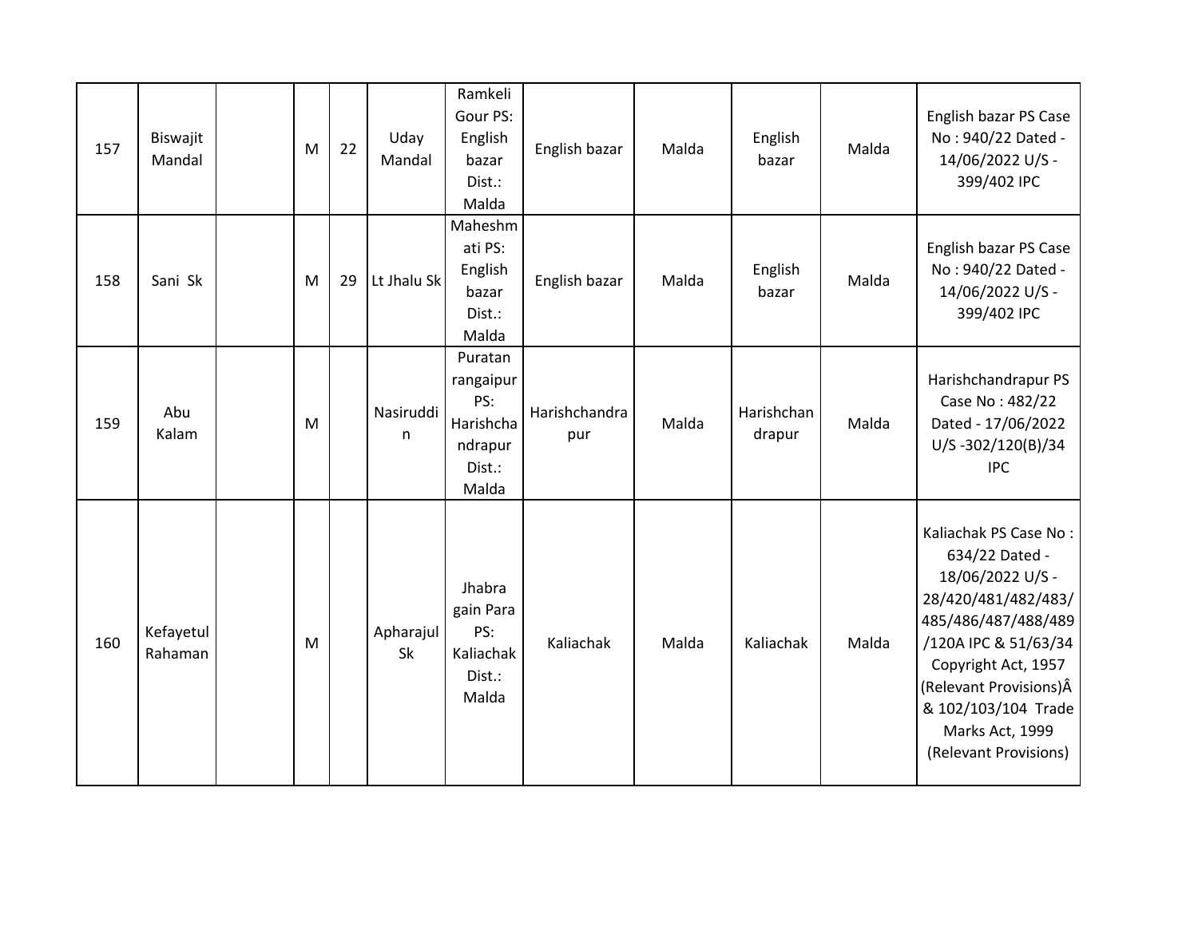| | | | | | | | | | | | |
|---|---|---|---|---|---|---|---|---|---|---|---|
| 157 | Biswajit Mandal | | M | 22 | Uday Mandal | Ramkeli Gour PS: English bazar Dist.: Malda | English bazar | Malda | English bazar | Malda | English bazar PS Case No : 940/22 Dated - 14/06/2022 U/S - 399/402 IPC |
| 158 | Sani Sk | | M | 29 | Lt Jhalu Sk | Maheshmati PS: English bazar Dist.: Malda | English bazar | Malda | English bazar | Malda | English bazar PS Case No : 940/22 Dated - 14/06/2022 U/S - 399/402 IPC |
| 159 | Abu Kalam | | M | | Nasiruddin | Puratan rangaipur PS: Harishchandrapur Dist.: Malda | Harishchandrapur | Malda | Harishchandrapur | Malda | Harishchandrapur PS Case No : 482/22 Dated - 17/06/2022 U/S -302/120(B)/34 IPC |
| 160 | Kefayetul Rahaman | | M | | Apharajul Sk | Jhabra gain Para PS: Kaliachak Dist.: Malda | Kaliachak | Malda | Kaliachak | Malda | Kaliachak PS Case No : 634/22 Dated - 18/06/2022 U/S - 28/420/481/482/483/485/486/487/488/489/120A IPC & 51/63/34 Copyright Act, 1957 (Relevant Provisions)Â & 102/103/104 Trade Marks Act, 1999 (Relevant Provisions) |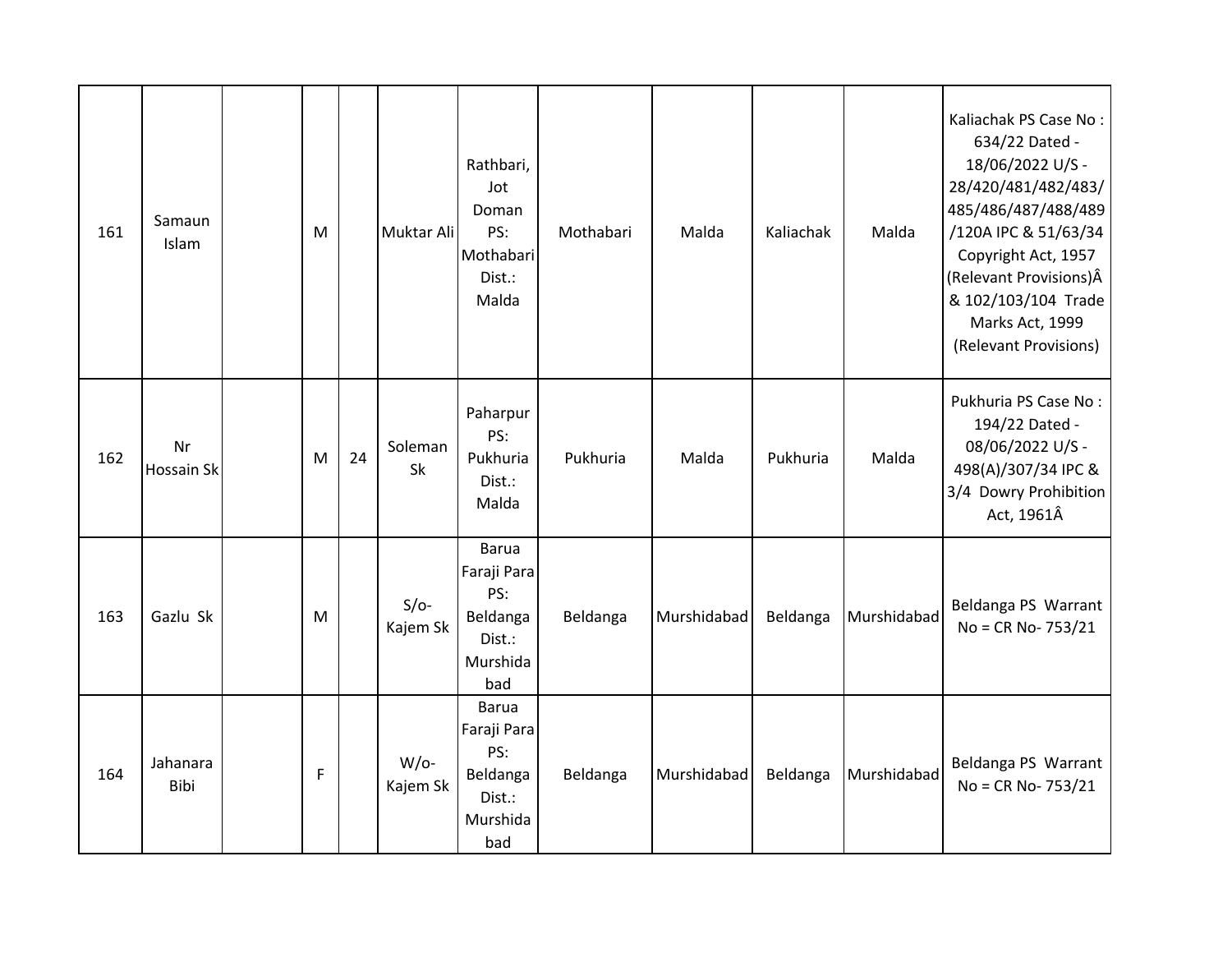| 161 | Samaun Islam | | M | | Muktar Ali | Rathbari, Jot Doman PS: Mothabari Dist.: Malda | Mothabari | Malda | Kaliachak | Malda | Kaliachak PS Case No : 634/22 Dated - 18/06/2022 U/S - 28/420/481/482/483/485/486/487/488/489/120A IPC & 51/63/34 Copyright Act, 1957 (Relevant Provisions)Â & 102/103/104 Trade Marks Act, 1999 (Relevant Provisions) |
|---|---|---|---|---|---|---|---|---|---|---|---|
| 162 | Nr Hossain Sk | | M | 24 | Soleman Sk | Paharpur PS: Pukhuria Dist.: Malda | Pukhuria | Malda | Pukhuria | Malda | Pukhuria PS Case No : 194/22 Dated - 08/06/2022 U/S - 498(A)/307/34 IPC & 3/4 Dowry Prohibition Act, 1961Â |
| 163 | Gazlu Sk | | M | | S/o- Kajem Sk | Barua Faraji Para PS: Beldanga Dist.: Murshidabad | Beldanga | Murshidabad | Beldanga | Murshidabad | Beldanga PS Warrant No = CR No- 753/21 |
| 164 | Jahanara Bibi | | F | | W/o- Kajem Sk | Barua Faraji Para PS: Beldanga Dist.: Murshidabad | Beldanga | Murshidabad | Beldanga | Murshidabad | Beldanga PS Warrant No = CR No- 753/21 |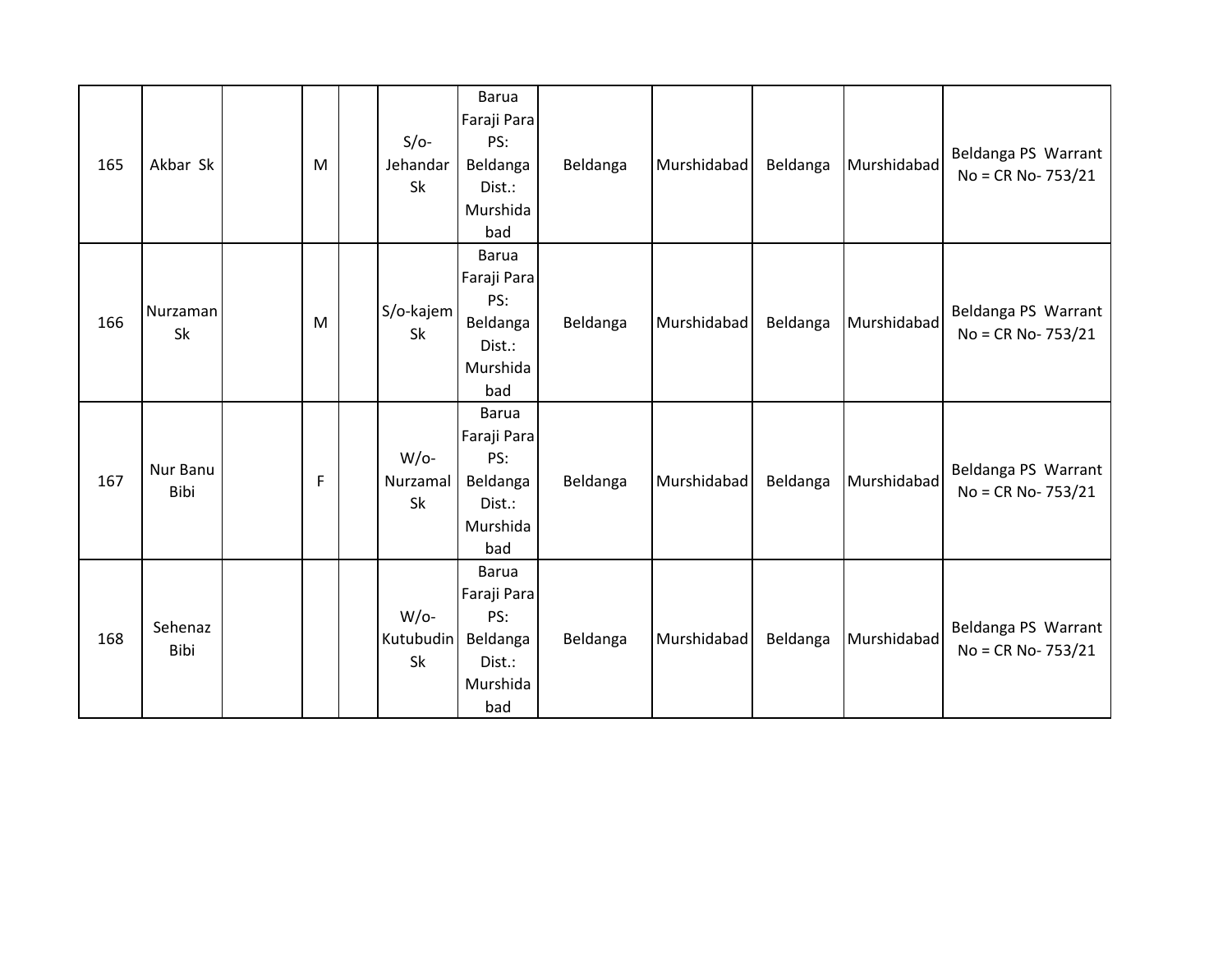| | | | | | | | | | | | |
|---|---|---|---|---|---|---|---|---|---|---|---|
| 165 | Akbar Sk | | M | | S/o-Jehandar Sk | Barua Faraji Para PS: Beldanga Dist.: Murshidabad | Beldanga | Murshidabad | Beldanga | Murshidabad | Beldanga PS Warrant No = CR No- 753/21 |
| 166 | Nurzaman Sk | | M | | S/o-kajem Sk | Barua Faraji Para PS: Beldanga Dist.: Murshidabad | Beldanga | Murshidabad | Beldanga | Murshidabad | Beldanga PS Warrant No = CR No- 753/21 |
| 167 | Nur Banu Bibi | | F | | W/o-Nurzamal Sk | Barua Faraji Para PS: Beldanga Dist.: Murshidabad | Beldanga | Murshidabad | Beldanga | Murshidabad | Beldanga PS Warrant No = CR No- 753/21 |
| 168 | Sehenaz Bibi | | | | W/o-Kutubudin Sk | Barua Faraji Para PS: Beldanga Dist.: Murshidabad | Beldanga | Murshidabad | Beldanga | Murshidabad | Beldanga PS Warrant No = CR No- 753/21 |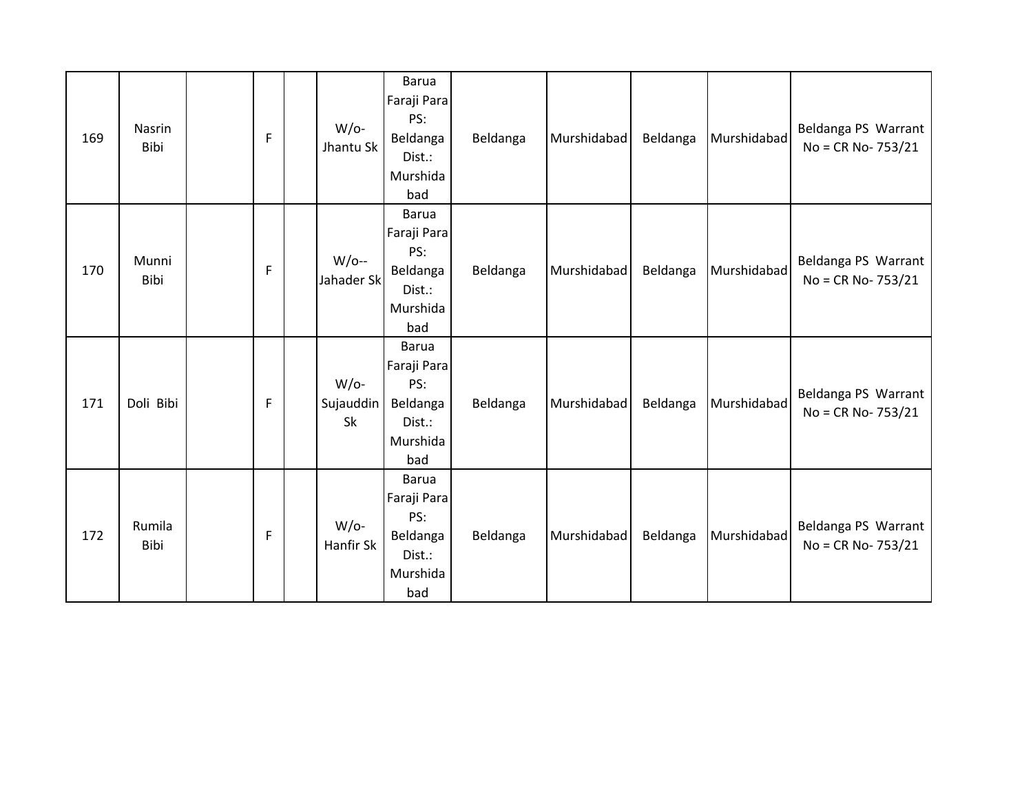| 169 | Nasrin Bibi | | F | | W/o- Jhantu Sk | Barua Faraji Para PS: Beldanga Dist.: Murshidabad | Beldanga | Murshidabad | Beldanga | Murshidabad | Beldanga PS Warrant No = CR No- 753/21 |
|---|---|---|---|---|---|---|---|---|---|---|---|
| 170 | Munni Bibi | | F | | W/o-- Jahader Sk | Barua Faraji Para PS: Beldanga Dist.: Murshidabad | Beldanga | Murshidabad | Beldanga | Murshidabad | Beldanga PS Warrant No = CR No- 753/21 |
| 171 | Doli Bibi | | F | | W/o- Sujauddin Sk | Barua Faraji Para PS: Beldanga Dist.: Murshidabad | Beldanga | Murshidabad | Beldanga | Murshidabad | Beldanga PS Warrant No = CR No- 753/21 |
| 172 | Rumila Bibi | | F | | W/o- Hanfir Sk | Barua Faraji Para PS: Beldanga Dist.: Murshidabad | Beldanga | Murshidabad | Beldanga | Murshidabad | Beldanga PS Warrant No = CR No- 753/21 |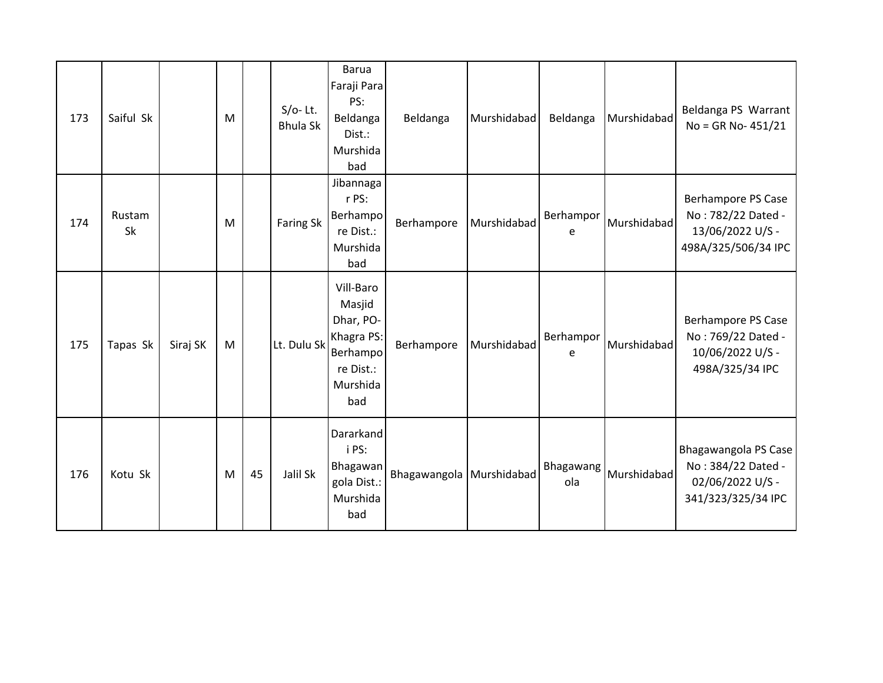| 173 | Saiful Sk | | M | | S/o- Lt. Bhula Sk | Barua Faraji Para PS: Beldanga Dist.: Murshidabad | Beldanga | Murshidabad | Beldanga | Murshidabad | Beldanga PS Warrant No = GR No- 451/21 |
|---|---|---|---|---|---|---|---|---|---|---|---|
| 174 | Rustam Sk | | M | | Faring Sk | Jibannagar PS: Berhampore Dist.: Murshidabad | Berhampore | Murshidabad | Berhampore | Murshidabad | Berhampore PS Case No : 782/22 Dated - 13/06/2022 U/S - 498A/325/506/34 IPC |
| 175 | Tapas Sk | Siraj SK | M | | Lt. Dulu Sk | Vill-Baro Masjid Dhar, PO-Khagra PS: Berhampore Dist.: Murshidabad | Berhampore | Murshidabad | Berhampore | Murshidabad | Berhampore PS Case No : 769/22 Dated - 10/06/2022 U/S - 498A/325/34 IPC |
| 176 | Kotu Sk | | M | 45 | Jalil Sk | Dararkandi PS: Bhagawangola Dist.: Murshidabad | Bhagawangola | Murshidabad | Bhagawangola | Murshidabad | Bhagawangola PS Case No : 384/22 Dated - 02/06/2022 U/S - 341/323/325/34 IPC |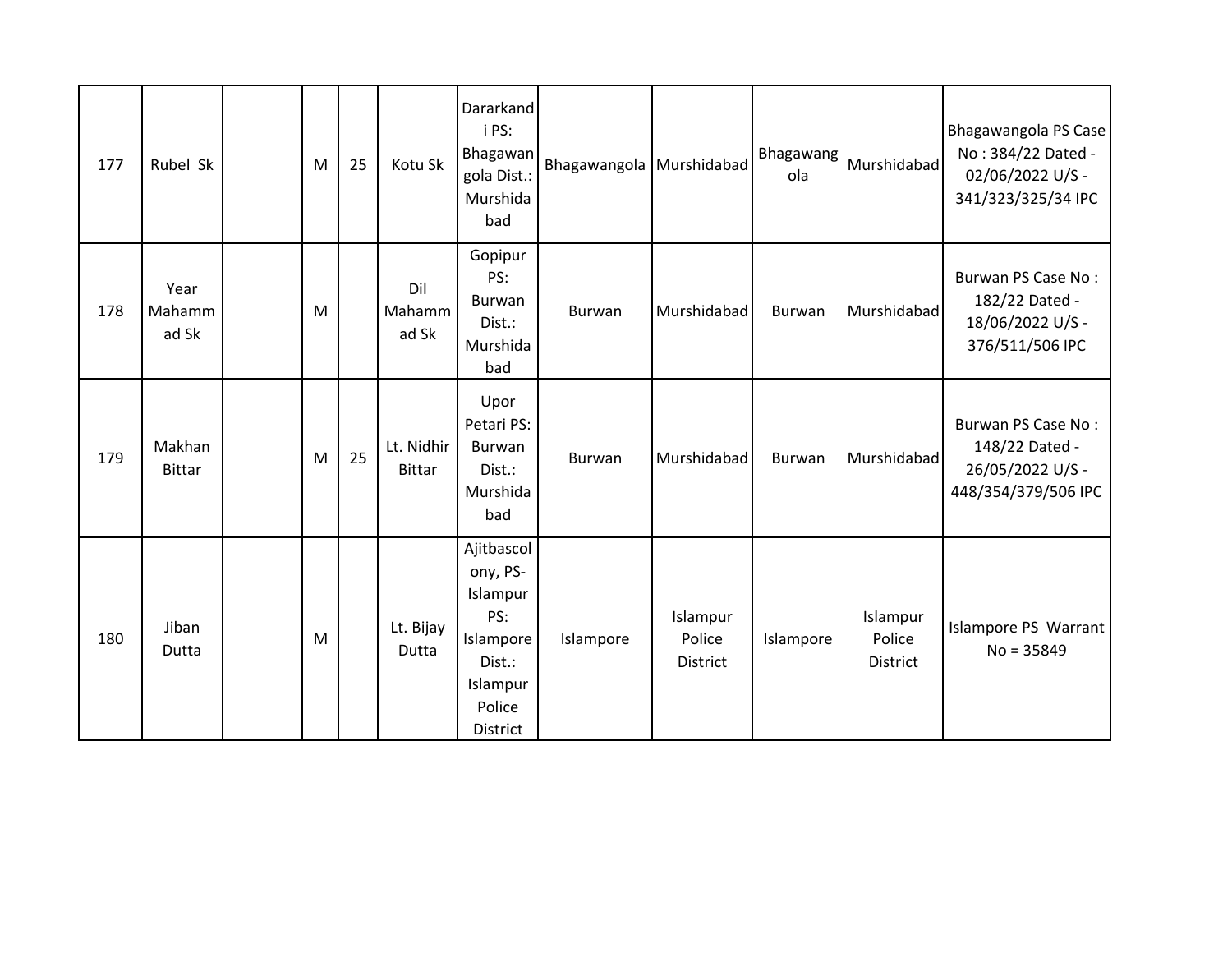| | | | | | | | | | | | |
|---|---|---|---|---|---|---|---|---|---|---|---|
| 177 | Rubel Sk | | M | 25 | Kotu Sk | Dararkandi PS: Bhagawangola Dist.: Murshidabad | Bhagawangola | Murshidabad | Bhagawangola | Murshidabad | Bhagawangola PS Case No : 384/22 Dated - 02/06/2022 U/S - 341/323/325/34 IPC |
| 178 | Year Mahammad Sk | | M | | Dil Mahammad Sk | Gopipur PS: Burwan Dist.: Murshidabad | Burwan | Murshidabad | Burwan | Murshidabad | Burwan PS Case No : 182/22 Dated - 18/06/2022 U/S - 376/511/506 IPC |
| 179 | Makhan Bittar | | M | 25 | Lt. Nidhir Bittar | Upor Petari PS: Burwan Dist.: Murshidabad | Burwan | Murshidabad | Burwan | Murshidabad | Burwan PS Case No : 148/22 Dated - 26/05/2022 U/S - 448/354/379/506 IPC |
| 180 | Jiban Dutta | | M | | Lt. Bijay Dutta | Ajitbascolony, PS-Islampur PS: Islampore Dist.: Islampur Police District | Islampore | Islampur Police District | Islampore | Islampur Police District | Islampore PS Warrant No = 35849 |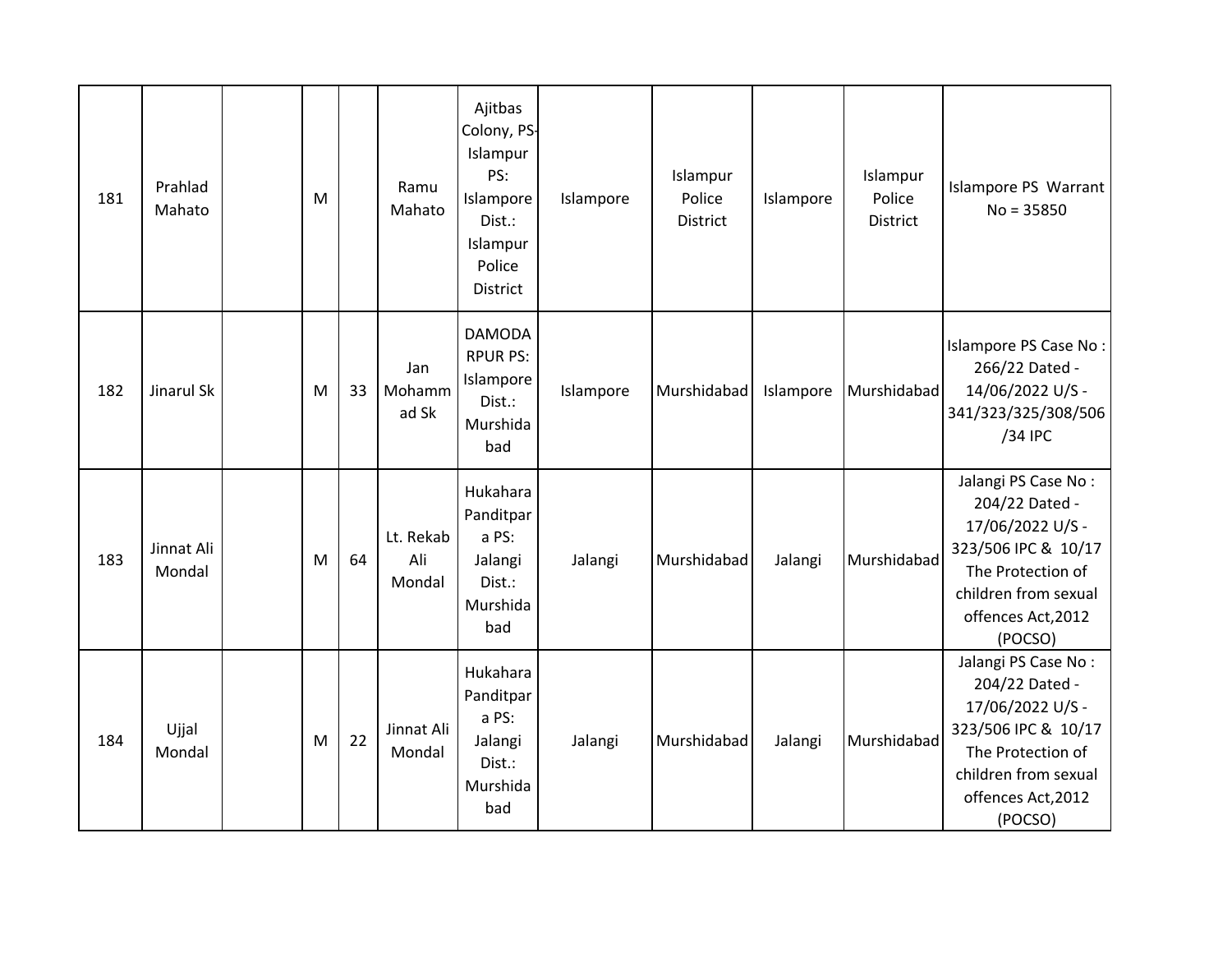| 181 | Prahlad Mahato | | M | | Ramu Mahato | Ajitbas Colony, PS-Islampur PS: Islampore Dist.: Islampur Police District | Islampore | Islampur Police District | Islampore | Islampur Police District | Islampore PS Warrant No = 35850 |
|---|---|---|---|---|---|---|---|---|---|---|---|
| 182 | Jinarul Sk | | M | 33 | Jan Mohammad Sk | DAMODARPUR PS: Islampore Dist.: Murshidabad | Islampore | Murshidabad | Islampore | Murshidabad | Islampore PS Case No : 266/22 Dated - 14/06/2022 U/S - 341/323/325/308/506/34 IPC |
| 183 | Jinnat Ali Mondal | | M | 64 | Lt. Rekab Ali Mondal | Hukahara Panditpara PS: Jalangi Dist.: Murshidabad | Jalangi | Murshidabad | Jalangi | Murshidabad | Jalangi PS Case No : 204/22 Dated - 17/06/2022 U/S - 323/506 IPC & 10/17 The Protection of children from sexual offences Act,2012 (POCSO) |
| 184 | Ujjal Mondal | | M | 22 | Jinnat Ali Mondal | Hukahara Panditpara PS: Jalangi Dist.: Murshidabad | Jalangi | Murshidabad | Jalangi | Murshidabad | Jalangi PS Case No : 204/22 Dated - 17/06/2022 U/S - 323/506 IPC & 10/17 The Protection of children from sexual offences Act,2012 (POCSO) |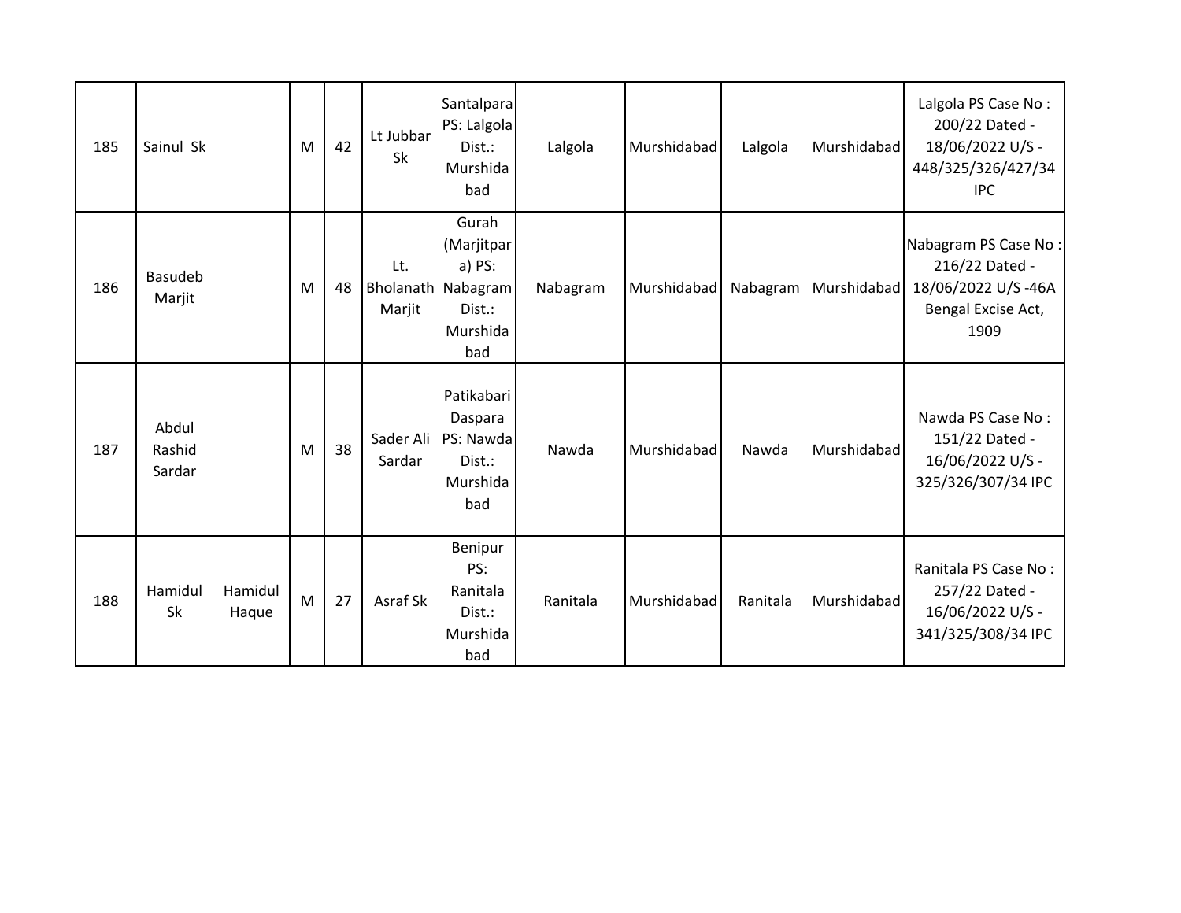| 185 | Sainul Sk | | M | 42 | Lt Jubbar Sk | Santalpara PS: Lalgola Dist.: Murshidabad | Lalgola | Murshidabad | Lalgola | Murshidabad | Lalgola PS Case No : 200/22 Dated - 18/06/2022 U/S - 448/325/326/427/34 IPC |
|---|---|---|---|---|---|---|---|---|---|---|---|
| 186 | Basudeb Marjit | | M | 48 | Lt. Bholanath Marjit | Gurah (Marjitpara) PS: Nabagram Dist.: Murshidabad | Nabagram | Murshidabad | Nabagram | Murshidabad | Nabagram PS Case No : 216/22 Dated - 18/06/2022 U/S -46A Bengal Excise Act, 1909 |
| 187 | Abdul Rashid Sardar | | M | 38 | Sader Ali Sardar | Patikabari Daspara PS: Nawda Dist.: Murshidabad | Nawda | Murshidabad | Nawda | Murshidabad | Nawda PS Case No : 151/22 Dated - 16/06/2022 U/S - 325/326/307/34 IPC |
| 188 | Hamidul Sk | Hamidul Haque | M | 27 | Asraf Sk | Benipur PS: Ranitala Dist.: Murshidabad | Ranitala | Murshidabad | Ranitala | Murshidabad | Ranitala PS Case No : 257/22 Dated - 16/06/2022 U/S - 341/325/308/34 IPC |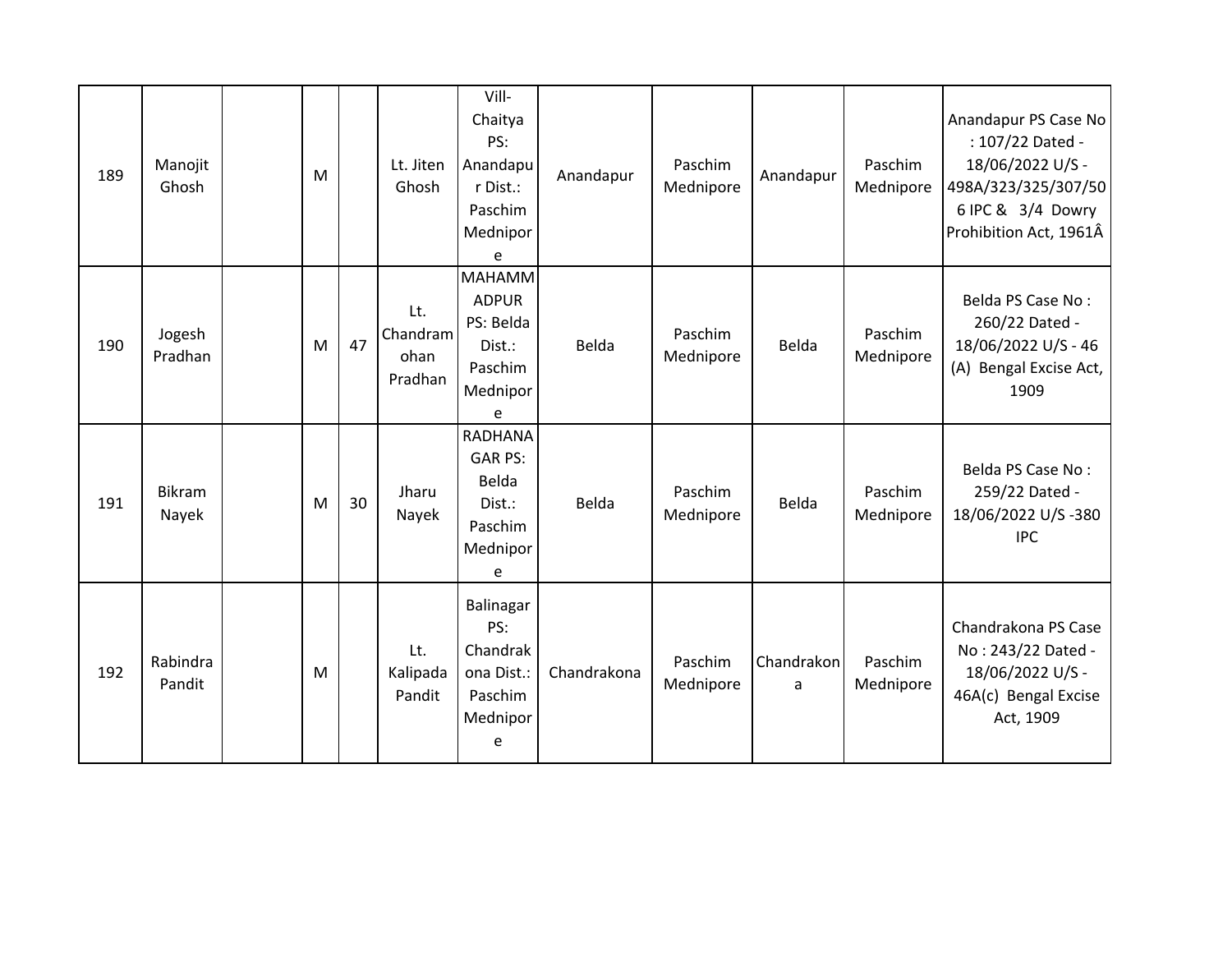| 189 | Manojit Ghosh | | M | | Lt. Jiten Ghosh | Vill- Chaitya PS: Anandapur Dist.: Paschim Mednipore | Anandapur | Paschim Mednipore | Anandapur | Paschim Mednipore | Anandapur PS Case No : 107/22 Dated - 18/06/2022 U/S - 498A/323/325/307/506 IPC & 3/4 Dowry Prohibition Act, 1961Â |
|---|---|---|---|---|---|---|---|---|---|---|---|
| 190 | Jogesh Pradhan | | M | 47 | Lt. Chandramohan Pradhan | MAHAMMADPUR PS: Belda Dist.: Paschim Mednipore | Belda | Paschim Mednipore | Belda | Paschim Mednipore | Belda PS Case No : 260/22 Dated - 18/06/2022 U/S - 46 (A) Bengal Excise Act, 1909 |
| 191 | Bikram Nayek | | M | 30 | Jharu Nayek | RADHANAGAR PS: Belda Dist.: Paschim Mednipore | Belda | Paschim Mednipore | Belda | Paschim Mednipore | Belda PS Case No : 259/22 Dated - 18/06/2022 U/S -380 IPC |
| 192 | Rabindra Pandit | | M | | Lt. Kalipada Pandit | Balinagar PS: Chandrakona Dist.: Paschim Mednipore | Chandrakona | Paschim Mednipore | Chandrakona | Paschim Mednipore | Chandrakona PS Case No : 243/22 Dated - 18/06/2022 U/S - 46A(c) Bengal Excise Act, 1909 |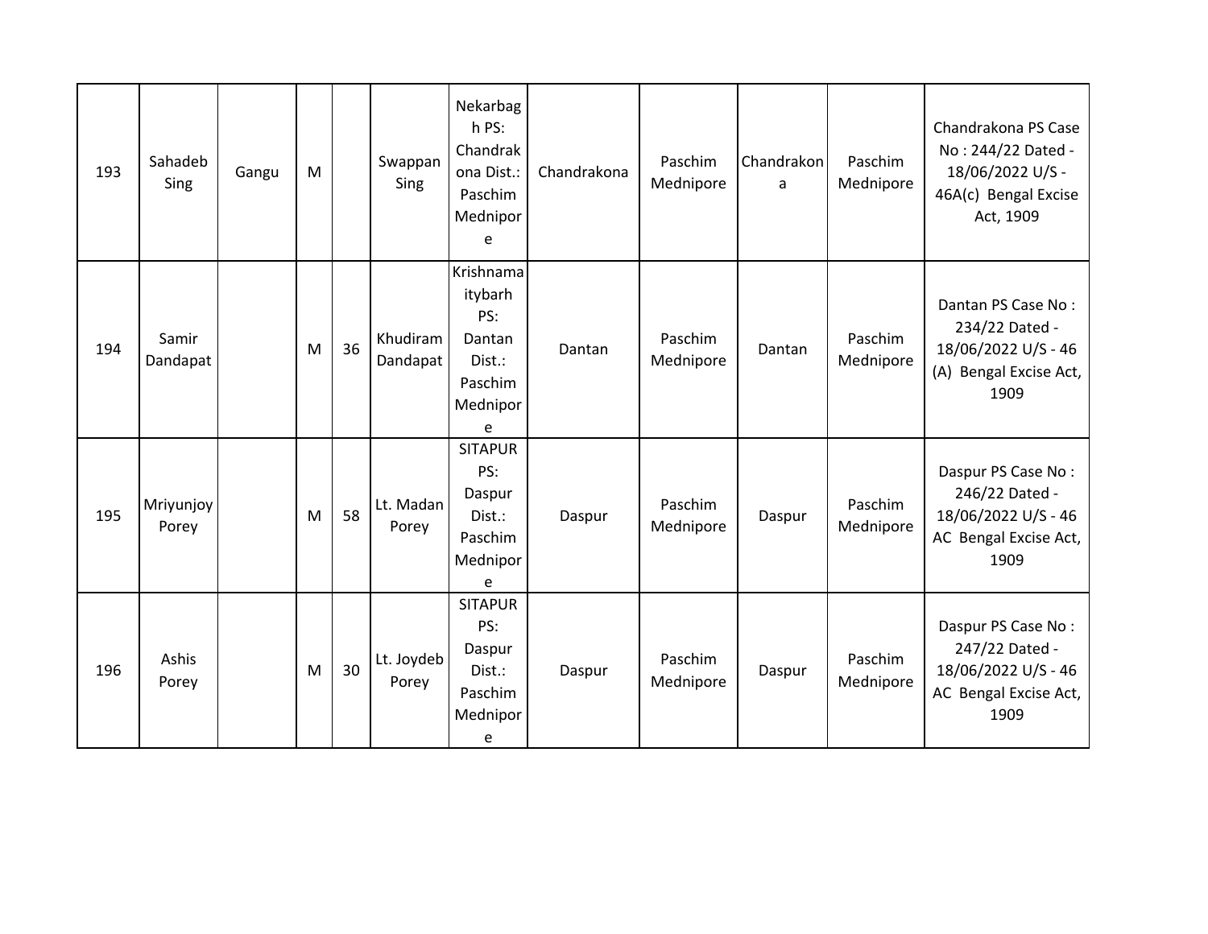| 193 | Sahadeb Sing | Gangu | M |  | Swappan Sing | Nekarbagh PS: Chandrakona Dist.: Paschim Mednipore | Chandrakona | Paschim Mednipore | Chandrakona | Paschim Mednipore | Chandrakona PS Case No : 244/22 Dated - 18/06/2022 U/S - 46A(c) Bengal Excise Act, 1909 |
|---|---|---|---|---|---|---|---|---|---|---|---|
| 194 | Samir Dandapat |  | M | 36 | Khudiram Dandapat | Krishnamaitybarh PS: Dantan Dist.: Paschim Mednipore | Dantan | Paschim Mednipore | Dantan | Paschim Mednipore | Dantan PS Case No : 234/22 Dated - 18/06/2022 U/S - 46 (A) Bengal Excise Act, 1909 |
| 195 | Mriyunjoy Porey |  | M | 58 | Lt. Madan Porey | SITAPUR PS: Daspur Dist.: Paschim Mednipore | Daspur | Paschim Mednipore | Daspur | Paschim Mednipore | Daspur PS Case No : 246/22 Dated - 18/06/2022 U/S - 46 AC Bengal Excise Act, 1909 |
| 196 | Ashis Porey |  | M | 30 | Lt. Joydeb Porey | SITAPUR PS: Daspur Dist.: Paschim Mednipore | Daspur | Paschim Mednipore | Daspur | Paschim Mednipore | Daspur PS Case No : 247/22 Dated - 18/06/2022 U/S - 46 AC Bengal Excise Act, 1909 |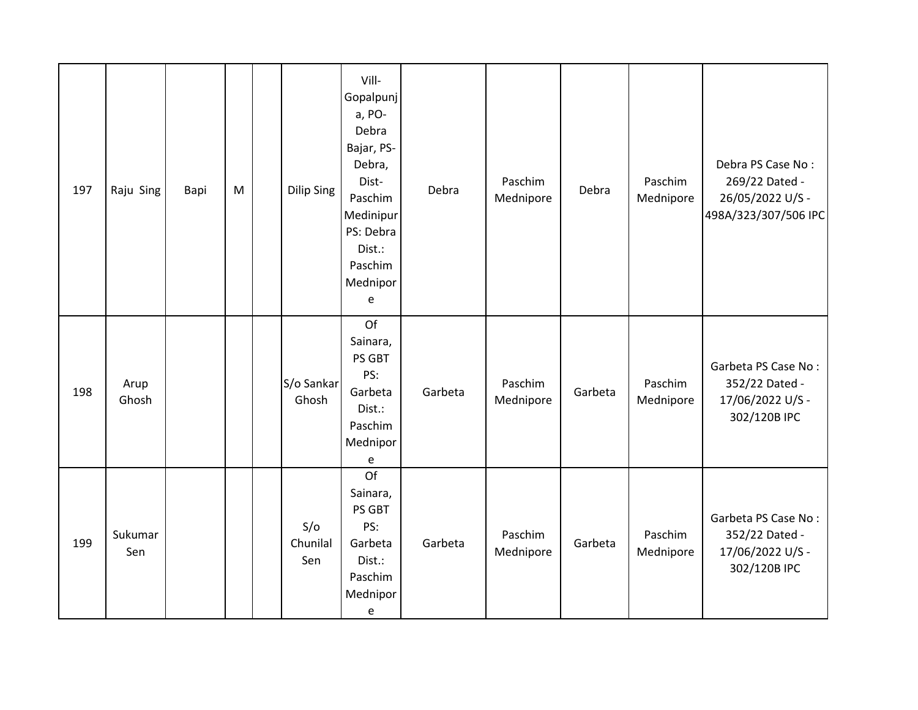| 197 | Raju Sing | Bapi | M | | Dilip Sing | Vill-Gopalpunja, PO-Debra Bajar, PS-Debra, Dist-Paschim Medinipur PS: Debra Dist.: Paschim Mednipore | Debra | Paschim Mednipore | Debra | Paschim Mednipore | Debra PS Case No : 269/22 Dated - 26/05/2022 U/S - 498A/323/307/506 IPC |
|---|---|---|---|---|---|---|---|---|---|---|---|
| 198 | Arup Ghosh | | | | S/o Sankar Ghosh | Of Sainara, PS GBT PS: Garbeta Dist.: Paschim Mednipore | Garbeta | Paschim Mednipore | Garbeta | Paschim Mednipore | Garbeta PS Case No : 352/22 Dated - 17/06/2022 U/S - 302/120B IPC |
| 199 | Sukumar Sen | | | | S/o Chunilal Sen | Of Sainara, PS GBT PS: Garbeta Dist.: Paschim Mednipore | Garbeta | Paschim Mednipore | Garbeta | Paschim Mednipore | Garbeta PS Case No : 352/22 Dated - 17/06/2022 U/S - 302/120B IPC |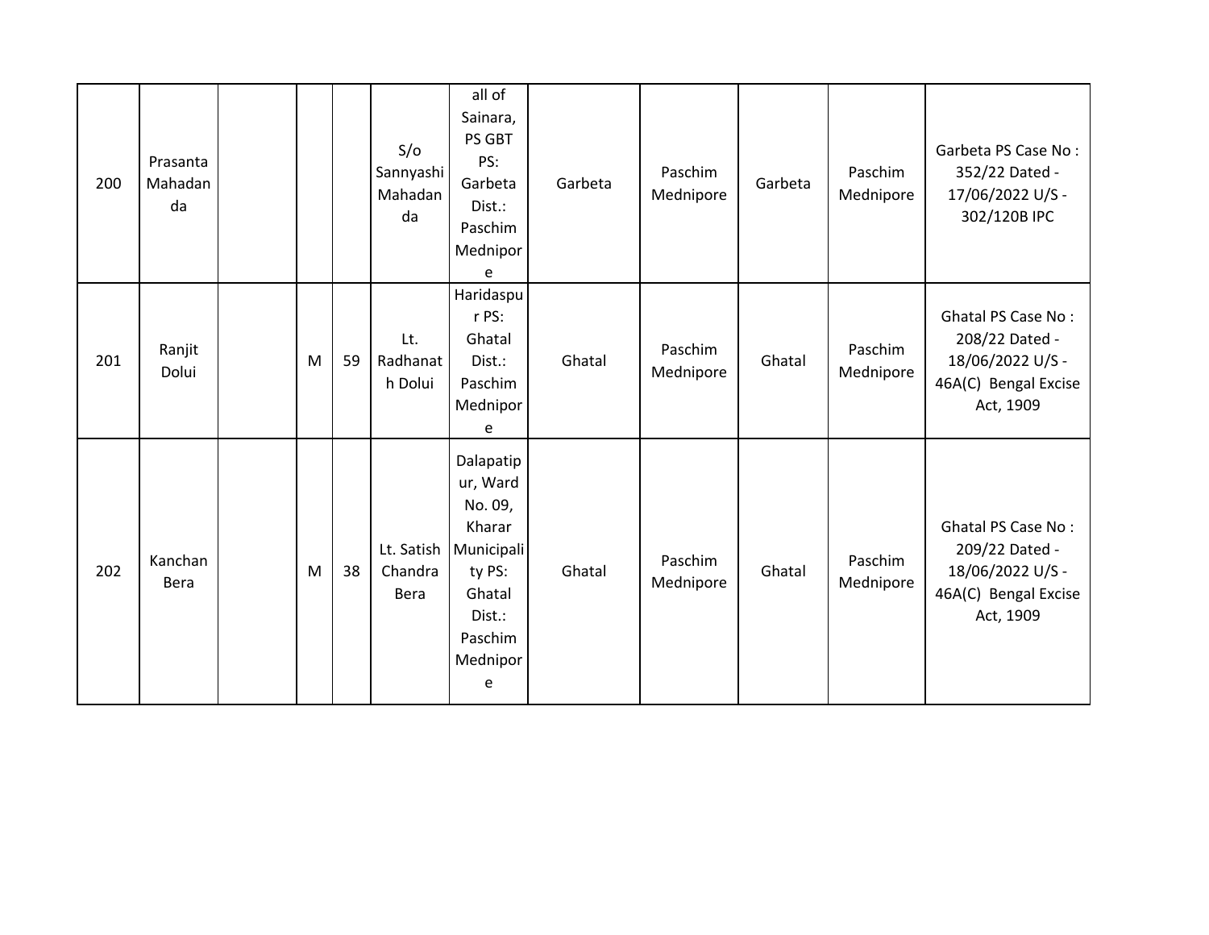| 200 | Prasanta Mahadanda | | | | S/o Sannyashi Mahadanda | all of Sainara, PS GBT PS: Garbeta Dist.: Paschim Mednipore | Garbeta | Paschim Mednipore | Garbeta | Paschim Mednipore | Garbeta PS Case No : 352/22 Dated - 17/06/2022 U/S - 302/120B IPC |
|---|---|---|---|---|---|---|---|---|---|---|---|
| 201 | Ranjit Dolui | | M | 59 | Lt. Radhanath Dolui | Haridaspur PS: Ghatal Dist.: Paschim Mednipore | Ghatal | Paschim Mednipore | Ghatal | Paschim Mednipore | Ghatal PS Case No : 208/22 Dated - 18/06/2022 U/S - 46A(C) Bengal Excise Act, 1909 |
| 202 | Kanchan Bera | | M | 38 | Lt. Satish Chandra Bera | Dalapatipur, Ward No. 09, Kharar Municipality PS: Ghatal Dist.: Paschim Mednipore | Ghatal | Paschim Mednipore | Ghatal | Paschim Mednipore | Ghatal PS Case No : 209/22 Dated - 18/06/2022 U/S - 46A(C) Bengal Excise Act, 1909 |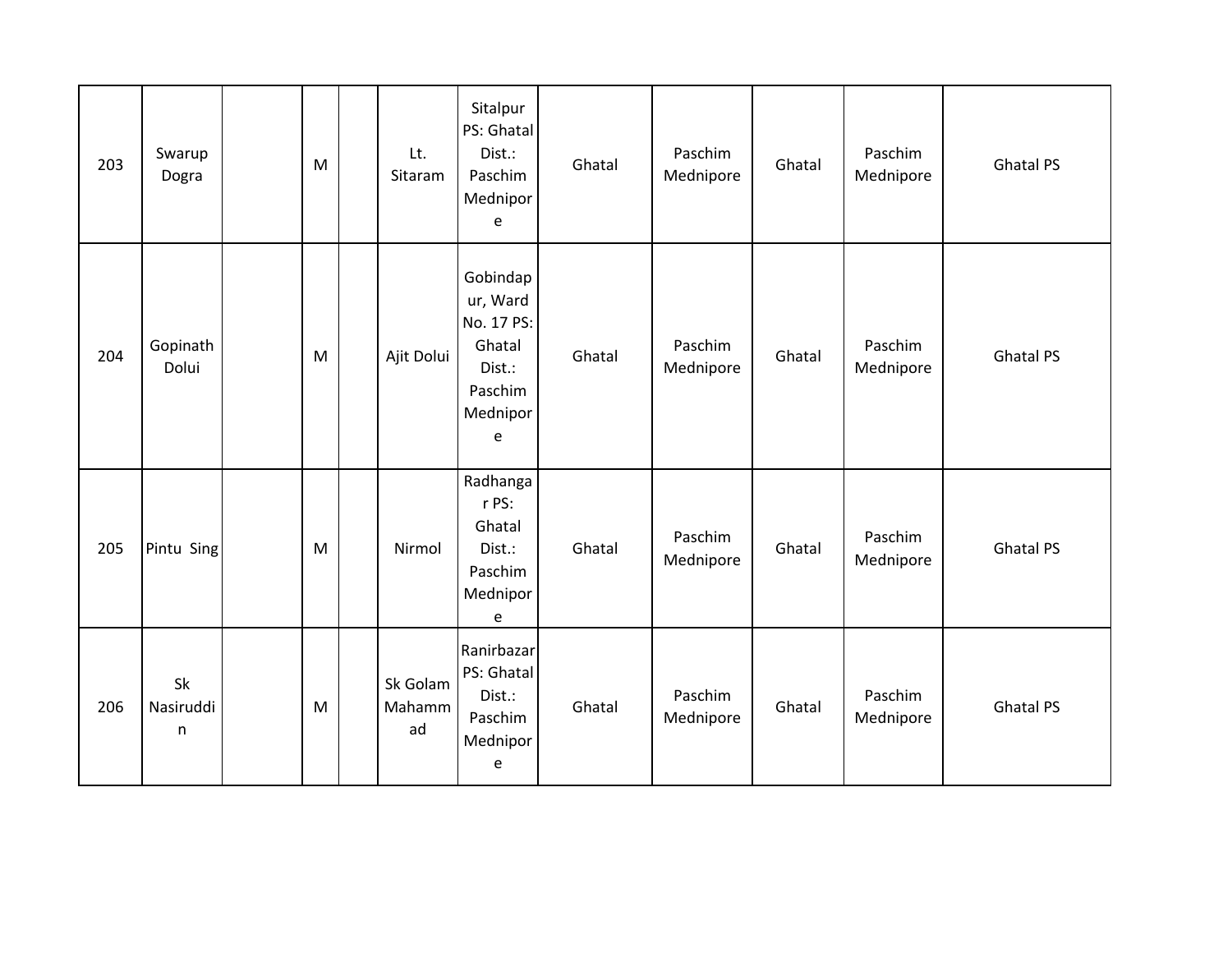| 203 | Swarup Dogra | | M | | Lt. Sitaram | Sitalpur PS: Ghatal Dist.: Paschim Mednipore | Ghatal | Paschim Mednipore | Ghatal | Paschim Mednipore | Ghatal PS |
|---|---|---|---|---|---|---|---|---|---|---|---|
| 204 | Gopinath Dolui | | M | | Ajit Dolui | Gobindapur, Ward No. 17 PS: Ghatal Dist.: Paschim Mednipore | Ghatal | Paschim Mednipore | Ghatal | Paschim Mednipore | Ghatal PS |
| 205 | Pintu Sing | | M | | Nirmol | Radhangar PS: Ghatal Dist.: Paschim Mednipore | Ghatal | Paschim Mednipore | Ghatal | Paschim Mednipore | Ghatal PS |
| 206 | Sk Nasiruddin | | M | | Sk Golam Mahammad | Ranirbazar PS: Ghatal Dist.: Paschim Mednipore | Ghatal | Paschim Mednipore | Ghatal | Paschim Mednipore | Ghatal PS |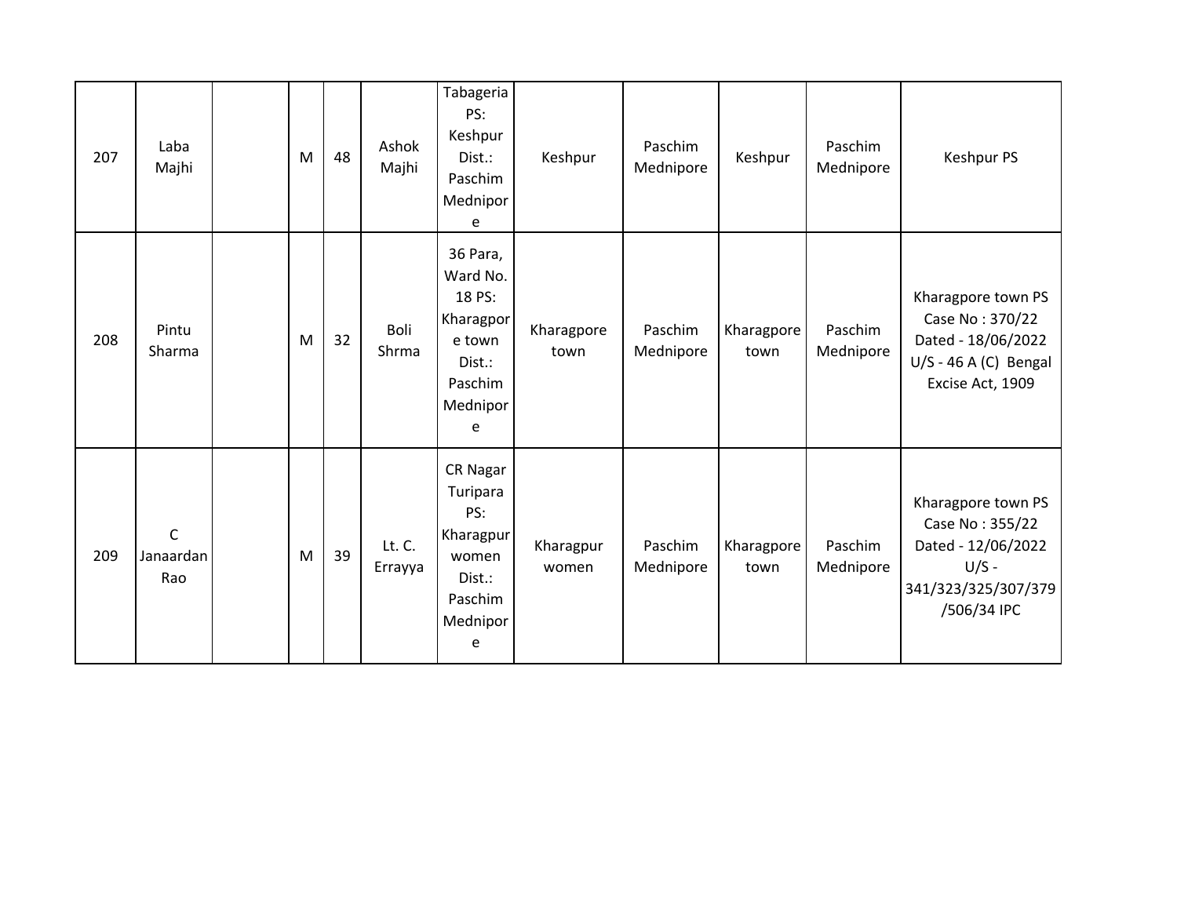| | | | | | | | | | | | |
|---|---|---|---|---|---|---|---|---|---|---|---|
| 207 | Laba Majhi | | M | 48 | Ashok Majhi | Tabageria PS: Keshpur Dist.: Paschim Mednipore | Keshpur | Paschim Mednipore | Keshpur | Paschim Mednipore | Keshpur PS |
| 208 | Pintu Sharma | | M | 32 | Boli Shrma | 36 Para, Ward No. 18 PS: Kharagpore town Dist.: Paschim Mednipore | Kharagpore town | Paschim Mednipore | Kharagpore town | Paschim Mednipore | Kharagpore town PS Case No : 370/22 Dated - 18/06/2022 U/S - 46 A (C) Bengal Excise Act, 1909 |
| 209 | C Janaardan Rao | | M | 39 | Lt. C. Errayya | CR Nagar Turipara PS: Kharagpur women Dist.: Paschim Mednipore | Kharagpur women | Paschim Mednipore | Kharagpore town | Paschim Mednipore | Kharagpore town PS Case No : 355/22 Dated - 12/06/2022 U/S - 341/323/325/307/379/506/34 IPC |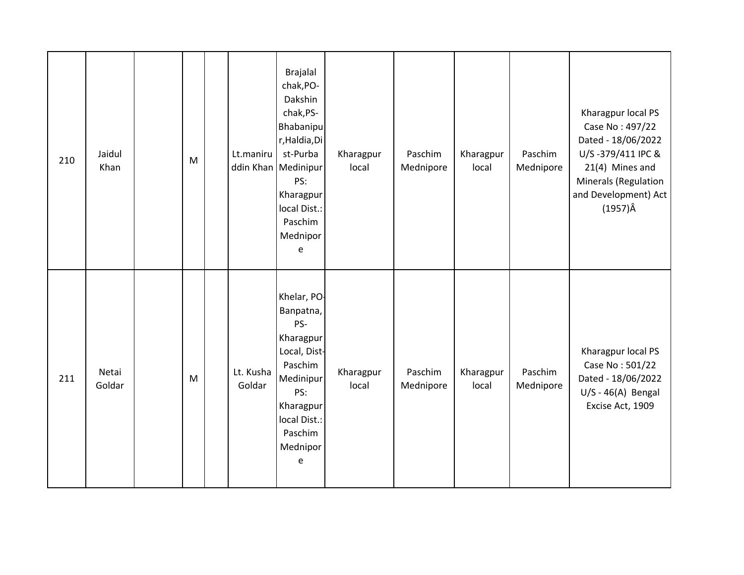| 210 | Jaidul Khan | | M | | Lt.maniruddin Khan | Brajalal chak,PO-Dakshin chak,PS-Bhabanipur,Haldia,Dist-Purba Medinipur PS: Kharagpur local Dist.: Paschim Mednipore | Kharagpur local | Paschim Mednipore | Kharagpur local | Paschim Mednipore | Kharagpur local PS Case No : 497/22 Dated - 18/06/2022 U/S -379/411 IPC & 21(4) Mines and Minerals (Regulation and Development) Act (1957)Â |
|---|---|---|---|---|---|---|---|---|---|---|---|
| 211 | Netai Goldar | | M | | Lt. Kusha Goldar | Khelar, PO-Banpatna, PS-Kharagpur Local, Dist-Paschim Medinipur PS: Kharagpur local Dist.: Paschim Mednipore | Kharagpur local | Paschim Mednipore | Kharagpur local | Paschim Mednipore | Kharagpur local PS Case No : 501/22 Dated - 18/06/2022 U/S - 46(A) Bengal Excise Act, 1909 |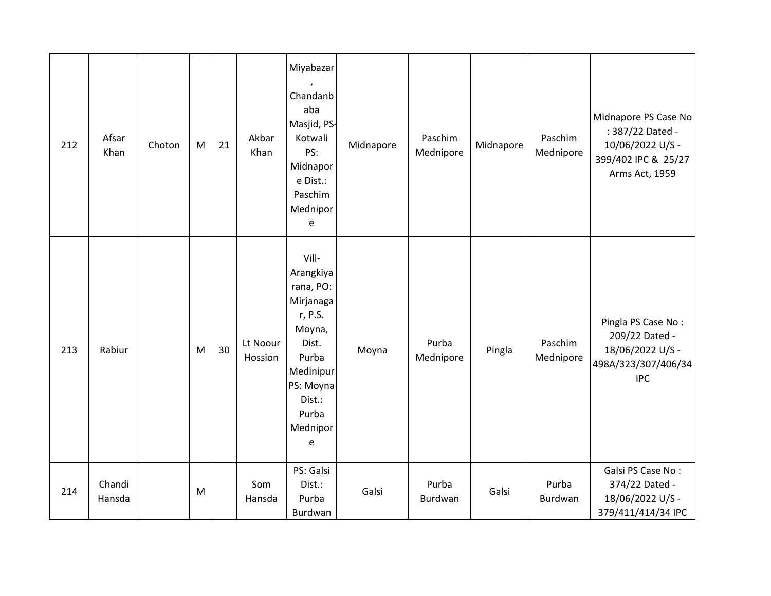| 212 | Afsar Khan | Choton | M | 21 | Akbar Khan | Miyabazar , Chandanbaba Masjid, PS-Kotwali PS: Midnapore Dist.: Paschim Mednipore | Midnapore | Paschim Mednipore | Midnapore | Paschim Mednipore | Midnapore PS Case No : 387/22 Dated - 10/06/2022 U/S - 399/402 IPC & 25/27 Arms Act, 1959 |
|---|---|---|---|---|---|---|---|---|---|---|---|
| 213 | Rabiur | | M | 30 | Lt Noour Hossion | Vill-Arangkiyarana, PO: Mirjanagar, P.S. Moyna, Dist. Purba Medinipur PS: Moyna Dist.: Purba Mednipore | Moyna | Purba Mednipore | Pingla | Paschim Mednipore | Pingla PS Case No : 209/22 Dated - 18/06/2022 U/S - 498A/323/307/406/34 IPC |
| 214 | Chandi Hansda | | M | | Som Hansda | PS: Galsi Dist.: Purba Burdwan | Galsi | Purba Burdwan | Galsi | Purba Burdwan | Galsi PS Case No : 374/22 Dated - 18/06/2022 U/S - 379/411/414/34 IPC |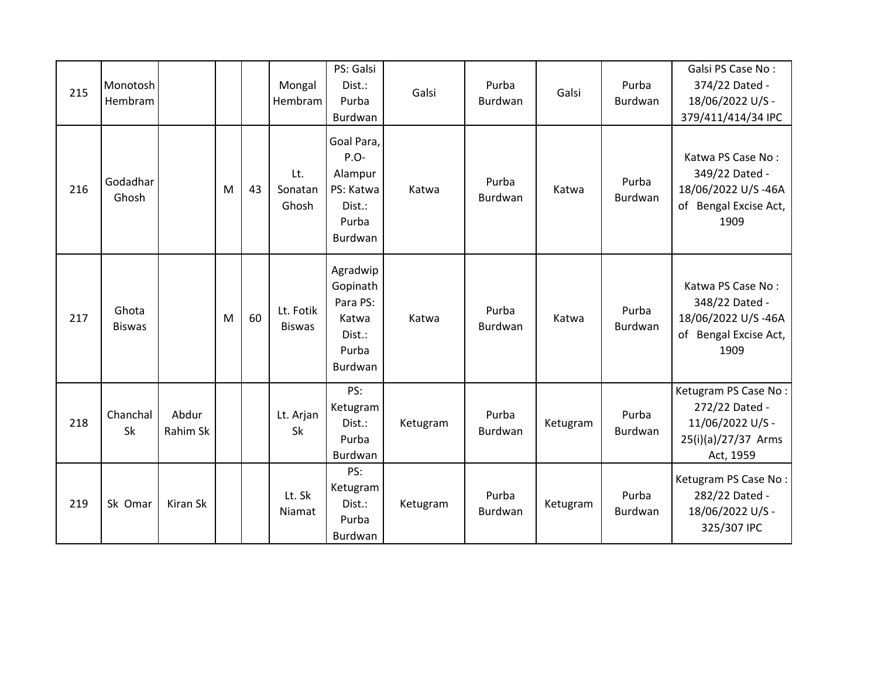| 215 | Monotosh Hembram | | | | Mongal Hembram | PS: Galsi Dist.: Purba Burdwan | Galsi | Purba Burdwan | Galsi | Purba Burdwan | Galsi PS Case No : 374/22 Dated - 18/06/2022 U/S - 379/411/414/34 IPC |
|---|---|---|---|---|---|---|---|---|---|---|---|
| 216 | Godadhar Ghosh | | M | 43 | Lt. Sonatan Ghosh | Goal Para, P.O- Alampur PS: Katwa Dist.: Purba Burdwan | Katwa | Purba Burdwan | Katwa | Purba Burdwan | Katwa PS Case No : 349/22 Dated - 18/06/2022 U/S -46A of Bengal Excise Act, 1909 |
| 217 | Ghota Biswas | | M | 60 | Lt. Fotik Biswas | Agradwip Gopinath Para PS: Katwa Dist.: Purba Burdwan | Katwa | Purba Burdwan | Katwa | Purba Burdwan | Katwa PS Case No : 348/22 Dated - 18/06/2022 U/S -46A of Bengal Excise Act, 1909 |
| 218 | Chanchal Sk | Abdur Rahim Sk | | | Lt. Arjan Sk | PS: Ketugram Dist.: Purba Burdwan | Ketugram | Purba Burdwan | Ketugram | Purba Burdwan | Ketugram PS Case No : 272/22 Dated - 11/06/2022 U/S - 25(i)(a)/27/37 Arms Act, 1959 |
| 219 | Sk Omar | Kiran Sk | | | Lt. Sk Niamat | PS: Ketugram Dist.: Purba Burdwan | Ketugram | Purba Burdwan | Ketugram | Purba Burdwan | Ketugram PS Case No : 282/22 Dated - 18/06/2022 U/S - 325/307 IPC |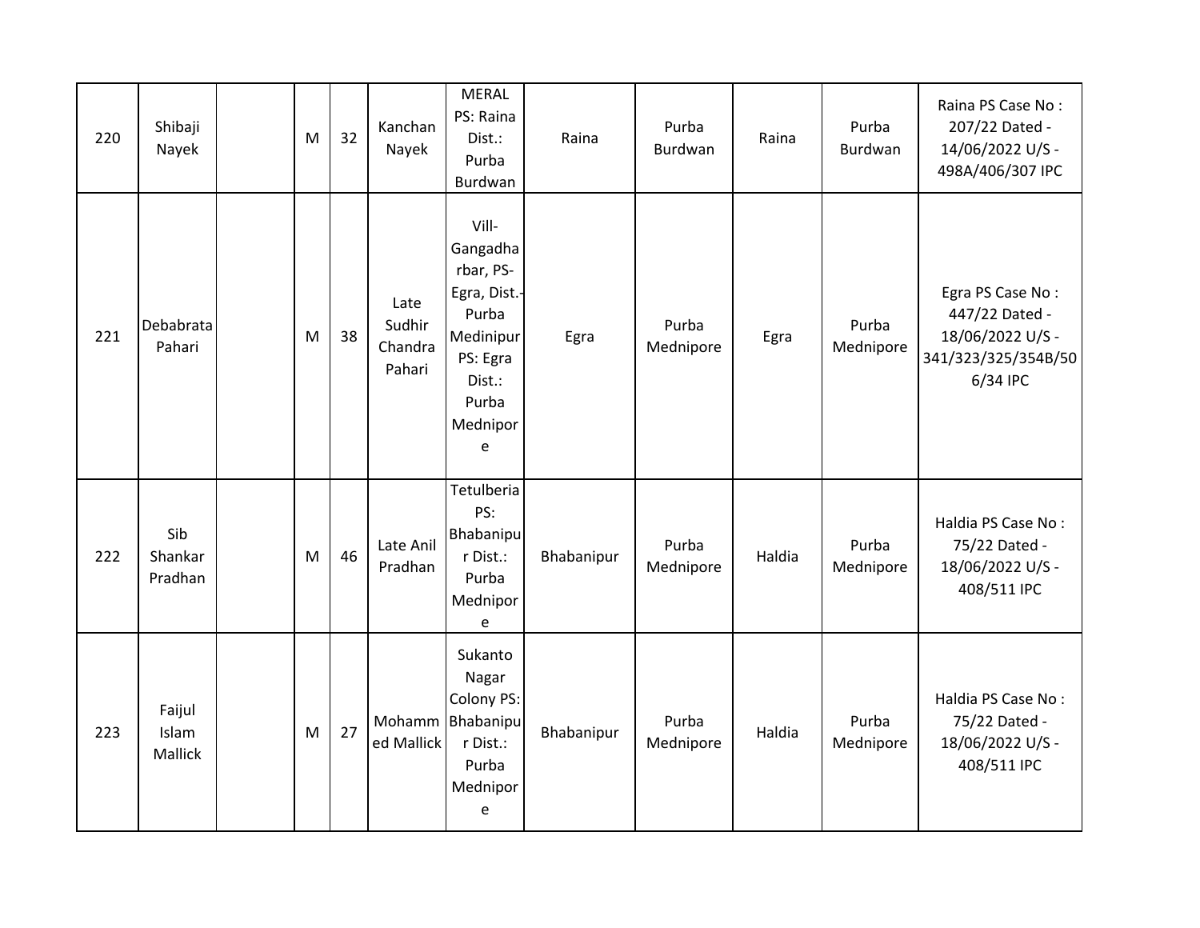| 220 | Shibaji Nayek | | M | 32 | Kanchan Nayek | MERAL PS: Raina Dist.: Purba Burdwan | Raina | Purba Burdwan | Raina | Purba Burdwan | Raina PS Case No : 207/22 Dated - 14/06/2022 U/S - 498A/406/307 IPC |
|---|---|---|---|---|---|---|---|---|---|---|---|
| 221 | Debabrata Pahari | | M | 38 | Late Sudhir Chandra Pahari | Vill- Gangadharbar, PS- Egra, Dist.- Purba Medinipur PS: Egra Dist.: Purba Mednipore | Egra | Purba Mednipore | Egra | Purba Mednipore | Egra PS Case No : 447/22 Dated - 18/06/2022 U/S - 341/323/325/354B/506/34 IPC |
| 222 | Sib Shankar Pradhan | | M | 46 | Late Anil Pradhan | Tetulberia PS: Bhabanipur Dist.: Purba Mednipore | Bhabanipur | Purba Mednipore | Haldia | Purba Mednipore | Haldia PS Case No : 75/22 Dated - 18/06/2022 U/S - 408/511 IPC |
| 223 | Faijul Islam Mallick | | M | 27 | Mohammed Mallick | Sukanto Nagar Colony PS: Bhabanipur Dist.: Purba Mednipore | Bhabanipur | Purba Mednipore | Haldia | Purba Mednipore | Haldia PS Case No : 75/22 Dated - 18/06/2022 U/S - 408/511 IPC |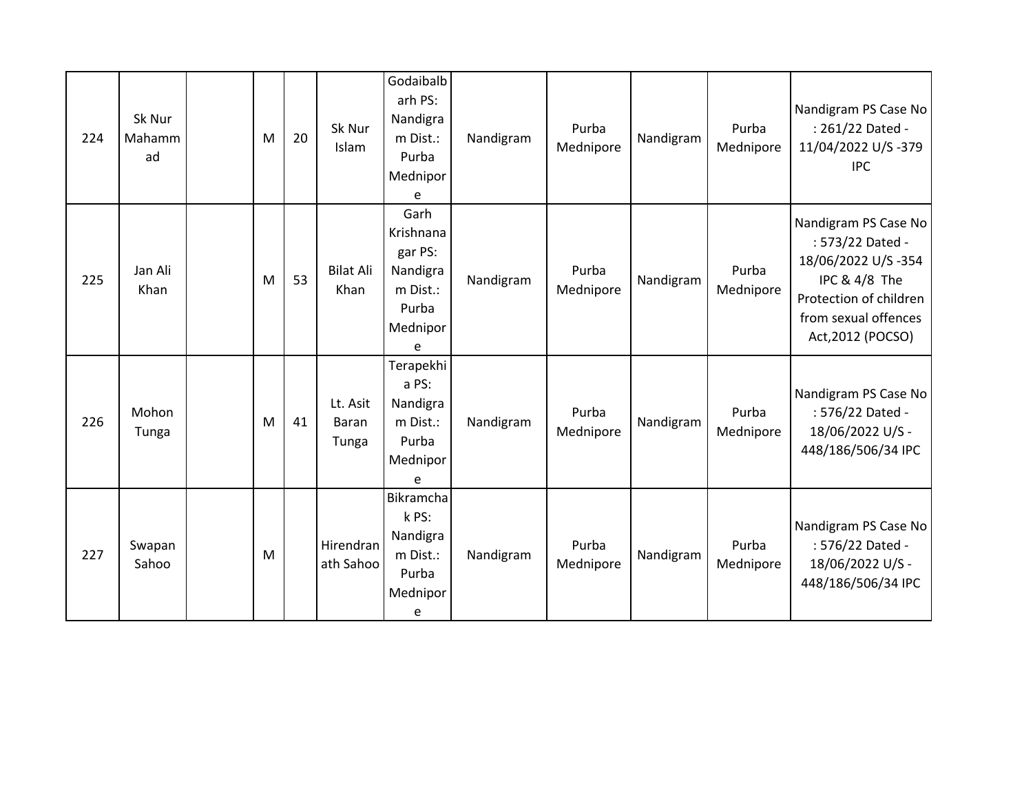| 224 | Sk Nur Mahammad | | M | 20 | Sk Nur Islam | Godaibalbarh PS: Nandigram Dist.: Purba Mednipore | Nandigram | Purba Mednipore | Nandigram | Purba Mednipore | Nandigram PS Case No : 261/22 Dated - 11/04/2022 U/S -379 IPC |
|---|---|---|---|---|---|---|---|---|---|---|---|
| 225 | Jan Ali Khan | | M | 53 | Bilat Ali Khan | Garh Krishnanagar PS: Nandigram Dist.: Purba Mednipore | Nandigram | Purba Mednipore | Nandigram | Purba Mednipore | Nandigram PS Case No : 573/22 Dated - 18/06/2022 U/S -354 IPC & 4/8 The Protection of children from sexual offences Act,2012 (POCSO) |
| 226 | Mohon Tunga | | M | 41 | Lt. Asit Baran Tunga | Terapekhia PS: Nandigram Dist.: Purba Mednipore | Nandigram | Purba Mednipore | Nandigram | Purba Mednipore | Nandigram PS Case No : 576/22 Dated - 18/06/2022 U/S - 448/186/506/34 IPC |
| 227 | Swapan Sahoo | | M | | Hirendranath Sahoo | Bikramchak PS: Nandigram Dist.: Purba Mednipore | Nandigram | Purba Mednipore | Nandigram | Purba Mednipore | Nandigram PS Case No : 576/22 Dated - 18/06/2022 U/S - 448/186/506/34 IPC |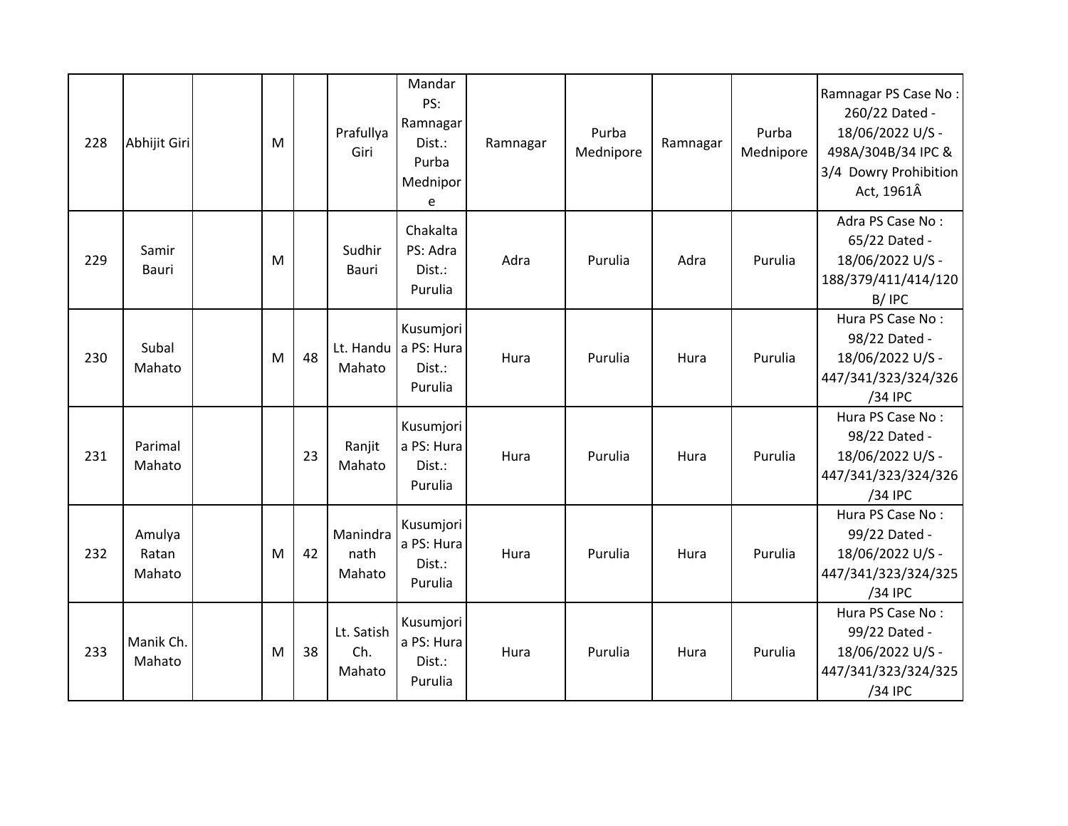| 228 | Abhijit Giri | | M | | Prafullya Giri | Mandar PS: Ramnagar Dist.: Purba Mednipore | Ramnagar | Purba Mednipore | Ramnagar | Purba Mednipore | Ramnagar PS Case No : 260/22 Dated - 18/06/2022 U/S - 498A/304B/34 IPC & 3/4 Dowry Prohibition Act, 1961Â |
|---|---|---|---|---|---|---|---|---|---|---|---|
| 229 | Samir Bauri | | M | | Sudhir Bauri | Chakalta PS: Adra Dist.: Purulia | Adra | Purulia | Adra | Purulia | Adra PS Case No : 65/22 Dated - 18/06/2022 U/S - 188/379/411/414/120B/ IPC |
| 230 | Subal Mahato | | M | 48 | Lt. Handu Mahato | Kusumjoria PS: Hura Dist.: Purulia | Hura | Purulia | Hura | Purulia | Hura PS Case No : 98/22 Dated - 18/06/2022 U/S - 447/341/323/324/326/34 IPC |
| 231 | Parimal Mahato | | | 23 | Ranjit Mahato | Kusumjoria PS: Hura Dist.: Purulia | Hura | Purulia | Hura | Purulia | Hura PS Case No : 98/22 Dated - 18/06/2022 U/S - 447/341/323/324/326/34 IPC |
| 232 | Amulya Ratan Mahato | | M | 42 | Manindranath Mahato | Kusumjoria PS: Hura Dist.: Purulia | Hura | Purulia | Hura | Purulia | Hura PS Case No : 99/22 Dated - 18/06/2022 U/S - 447/341/323/324/325/34 IPC |
| 233 | Manik Ch. Mahato | | M | 38 | Lt. Satish Ch. Mahato | Kusumjoria PS: Hura Dist.: Purulia | Hura | Purulia | Hura | Purulia | Hura PS Case No : 99/22 Dated - 18/06/2022 U/S - 447/341/323/324/325/34 IPC |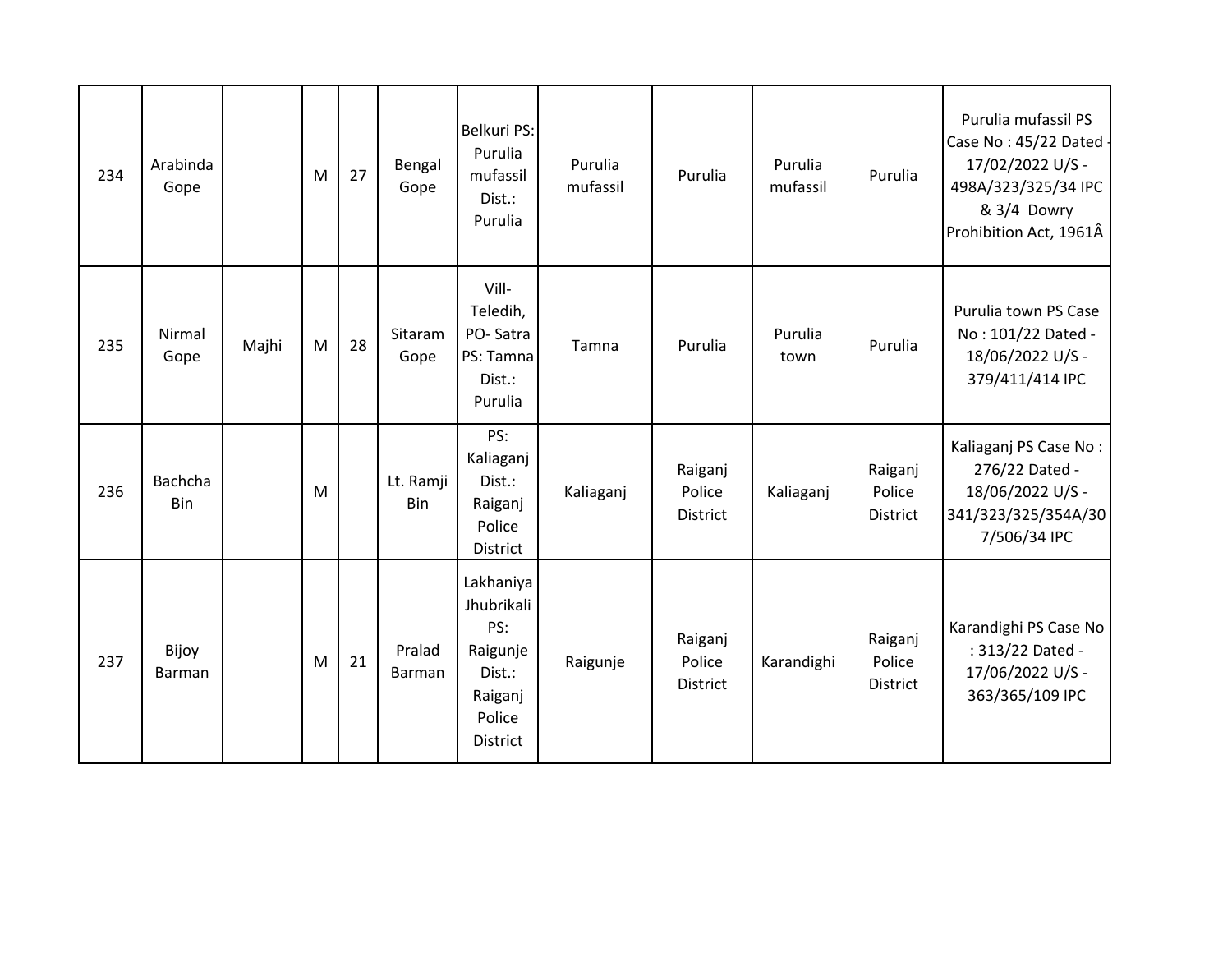| 234 | Arabinda Gope | | M | 27 | Bengal Gope | Belkuri PS: Purulia mufassil Dist.: Purulia | Purulia mufassil | Purulia | Purulia mufassil | Purulia | Purulia mufassil PS Case No : 45/22 Dated - 17/02/2022 U/S - 498A/323/325/34 IPC & 3/4 Dowry Prohibition Act, 1961Â |
|---|---|---|---|---|---|---|---|---|---|---|---|
| 235 | Nirmal Gope | Majhi | M | 28 | Sitaram Gope | Vill- Teledih, PO- Satra PS: Tamna Dist.: Purulia | Tamna | Purulia | Purulia town | Purulia | Purulia town PS Case No : 101/22 Dated - 18/06/2022 U/S - 379/411/414 IPC |
| 236 | Bachcha Bin | | M | | Lt. Ramji Bin | PS: Kaliaganj Dist.: Raiganj Police District | Kaliaganj | Raiganj Police District | Kaliaganj | Raiganj Police District | Kaliaganj PS Case No : 276/22 Dated - 18/06/2022 U/S - 341/323/325/354A/307/506/34 IPC |
| 237 | Bijoy Barman | | M | 21 | Pralad Barman | Lakhaniya Jhubrikali PS: Raigunje Dist.: Raiganj Police District | Raigunje | Raiganj Police District | Karandighi | Raiganj Police District | Karandighi PS Case No : 313/22 Dated - 17/06/2022 U/S - 363/365/109 IPC |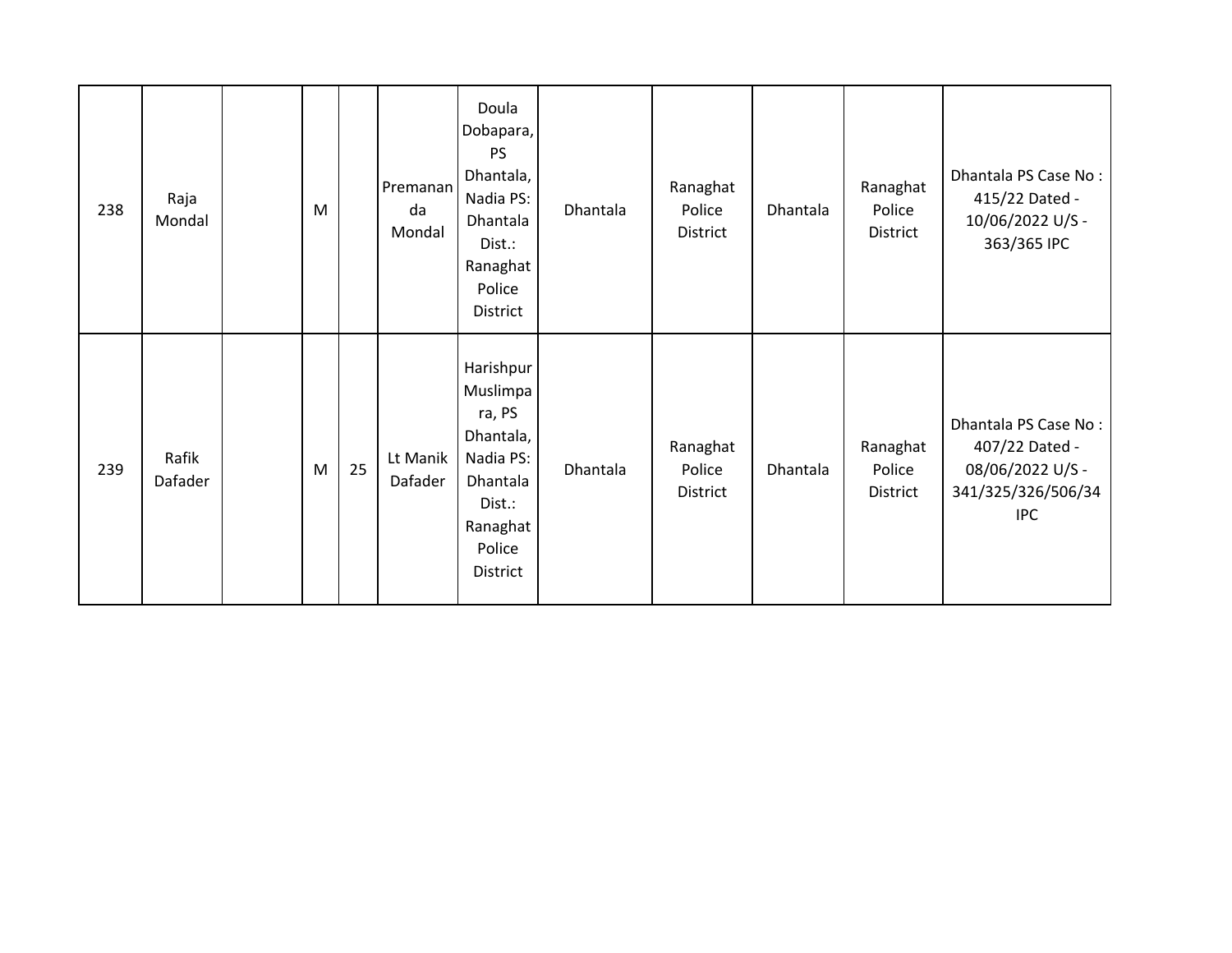| 238 | Raja Mondal | | M | | Premananda Mondal | Doula Dobapara, PS Dhantala, Nadia PS: Dhantala Dist.: Ranaghat Police District | Dhantala | Ranaghat Police District | Dhantala | Ranaghat Police District | Dhantala PS Case No : 415/22 Dated - 10/06/2022 U/S - 363/365 IPC |
|---|---|---|---|---|---|---|---|---|---|---|---|
| 239 | Rafik Dafader | | M | 25 | Lt Manik Dafader | Harishpur Muslimpara, PS Dhantala, Nadia PS: Dhantala Dist.: Ranaghat Police District | Dhantala | Ranaghat Police District | Dhantala | Ranaghat Police District | Dhantala PS Case No : 407/22 Dated - 08/06/2022 U/S - 341/325/326/506/34 IPC |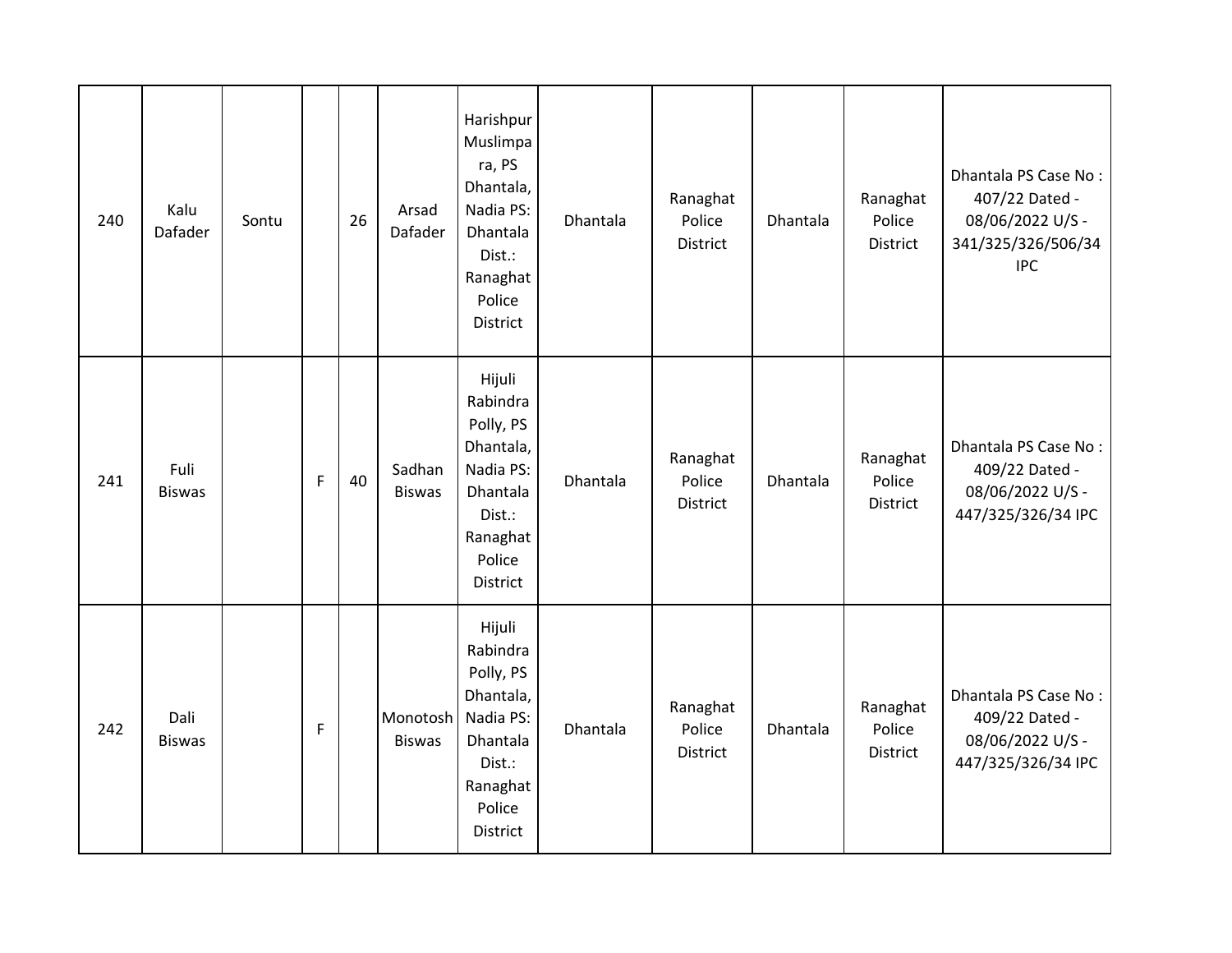| | | | | | | | | | | | |
|---|---|---|---|---|---|---|---|---|---|---|---|
| 240 | Kalu Dafader | Sontu | | 26 | Arsad Dafader | Harishpur Muslimpara, PS Dhantala, Nadia PS: Dhantala Dist.: Ranaghat Police District | Dhantala | Ranaghat Police District | Dhantala | Ranaghat Police District | Dhantala PS Case No : 407/22 Dated - 08/06/2022 U/S - 341/325/326/506/34 IPC |
| 241 | Fuli Biswas | | F | 40 | Sadhan Biswas | Hijuli Rabindra Polly, PS Dhantala, Nadia PS: Dhantala Dist.: Ranaghat Police District | Dhantala | Ranaghat Police District | Dhantala | Ranaghat Police District | Dhantala PS Case No : 409/22 Dated - 08/06/2022 U/S - 447/325/326/34 IPC |
| 242 | Dali Biswas | | F | | Monotosh Biswas | Hijuli Rabindra Polly, PS Dhantala, Nadia PS: Dhantala Dist.: Ranaghat Police District | Dhantala | Ranaghat Police District | Dhantala | Ranaghat Police District | Dhantala PS Case No : 409/22 Dated - 08/06/2022 U/S - 447/325/326/34 IPC |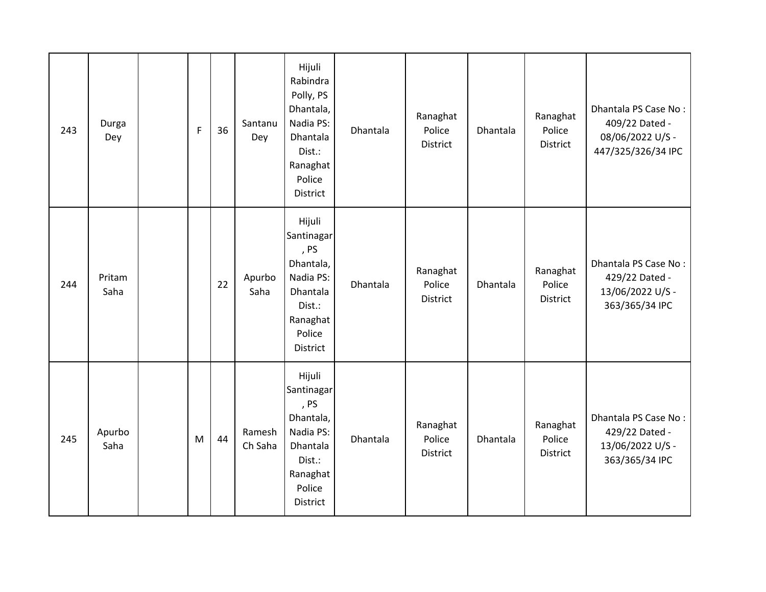| | | | | | | | | | | | |
|---|---|---|---|---|---|---|---|---|---|---|---|
| 243 | Durga Dey | | F | 36 | Santanu Dey | Hijuli Rabindra Polly, PS Dhantala, Nadia PS: Dhantala Dist.: Ranaghat Police District | Dhantala | Ranaghat Police District | Dhantala | Ranaghat Police District | Dhantala PS Case No : 409/22 Dated - 08/06/2022 U/S - 447/325/326/34 IPC |
| 244 | Pritam Saha | | | 22 | Apurbo Saha | Hijuli Santinagar, PS Dhantala, Nadia PS: Dhantala Dist.: Ranaghat Police District | Dhantala | Ranaghat Police District | Dhantala | Ranaghat Police District | Dhantala PS Case No : 429/22 Dated - 13/06/2022 U/S - 363/365/34 IPC |
| 245 | Apurbo Saha | | M | 44 | Ramesh Ch Saha | Hijuli Santinagar, PS Dhantala, Nadia PS: Dhantala Dist.: Ranaghat Police District | Dhantala | Ranaghat Police District | Dhantala | Ranaghat Police District | Dhantala PS Case No : 429/22 Dated - 13/06/2022 U/S - 363/365/34 IPC |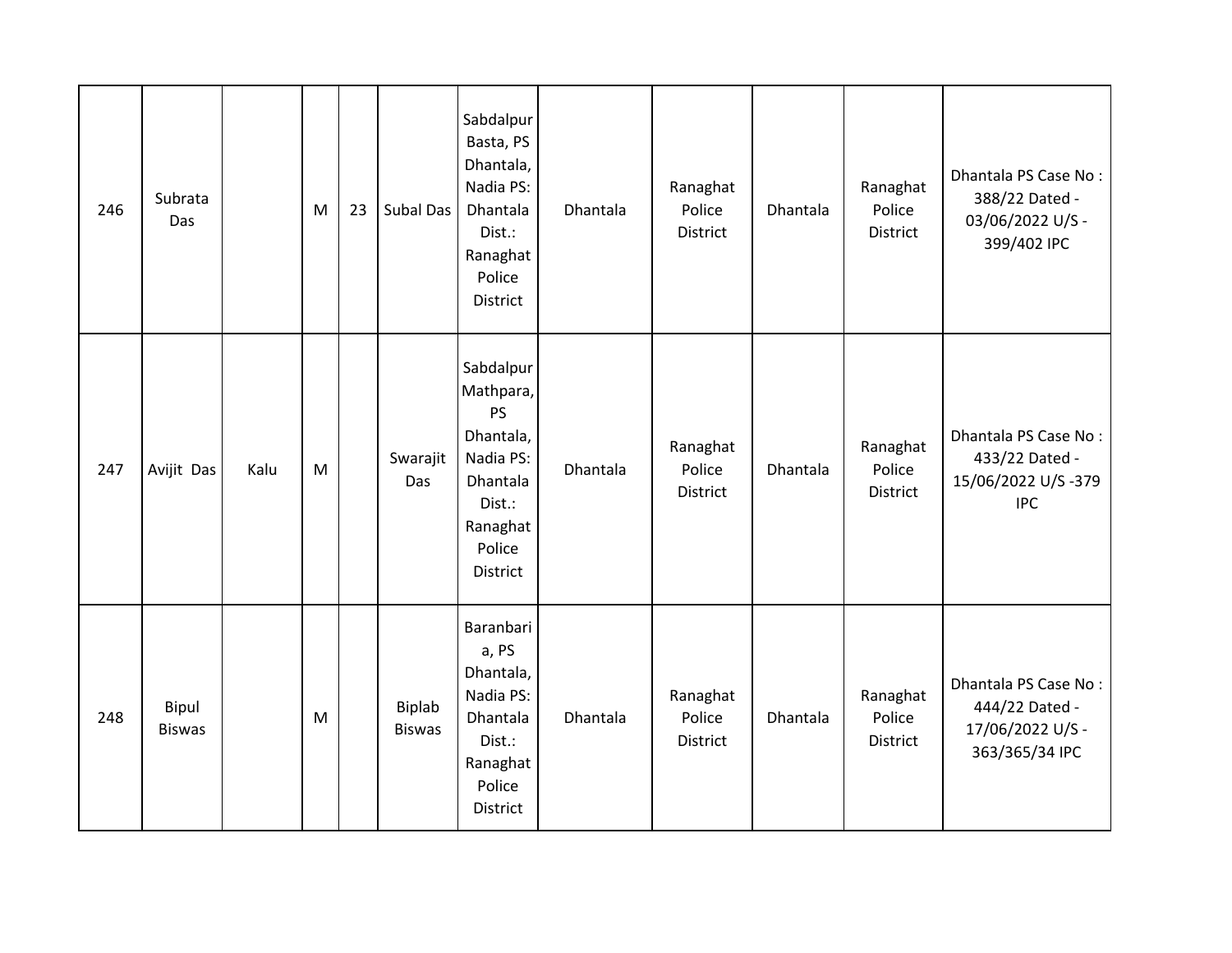| | | | | | | | | | | | |
|---|---|---|---|---|---|---|---|---|---|---|---|
| 246 | Subrata Das | | M | 23 | Subal Das | Sabdalpur Basta, PS Dhantala, Nadia PS: Dhantala Dist.: Ranaghat Police District | Dhantala | Ranaghat Police District | Dhantala | Ranaghat Police District | Dhantala PS Case No : 388/22 Dated - 03/06/2022 U/S - 399/402 IPC |
| 247 | Avijit Das | Kalu | M | | Swarajit Das | Sabdalpur Mathpara, PS Dhantala, Nadia PS: Dhantala Dist.: Ranaghat Police District | Dhantala | Ranaghat Police District | Dhantala | Ranaghat Police District | Dhantala PS Case No : 433/22 Dated - 15/06/2022 U/S -379 IPC |
| 248 | Bipul Biswas | | M | | Biplab Biswas | Baranbaria, PS Dhantala, Nadia PS: Dhantala Dist.: Ranaghat Police District | Dhantala | Ranaghat Police District | Dhantala | Ranaghat Police District | Dhantala PS Case No : 444/22 Dated - 17/06/2022 U/S - 363/365/34 IPC |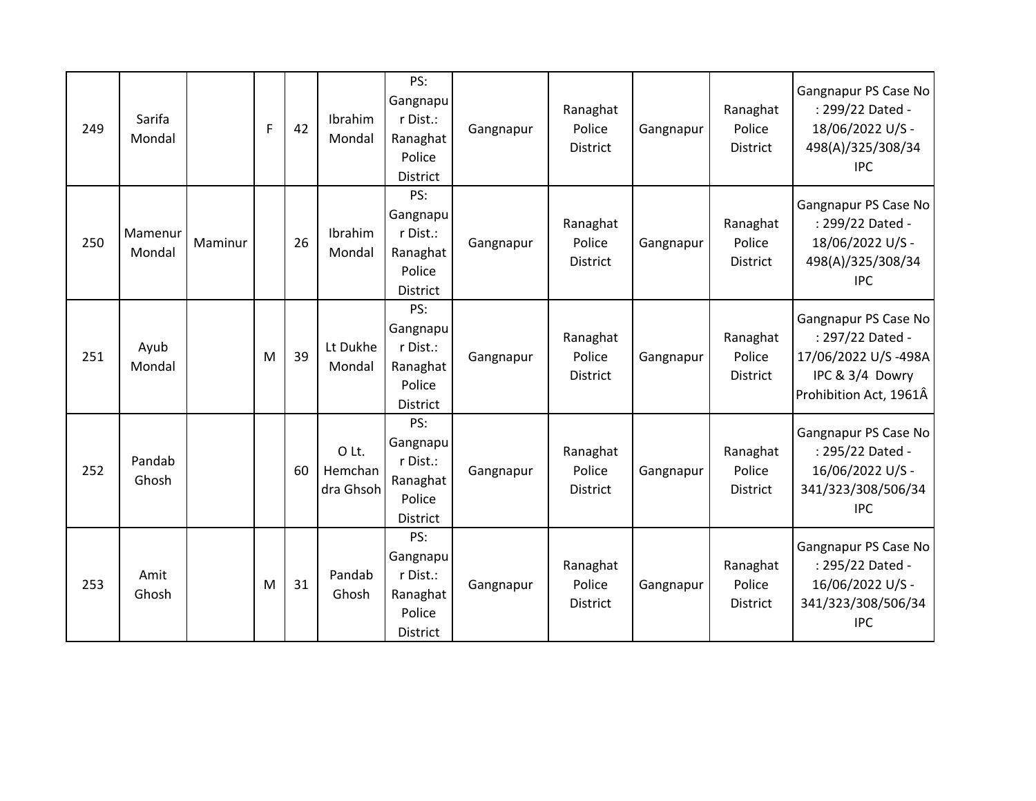| 249 | Sarifa Mondal | | F | 42 | Ibrahim Mondal | PS: Gangnapur Dist.: Ranaghat Police District | Gangnapur | Ranaghat Police District | Gangnapur | Ranaghat Police District | Gangnapur PS Case No : 299/22 Dated - 18/06/2022 U/S - 498(A)/325/308/34 IPC |
|---|---|---|---|---|---|---|---|---|---|---|---|
| 250 | Mamenur Mondal | Maminur | | 26 | Ibrahim Mondal | PS: Gangnapur Dist.: Ranaghat Police District | Gangnapur | Ranaghat Police District | Gangnapur | Ranaghat Police District | Gangnapur PS Case No : 299/22 Dated - 18/06/2022 U/S - 498(A)/325/308/34 IPC |
| 251 | Ayub Mondal | | M | 39 | Lt Dukhe Mondal | PS: Gangnapur Dist.: Ranaghat Police District | Gangnapur | Ranaghat Police District | Gangnapur | Ranaghat Police District | Gangnapur PS Case No : 297/22 Dated - 17/06/2022 U/S -498A IPC & 3/4 Dowry Prohibition Act, 1961Â |
| 252 | Pandab Ghosh | | | 60 | O Lt. Hemchandra Ghsoh | PS: Gangnapur Dist.: Ranaghat Police District | Gangnapur | Ranaghat Police District | Gangnapur | Ranaghat Police District | Gangnapur PS Case No : 295/22 Dated - 16/06/2022 U/S - 341/323/308/506/34 IPC |
| 253 | Amit Ghosh | | M | 31 | Pandab Ghosh | PS: Gangnapur Dist.: Ranaghat Police District | Gangnapur | Ranaghat Police District | Gangnapur | Ranaghat Police District | Gangnapur PS Case No : 295/22 Dated - 16/06/2022 U/S - 341/323/308/506/34 IPC |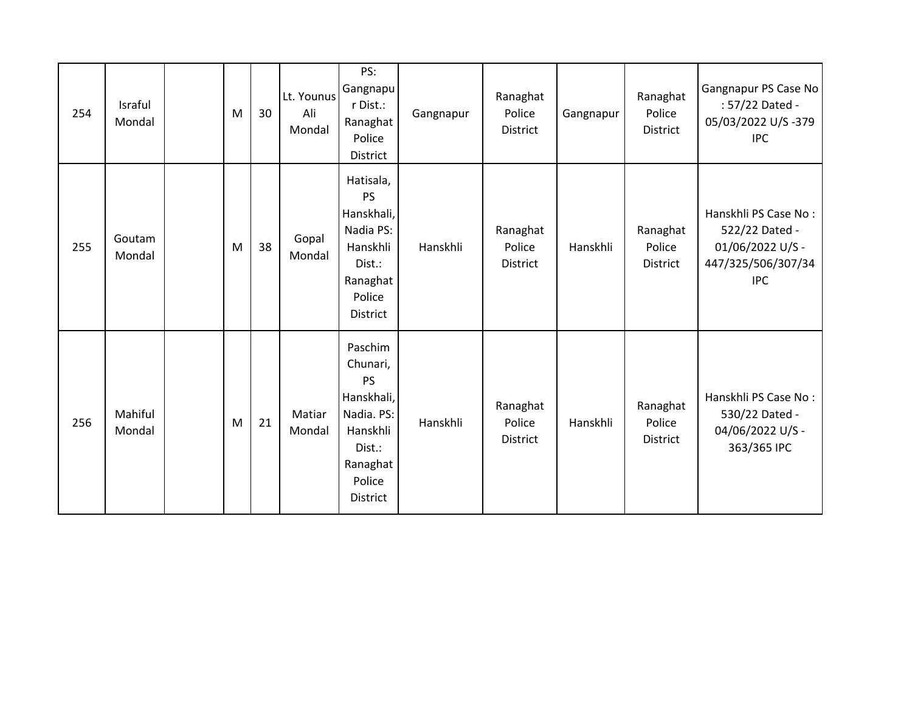| 254 | Israful Mondal | | M | 30 | Lt. Younus Ali Mondal | PS: Gangnapur Dist.: Ranaghat Police District | Gangnapur | Ranaghat Police District | Gangnapur | Ranaghat Police District | Gangnapur PS Case No : 57/22 Dated - 05/03/2022 U/S -379 IPC |
|---|---|---|---|---|---|---|---|---|---|---|---|
| 255 | Goutam Mondal | | M | 38 | Gopal Mondal | Hatisala, PS Hanskhali, Nadia PS: Hanskhli Dist.: Ranaghat Police District | Hanskhli | Ranaghat Police District | Hanskhli | Ranaghat Police District | Hanskhli PS Case No : 522/22 Dated - 01/06/2022 U/S - 447/325/506/307/34 IPC |
| 256 | Mahiful Mondal | | M | 21 | Matiar Mondal | Paschim Chunari, PS Hanskhali, Nadia. PS: Hanskhli Dist.: Ranaghat Police District | Hanskhli | Ranaghat Police District | Hanskhli | Ranaghat Police District | Hanskhli PS Case No : 530/22 Dated - 04/06/2022 U/S - 363/365 IPC |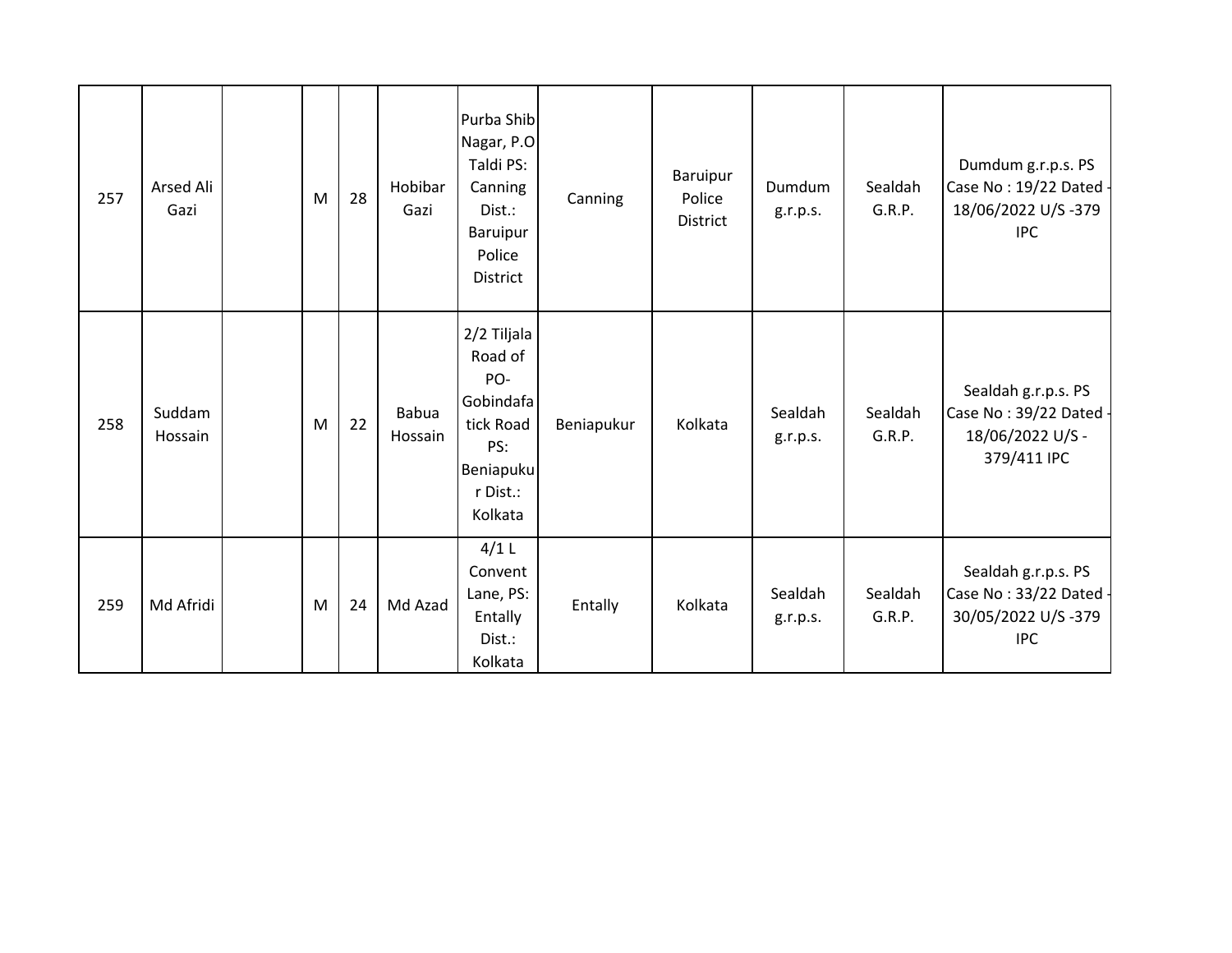| 257 | Arsed Ali Gazi | | M | 28 | Hobibar Gazi | Purba Shib Nagar, P.O Taldi PS: Canning Dist.: Baruipur Police District | Canning | Baruipur Police District | Dumdum g.r.p.s. | Sealdah G.R.P. | Dumdum g.r.p.s. PS Case No : 19/22 Dated - 18/06/2022 U/S -379 IPC |
|---|---|---|---|---|---|---|---|---|---|---|---|
| 258 | Suddam Hossain | | M | 22 | Babua Hossain | 2/2 Tiljala Road of PO- Gobindafatick Road PS: Beniapukur Dist.: Kolkata | Beniapukur | Kolkata | Sealdah g.r.p.s. | Sealdah G.R.P. | Sealdah g.r.p.s. PS Case No : 39/22 Dated - 18/06/2022 U/S - 379/411 IPC |
| 259 | Md Afridi | | M | 24 | Md Azad | 4/1 L Convent Lane, PS: Entally Dist.: Kolkata | Entally | Kolkata | Sealdah g.r.p.s. | Sealdah G.R.P. | Sealdah g.r.p.s. PS Case No : 33/22 Dated - 30/05/2022 U/S -379 IPC |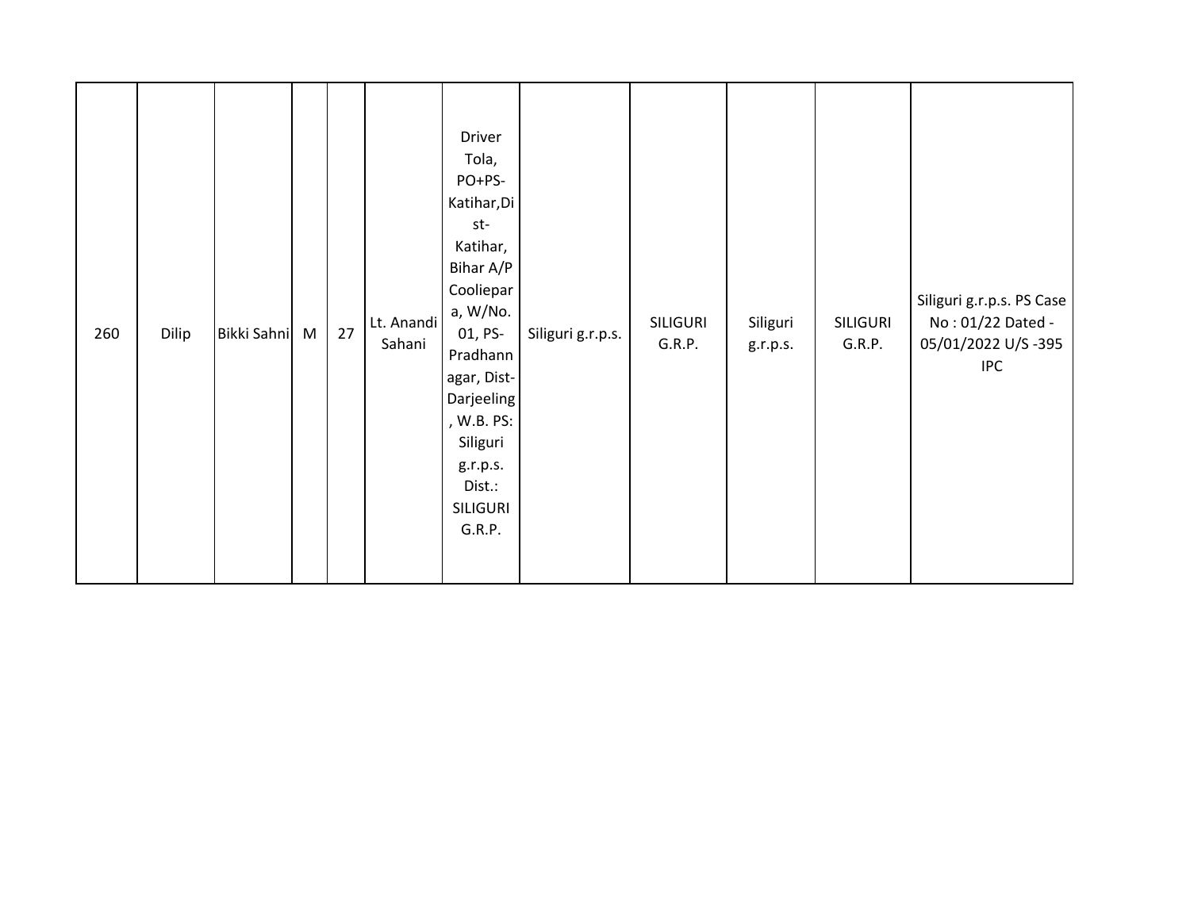| 260 | Dilip | Bikki Sahni | M | 27 | Lt. Anandi Sahani | Driver Tola, PO+PS-Katihar,Dist-Katihar, Bihar A/P Cooliepara, W/No. 01, PS-Pradhannagar, Dist-Darjeeling, W.B. PS: Siliguri g.r.p.s. Dist.: SILIGURI G.R.P. | Siliguri g.r.p.s. | SILIGURI G.R.P. | Siliguri g.r.p.s. | SILIGURI G.R.P. | Siliguri g.r.p.s. PS Case No : 01/22 Dated - 05/01/2022 U/S -395 IPC |
|---|---|---|---|---|---|---|---|---|---|---|---|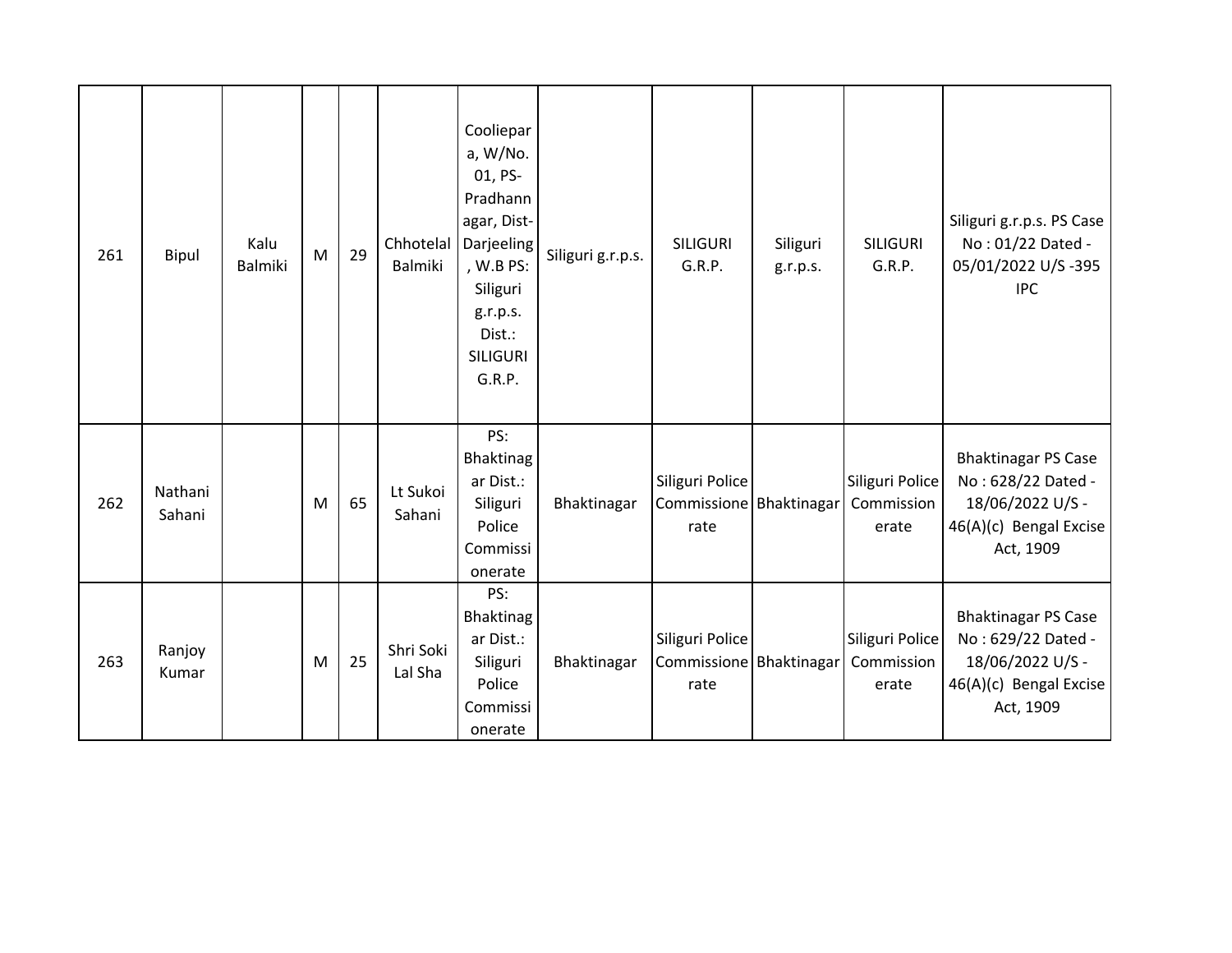| 261 | Bipul | Kalu Balmiki | M | 29 | Chhotelal Balmiki | Cooliepara, W/No. 01, PS- Pradhannagar, Dist- Darjeeling , W.B PS: Siliguri g.r.p.s. Dist.: SILIGURI G.R.P. | Siliguri g.r.p.s. | SILIGURI G.R.P. | Siliguri g.r.p.s. | SILIGURI G.R.P. | Siliguri g.r.p.s. PS Case No : 01/22 Dated - 05/01/2022 U/S -395 IPC |
|---|---|---|---|---|---|---|---|---|---|---|---|
| 262 | Nathani Sahani | | M | 65 | Lt Sukoi Sahani | PS: Bhaktinagar Dist.: Siliguri Police Commissionerate | Bhaktinagar | Siliguri Police Commissionerate | Bhaktinagar | Siliguri Police Commissionerate | Bhaktinagar PS Case No : 628/22 Dated - 18/06/2022 U/S - 46(A)(c) Bengal Excise Act, 1909 |
| 263 | Ranjoy Kumar | | M | 25 | Shri Soki Lal Sha | PS: Bhaktinagar Dist.: Siliguri Police Commissionerate | Bhaktinagar | Siliguri Police Commissionerate | Bhaktinagar | Siliguri Police Commissionerate | Bhaktinagar PS Case No : 629/22 Dated - 18/06/2022 U/S - 46(A)(c) Bengal Excise Act, 1909 |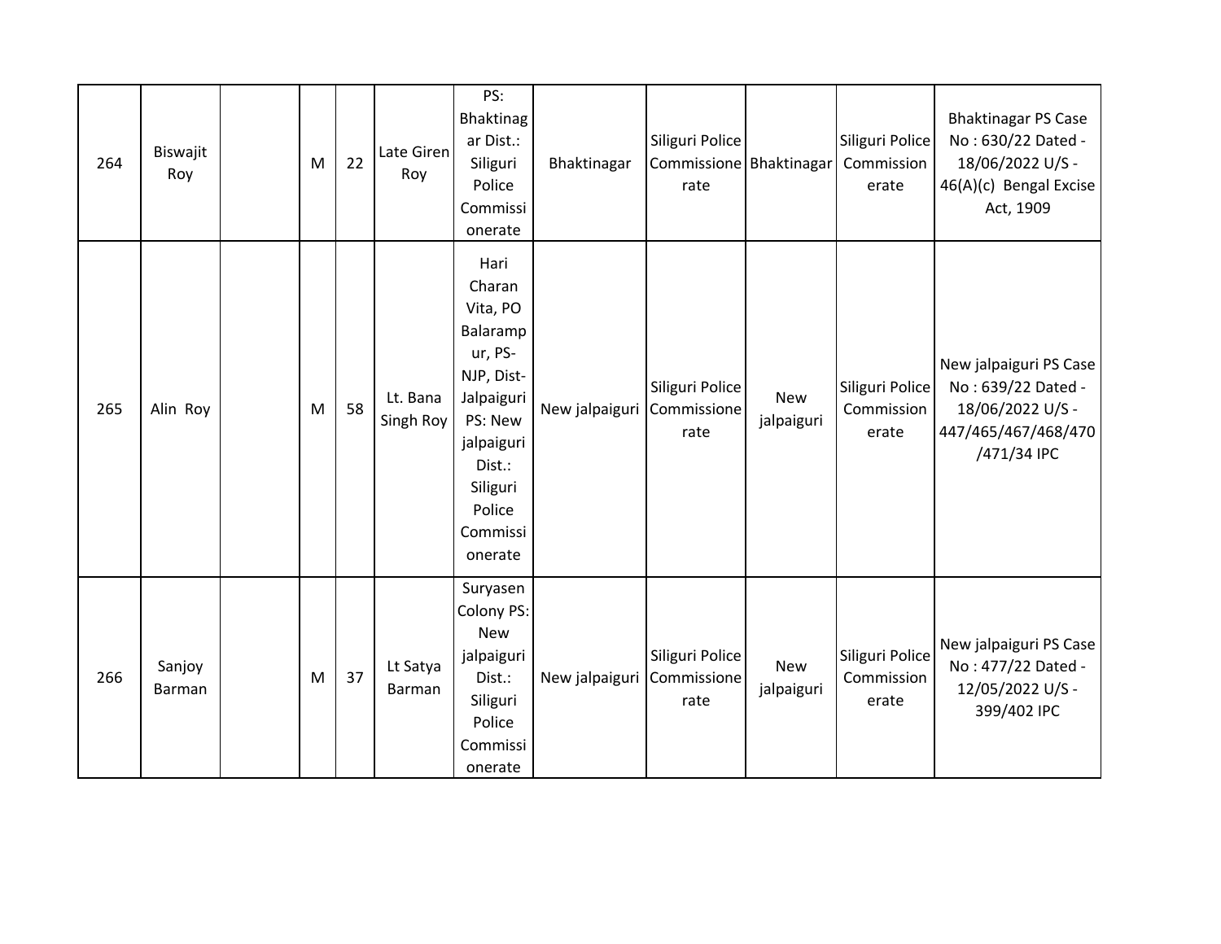| 264 | Biswajit Roy | | M | 22 | Late Giren Roy | PS: Bhaktinagar Dist.: Siliguri Police Commissionerate | Bhaktinagar | Siliguri Police Commissionerate | Bhaktinagar | Siliguri Police Commissionerate | Bhaktinagar PS Case No : 630/22 Dated - 18/06/2022 U/S - 46(A)(c) Bengal Excise Act, 1909 |
|---|---|---|---|---|---|---|---|---|---|---|---|
| 265 | Alin Roy | | M | 58 | Lt. Bana Singh Roy | Hari Charan Vita, PO Balarampur, PS- NJP, Dist- Jalpaiguri PS: New jalpaiguri Dist.: Siliguri Police Commissionerate | New jalpaiguri | Siliguri Police Commissionerate | New jalpaiguri | Siliguri Police Commissionerate | New jalpaiguri PS Case No : 639/22 Dated - 18/06/2022 U/S - 447/465/467/468/470/471/34 IPC |
| 266 | Sanjoy Barman | | M | 37 | Lt Satya Barman | Suryasen Colony PS: New jalpaiguri Dist.: Siliguri Police Commissionerate | New jalpaiguri | Siliguri Police Commissionerate | New jalpaiguri | Siliguri Police Commissionerate | New jalpaiguri PS Case No : 477/22 Dated - 12/05/2022 U/S - 399/402 IPC |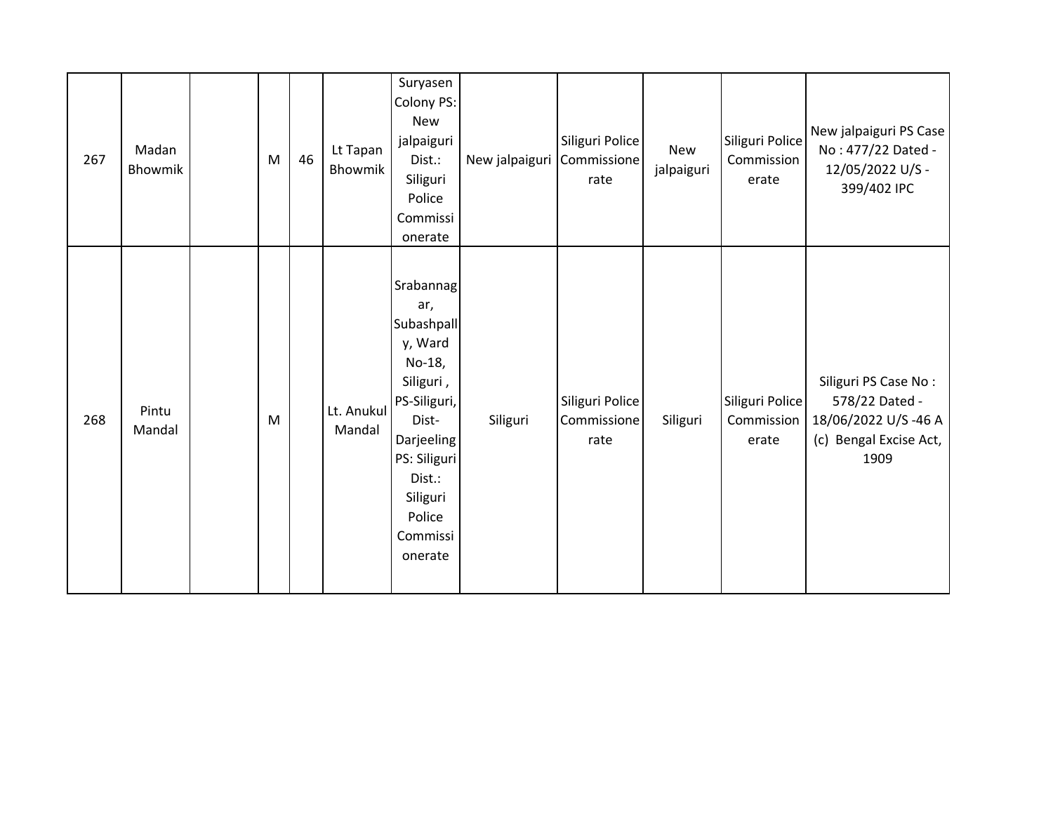| | | | | | | | | | | | |
|---|---|---|---|---|---|---|---|---|---|---|---|
| 267 | Madan Bhowmik | | M | 46 | Lt Tapan Bhowmik | Suryasen Colony PS: New jalpaiguri Dist.: Siliguri Police Commissionerate | New jalpaiguri | Siliguri Police Commissionerate | New jalpaiguri | Siliguri Police Commissionerate | New jalpaiguri PS Case No : 477/22 Dated - 12/05/2022 U/S - 399/402 IPC |
| 268 | Pintu Mandal | | M | | Lt. Anukul Mandal | Srabannagar, Subashpally, Ward No-18, Siliguri , PS-Siliguri, Dist-Darjeeling PS: Siliguri Dist.: Siliguri Police Commissionerate | Siliguri | Siliguri Police Commissionerate | Siliguri | Siliguri Police Commissionerate | Siliguri PS Case No : 578/22 Dated - 18/06/2022 U/S -46 A (c) Bengal Excise Act, 1909 |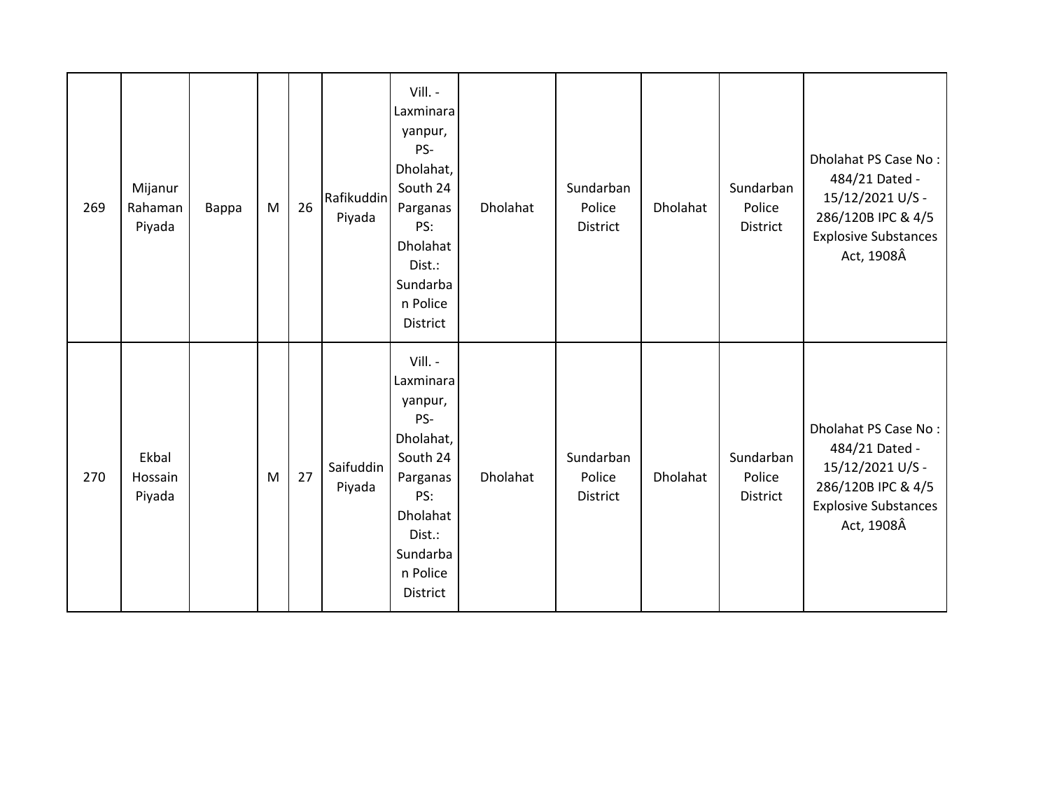| | | | | | | | | | | | |
|---|---|---|---|---|---|---|---|---|---|---|---|
| 269 | Mijanur Rahaman Piyada | Bappa | M | 26 | Rafikuddin Piyada | Vill. - Laxminarayanpur, PS- Dholahat, South 24 Parganas PS: Dholahat Dist.: Sundarban Police District | Dholahat | Sundarban Police District | Dholahat | Sundarban Police District | Dholahat PS Case No : 484/21 Dated - 15/12/2021 U/S - 286/120B IPC & 4/5 Explosive Substances Act, 1908Â |
| 270 | Ekbal Hossain Piyada | | M | 27 | Saifuddin Piyada | Vill. - Laxminarayanpur, PS- Dholahat, South 24 Parganas PS: Dholahat Dist.: Sundarban Police District | Dholahat | Sundarban Police District | Dholahat | Sundarban Police District | Dholahat PS Case No : 484/21 Dated - 15/12/2021 U/S - 286/120B IPC & 4/5 Explosive Substances Act, 1908Â |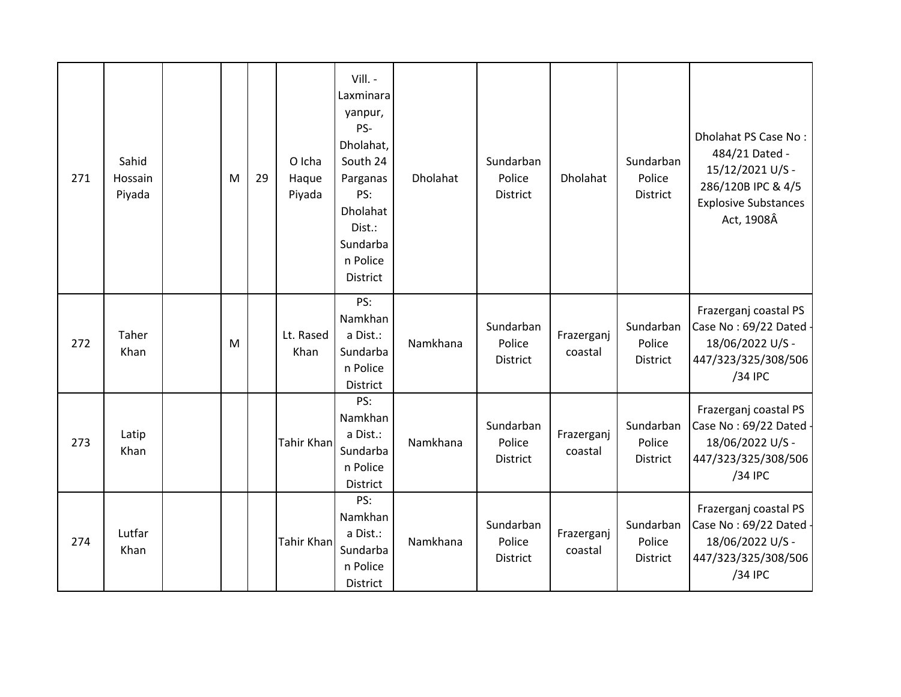| 271 | Sahid Hossain Piyada | | M | 29 | O Icha Haque Piyada | Vill. - Laxminarayanpur, PS- Dholahat, South 24 Parganas PS: Dholahat Dist.: Sundarban Police District | Dholahat | Sundarban Police District | Dholahat | Sundarban Police District | Dholahat PS Case No : 484/21 Dated - 15/12/2021 U/S - 286/120B IPC & 4/5 Explosive Substances Act, 1908Â |
|---|---|---|---|---|---|---|---|---|---|---|---|
| 272 | Taher Khan | | M | | Lt. Rased Khan | PS: Namkhana Dist.: Sundarban Police District | Namkhana | Sundarban Police District | Frazerganj coastal | Sundarban Police District | Frazerganj coastal PS Case No : 69/22 Dated - 18/06/2022 U/S - 447/323/325/308/506/34 IPC |
| 273 | Latip Khan | | | | Tahir Khan | PS: Namkhana Dist.: Sundarban Police District | Namkhana | Sundarban Police District | Frazerganj coastal | Sundarban Police District | Frazerganj coastal PS Case No : 69/22 Dated - 18/06/2022 U/S - 447/323/325/308/506/34 IPC |
| 274 | Lutfar Khan | | | | Tahir Khan | PS: Namkhana Dist.: Sundarban Police District | Namkhana | Sundarban Police District | Frazerganj coastal | Sundarban Police District | Frazerganj coastal PS Case No : 69/22 Dated - 18/06/2022 U/S - 447/323/325/308/506/34 IPC |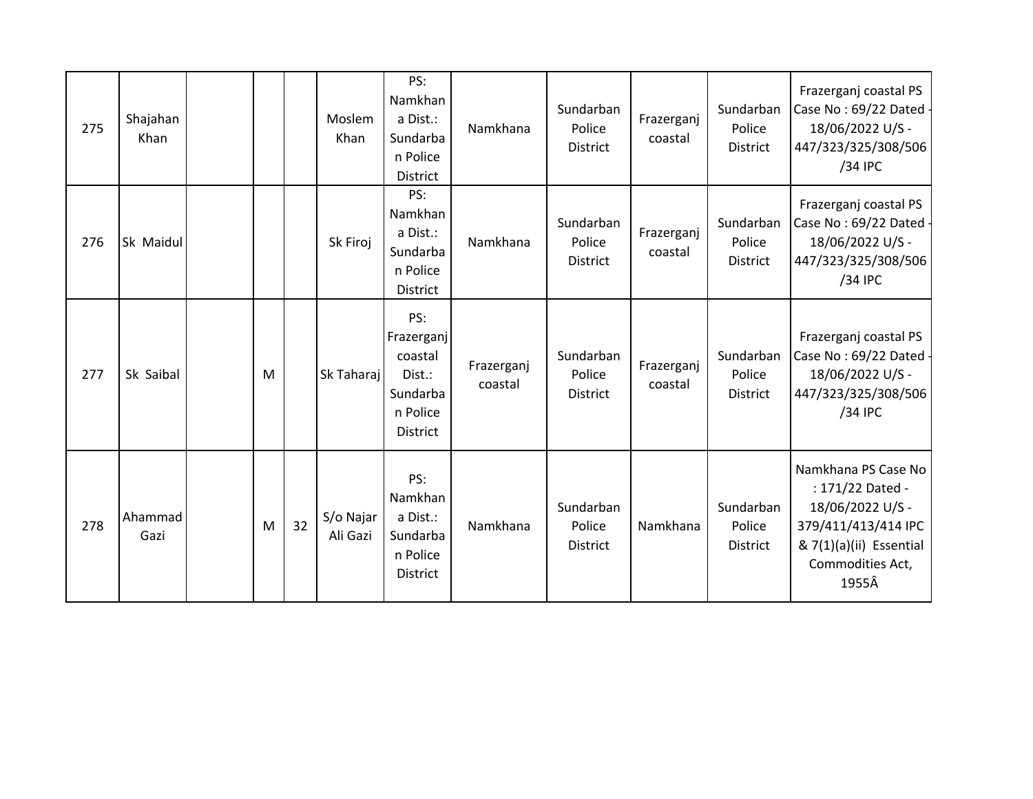| 275 | Shajahan Khan | | | | Moslem Khan | PS: Namkhana Dist.: Sundarban Police District | Namkhana | Sundarban Police District | Frazerganj coastal | Sundarban Police District | Frazerganj coastal PS Case No : 69/22 Dated - 18/06/2022 U/S - 447/323/325/308/506/34 IPC |
|---|---|---|---|---|---|---|---|---|---|---|---|
| 276 | Sk Maidul | | | | Sk Firoj | PS: Namkhana Dist.: Sundarban Police District | Namkhana | Sundarban Police District | Frazerganj coastal | Sundarban Police District | Frazerganj coastal PS Case No : 69/22 Dated - 18/06/2022 U/S - 447/323/325/308/506/34 IPC |
| 277 | Sk Saibal | | M | | Sk Taharaj | PS: Frazerganj coastal Dist.: Sundarban Police District | Frazerganj coastal | Sundarban Police District | Frazerganj coastal | Sundarban Police District | Frazerganj coastal PS Case No : 69/22 Dated - 18/06/2022 U/S - 447/323/325/308/506/34 IPC |
| 278 | Ahammad Gazi | | M | 32 | S/o Najar Ali Gazi | PS: Namkhana Dist.: Sundarban Police District | Namkhana | Sundarban Police District | Namkhana | Sundarban Police District | Namkhana PS Case No : 171/22 Dated - 18/06/2022 U/S - 379/411/413/414 IPC & 7(1)(a)(ii) Essential Commodities Act, 1955Â |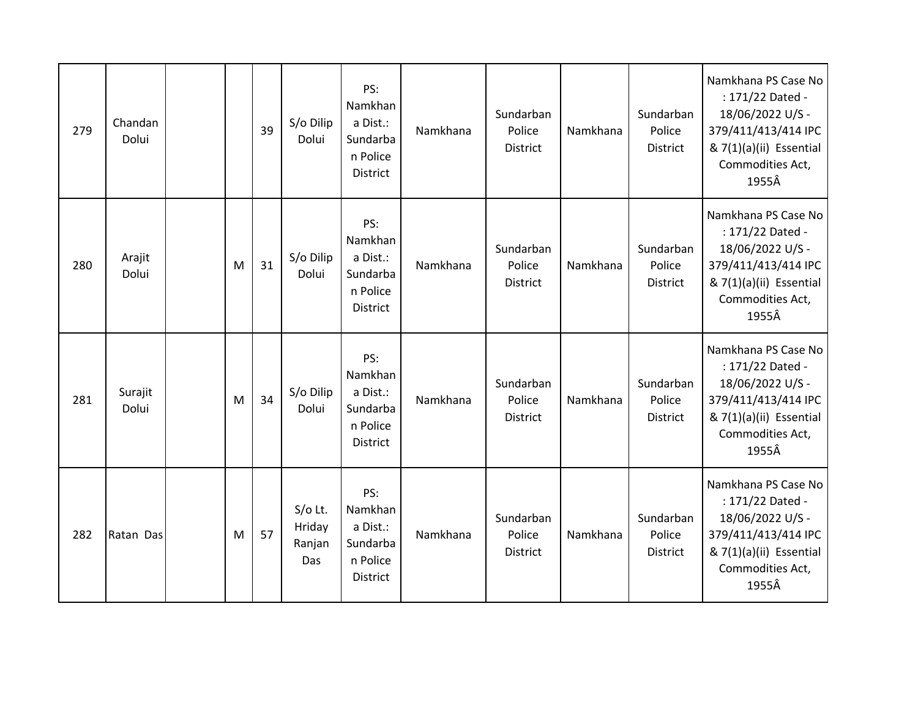| | | | | | | | | | | | |
|---|---|---|---|---|---|---|---|---|---|---|---|
| 279 | Chandan Dolui | | | 39 | S/o Dilip Dolui | PS: Namkhana Dist.: Sundarban Police District | Namkhana | Sundarban Police District | Namkhana | Sundarban Police District | Namkhana PS Case No : 171/22 Dated - 18/06/2022 U/S - 379/411/413/414 IPC & 7(1)(a)(ii) Essential Commodities Act, 1955Â |
| 280 | Arajit Dolui | | M | 31 | S/o Dilip Dolui | PS: Namkhana Dist.: Sundarban Police District | Namkhana | Sundarban Police District | Namkhana | Sundarban Police District | Namkhana PS Case No : 171/22 Dated - 18/06/2022 U/S - 379/411/413/414 IPC & 7(1)(a)(ii) Essential Commodities Act, 1955Â |
| 281 | Surajit Dolui | | M | 34 | S/o Dilip Dolui | PS: Namkhana Dist.: Sundarban Police District | Namkhana | Sundarban Police District | Namkhana | Sundarban Police District | Namkhana PS Case No : 171/22 Dated - 18/06/2022 U/S - 379/411/413/414 IPC & 7(1)(a)(ii) Essential Commodities Act, 1955Â |
| 282 | Ratan Das | | M | 57 | S/o Lt. Hriday Ranjan Das | PS: Namkhana Dist.: Sundarban Police District | Namkhana | Sundarban Police District | Namkhana | Sundarban Police District | Namkhana PS Case No : 171/22 Dated - 18/06/2022 U/S - 379/411/413/414 IPC & 7(1)(a)(ii) Essential Commodities Act, 1955Â |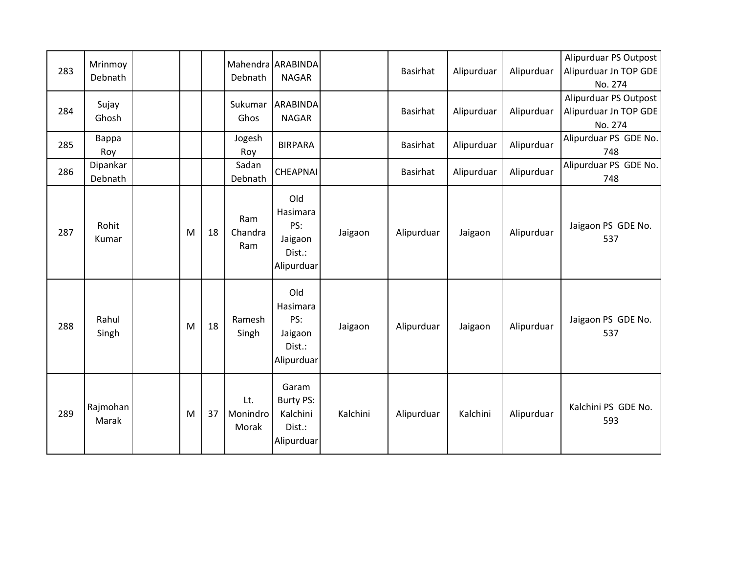| 283 | Mrinmoy Debnath | | | | Mahendra Debnath | ARABINDA NAGAR | | Basirhat | Alipurduar | Alipurduar | Alipurduar PS Outpost Alipurduar Jn TOP GDE No. 274 |
|---|---|---|---|---|---|---|---|---|---|---|---|
| 284 | Sujay Ghosh | | | | Sukumar Ghos | ARABINDA NAGAR | | Basirhat | Alipurduar | Alipurduar | Alipurduar PS Outpost Alipurduar Jn TOP GDE No. 274 |
| 285 | Bappa Roy | | | | Jogesh Roy | BIRPARA | | Basirhat | Alipurduar | Alipurduar | Alipurduar PS GDE No. 748 |
| 286 | Dipankar Debnath | | | | Sadan Debnath | CHEAPNAI | | Basirhat | Alipurduar | Alipurduar | Alipurduar PS GDE No. 748 |
| 287 | Rohit Kumar | | M | 18 | Ram Chandra Ram | Old Hasimara PS: Jaigaon Dist.: Alipurduar | Jaigaon | Alipurduar | Jaigaon | Alipurduar | Jaigaon PS GDE No. 537 |
| 288 | Rahul Singh | | M | 18 | Ramesh Singh | Old Hasimara PS: Jaigaon Dist.: Alipurduar | Jaigaon | Alipurduar | Jaigaon | Alipurduar | Jaigaon PS GDE No. 537 |
| 289 | Rajmohan Marak | | M | 37 | Lt. Monindro Morak | Garam Burty PS: Kalchini Dist.: Alipurduar | Kalchini | Alipurduar | Kalchini | Alipurduar | Kalchini PS GDE No. 593 |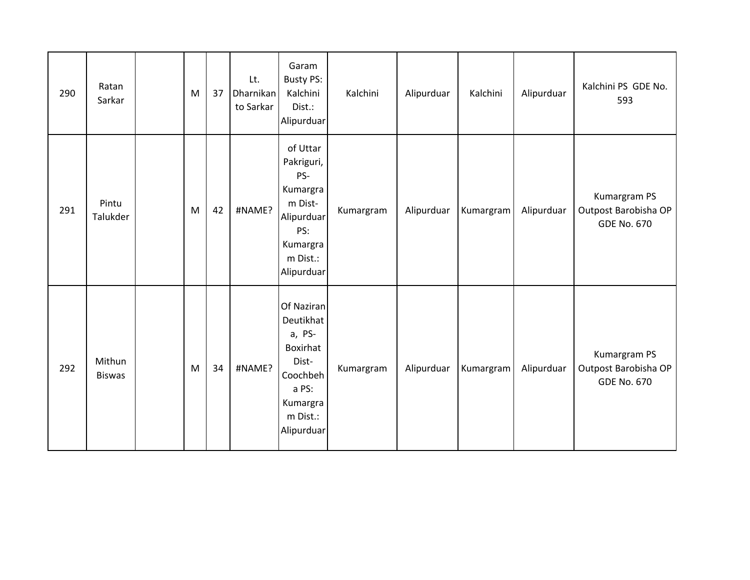| | | | | | | | | | | | |
|---|---|---|---|---|---|---|---|---|---|---|---|
| 290 | Ratan Sarkar | | M | 37 | Lt. Dharnikanto Sarkar | Garam Busty PS: Kalchini Dist.: Alipurduar | Kalchini | Alipurduar | Kalchini | Alipurduar | Kalchini PS GDE No. 593 |
| 291 | Pintu Talukder | | M | 42 | #NAME? | of Uttar Pakriguri, PS-Kumargram Dist-Alipurduar PS: Kumargram Dist.: Alipurduar | Kumargram | Alipurduar | Kumargram | Alipurduar | Kumargram PS Outpost Barobisha OP GDE No. 670 |
| 292 | Mithun Biswas | | M | 34 | #NAME? | Of Naziran Deutikhata, PS-Boxirhat Dist-Coochbeha PS: Kumargram Dist.: Alipurduar | Kumargram | Alipurduar | Kumargram | Alipurduar | Kumargram PS Outpost Barobisha OP GDE No. 670 |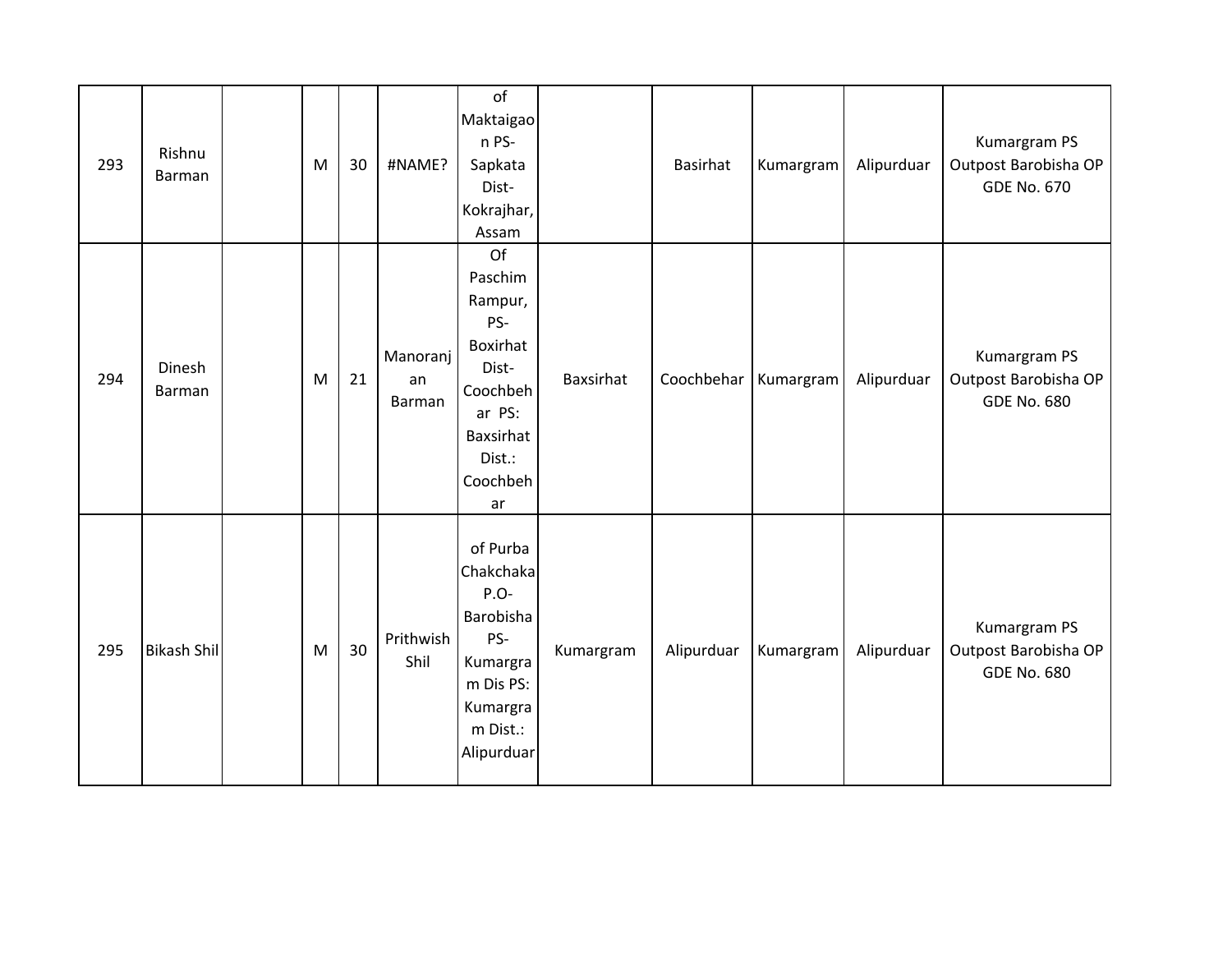| | | | | | | | | | | | |
|---|---|---|---|---|---|---|---|---|---|---|---|
| 293 | Rishnu Barman | | M | 30 | #NAME? | of Maktaigaon PS- Sapkata Dist- Kokrajhar, Assam | | Basirhat | Kumargram | Alipurduar | Kumargram PS Outpost Barobisha OP GDE No. 670 |
| 294 | Dinesh Barman | | M | 21 | Manoranjan Barman | Of Paschim Rampur, PS- Boxirhat Dist- Coochbehar PS: Baxsirhat Dist.: Coochbehar | Baxsirhat | Coochbehar | Kumargram | Alipurduar | Kumargram PS Outpost Barobisha OP GDE No. 680 |
| 295 | Bikash Shil | | M | 30 | Prithwish Shil | of Purba Chakchaka P.O- Barobisha PS- Kumargram Dis PS: Kumargram Dist.: Alipurduar | Kumargram | Alipurduar | Kumargram | Alipurduar | Kumargram PS Outpost Barobisha OP GDE No. 680 |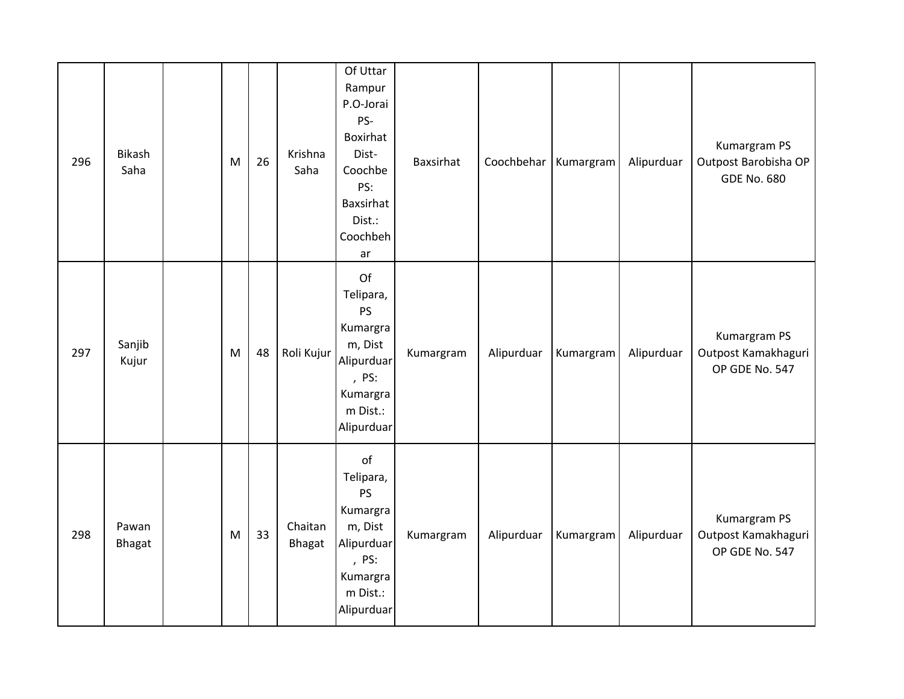| | | | | | | | | | | | |
|---|---|---|---|---|---|---|---|---|---|---|---|
| 296 | Bikash Saha | | M | 26 | Krishna Saha | Of Uttar Rampur P.O-Jorai PS-Boxirhat Dist-Coochbe PS: Baxsirhat Dist.: Coochbehar | Baxsirhat | Coochbehar | Kumargram | Alipurduar | Kumargram PS Outpost Barobisha OP GDE No. 680 |
| 297 | Sanjib Kujur | | M | 48 | Roli Kujur | Of Telipara, PS Kumargram, Dist Alipurduar , PS: Kumargram Dist.: Alipurduar | Kumargram | Alipurduar | Kumargram | Alipurduar | Kumargram PS Outpost Kamakhaguri OP GDE No. 547 |
| 298 | Pawan Bhagat | | M | 33 | Chaitan Bhagat | of Telipara, PS Kumargram, Dist Alipurduar , PS: Kumargram Dist.: Alipurduar | Kumargram | Alipurduar | Kumargram | Alipurduar | Kumargram PS Outpost Kamakhaguri OP GDE No. 547 |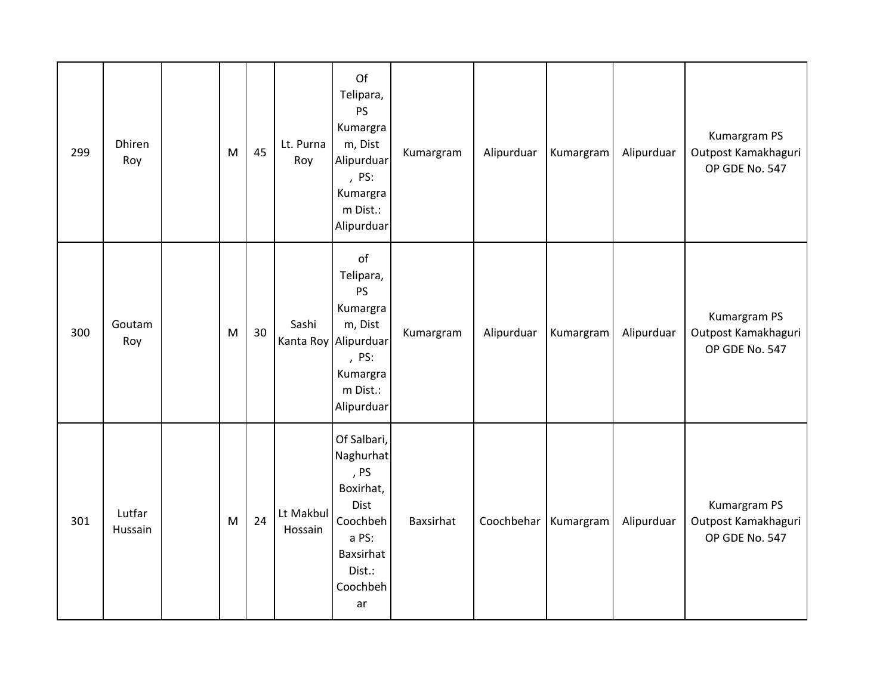| 299 | Dhiren Roy | | M | 45 | Lt. Purna Roy | Of Telipara, PS Kumargram, Dist Alipurduar , PS: Kumargram Dist.: Alipurduar | Kumargram | Alipurduar | Kumargram | Alipurduar | Kumargram PS Outpost Kamakhaguri OP GDE No. 547 |
|---|---|---|---|---|---|---|---|---|---|---|---|
| 300 | Goutam Roy | | M | 30 | Sashi Kanta Roy | of Telipara, PS Kumargram, Dist Alipurduar , PS: Kumargram Dist.: Alipurduar | Kumargram | Alipurduar | Kumargram | Alipurduar | Kumargram PS Outpost Kamakhaguri OP GDE No. 547 |
| 301 | Lutfar Hussain | | M | 24 | Lt Makbul Hossain | Of Salbari, Naghurhat , PS Boxirhat, Dist Coochbeha PS: Baxsirhat Dist.: Coochbehar | Baxsirhat | Coochbehar | Kumargram | Alipurduar | Kumargram PS Outpost Kamakhaguri OP GDE No. 547 |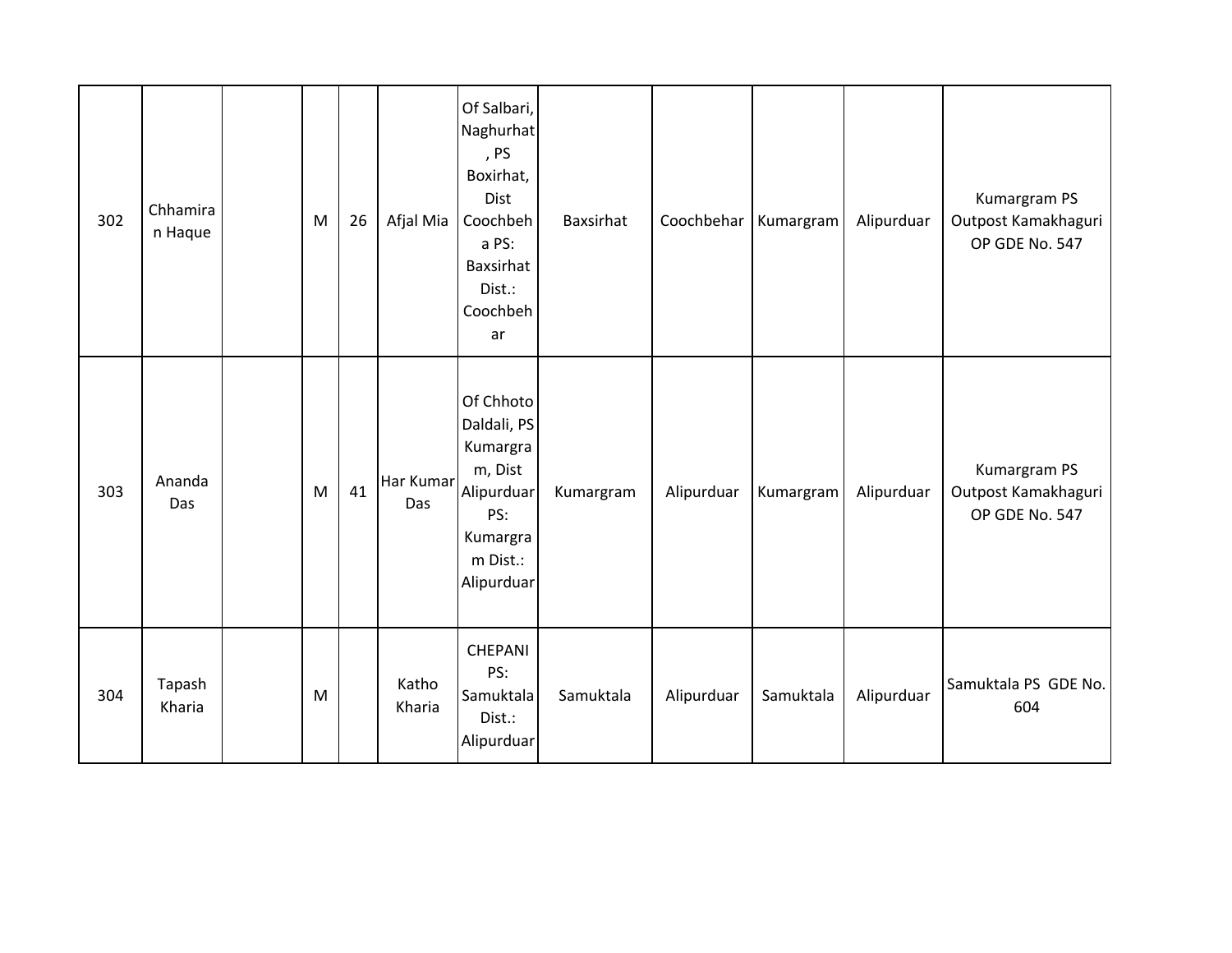| | | | | | | | | | | | |
|---|---|---|---|---|---|---|---|---|---|---|---|
| 302 | Chhamiran Haque | | M | 26 | Afjal Mia | Of Salbari, Naghurhat, PS Boxirhat, Dist Coochbeha PS: Baxsirhat Dist.: Coochbehar | Baxsirhat | Coochbehar | Kumargram | Alipurduar | Kumargram PS Outpost Kamakhaguri OP GDE No. 547 |
| 303 | Ananda Das | | M | 41 | Har Kumar Das | Of Chhoto Daldali, PS Kumargram, Dist Alipurduar PS: Kumargram Dist.: Alipurduar | Kumargram | Alipurduar | Kumargram | Alipurduar | Kumargram PS Outpost Kamakhaguri OP GDE No. 547 |
| 304 | Tapash Kharia | | M | | Katho Kharia | CHEPANI PS: Samuktala Dist.: Alipurduar | Samuktala | Alipurduar | Samuktala | Alipurduar | Samuktala PS GDE No. 604 |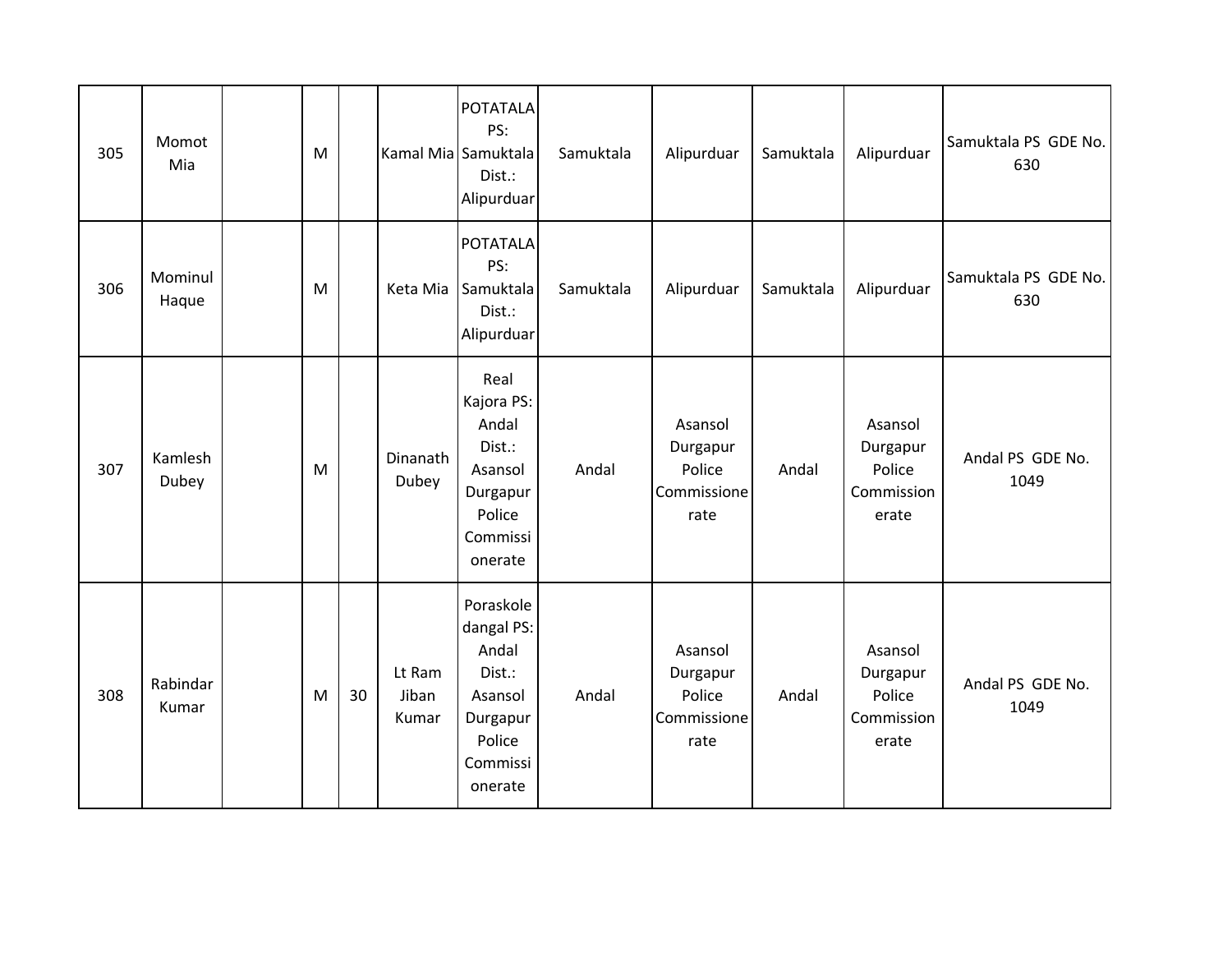| 305 | Momot Mia | | M | | Kamal Mia | POTATALA PS: Samuktala Dist.: Alipurduar | Samuktala | Alipurduar | Samuktala | Alipurduar | Samuktala PS GDE No. 630 |
|---|---|---|---|---|---|---|---|---|---|---|---|
| 306 | Mominul Haque | | M | | Keta Mia | POTATALA PS: Samuktala Dist.: Alipurduar | Samuktala | Alipurduar | Samuktala | Alipurduar | Samuktala PS GDE No. 630 |
| 307 | Kamlesh Dubey | | M | | Dinanath Dubey | Real Kajora PS: Andal Dist.: Asansol Durgapur Police Commissionerate | Andal | Asansol Durgapur Police Commissionerate | Andal | Asansol Durgapur Police Commissionerate | Andal PS GDE No. 1049 |
| 308 | Rabindar Kumar | | M | 30 | Lt Ram Jiban Kumar | Poraskole dangal PS: Andal Dist.: Asansol Durgapur Police Commissionerate | Andal | Asansol Durgapur Police Commissionerate | Andal | Asansol Durgapur Police Commissionerate | Andal PS GDE No. 1049 |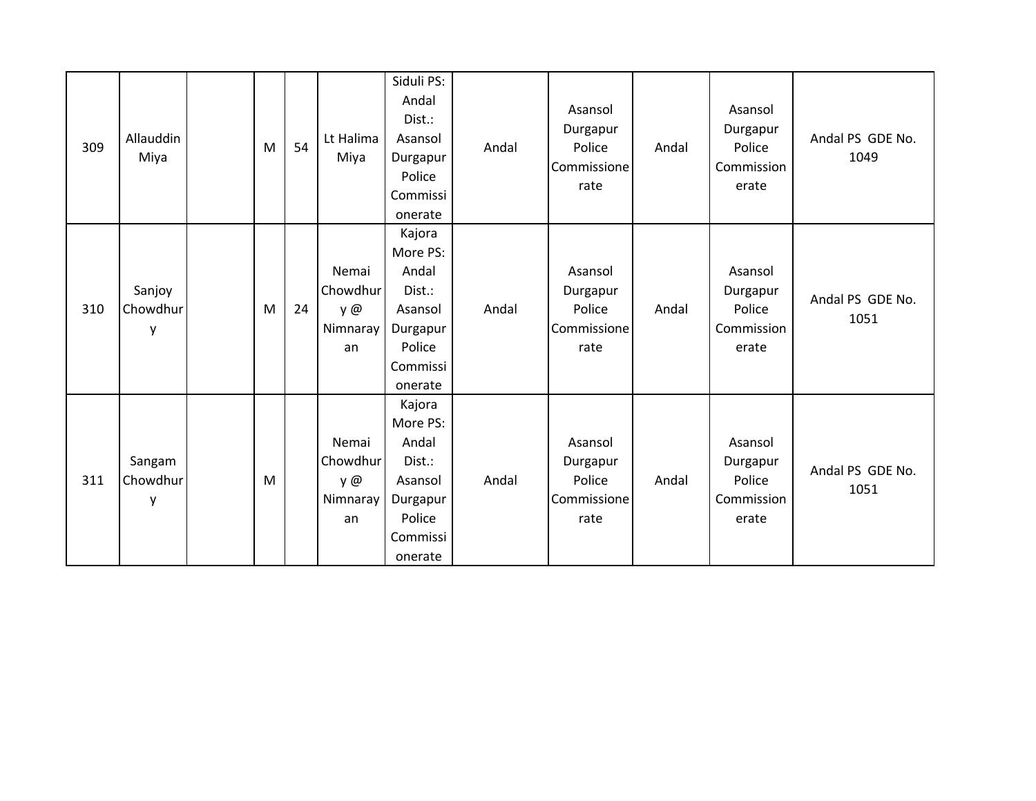| | | | | | | | | | | | |
|---|---|---|---|---|---|---|---|---|---|---|---|
| 309 | Allauddin Miya | | M | 54 | Lt Halima Miya | Siduli PS: Andal Dist.: Asansol Durgapur Police Commissionerate | Andal | Asansol Durgapur Police Commissionerate | Andal | Asansol Durgapur Police Commissionerate | Andal PS GDE No. 1049 |
| 310 | Sanjoy Chowdhury | | M | 24 | Nemai Chowdhury @ Nimnarayan | Kajora More PS: Andal Dist.: Asansol Durgapur Police Commissionerate | Andal | Asansol Durgapur Police Commissionerate | Andal | Asansol Durgapur Police Commissionerate | Andal PS GDE No. 1051 |
| 311 | Sangam Chowdhury | | M | | Nemai Chowdhury @ Nimnarayan | Kajora More PS: Andal Dist.: Asansol Durgapur Police Commissionerate | Andal | Asansol Durgapur Police Commissionerate | Andal | Asansol Durgapur Police Commissionerate | Andal PS GDE No. 1051 |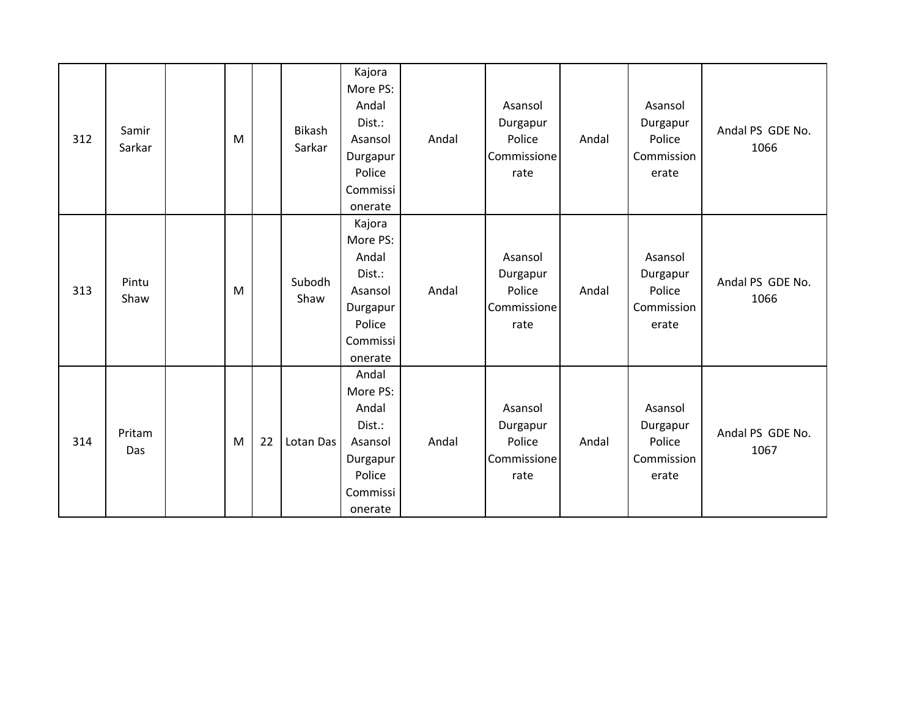| | | | | | | | | | | | |
|---|---|---|---|---|---|---|---|---|---|---|---|
| 312 | Samir Sarkar | | M | | Bikash Sarkar | Kajora More PS: Andal Dist.: Asansol Durgapur Police Commissionerate | Andal | Asansol Durgapur Police Commissionerate | Andal | Asansol Durgapur Police Commissionerate | Andal PS GDE No. 1066 |
| 313 | Pintu Shaw | | M | | Subodh Shaw | Kajora More PS: Andal Dist.: Asansol Durgapur Police Commissionerate | Andal | Asansol Durgapur Police Commissionerate | Andal | Asansol Durgapur Police Commissionerate | Andal PS GDE No. 1066 |
| 314 | Pritam Das | | M | 22 | Lotan Das | Andal More PS: Andal Dist.: Asansol Durgapur Police Commissionerate | Andal | Asansol Durgapur Police Commissionerate | Andal | Asansol Durgapur Police Commissionerate | Andal PS GDE No. 1067 |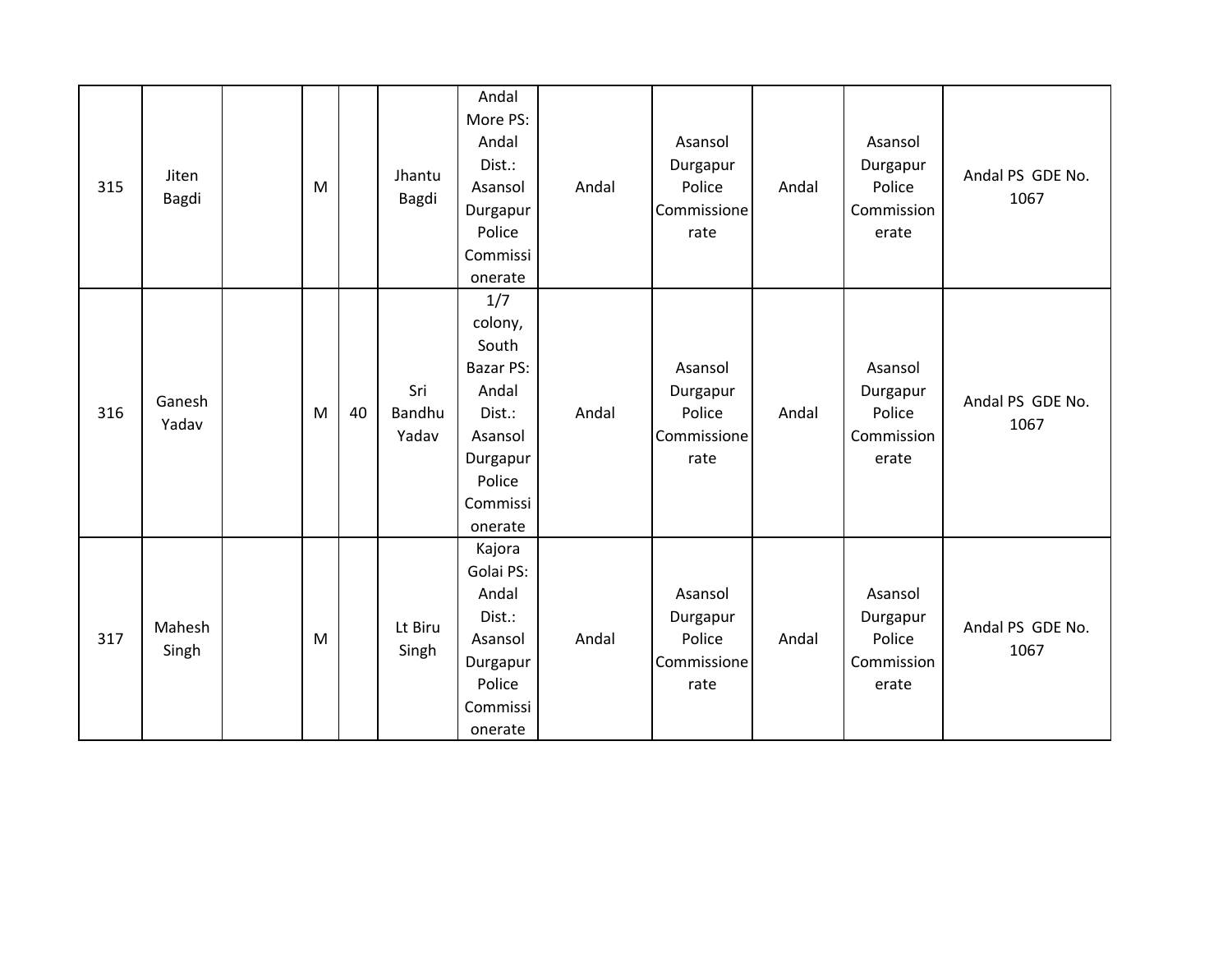| | | | | | | | | | | | |
|---|---|---|---|---|---|---|---|---|---|---|---|
| 315 | Jiten Bagdi | | M | | Jhantu Bagdi | Andal More PS: Andal Dist.: Asansol Durgapur Police Commissionerate | Andal | Asansol Durgapur Police Commissionerate | Andal | Asansol Durgapur Police Commissionerate | Andal PS GDE No. 1067 |
| 316 | Ganesh Yadav | | M | 40 | Sri Bandhu Yadav | 1/7 colony, South Bazar PS: Andal Dist.: Asansol Durgapur Police Commissionerate | Andal | Asansol Durgapur Police Commissionerate | Andal | Asansol Durgapur Police Commissionerate | Andal PS GDE No. 1067 |
| 317 | Mahesh Singh | | M | | Lt Biru Singh | Kajora Golai PS: Andal Dist.: Asansol Durgapur Police Commissionerate | Andal | Asansol Durgapur Police Commissionerate | Andal | Asansol Durgapur Police Commissionerate | Andal PS GDE No. 1067 |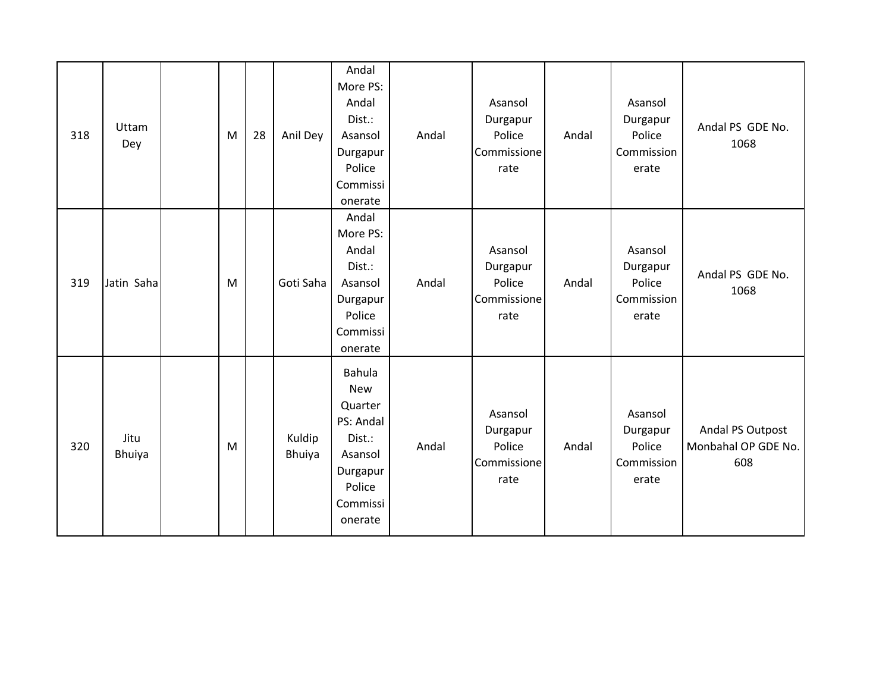| 318 | Uttam Dey | | M | 28 | Anil Dey | Andal More PS: Andal Dist.: Asansol Durgapur Police Commissionerate | Andal | Asansol Durgapur Police Commissionerate | Andal | Asansol Durgapur Police Commissionerate | Andal PS GDE No. 1068 |
|---|---|---|---|---|---|---|---|---|---|---|---|
| 319 | Jatin Saha | | M | | Goti Saha | Andal More PS: Andal Dist.: Asansol Durgapur Police Commissionerate | Andal | Asansol Durgapur Police Commissionerate | Andal | Asansol Durgapur Police Commissionerate | Andal PS GDE No. 1068 |
| 320 | Jitu Bhuiya | | M | | Kuldip Bhuiya | Bahula New Quarter PS: Andal Dist.: Asansol Durgapur Police Commissionerate | Andal | Asansol Durgapur Police Commissionerate | Andal | Asansol Durgapur Police Commissionerate | Andal PS Outpost Monbahal OP GDE No. 608 |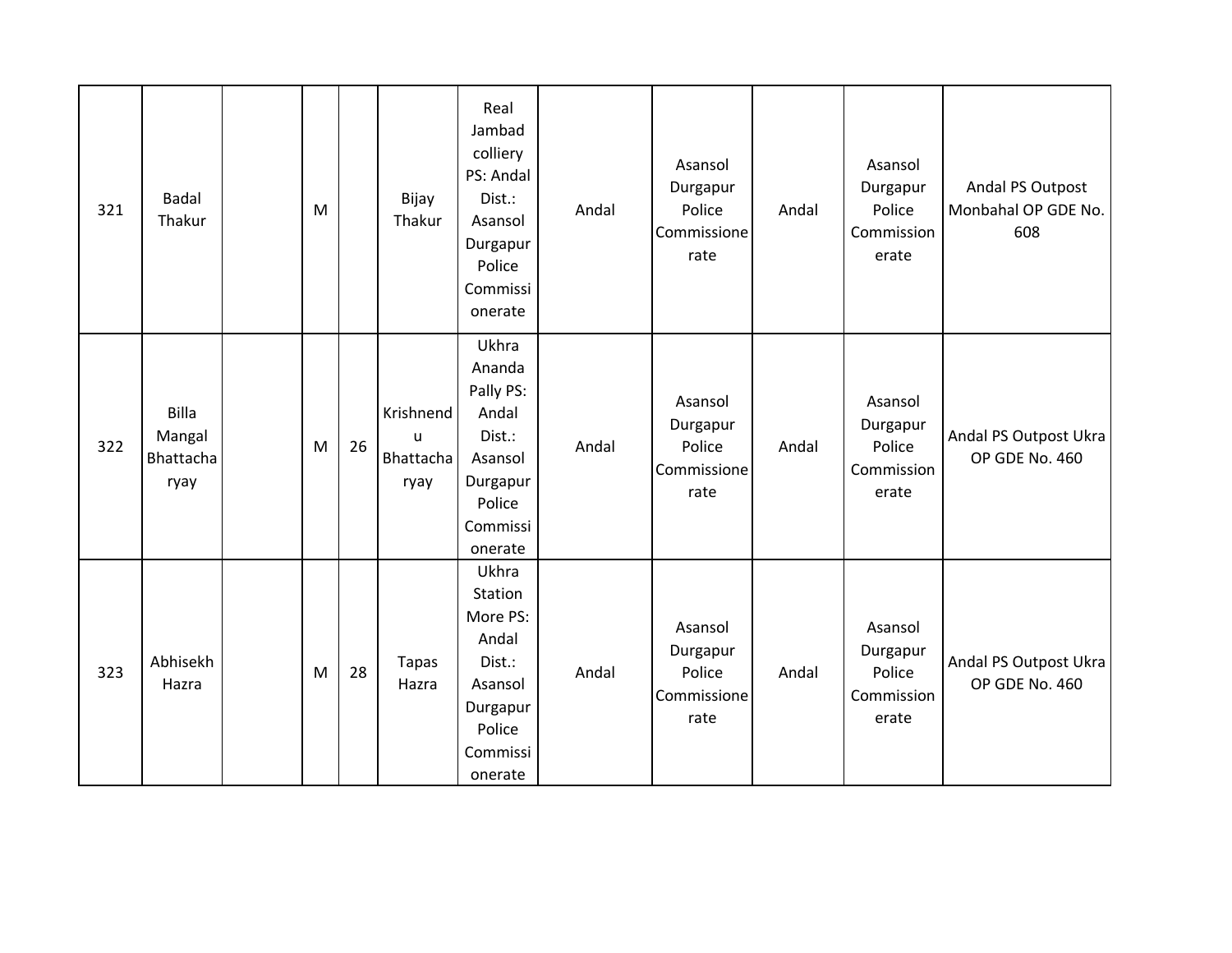| 321 | Badal Thakur | | M | | Bijay Thakur | Real Jambad colliery PS: Andal Dist.: Asansol Durgapur Police Commissionerate | Andal | Asansol Durgapur Police Commissionerate | Andal | Asansol Durgapur Police Commissionerate | Andal PS Outpost Monbahal OP GDE No. 608 |
|---|---|---|---|---|---|---|---|---|---|---|---|
| 322 | Billa Mangal Bhattacharyay | | M | 26 | Krishnendu Bhattacharyay | Ukhra Ananda Pally PS: Andal Dist.: Asansol Durgapur Police Commissionerate | Andal | Asansol Durgapur Police Commissionerate | Andal | Asansol Durgapur Police Commissionerate | Andal PS Outpost Ukra OP GDE No. 460 |
| 323 | Abhisekh Hazra | | M | 28 | Tapas Hazra | Ukhra Station More PS: Andal Dist.: Asansol Durgapur Police Commissionerate | Andal | Asansol Durgapur Police Commissionerate | Andal | Asansol Durgapur Police Commissionerate | Andal PS Outpost Ukra OP GDE No. 460 |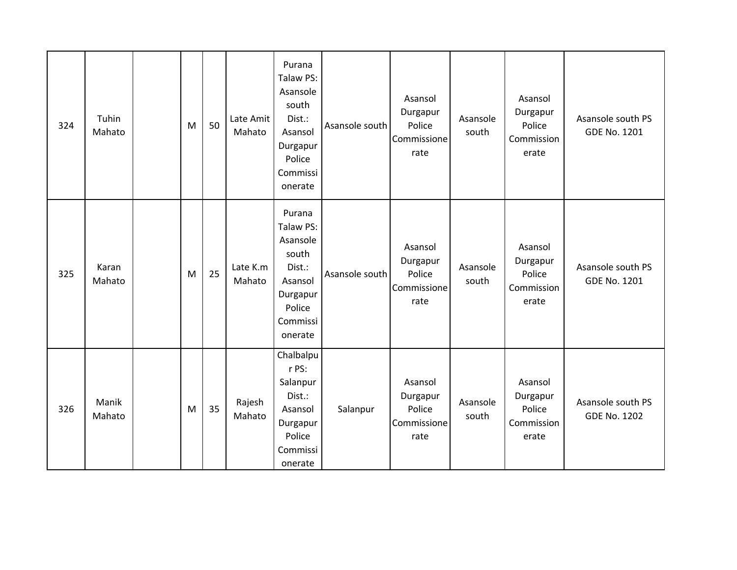| 324 | Tuhin Mahato | | M | 50 | Late Amit Mahato | Purana Talaw PS: Asansole south Dist.: Asansol Durgapur Police Commissionerate | Asansole south | Asansol Durgapur Police Commissionerate | Asansole south | Asansol Durgapur Police Commissionerate | Asansole south PS GDE No. 1201 |
|---|---|---|---|---|---|---|---|---|---|---|---|
| 325 | Karan Mahato | | M | 25 | Late K.m Mahato | Purana Talaw PS: Asansole south Dist.: Asansol Durgapur Police Commissionerate | Asansole south | Asansol Durgapur Police Commissionerate | Asansole south | Asansol Durgapur Police Commissionerate | Asansole south PS GDE No. 1201 |
| 326 | Manik Mahato | | M | 35 | Rajesh Mahato | Chalbalpur PS: Salanpur Dist.: Asansol Durgapur Police Commissionerate | Salanpur | Asansol Durgapur Police Commissionerate | Asansole south | Asansol Durgapur Police Commissionerate | Asansole south PS GDE No. 1202 |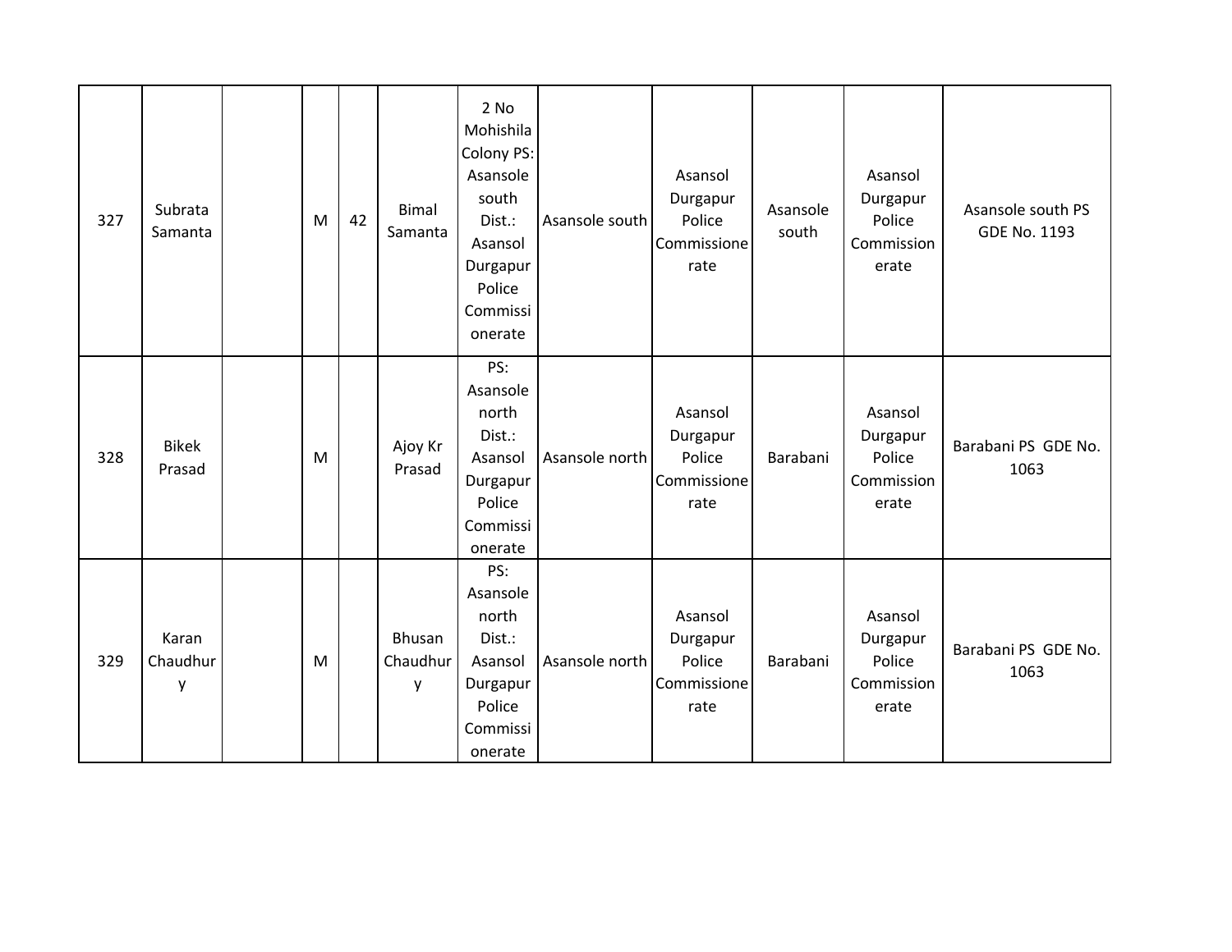| | | | | | | | | | | | |
|---|---|---|---|---|---|---|---|---|---|---|---|
| 327 | Subrata Samanta | | M | 42 | Bimal Samanta | 2 No Mohishila Colony PS: Asansole south Dist.: Asansol Durgapur Police Commissionerate | Asansole south | Asansol Durgapur Police Commissionerate | Asansole south | Asansol Durgapur Police Commissionerate | Asansole south PS GDE No. 1193 |
| 328 | Bikek Prasad | | M | | Ajoy Kr Prasad | PS: Asansole north Dist.: Asansol Durgapur Police Commissionerate | Asansole north | Asansol Durgapur Police Commissionerate | Barabani | Asansol Durgapur Police Commissionerate | Barabani PS GDE No. 1063 |
| 329 | Karan Chaudhury | | M | | Bhusan Chaudhury | PS: Asansole north Dist.: Asansol Durgapur Police Commissionerate | Asansole north | Asansol Durgapur Police Commissionerate | Barabani | Asansol Durgapur Police Commissionerate | Barabani PS GDE No. 1063 |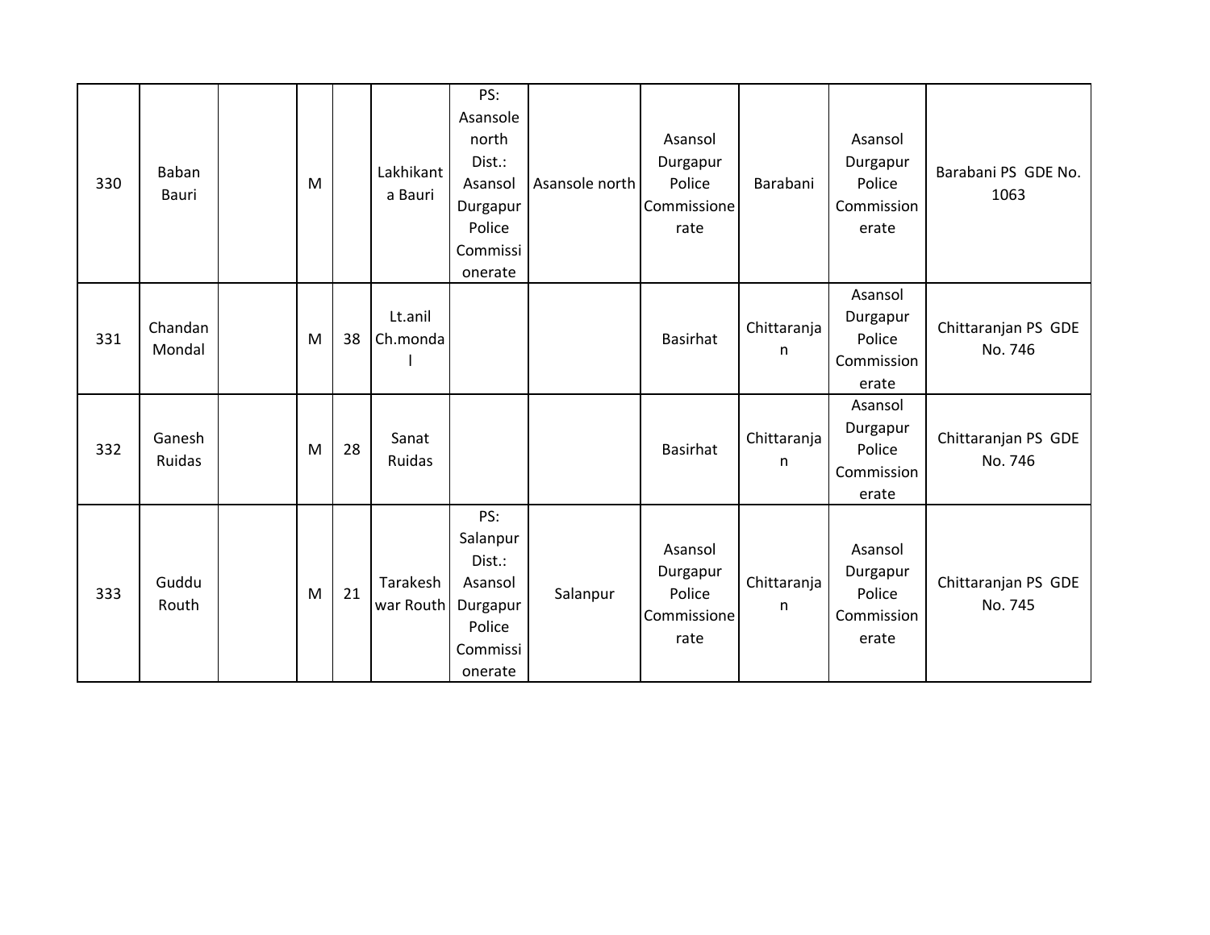| 330 | Baban Bauri | | M | | Lakhikanta Bauri | PS: Asansole north Dist.: Asansol Durgapur Police Commissionerate | Asansole north | Asansol Durgapur Police Commissionerate | Barabani | Asansol Durgapur Police Commissionerate | Barabani PS GDE No. 1063 |
|---|---|---|---|---|---|---|---|---|---|---|---|
| 331 | Chandan Mondal | | M | 38 | Lt.anil Ch.mondal | | | Basirhat | Chittaranjan | Asansol Durgapur Police Commissionerate | Chittaranjan PS GDE No. 746 |
| 332 | Ganesh Ruidas | | M | 28 | Sanat Ruidas | | | Basirhat | Chittaranjan | Asansol Durgapur Police Commissionerate | Chittaranjan PS GDE No. 746 |
| 333 | Guddu Routh | | M | 21 | Tarakeshwar Routh | PS: Salanpur Dist.: Asansol Durgapur Police Commissionerate | Salanpur | Asansol Durgapur Police Commissionerate | Chittaranjan | Asansol Durgapur Police Commissionerate | Chittaranjan PS GDE No. 745 |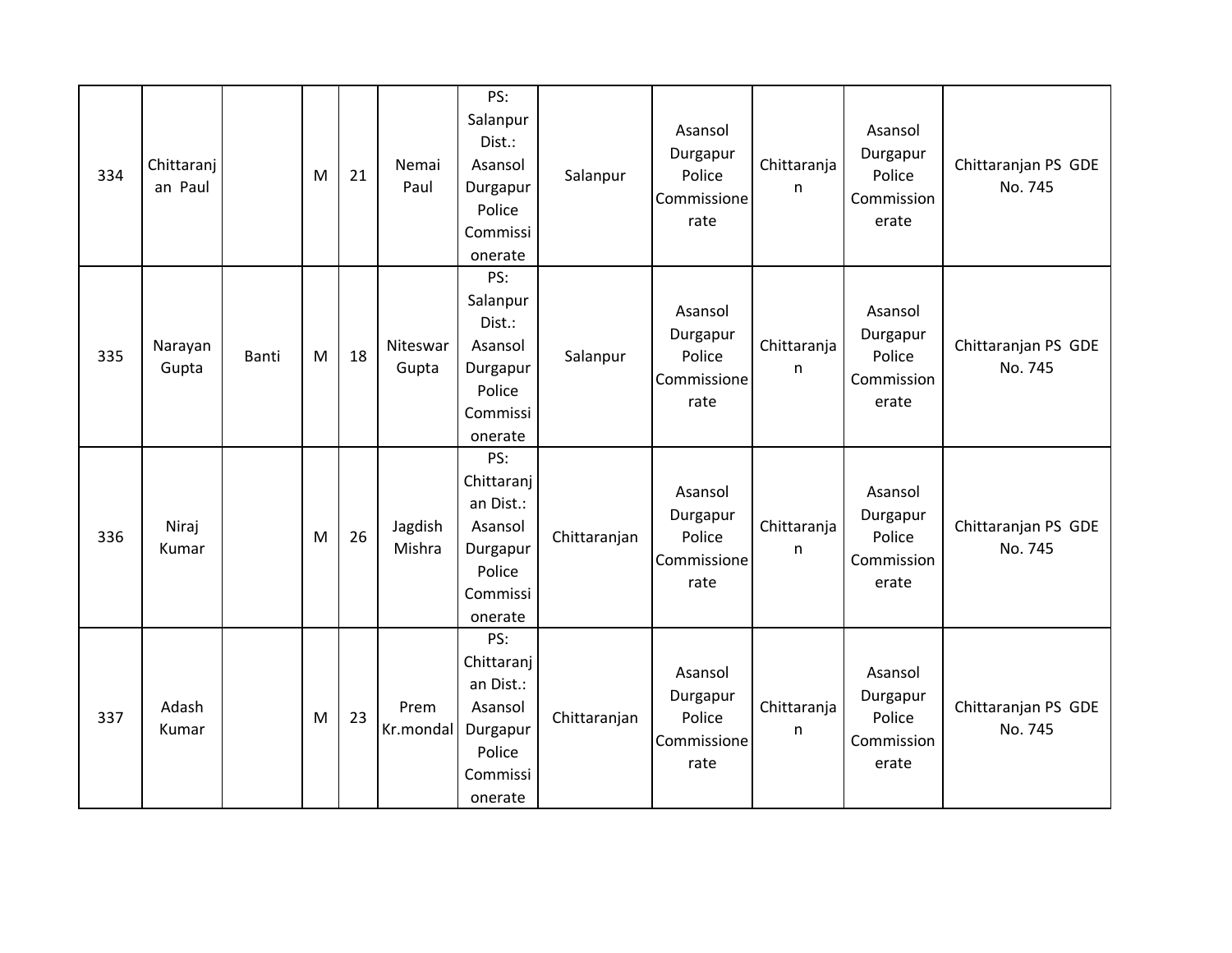| 334 | Chittaranjan Paul | | M | 21 | Nemai Paul | PS: Salanpur Dist.: Asansol Durgapur Police Commissionerate | Salanpur | Asansol Durgapur Police Commissionerate | Chittaranjan | Asansol Durgapur Police Commissionerate | Chittaranjan PS GDE No. 745 |
|---|---|---|---|---|---|---|---|---|---|---|---|
| 335 | Narayan Gupta | Banti | M | 18 | Niteswar Gupta | PS: Salanpur Dist.: Asansol Durgapur Police Commissionerate | Salanpur | Asansol Durgapur Police Commissionerate | Chittaranjan | Asansol Durgapur Police Commissionerate | Chittaranjan PS GDE No. 745 |
| 336 | Niraj Kumar | | M | 26 | Jagdish Mishra | PS: Chittaranjan Dist.: Asansol Durgapur Police Commissionerate | Chittaranjan | Asansol Durgapur Police Commissionerate | Chittaranjan | Asansol Durgapur Police Commissionerate | Chittaranjan PS GDE No. 745 |
| 337 | Adash Kumar | | M | 23 | Prem Kr.mondal | PS: Chittaranjan Dist.: Asansol Durgapur Police Commissionerate | Chittaranjan | Asansol Durgapur Police Commissionerate | Chittaranjan | Asansol Durgapur Police Commissionerate | Chittaranjan PS GDE No. 745 |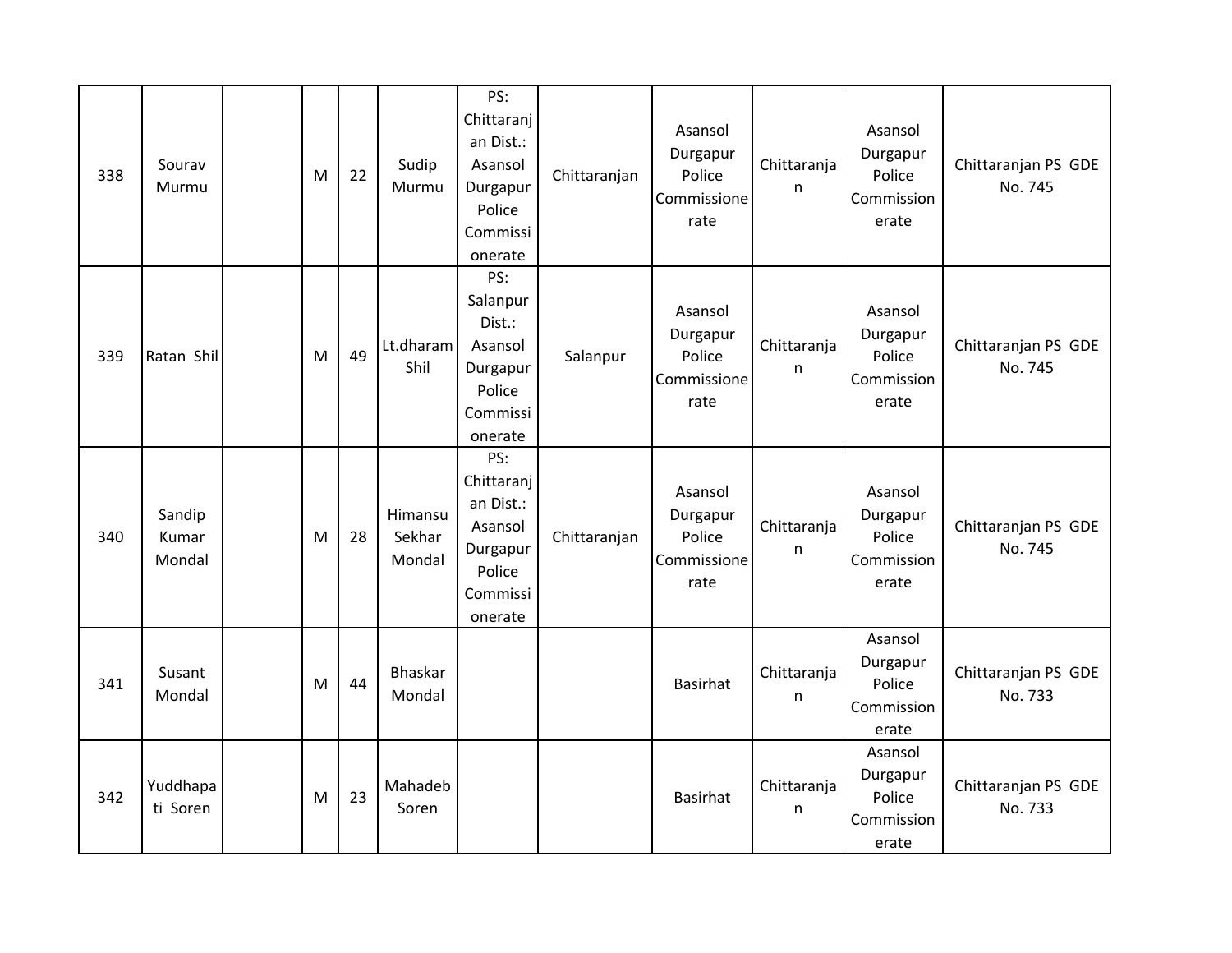| 338 | Sourav Murmu | | M | 22 | Sudip Murmu | PS: Chittaranjan Dist.: Asansol Durgapur Police Commissionerate | Chittaranjan | Asansol Durgapur Police Commissionerate | Chittaranjan | Asansol Durgapur Police Commissionerate | Chittaranjan PS GDE No. 745 |
|---|---|---|---|---|---|---|---|---|---|---|---|
| 339 | Ratan Shil | | M | 49 | Lt.dharam Shil | PS: Salanpur Dist.: Asansol Durgapur Police Commissionerate | Salanpur | Asansol Durgapur Police Commissionerate | Chittaranjan | Asansol Durgapur Police Commissionerate | Chittaranjan PS GDE No. 745 |
| 340 | Sandip Kumar Mondal | | M | 28 | Himansu Sekhar Mondal | PS: Chittaranjan Dist.: Asansol Durgapur Police Commissionerate | Chittaranjan | Asansol Durgapur Police Commissionerate | Chittaranjan | Asansol Durgapur Police Commissionerate | Chittaranjan PS GDE No. 745 |
| 341 | Susant Mondal | | M | 44 | Bhaskar Mondal | | | Basirhat | Chittaranjan | Asansol Durgapur Police Commissionerate | Chittaranjan PS GDE No. 733 |
| 342 | Yuddhapati Soren | | M | 23 | Mahadeb Soren | | | Basirhat | Chittaranjan | Asansol Durgapur Police Commissionerate | Chittaranjan PS GDE No. 733 |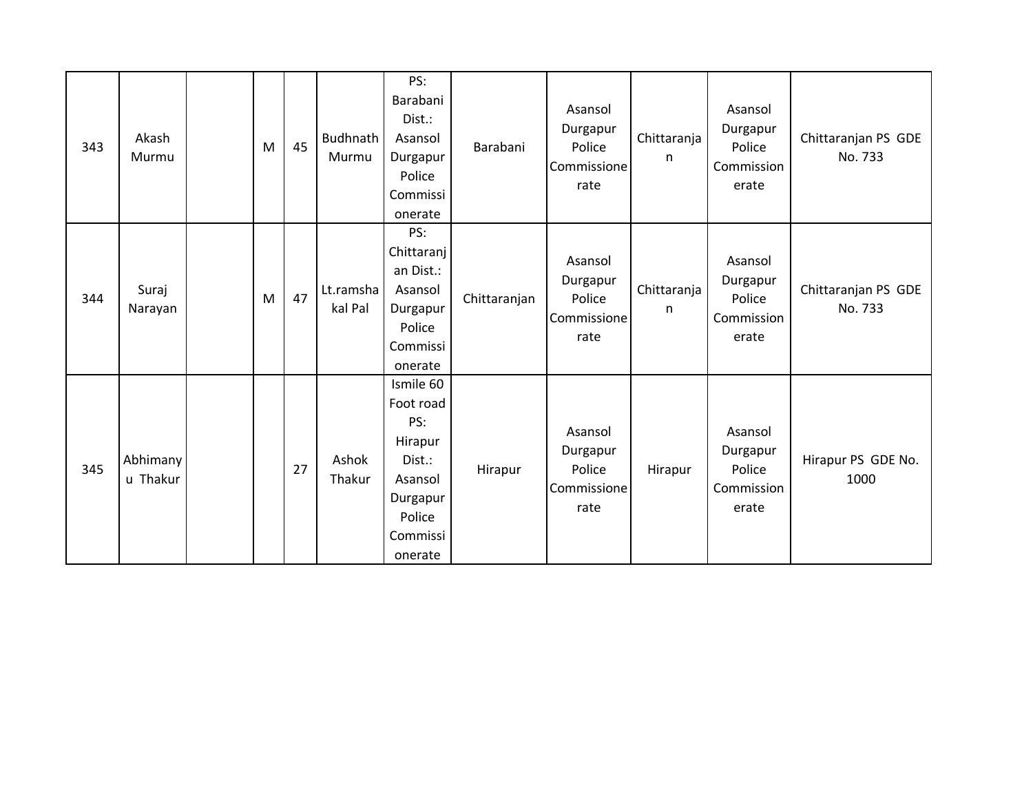| 343 | Akash Murmu | | M | 45 | Budhnath Murmu | PS: Barabani Dist.: Asansol Durgapur Police Commissionerate | Barabani | Asansol Durgapur Police Commissionerate | Chittaranjan | Asansol Durgapur Police Commissionerate | Chittaranjan PS GDE No. 733 |
|---|---|---|---|---|---|---|---|---|---|---|---|
| 344 | Suraj Narayan | | M | 47 | Lt.ramshakal Pal | PS: Chittaranjan Dist.: Asansol Durgapur Police Commissionerate | Chittaranjan | Asansol Durgapur Police Commissionerate | Chittaranjan | Asansol Durgapur Police Commissionerate | Chittaranjan PS GDE No. 733 |
| 345 | Abhimanyu Thakur | | | 27 | Ashok Thakur | Ismile 60 Foot road PS: Hirapur Dist.: Asansol Durgapur Police Commissionerate | Hirapur | Asansol Durgapur Police Commissionerate | Hirapur | Asansol Durgapur Police Commissionerate | Hirapur PS GDE No. 1000 |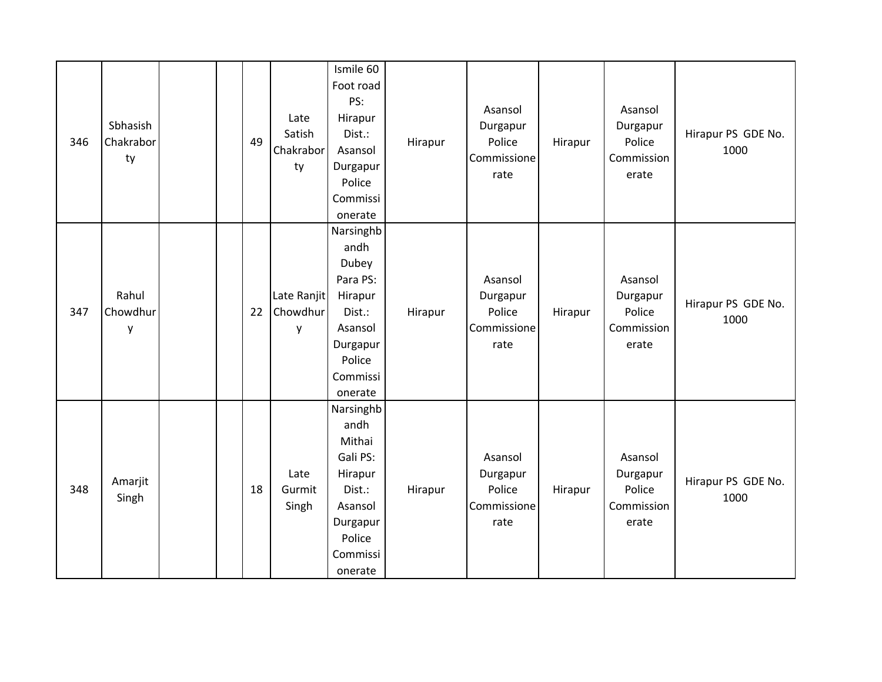| | | | | | | | | | | | |
|---|---|---|---|---|---|---|---|---|---|---|---|
| 346 | Sbhasish Chakraborty | | | 49 | Late Satish Chakraborty | Ismile 60 Foot road PS: Hirapur Dist.: Asansol Durgapur Police Commissionerate | Hirapur | Asansol Durgapur Police Commissionerate | Hirapur | Asansol Durgapur Police Commissionerate | Hirapur PS GDE No. 1000 |
| 347 | Rahul Chowdhury | | | 22 | Late Ranjit Chowdhury | Narsinghbandh Dubey Para PS: Hirapur Dist.: Asansol Durgapur Police Commissionerate | Hirapur | Asansol Durgapur Police Commissionerate | Hirapur | Asansol Durgapur Police Commissionerate | Hirapur PS GDE No. 1000 |
| 348 | Amarjit Singh | | | 18 | Late Gurmit Singh | Narsinghbandh Mithai Gali PS: Hirapur Dist.: Asansol Durgapur Police Commissionerate | Hirapur | Asansol Durgapur Police Commissionerate | Hirapur | Asansol Durgapur Police Commissionerate | Hirapur PS GDE No. 1000 |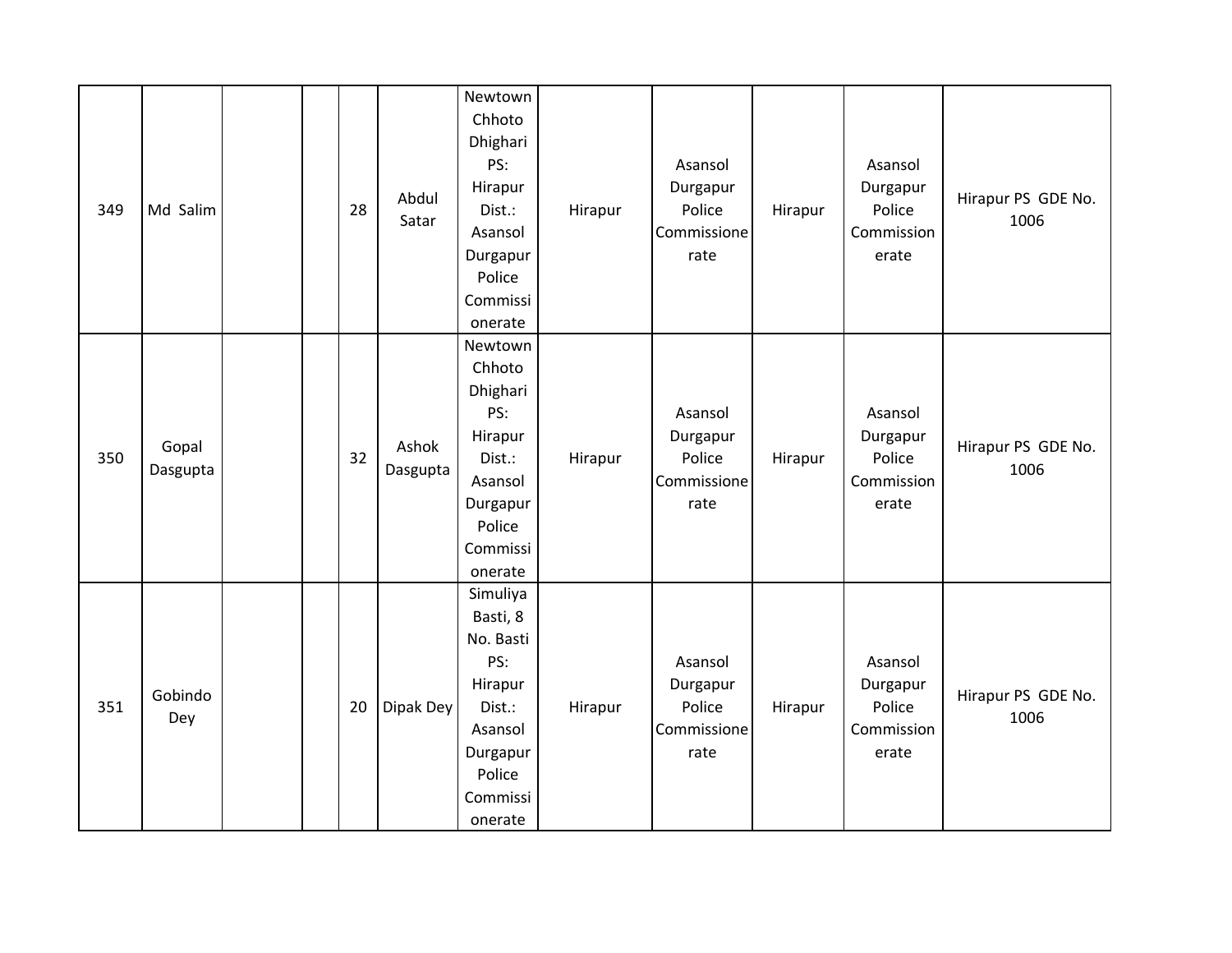| | | | | | | | | | | | |
|---|---|---|---|---|---|---|---|---|---|---|---|
| 349 | Md Salim | | | 28 | Abdul Satar | Newtown Chhoto Dhighari PS: Hirapur Dist.: Asansol Durgapur Police Commissionerate | Hirapur | Asansol Durgapur Police Commissionerate | Hirapur | Asansol Durgapur Police Commissionerate | Hirapur PS GDE No. 1006 |
| 350 | Gopal Dasgupta | | | 32 | Ashok Dasgupta | Newtown Chhoto Dhighari PS: Hirapur Dist.: Asansol Durgapur Police Commissionerate | Hirapur | Asansol Durgapur Police Commissionerate | Hirapur | Asansol Durgapur Police Commissionerate | Hirapur PS GDE No. 1006 |
| 351 | Gobindo Dey | | | 20 | Dipak Dey | Simuliya Basti, 8 No. Basti PS: Hirapur Dist.: Asansol Durgapur Police Commissionerate | Hirapur | Asansol Durgapur Police Commissionerate | Hirapur | Asansol Durgapur Police Commissionerate | Hirapur PS GDE No. 1006 |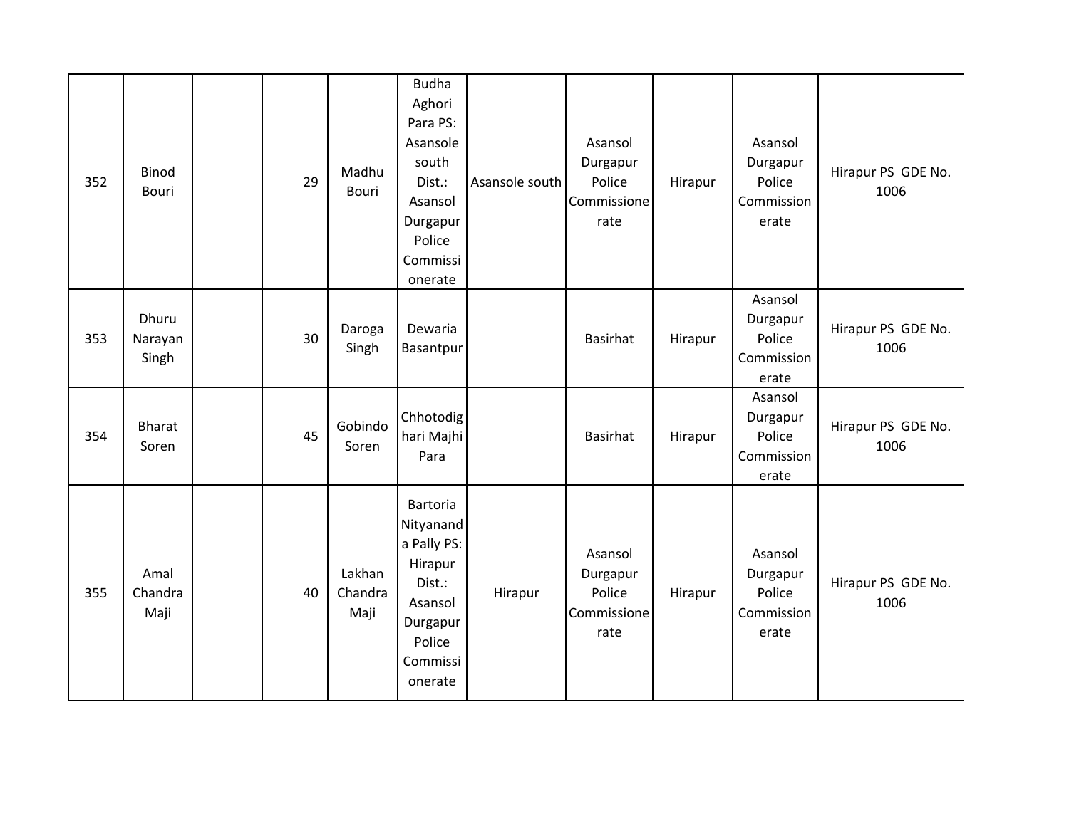| | | | | | | | | | | | |
|---|---|---|---|---|---|---|---|---|---|---|---|
| 352 | Binod Bouri | | | 29 | Madhu Bouri | Budha Aghori Para PS: Asansole south Dist.: Asansol Durgapur Police Commissionerate | Asansole south | Asansol Durgapur Police Commissionerate | Hirapur | Asansol Durgapur Police Commissionerate | Hirapur PS GDE No. 1006 |
| 353 | Dhuru Narayan Singh | | | 30 | Daroga Singh | Dewaria Basantpur | | Basirhat | Hirapur | Asansol Durgapur Police Commissionerate | Hirapur PS GDE No. 1006 |
| 354 | Bharat Soren | | | 45 | Gobindo Soren | Chhotodighari Majhi Para | | Basirhat | Hirapur | Asansol Durgapur Police Commissionerate | Hirapur PS GDE No. 1006 |
| 355 | Amal Chandra Maji | | | 40 | Lakhan Chandra Maji | Bartoria Nityananda Pally PS: Hirapur Dist.: Asansol Durgapur Police Commissionerate | Hirapur | Asansol Durgapur Police Commissionerate | Hirapur | Asansol Durgapur Police Commissionerate | Hirapur PS GDE No. 1006 |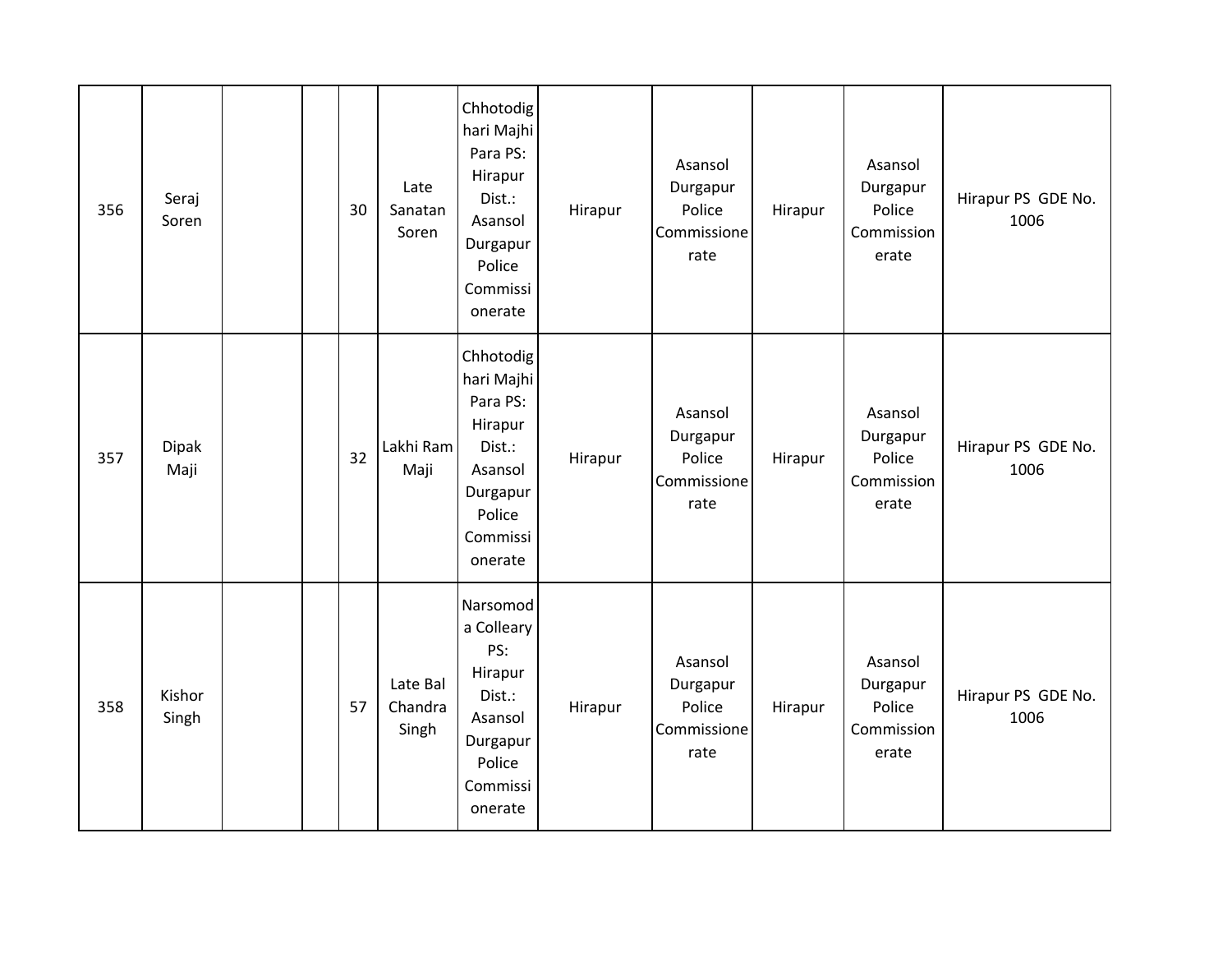| | | | | | | | | | | | |
|---|---|---|---|---|---|---|---|---|---|---|---|
| 356 | Seraj Soren | | | 30 | Late Sanatan Soren | Chhotodighari Majhi Para PS: Hirapur Dist.: Asansol Durgapur Police Commissionerate | Hirapur | Asansol Durgapur Police Commissionerate | Hirapur | Asansol Durgapur Police Commissionerate | Hirapur PS GDE No. 1006 |
| 357 | Dipak Maji | | | 32 | Lakhi Ram Maji | Chhotodighari Majhi Para PS: Hirapur Dist.: Asansol Durgapur Police Commissionerate | Hirapur | Asansol Durgapur Police Commissionerate | Hirapur | Asansol Durgapur Police Commissionerate | Hirapur PS GDE No. 1006 |
| 358 | Kishor Singh | | | 57 | Late Bal Chandra Singh | Narsomoda Colleary PS: Hirapur Dist.: Asansol Durgapur Police Commissionerate | Hirapur | Asansol Durgapur Police Commissionerate | Hirapur | Asansol Durgapur Police Commissionerate | Hirapur PS GDE No. 1006 |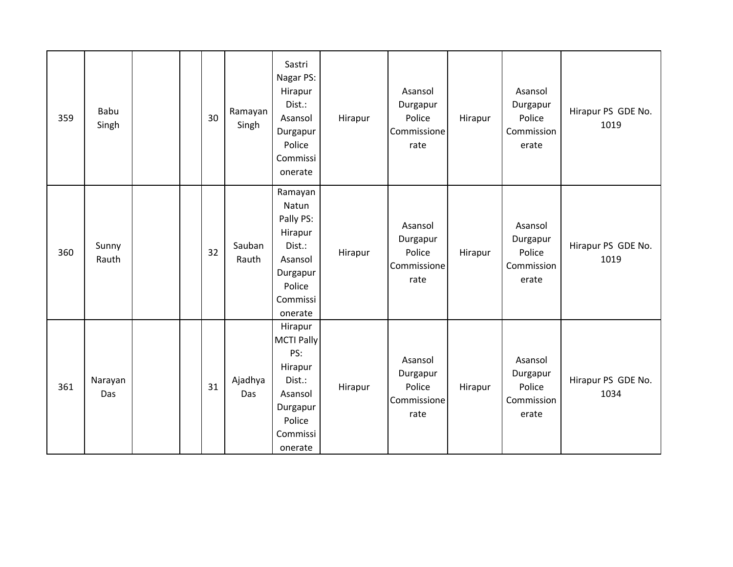| | | | | | | | | | | | |
|---|---|---|---|---|---|---|---|---|---|---|---|
| 359 | Babu Singh | | | 30 | Ramayan Singh | Sastri Nagar PS: Hirapur Dist.: Asansol Durgapur Police Commissionerate | Hirapur | Asansol Durgapur Police Commissionerate | Hirapur | Asansol Durgapur Police Commissionerate | Hirapur PS GDE No. 1019 |
| 360 | Sunny Rauth | | | 32 | Sauban Rauth | Ramayan Natun Pally PS: Hirapur Dist.: Asansol Durgapur Police Commissionerate | Hirapur | Asansol Durgapur Police Commissionerate | Hirapur | Asansol Durgapur Police Commissionerate | Hirapur PS GDE No. 1019 |
| 361 | Narayan Das | | | 31 | Ajadhya Das | Hirapur MCTI Pally PS: Hirapur Dist.: Asansol Durgapur Police Commissionerate | Hirapur | Asansol Durgapur Police Commissionerate | Hirapur | Asansol Durgapur Police Commissionerate | Hirapur PS GDE No. 1034 |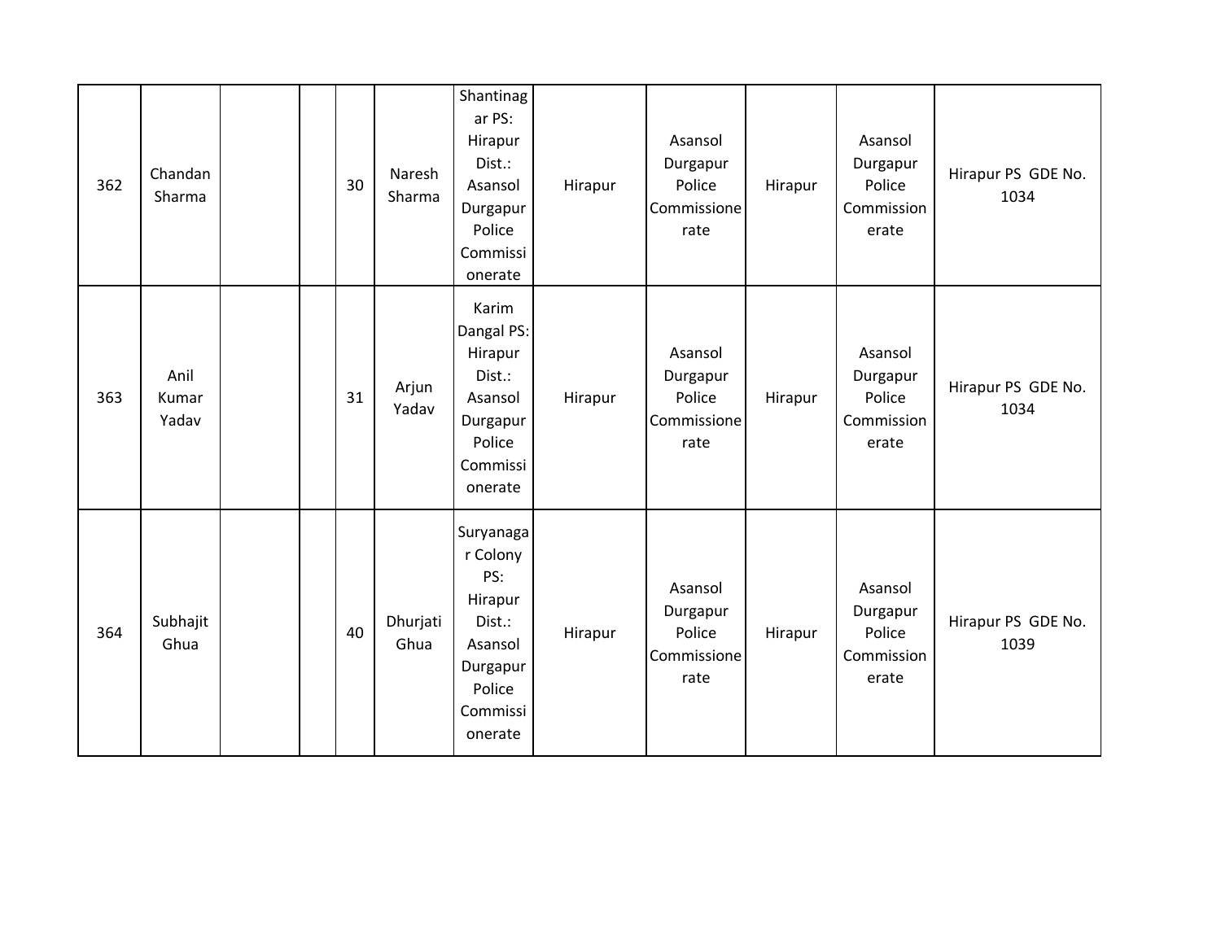| | | | | | | | | | | | |
|---|---|---|---|---|---|---|---|---|---|---|---|
| 362 | Chandan Sharma | | | 30 | Naresh Sharma | Shantinagar PS: Hirapur Dist.: Asansol Durgapur Police Commissionerate | Hirapur | Asansol Durgapur Police Commissionerate | Hirapur | Asansol Durgapur Police Commissionerate | Hirapur PS GDE No. 1034 |
| 363 | Anil Kumar Yadav | | | 31 | Arjun Yadav | Karim Dangal PS: Hirapur Dist.: Asansol Durgapur Police Commissionerate | Hirapur | Asansol Durgapur Police Commissionerate | Hirapur | Asansol Durgapur Police Commissionerate | Hirapur PS GDE No. 1034 |
| 364 | Subhajit Ghua | | | 40 | Dhurjati Ghua | Suryanagar Colony PS: Hirapur Dist.: Asansol Durgapur Police Commissionerate | Hirapur | Asansol Durgapur Police Commissionerate | Hirapur | Asansol Durgapur Police Commissionerate | Hirapur PS GDE No. 1039 |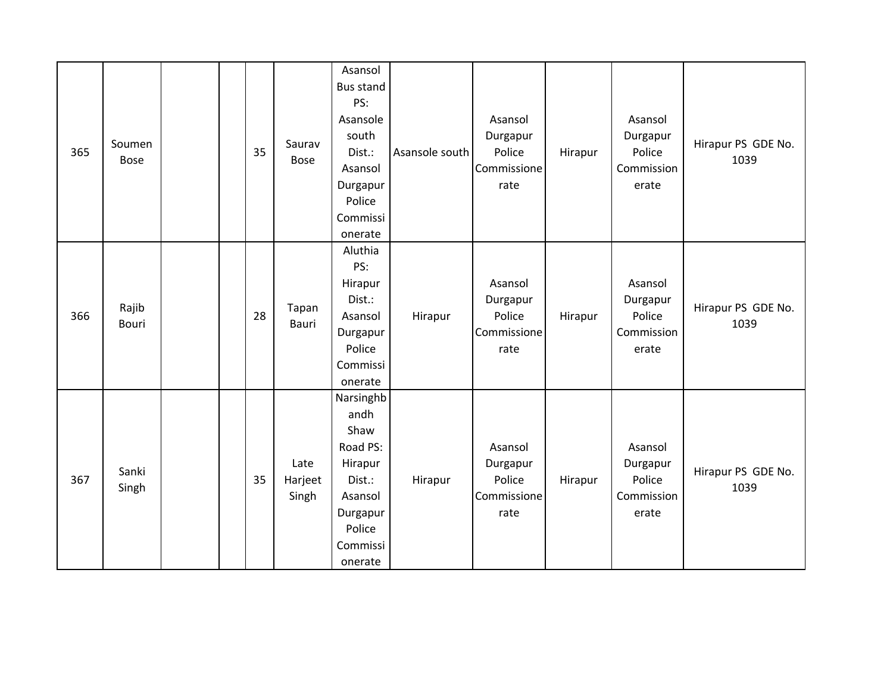| | | | | | | | | | | | |
|---|---|---|---|---|---|---|---|---|---|---|---|
| 365 | Soumen Bose | | | 35 | Saurav Bose | Asansol Bus stand PS: Asansole south Dist.: Asansol Durgapur Police Commissionerate | Asansole south | Asansol Durgapur Police Commissionerate | Hirapur | Asansol Durgapur Police Commissionerate | Hirapur PS GDE No. 1039 |
| 366 | Rajib Bouri | | | 28 | Tapan Bauri | Aluthia PS: Hirapur Dist.: Asansol Durgapur Police Commissionerate | Hirapur | Asansol Durgapur Police Commissionerate | Hirapur | Asansol Durgapur Police Commissionerate | Hirapur PS GDE No. 1039 |
| 367 | Sanki Singh | | | 35 | Late Harjeet Singh | Narsinghbandh Shaw Road PS: Hirapur Dist.: Asansol Durgapur Police Commissionerate | Hirapur | Asansol Durgapur Police Commissionerate | Hirapur | Asansol Durgapur Police Commissionerate | Hirapur PS GDE No. 1039 |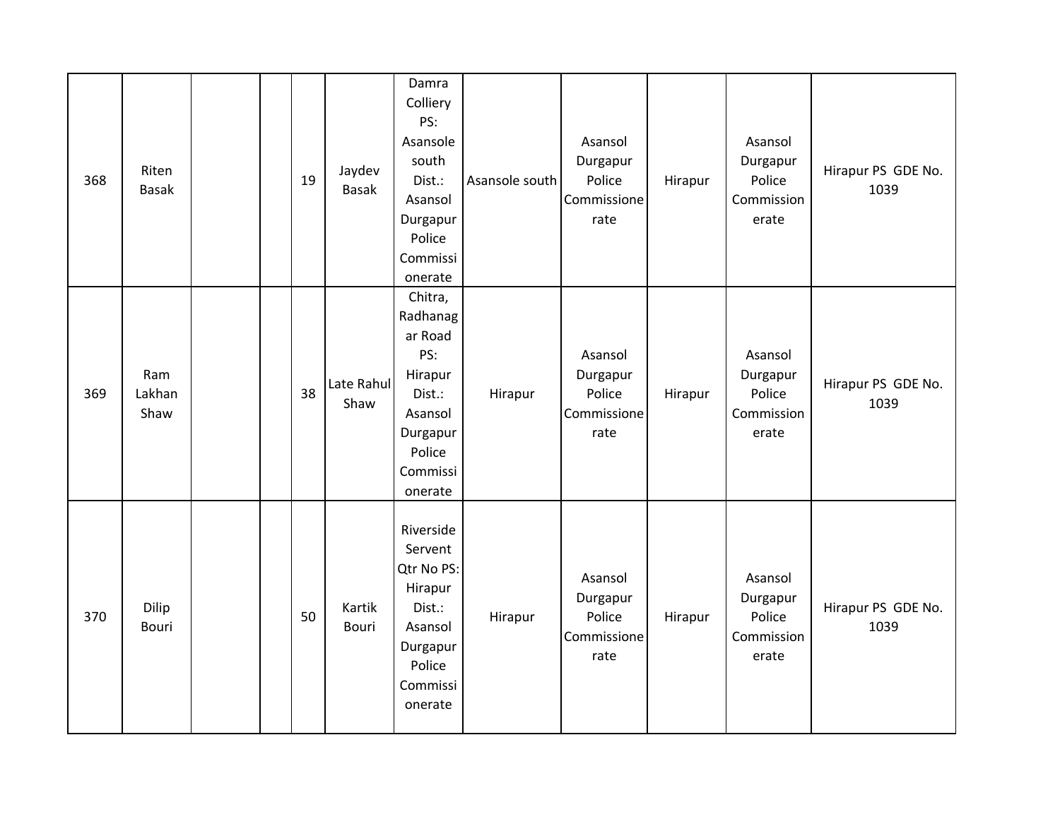| | | | | | | | | | | | |
|---|---|---|---|---|---|---|---|---|---|---|---|
| 368 | Riten Basak | | | 19 | Jaydev Basak | Damra Colliery PS: Asansole south Dist.: Asansol Durgapur Police Commissionerate | Asansole south | Asansol Durgapur Police Commissionerate | Hirapur | Asansol Durgapur Police Commissionerate | Hirapur PS GDE No. 1039 |
| 369 | Ram Lakhan Shaw | | | 38 | Late Rahul Shaw | Chitra, Radhanagar Road PS: Hirapur Dist.: Asansol Durgapur Police Commissionerate | Hirapur | Asansol Durgapur Police Commissionerate | Hirapur | Asansol Durgapur Police Commissionerate | Hirapur PS GDE No. 1039 |
| 370 | Dilip Bouri | | | 50 | Kartik Bouri | Riverside Servent Qtr No PS: Hirapur Dist.: Asansol Durgapur Police Commissionerate | Hirapur | Asansol Durgapur Police Commissionerate | Hirapur | Asansol Durgapur Police Commissionerate | Hirapur PS GDE No. 1039 |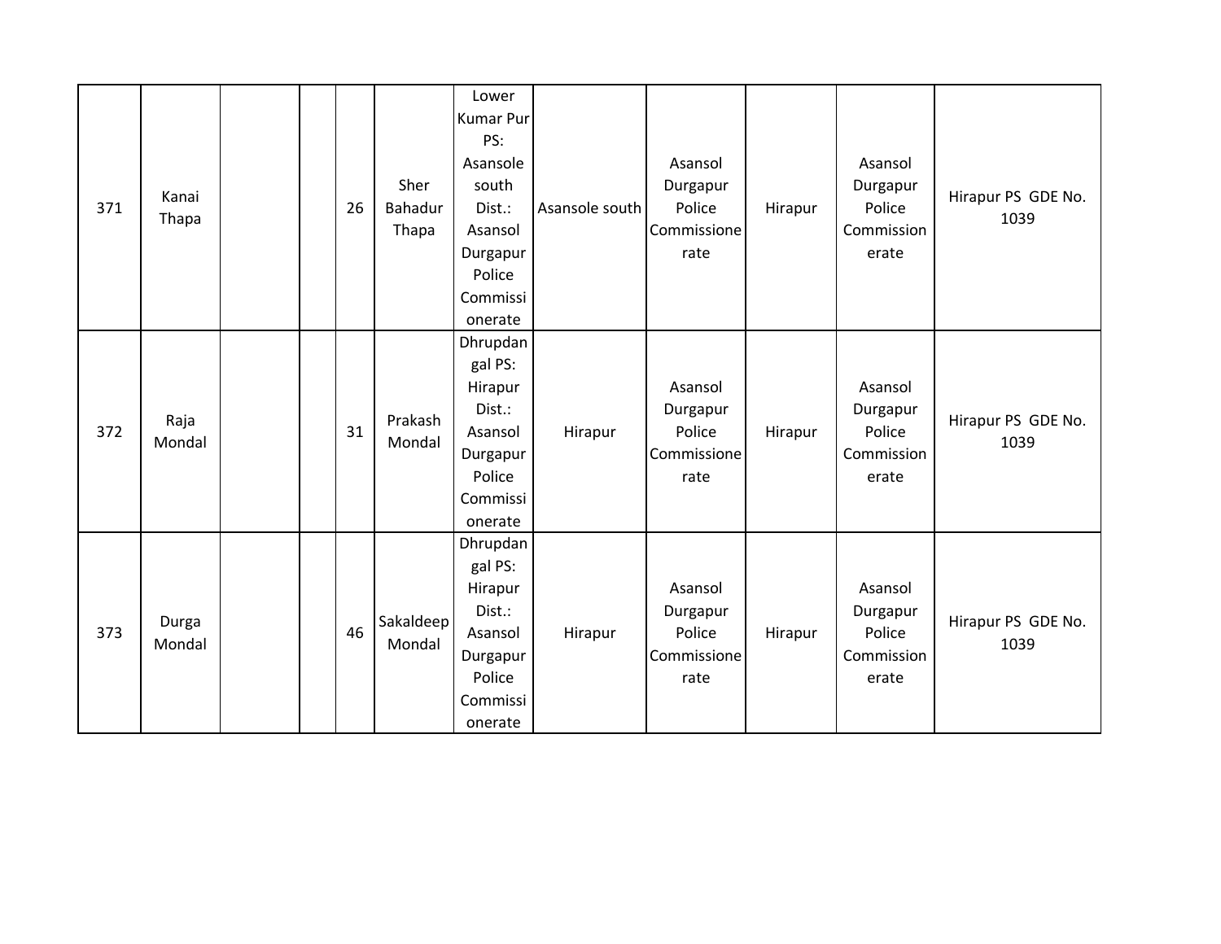| | | | | | | | | | | | |
|---|---|---|---|---|---|---|---|---|---|---|---|
| 371 | Kanai Thapa | | | 26 | Sher Bahadur Thapa | Lower Kumar Pur PS: Asansole south Dist.: Asansol Durgapur Police Commissionerate | Asansole south | Asansol Durgapur Police Commissionerate | Hirapur | Asansol Durgapur Police Commissionerate | Hirapur PS GDE No. 1039 |
| 372 | Raja Mondal | | | 31 | Prakash Mondal | Dhrupdangal PS: Hirapur Dist.: Asansol Durgapur Police Commissionerate | Hirapur | Asansol Durgapur Police Commissionerate | Hirapur | Asansol Durgapur Police Commissionerate | Hirapur PS GDE No. 1039 |
| 373 | Durga Mondal | | | 46 | Sakaldeep Mondal | Dhrupdangal PS: Hirapur Dist.: Asansol Durgapur Police Commissionerate | Hirapur | Asansol Durgapur Police Commissionerate | Hirapur | Asansol Durgapur Police Commissionerate | Hirapur PS GDE No. 1039 |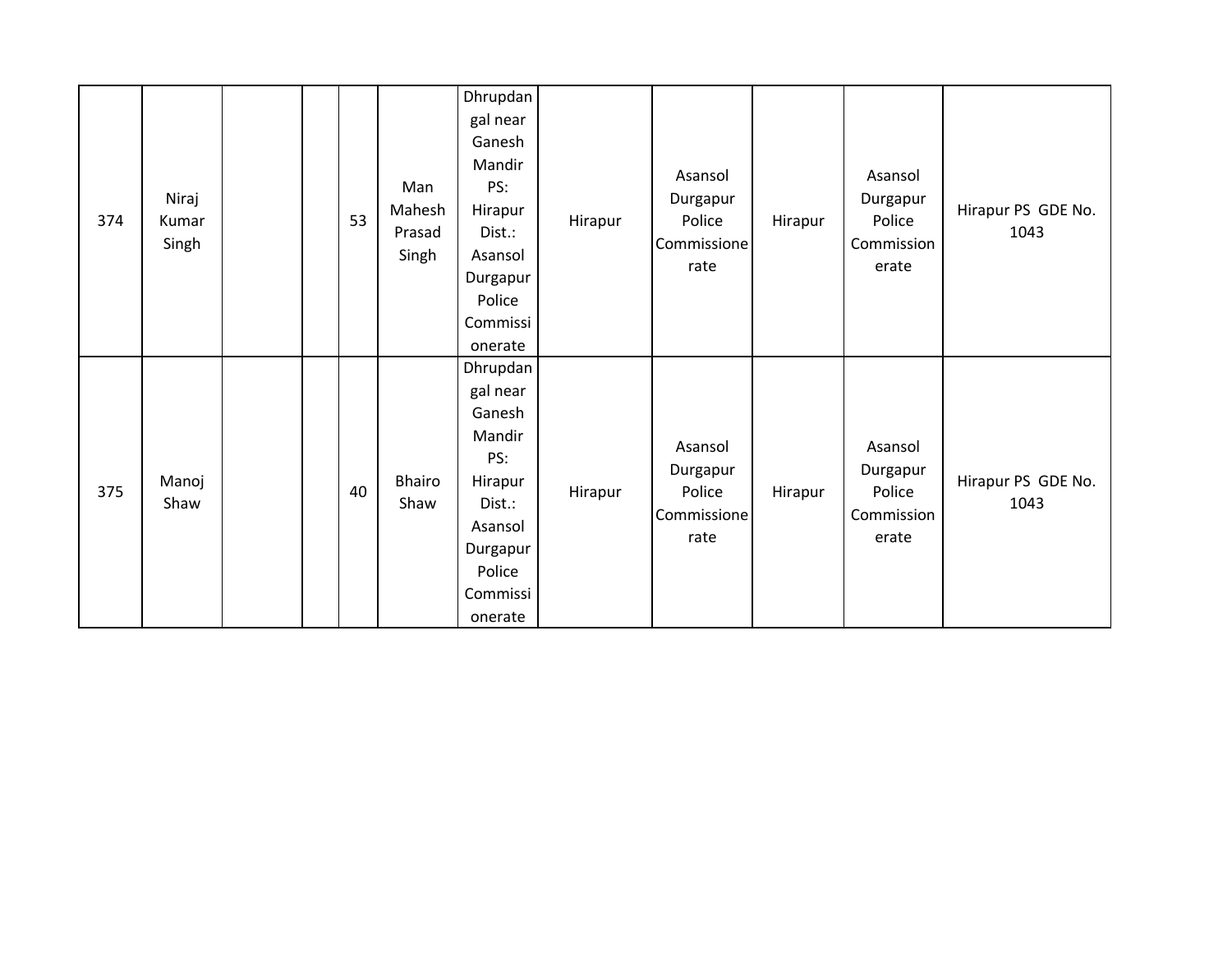| | | | | | | | | | | | |
|---|---|---|---|---|---|---|---|---|---|---|---|
| 374 | Niraj Kumar Singh | | | 53 | Man Mahesh Prasad Singh | Dhrupdangal near Ganesh Mandir PS: Hirapur Dist.: Asansol Durgapur Police Commissionerate | Hirapur | Asansol Durgapur Police Commissionerate | Hirapur | Asansol Durgapur Police Commissionerate | Hirapur PS GDE No. 1043 |
| 375 | Manoj Shaw | | | 40 | Bhairo Shaw | Dhrupdangal near Ganesh Mandir PS: Hirapur Dist.: Asansol Durgapur Police Commissionerate | Hirapur | Asansol Durgapur Police Commissionerate | Hirapur | Asansol Durgapur Police Commissionerate | Hirapur PS GDE No. 1043 |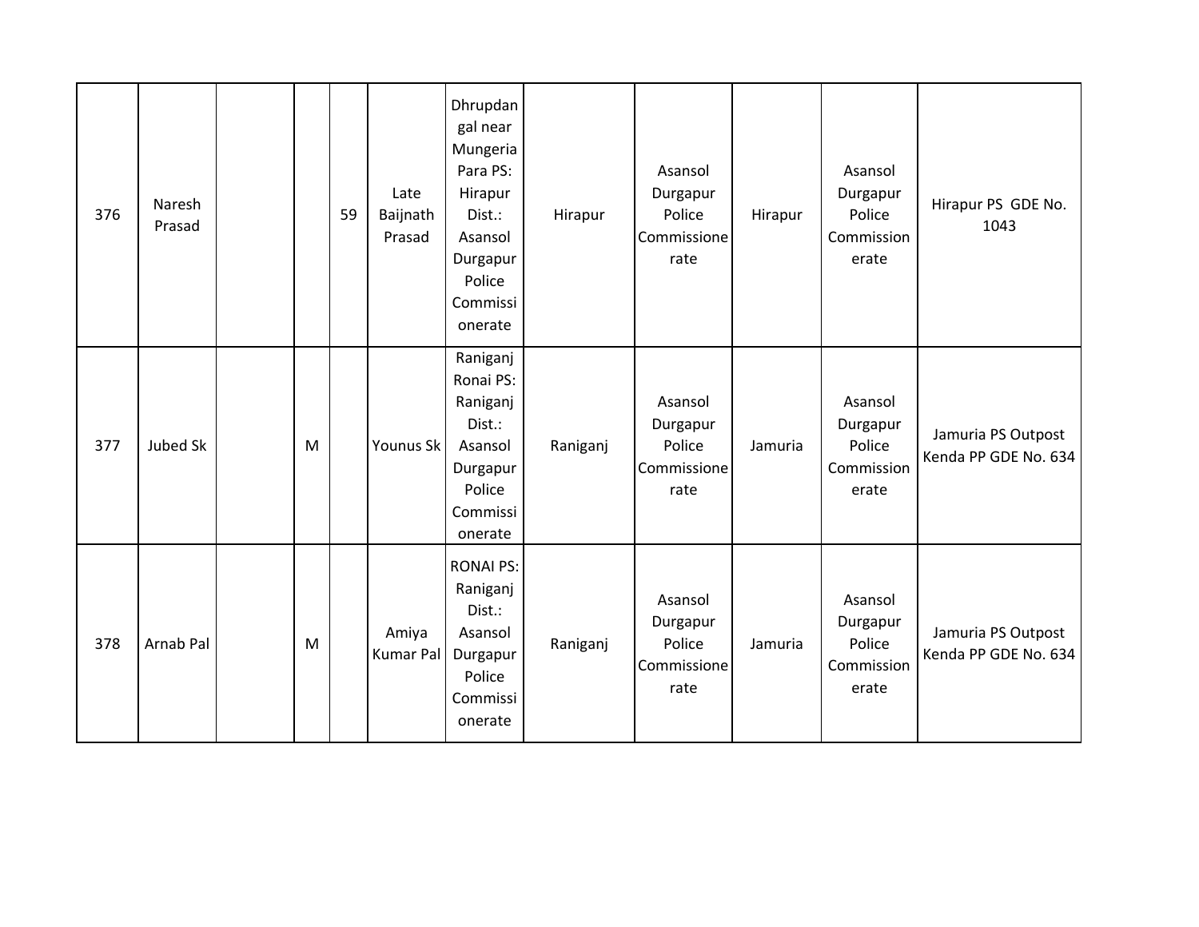| | | | | | | | | | | | |
|---|---|---|---|---|---|---|---|---|---|---|---|
| 376 | Naresh Prasad | | | 59 | Late Baijnath Prasad | Dhrupdangal near Mungeria Para PS: Hirapur Dist.: Asansol Durgapur Police Commissionerate | Hirapur | Asansol Durgapur Police Commissionerate | Hirapur | Asansol Durgapur Police Commissionerate | Hirapur PS GDE No. 1043 |
| 377 | Jubed Sk | | M | | Younus Sk | Raniganj Ronai PS: Raniganj Dist.: Asansol Durgapur Police Commissionerate | Raniganj | Asansol Durgapur Police Commissionerate | Jamuria | Asansol Durgapur Police Commissionerate | Jamuria PS Outpost Kenda PP GDE No. 634 |
| 378 | Arnab Pal | | M | | Amiya Kumar Pal | RONAI PS: Raniganj Dist.: Asansol Durgapur Police Commissionerate | Raniganj | Asansol Durgapur Police Commissionerate | Jamuria | Asansol Durgapur Police Commissionerate | Jamuria PS Outpost Kenda PP GDE No. 634 |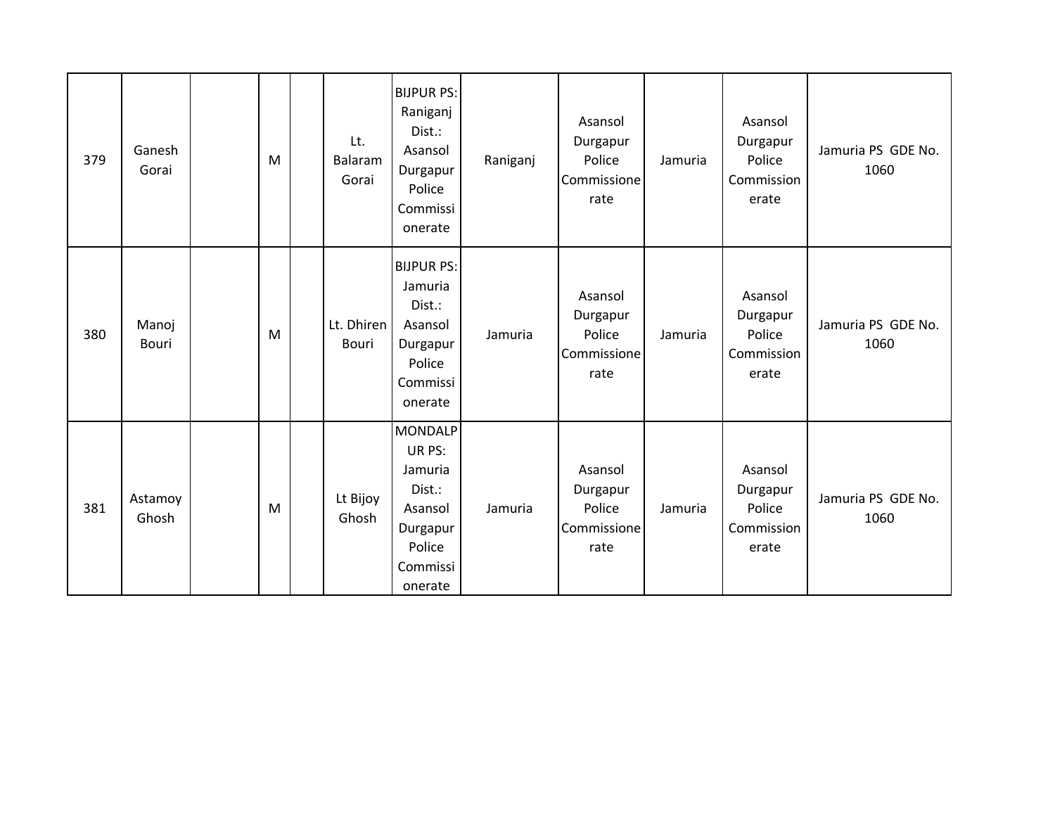| | | | | | | | | | | | |
|---|---|---|---|---|---|---|---|---|---|---|---|
| 379 | Ganesh Gorai | | M | | Lt. Balaram Gorai | BIJPUR PS: Raniganj Dist.: Asansol Durgapur Police Commissionerate | Raniganj | Asansol Durgapur Police Commissionerate | Jamuria | Asansol Durgapur Police Commissionerate | Jamuria PS GDE No. 1060 |
| 380 | Manoj Bouri | | M | | Lt. Dhiren Bouri | BIJPUR PS: Jamuria Dist.: Asansol Durgapur Police Commissionerate | Jamuria | Asansol Durgapur Police Commissionerate | Jamuria | Asansol Durgapur Police Commissionerate | Jamuria PS GDE No. 1060 |
| 381 | Astamoy Ghosh | | M | | Lt Bijoy Ghosh | MONDALPUR PS: Jamuria Dist.: Asansol Durgapur Police Commissionerate | Jamuria | Asansol Durgapur Police Commissionerate | Jamuria | Asansol Durgapur Police Commissionerate | Jamuria PS GDE No. 1060 |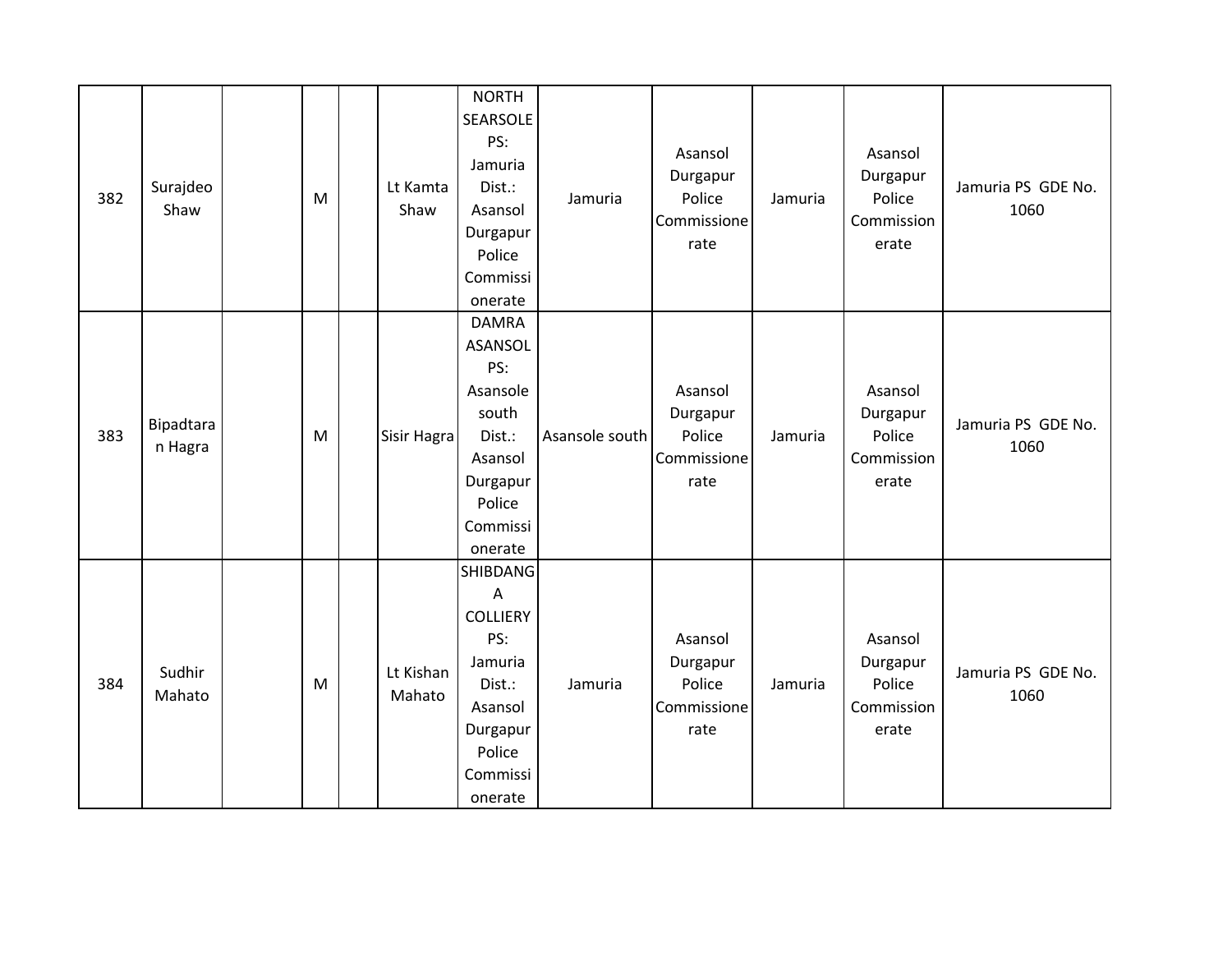| 382 | Surajdeo Shaw | | M | | Lt Kamta Shaw | NORTH SEARSOLE PS: Jamuria Dist.: Asansol Durgapur Police Commissionerate | Jamuria | Asansol Durgapur Police Commissionerate | Jamuria | Asansol Durgapur Police Commissionerate | Jamuria PS GDE No. 1060 |
|---|---|---|---|---|---|---|---|---|---|---|---|
| 383 | Bipadtaran Hagra | | M | | Sisir Hagra | DAMRA ASANSOL PS: Asansole south Dist.: Asansol Durgapur Police Commissionerate | Asansole south | Asansol Durgapur Police Commissionerate | Jamuria | Asansol Durgapur Police Commissionerate | Jamuria PS GDE No. 1060 |
| 384 | Sudhir Mahato | | M | | Lt Kishan Mahato | SHIBDANGA COLLIERY PS: Jamuria Dist.: Asansol Durgapur Police Commissionerate | Jamuria | Asansol Durgapur Police Commissionerate | Jamuria | Asansol Durgapur Police Commissionerate | Jamuria PS GDE No. 1060 |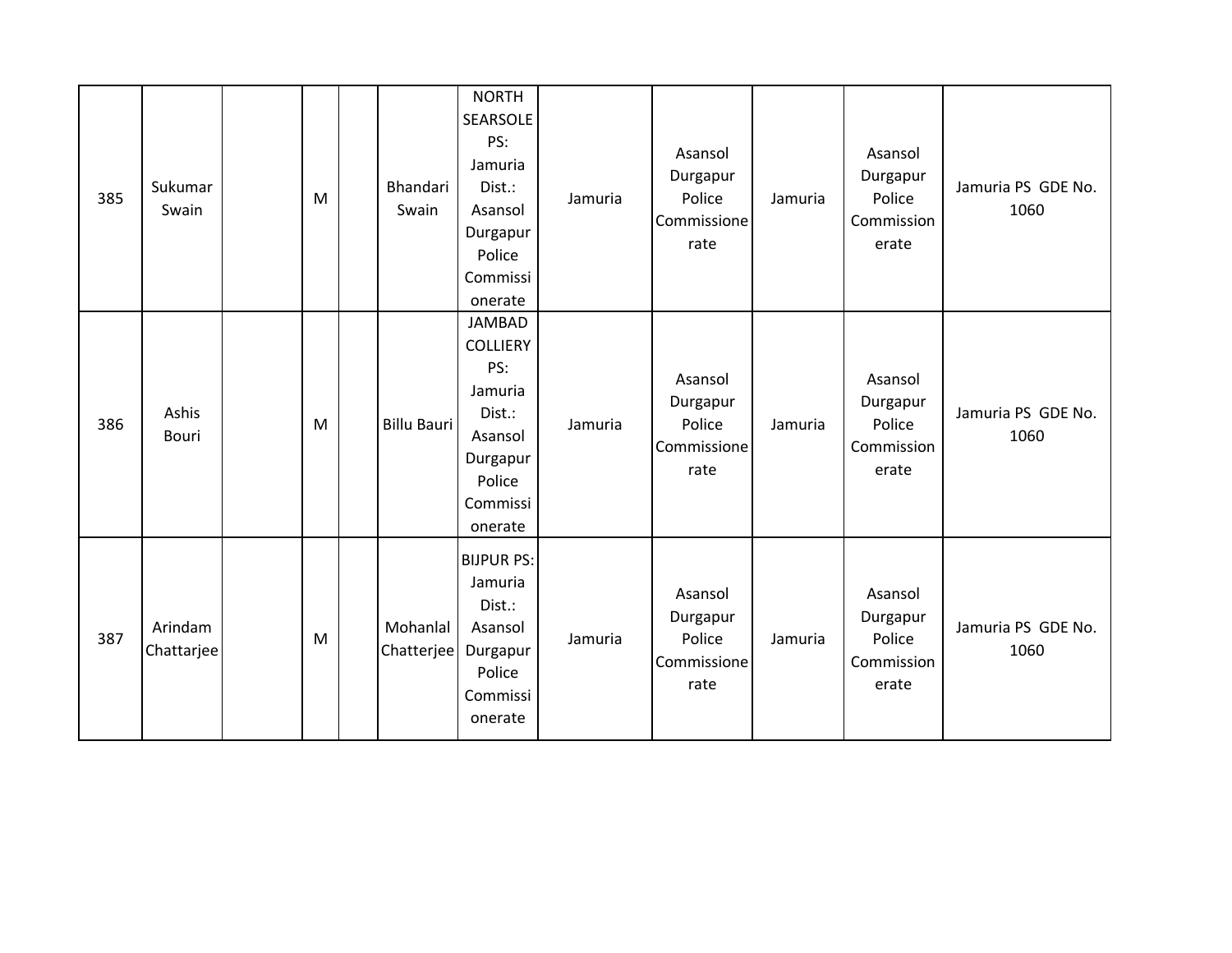| | | | | | | | | | | | |
|---|---|---|---|---|---|---|---|---|---|---|---|
| 385 | Sukumar Swain | | M | | Bhandari Swain | NORTH SEARSOLE PS: Jamuria Dist.: Asansol Durgapur Police Commissionerate | Jamuria | Asansol Durgapur Police Commissionerate | Jamuria | Asansol Durgapur Police Commissionerate | Jamuria PS GDE No. 1060 |
| 386 | Ashis Bouri | | M | | Billu Bauri | JAMBAD COLLIERY PS: Jamuria Dist.: Asansol Durgapur Police Commissionerate | Jamuria | Asansol Durgapur Police Commissionerate | Jamuria | Asansol Durgapur Police Commissionerate | Jamuria PS GDE No. 1060 |
| 387 | Arindam Chattarjee | | M | | Mohanlal Chatterjee | BIJPUR PS: Jamuria Dist.: Asansol Durgapur Police Commissionerate | Jamuria | Asansol Durgapur Police Commissionerate | Jamuria | Asansol Durgapur Police Commissionerate | Jamuria PS GDE No. 1060 |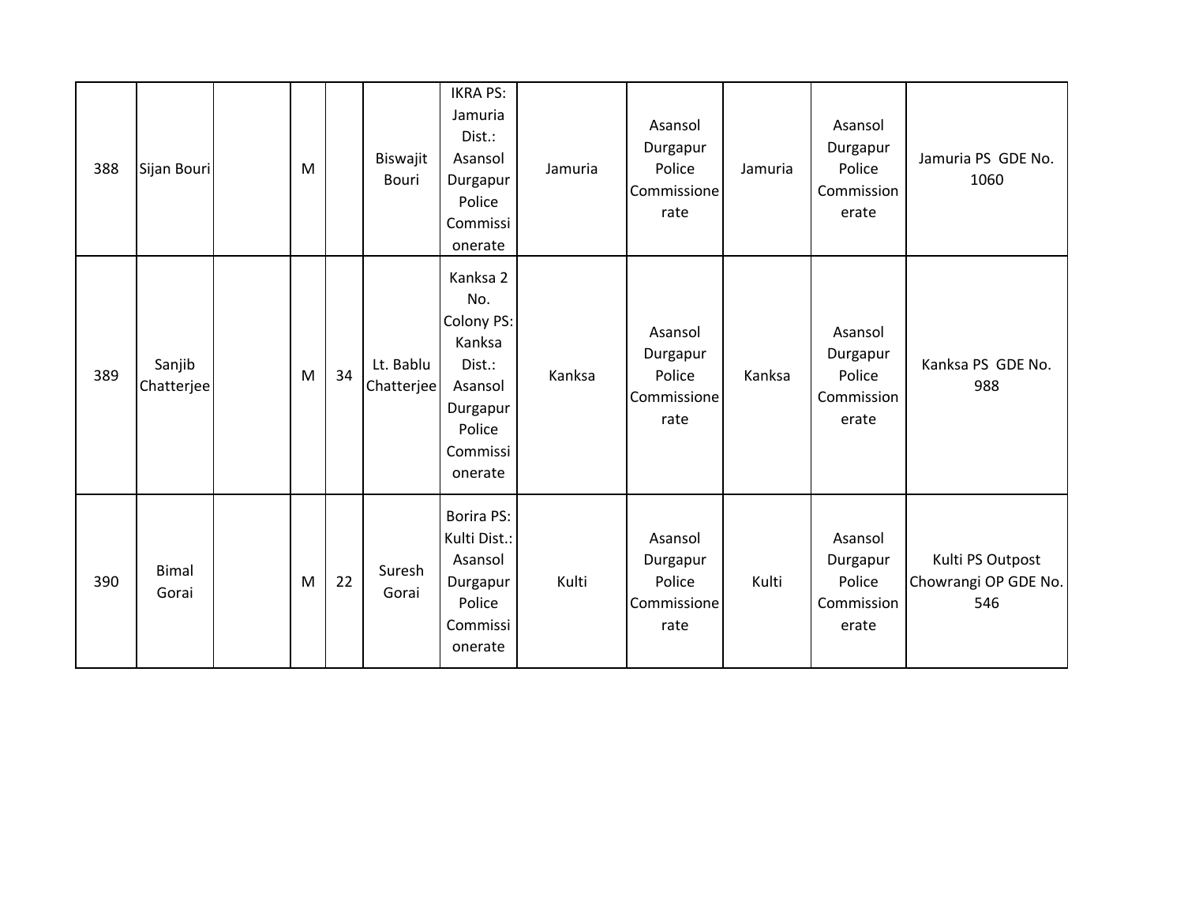| | | | | | | | | | | | |
|---|---|---|---|---|---|---|---|---|---|---|---|
| 388 | Sijan Bouri | | M | | Biswajit Bouri | IKRA PS: Jamuria Dist.: Asansol Durgapur Police Commissionerate | Jamuria | Asansol Durgapur Police Commissionerate | Jamuria | Asansol Durgapur Police Commissionerate | Jamuria PS GDE No. 1060 |
| 389 | Sanjib Chatterjee | | M | 34 | Lt. Bablu Chatterjee | Kanksa 2 No. Colony PS: Kanksa Dist.: Asansol Durgapur Police Commissionerate | Kanksa | Asansol Durgapur Police Commissionerate | Kanksa | Asansol Durgapur Police Commissionerate | Kanksa PS GDE No. 988 |
| 390 | Bimal Gorai | | M | 22 | Suresh Gorai | Borira PS: Kulti Dist.: Asansol Durgapur Police Commissionerate | Kulti | Asansol Durgapur Police Commissionerate | Kulti | Asansol Durgapur Police Commissionerate | Kulti PS Outpost Chowrangi OP GDE No. 546 |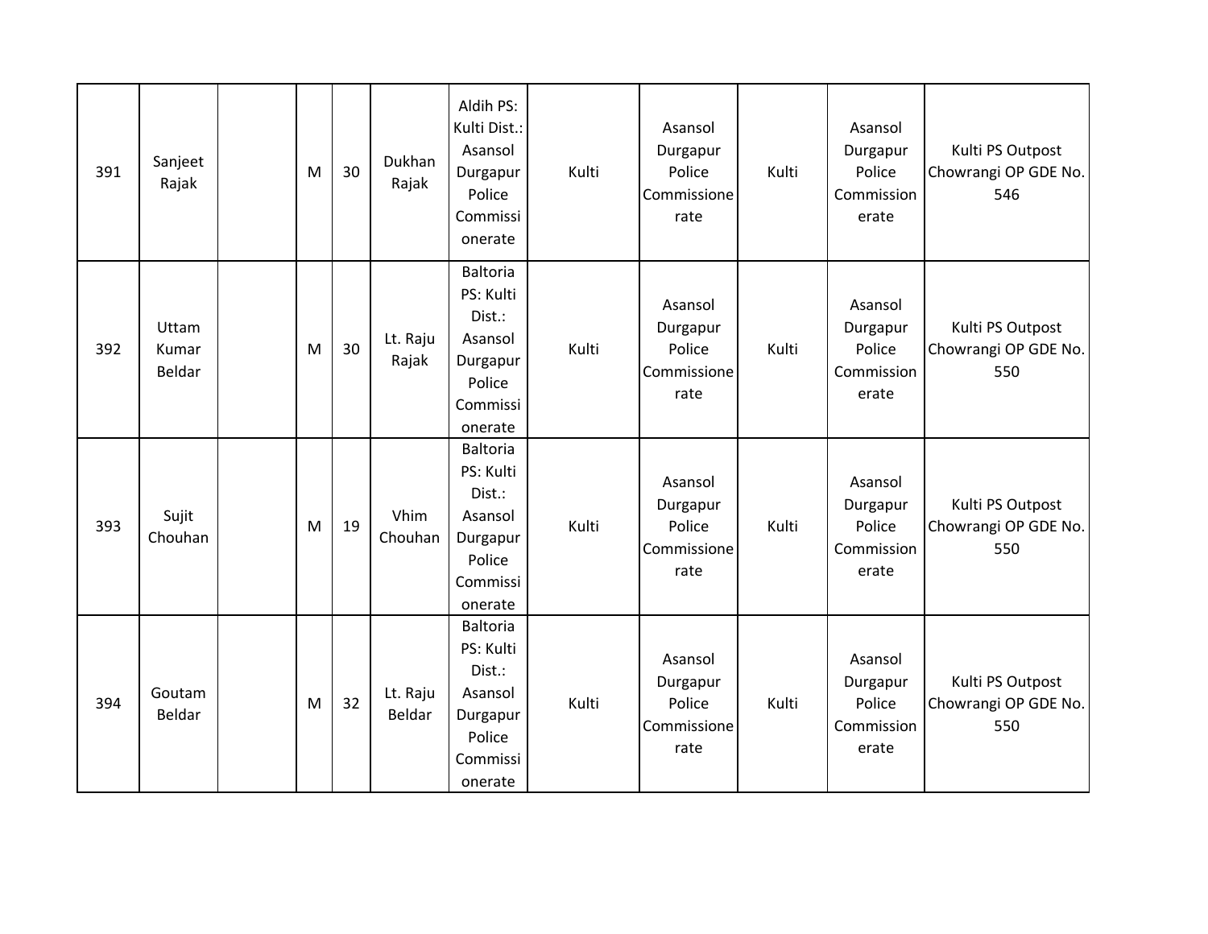| 391 | Sanjeet Rajak | | M | 30 | Dukhan Rajak | Aldih PS: Kulti Dist.: Asansol Durgapur Police Commissionerate | Kulti | Asansol Durgapur Police Commissionerate | Kulti | Asansol Durgapur Police Commissionerate | Kulti PS Outpost Chowrangi OP GDE No. 546 |
|---|---|---|---|---|---|---|---|---|---|---|---|
| 392 | Uttam Kumar Beldar | | M | 30 | Lt. Raju Rajak | Baltoria PS: Kulti Dist.: Asansol Durgapur Police Commissionerate | Kulti | Asansol Durgapur Police Commissionerate | Kulti | Asansol Durgapur Police Commissionerate | Kulti PS Outpost Chowrangi OP GDE No. 550 |
| 393 | Sujit Chouhan | | M | 19 | Vhim Chouhan | Baltoria PS: Kulti Dist.: Asansol Durgapur Police Commissionerate | Kulti | Asansol Durgapur Police Commissionerate | Kulti | Asansol Durgapur Police Commissionerate | Kulti PS Outpost Chowrangi OP GDE No. 550 |
| 394 | Goutam Beldar | | M | 32 | Lt. Raju Beldar | Baltoria PS: Kulti Dist.: Asansol Durgapur Police Commissionerate | Kulti | Asansol Durgapur Police Commissionerate | Kulti | Asansol Durgapur Police Commissionerate | Kulti PS Outpost Chowrangi OP GDE No. 550 |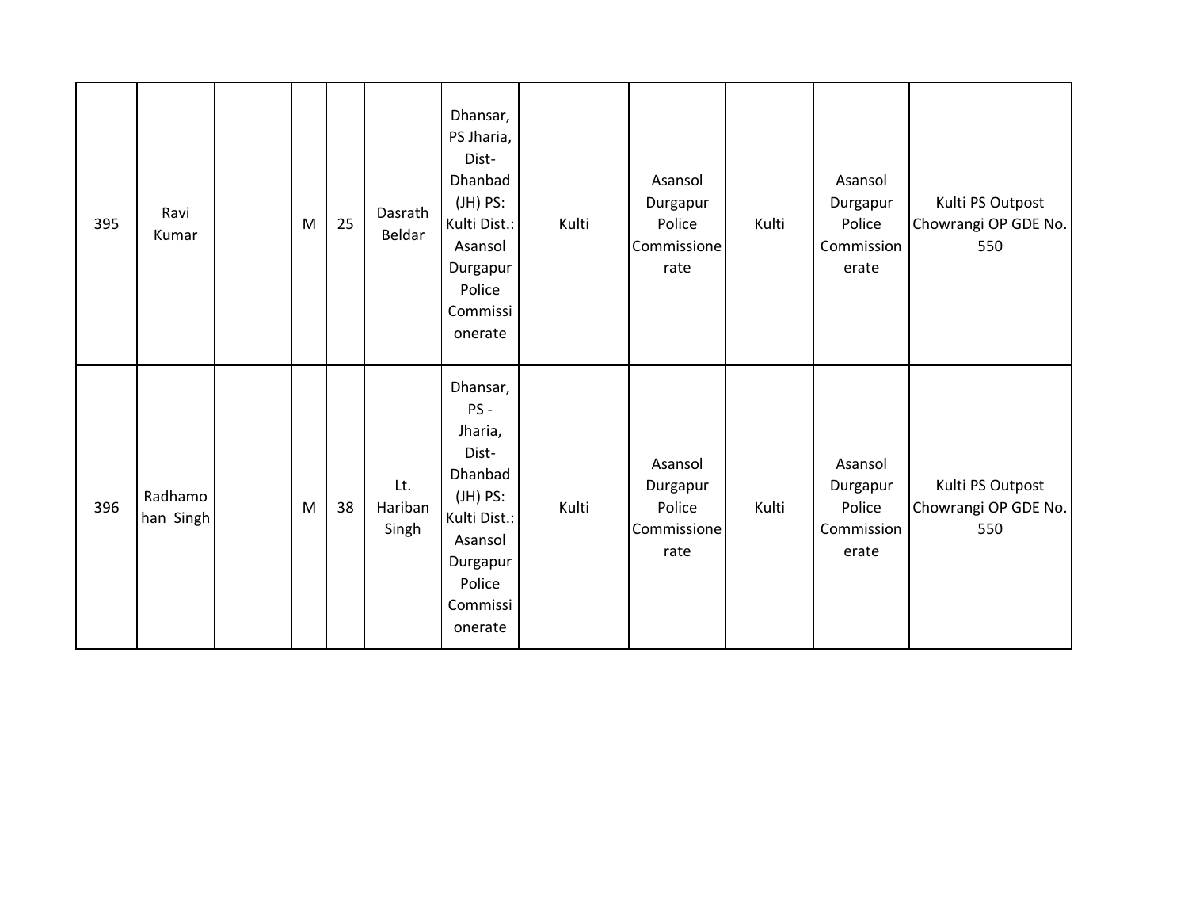|  |  |  |  |  |  |  |  |  |  |  |  |
|---|---|---|---|---|---|---|---|---|---|---|---|
| 395 | Ravi Kumar |  | M | 25 | Dasrath Beldar | Dhansar, PS Jharia, Dist- Dhanbad (JH) PS: Kulti Dist.: Asansol Durgapur Police Commissionerate | Kulti | Asansol Durgapur Police Commissionerate | Kulti | Asansol Durgapur Police Commissionerate | Kulti PS Outpost Chowrangi OP GDE No. 550 |
| 396 | Radhamohan Singh |  | M | 38 | Lt. Hariban Singh | Dhansar, PS - Jharia, Dist- Dhanbad (JH) PS: Kulti Dist.: Asansol Durgapur Police Commissionerate | Kulti | Asansol Durgapur Police Commissionerate | Kulti | Asansol Durgapur Police Commissionerate | Kulti PS Outpost Chowrangi OP GDE No. 550 |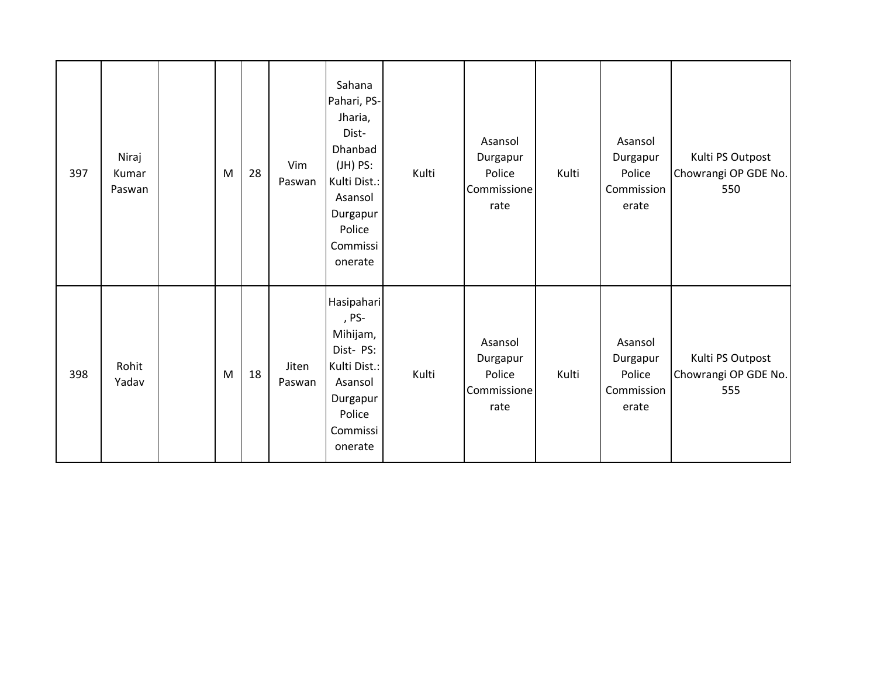| | | | | | | | | | | | |
|---|---|---|---|---|---|---|---|---|---|---|---|
| 397 | Niraj Kumar Paswan | | M | 28 | Vim Paswan | Sahana Pahari, PS- Jharia, Dist- Dhanbad (JH) PS: Kulti Dist.: Asansol Durgapur Police Commissionerate | Kulti | Asansol Durgapur Police Commissionerate | Kulti | Asansol Durgapur Police Commissionerate | Kulti PS Outpost Chowrangi OP GDE No. 550 |
| 398 | Rohit Yadav | | M | 18 | Jiten Paswan | Hasipahari, PS- Mihijam, Dist- PS: Kulti Dist.: Asansol Durgapur Police Commissionerate | Kulti | Asansol Durgapur Police Commissionerate | Kulti | Asansol Durgapur Police Commissionerate | Kulti PS Outpost Chowrangi OP GDE No. 555 |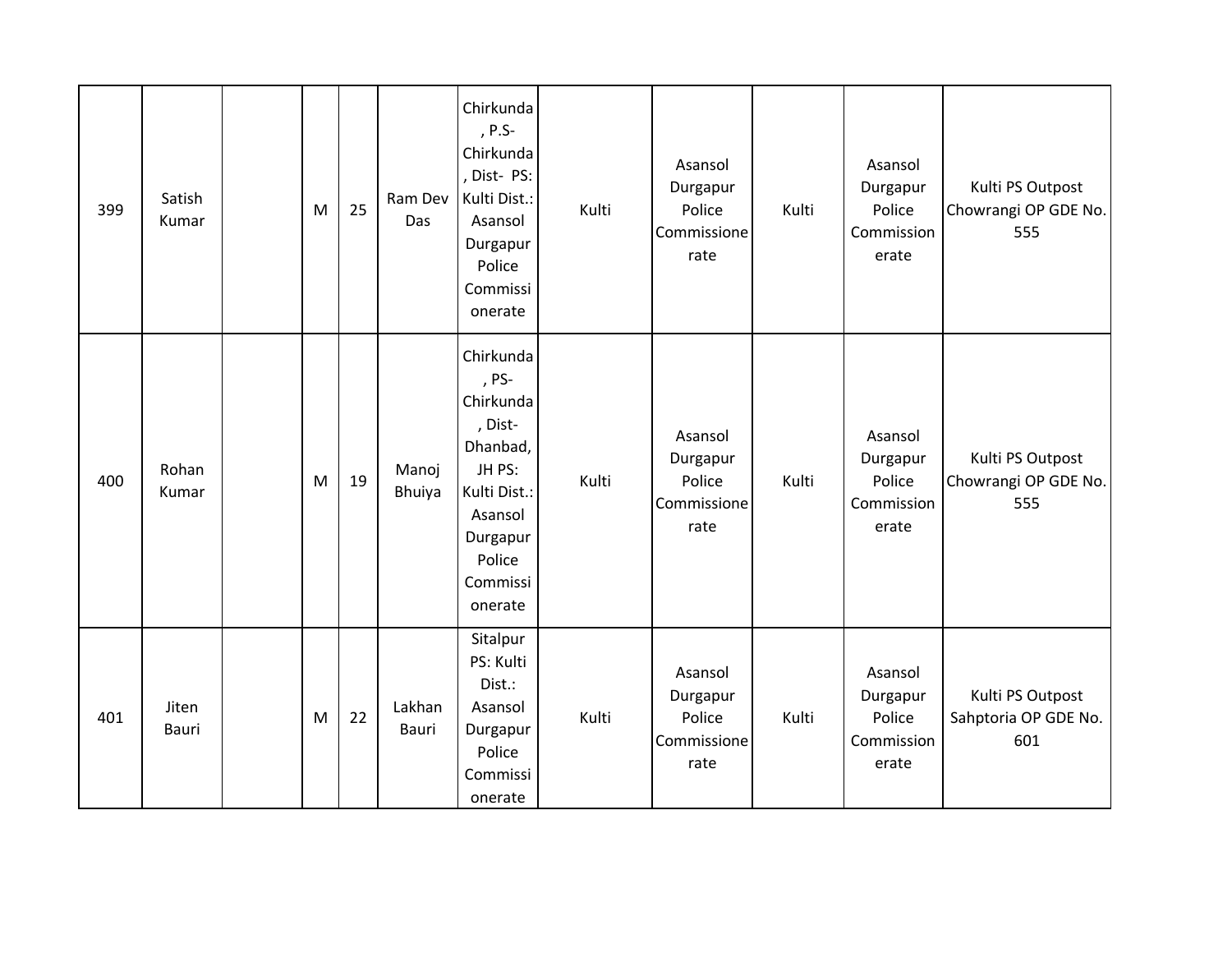| 399 | Satish Kumar | | M | 25 | Ram Dev Das | Chirkunda , P.S- Chirkunda , Dist- PS: Kulti Dist.: Asansol Durgapur Police Commissionerate | Kulti | Asansol Durgapur Police Commissionerate | Kulti | Asansol Durgapur Police Commissionerate | Kulti PS Outpost Chowrangi OP GDE No. 555 |
|---|---|---|---|---|---|---|---|---|---|---|---|
| 400 | Rohan Kumar | | M | 19 | Manoj Bhuiya | Chirkunda , PS- Chirkunda , Dist- Dhanbad, JH PS: Kulti Dist.: Asansol Durgapur Police Commissionerate | Kulti | Asansol Durgapur Police Commissionerate | Kulti | Asansol Durgapur Police Commissionerate | Kulti PS Outpost Chowrangi OP GDE No. 555 |
| 401 | Jiten Bauri | | M | 22 | Lakhan Bauri | Sitalpur PS: Kulti Dist.: Asansol Durgapur Police Commissionerate | Kulti | Asansol Durgapur Police Commissionerate | Kulti | Asansol Durgapur Police Commissionerate | Kulti PS Outpost Sahptoria OP GDE No. 601 |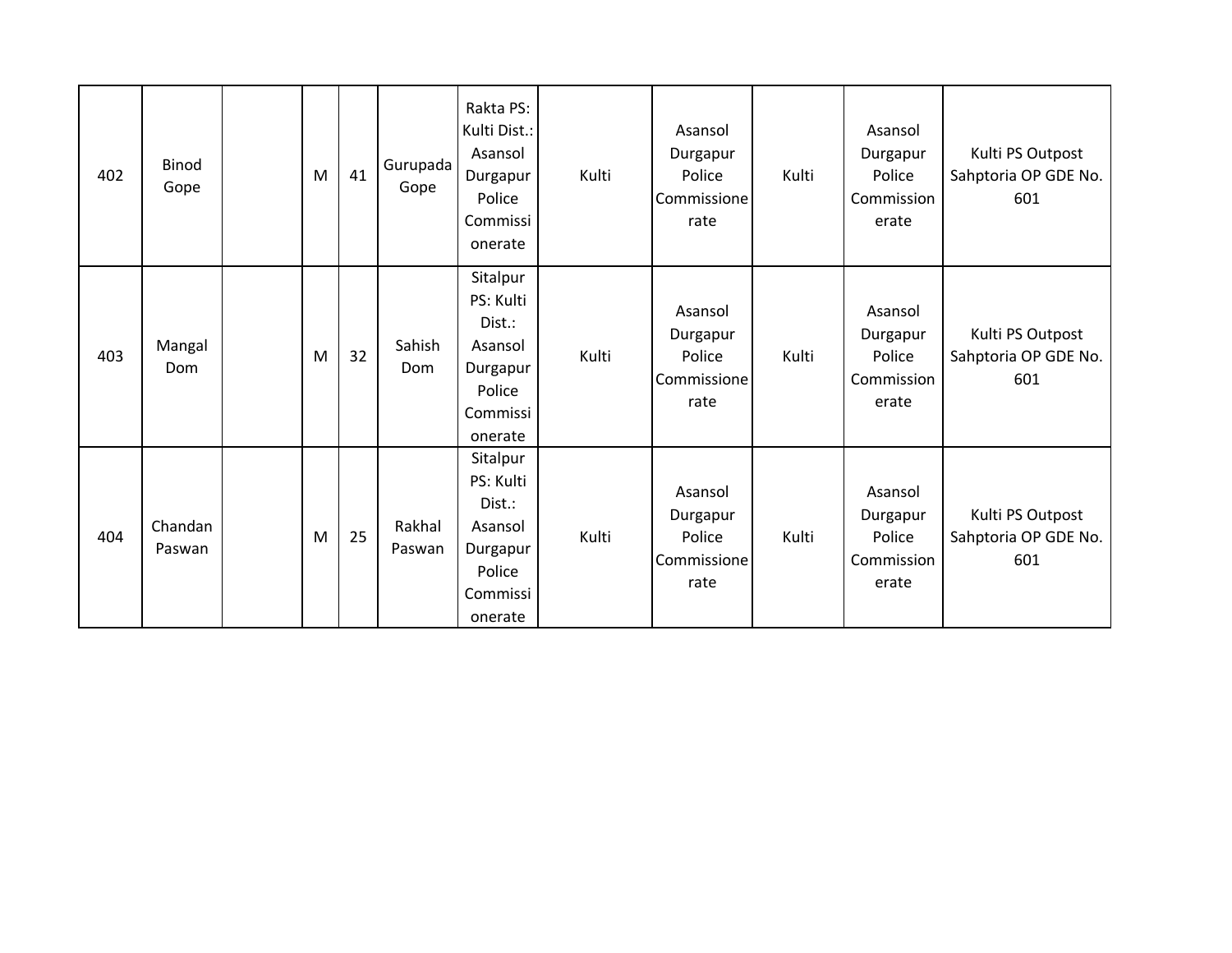| | | | | | | | | | | | |
|---|---|---|---|---|---|---|---|---|---|---|---|
| 402 | Binod Gope | | M | 41 | Gurupada Gope | Rakta PS: Kulti Dist.: Asansol Durgapur Police Commissionerate | Kulti | Asansol Durgapur Police Commissionerate | Kulti | Asansol Durgapur Police Commissionerate | Kulti PS Outpost Sahptoria OP GDE No. 601 |
| 403 | Mangal Dom | | M | 32 | Sahish Dom | Sitalpur PS: Kulti Dist.: Asansol Durgapur Police Commissionerate | Kulti | Asansol Durgapur Police Commissionerate | Kulti | Asansol Durgapur Police Commissionerate | Kulti PS Outpost Sahptoria OP GDE No. 601 |
| 404 | Chandan Paswan | | M | 25 | Rakhal Paswan | Sitalpur PS: Kulti Dist.: Asansol Durgapur Police Commissionerate | Kulti | Asansol Durgapur Police Commissionerate | Kulti | Asansol Durgapur Police Commissionerate | Kulti PS Outpost Sahptoria OP GDE No. 601 |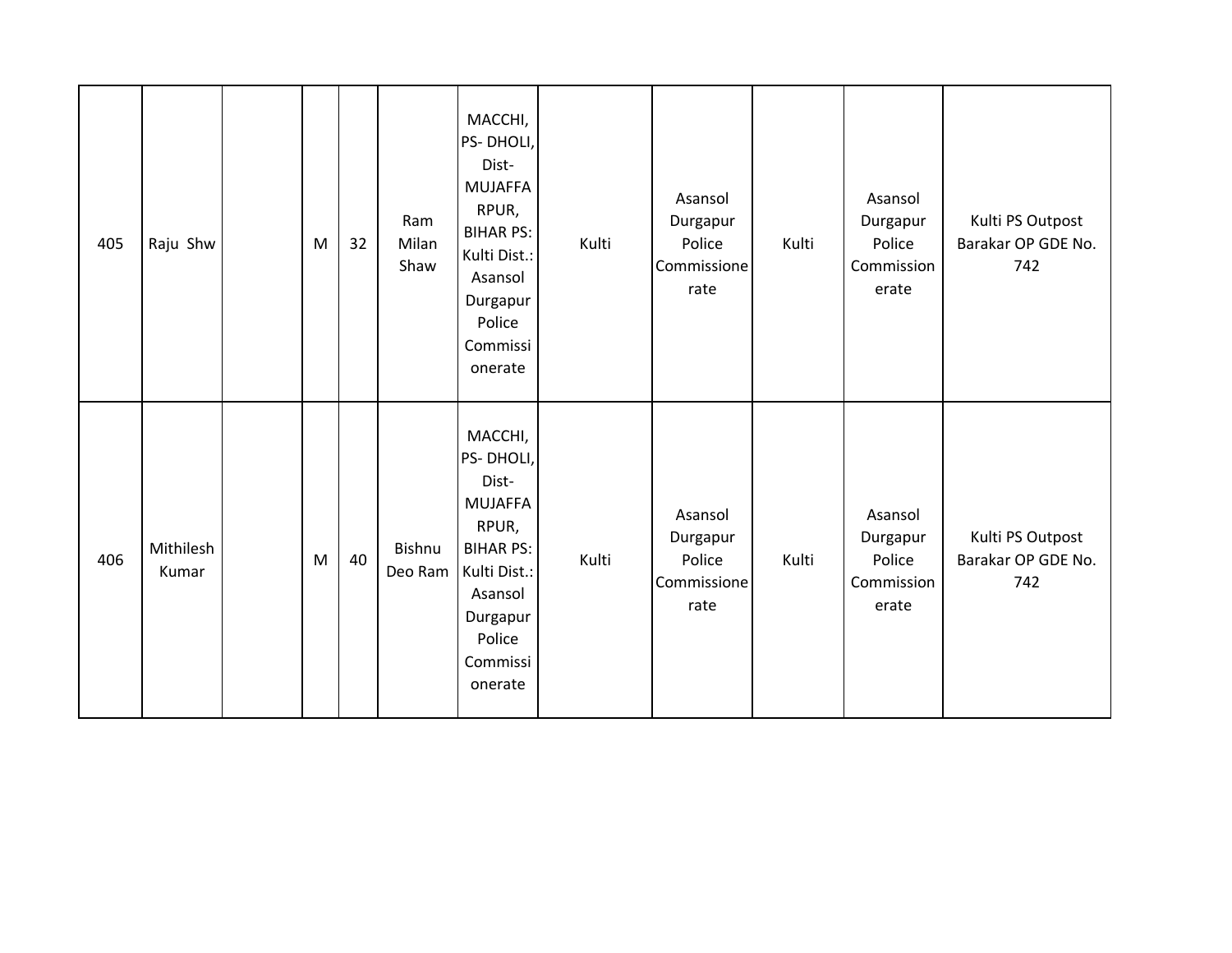| | | | | | | | | | | | |
|---|---|---|---|---|---|---|---|---|---|---|---|
| 405 | Raju Shw | | M | 32 | Ram Milan Shaw | MACCHI, PS- DHOLI, Dist- MUJAFFARPUR, BIHAR PS: Kulti Dist.: Asansol Durgapur Police Commissionerate | Kulti | Asansol Durgapur Police Commissionerate | Kulti | Asansol Durgapur Police Commissionerate | Kulti PS Outpost Barakar OP GDE No. 742 |
| 406 | Mithilesh Kumar | | M | 40 | Bishnu Deo Ram | MACCHI, PS- DHOLI, Dist- MUJAFFARPUR, BIHAR PS: Kulti Dist.: Asansol Durgapur Police Commissionerate | Kulti | Asansol Durgapur Police Commissionerate | Kulti | Asansol Durgapur Police Commissionerate | Kulti PS Outpost Barakar OP GDE No. 742 |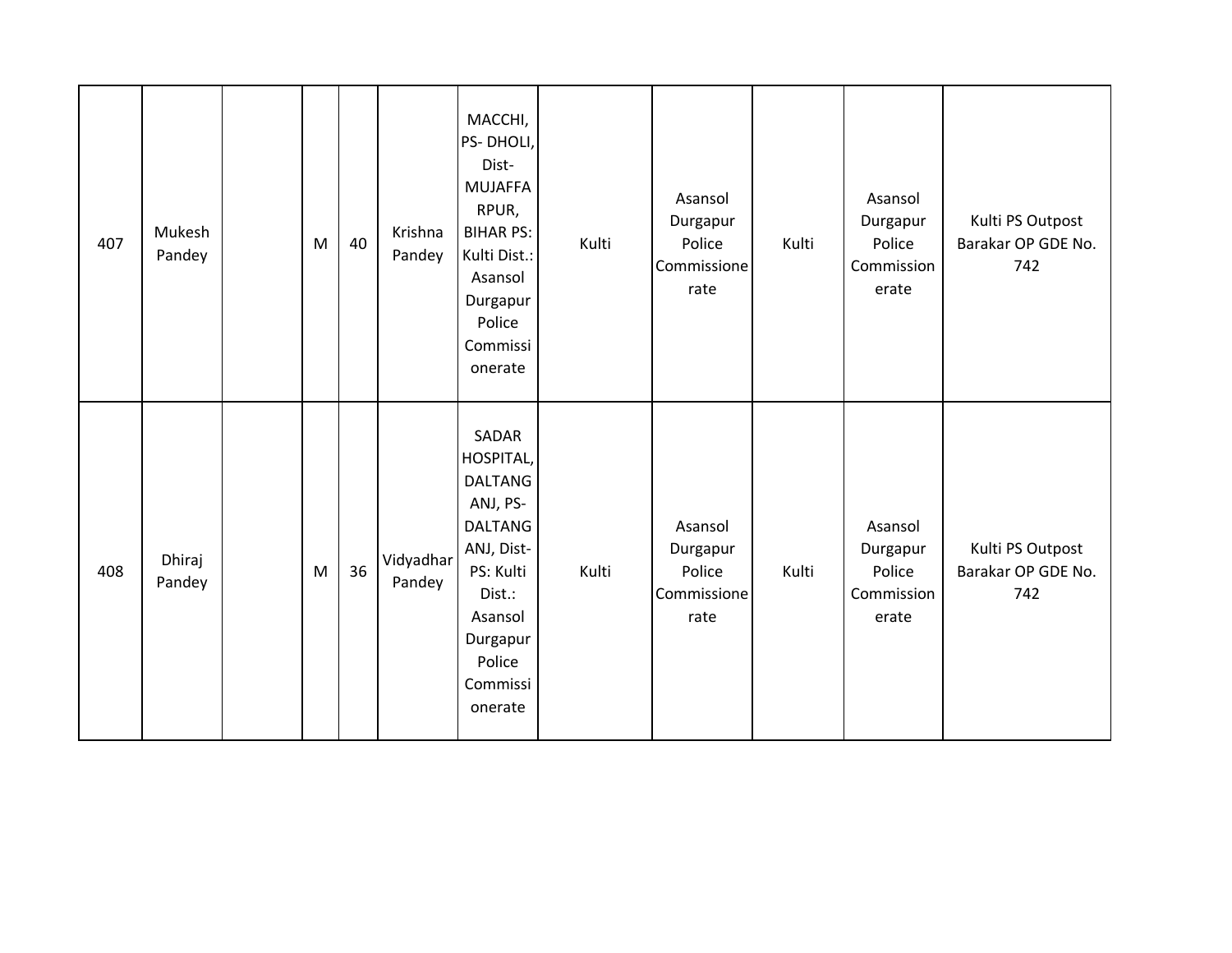| | | | | | | | | | | | |
|---|---|---|---|---|---|---|---|---|---|---|---|
| 407 | Mukesh Pandey | | M | 40 | Krishna Pandey | MACCHI, PS- DHOLI, Dist- MUJAFFARPUR, BIHAR PS: Kulti Dist.: Asansol Durgapur Police Commissionerate | Kulti | Asansol Durgapur Police Commissionerate | Kulti | Asansol Durgapur Police Commissionerate | Kulti PS Outpost Barakar OP GDE No. 742 |
| 408 | Dhiraj Pandey | | M | 36 | Vidyadhar Pandey | SADAR HOSPITAL, DALTANGANJ, PS- DALTANGANJ, Dist- PS: Kulti Dist.: Asansol Durgapur Police Commissionerate | Kulti | Asansol Durgapur Police Commissionerate | Kulti | Asansol Durgapur Police Commissionerate | Kulti PS Outpost Barakar OP GDE No. 742 |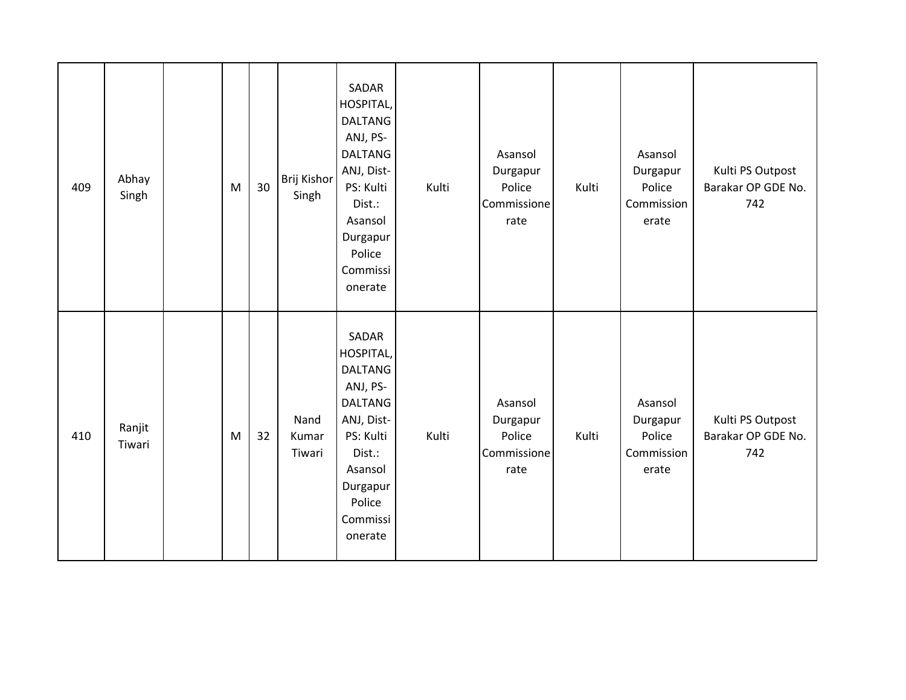| 409 | Abhay Singh | | M | 30 | Brij Kishor Singh | SADAR HOSPITAL, DALTANGANJ, PS-DALTANGANJ, Dist-PS: Kulti Dist.: Asansol Durgapur Police Commissionerate | Kulti | Asansol Durgapur Police Commissionerate | Kulti | Asansol Durgapur Police Commissionerate | Kulti PS Outpost Barakar OP GDE No. 742 |
|---|---|---|---|---|---|---|---|---|---|---|---|
| 410 | Ranjit Tiwari | | M | 32 | Nand Kumar Tiwari | SADAR HOSPITAL, DALTANGANJ, PS-DALTANGANJ, Dist-PS: Kulti Dist.: Asansol Durgapur Police Commissionerate | Kulti | Asansol Durgapur Police Commissionerate | Kulti | Asansol Durgapur Police Commissionerate | Kulti PS Outpost Barakar OP GDE No. 742 |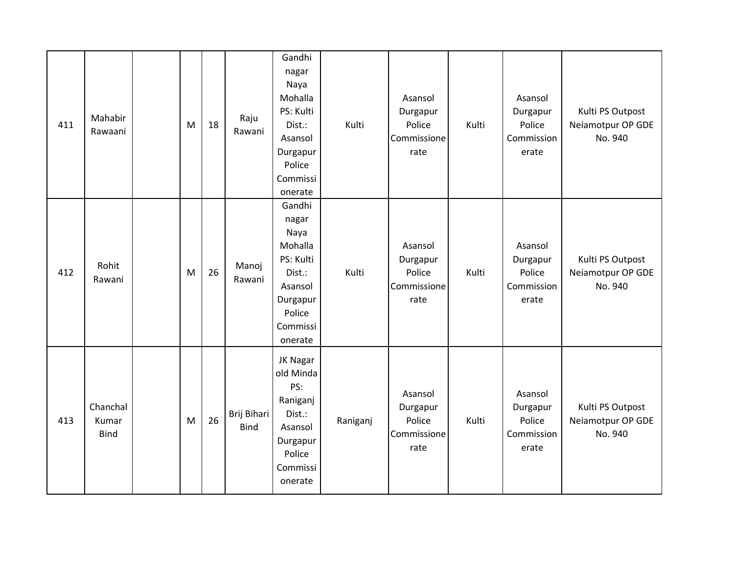| 411 | Mahabir Rawaani | | M | 18 | Raju Rawani | Gandhi nagar Naya Mohalla PS: Kulti Dist.: Asansol Durgapur Police Commissionerate | Kulti | Asansol Durgapur Police Commissionerate | Kulti | Asansol Durgapur Police Commissionerate | Kulti PS Outpost Neiamotpur OP GDE No. 940 |
|---|---|---|---|---|---|---|---|---|---|---|---|
| 412 | Rohit Rawani | | M | 26 | Manoj Rawani | Gandhi nagar Naya Mohalla PS: Kulti Dist.: Asansol Durgapur Police Commissionerate | Kulti | Asansol Durgapur Police Commissionerate | Kulti | Asansol Durgapur Police Commissionerate | Kulti PS Outpost Neiamotpur OP GDE No. 940 |
| 413 | Chanchal Kumar Bind | | M | 26 | Brij Bihari Bind | JK Nagar old Minda PS: Raniganj Dist.: Asansol Durgapur Police Commissionerate | Raniganj | Asansol Durgapur Police Commissionerate | Kulti | Asansol Durgapur Police Commissionerate | Kulti PS Outpost Neiamotpur OP GDE No. 940 |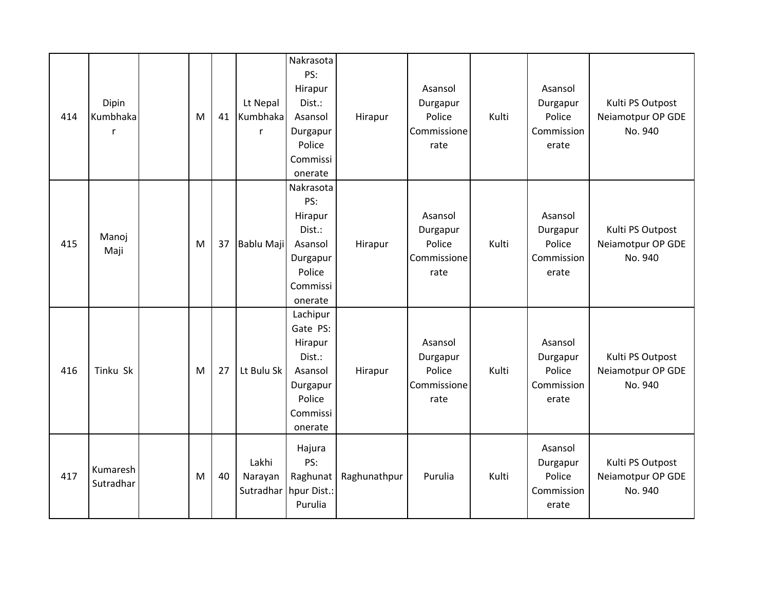| | | | | | | | | | | | |
|---|---|---|---|---|---|---|---|---|---|---|---|
| 414 | Dipin Kumbhakar | | M | 41 | Lt Nepal Kumbhakar | Nakrasota PS: Hirapur Dist.: Asansol Durgapur Police Commissionerate | Hirapur | Asansol Durgapur Police Commissionerate | Kulti | Asansol Durgapur Police Commissionerate | Kulti PS Outpost Neiamotpur OP GDE No. 940 |
| 415 | Manoj Maji | | M | 37 | Bablu Maji | Nakrasota PS: Hirapur Dist.: Asansol Durgapur Police Commissionerate | Hirapur | Asansol Durgapur Police Commissionerate | Kulti | Asansol Durgapur Police Commissionerate | Kulti PS Outpost Neiamotpur OP GDE No. 940 |
| 416 | Tinku Sk | | M | 27 | Lt Bulu Sk | Lachipur Gate PS: Hirapur Dist.: Asansol Durgapur Police Commissionerate | Hirapur | Asansol Durgapur Police Commissionerate | Kulti | Asansol Durgapur Police Commissionerate | Kulti PS Outpost Neiamotpur OP GDE No. 940 |
| 417 | Kumaresh Sutradhar | | M | 40 | Lakhi Narayan Sutradhar | Hajura PS: Raghunathpur Dist.: Purulia | Raghunathpur | Purulia | Kulti | Asansol Durgapur Police Commissionerate | Kulti PS Outpost Neiamotpur OP GDE No. 940 |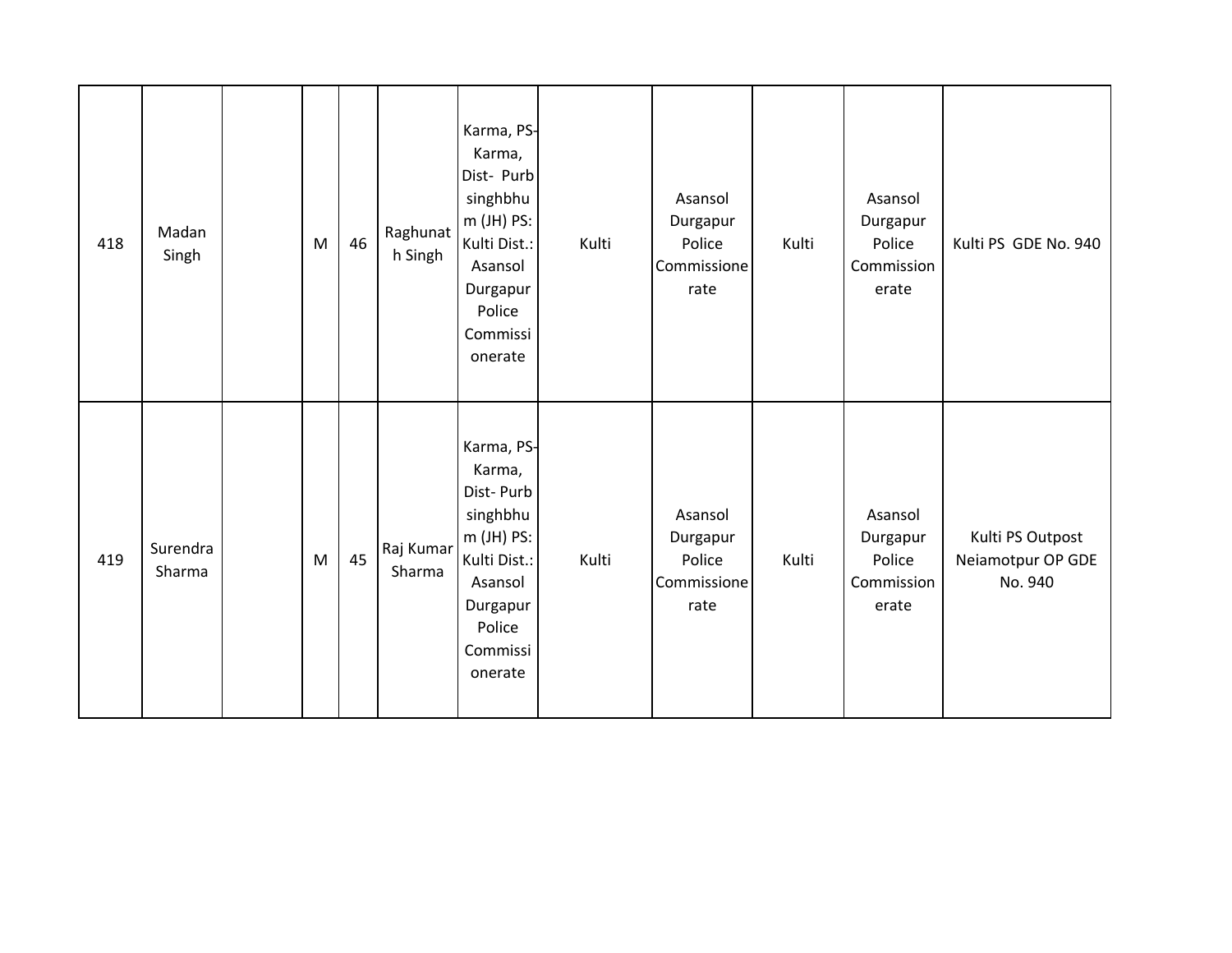| 418 | Madan Singh | | M | 46 | Raghunath Singh | Karma, PS-Karma, Dist- Purbsinghbhum (JH) PS: Kulti Dist.: Asansol Durgapur Police Commissionerate | Kulti | Asansol Durgapur Police Commissionerate | Kulti | Asansol Durgapur Police Commissionerate | Kulti PS GDE No. 940 |
|---|---|---|---|---|---|---|---|---|---|---|---|
| 419 | Surendra Sharma | | M | 45 | Raj Kumar Sharma | Karma, PS-Karma, Dist- Purbsinghbhum (JH) PS: Kulti Dist.: Asansol Durgapur Police Commissionerate | Kulti | Asansol Durgapur Police Commissionerate | Kulti | Asansol Durgapur Police Commissionerate | Kulti PS Outpost Neiamotpur OP GDE No. 940 |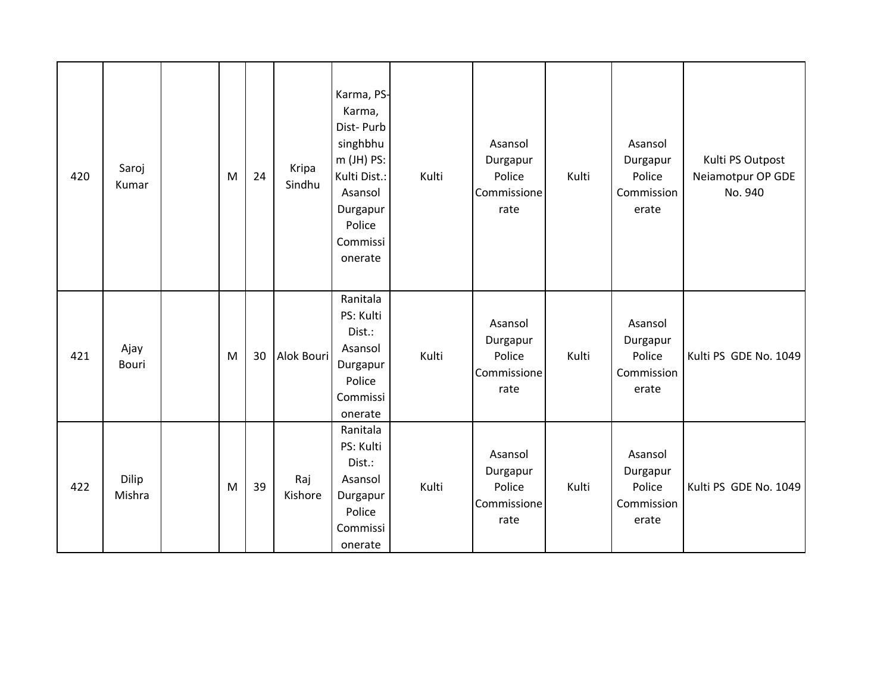| | | | | | | | | | | | |
|---|---|---|---|---|---|---|---|---|---|---|---|
| 420 | Saroj Kumar | | M | 24 | Kripa Sindhu | Karma, PS-Karma, Dist- Purb singhbhum (JH) PS: Kulti Dist.: Asansol Durgapur Police Commissionerate | Kulti | Asansol Durgapur Police Commissionerate | Kulti | Asansol Durgapur Police Commissionerate | Kulti PS Outpost Neiamotpur OP GDE No. 940 |
| 421 | Ajay Bouri | | M | 30 | Alok Bouri | Ranitala PS: Kulti Dist.: Asansol Durgapur Police Commissionerate | Kulti | Asansol Durgapur Police Commissionerate | Kulti | Asansol Durgapur Police Commissionerate | Kulti PS GDE No. 1049 |
| 422 | Dilip Mishra | | M | 39 | Raj Kishore | Ranitala PS: Kulti Dist.: Asansol Durgapur Police Commissionerate | Kulti | Asansol Durgapur Police Commissionerate | Kulti | Asansol Durgapur Police Commissionerate | Kulti PS GDE No. 1049 |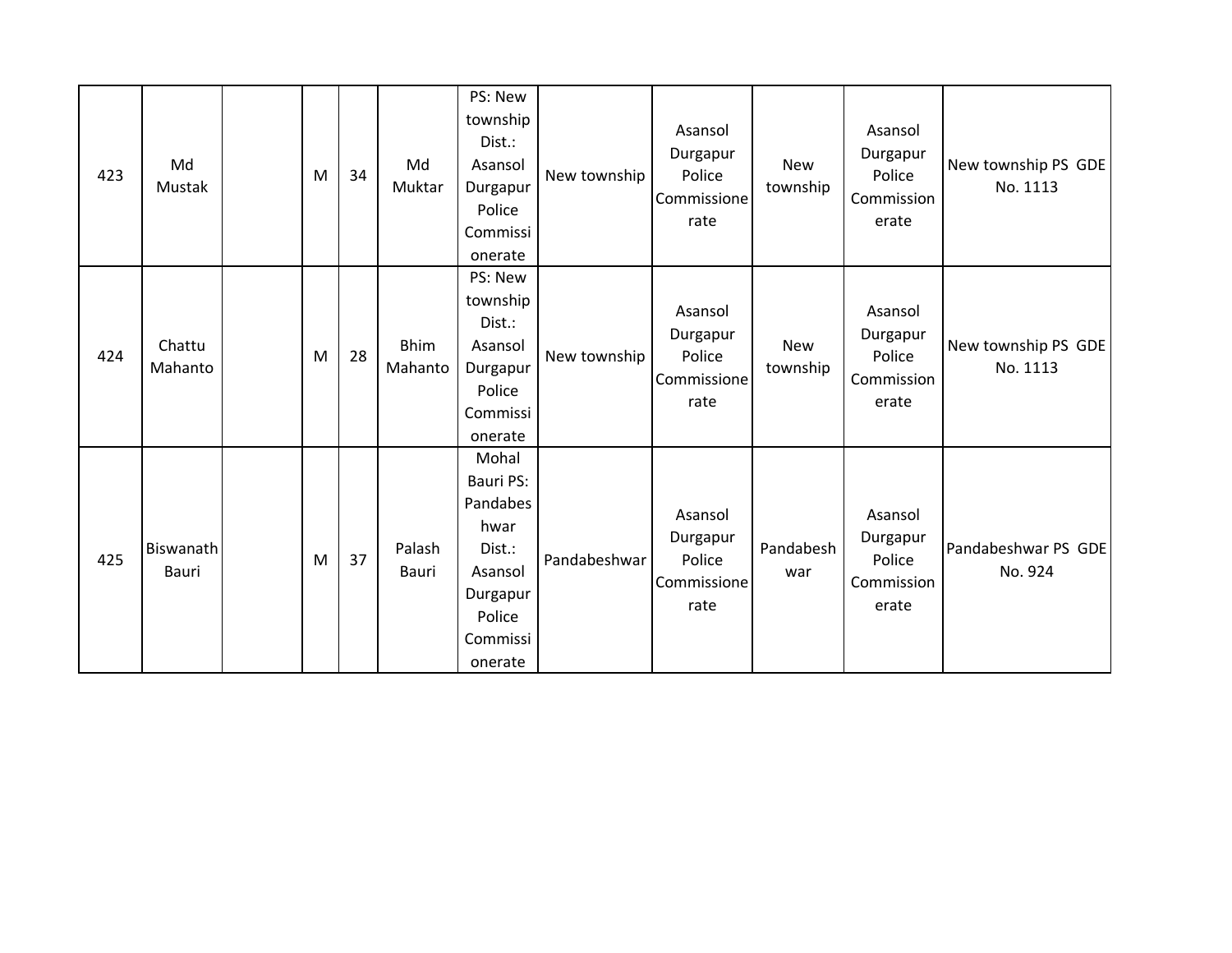| | | | | | | | | | | | |
|---|---|---|---|---|---|---|---|---|---|---|---|
| 423 | Md Mustak | | M | 34 | Md Muktar | PS: New township Dist.: Asansol Durgapur Police Commissionerate | New township | Asansol Durgapur Police Commissionerate | New township | Asansol Durgapur Police Commissionerate | New township PS GDE No. 1113 |
| 424 | Chattu Mahanto | | M | 28 | Bhim Mahanto | PS: New township Dist.: Asansol Durgapur Police Commissionerate | New township | Asansol Durgapur Police Commissionerate | New township | Asansol Durgapur Police Commissionerate | New township PS GDE No. 1113 |
| 425 | Biswanath Bauri | | M | 37 | Palash Bauri | Mohal Bauri PS: Pandabeshwar Dist.: Asansol Durgapur Police Commissionerate | Pandabeshwar | Asansol Durgapur Police Commissionerate | Pandabeshwar | Asansol Durgapur Police Commissionerate | Pandabeshwar PS GDE No. 924 |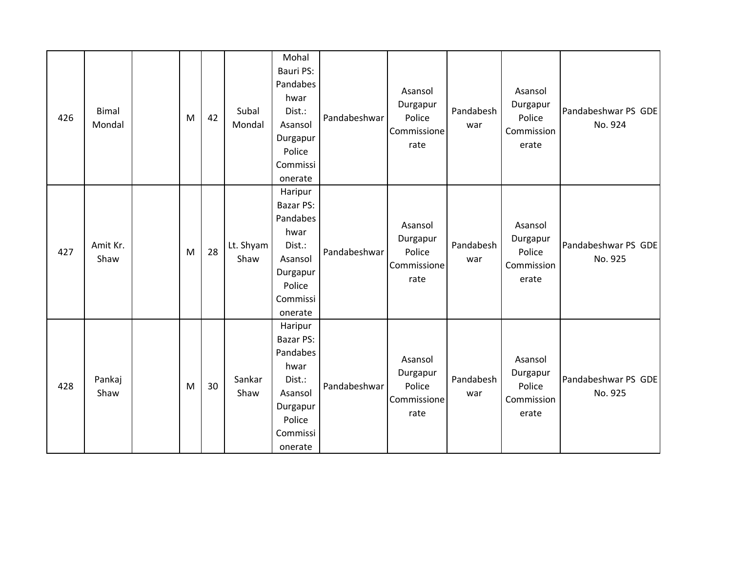| 426 | Bimal Mondal | | M | 42 | Subal Mondal | Mohal Bauri PS: Pandabeshwar Dist.: Asansol Durgapur Police Commissionerate | Pandabeshwar | Asansol Durgapur Police Commissionerate | Pandabeshwar | Asansol Durgapur Police Commissionerate | Pandabeshwar PS GDE No. 924 |
|---|---|---|---|---|---|---|---|---|---|---|---|
| 427 | Amit Kr. Shaw | | M | 28 | Lt. Shyam Shaw | Haripur Bazar PS: Pandabeshwar Dist.: Asansol Durgapur Police Commissionerate | Pandabeshwar | Asansol Durgapur Police Commissionerate | Pandabeshwar | Asansol Durgapur Police Commissionerate | Pandabeshwar PS GDE No. 925 |
| 428 | Pankaj Shaw | | M | 30 | Sankar Shaw | Haripur Bazar PS: Pandabeshwar Dist.: Asansol Durgapur Police Commissionerate | Pandabeshwar | Asansol Durgapur Police Commissionerate | Pandabeshwar | Asansol Durgapur Police Commissionerate | Pandabeshwar PS GDE No. 925 |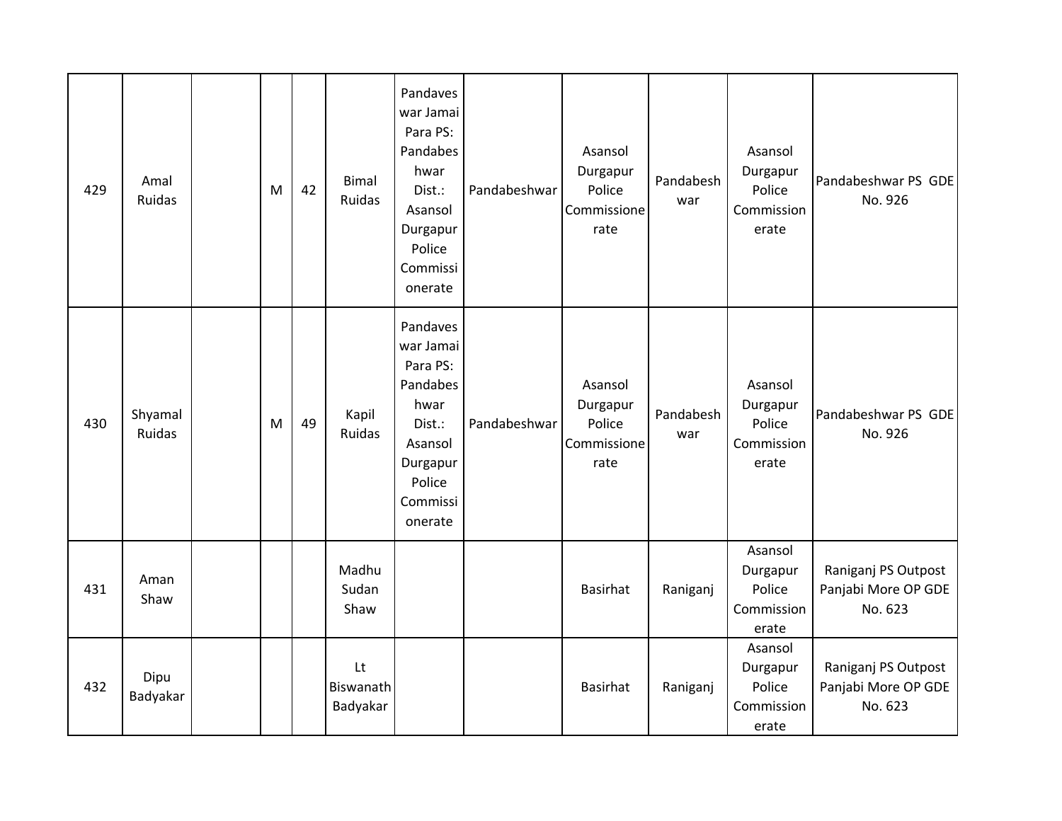| 429 | Amal Ruidas | | M | 42 | Bimal Ruidas | Pandaveswar Jamai Para PS: Pandabeshwar Dist.: Asansol Durgapur Police Commissionerate | Pandabeshwar | Asansol Durgapur Police Commissionerate | Pandabeshwar | Asansol Durgapur Police Commissionerate | Pandabeshwar PS GDE No. 926 |
|---|---|---|---|---|---|---|---|---|---|---|---|
| 430 | Shyamal Ruidas | | M | 49 | Kapil Ruidas | Pandaveswar Jamai Para PS: Pandabeshwar Dist.: Asansol Durgapur Police Commissionerate | Pandabeshwar | Asansol Durgapur Police Commissionerate | Pandabeshwar | Asansol Durgapur Police Commissionerate | Pandabeshwar PS GDE No. 926 |
| 431 | Aman Shaw | | | | Madhu Sudan Shaw | | | Basirhat | Raniganj | Asansol Durgapur Police Commissionerate | Raniganj PS Outpost Panjabi More OP GDE No. 623 |
| 432 | Dipu Badyakar | | | | Lt Biswanath Badyakar | | | Basirhat | Raniganj | Asansol Durgapur Police Commissionerate | Raniganj PS Outpost Panjabi More OP GDE No. 623 |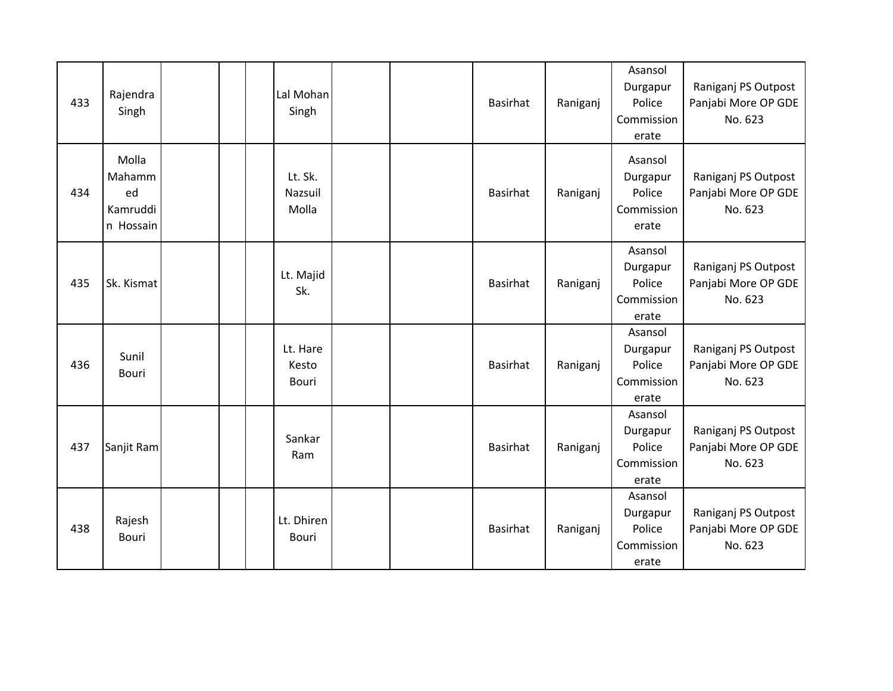| | | | | | | | | | | | |
|---|---|---|---|---|---|---|---|---|---|---|---|
| 433 | Rajendra Singh | | | | Lal Mohan Singh | | | Basirhat | Raniganj | Asansol Durgapur Police Commissionerate | Raniganj PS Outpost Panjabi More OP GDE No. 623 |
| 434 | Molla Mahammed Kamruddin Hossain | | | | Lt. Sk. Nazsuil Molla | | | Basirhat | Raniganj | Asansol Durgapur Police Commissionerate | Raniganj PS Outpost Panjabi More OP GDE No. 623 |
| 435 | Sk. Kismat | | | | Lt. Majid Sk. | | | Basirhat | Raniganj | Asansol Durgapur Police Commissionerate | Raniganj PS Outpost Panjabi More OP GDE No. 623 |
| 436 | Sunil Bouri | | | | Lt. Hare Kesto Bouri | | | Basirhat | Raniganj | Asansol Durgapur Police Commissionerate | Raniganj PS Outpost Panjabi More OP GDE No. 623 |
| 437 | Sanjit Ram | | | | Sankar Ram | | | Basirhat | Raniganj | Asansol Durgapur Police Commissionerate | Raniganj PS Outpost Panjabi More OP GDE No. 623 |
| 438 | Rajesh Bouri | | | | Lt. Dhiren Bouri | | | Basirhat | Raniganj | Asansol Durgapur Police Commissionerate | Raniganj PS Outpost Panjabi More OP GDE No. 623 |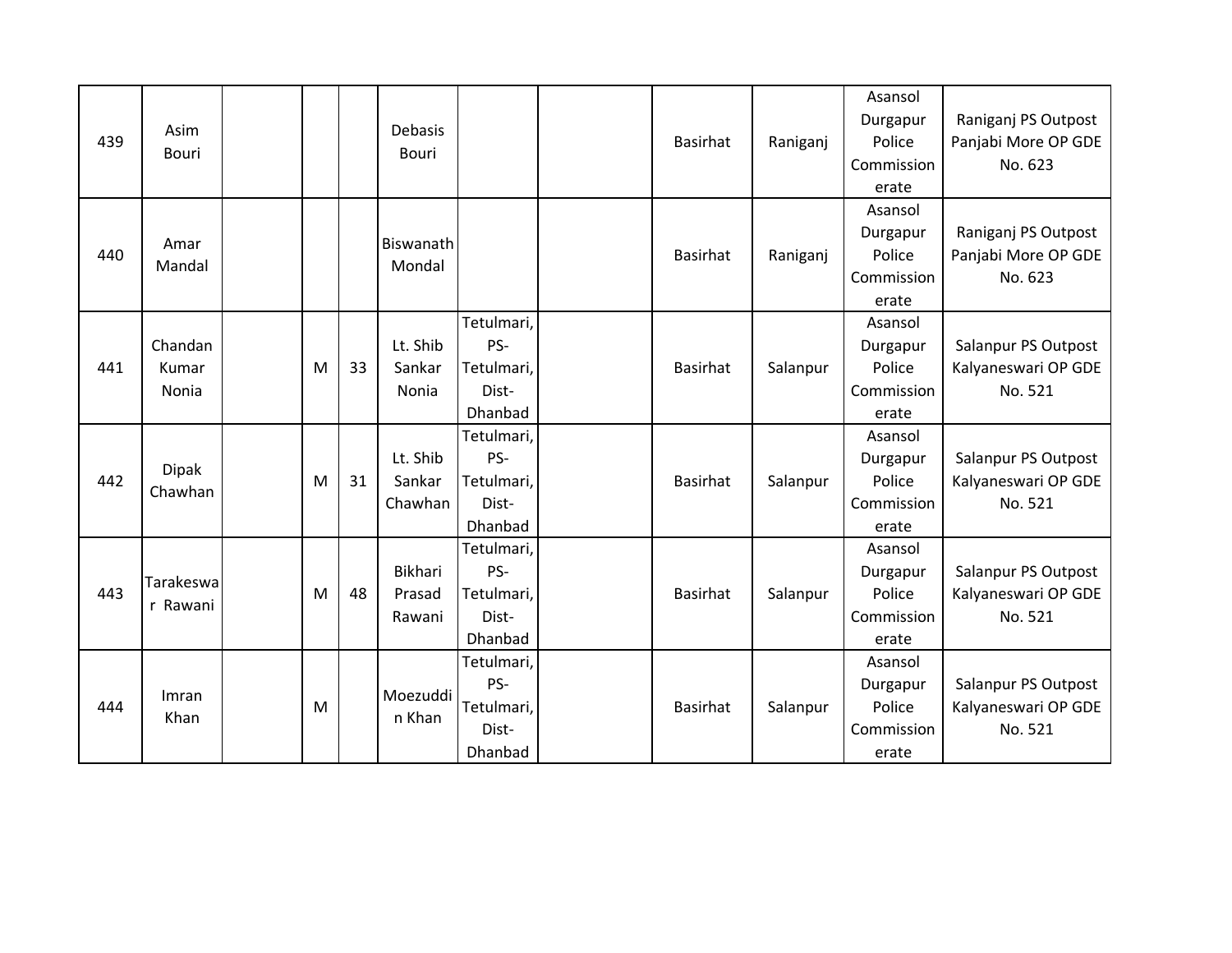| | | | | | | | | | | | |
|---|---|---|---|---|---|---|---|---|---|---|---|
| 439 | Asim Bouri | | | | Debasis Bouri | | | Basirhat | Raniganj | Asansol Durgapur Police Commissionerate | Raniganj PS Outpost Panjabi More OP GDE No. 623 |
| 440 | Amar Mandal | | | | Biswanath Mondal | | | Basirhat | Raniganj | Asansol Durgapur Police Commissionerate | Raniganj PS Outpost Panjabi More OP GDE No. 623 |
| 441 | Chandan Kumar Nonia | | M | 33 | Lt. Shib Sankar Nonia | Tetulmari, PS-Tetulmari, Dist-Dhanbad | | Basirhat | Salanpur | Asansol Durgapur Police Commissionerate | Salanpur PS Outpost Kalyaneswari OP GDE No. 521 |
| 442 | Dipak Chawhan | | M | 31 | Lt. Shib Sankar Chawhan | Tetulmari, PS-Tetulmari, Dist-Dhanbad | | Basirhat | Salanpur | Asansol Durgapur Police Commissionerate | Salanpur PS Outpost Kalyaneswari OP GDE No. 521 |
| 443 | Tarakeswar Rawani | | M | 48 | Bikhari Prasad Rawani | Tetulmari, PS-Tetulmari, Dist-Dhanbad | | Basirhat | Salanpur | Asansol Durgapur Police Commissionerate | Salanpur PS Outpost Kalyaneswari OP GDE No. 521 |
| 444 | Imran Khan | | M | | Moezuddin Khan | Tetulmari, PS-Tetulmari, Dist-Dhanbad | | Basirhat | Salanpur | Asansol Durgapur Police Commissionerate | Salanpur PS Outpost Kalyaneswari OP GDE No. 521 |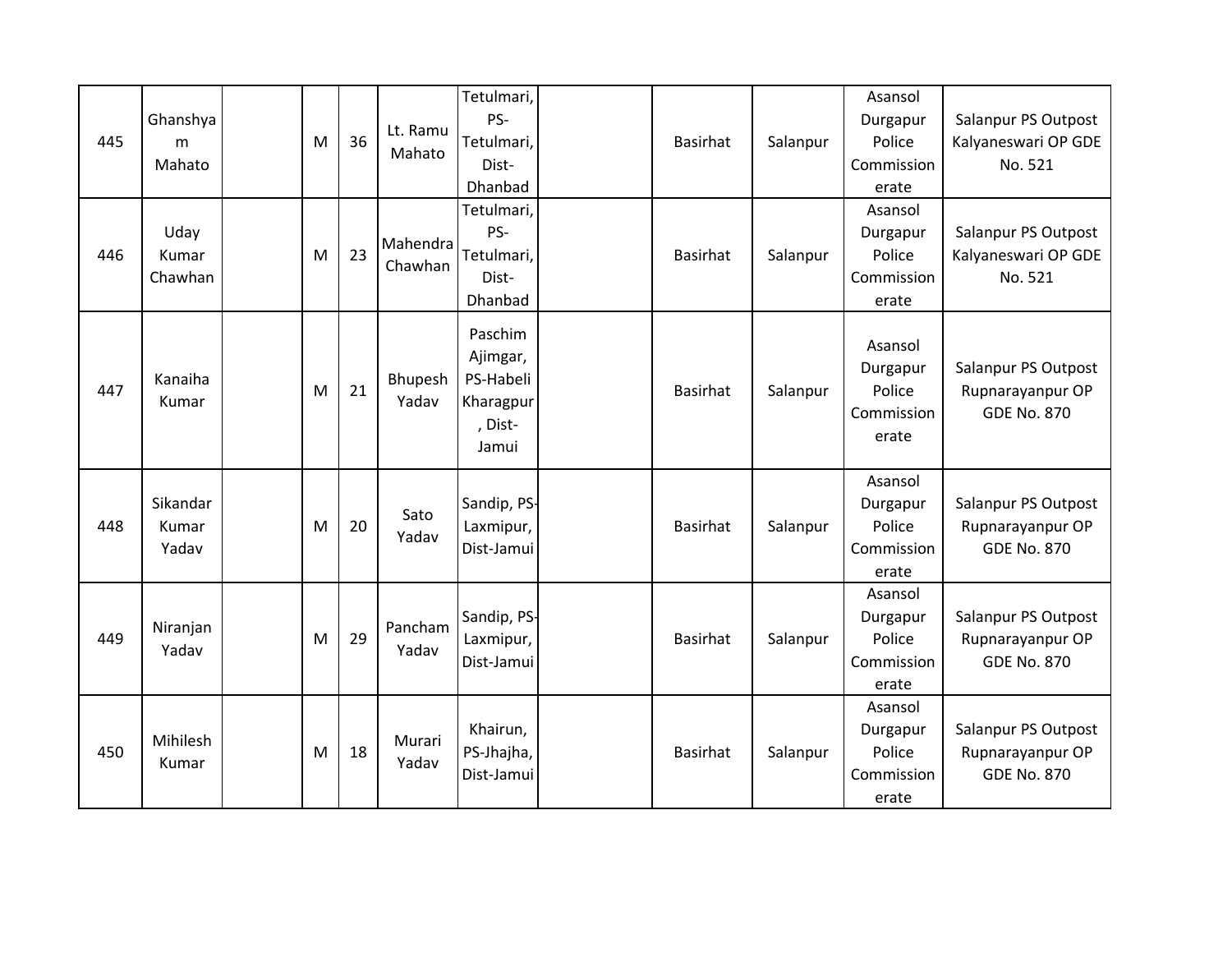| | | | | | | | | | | | |
|---|---|---|---|---|---|---|---|---|---|---|---|
| 445 | Ghanshyam Mahato | | M | 36 | Lt. Ramu Mahato | Tetulmari, PS-Tetulmari, Dist-Dhanbad | | Basirhat | Salanpur | Asansol Durgapur Police Commissionerate | Salanpur PS Outpost Kalyaneswari OP GDE No. 521 |
| 446 | Uday Kumar Chawhan | | M | 23 | Mahendra Chawhan | Tetulmari, PS-Tetulmari, Dist-Dhanbad | | Basirhat | Salanpur | Asansol Durgapur Police Commissionerate | Salanpur PS Outpost Kalyaneswari OP GDE No. 521 |
| 447 | Kanaiha Kumar | | M | 21 | Bhupesh Yadav | Paschim Ajimgar, PS-Habeli Kharagpur, Dist-Jamui | | Basirhat | Salanpur | Asansol Durgapur Police Commissionerate | Salanpur PS Outpost Rupnarayanpur OP GDE No. 870 |
| 448 | Sikandar Kumar Yadav | | M | 20 | Sato Yadav | Sandip, PS-Laxmipur, Dist-Jamui | | Basirhat | Salanpur | Asansol Durgapur Police Commissionerate | Salanpur PS Outpost Rupnarayanpur OP GDE No. 870 |
| 449 | Niranjan Yadav | | M | 29 | Pancham Yadav | Sandip, PS-Laxmipur, Dist-Jamui | | Basirhat | Salanpur | Asansol Durgapur Police Commissionerate | Salanpur PS Outpost Rupnarayanpur OP GDE No. 870 |
| 450 | Mihilesh Kumar | | M | 18 | Murari Yadav | Khairun, PS-Jhajha, Dist-Jamui | | Basirhat | Salanpur | Asansol Durgapur Police Commissionerate | Salanpur PS Outpost Rupnarayanpur OP GDE No. 870 |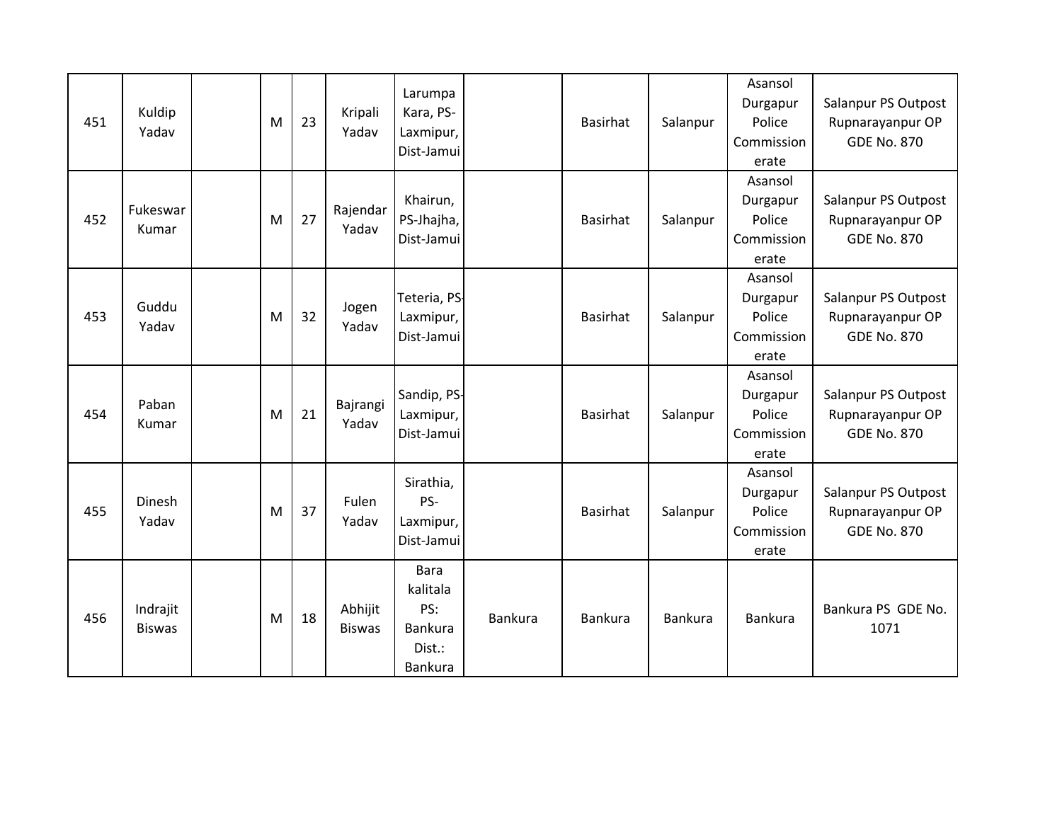| 451 | Kuldip Yadav | | M | 23 | Kripali Yadav | Larumpa Kara, PS-Laxmipur, Dist-Jamui | | Basirhat | Salanpur | Asansol Durgapur Police Commissionerate | Salanpur PS Outpost Rupnarayanpur OP GDE No. 870 |
|---|---|---|---|---|---|---|---|---|---|---|---|
| 452 | Fukeswar Kumar | | M | 27 | Rajendar Yadav | Khairun, PS-Jhajha, Dist-Jamui | | Basirhat | Salanpur | Asansol Durgapur Police Commissionerate | Salanpur PS Outpost Rupnarayanpur OP GDE No. 870 |
| 453 | Guddu Yadav | | M | 32 | Jogen Yadav | Teteria, PS-Laxmipur, Dist-Jamui | | Basirhat | Salanpur | Asansol Durgapur Police Commissionerate | Salanpur PS Outpost Rupnarayanpur OP GDE No. 870 |
| 454 | Paban Kumar | | M | 21 | Bajrangi Yadav | Sandip, PS-Laxmipur, Dist-Jamui | | Basirhat | Salanpur | Asansol Durgapur Police Commissionerate | Salanpur PS Outpost Rupnarayanpur OP GDE No. 870 |
| 455 | Dinesh Yadav | | M | 37 | Fulen Yadav | Sirathia, PS-Laxmipur, Dist-Jamui | | Basirhat | Salanpur | Asansol Durgapur Police Commissionerate | Salanpur PS Outpost Rupnarayanpur OP GDE No. 870 |
| 456 | Indrajit Biswas | | M | 18 | Abhijit Biswas | Bara kalitala PS: Bankura Dist.: Bankura | Bankura | Bankura | Bankura | Bankura | Bankura PS GDE No. 1071 |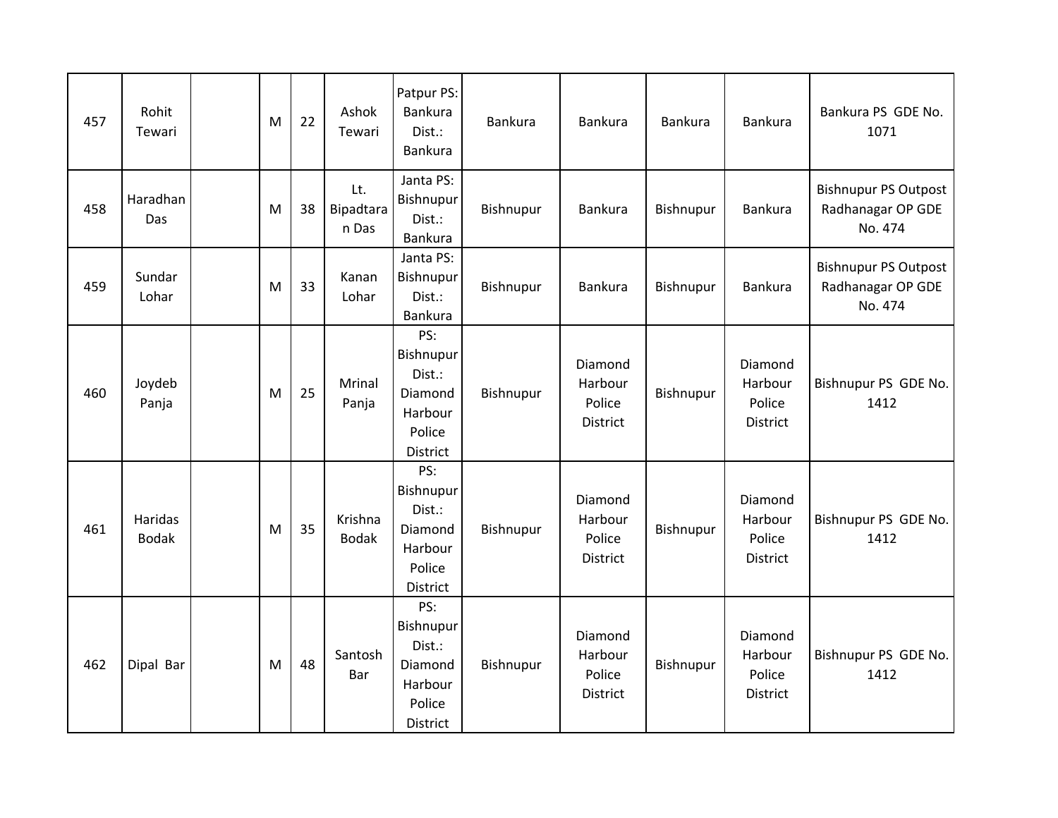| 457 | Rohit Tewari | | M | 22 | Ashok Tewari | Patpur PS: Bankura Dist.: Bankura | Bankura | Bankura | Bankura | Bankura | Bankura PS GDE No. 1071 |
|---|---|---|---|---|---|---|---|---|---|---|---|
| 458 | Haradhan Das | | M | 38 | Lt. Bipadtaran Das | Janta PS: Bishnupur Dist.: Bankura | Bishnupur | Bankura | Bishnupur | Bankura | Bishnupur PS Outpost Radhanagar OP GDE No. 474 |
| 459 | Sundar Lohar | | M | 33 | Kanan Lohar | Janta PS: Bishnupur Dist.: Bankura | Bishnupur | Bankura | Bishnupur | Bankura | Bishnupur PS Outpost Radhanagar OP GDE No. 474 |
| 460 | Joydeb Panja | | M | 25 | Mrinal Panja | PS: Bishnupur Dist.: Diamond Harbour Police District | Bishnupur | Diamond Harbour Police District | Bishnupur | Diamond Harbour Police District | Bishnupur PS GDE No. 1412 |
| 461 | Haridas Bodak | | M | 35 | Krishna Bodak | PS: Bishnupur Dist.: Diamond Harbour Police District | Bishnupur | Diamond Harbour Police District | Bishnupur | Diamond Harbour Police District | Bishnupur PS GDE No. 1412 |
| 462 | Dipal Bar | | M | 48 | Santosh Bar | PS: Bishnupur Dist.: Diamond Harbour Police District | Bishnupur | Diamond Harbour Police District | Bishnupur | Diamond Harbour Police District | Bishnupur PS GDE No. 1412 |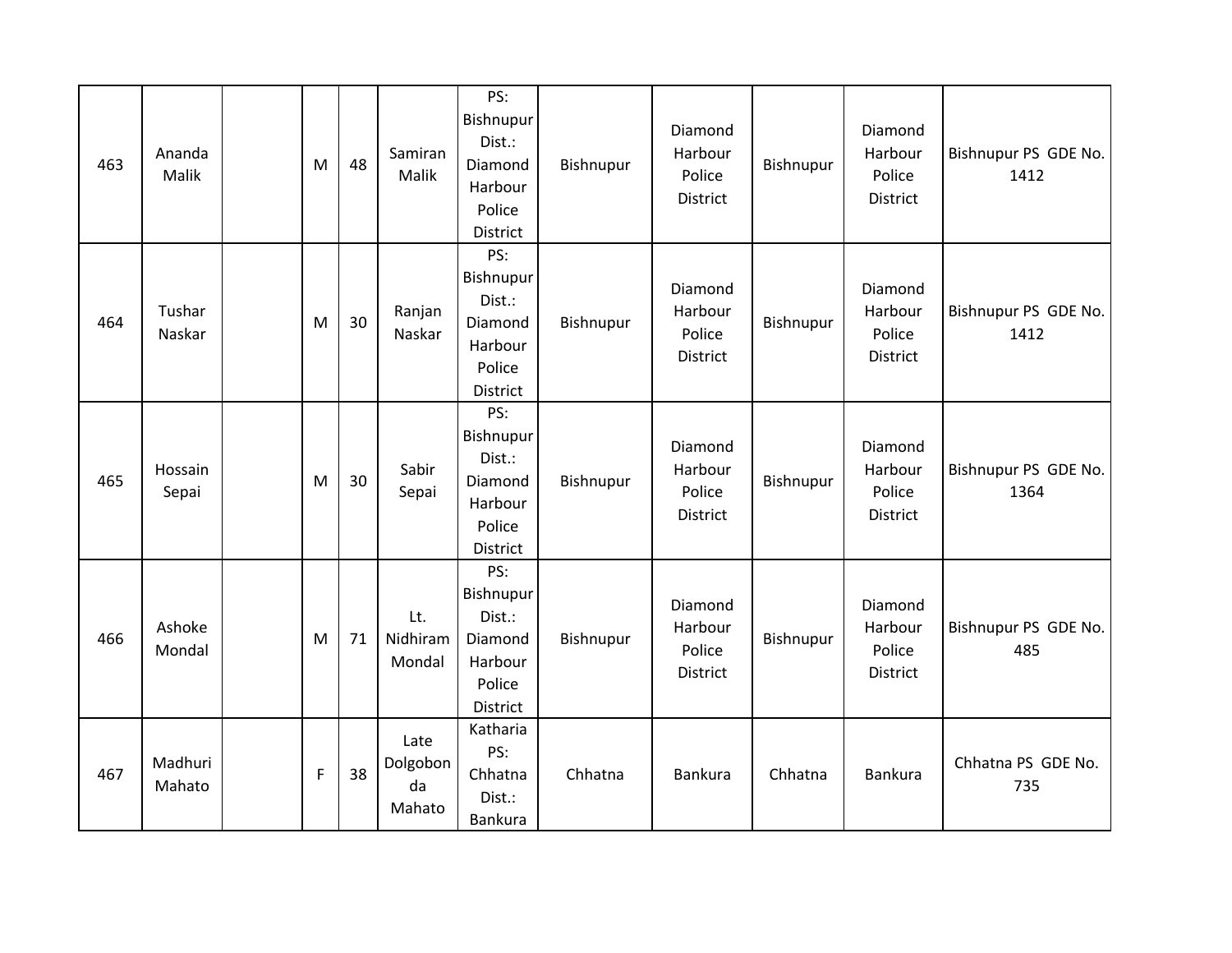| 463 | Ananda Malik | | M | 48 | Samiran Malik | PS: Bishnupur Dist.: Diamond Harbour Police District | Bishnupur | Diamond Harbour Police District | Bishnupur | Diamond Harbour Police District | Bishnupur PS GDE No. 1412 |
|---|---|---|---|---|---|---|---|---|---|---|---|
| 464 | Tushar Naskar | | M | 30 | Ranjan Naskar | PS: Bishnupur Dist.: Diamond Harbour Police District | Bishnupur | Diamond Harbour Police District | Bishnupur | Diamond Harbour Police District | Bishnupur PS GDE No. 1412 |
| 465 | Hossain Sepai | | M | 30 | Sabir Sepai | PS: Bishnupur Dist.: Diamond Harbour Police District | Bishnupur | Diamond Harbour Police District | Bishnupur | Diamond Harbour Police District | Bishnupur PS GDE No. 1364 |
| 466 | Ashoke Mondal | | M | 71 | Lt. Nidhiram Mondal | PS: Bishnupur Dist.: Diamond Harbour Police District | Bishnupur | Diamond Harbour Police District | Bishnupur | Diamond Harbour Police District | Bishnupur PS GDE No. 485 |
| 467 | Madhuri Mahato | | F | 38 | Late Dolgobonda Mahato | Katharia PS: Chhatna Dist.: Bankura | Chhatna | Bankura | Chhatna | Bankura | Chhatna PS GDE No. 735 |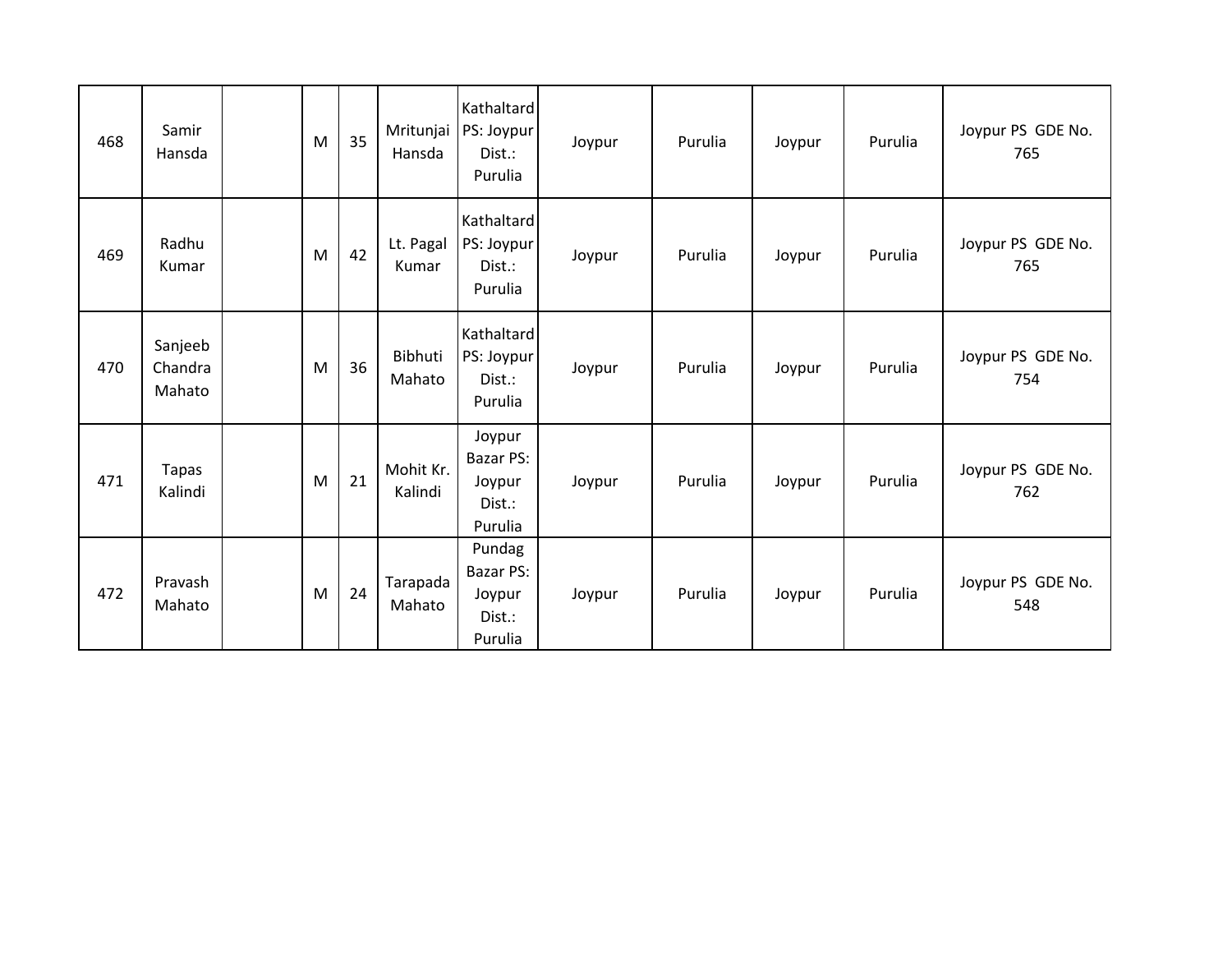| | | | | | | | | | | | |
|---|---|---|---|---|---|---|---|---|---|---|---|
| 468 | Samir Hansda | | M | 35 | Mritunjai Hansda | Kathaltard PS: Joypur Dist.: Purulia | Joypur | Purulia | Joypur | Purulia | Joypur PS GDE No. 765 |
| 469 | Radhu Kumar | | M | 42 | Lt. Pagal Kumar | Kathaltard PS: Joypur Dist.: Purulia | Joypur | Purulia | Joypur | Purulia | Joypur PS GDE No. 765 |
| 470 | Sanjeeb Chandra Mahato | | M | 36 | Bibhuti Mahato | Kathaltard PS: Joypur Dist.: Purulia | Joypur | Purulia | Joypur | Purulia | Joypur PS GDE No. 754 |
| 471 | Tapas Kalindi | | M | 21 | Mohit Kr. Kalindi | Joypur Bazar PS: Joypur Dist.: Purulia | Joypur | Purulia | Joypur | Purulia | Joypur PS GDE No. 762 |
| 472 | Pravash Mahato | | M | 24 | Tarapada Mahato | Pundag Bazar PS: Joypur Dist.: Purulia | Joypur | Purulia | Joypur | Purulia | Joypur PS GDE No. 548 |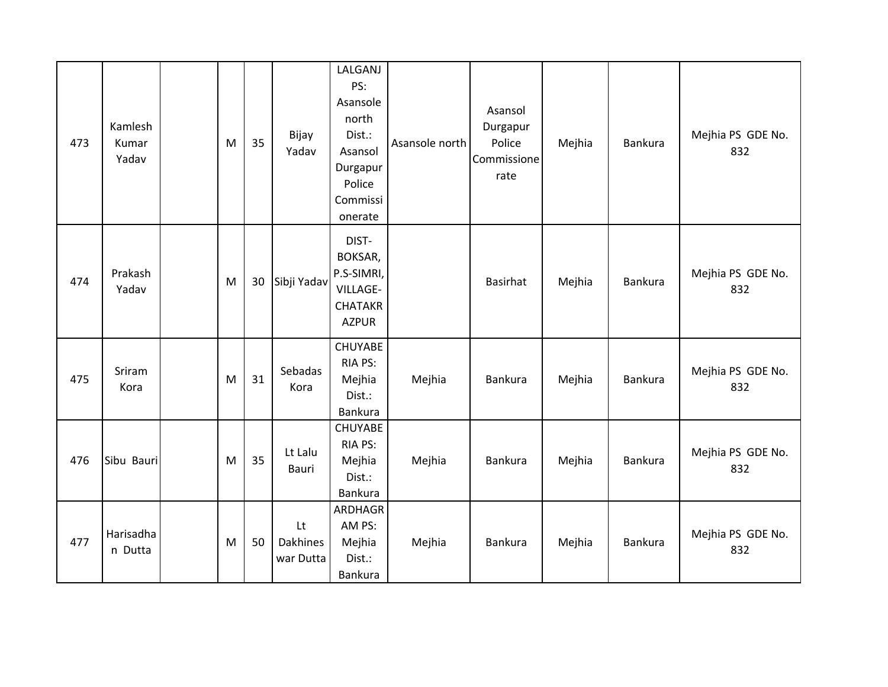| | | | | | | | | | | | |
|---|---|---|---|---|---|---|---|---|---|---|---|
| 473 | Kamlesh Kumar Yadav | | M | 35 | Bijay Yadav | LALGANJ PS: Asansole north Dist.: Asansol Durgapur Police Commissionerate | Asansole north | Asansol Durgapur Police Commissionerate | Mejhia | Bankura | Mejhia PS GDE No. 832 |
| 474 | Prakash Yadav | | M | 30 | Sibji Yadav | DIST-BOKSAR, P.S-SIMRI, VILLAGE-CHATAKRAZPUR | | Basirhat | Mejhia | Bankura | Mejhia PS GDE No. 832 |
| 475 | Sriram Kora | | M | 31 | Sebadas Kora | CHUYABERIA PS: Mejhia Dist.: Bankura | Mejhia | Bankura | Mejhia | Bankura | Mejhia PS GDE No. 832 |
| 476 | Sibu Bauri | | M | 35 | Lt Lalu Bauri | CHUYABERIA PS: Mejhia Dist.: Bankura | Mejhia | Bankura | Mejhia | Bankura | Mejhia PS GDE No. 832 |
| 477 | Harisadhan Dutta | | M | 50 | Lt Dakhineswar Dutta | ARDHAGRAM PS: Mejhia Dist.: Bankura | Mejhia | Bankura | Mejhia | Bankura | Mejhia PS GDE No. 832 |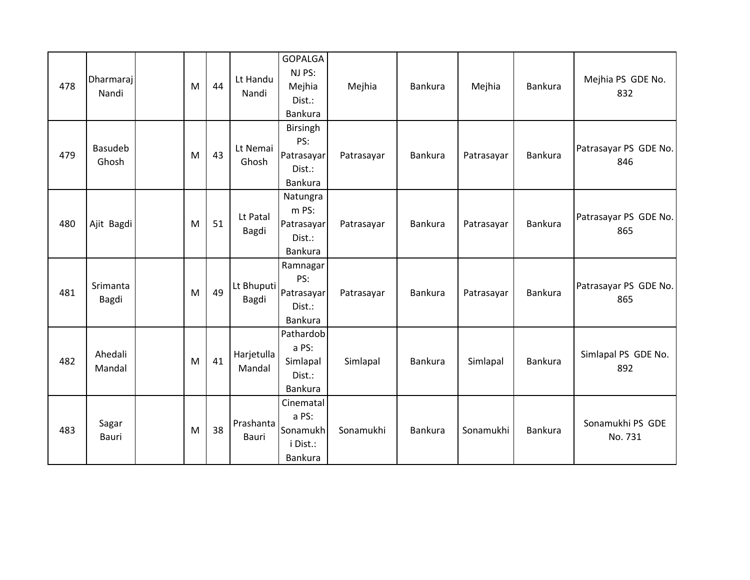| 478 | Dharmaraj Nandi | | M | 44 | Lt Handu Nandi | GOPALGANJ PS: Mejhia Dist.: Bankura | Mejhia | Bankura | Mejhia | Bankura | Mejhia PS GDE No. 832 |
|---|---|---|---|---|---|---|---|---|---|---|---|
| 479 | Basudeb Ghosh | | M | 43 | Lt Nemai Ghosh | Birsingh PS: Patrasayar Dist.: Bankura | Patrasayar | Bankura | Patrasayar | Bankura | Patrasayar PS GDE No. 846 |
| 480 | Ajit Bagdi | | M | 51 | Lt Patal Bagdi | Natungram PS: Patrasayar Dist.: Bankura | Patrasayar | Bankura | Patrasayar | Bankura | Patrasayar PS GDE No. 865 |
| 481 | Srimanta Bagdi | | M | 49 | Lt Bhuputi Bagdi | Ramnagar PS: Patrasayar Dist.: Bankura | Patrasayar | Bankura | Patrasayar | Bankura | Patrasayar PS GDE No. 865 |
| 482 | Ahedali Mandal | | M | 41 | Harjetulla Mandal | Pathardoba PS: Simlapal Dist.: Bankura | Simlapal | Bankura | Simlapal | Bankura | Simlapal PS GDE No. 892 |
| 483 | Sagar Bauri | | M | 38 | Prashanta Bauri | Cinematala PS: Sonamukhi Dist.: Bankura | Sonamukhi | Bankura | Sonamukhi | Bankura | Sonamukhi PS GDE No. 731 |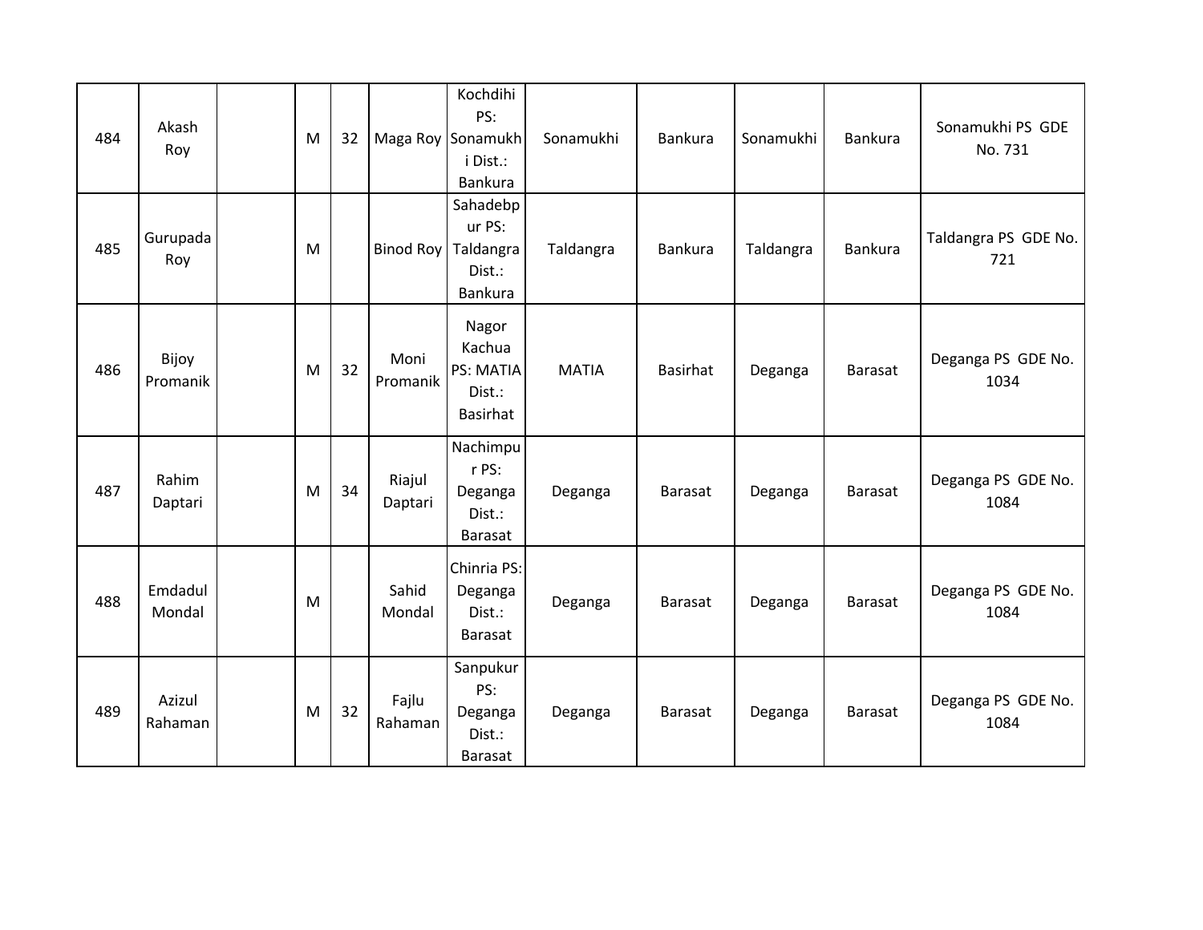| 484 | Akash Roy | | M | 32 | Maga Roy | Kochdihi PS: Sonamukhi Dist.: Bankura | Sonamukhi | Bankura | Sonamukhi | Bankura | Sonamukhi PS GDE No. 731 |
|---|---|---|---|---|---|---|---|---|---|---|---|
| 485 | Gurupada Roy | | M | | Binod Roy | Sahadebpur PS: Taldangra Dist.: Bankura | Taldangra | Bankura | Taldangra | Bankura | Taldangra PS GDE No. 721 |
| 486 | Bijoy Promanik | | M | 32 | Moni Promanik | Nagor Kachua PS: MATIA Dist.: Basirhat | MATIA | Basirhat | Deganga | Barasat | Deganga PS GDE No. 1034 |
| 487 | Rahim Daptari | | M | 34 | Riajul Daptari | Nachimpur PS: Deganga Dist.: Barasat | Deganga | Barasat | Deganga | Barasat | Deganga PS GDE No. 1084 |
| 488 | Emdadul Mondal | | M | | Sahid Mondal | Chinria PS: Deganga Dist.: Barasat | Deganga | Barasat | Deganga | Barasat | Deganga PS GDE No. 1084 |
| 489 | Azizul Rahaman | | M | 32 | Fajlu Rahaman | Sanpukur PS: Deganga Dist.: Barasat | Deganga | Barasat | Deganga | Barasat | Deganga PS GDE No. 1084 |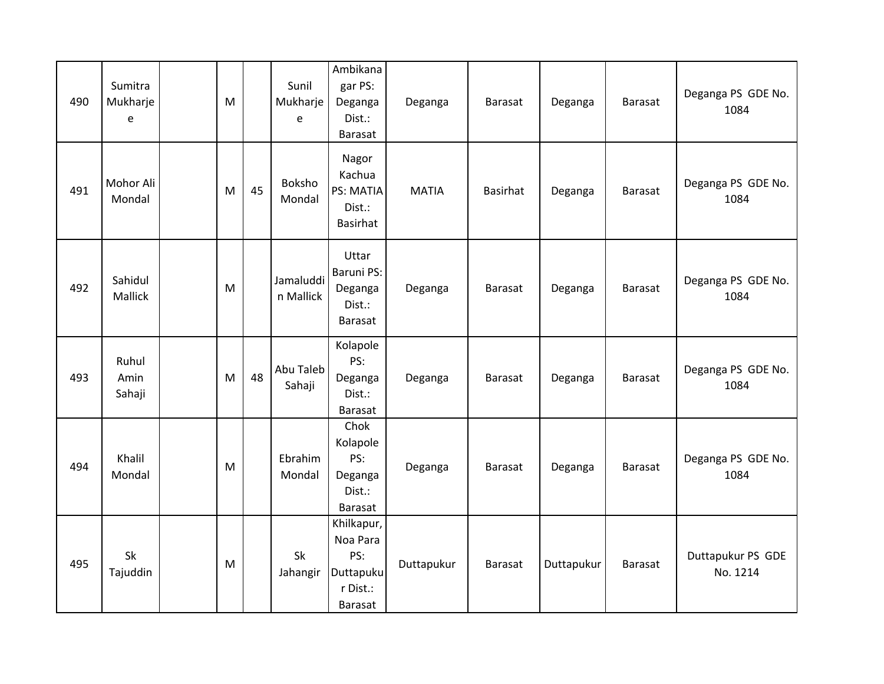| 490 | Sumitra Mukharjee | | M | | Sunil Mukharjee | Ambikanagar PS: Deganga Dist.: Barasat | Deganga | Barasat | Deganga | Barasat | Deganga PS GDE No. 1084 |
|---|---|---|---|---|---|---|---|---|---|---|---|
| 491 | Mohor Ali Mondal | | M | 45 | Boksho Mondal | Nagor Kachua PS: MATIA Dist.: Basirhat | MATIA | Basirhat | Deganga | Barasat | Deganga PS GDE No. 1084 |
| 492 | Sahidul Mallick | | M | | Jamaluddin Mallick | Uttar Baruni PS: Deganga Dist.: Barasat | Deganga | Barasat | Deganga | Barasat | Deganga PS GDE No. 1084 |
| 493 | Ruhul Amin Sahaji | | M | 48 | Abu Taleb Sahaji | Kolapole PS: Deganga Dist.: Barasat | Deganga | Barasat | Deganga | Barasat | Deganga PS GDE No. 1084 |
| 494 | Khalil Mondal | | M | | Ebrahim Mondal | Chok Kolapole PS: Deganga Dist.: Barasat | Deganga | Barasat | Deganga | Barasat | Deganga PS GDE No. 1084 |
| 495 | Sk Tajuddin | | M | | Sk Jahangir | Khilkapur, Noa Para PS: Duttapukur Dist.: Barasat | Duttapukur | Barasat | Duttapukur | Barasat | Duttapukur PS GDE No. 1214 |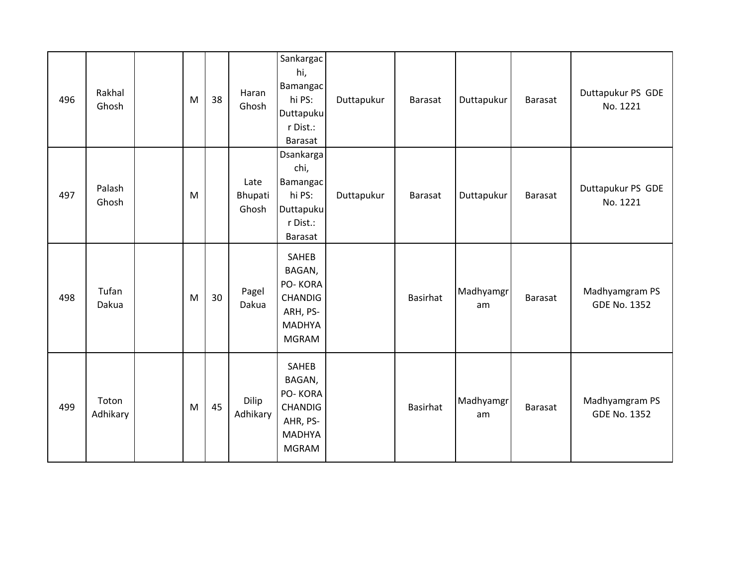| 496 | Rakhal Ghosh | | M | 38 | Haran Ghosh | Sankargachi, Bamangachi PS: Duttapukur Dist.: Barasat | Duttapukur | Barasat | Duttapukur | Barasat | Duttapukur PS GDE No. 1221 |
|---|---|---|---|---|---|---|---|---|---|---|---|
| 497 | Palash Ghosh | | M | | Late Bhupati Ghosh | Dsankargachi, Bamangachi PS: Duttapukur Dist.: Barasat | Duttapukur | Barasat | Duttapukur | Barasat | Duttapukur PS GDE No. 1221 |
| 498 | Tufan Dakua | | M | 30 | Pagel Dakua | SAHEB BAGAN, PO- KORA CHANDIGARH, PS- MADHYAMGRAM | | Basirhat | Madhyamgram | Barasat | Madhyamgram PS GDE No. 1352 |
| 499 | Toton Adhikary | | M | 45 | Dilip Adhikary | SAHEB BAGAN, PO- KORA CHANDIGAHR, PS- MADHYAMGRAM | | Basirhat | Madhyamgram | Barasat | Madhyamgram PS GDE No. 1352 |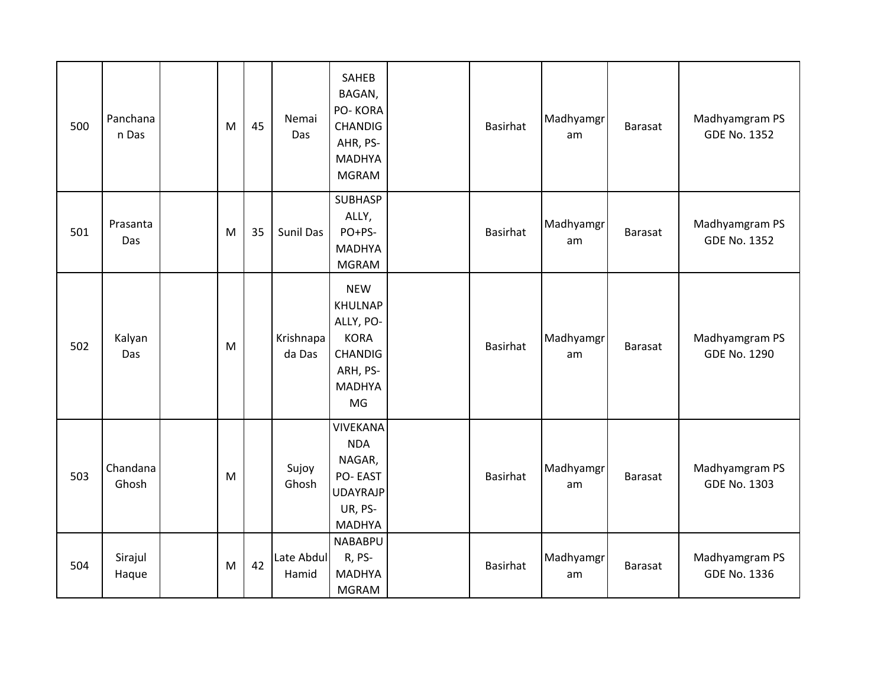| 500 | Panchanan Das | | M | 45 | Nemai Das | SAHEB BAGAN, PO- KORA CHANDIGAHR, PS- MADHYAMGRAM | | Basirhat | Madhyamgram | Barasat | Madhyamgram PS GDE No. 1352 |
|---|---|---|---|---|---|---|---|---|---|---|---|
| 501 | Prasanta Das | | M | 35 | Sunil Das | SUBHASPALLY, PO+PS- MADHYAMGRAM | | Basirhat | Madhyamgram | Barasat | Madhyamgram PS GDE No. 1352 |
| 502 | Kalyan Das | | M | | Krishnapada Das | NEW KHULNAPALLY, PO- KORA CHANDIGARH, PS- MADHYAMG | | Basirhat | Madhyamgram | Barasat | Madhyamgram PS GDE No. 1290 |
| 503 | Chandana Ghosh | | M | | Sujoy Ghosh | VIVEKANANDA NAGAR, PO- EAST UDAYRAJPUR, PS- MADHYA | | Basirhat | Madhyamgram | Barasat | Madhyamgram PS GDE No. 1303 |
| 504 | Sirajul Haque | | M | 42 | Late Abdul Hamid | NABABPUR, PS- MADHYAMGRAM | | Basirhat | Madhyamgram | Barasat | Madhyamgram PS GDE No. 1336 |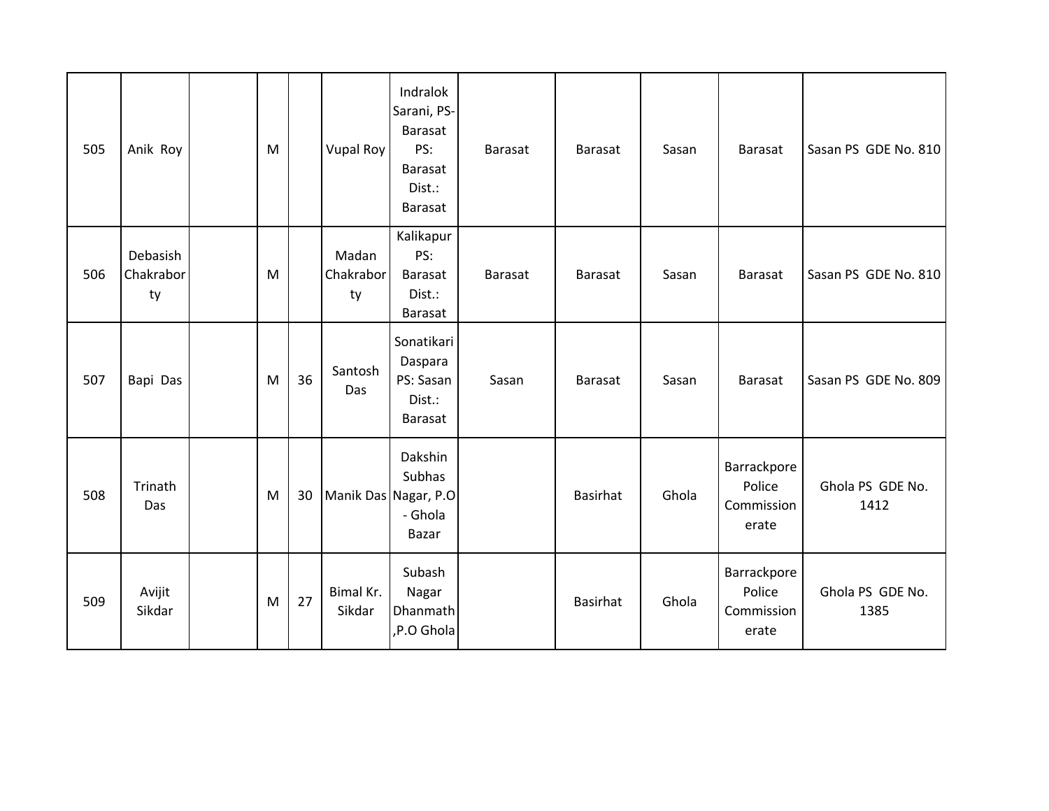| 505 | Anik Roy | | M | | Vupal Roy | Indralok Sarani, PS-Barasat PS: Barasat Dist.: Barasat | Barasat | Barasat | Sasan | Barasat | Sasan PS GDE No. 810 |
|---|---|---|---|---|---|---|---|---|---|---|---|
| 506 | Debasish Chakraborty | | M | | Madan Chakraborty | Kalikapur PS: Barasat Dist.: Barasat | Barasat | Barasat | Sasan | Barasat | Sasan PS GDE No. 810 |
| 507 | Bapi Das | | M | 36 | Santosh Das | Sonatikari Daspara PS: Sasan Dist.: Barasat | Sasan | Barasat | Sasan | Barasat | Sasan PS GDE No. 809 |
| 508 | Trinath Das | | M | 30 | Manik Das | Dakshin Subhas Nagar, P.O - Ghola Bazar | | Basirhat | Ghola | Barrackpore Police Commissionerate | Ghola PS GDE No. 1412 |
| 509 | Avijit Sikdar | | M | 27 | Bimal Kr. Sikdar | Subash Nagar Dhanmath ,P.O Ghola | | Basirhat | Ghola | Barrackpore Police Commissionerate | Ghola PS GDE No. 1385 |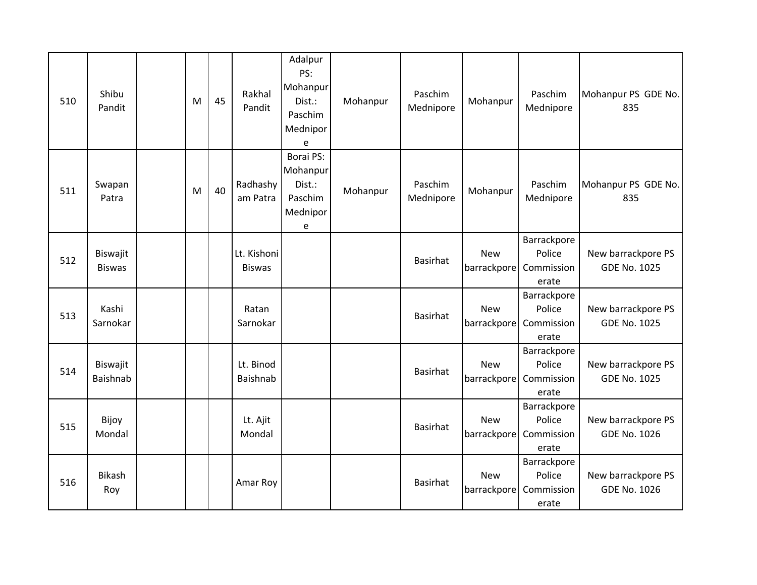| | | | | | | | | | | | |
|---|---|---|---|---|---|---|---|---|---|---|---|
| 510 | Shibu Pandit | | M | 45 | Rakhal Pandit | Adalpur PS: Mohanpur Dist.: Paschim Mednipore | Mohanpur | Paschim Mednipore | Mohanpur | Paschim Mednipore | Mohanpur PS GDE No. 835 |
| 511 | Swapan Patra | | M | 40 | Radhashyam Patra | Borai PS: Mohanpur Dist.: Paschim Mednipore | Mohanpur | Paschim Mednipore | Mohanpur | Paschim Mednipore | Mohanpur PS GDE No. 835 |
| 512 | Biswajit Biswas | | | | Lt. Kishoni Biswas | | | Basirhat | New barrackpore | Barrackpore Police Commissionerate | New barrackpore PS GDE No. 1025 |
| 513 | Kashi Sarnokar | | | | Ratan Sarnokar | | | Basirhat | New barrackpore | Barrackpore Police Commissionerate | New barrackpore PS GDE No. 1025 |
| 514 | Biswajit Baishnab | | | | Lt. Binod Baishnab | | | Basirhat | New barrackpore | Barrackpore Police Commissionerate | New barrackpore PS GDE No. 1025 |
| 515 | Bijoy Mondal | | | | Lt. Ajit Mondal | | | Basirhat | New barrackpore | Barrackpore Police Commissionerate | New barrackpore PS GDE No. 1026 |
| 516 | Bikash Roy | | | | Amar Roy | | | Basirhat | New barrackpore | Barrackpore Police Commissionerate | New barrackpore PS GDE No. 1026 |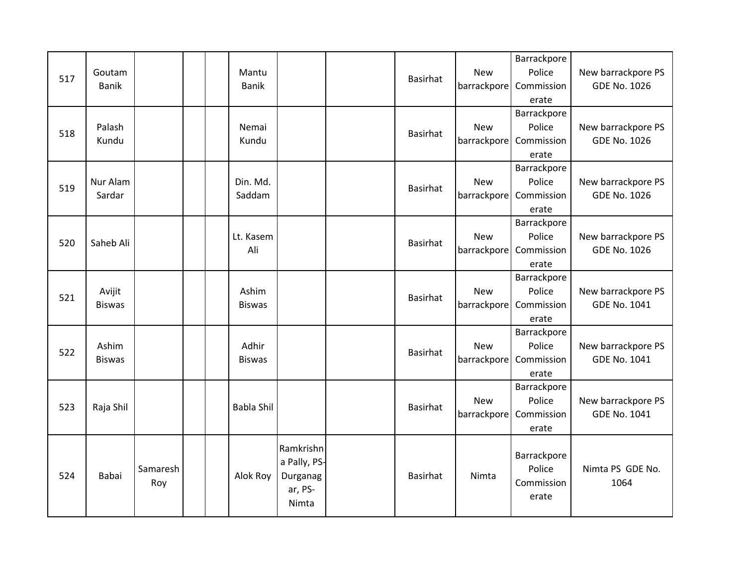| | | | | | | | | | | | |
|---|---|---|---|---|---|---|---|---|---|---|---|
| 517 | Goutam Banik | | | | Mantu Banik | | | Basirhat | New barrackpore | Barrackpore Police Commissionerate | New barrackpore PS GDE No. 1026 |
| 518 | Palash Kundu | | | | Nemai Kundu | | | Basirhat | New barrackpore | Barrackpore Police Commissionerate | New barrackpore PS GDE No. 1026 |
| 519 | Nur Alam Sardar | | | | Din. Md. Saddam | | | Basirhat | New barrackpore | Barrackpore Police Commissionerate | New barrackpore PS GDE No. 1026 |
| 520 | Saheb Ali | | | | Lt. Kasem Ali | | | Basirhat | New barrackpore | Barrackpore Police Commissionerate | New barrackpore PS GDE No. 1026 |
| 521 | Avijit Biswas | | | | Ashim Biswas | | | Basirhat | New barrackpore | Barrackpore Police Commissionerate | New barrackpore PS GDE No. 1041 |
| 522 | Ashim Biswas | | | | Adhir Biswas | | | Basirhat | New barrackpore | Barrackpore Police Commissionerate | New barrackpore PS GDE No. 1041 |
| 523 | Raja Shil | | | | Babla Shil | | | Basirhat | New barrackpore | Barrackpore Police Commissionerate | New barrackpore PS GDE No. 1041 |
| 524 | Babai | Samaresh Roy | | | Alok Roy | Ramkrishna Pally, PS-Durganagar, PS-Nimta | | Basirhat | Nimta | Barrackpore Police Commissionerate | Nimta PS GDE No. 1064 |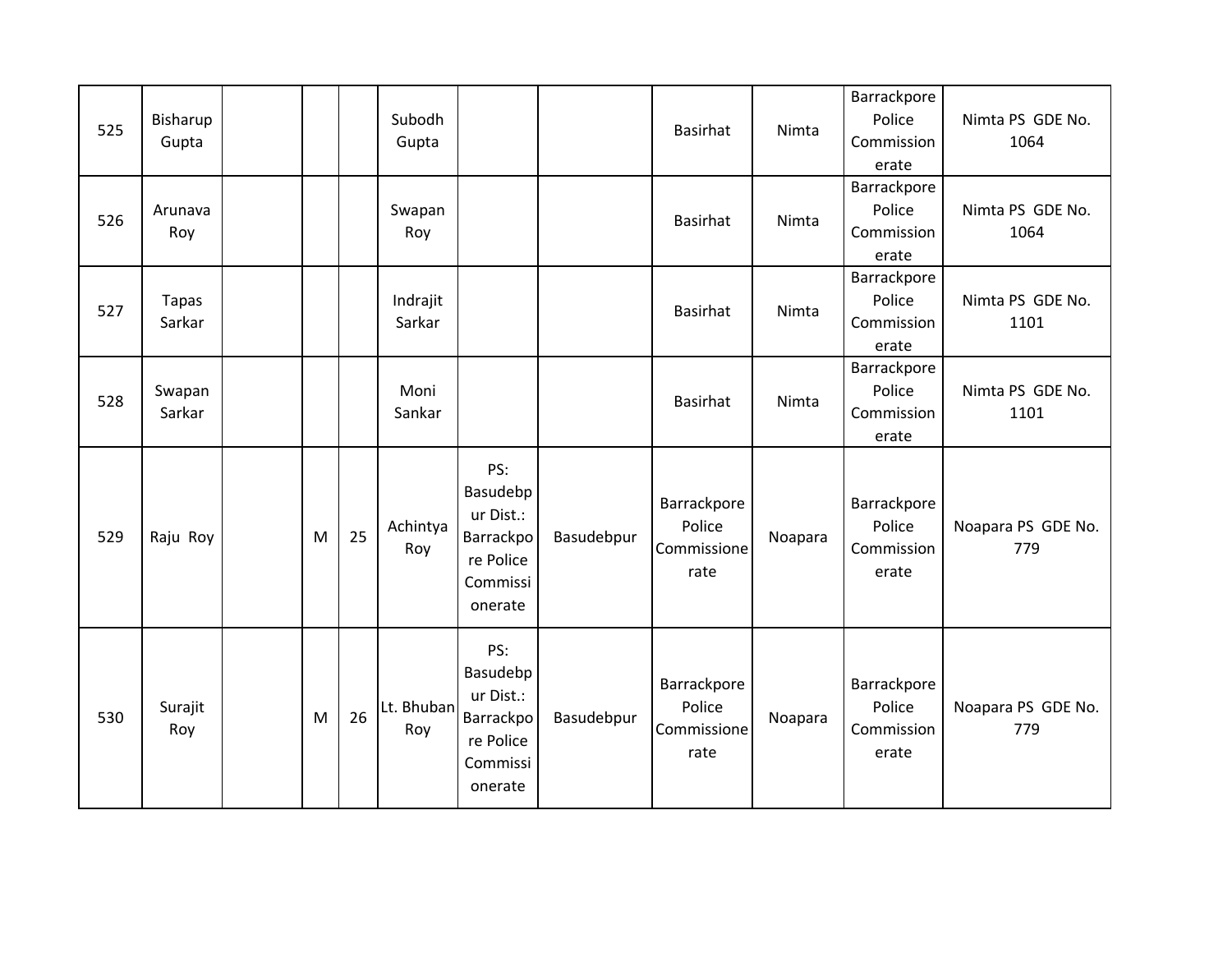| | | | | | | | | | | | |
|---|---|---|---|---|---|---|---|---|---|---|---|
| 525 | Bisharup Gupta | | | | Subodh Gupta | | | Basirhat | Nimta | Barrackpore Police Commissionerate | Nimta PS GDE No. 1064 |
| 526 | Arunava Roy | | | | Swapan Roy | | | Basirhat | Nimta | Barrackpore Police Commissionerate | Nimta PS GDE No. 1064 |
| 527 | Tapas Sarkar | | | | Indrajit Sarkar | | | Basirhat | Nimta | Barrackpore Police Commissionerate | Nimta PS GDE No. 1101 |
| 528 | Swapan Sarkar | | | | Moni Sankar | | | Basirhat | Nimta | Barrackpore Police Commissionerate | Nimta PS GDE No. 1101 |
| 529 | Raju Roy | | M | 25 | Achintya Roy | PS: Basudebpur Dist.: Barrackpore Police Commissionerate | Basudebpur | Barrackpore Police Commissionerate | Noapara | Barrackpore Police Commissionerate | Noapara PS GDE No. 779 |
| 530 | Surajit Roy | | M | 26 | Lt. Bhuban Roy | PS: Basudebpur Dist.: Barrackpore Police Commissionerate | Basudebpur | Barrackpore Police Commissionerate | Noapara | Barrackpore Police Commissionerate | Noapara PS GDE No. 779 |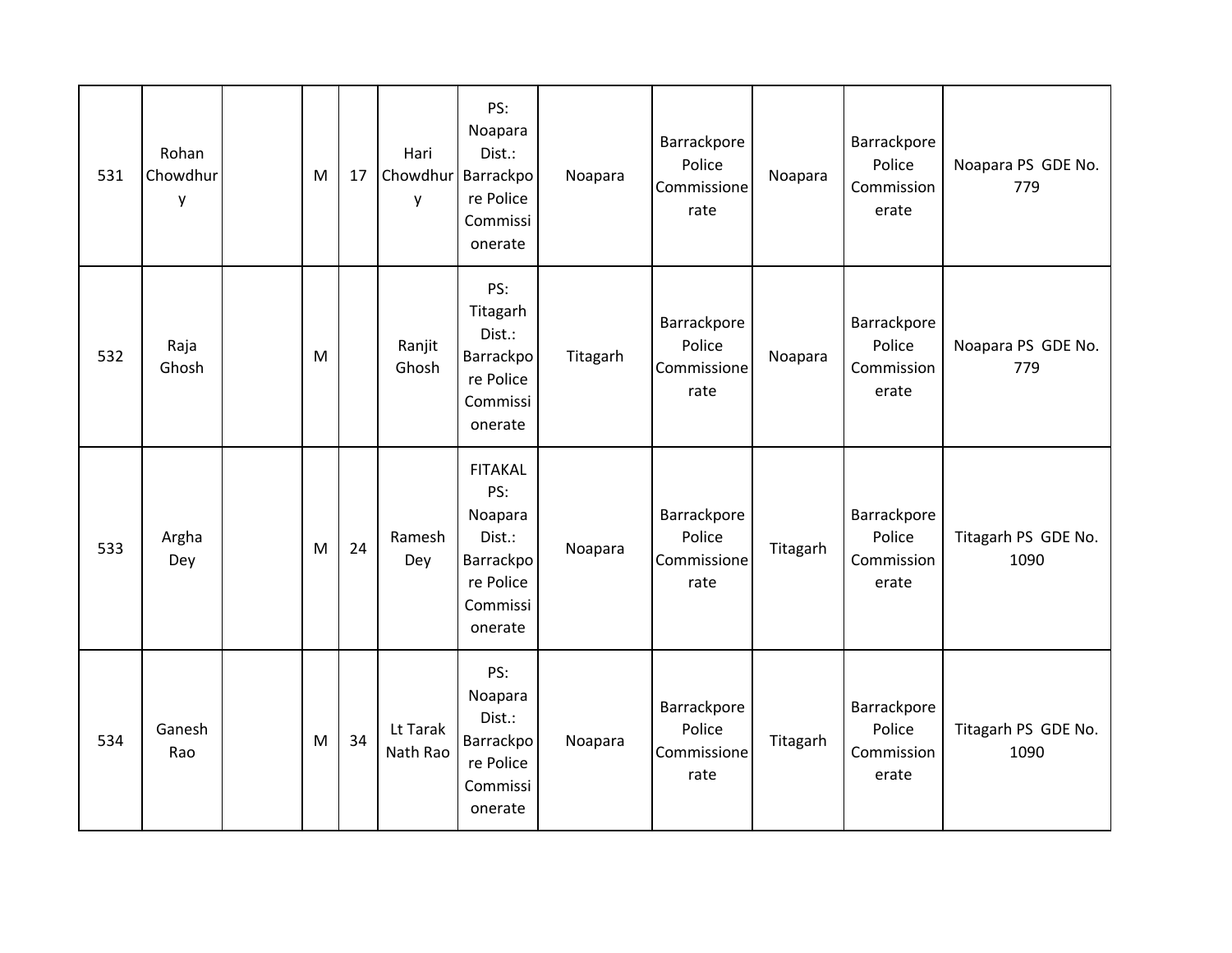| | | | | | | | | | | | |
|---|---|---|---|---|---|---|---|---|---|---|---|
| 531 | Rohan Chowdhury | | M | 17 | Hari Chowdhury | PS: Noapara Dist.: Barrackpore Police Commissionerate | Noapara | Barrackpore Police Commissionerate | Noapara | Barrackpore Police Commissionerate | Noapara PS GDE No. 779 |
| 532 | Raja Ghosh | | M | | Ranjit Ghosh | PS: Titagarh Dist.: Barrackpore Police Commissionerate | Titagarh | Barrackpore Police Commissionerate | Noapara | Barrackpore Police Commissionerate | Noapara PS GDE No. 779 |
| 533 | Argha Dey | | M | 24 | Ramesh Dey | FITAKAL PS: Noapara Dist.: Barrackpore Police Commissionerate | Noapara | Barrackpore Police Commissionerate | Titagarh | Barrackpore Police Commissionerate | Titagarh PS GDE No. 1090 |
| 534 | Ganesh Rao | | M | 34 | Lt Tarak Nath Rao | PS: Noapara Dist.: Barrackpore Police Commissionerate | Noapara | Barrackpore Police Commissionerate | Titagarh | Barrackpore Police Commissionerate | Titagarh PS GDE No. 1090 |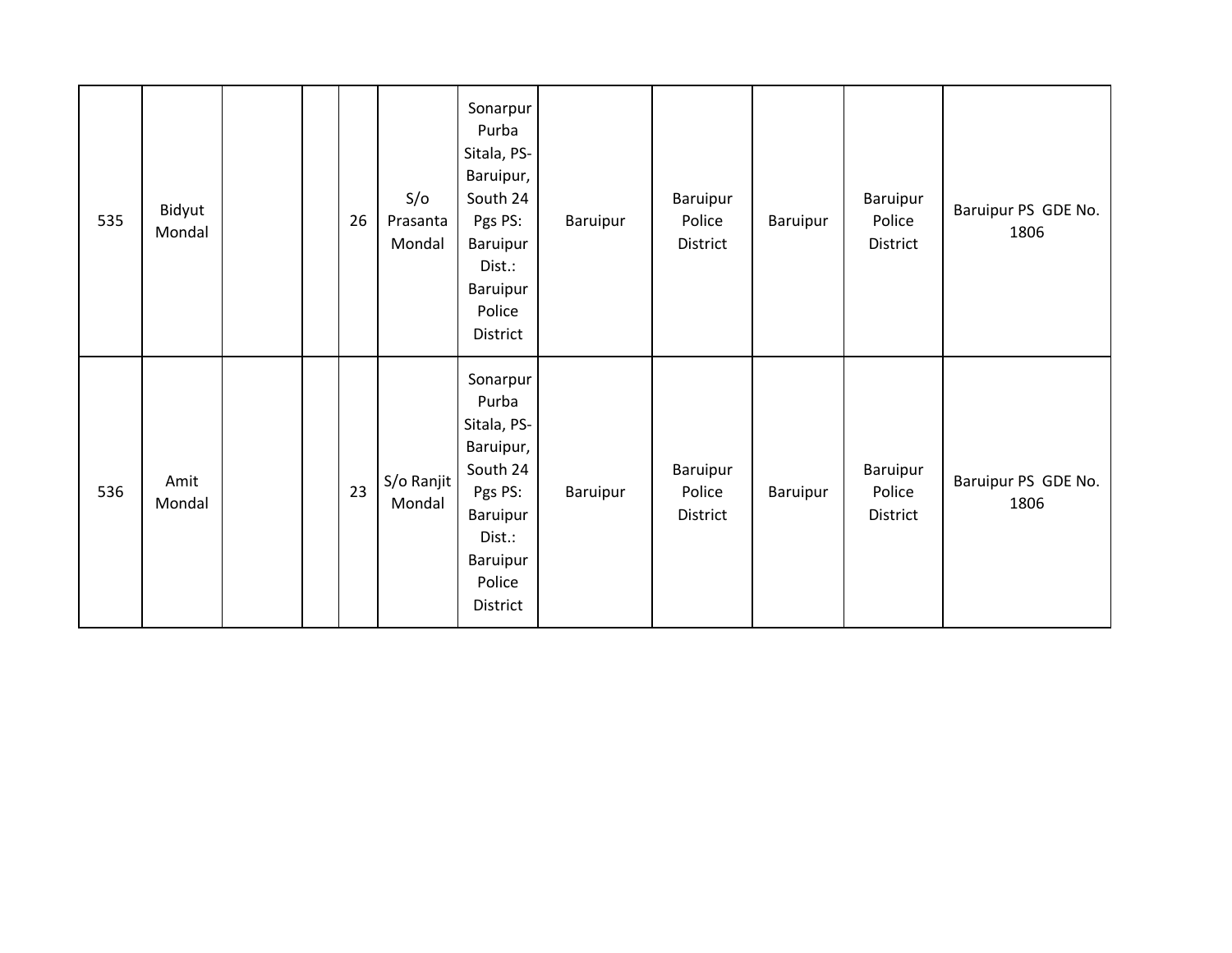| | | | | | | | | | | | |
|---|---|---|---|---|---|---|---|---|---|---|---|
| 535 | Bidyut Mondal | | | 26 | S/o Prasanta Mondal | Sonarpur Purba Sitala, PS-Baruipur, South 24 Pgs PS: Baruipur Dist.: Baruipur Police District | Baruipur | Baruipur Police District | Baruipur | Baruipur Police District | Baruipur PS GDE No. 1806 |
| 536 | Amit Mondal | | | 23 | S/o Ranjit Mondal | Sonarpur Purba Sitala, PS-Baruipur, South 24 Pgs PS: Baruipur Dist.: Baruipur Police District | Baruipur | Baruipur Police District | Baruipur | Baruipur Police District | Baruipur PS GDE No. 1806 |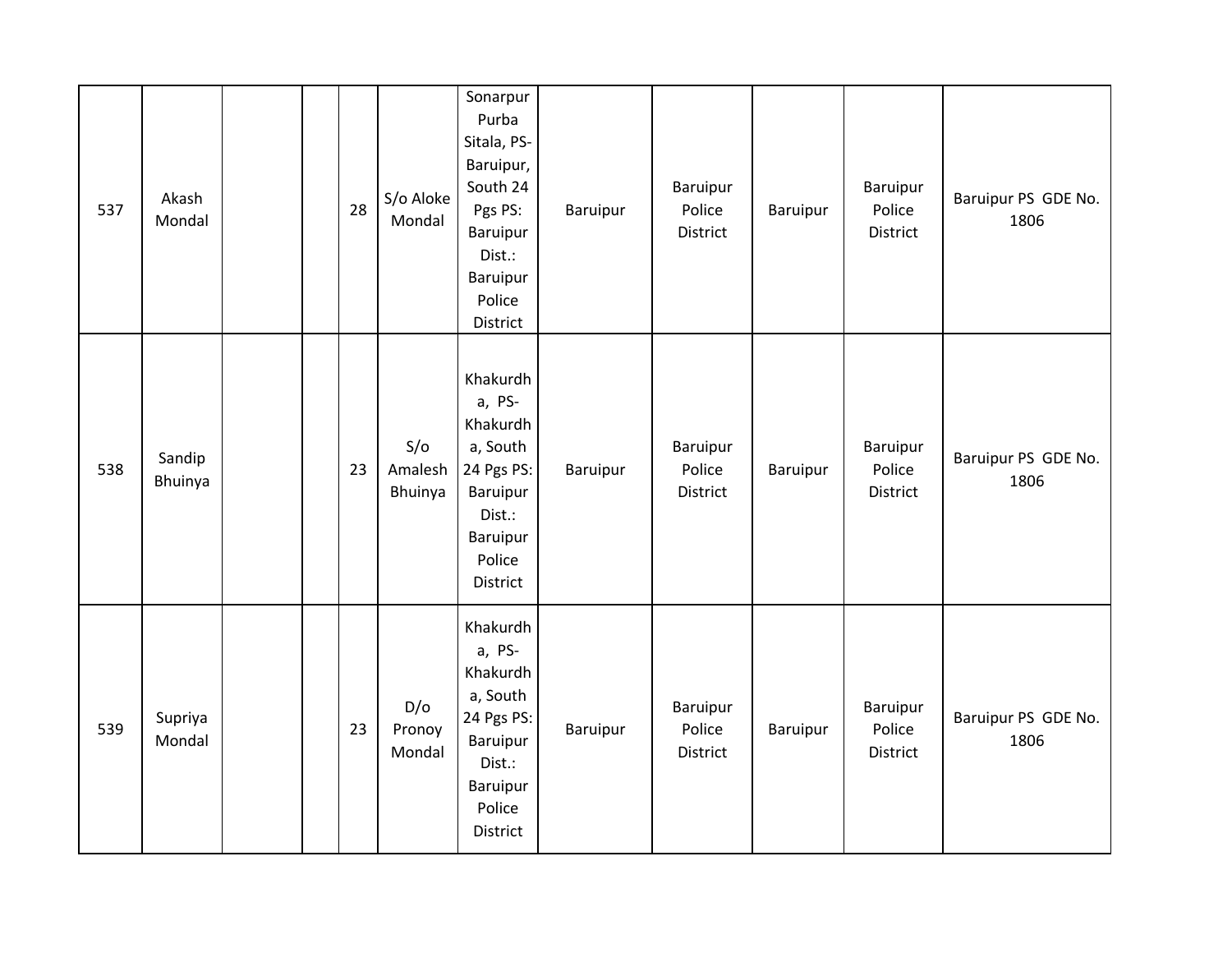| 537 | Akash Mondal | | | 28 | S/o Aloke Mondal | Sonarpur Purba Sitala, PS- Baruipur, South 24 Pgs PS: Baruipur Dist.: Baruipur Police District | Baruipur | Baruipur Police District | Baruipur | Baruipur Police District | Baruipur PS GDE No. 1806 |
|---|---|---|---|---|---|---|---|---|---|---|---|
| 538 | Sandip Bhuinya | | | 23 | S/o Amalesh Bhuinya | Khakurdha, PS- Khakurdha, South 24 Pgs PS: Baruipur Dist.: Baruipur Police District | Baruipur | Baruipur Police District | Baruipur | Baruipur Police District | Baruipur PS GDE No. 1806 |
| 539 | Supriya Mondal | | | 23 | D/o Pronoy Mondal | Khakurdha, PS- Khakurdha, South 24 Pgs PS: Baruipur Dist.: Baruipur Police District | Baruipur | Baruipur Police District | Baruipur | Baruipur Police District | Baruipur PS GDE No. 1806 |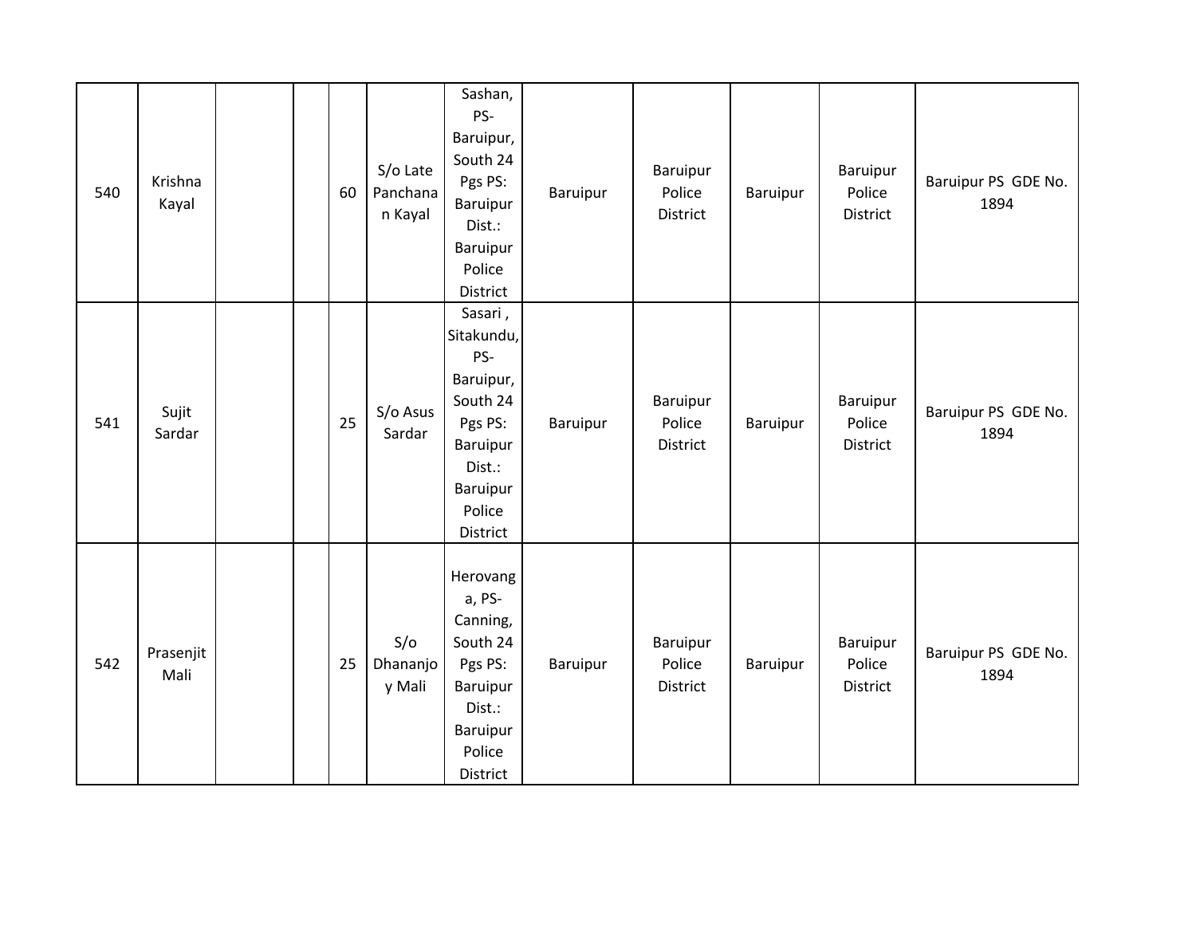| | | | | | | | | | | | |
|---|---|---|---|---|---|---|---|---|---|---|---|
| 540 | Krishna Kayal | | | 60 | S/o Late Panchanan Kayal | Sashan, PS- Baruipur, South 24 Pgs PS: Baruipur Dist.: Baruipur Police District | Baruipur | Baruipur Police District | Baruipur | Baruipur Police District | Baruipur PS GDE No. 1894 |
| 541 | Sujit Sardar | | | 25 | S/o Asus Sardar | Sasari , Sitakundu, PS- Baruipur, South 24 Pgs PS: Baruipur Dist.: Baruipur Police District | Baruipur | Baruipur Police District | Baruipur | Baruipur Police District | Baruipur PS GDE No. 1894 |
| 542 | Prasenjit Mali | | | 25 | S/o Dhananjoy Mali | Herovanga, PS- Canning, South 24 Pgs PS: Baruipur Dist.: Baruipur Police District | Baruipur | Baruipur Police District | Baruipur | Baruipur Police District | Baruipur PS GDE No. 1894 |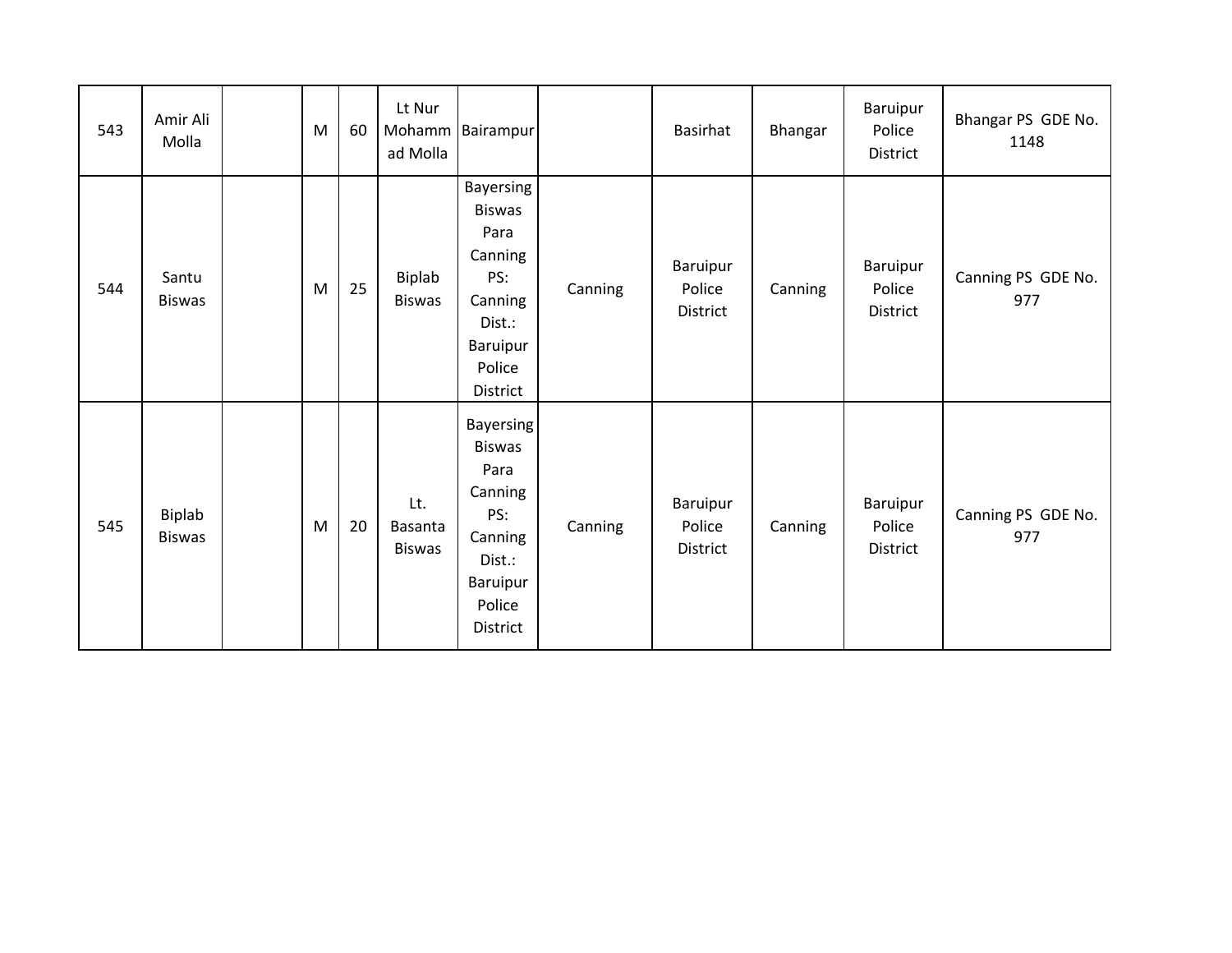| 543 | Amir Ali Molla | | M | 60 | Lt Nur Mohammad Molla | Bairampur | | Basirhat | Bhangar | Baruipur Police District | Bhangar PS GDE No. 1148 |
|---|---|---|---|---|---|---|---|---|---|---|---|
| 544 | Santu Biswas | | M | 25 | Biplab Biswas | Bayersing Biswas Para Canning PS: Canning Dist.: Baruipur Police District | Canning | Baruipur Police District | Canning | Baruipur Police District | Canning PS GDE No. 977 |
| 545 | Biplab Biswas | | M | 20 | Lt. Basanta Biswas | Bayersing Biswas Para Canning PS: Canning Dist.: Baruipur Police District | Canning | Baruipur Police District | Canning | Baruipur Police District | Canning PS GDE No. 977 |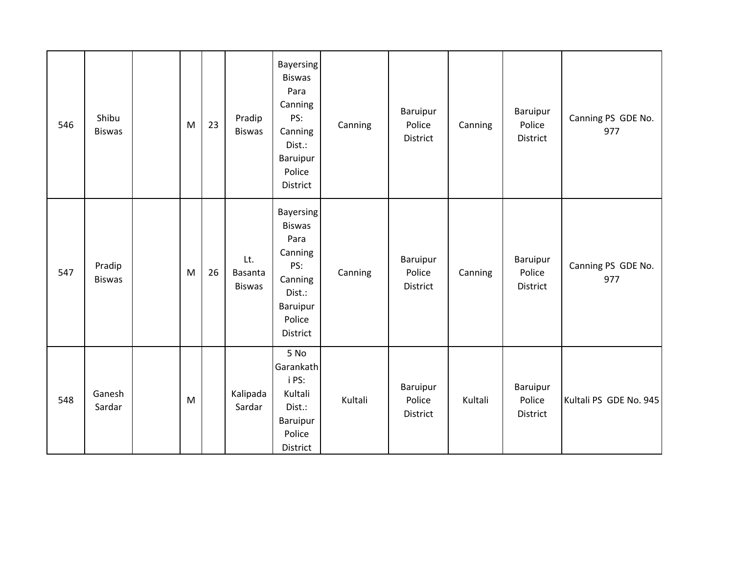| 546 | Shibu Biswas | | M | 23 | Pradip Biswas | Bayersing Biswas Para Canning PS: Canning Dist.: Baruipur Police District | Canning | Baruipur Police District | Canning | Baruipur Police District | Canning PS GDE No. 977 |
|---|---|---|---|---|---|---|---|---|---|---|---|
| 547 | Pradip Biswas | | M | 26 | Lt. Basanta Biswas | Bayersing Biswas Para Canning PS: Canning Dist.: Baruipur Police District | Canning | Baruipur Police District | Canning | Baruipur Police District | Canning PS GDE No. 977 |
| 548 | Ganesh Sardar | | M | | Kalipada Sardar | 5 No Garankathi PS: Kultali Dist.: Baruipur Police District | Kultali | Baruipur Police District | Kultali | Baruipur Police District | Kultali PS GDE No. 945 |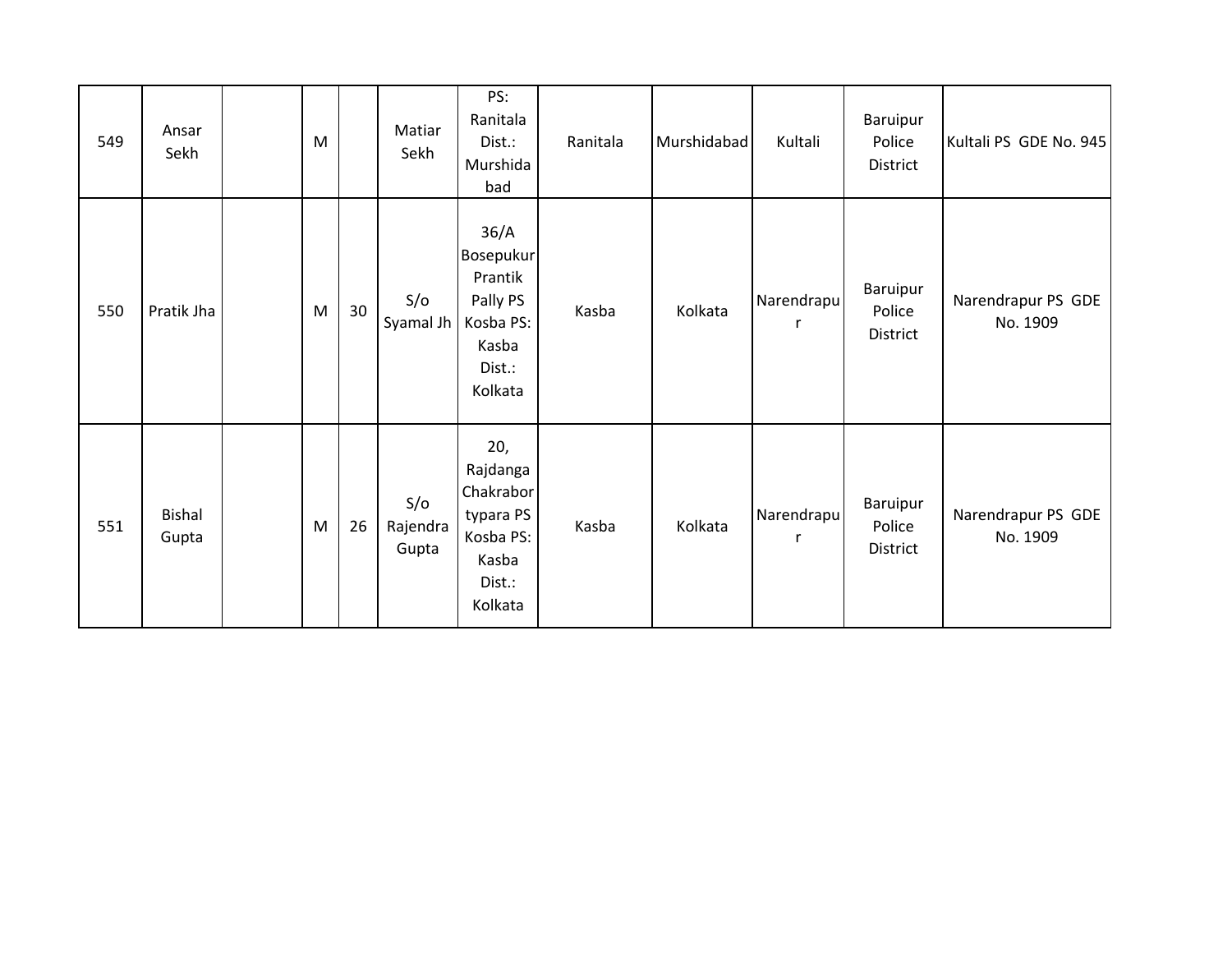| 549 | Ansar Sekh | | M | | Matiar Sekh | PS: Ranitala Dist.: Murshidabad | Ranitala | Murshidabad | Kultali | Baruipur Police District | Kultali PS GDE No. 945 |
|---|---|---|---|---|---|---|---|---|---|---|---|
| 550 | Pratik Jha | | M | 30 | S/o Syamal Jh | 36/A Bosepukur Prantik Pally PS Kosba PS: Kasba Dist.: Kolkata | Kasba | Kolkata | Narendrapur | Baruipur Police District | Narendrapur PS GDE No. 1909 |
| 551 | Bishal Gupta | | M | 26 | S/o Rajendra Gupta | 20, Rajdanga Chakrabortypara PS Kosba PS: Kasba Dist.: Kolkata | Kasba | Kolkata | Narendrapur | Baruipur Police District | Narendrapur PS GDE No. 1909 |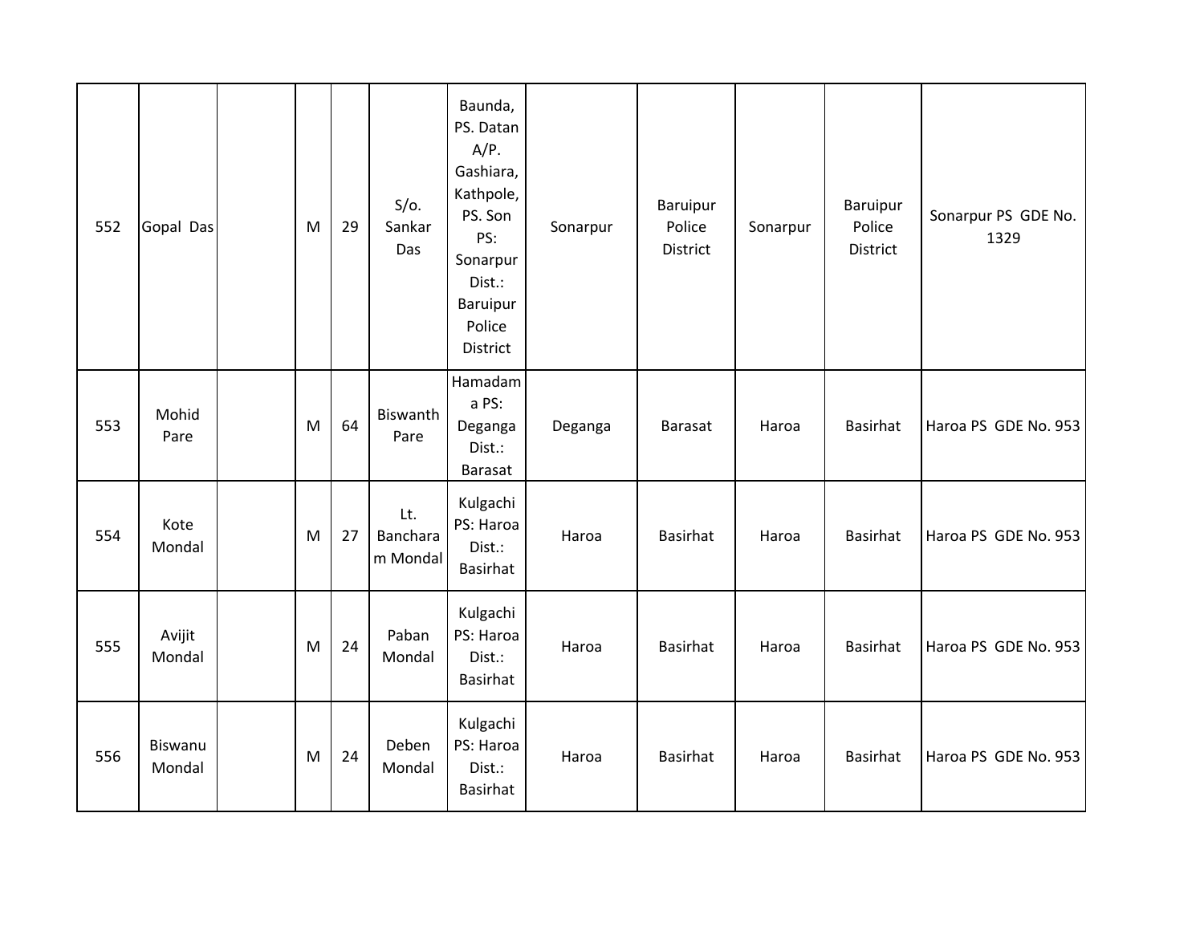| 552 | Gopal Das | | M | 29 | S/o. Sankar Das | Baunda, PS. Datan A/P. Gashiara, Kathpole, PS. Son PS: Sonarpur Dist.: Baruipur Police District | Sonarpur | Baruipur Police District | Sonarpur | Baruipur Police District | Sonarpur PS GDE No. 1329 |
|---|---|---|---|---|---|---|---|---|---|---|---|
| 553 | Mohid Pare | | M | 64 | Biswanth Pare | Hamadama PS: Deganga Dist.: Barasat | Deganga | Barasat | Haroa | Basirhat | Haroa PS GDE No. 953 |
| 554 | Kote Mondal | | M | 27 | Lt. Bancharam Mondal | Kulgachi PS: Haroa Dist.: Basirhat | Haroa | Basirhat | Haroa | Basirhat | Haroa PS GDE No. 953 |
| 555 | Avijit Mondal | | M | 24 | Paban Mondal | Kulgachi PS: Haroa Dist.: Basirhat | Haroa | Basirhat | Haroa | Basirhat | Haroa PS GDE No. 953 |
| 556 | Biswanu Mondal | | M | 24 | Deben Mondal | Kulgachi PS: Haroa Dist.: Basirhat | Haroa | Basirhat | Haroa | Basirhat | Haroa PS GDE No. 953 |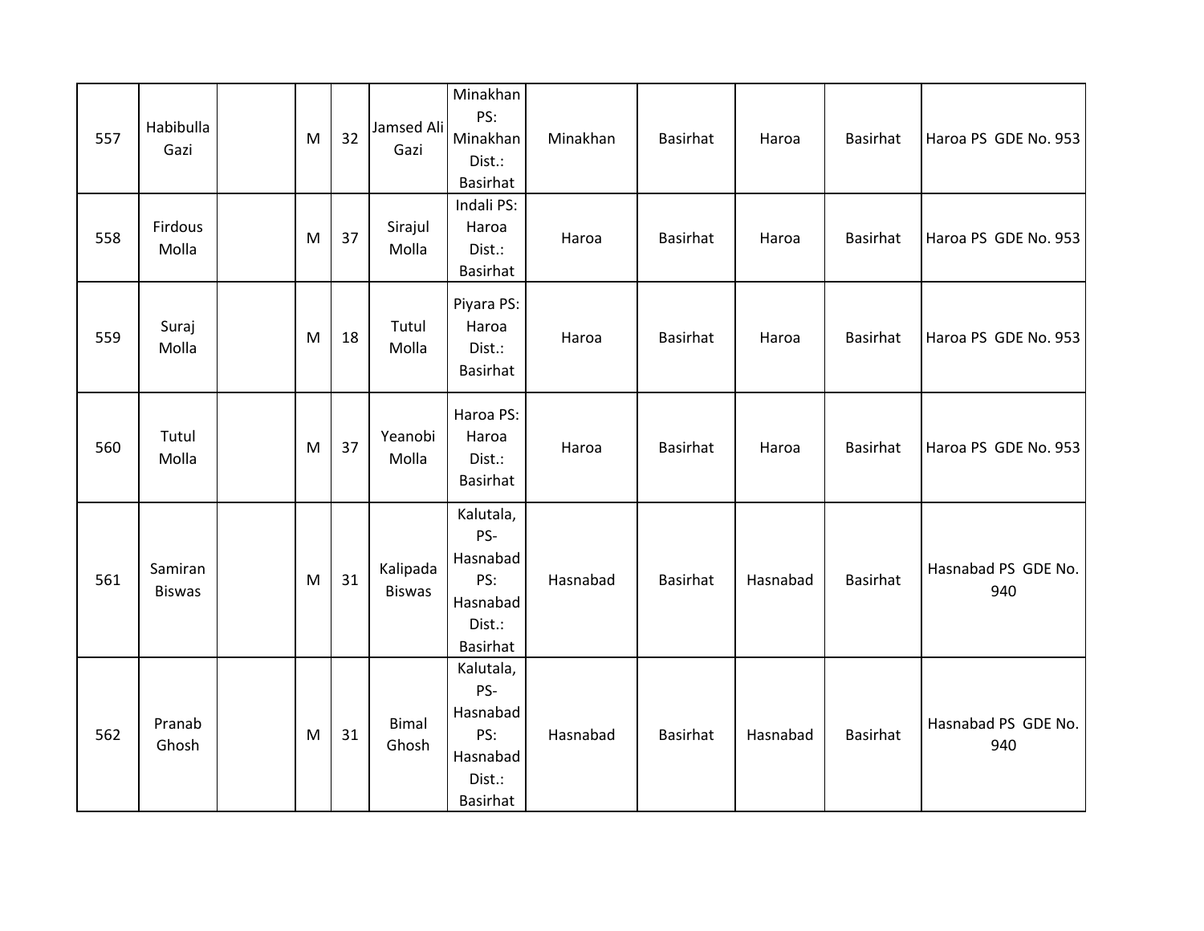| | | | | | | | | | | | |
|---|---|---|---|---|---|---|---|---|---|---|---|
| 557 | Habibulla Gazi | | M | 32 | Jamsed Ali Gazi | Minakhan PS: Minakhan Dist.: Basirhat | Minakhan | Basirhat | Haroa | Basirhat | Haroa PS GDE No. 953 |
| 558 | Firdous Molla | | M | 37 | Sirajul Molla | Indali PS: Haroa Dist.: Basirhat | Haroa | Basirhat | Haroa | Basirhat | Haroa PS GDE No. 953 |
| 559 | Suraj Molla | | M | 18 | Tutul Molla | Piyara PS: Haroa Dist.: Basirhat | Haroa | Basirhat | Haroa | Basirhat | Haroa PS GDE No. 953 |
| 560 | Tutul Molla | | M | 37 | Yeanobi Molla | Haroa PS: Haroa Dist.: Basirhat | Haroa | Basirhat | Haroa | Basirhat | Haroa PS GDE No. 953 |
| 561 | Samiran Biswas | | M | 31 | Kalipada Biswas | Kalutala, PS-Hasnabad PS: Hasnabad Dist.: Basirhat | Hasnabad | Basirhat | Hasnabad | Basirhat | Hasnabad PS GDE No. 940 |
| 562 | Pranab Ghosh | | M | 31 | Bimal Ghosh | Kalutala, PS-Hasnabad PS: Hasnabad Dist.: Basirhat | Hasnabad | Basirhat | Hasnabad | Basirhat | Hasnabad PS GDE No. 940 |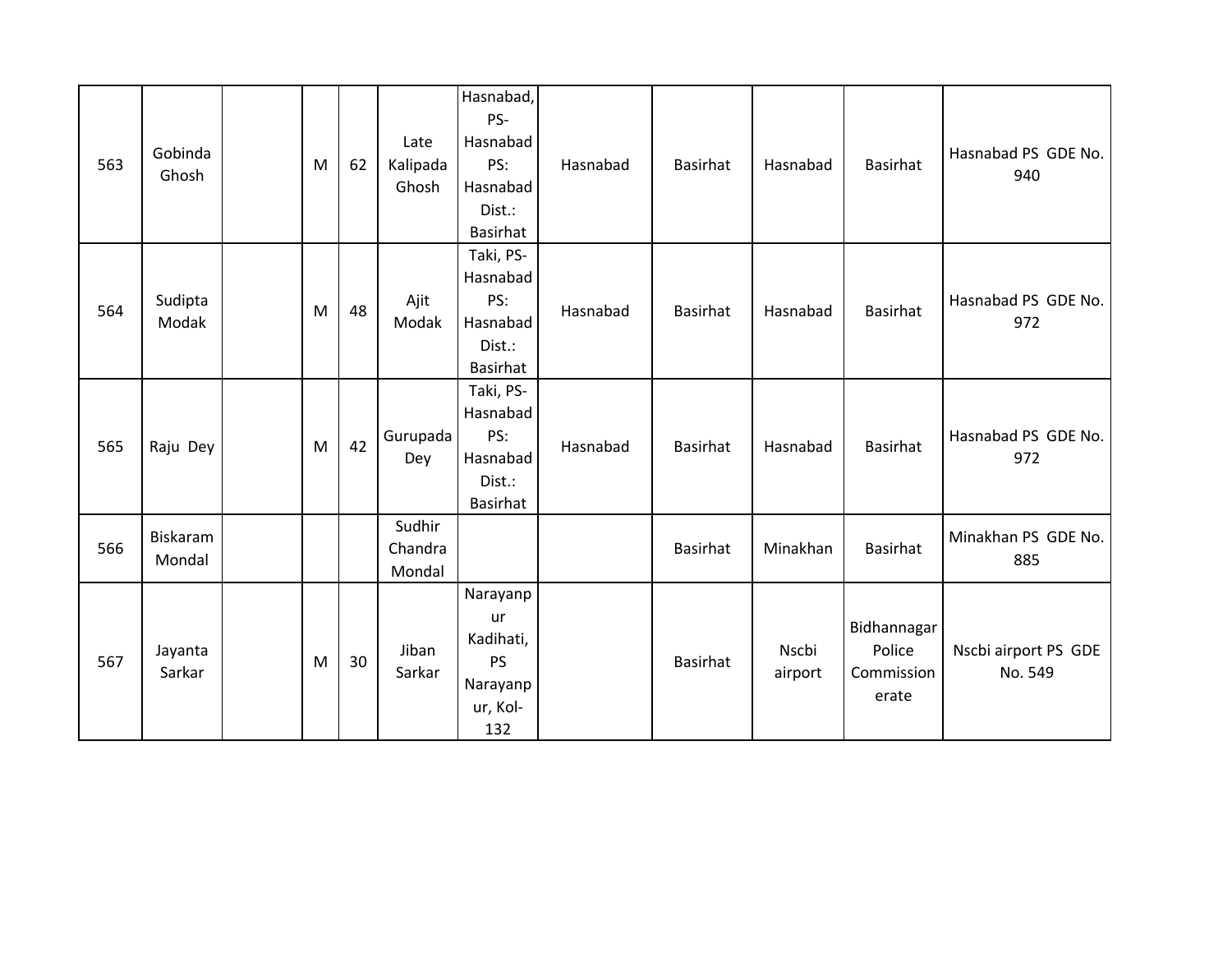| | | | | | | | | | | | |
|---|---|---|---|---|---|---|---|---|---|---|---|
| 563 | Gobinda Ghosh | | M | 62 | Late Kalipada Ghosh | Hasnabad, PS- Hasnabad PS: Hasnabad Dist.: Basirhat | Hasnabad | Basirhat | Hasnabad | Basirhat | Hasnabad PS GDE No. 940 |
| 564 | Sudipta Modak | | M | 48 | Ajit Modak | Taki, PS- Hasnabad PS: Hasnabad Dist.: Basirhat | Hasnabad | Basirhat | Hasnabad | Basirhat | Hasnabad PS GDE No. 972 |
| 565 | Raju Dey | | M | 42 | Gurupada Dey | Taki, PS- Hasnabad PS: Hasnabad Dist.: Basirhat | Hasnabad | Basirhat | Hasnabad | Basirhat | Hasnabad PS GDE No. 972 |
| 566 | Biskaram Mondal | | | | Sudhir Chandra Mondal | | | Basirhat | Minakhan | Basirhat | Minakhan PS GDE No. 885 |
| 567 | Jayanta Sarkar | | M | 30 | Jiban Sarkar | Narayanpur Kadihati, PS Narayanpur, Kol-132 | | Basirhat | Nscbi airport | Bidhannagar Police Commissionerate | Nscbi airport PS GDE No. 549 |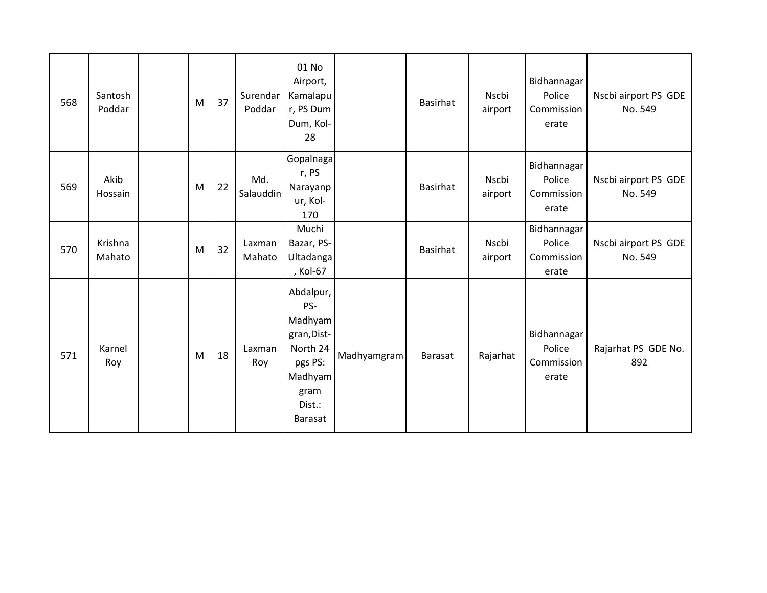| | | | | | | | | | | | |
|---|---|---|---|---|---|---|---|---|---|---|---|
| 568 | Santosh Poddar | | M | 37 | Surendar Poddar | 01 No Airport, Kamalapur, PS Dum Dum, Kol-28 | | Basirhat | Nscbi airport | Bidhannagar Police Commissionerate | Nscbi airport PS GDE No. 549 |
| 569 | Akib Hossain | | M | 22 | Md. Salauddin | Gopalnagar, PS Narayanpur, Kol-170 | | Basirhat | Nscbi airport | Bidhannagar Police Commissionerate | Nscbi airport PS GDE No. 549 |
| 570 | Krishna Mahato | | M | 32 | Laxman Mahato | Muchi Bazar, PS-Ultadanga, Kol-67 | | Basirhat | Nscbi airport | Bidhannagar Police Commissionerate | Nscbi airport PS GDE No. 549 |
| 571 | Karnel Roy | | M | 18 | Laxman Roy | Abdalpur, PS-Madhyamgran,Dist-North 24 pgs PS: Madhyamgram Dist.: Barasat | Madhyamgram | Barasat | Rajarhat | Bidhannagar Police Commissionerate | Rajarhat PS GDE No. 892 |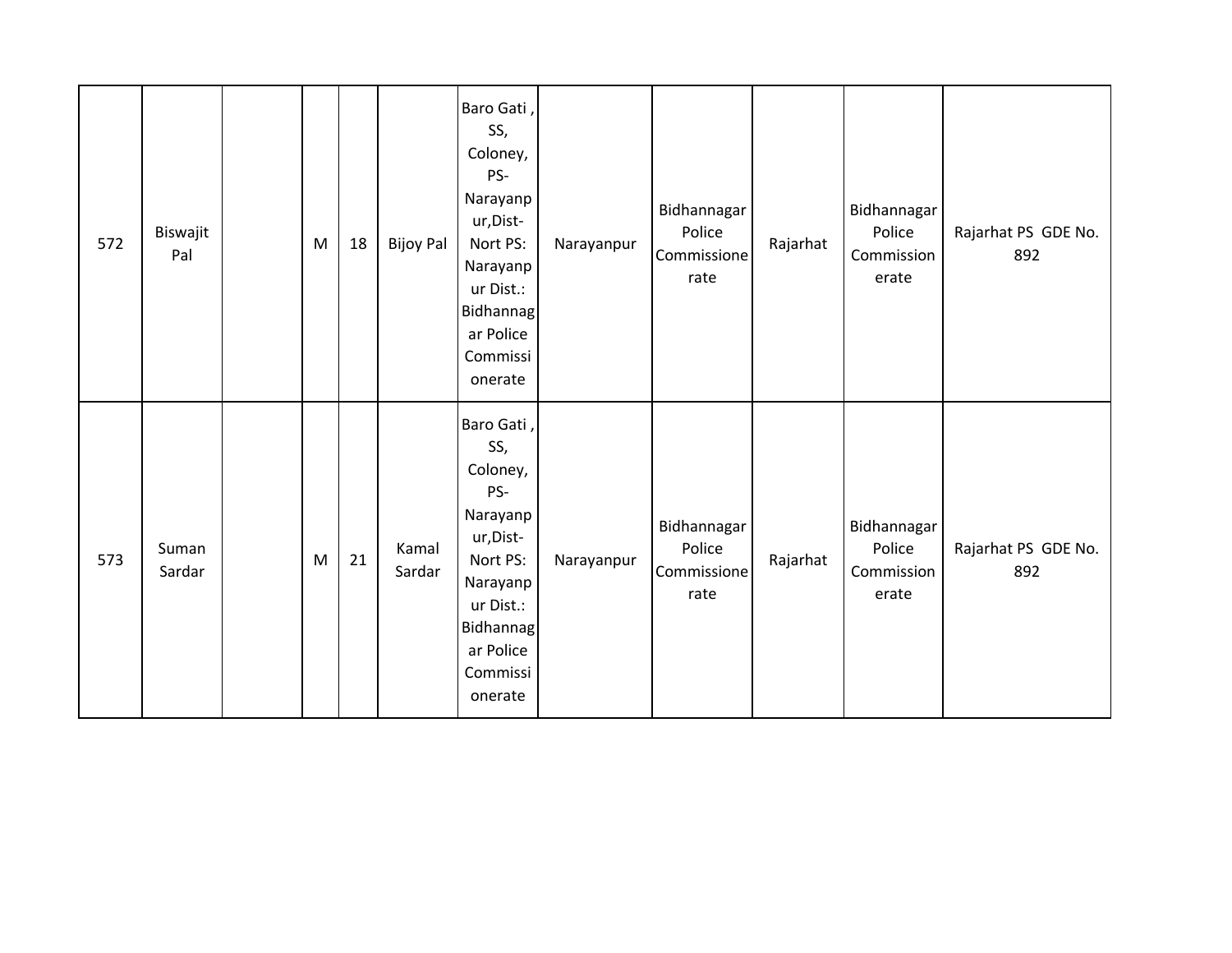| 572 | Biswajit Pal | | M | 18 | Bijoy Pal | Baro Gati , SS, Coloney, PS-Narayanpur,Dist-Nort PS: Narayanpur Dist.: Bidhannagar Police Commissionerate | Narayanpur | Bidhannagar Police Commissionerate | Rajarhat | Bidhannagar Police Commissionerate | Rajarhat PS GDE No. 892 |
|---|---|---|---|---|---|---|---|---|---|---|---|
| 573 | Suman Sardar | | M | 21 | Kamal Sardar | Baro Gati , SS, Coloney, PS-Narayanpur,Dist-Nort PS: Narayanpur Dist.: Bidhannagar Police Commissionerate | Narayanpur | Bidhannagar Police Commissionerate | Rajarhat | Bidhannagar Police Commissionerate | Rajarhat PS GDE No. 892 |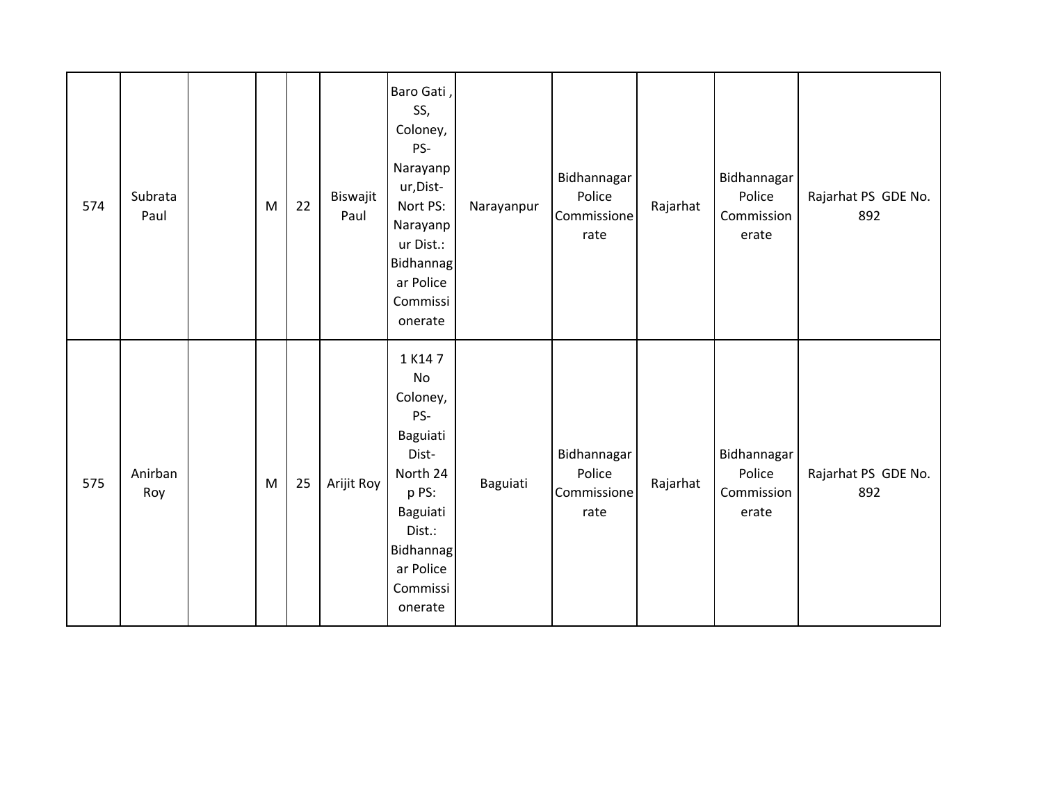| 574 | Subrata Paul | | M | 22 | Biswajit Paul | Baro Gati , SS, Coloney, PS-Narayanpur,Dist-Nort PS: Narayanpur Dist.: Bidhannagar Police Commissionerate | Narayanpur | Bidhannagar Police Commissionerate | Rajarhat | Bidhannagar Police Commissionerate | Rajarhat PS GDE No. 892 |
|---|---|---|---|---|---|---|---|---|---|---|---|
| 575 | Anirban Roy | | M | 25 | Arijit Roy | 1 K14 7 No Coloney, PS-Baguiati Dist-North 24 p PS: Baguiati Dist.: Bidhannagar Police Commissionerate | Baguiati | Bidhannagar Police Commissionerate | Rajarhat | Bidhannagar Police Commissionerate | Rajarhat PS GDE No. 892 |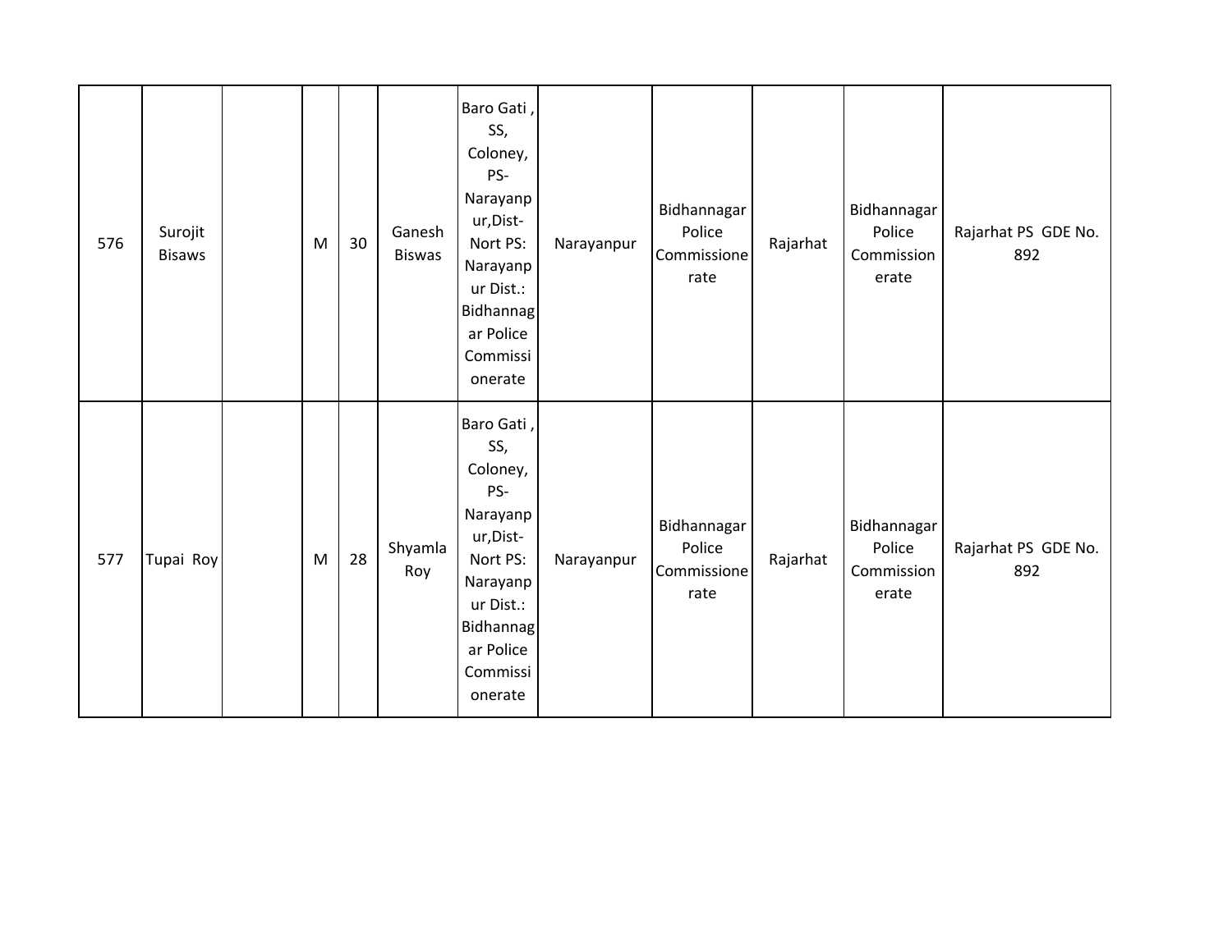| 576 | Surojit Bisaws | | M | 30 | Ganesh Biswas | Baro Gati , SS, Coloney, PS-Narayanpur,Dist-Nort PS: Narayanpur Dist.: Bidhannagar Police Commissionerate | Narayanpur | Bidhannagar Police Commissionerate | Rajarhat | Bidhannagar Police Commissionerate | Rajarhat PS GDE No. 892 |
|---|---|---|---|---|---|---|---|---|---|---|---|
| 577 | Tupai Roy | | M | 28 | Shyamla Roy | Baro Gati , SS, Coloney, PS-Narayanpur,Dist-Nort PS: Narayanpur Dist.: Bidhannagar Police Commissionerate | Narayanpur | Bidhannagar Police Commissionerate | Rajarhat | Bidhannagar Police Commissionerate | Rajarhat PS GDE No. 892 |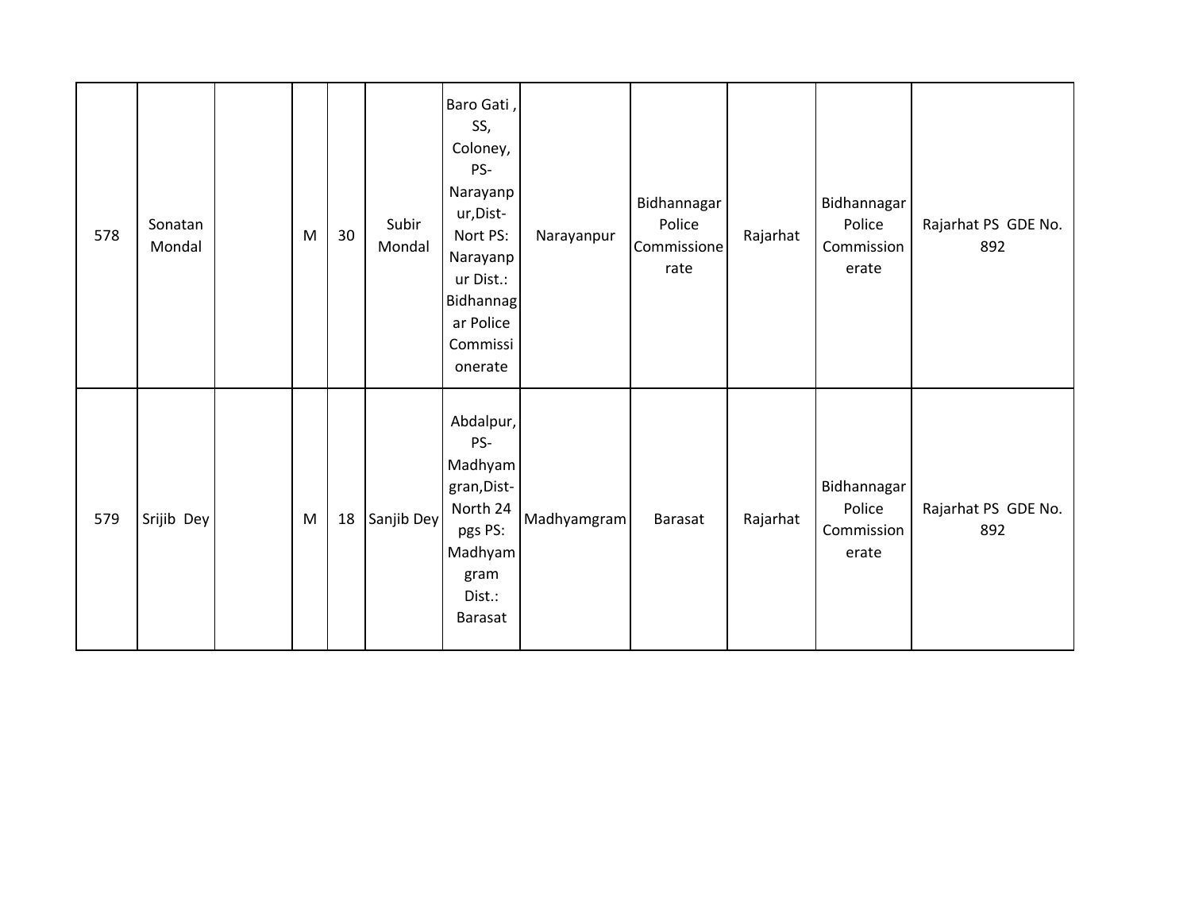|  |  |  |  |  |  |  |  |  |  |  |  |
|---|---|---|---|---|---|---|---|---|---|---|---|
| 578 | Sonatan Mondal |  | M | 30 | Subir Mondal | Baro Gati , SS, Coloney, PS- Narayanpur,Dist- Nort PS: Narayanpur Dist.: Bidhannagar Police Commissionerate | Narayanpur | Bidhannagar Police Commissionerate | Rajarhat | Bidhannagar Police Commissionerate | Rajarhat PS GDE No. 892 |
| 579 | Srijib Dey |  | M | 18 | Sanjib Dey | Abdalpur, PS- Madhyamgran,Dist- North 24 pgs PS: Madhyamgram Dist.: Barasat | Madhyamgram | Barasat | Rajarhat | Bidhannagar Police Commissionerate | Rajarhat PS GDE No. 892 |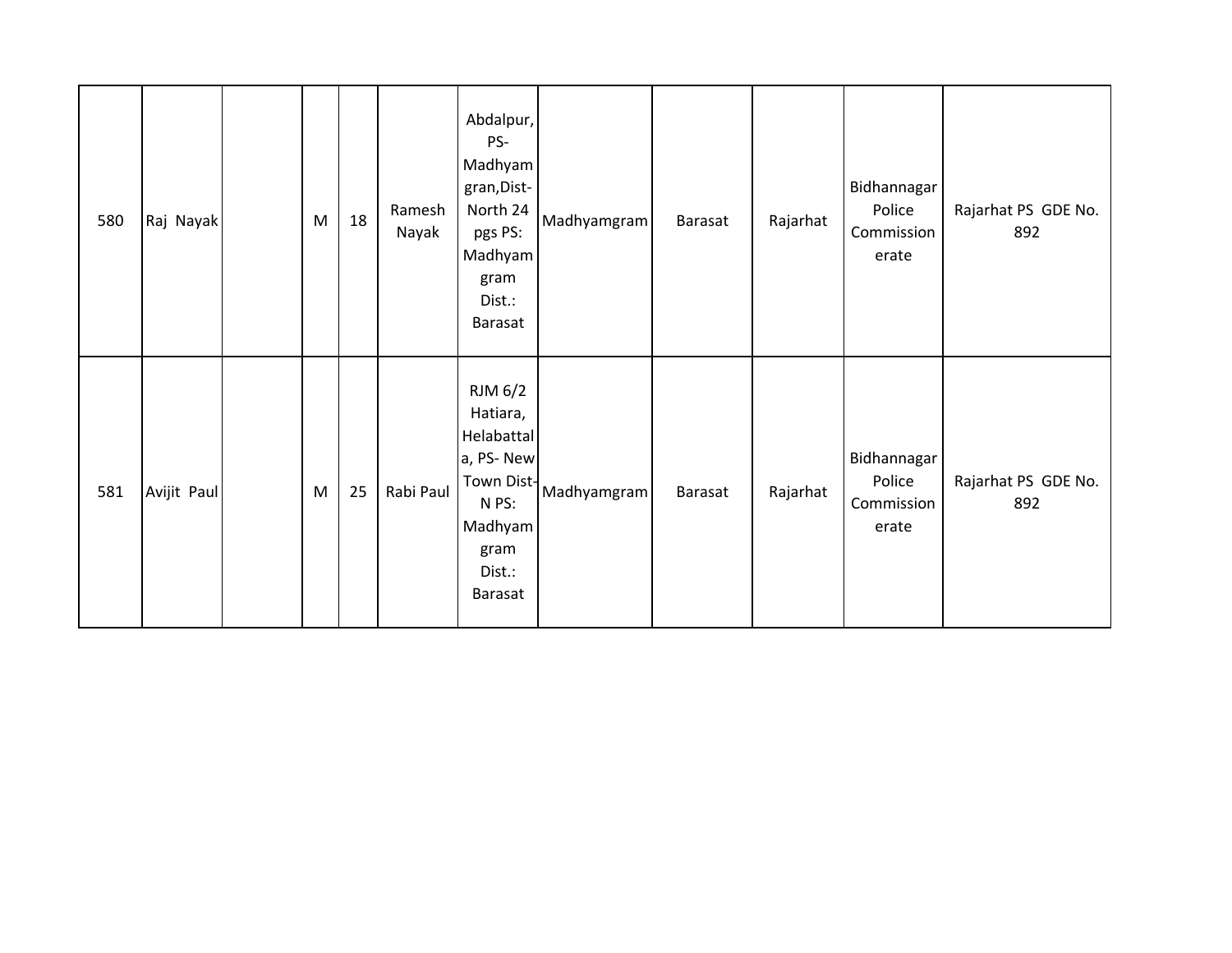| 580 | Raj Nayak | | M | 18 | Ramesh Nayak | Abdalpur, PS- Madhyam gran,Dist- North 24 pgs PS: Madhyam gram Dist.: Barasat | Madhyamgram | Barasat | Rajarhat | Bidhannagar Police Commission erate | Rajarhat PS GDE No. 892 |
|---|---|---|---|---|---|---|---|---|---|---|---|
| 581 | Avijit Paul | | M | 25 | Rabi Paul | RJM 6/2 Hatiara, Helabattal a, PS- New Town Dist- N PS: Madhyam gram Dist.: Barasat | Madhyamgram | Barasat | Rajarhat | Bidhannagar Police Commission erate | Rajarhat PS GDE No. 892 |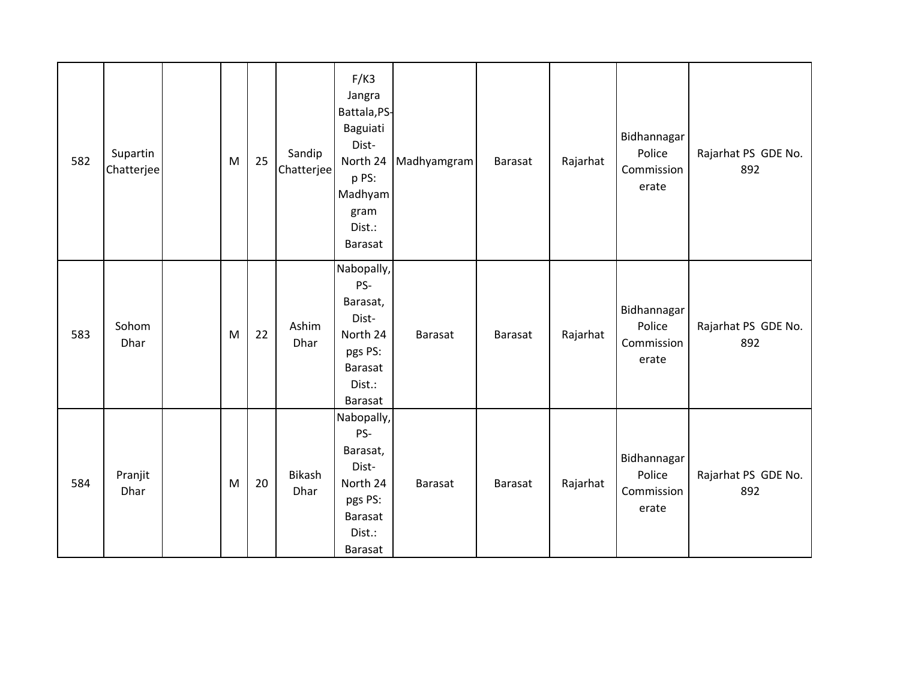| | | | | | | | | | | | |
|---|---|---|---|---|---|---|---|---|---|---|---|
| 582 | Supartin Chatterjee | | M | 25 | Sandip Chatterjee | F/K3 Jangra Battala,PS-Baguiati Dist-North 24 p PS: Madhyamgram Dist.: Barasat | Madhyamgram | Barasat | Rajarhat | Bidhannagar Police Commissionerate | Rajarhat PS GDE No. 892 |
| 583 | Sohom Dhar | | M | 22 | Ashim Dhar | Nabopally, PS-Barasat, Dist-North 24 pgs PS: Barasat Dist.: Barasat | Barasat | Barasat | Rajarhat | Bidhannagar Police Commissionerate | Rajarhat PS GDE No. 892 |
| 584 | Pranjit Dhar | | M | 20 | Bikash Dhar | Nabopally, PS-Barasat, Dist-North 24 pgs PS: Barasat Dist.: Barasat | Barasat | Barasat | Rajarhat | Bidhannagar Police Commissionerate | Rajarhat PS GDE No. 892 |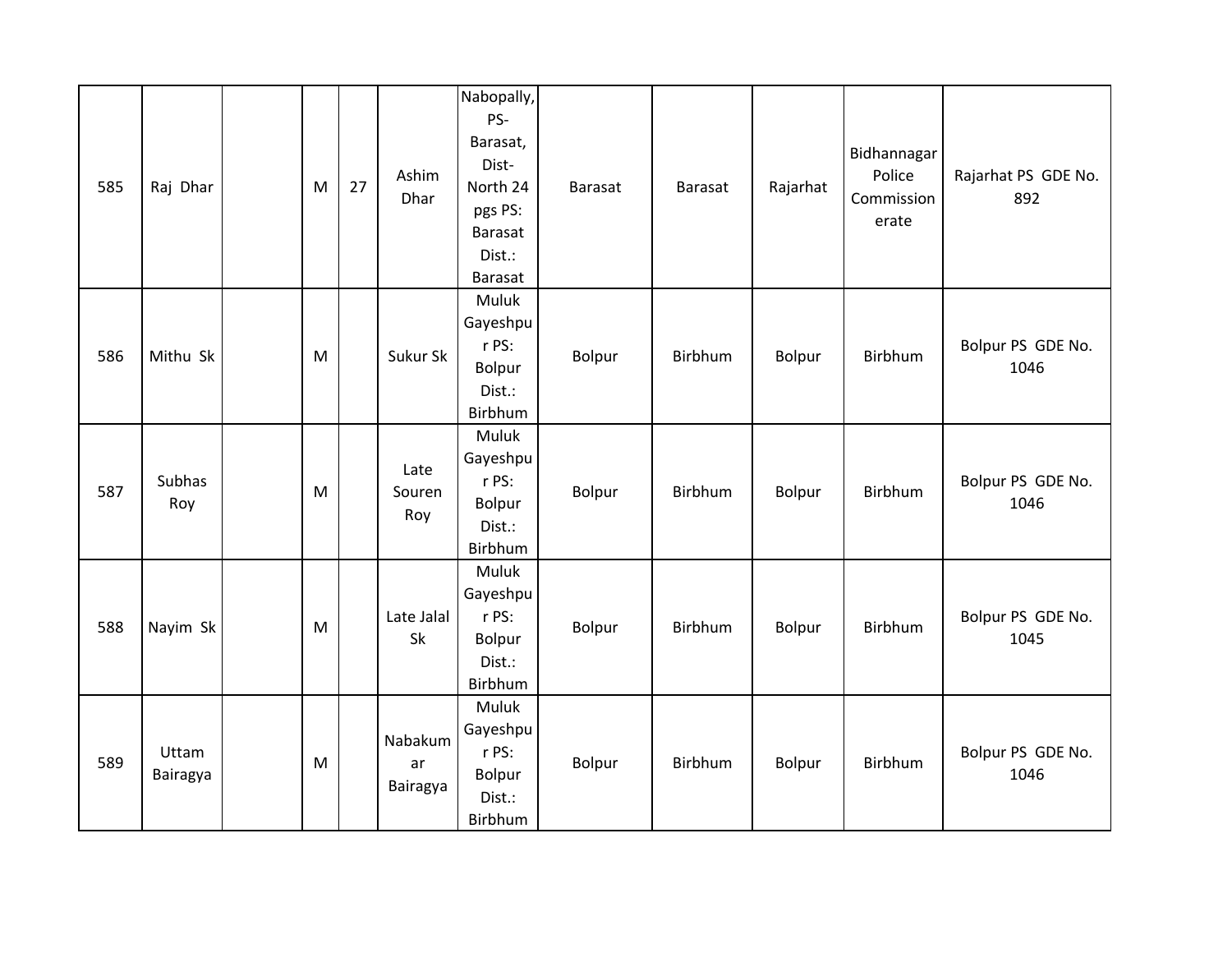| | | | | | | | | | | | |
|---|---|---|---|---|---|---|---|---|---|---|---|
| 585 | Raj Dhar | | M | 27 | Ashim Dhar | Nabopally, PS-Barasat, Dist-North 24 pgs PS: Barasat Dist.: Barasat | Barasat | Barasat | Rajarhat | Bidhannagar Police Commissionerate | Rajarhat PS GDE No. 892 |
| 586 | Mithu Sk | | M | | Sukur Sk | Muluk Gayeshpur PS: Bolpur Dist.: Birbhum | Bolpur | Birbhum | Bolpur | Birbhum | Bolpur PS GDE No. 1046 |
| 587 | Subhas Roy | | M | | Late Souren Roy | Muluk Gayeshpur PS: Bolpur Dist.: Birbhum | Bolpur | Birbhum | Bolpur | Birbhum | Bolpur PS GDE No. 1046 |
| 588 | Nayim Sk | | M | | Late Jalal Sk | Muluk Gayeshpur PS: Bolpur Dist.: Birbhum | Bolpur | Birbhum | Bolpur | Birbhum | Bolpur PS GDE No. 1045 |
| 589 | Uttam Bairagya | | M | | Nabakumar Bairagya | Muluk Gayeshpur PS: Bolpur Dist.: Birbhum | Bolpur | Birbhum | Bolpur | Birbhum | Bolpur PS GDE No. 1046 |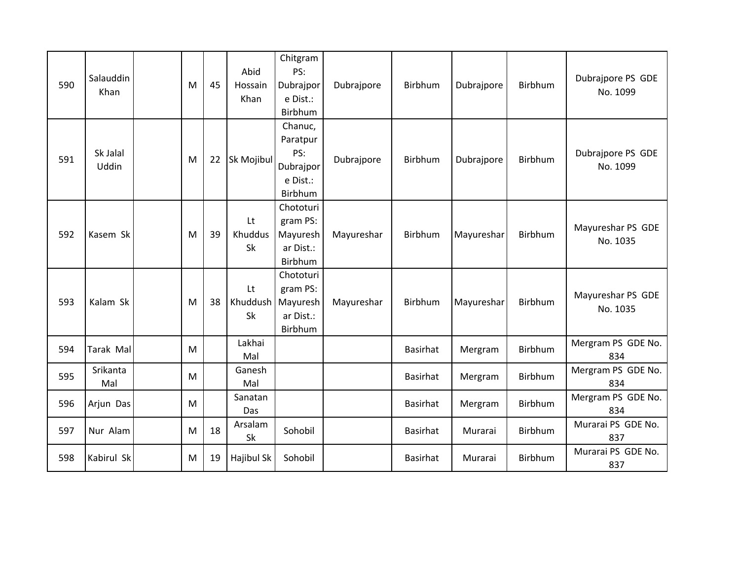|  |  |  |  |  |  |  |  |  |  |  |  |
|---|---|---|---|---|---|---|---|---|---|---|---|
| 590 | Salauddin Khan |  | M | 45 | Abid Hossain Khan | Chitgram PS: Dubrajpore Dist.: Birbhum | Dubrajpore | Birbhum | Dubrajpore | Birbhum | Dubrajpore PS GDE No. 1099 |
| 591 | Sk Jalal Uddin |  | M | 22 | Sk Mojibul | Chanuc, Paratpur PS: Dubrajpore Dist.: Birbhum | Dubrajpore | Birbhum | Dubrajpore | Birbhum | Dubrajpore PS GDE No. 1099 |
| 592 | Kasem Sk |  | M | 39 | Lt Khuddus Sk | Chototurigram PS: Mayureshar Dist.: Birbhum | Mayureshar | Birbhum | Mayureshar | Birbhum | Mayureshar PS GDE No. 1035 |
| 593 | Kalam Sk |  | M | 38 | Lt Khuddush Sk | Chototurigram PS: Mayureshar Dist.: Birbhum | Mayureshar | Birbhum | Mayureshar | Birbhum | Mayureshar PS GDE No. 1035 |
| 594 | Tarak Mal |  | M |  | Lakhai Mal |  |  | Basirhat | Mergram | Birbhum | Mergram PS GDE No. 834 |
| 595 | Srikanta Mal |  | M |  | Ganesh Mal |  |  | Basirhat | Mergram | Birbhum | Mergram PS GDE No. 834 |
| 596 | Arjun Das |  | M |  | Sanatan Das |  |  | Basirhat | Mergram | Birbhum | Mergram PS GDE No. 834 |
| 597 | Nur Alam |  | M | 18 | Arsalam Sk | Sohobil |  | Basirhat | Murarai | Birbhum | Murarai PS GDE No. 837 |
| 598 | Kabirul Sk |  | M | 19 | Hajibul Sk | Sohobil |  | Basirhat | Murarai | Birbhum | Murarai PS GDE No. 837 |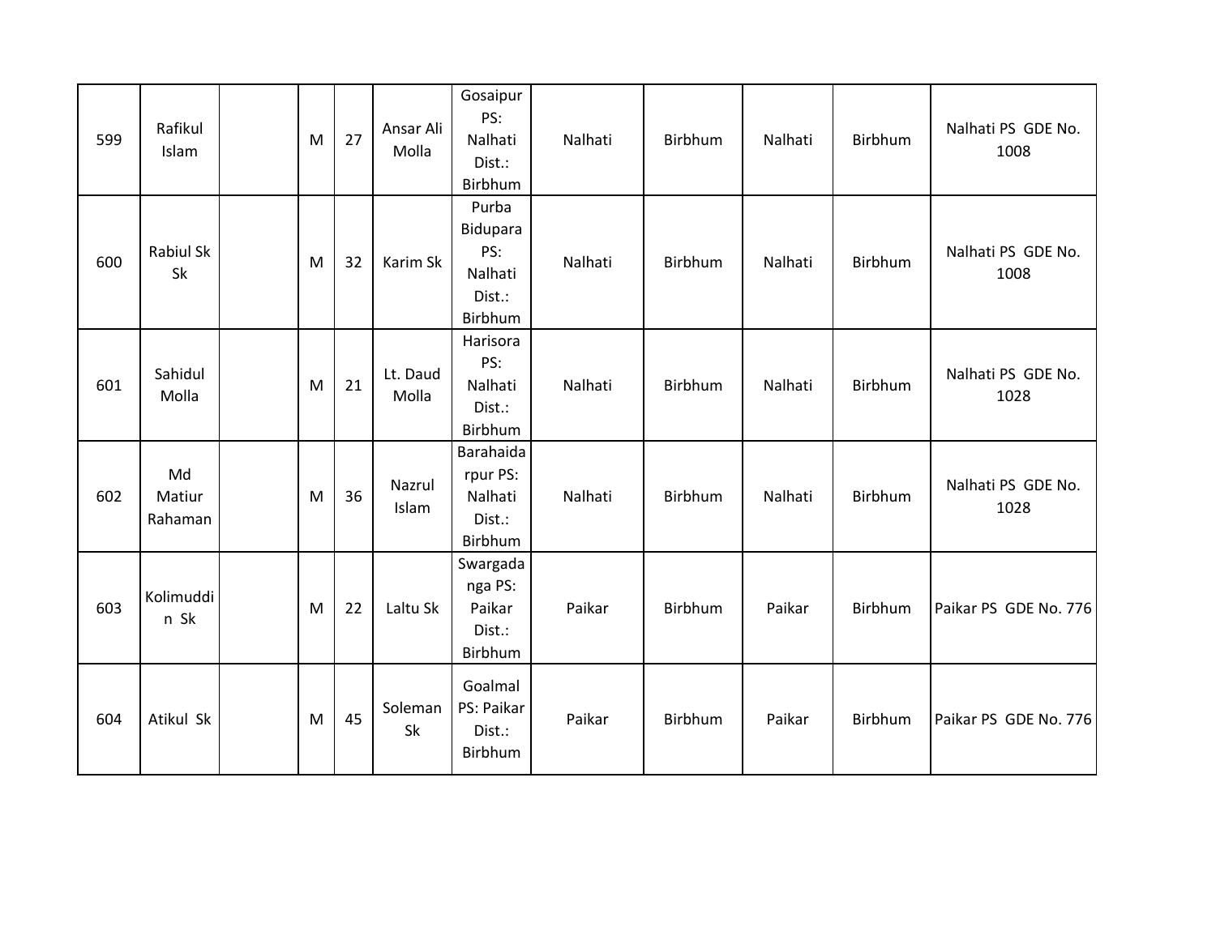| 599 | Rafikul Islam | | M | 27 | Ansar Ali Molla | Gosaipur PS: Nalhati Dist.: Birbhum | Nalhati | Birbhum | Nalhati | Birbhum | Nalhati PS GDE No. 1008 |
|---|---|---|---|---|---|---|---|---|---|---|---|
| 600 | Rabiul Sk Sk | | M | 32 | Karim Sk | Purba Bidupara PS: Nalhati Dist.: Birbhum | Nalhati | Birbhum | Nalhati | Birbhum | Nalhati PS GDE No. 1008 |
| 601 | Sahidul Molla | | M | 21 | Lt. Daud Molla | Harisora PS: Nalhati Dist.: Birbhum | Nalhati | Birbhum | Nalhati | Birbhum | Nalhati PS GDE No. 1028 |
| 602 | Md Matiur Rahaman | | M | 36 | Nazrul Islam | Barahaidarpur PS: Nalhati Dist.: Birbhum | Nalhati | Birbhum | Nalhati | Birbhum | Nalhati PS GDE No. 1028 |
| 603 | Kolimuddin Sk | | M | 22 | Laltu Sk | Swargadanga PS: Paikar Dist.: Birbhum | Paikar | Birbhum | Paikar | Birbhum | Paikar PS GDE No. 776 |
| 604 | Atikul Sk | | M | 45 | Soleman Sk | Goalmal PS: Paikar Dist.: Birbhum | Paikar | Birbhum | Paikar | Birbhum | Paikar PS GDE No. 776 |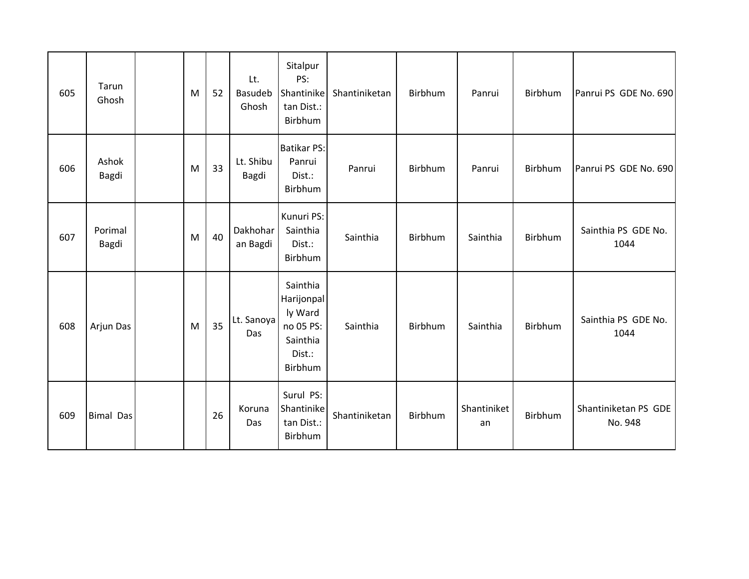| | | | | | | | | | | | |
|---|---|---|---|---|---|---|---|---|---|---|---|
| 605 | Tarun Ghosh | | M | 52 | Lt. Basudeb Ghosh | Sitalpur PS: Shantiniketan Dist.: Birbhum | Shantiniketan | Birbhum | Panrui | Birbhum | Panrui PS GDE No. 690 |
| 606 | Ashok Bagdi | | M | 33 | Lt. Shibu Bagdi | Batikar PS: Panrui Dist.: Birbhum | Panrui | Birbhum | Panrui | Birbhum | Panrui PS GDE No. 690 |
| 607 | Porimal Bagdi | | M | 40 | Dakhoharan Bagdi | Kunuri PS: Sainthia Dist.: Birbhum | Sainthia | Birbhum | Sainthia | Birbhum | Sainthia PS GDE No. 1044 |
| 608 | Arjun Das | | M | 35 | Lt. Sanoya Das | Sainthia Harijonpally Ward no 05 PS: Sainthia Dist.: Birbhum | Sainthia | Birbhum | Sainthia | Birbhum | Sainthia PS GDE No. 1044 |
| 609 | Bimal Das | | | 26 | Koruna Das | Surul PS: Shantiniketan Dist.: Birbhum | Shantiniketan | Birbhum | Shantiniketan | Birbhum | Shantiniketan PS GDE No. 948 |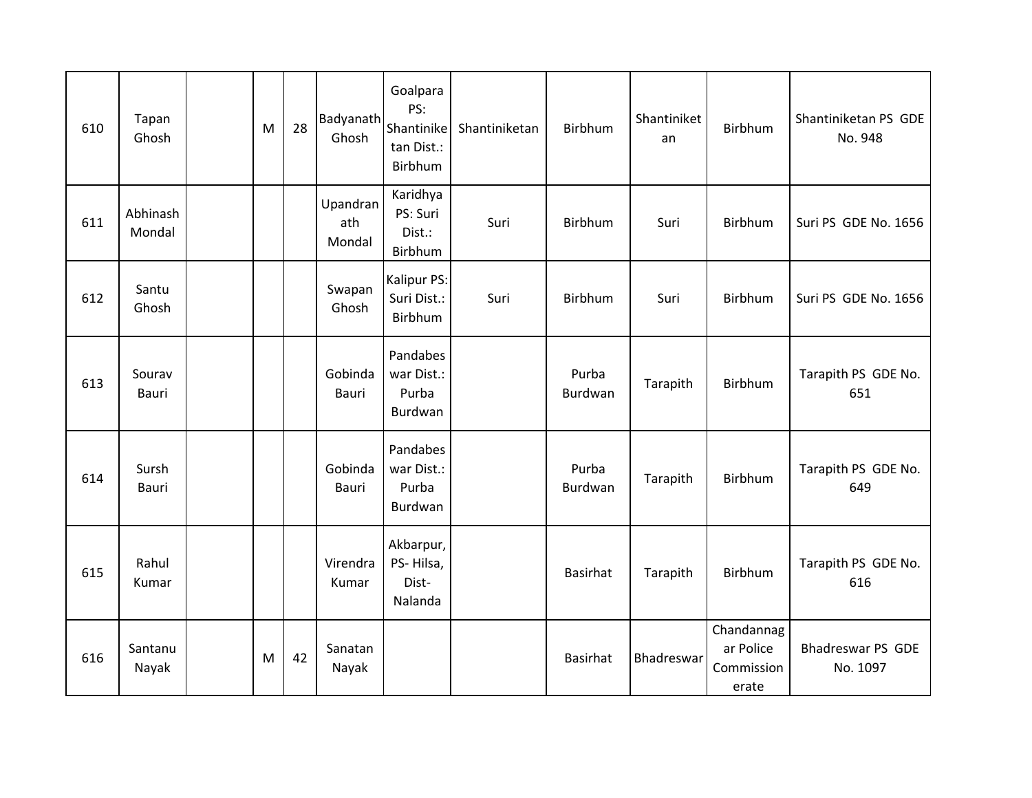| 610 | Tapan Ghosh | | M | 28 | Badyanath Ghosh | Goalpara PS: Shantiniketan Dist.: Birbhum | Shantiniketan | Birbhum | Shantiniketan | Birbhum | Shantiniketan PS GDE No. 948 |
|---|---|---|---|---|---|---|---|---|---|---|---|
| 611 | Abhinash Mondal | | | | Upandranath Mondal | Karidhya PS: Suri Dist.: Birbhum | Suri | Birbhum | Suri | Birbhum | Suri PS GDE No. 1656 |
| 612 | Santu Ghosh | | | | Swapan Ghosh | Kalipur PS: Suri Dist.: Birbhum | Suri | Birbhum | Suri | Birbhum | Suri PS GDE No. 1656 |
| 613 | Sourav Bauri | | | | Gobinda Bauri | Pandabeswar Dist.: Purba Burdwan | | Purba Burdwan | Tarapith | Birbhum | Tarapith PS GDE No. 651 |
| 614 | Sursh Bauri | | | | Gobinda Bauri | Pandabeswar Dist.: Purba Burdwan | | Purba Burdwan | Tarapith | Birbhum | Tarapith PS GDE No. 649 |
| 615 | Rahul Kumar | | | | Virendra Kumar | Akbarpur, PS- Hilsa, Dist- Nalanda | | Basirhat | Tarapith | Birbhum | Tarapith PS GDE No. 616 |
| 616 | Santanu Nayak | | M | 42 | Sanatan Nayak | | | Basirhat | Bhadreswar | Chandannagar Police Commissionerate | Bhadreswar PS GDE No. 1097 |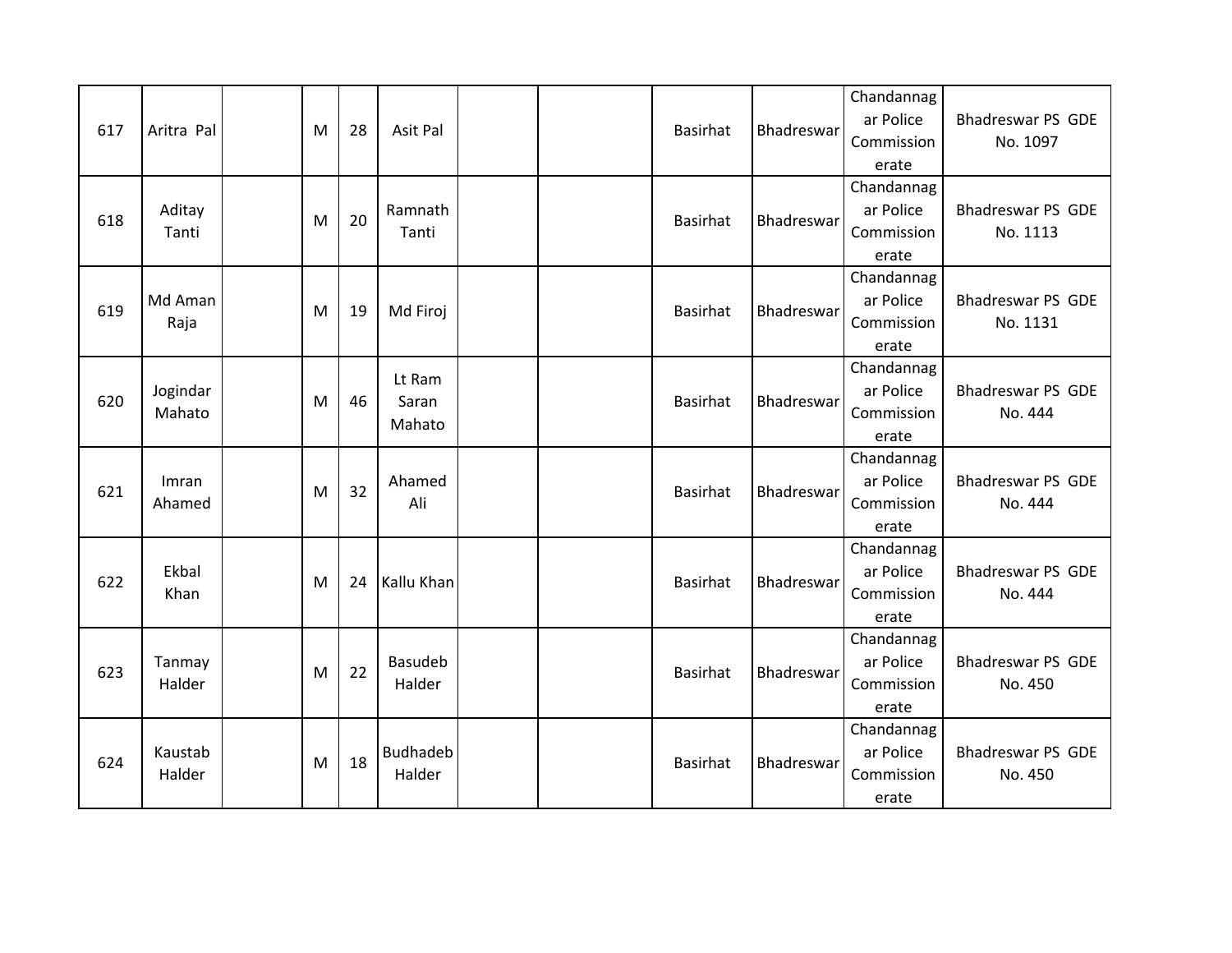| | | | | | | | | | | | |
|---|---|---|---|---|---|---|---|---|---|---|---|
| 617 | Aritra Pal | | M | 28 | Asit Pal | | | Basirhat | Bhadreswar | Chandannagar Police Commissionerate | Bhadreswar PS GDE No. 1097 |
| 618 | Aditay Tanti | | M | 20 | Ramnath Tanti | | | Basirhat | Bhadreswar | Chandannagar Police Commissionerate | Bhadreswar PS GDE No. 1113 |
| 619 | Md Aman Raja | | M | 19 | Md Firoj | | | Basirhat | Bhadreswar | Chandannagar Police Commissionerate | Bhadreswar PS GDE No. 1131 |
| 620 | Jogindar Mahato | | M | 46 | Lt Ram Saran Mahato | | | Basirhat | Bhadreswar | Chandannagar Police Commissionerate | Bhadreswar PS GDE No. 444 |
| 621 | Imran Ahamed | | M | 32 | Ahamed Ali | | | Basirhat | Bhadreswar | Chandannagar Police Commissionerate | Bhadreswar PS GDE No. 444 |
| 622 | Ekbal Khan | | M | 24 | Kallu Khan | | | Basirhat | Bhadreswar | Chandannagar Police Commissionerate | Bhadreswar PS GDE No. 444 |
| 623 | Tanmay Halder | | M | 22 | Basudeb Halder | | | Basirhat | Bhadreswar | Chandannagar Police Commissionerate | Bhadreswar PS GDE No. 450 |
| 624 | Kaustab Halder | | M | 18 | Budhadeb Halder | | | Basirhat | Bhadreswar | Chandannagar Police Commissionerate | Bhadreswar PS GDE No. 450 |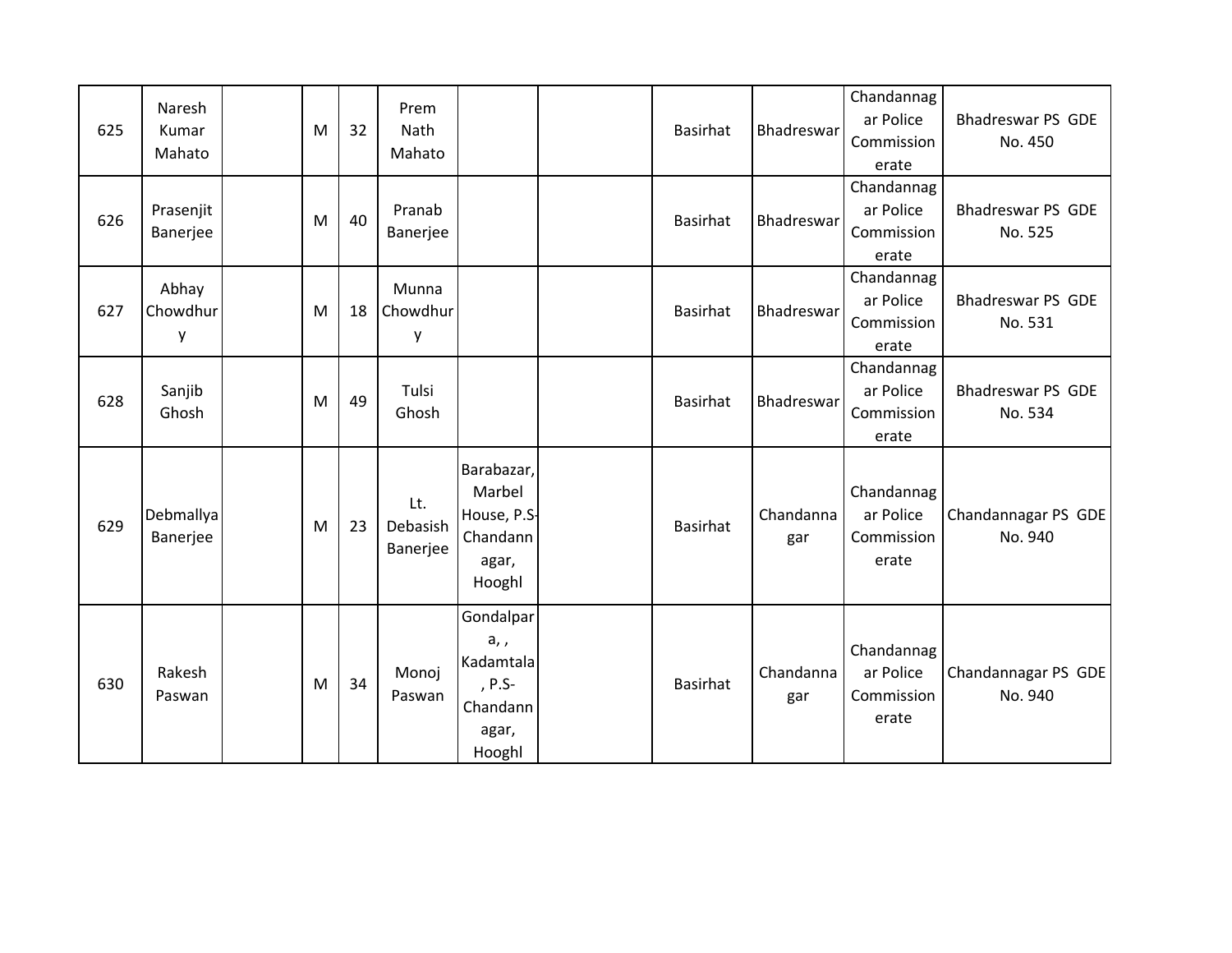| | | | | | | | | | | | |
|---|---|---|---|---|---|---|---|---|---|---|---|
| 625 | Naresh Kumar Mahato | | M | 32 | Prem Nath Mahato | | | Basirhat | Bhadreswar | Chandannagar Police Commissionerate | Bhadreswar PS GDE No. 450 |
| 626 | Prasenjit Banerjee | | M | 40 | Pranab Banerjee | | | Basirhat | Bhadreswar | Chandannagar Police Commissionerate | Bhadreswar PS GDE No. 525 |
| 627 | Abhay Chowdhury | | M | 18 | Munna Chowdhury | | | Basirhat | Bhadreswar | Chandannagar Police Commissionerate | Bhadreswar PS GDE No. 531 |
| 628 | Sanjib Ghosh | | M | 49 | Tulsi Ghosh | | | Basirhat | Bhadreswar | Chandannagar Police Commissionerate | Bhadreswar PS GDE No. 534 |
| 629 | Debmallya Banerjee | | M | 23 | Lt. Debasish Banerjee | Barabazar, Marbel House, P.S-Chandannagar, Hooghl | | Basirhat | Chandannagar | Chandannagar Police Commissionerate | Chandannagar PS GDE No. 940 |
| 630 | Rakesh Paswan | | M | 34 | Monoj Paswan | Gondalpara, , Kadamtala, P.S-Chandannagar, Hooghl | | Basirhat | Chandannagar | Chandannagar Police Commissionerate | Chandannagar PS GDE No. 940 |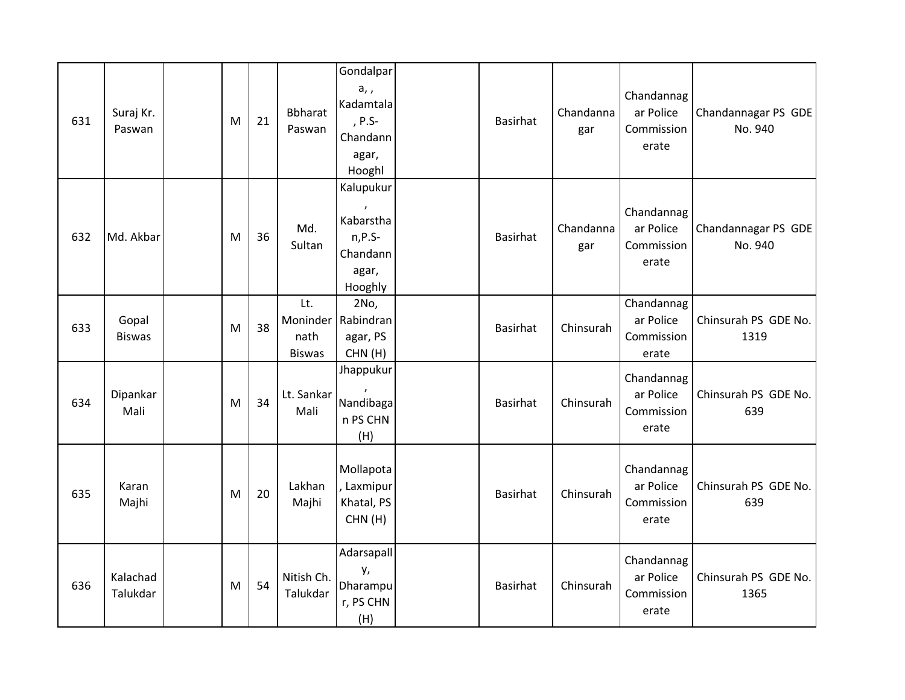| 631 | Suraj Kr. Paswan | | M | 21 | Bbharat Paswan | Gondalpara, , Kadamtala, P.S-Chandannagar, Hooghl | | Basirhat | Chandannagar | Chandannagar Police Commissionerate | Chandannagar PS GDE No. 940 |
|---|---|---|---|---|---|---|---|---|---|---|---|
| 632 | Md. Akbar | | M | 36 | Md. Sultan | Kalupukur, Kabarsthan,P.S-Chandannagar, Hooghly | | Basirhat | Chandannagar | Chandannagar Police Commissionerate | Chandannagar PS GDE No. 940 |
| 633 | Gopal Biswas | | M | 38 | Lt. Moninder nath Biswas | 2No, Rabindranagar, PS CHN (H) | | Basirhat | Chinsurah | Chandannagar Police Commissionerate | Chinsurah PS GDE No. 1319 |
| 634 | Dipankar Mali | | M | 34 | Lt. Sankar Mali | Jhappukur, Nandibagan PS CHN (H) | | Basirhat | Chinsurah | Chandannagar Police Commissionerate | Chinsurah PS GDE No. 639 |
| 635 | Karan Majhi | | M | 20 | Lakhan Majhi | Mollapota, Laxmipur Khatal, PS CHN (H) | | Basirhat | Chinsurah | Chandannagar Police Commissionerate | Chinsurah PS GDE No. 639 |
| 636 | Kalachad Talukdar | | M | 54 | Nitish Ch. Talukdar | Adarsapally, Dharampur, PS CHN (H) | | Basirhat | Chinsurah | Chandannagar Police Commissionerate | Chinsurah PS GDE No. 1365 |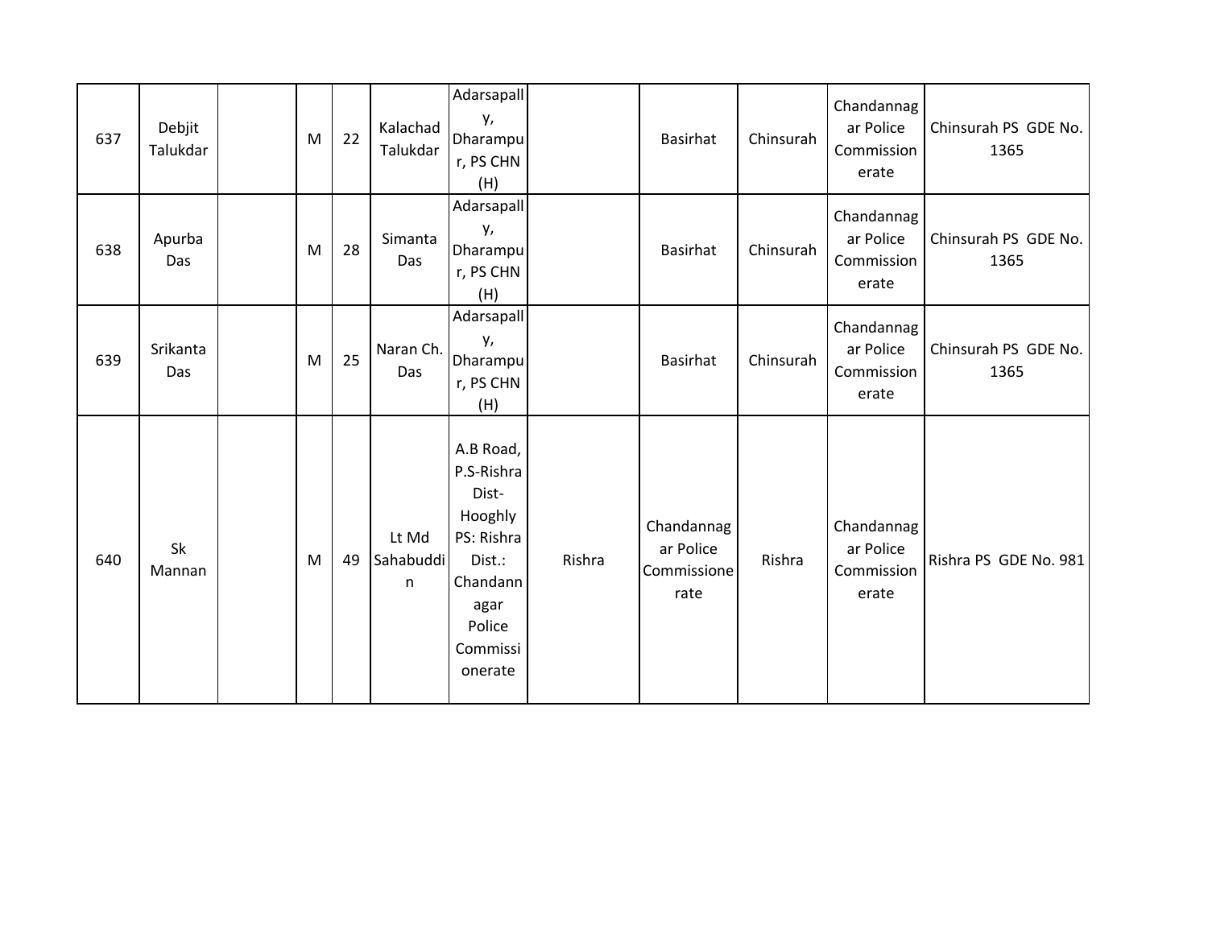| | | | | | | | | | | | |
|---|---|---|---|---|---|---|---|---|---|---|---|
| 637 | Debjit Talukdar | | M | 22 | Kalachad Talukdar | Adarsapally, Dharampur, PS CHN (H) | | Basirhat | Chinsurah | Chandannagar Police Commissionerate | Chinsurah PS GDE No. 1365 |
| 638 | Apurba Das | | M | 28 | Simanta Das | Adarsapally, Dharampur, PS CHN (H) | | Basirhat | Chinsurah | Chandannagar Police Commissionerate | Chinsurah PS GDE No. 1365 |
| 639 | Srikanta Das | | M | 25 | Naran Ch. Das | Adarsapally, Dharampur, PS CHN (H) | | Basirhat | Chinsurah | Chandannagar Police Commissionerate | Chinsurah PS GDE No. 1365 |
| 640 | Sk Mannan | | M | 49 | Lt Md Sahabuddin | A.B Road, P.S-Rishra Dist-Hooghly PS: Rishra Dist.: Chandannagar Police Commissionerate | Rishra | Chandannagar Police Commissionerate | Rishra | Chandannagar Police Commissionerate | Rishra PS GDE No. 981 |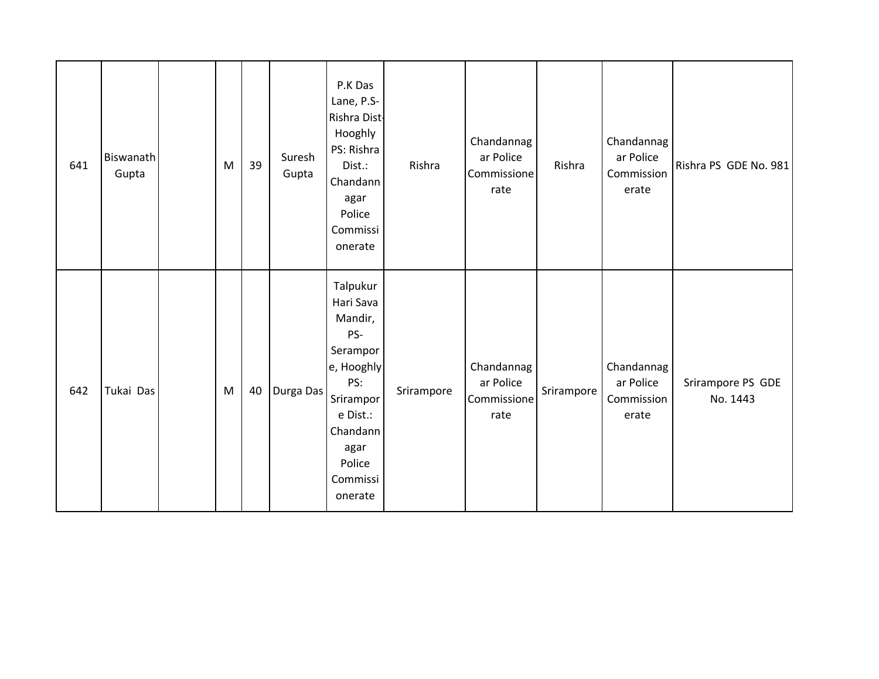| | | | | | | | | | | | |
|---|---|---|---|---|---|---|---|---|---|---|---|
| 641 | Biswanath Gupta | | M | 39 | Suresh Gupta | P.K Das Lane, P.S- Rishra Dist- Hooghly PS: Rishra Dist.: Chandannagar Police Commissionerate | Rishra | Chandannagar Police Commissionerate | Rishra | Chandannagar Police Commissionerate | Rishra PS GDE No. 981 |
| 642 | Tukai Das | | M | 40 | Durga Das | Talpukur Hari Sava Mandir, PS- Serampore, Hooghly PS: Srirampore Dist.: Chandannagar Police Commissionerate | Srirampore | Chandannagar Police Commissionerate | Srirampore | Chandannagar Police Commissionerate | Srirampore PS GDE No. 1443 |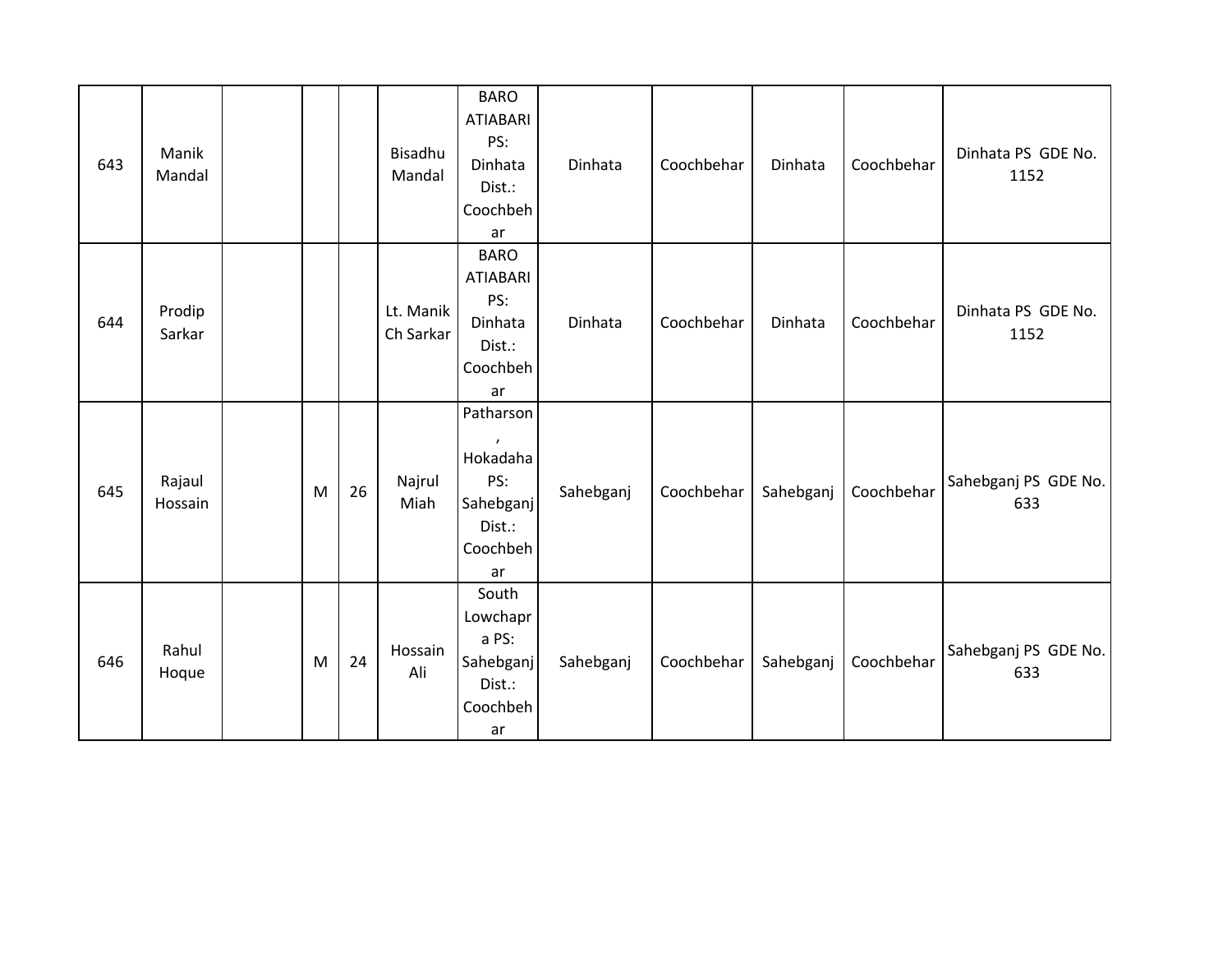| | | | | | | | | | | | |
|---|---|---|---|---|---|---|---|---|---|---|---|
| 643 | Manik Mandal | | | | Bisadhu Mandal | BARO ATIABARI PS: Dinhata Dist.: Coochbehar | Dinhata | Coochbehar | Dinhata | Coochbehar | Dinhata PS GDE No. 1152 |
| 644 | Prodip Sarkar | | | | Lt. Manik Ch Sarkar | BARO ATIABARI PS: Dinhata Dist.: Coochbehar | Dinhata | Coochbehar | Dinhata | Coochbehar | Dinhata PS GDE No. 1152 |
| 645 | Rajaul Hossain | | M | 26 | Najrul Miah | Patharson, Hokadaha PS: Sahebganj Dist.: Coochbehar | Sahebganj | Coochbehar | Sahebganj | Coochbehar | Sahebganj PS GDE No. 633 |
| 646 | Rahul Hoque | | M | 24 | Hossain Ali | South Lowchapra PS: Sahebganj Dist.: Coochbehar | Sahebganj | Coochbehar | Sahebganj | Coochbehar | Sahebganj PS GDE No. 633 |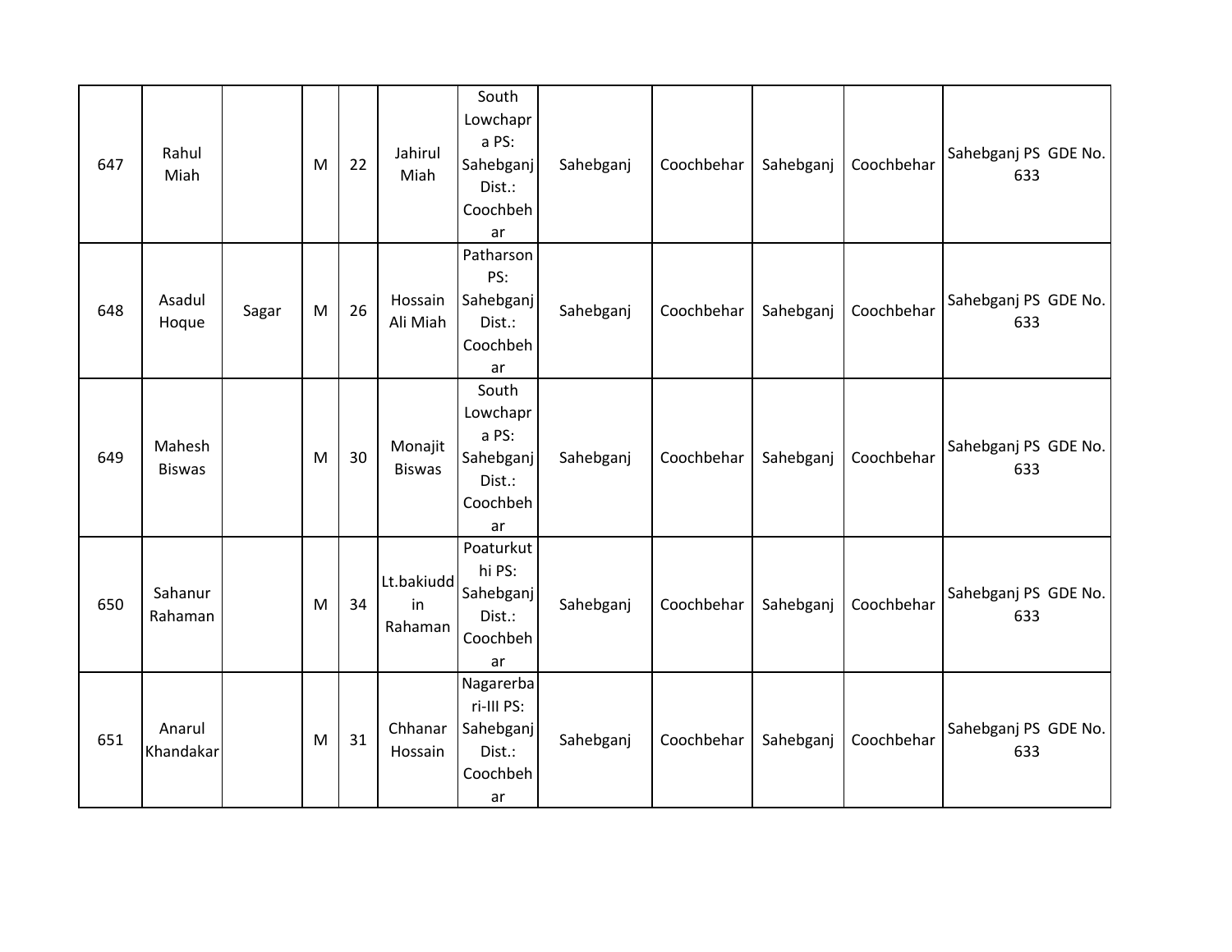| 647 | Rahul Miah | | M | 22 | Jahirul Miah | South Lowchapra PS: Sahebganj Dist.: Coochbehar | Sahebganj | Coochbehar | Sahebganj | Coochbehar | Sahebganj PS GDE No. 633 |
|---|---|---|---|---|---|---|---|---|---|---|---|
| 648 | Asadul Hoque | Sagar | M | 26 | Hossain Ali Miah | Patharson PS: Sahebganj Dist.: Coochbehar | Sahebganj | Coochbehar | Sahebganj | Coochbehar | Sahebganj PS GDE No. 633 |
| 649 | Mahesh Biswas | | M | 30 | Monajit Biswas | South Lowchapra PS: Sahebganj Dist.: Coochbehar | Sahebganj | Coochbehar | Sahebganj | Coochbehar | Sahebganj PS GDE No. 633 |
| 650 | Sahanur Rahaman | | M | 34 | Lt.bakiuddin Rahaman | Poaturkuthi PS: Sahebganj Dist.: Coochbehar | Sahebganj | Coochbehar | Sahebganj | Coochbehar | Sahebganj PS GDE No. 633 |
| 651 | Anarul Khandakar | | M | 31 | Chhanar Hossain | Nagarerbari-III PS: Sahebganj Dist.: Coochbehar | Sahebganj | Coochbehar | Sahebganj | Coochbehar | Sahebganj PS GDE No. 633 |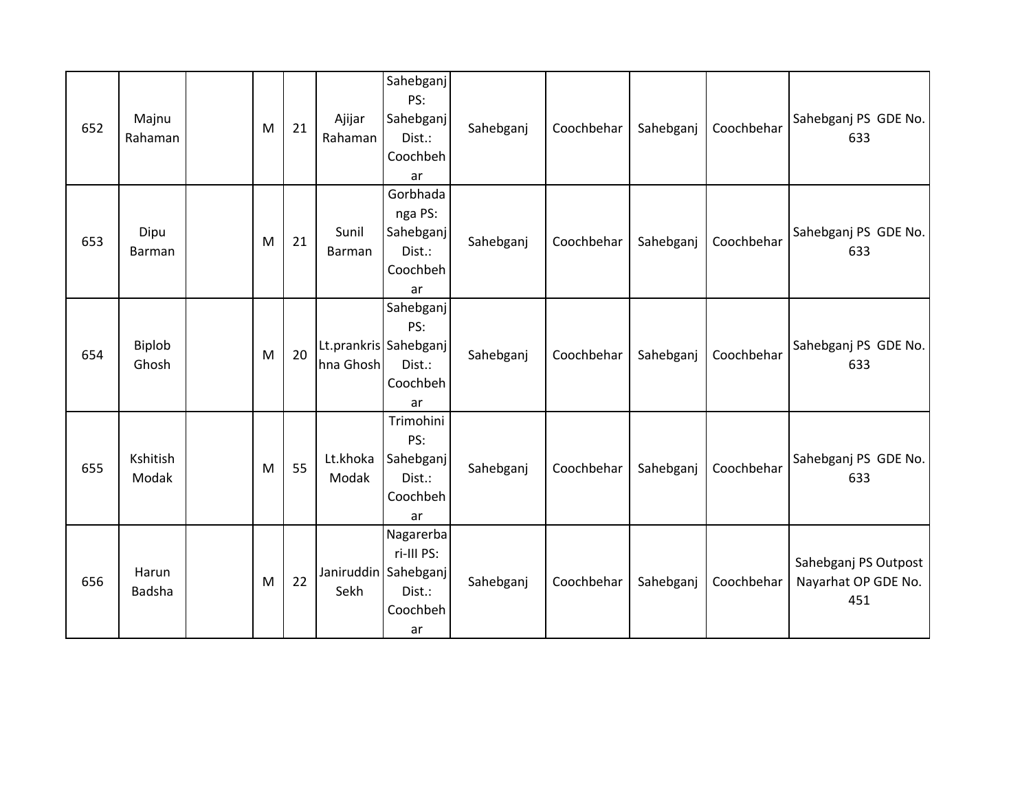| | | | | | | | | | | | |
|---|---|---|---|---|---|---|---|---|---|---|---|
| 652 | Majnu Rahaman | | M | 21 | Ajijar Rahaman | Sahebganj PS: Sahebganj Dist.: Coochbehar | Sahebganj | Coochbehar | Sahebganj | Coochbehar | Sahebganj PS GDE No. 633 |
| 653 | Dipu Barman | | M | 21 | Sunil Barman | Gorbhadanga PS: Sahebganj Dist.: Coochbehar | Sahebganj | Coochbehar | Sahebganj | Coochbehar | Sahebganj PS GDE No. 633 |
| 654 | Biplob Ghosh | | M | 20 | Lt.prankrishna Ghosh | Sahebganj PS: Sahebganj Dist.: Coochbehar | Sahebganj | Coochbehar | Sahebganj | Coochbehar | Sahebganj PS GDE No. 633 |
| 655 | Kshitish Modak | | M | 55 | Lt.khoka Modak | Trimohini PS: Sahebganj Dist.: Coochbehar | Sahebganj | Coochbehar | Sahebganj | Coochbehar | Sahebganj PS GDE No. 633 |
| 656 | Harun Badsha | | M | 22 | Janiruddin Sekh | Nagarerbari-III PS: Sahebganj Dist.: Coochbehar | Sahebganj | Coochbehar | Sahebganj | Coochbehar | Sahebganj PS Outpost Nayarhat OP GDE No. 451 |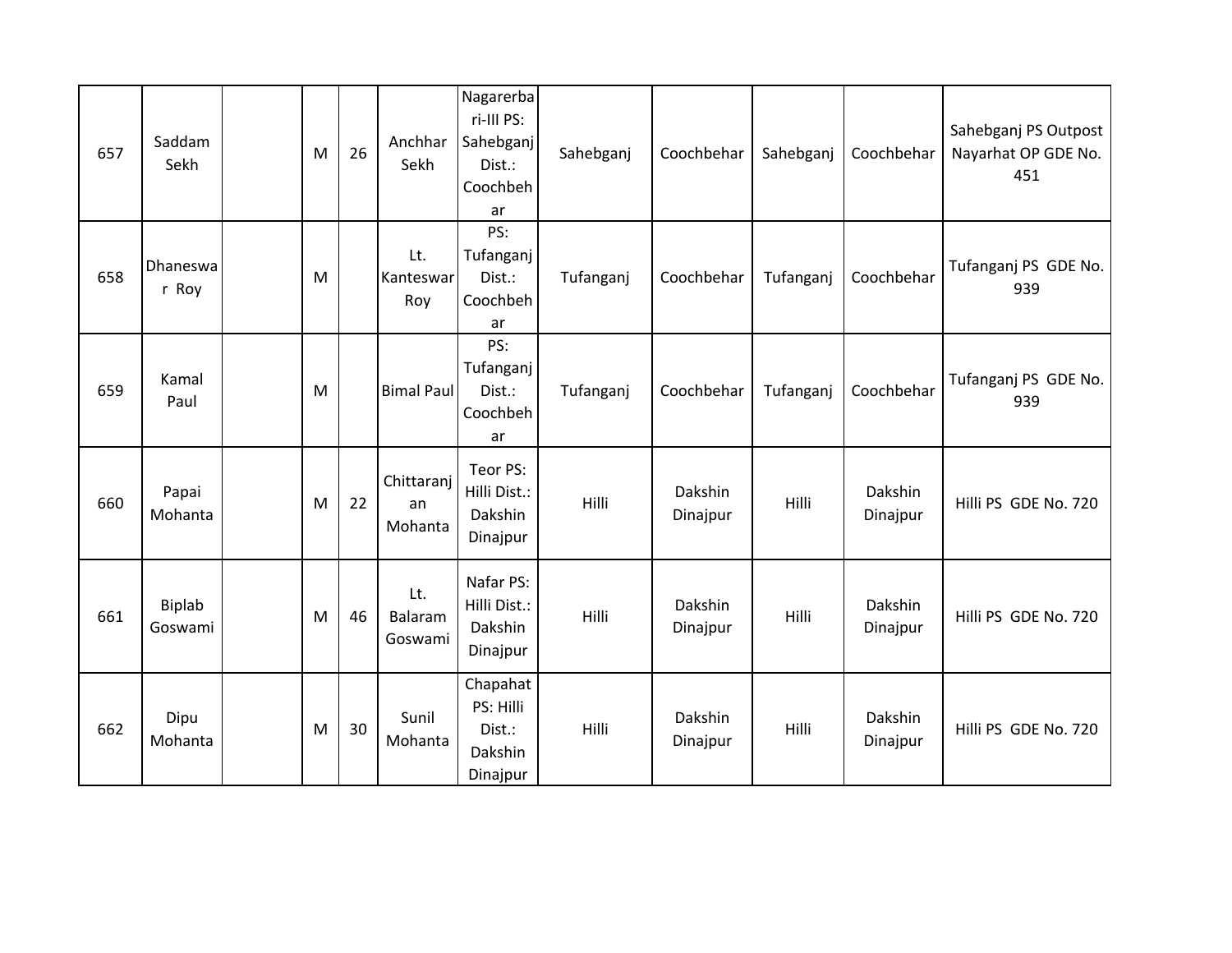| 657 | Saddam Sekh | | M | 26 | Anchhar Sekh | Nagarerbari-III PS: Sahebganj Dist.: Coochbehar | Sahebganj | Coochbehar | Sahebganj | Coochbehar | Sahebganj PS Outpost Nayarhat OP GDE No. 451 |
|---|---|---|---|---|---|---|---|---|---|---|---|
| 658 | Dhaneswar Roy | | M | | Lt. Kanteswar Roy | PS: Tufanganj Dist.: Coochbehar | Tufanganj | Coochbehar | Tufanganj | Coochbehar | Tufanganj PS GDE No. 939 |
| 659 | Kamal Paul | | M | | Bimal Paul | PS: Tufanganj Dist.: Coochbehar | Tufanganj | Coochbehar | Tufanganj | Coochbehar | Tufanganj PS GDE No. 939 |
| 660 | Papai Mohanta | | M | 22 | Chittaranjan Mohanta | Teor PS: Hilli Dist.: Dakshin Dinajpur | Hilli | Dakshin Dinajpur | Hilli | Dakshin Dinajpur | Hilli PS GDE No. 720 |
| 661 | Biplab Goswami | | M | 46 | Lt. Balaram Goswami | Nafar PS: Hilli Dist.: Dakshin Dinajpur | Hilli | Dakshin Dinajpur | Hilli | Dakshin Dinajpur | Hilli PS GDE No. 720 |
| 662 | Dipu Mohanta | | M | 30 | Sunil Mohanta | Chapahat PS: Hilli Dist.: Dakshin Dinajpur | Hilli | Dakshin Dinajpur | Hilli | Dakshin Dinajpur | Hilli PS GDE No. 720 |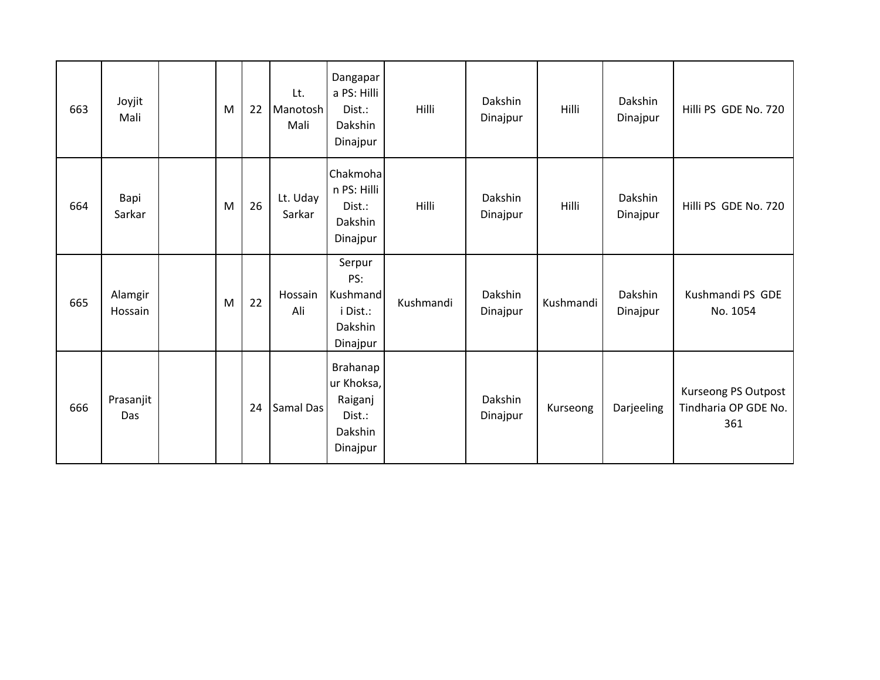|  |  |  |  |  |  |  |  |  |  |  |  |
|---|---|---|---|---|---|---|---|---|---|---|---|
| 663 | Joyjit Mali |  | M | 22 | Lt. Manotosh Mali | Dangapara PS: Hilli Dist.: Dakshin Dinajpur | Hilli | Dakshin Dinajpur | Hilli | Dakshin Dinajpur | Hilli PS GDE No. 720 |
| 664 | Bapi Sarkar |  | M | 26 | Lt. Uday Sarkar | Chakmohan PS: Hilli Dist.: Dakshin Dinajpur | Hilli | Dakshin Dinajpur | Hilli | Dakshin Dinajpur | Hilli PS GDE No. 720 |
| 665 | Alamgir Hossain |  | M | 22 | Hossain Ali | Serpur PS: Kushmandi Dist.: Dakshin Dinajpur | Kushmandi | Dakshin Dinajpur | Kushmandi | Dakshin Dinajpur | Kushmandi PS GDE No. 1054 |
| 666 | Prasanjit Das |  |  | 24 | Samal Das | Brahanapur Khoksa, Raiganj Dist.: Dakshin Dinajpur |  | Dakshin Dinajpur | Kurseong | Darjeeling | Kurseong PS Outpost Tindharia OP GDE No. 361 |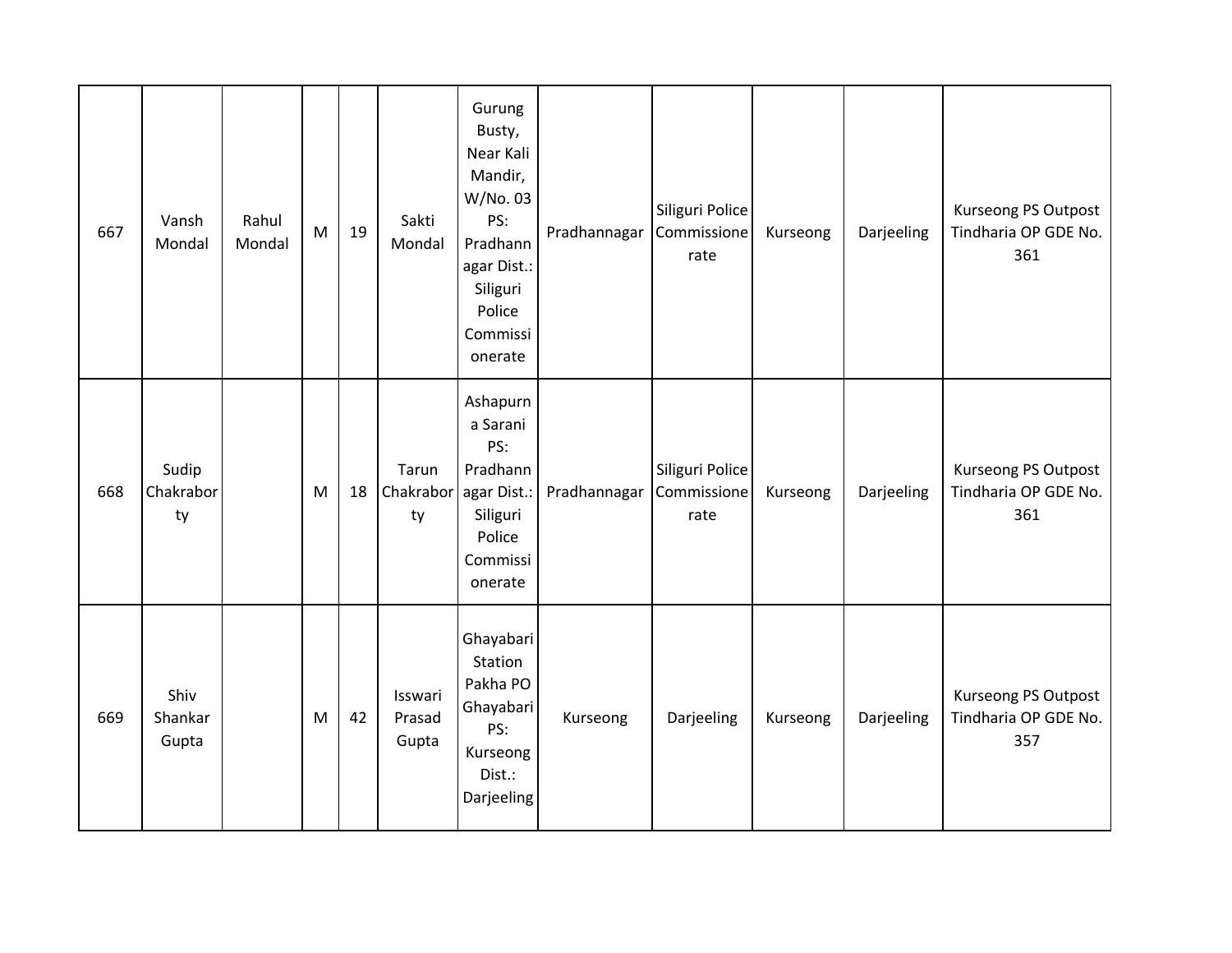| | | | | | | | | | | | |
|---|---|---|---|---|---|---|---|---|---|---|---|
| 667 | Vansh Mondal | Rahul Mondal | M | 19 | Sakti Mondal | Gurung Busty, Near Kali Mandir, W/No. 03 PS: Pradhannagar Dist.: Siliguri Police Commissionerate | Pradhannagar | Siliguri Police Commissionerate | Kurseong | Darjeeling | Kurseong PS Outpost Tindharia OP GDE No. 361 |
| 668 | Sudip Chakraborty | | M | 18 | Tarun Chakraborty | Ashapurna Sarani PS: Pradhannagar Dist.: Siliguri Police Commissionerate | Pradhannagar | Siliguri Police Commissionerate | Kurseong | Darjeeling | Kurseong PS Outpost Tindharia OP GDE No. 361 |
| 669 | Shiv Shankar Gupta | | M | 42 | Isswari Prasad Gupta | Ghayabari Station Pakha PO Ghayabari PS: Kurseong Dist.: Darjeeling | Kurseong | Darjeeling | Kurseong | Darjeeling | Kurseong PS Outpost Tindharia OP GDE No. 357 |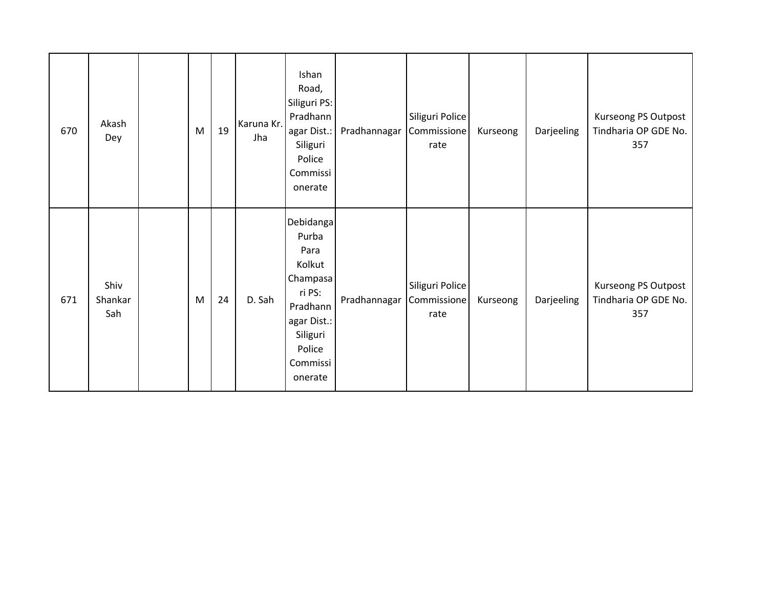| 670 | Akash Dey | | M | 19 | Karuna Kr. Jha | Ishan Road, Siliguri PS: Pradhannagar Dist.: Siliguri Police Commissionerate | Pradhannagar | Siliguri Police Commissionerate | Kurseong | Darjeeling | Kurseong PS Outpost Tindharia OP GDE No. 357 |
|---|---|---|---|---|---|---|---|---|---|---|---|
| 671 | Shiv Shankar Sah | | M | 24 | D. Sah | Debidanga Purba Para Kolkut Champasari PS: Pradhannagar Dist.: Siliguri Police Commissionerate | Pradhannagar | Siliguri Police Commissionerate | Kurseong | Darjeeling | Kurseong PS Outpost Tindharia OP GDE No. 357 |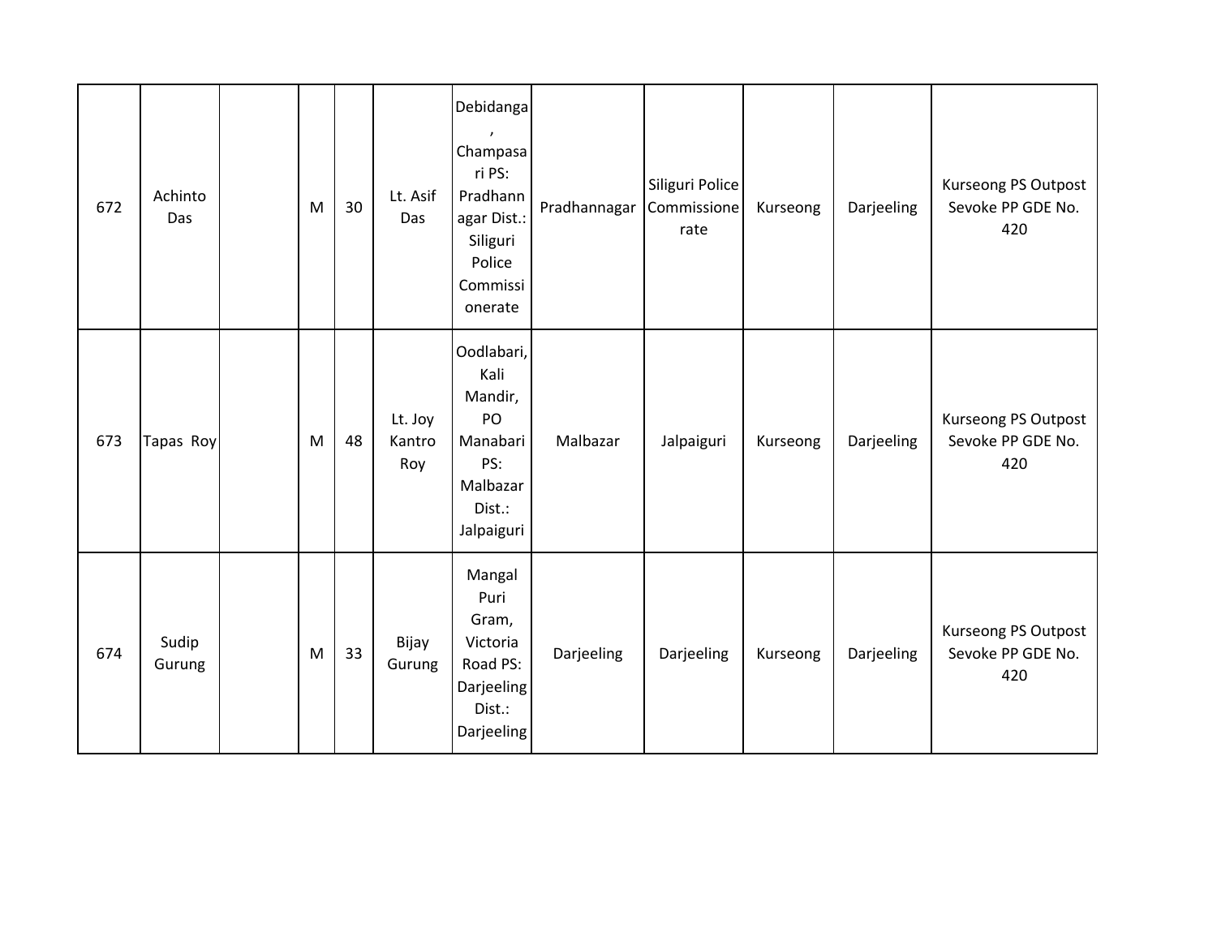| | | | | | | | | | | | |
|---|---|---|---|---|---|---|---|---|---|---|---|
| 672 | Achinto Das | | M | 30 | Lt. Asif Das | Debidanga, Champasari PS: Pradhannagar Dist.: Siliguri Police Commissionerate | Pradhannagar | Siliguri Police Commissionerate | Kurseong | Darjeeling | Kurseong PS Outpost Sevoke PP GDE No. 420 |
| 673 | Tapas Roy | | M | 48 | Lt. Joy Kantro Roy | Oodlabari, Kali Mandir, PO Manabari PS: Malbazar Dist.: Jalpaiguri | Malbazar | Jalpaiguri | Kurseong | Darjeeling | Kurseong PS Outpost Sevoke PP GDE No. 420 |
| 674 | Sudip Gurung | | M | 33 | Bijay Gurung | Mangal Puri Gram, Victoria Road PS: Darjeeling Dist.: Darjeeling | Darjeeling | Darjeeling | Kurseong | Darjeeling | Kurseong PS Outpost Sevoke PP GDE No. 420 |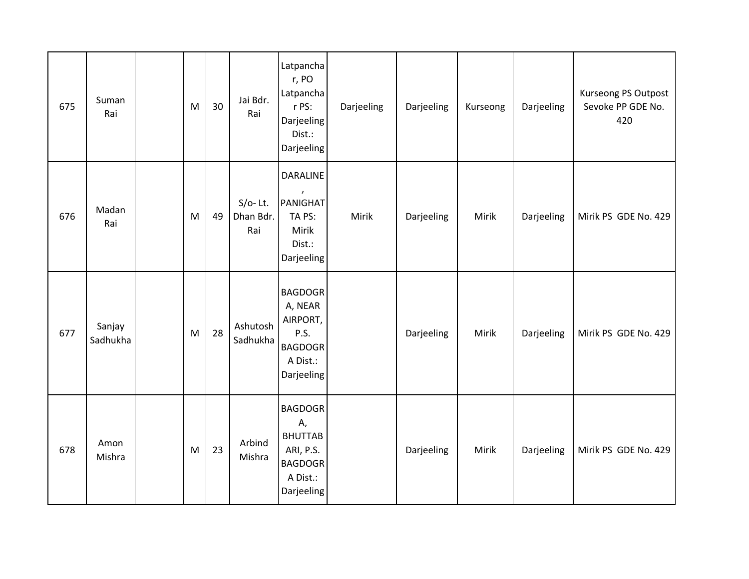| 675 | Suman Rai | | M | 30 | Jai Bdr. Rai | Latpanchar, PO Latpanchar PS: Darjeeling Dist.: Darjeeling | Darjeeling | Darjeeling | Kurseong | Darjeeling | Kurseong PS Outpost Sevoke PP GDE No. 420 |
|---|---|---|---|---|---|---|---|---|---|---|---|
| 676 | Madan Rai | | M | 49 | S/o- Lt. Dhan Bdr. Rai | DARALINE , PANIGHATTA PS: Mirik Dist.: Darjeeling | Mirik | Darjeeling | Mirik | Darjeeling | Mirik PS GDE No. 429 |
| 677 | Sanjay Sadhukha | | M | 28 | Ashutosh Sadhukha | BAGDOGRA, NEAR AIRPORT, P.S. BAGDOGRA Dist.: Darjeeling | | Darjeeling | Mirik | Darjeeling | Mirik PS GDE No. 429 |
| 678 | Amon Mishra | | M | 23 | Arbind Mishra | BAGDOGRA, BHUTTABARI, P.S. BAGDOGRA Dist.: Darjeeling | | Darjeeling | Mirik | Darjeeling | Mirik PS GDE No. 429 |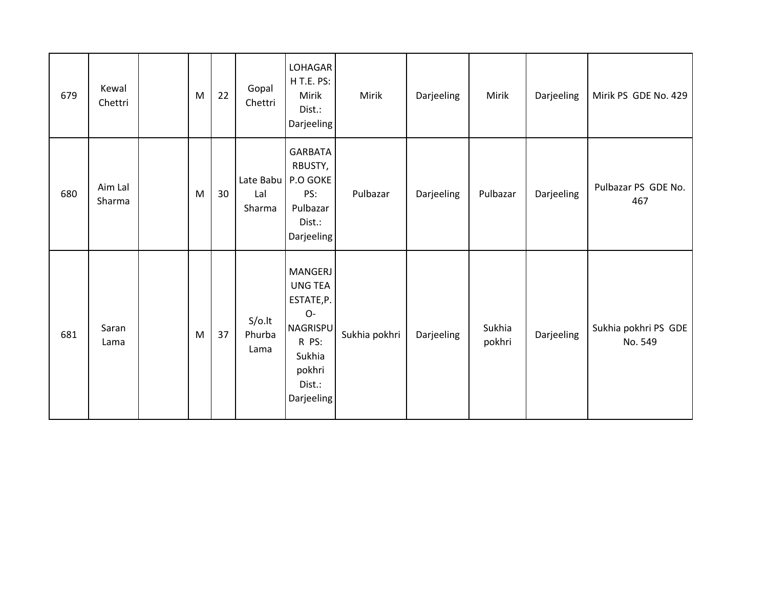| | | | | | | | | | | | |
|---|---|---|---|---|---|---|---|---|---|---|---|
| 679 | Kewal Chettri | | M | 22 | Gopal Chettri | LOHAGARH T.E. PS: Mirik Dist.: Darjeeling | Mirik | Darjeeling | Mirik | Darjeeling | Mirik PS GDE No. 429 |
| 680 | Aim Lal Sharma | | M | 30 | Late Babu Lal Sharma | GARBATARBUSTY, P.O GOKE PS: Pulbazar Dist.: Darjeeling | Pulbazar | Darjeeling | Pulbazar | Darjeeling | Pulbazar PS GDE No. 467 |
| 681 | Saran Lama | | M | 37 | S/o.lt Phurba Lama | MANGERJUNG TEA ESTATE,P.O-NAGRISPUR PS: Sukhia pokhri Dist.: Darjeeling | Sukhia pokhri | Darjeeling | Sukhia pokhri | Darjeeling | Sukhia pokhri PS GDE No. 549 |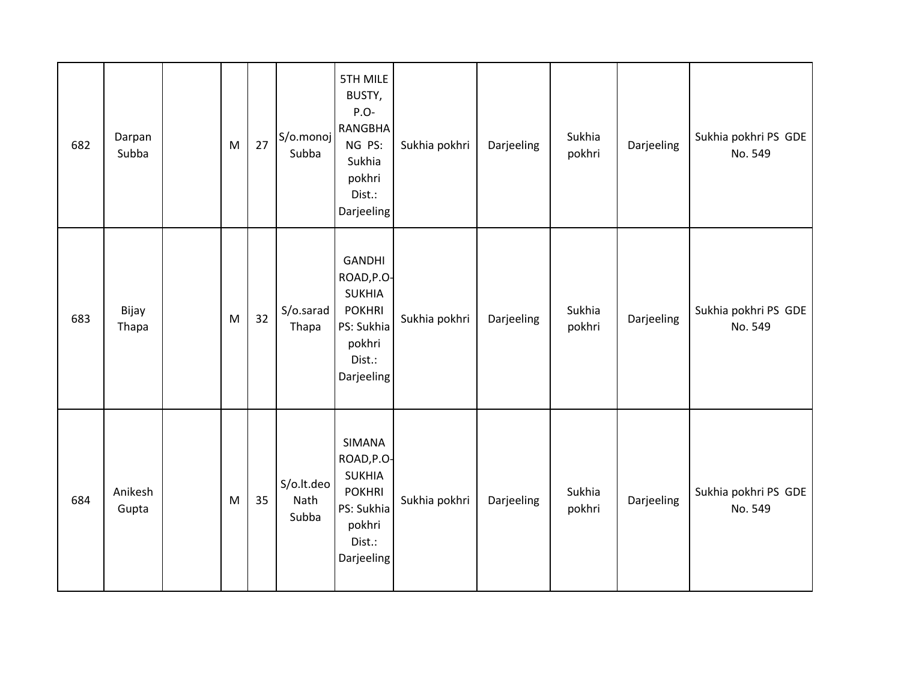| 682 | Darpan Subba | | M | 27 | S/o.monoj Subba | 5TH MILE BUSTY, P.O-RANGBHANG PS: Sukhia pokhri Dist.: Darjeeling | Sukhia pokhri | Darjeeling | Sukhia pokhri | Darjeeling | Sukhia pokhri PS GDE No. 549 |
|---|---|---|---|---|---|---|---|---|---|---|---|
| 683 | Bijay Thapa | | M | 32 | S/o.sarad Thapa | GANDHI ROAD,P.O-SUKHIA POKHRI PS: Sukhia pokhri Dist.: Darjeeling | Sukhia pokhri | Darjeeling | Sukhia pokhri | Darjeeling | Sukhia pokhri PS GDE No. 549 |
| 684 | Anikesh Gupta | | M | 35 | S/o.lt.deo Nath Subba | SIMANA ROAD,P.O-SUKHIA POKHRI PS: Sukhia pokhri Dist.: Darjeeling | Sukhia pokhri | Darjeeling | Sukhia pokhri | Darjeeling | Sukhia pokhri PS GDE No. 549 |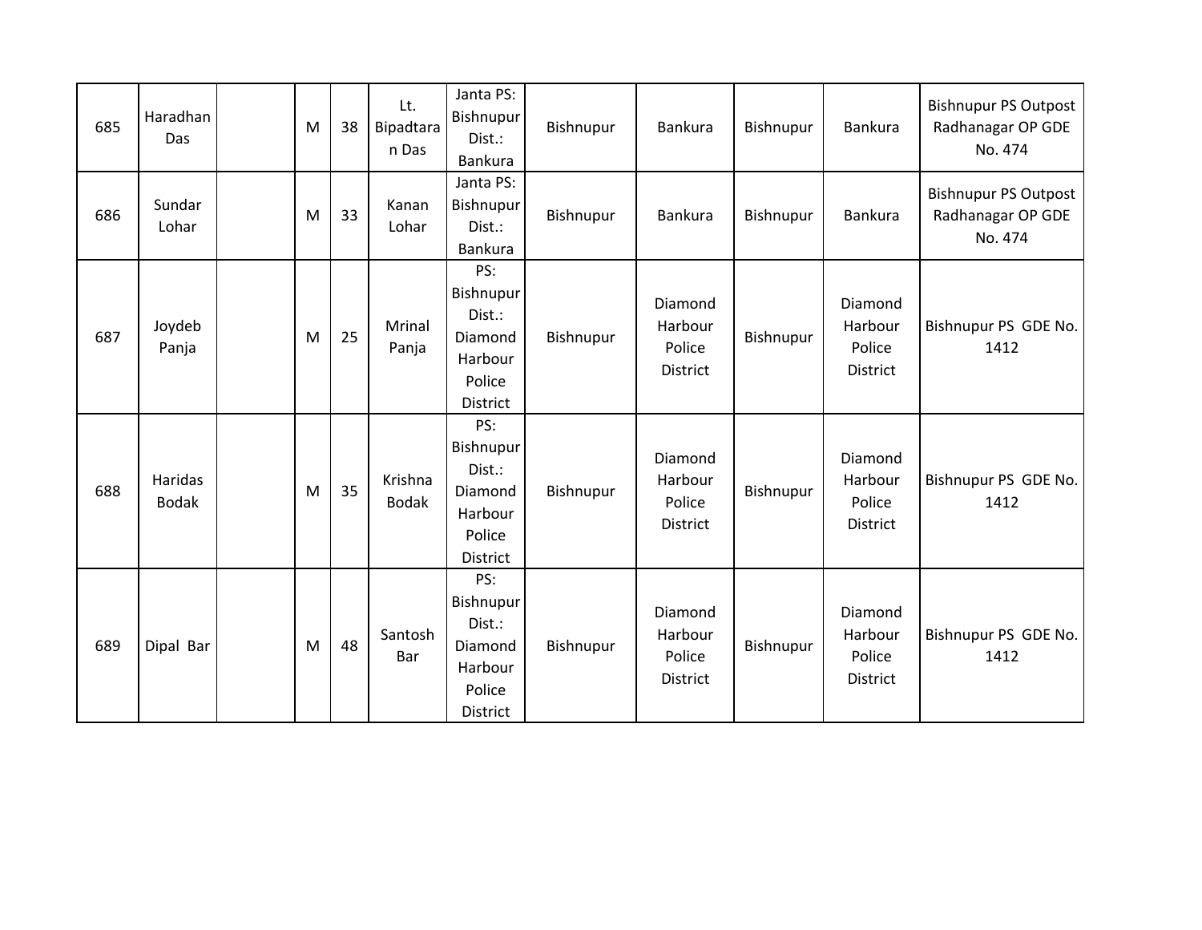| | | | | | | | | | | | |
|---|---|---|---|---|---|---|---|---|---|---|---|
| 685 | Haradhan Das | | M | 38 | Lt. Bipadtaran Das | Janta PS: Bishnupur Dist.: Bankura | Bishnupur | Bankura | Bishnupur | Bankura | Bishnupur PS Outpost Radhanagar OP GDE No. 474 |
| 686 | Sundar Lohar | | M | 33 | Kanan Lohar | Janta PS: Bishnupur Dist.: Bankura | Bishnupur | Bankura | Bishnupur | Bankura | Bishnupur PS Outpost Radhanagar OP GDE No. 474 |
| 687 | Joydeb Panja | | M | 25 | Mrinal Panja | PS: Bishnupur Dist.: Diamond Harbour Police District | Bishnupur | Diamond Harbour Police District | Bishnupur | Diamond Harbour Police District | Bishnupur PS GDE No. 1412 |
| 688 | Haridas Bodak | | M | 35 | Krishna Bodak | PS: Bishnupur Dist.: Diamond Harbour Police District | Bishnupur | Diamond Harbour Police District | Bishnupur | Diamond Harbour Police District | Bishnupur PS GDE No. 1412 |
| 689 | Dipal Bar | | M | 48 | Santosh Bar | PS: Bishnupur Dist.: Diamond Harbour Police District | Bishnupur | Diamond Harbour Police District | Bishnupur | Diamond Harbour Police District | Bishnupur PS GDE No. 1412 |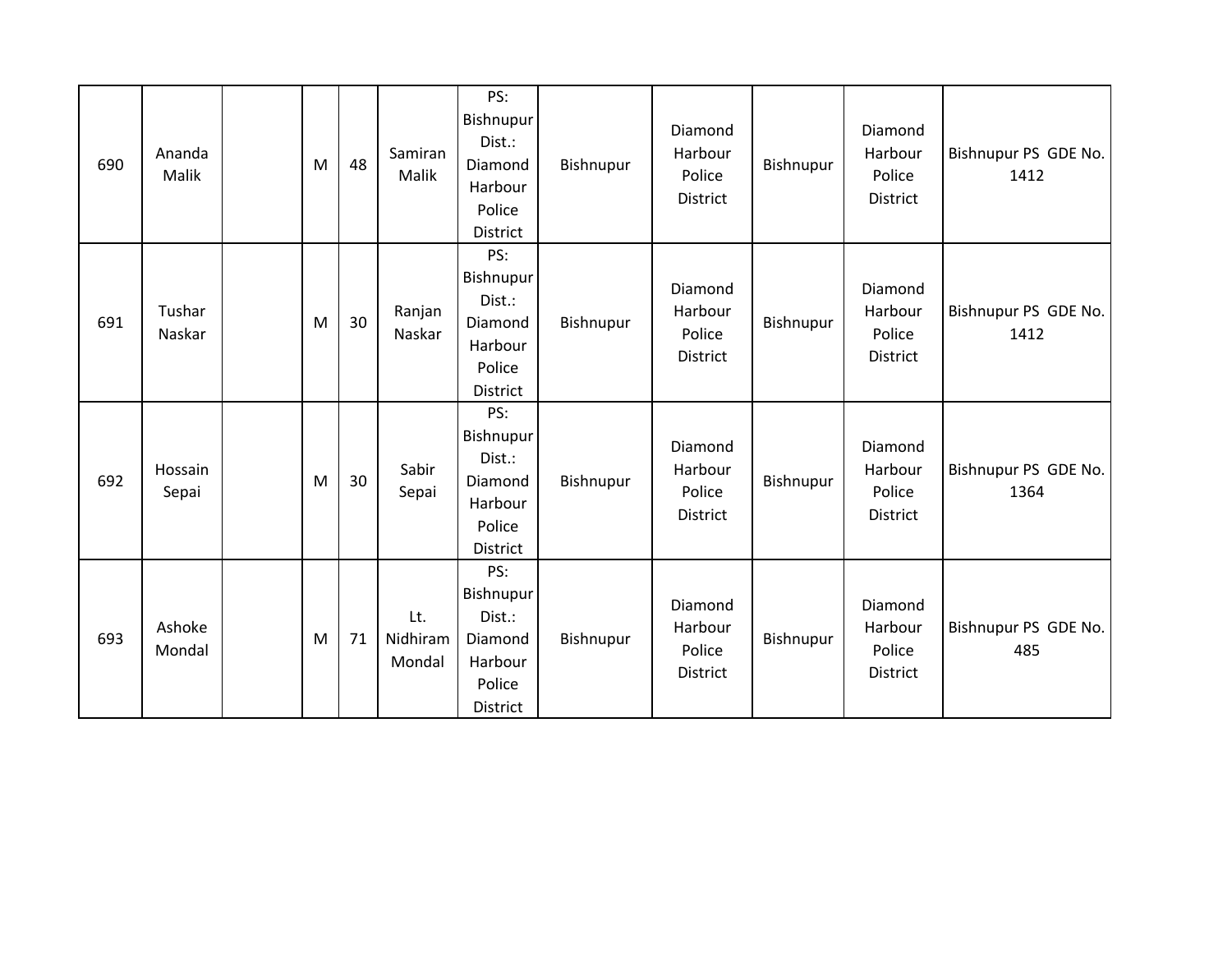| | | | | | | | | | | | |
|---|---|---|---|---|---|---|---|---|---|---|---|
| 690 | Ananda Malik | | M | 48 | Samiran Malik | PS: Bishnupur Dist.: Diamond Harbour Police District | Bishnupur | Diamond Harbour Police District | Bishnupur | Diamond Harbour Police District | Bishnupur PS GDE No. 1412 |
| 691 | Tushar Naskar | | M | 30 | Ranjan Naskar | PS: Bishnupur Dist.: Diamond Harbour Police District | Bishnupur | Diamond Harbour Police District | Bishnupur | Diamond Harbour Police District | Bishnupur PS GDE No. 1412 |
| 692 | Hossain Sepai | | M | 30 | Sabir Sepai | PS: Bishnupur Dist.: Diamond Harbour Police District | Bishnupur | Diamond Harbour Police District | Bishnupur | Diamond Harbour Police District | Bishnupur PS GDE No. 1364 |
| 693 | Ashoke Mondal | | M | 71 | Lt. Nidhiram Mondal | PS: Bishnupur Dist.: Diamond Harbour Police District | Bishnupur | Diamond Harbour Police District | Bishnupur | Diamond Harbour Police District | Bishnupur PS GDE No. 485 |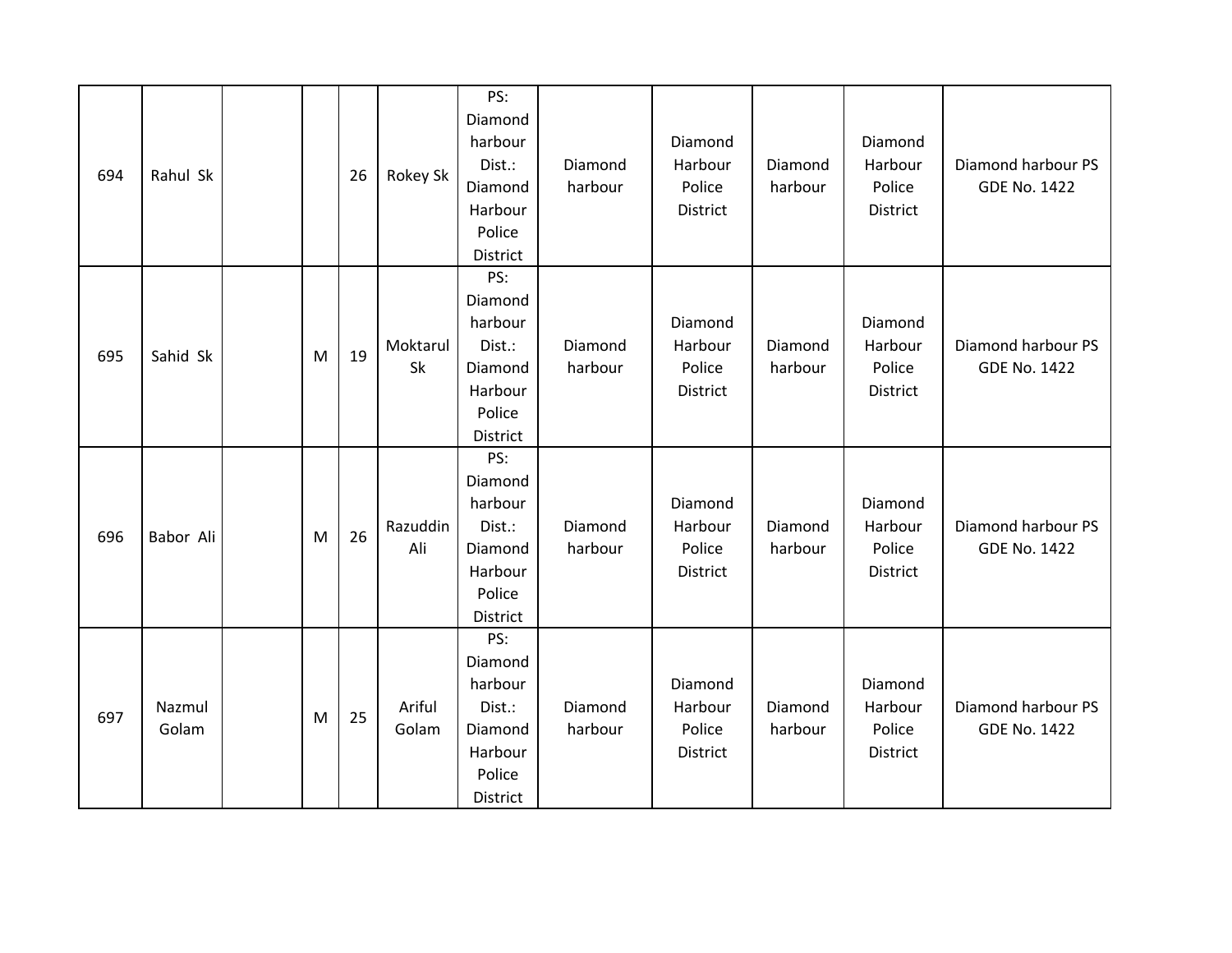| | | | | | | | | | | | |
|---|---|---|---|---|---|---|---|---|---|---|---|
| 694 | Rahul Sk | | | 26 | Rokey Sk | PS: Diamond harbour Dist.: Diamond Harbour Police District | Diamond harbour | Diamond Harbour Police District | Diamond harbour | Diamond Harbour Police District | Diamond harbour PS GDE No. 1422 |
| 695 | Sahid Sk | | M | 19 | Moktarul Sk | PS: Diamond harbour Dist.: Diamond Harbour Police District | Diamond harbour | Diamond Harbour Police District | Diamond harbour | Diamond Harbour Police District | Diamond harbour PS GDE No. 1422 |
| 696 | Babor Ali | | M | 26 | Razuddin Ali | PS: Diamond harbour Dist.: Diamond Harbour Police District | Diamond harbour | Diamond Harbour Police District | Diamond harbour | Diamond Harbour Police District | Diamond harbour PS GDE No. 1422 |
| 697 | Nazmul Golam | | M | 25 | Ariful Golam | PS: Diamond harbour Dist.: Diamond Harbour Police District | Diamond harbour | Diamond Harbour Police District | Diamond harbour | Diamond Harbour Police District | Diamond harbour PS GDE No. 1422 |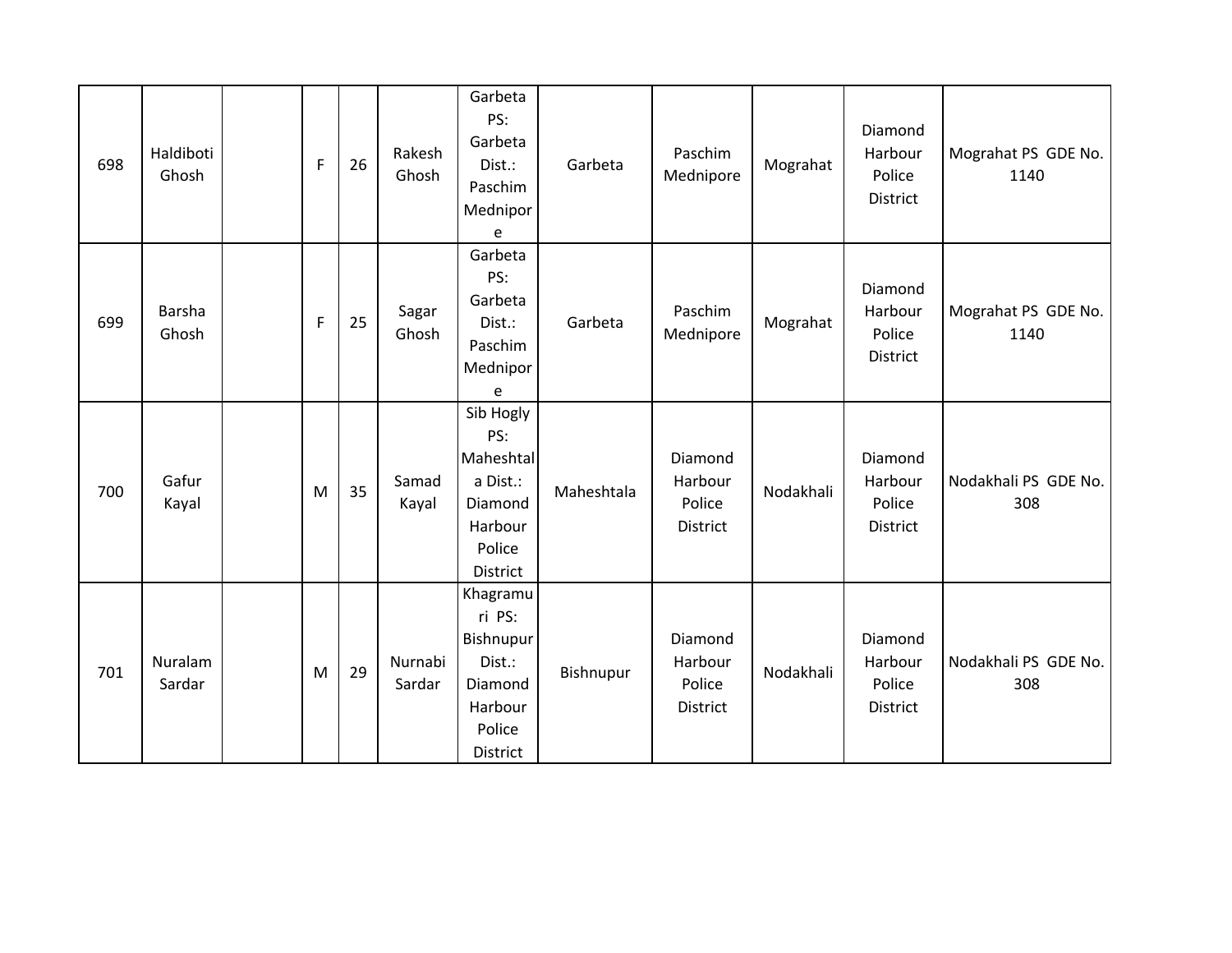| 698 | Haldiboti Ghosh | | F | 26 | Rakesh Ghosh | Garbeta PS: Garbeta Dist.: Paschim Mednipore | Garbeta | Paschim Mednipore | Mograhat | Diamond Harbour Police District | Mograhat PS GDE No. 1140 |
|---|---|---|---|---|---|---|---|---|---|---|---|
| 699 | Barsha Ghosh | | F | 25 | Sagar Ghosh | Garbeta PS: Garbeta Dist.: Paschim Mednipore | Garbeta | Paschim Mednipore | Mograhat | Diamond Harbour Police District | Mograhat PS GDE No. 1140 |
| 700 | Gafur Kayal | | M | 35 | Samad Kayal | Sib Hogly PS: Maheshtala Dist.: Diamond Harbour Police District | Maheshtala | Diamond Harbour Police District | Nodakhali | Diamond Harbour Police District | Nodakhali PS GDE No. 308 |
| 701 | Nuralam Sardar | | M | 29 | Nurnabi Sardar | Khagramuri PS: Bishnupur Dist.: Diamond Harbour Police District | Bishnupur | Diamond Harbour Police District | Nodakhali | Diamond Harbour Police District | Nodakhali PS GDE No. 308 |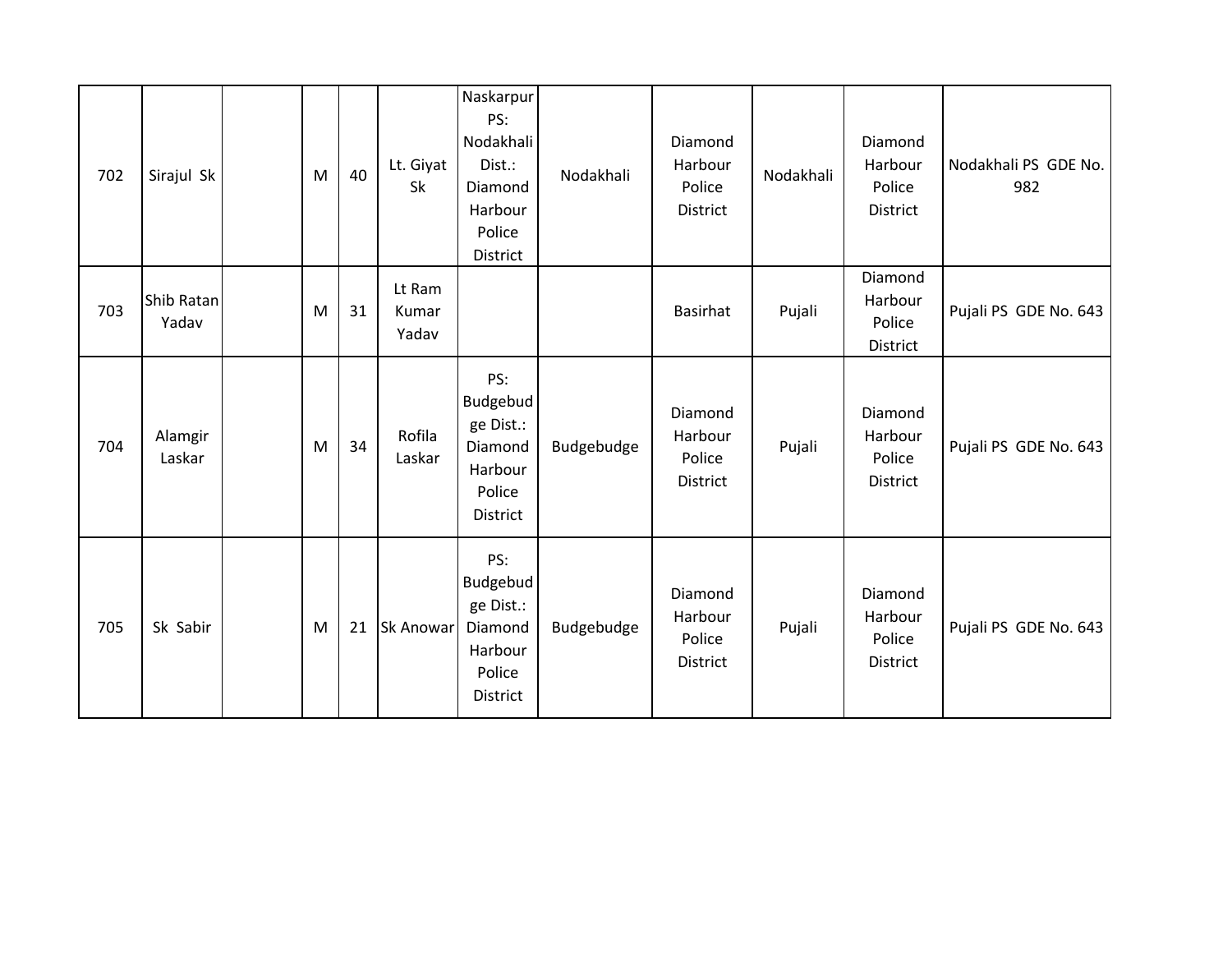| | | | | | | | | | | | |
|---|---|---|---|---|---|---|---|---|---|---|---|
| 702 | Sirajul Sk | | M | 40 | Lt. Giyat Sk | Naskarpur PS: Nodakhali Dist.: Diamond Harbour Police District | Nodakhali | Diamond Harbour Police District | Nodakhali | Diamond Harbour Police District | Nodakhali PS GDE No. 982 |
| 703 | Shib Ratan Yadav | | M | 31 | Lt Ram Kumar Yadav | | | Basirhat | Pujali | Diamond Harbour Police District | Pujali PS GDE No. 643 |
| 704 | Alamgir Laskar | | M | 34 | Rofila Laskar | PS: Budgebudge Dist.: Diamond Harbour Police District | Budgebudge | Diamond Harbour Police District | Pujali | Diamond Harbour Police District | Pujali PS GDE No. 643 |
| 705 | Sk Sabir | | M | 21 | Sk Anowar | PS: Budgebudge Dist.: Diamond Harbour Police District | Budgebudge | Diamond Harbour Police District | Pujali | Diamond Harbour Police District | Pujali PS GDE No. 643 |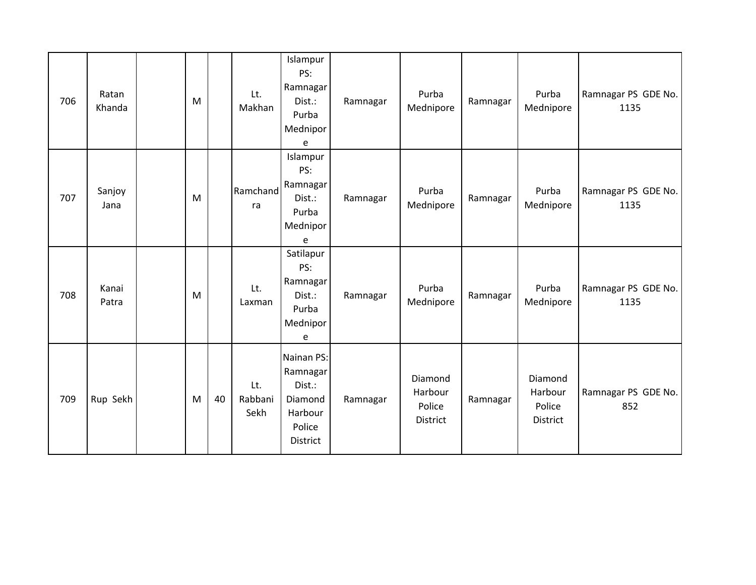| 706 | Ratan Khanda | | M | | Lt. Makhan | Islampur PS: Ramnagar Dist.: Purba Mednipore | Ramnagar | Purba Mednipore | Ramnagar | Purba Mednipore | Ramnagar PS GDE No. 1135 |
|---|---|---|---|---|---|---|---|---|---|---|---|
| 707 | Sanjoy Jana | | M | | Ramchandra | Islampur PS: Ramnagar Dist.: Purba Mednipore | Ramnagar | Purba Mednipore | Ramnagar | Purba Mednipore | Ramnagar PS GDE No. 1135 |
| 708 | Kanai Patra | | M | | Lt. Laxman | Satilapur PS: Ramnagar Dist.: Purba Mednipore | Ramnagar | Purba Mednipore | Ramnagar | Purba Mednipore | Ramnagar PS GDE No. 1135 |
| 709 | Rup Sekh | | M | 40 | Lt. Rabbani Sekh | Nainan PS: Ramnagar Dist.: Diamond Harbour Police District | Ramnagar | Diamond Harbour Police District | Ramnagar | Diamond Harbour Police District | Ramnagar PS GDE No. 852 |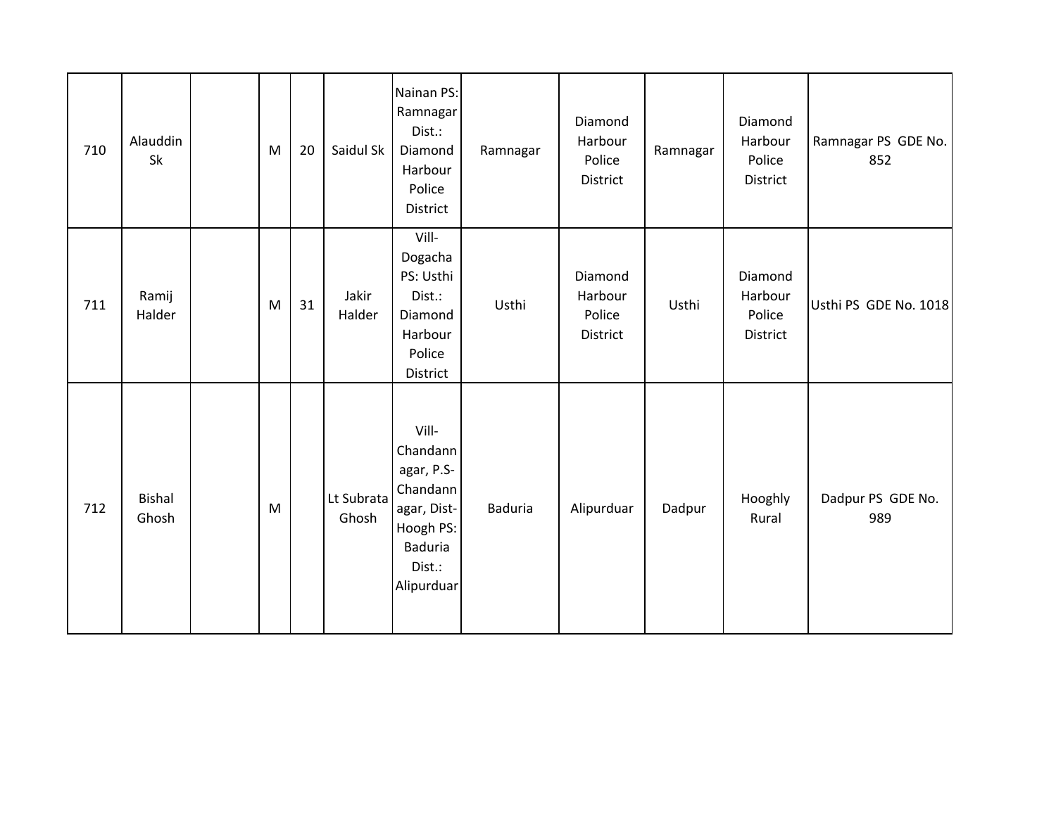| | | | | | | | | | | | |
|---|---|---|---|---|---|---|---|---|---|---|---|
| 710 | Alauddin Sk | | M | 20 | Saidul Sk | Nainan PS: Ramnagar Dist.: Diamond Harbour Police District | Ramnagar | Diamond Harbour Police District | Ramnagar | Diamond Harbour Police District | Ramnagar PS GDE No. 852 |
| 711 | Ramij Halder | | M | 31 | Jakir Halder | Vill- Dogacha PS: Usthi Dist.: Diamond Harbour Police District | Usthi | Diamond Harbour Police District | Usthi | Diamond Harbour Police District | Usthi PS GDE No. 1018 |
| 712 | Bishal Ghosh | | M | | Lt Subrata Ghosh | Vill- Chandannagar, P.S- Chandannagar, Dist- Hoogh PS: Baduria Dist.: Alipurduar | Baduria | Alipurduar | Dadpur | Hooghly Rural | Dadpur PS GDE No. 989 |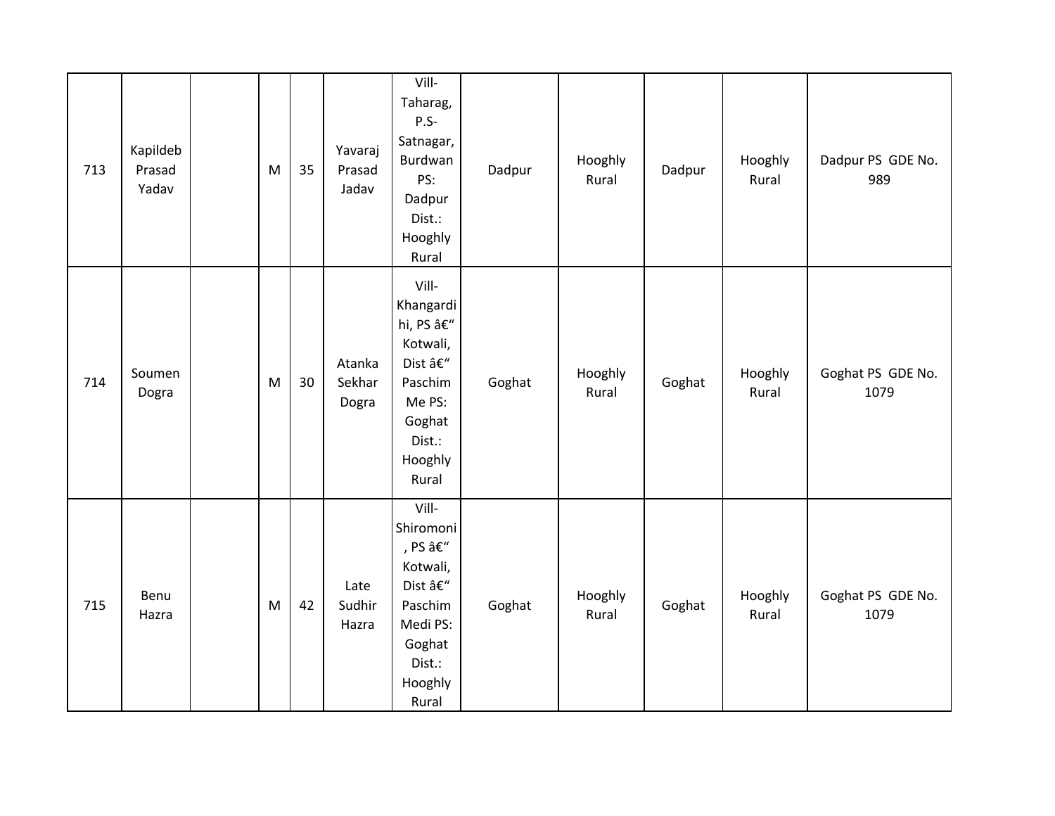| 713 | Kapildeb Prasad Yadav | | M | 35 | Yavaraj Prasad Jadav | Vill- Taharag, P.S- Satnagar, Burdwan PS: Dadpur Dist.: Hooghly Rural | Dadpur | Hooghly Rural | Dadpur | Hooghly Rural | Dadpur PS GDE No. 989 |
|---|---|---|---|---|---|---|---|---|---|---|---|
| 714 | Soumen Dogra | | M | 30 | Atanka Sekhar Dogra | Vill- Khangardihi, PS â€" Kotwali, Dist â€" Paschim Me PS: Goghat Dist.: Hooghly Rural | Goghat | Hooghly Rural | Goghat | Hooghly Rural | Goghat PS GDE No. 1079 |
| 715 | Benu Hazra | | M | 42 | Late Sudhir Hazra | Vill- Shiromoni, PS â€" Kotwali, Dist â€" Paschim Medi PS: Goghat Dist.: Hooghly Rural | Goghat | Hooghly Rural | Goghat | Hooghly Rural | Goghat PS GDE No. 1079 |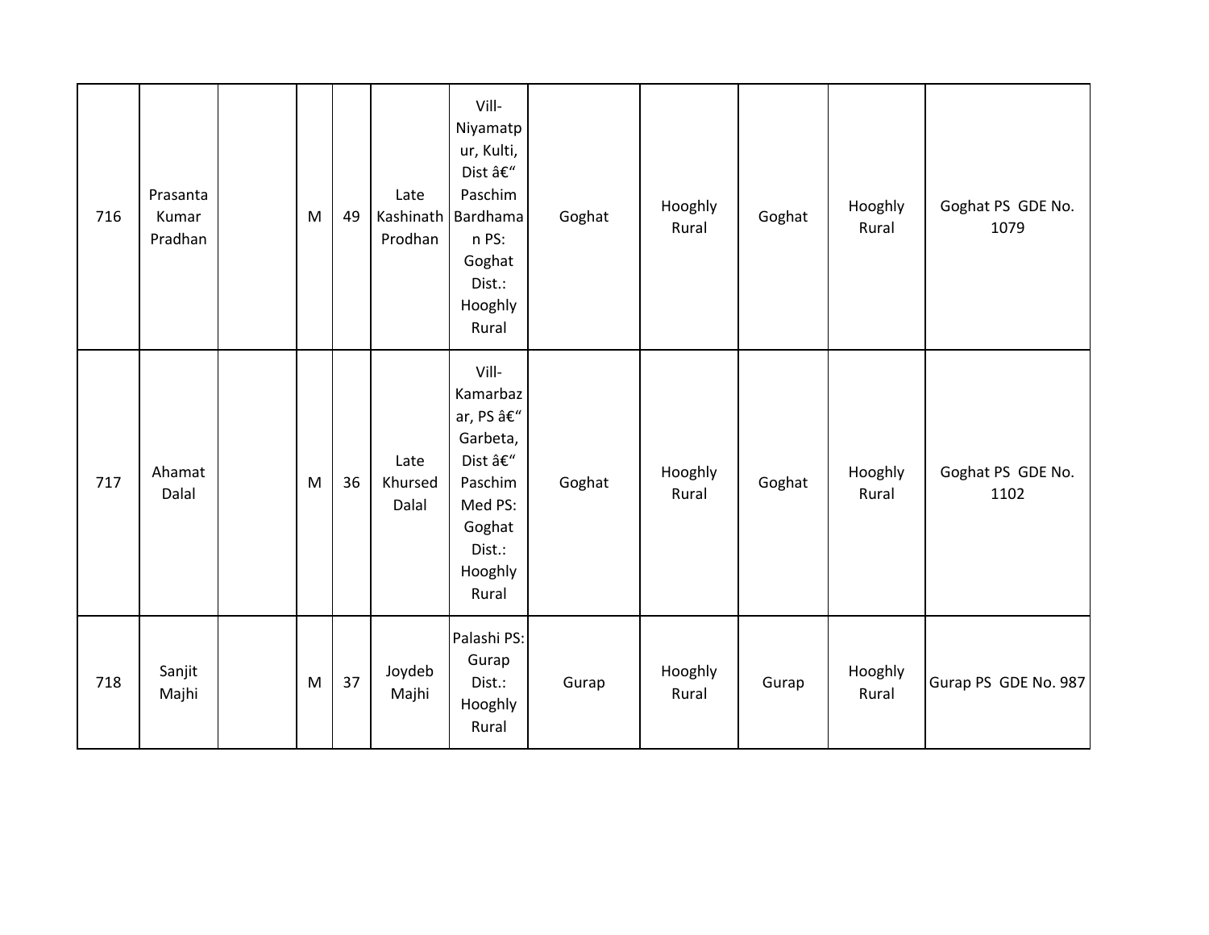| 716 | Prasanta Kumar Pradhan | | M | 49 | Late Kashinath Prodhan | Vill- Niyamatpur, Kulti, Dist â€“ Paschim Bardhaman PS: Goghat Dist.: Hooghly Rural | Goghat | Hooghly Rural | Goghat | Hooghly Rural | Goghat PS GDE No. 1079 |
|---|---|---|---|---|---|---|---|---|---|---|---|
| 717 | Ahamat Dalal | | M | 36 | Late Khursed Dalal | Vill- Kamarbazar, PS â€“ Garbeta, Dist â€“ Paschim Med PS: Goghat Dist.: Hooghly Rural | Goghat | Hooghly Rural | Goghat | Hooghly Rural | Goghat PS GDE No. 1102 |
| 718 | Sanjit Majhi | | M | 37 | Joydeb Majhi | Palashi PS: Gurap Dist.: Hooghly Rural | Gurap | Hooghly Rural | Gurap | Hooghly Rural | Gurap PS GDE No. 987 |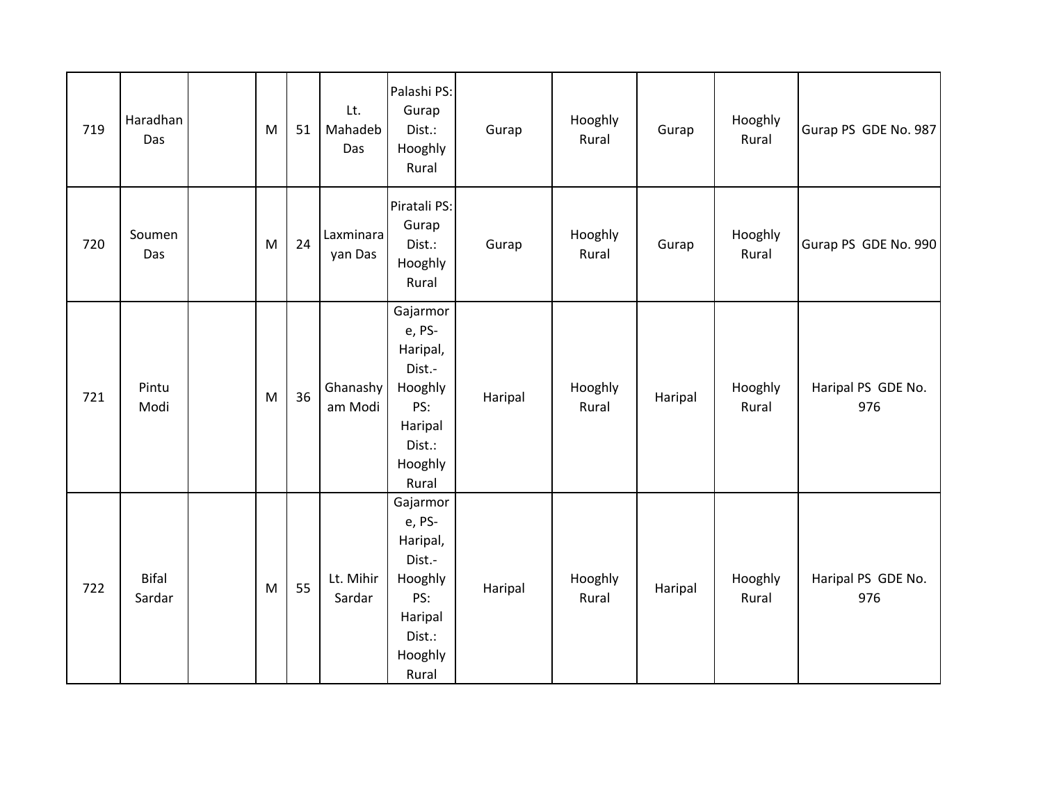| | | | | | | | | | | | |
|---|---|---|---|---|---|---|---|---|---|---|---|
| 719 | Haradhan Das | | M | 51 | Lt. Mahadeb Das | Palashi PS: Gurap Dist.: Hooghly Rural | Gurap | Hooghly Rural | Gurap | Hooghly Rural | Gurap PS GDE No. 987 |
| 720 | Soumen Das | | M | 24 | Laxminarayan Das | Piratali PS: Gurap Dist.: Hooghly Rural | Gurap | Hooghly Rural | Gurap | Hooghly Rural | Gurap PS GDE No. 990 |
| 721 | Pintu Modi | | M | 36 | Ghanashyam Modi | Gajarmore, PS-Haripal, Dist.-Hooghly PS: Haripal Dist.: Hooghly Rural | Haripal | Hooghly Rural | Haripal | Hooghly Rural | Haripal PS GDE No. 976 |
| 722 | Bifal Sardar | | M | 55 | Lt. Mihir Sardar | Gajarmore, PS-Haripal, Dist.-Hooghly PS: Haripal Dist.: Hooghly Rural | Haripal | Hooghly Rural | Haripal | Hooghly Rural | Haripal PS GDE No. 976 |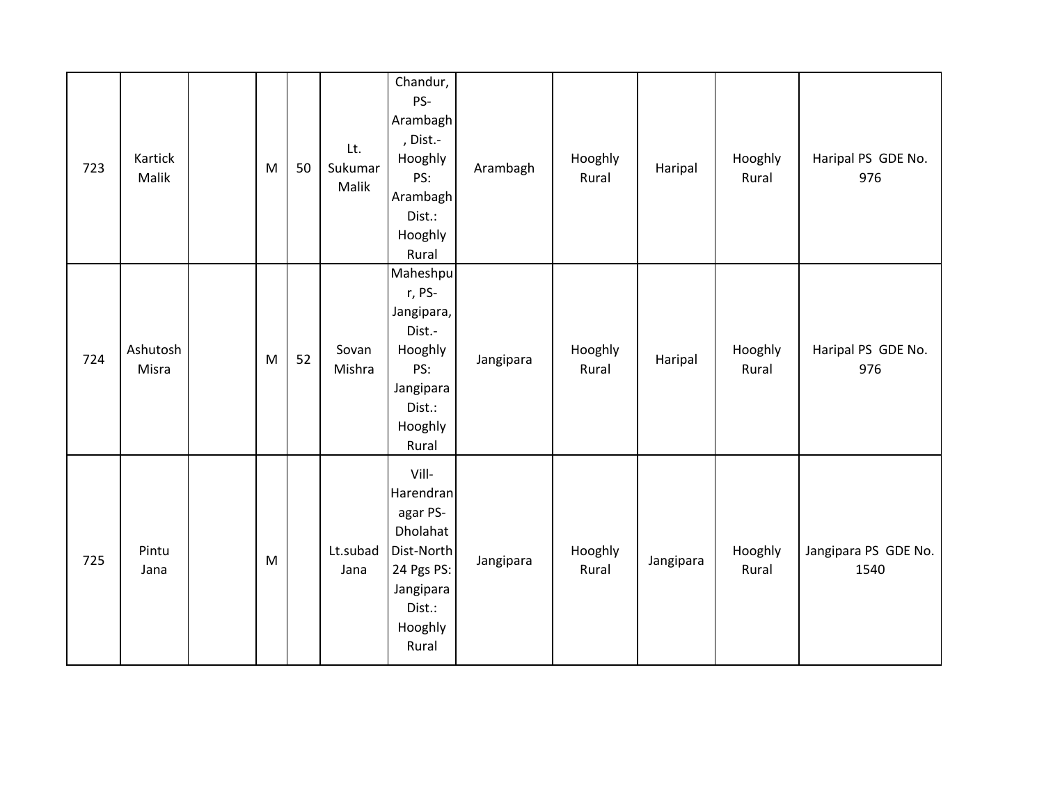| | | | | | | | | | | | |
|---|---|---|---|---|---|---|---|---|---|---|---|
| 723 | Kartick Malik | | M | 50 | Lt. Sukumar Malik | Chandur, PS- Arambagh , Dist.- Hooghly PS: Arambagh Dist.: Hooghly Rural | Arambagh | Hooghly Rural | Haripal | Hooghly Rural | Haripal PS GDE No. 976 |
| 724 | Ashutosh Misra | | M | 52 | Sovan Mishra | Maheshpur, PS- Jangipara, Dist.- Hooghly PS: Jangipara Dist.: Hooghly Rural | Jangipara | Hooghly Rural | Haripal | Hooghly Rural | Haripal PS GDE No. 976 |
| 725 | Pintu Jana | | M | | Lt.subad Jana | Vill- Harendranagar PS- Dholahat Dist-North 24 Pgs PS: Jangipara Dist.: Hooghly Rural | Jangipara | Hooghly Rural | Jangipara | Hooghly Rural | Jangipara PS GDE No. 1540 |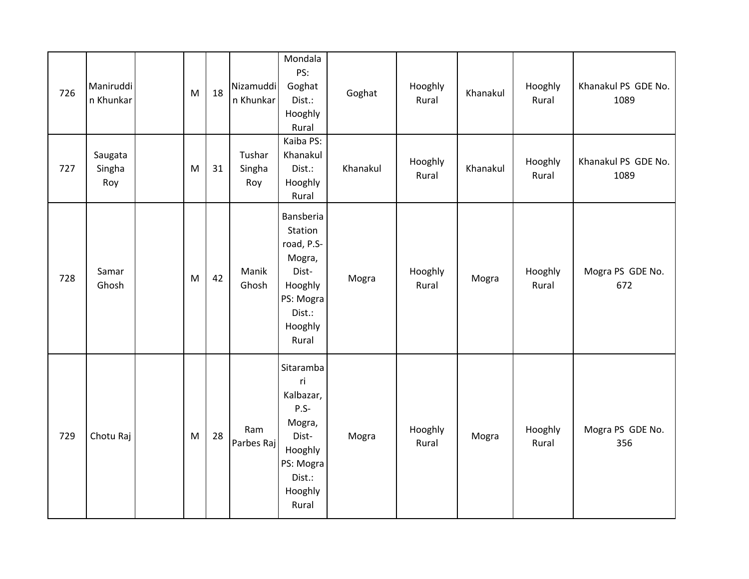| | | | | | | | | | | | |
|---|---|---|---|---|---|---|---|---|---|---|---|
| 726 | Maniruddin Khunkar | | M | 18 | Nizamuddin Khunkar | Mondala PS: Goghat Dist.: Hooghly Rural | Goghat | Hooghly Rural | Khanakul | Hooghly Rural | Khanakul PS GDE No. 1089 |
| 727 | Saugata Singha Roy | | M | 31 | Tushar Singha Roy | Kaiba PS: Khanakul Dist.: Hooghly Rural | Khanakul | Hooghly Rural | Khanakul | Hooghly Rural | Khanakul PS GDE No. 1089 |
| 728 | Samar Ghosh | | M | 42 | Manik Ghosh | Bansberia Station road, P.S- Mogra, Dist- Hooghly PS: Mogra Dist.: Hooghly Rural | Mogra | Hooghly Rural | Mogra | Hooghly Rural | Mogra PS GDE No. 672 |
| 729 | Chotu Raj | | M | 28 | Ram Parbes Raj | Sitarambari Kalbazar, P.S- Mogra, Dist- Hooghly PS: Mogra Dist.: Hooghly Rural | Mogra | Hooghly Rural | Mogra | Hooghly Rural | Mogra PS GDE No. 356 |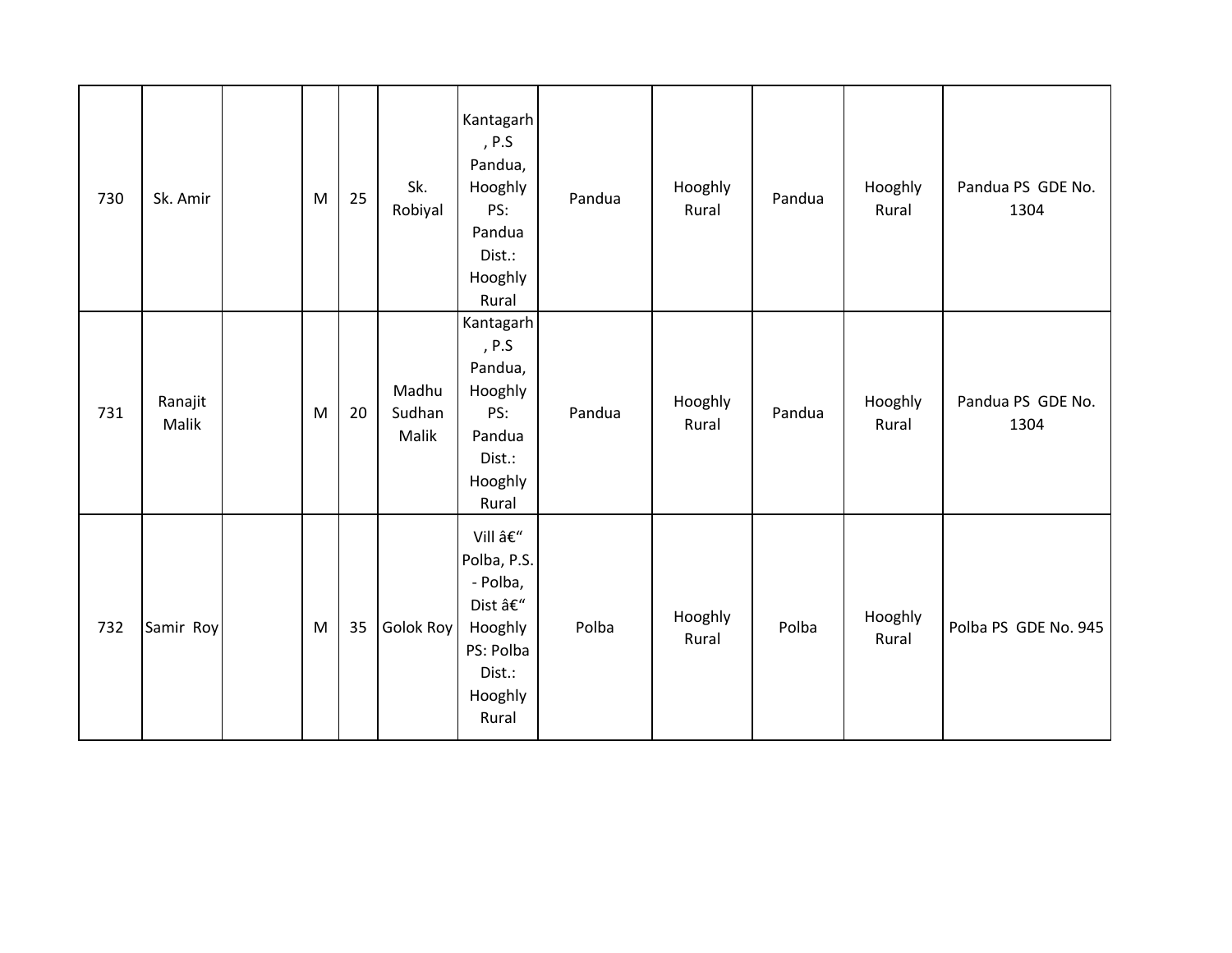| | | | | | | | | | | | |
|---|---|---|---|---|---|---|---|---|---|---|---|
| 730 | Sk. Amir | | M | 25 | Sk. Robiyal | Kantagarh , P.S Pandua, Hooghly PS: Pandua Dist.: Hooghly Rural | Pandua | Hooghly Rural | Pandua | Hooghly Rural | Pandua PS GDE No. 1304 |
| 731 | Ranajit Malik | | M | 20 | Madhu Sudhan Malik | Kantagarh , P.S Pandua, Hooghly PS: Pandua Dist.: Hooghly Rural | Pandua | Hooghly Rural | Pandua | Hooghly Rural | Pandua PS GDE No. 1304 |
| 732 | Samir Roy | | M | 35 | Golok Roy | Vill â€" Polba, P.S. - Polba, Dist â€" Hooghly PS: Polba Dist.: Hooghly Rural | Polba | Hooghly Rural | Polba | Hooghly Rural | Polba PS GDE No. 945 |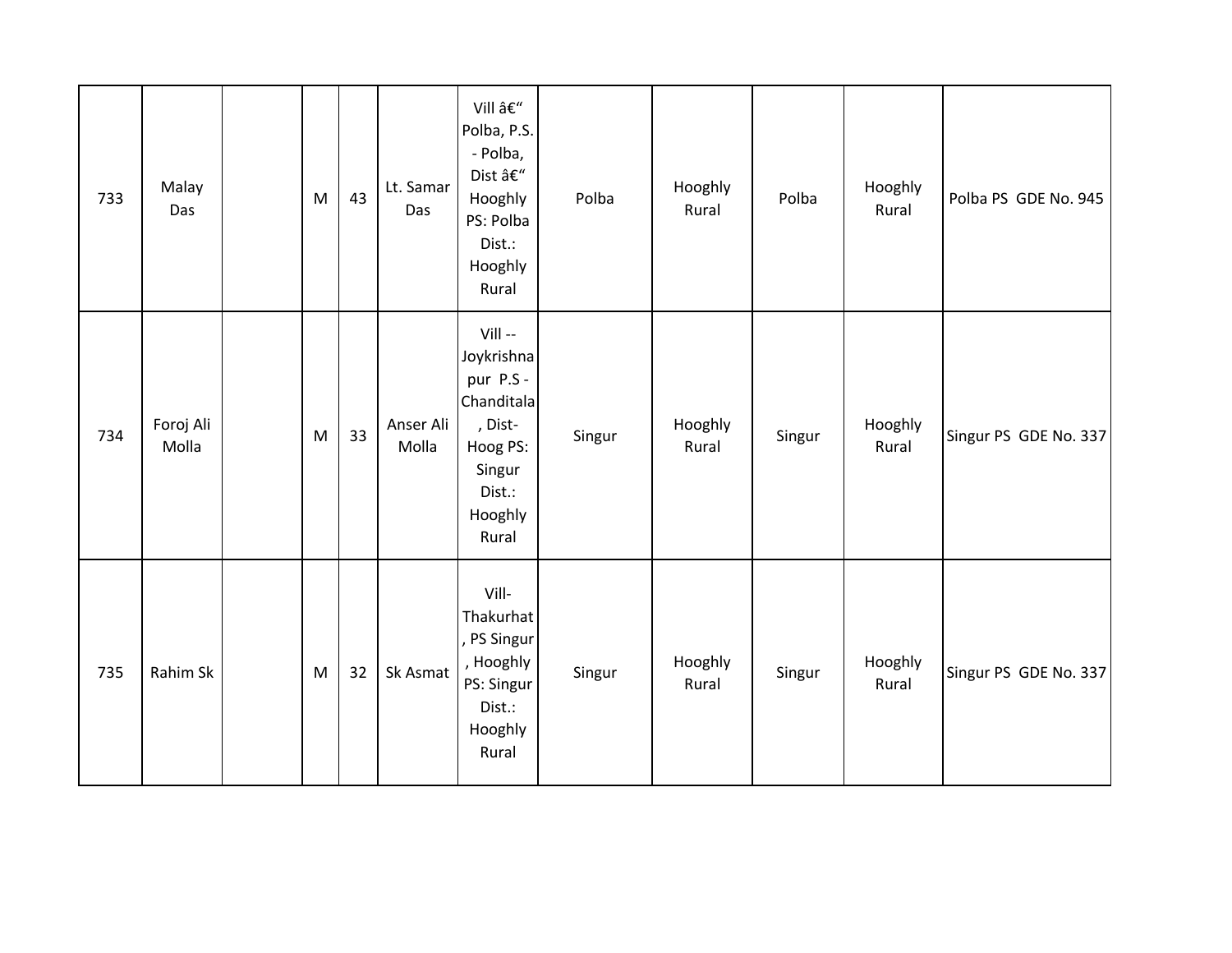| | | | | | | | | | | | |
|---|---|---|---|---|---|---|---|---|---|---|---|
| 733 | Malay Das | | M | 43 | Lt. Samar Das | Vill â€“ Polba, P.S. - Polba, Dist â€“ Hooghly PS: Polba Dist.: Hooghly Rural | Polba | Hooghly Rural | Polba | Hooghly Rural | Polba PS GDE No. 945 |
| 734 | Foroj Ali Molla | | M | 33 | Anser Ali Molla | Vill -- Joykrishna pur P.S - Chanditala , Dist- Hoog PS: Singur Dist.: Hooghly Rural | Singur | Hooghly Rural | Singur | Hooghly Rural | Singur PS GDE No. 337 |
| 735 | Rahim Sk | | M | 32 | Sk Asmat | Vill- Thakurhat , PS Singur , Hooghly PS: Singur Dist.: Hooghly Rural | Singur | Hooghly Rural | Singur | Hooghly Rural | Singur PS GDE No. 337 |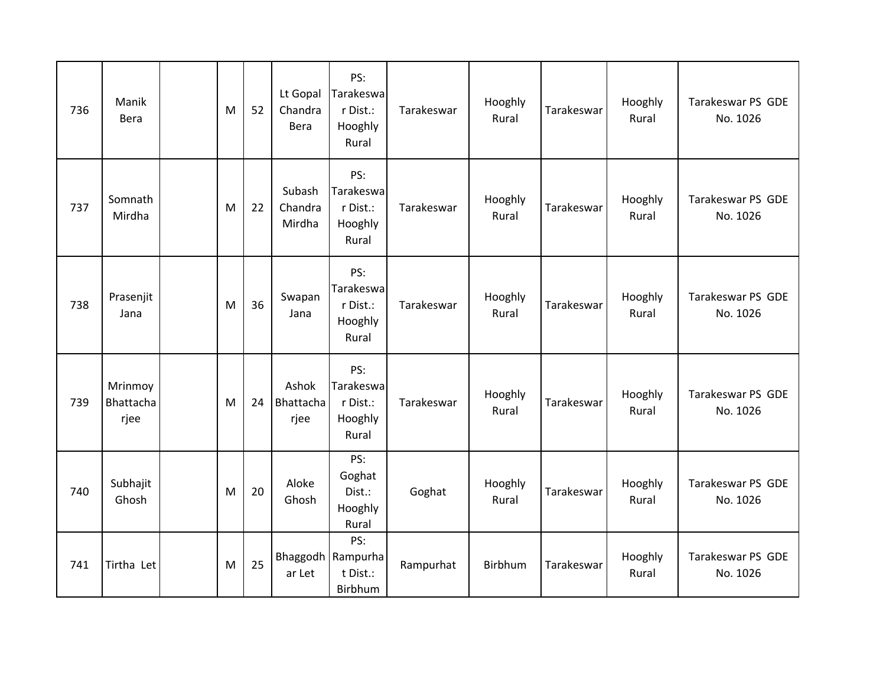| 736 | Manik Bera | | M | 52 | Lt Gopal Chandra Bera | PS: Tarakeswar Dist.: Hooghly Rural | Tarakeswar | Hooghly Rural | Tarakeswar | Hooghly Rural | Tarakeswar PS GDE No. 1026 |
|---|---|---|---|---|---|---|---|---|---|---|---|
| 737 | Somnath Mirdha | | M | 22 | Subash Chandra Mirdha | PS: Tarakeswar Dist.: Hooghly Rural | Tarakeswar | Hooghly Rural | Tarakeswar | Hooghly Rural | Tarakeswar PS GDE No. 1026 |
| 738 | Prasenjit Jana | | M | 36 | Swapan Jana | PS: Tarakeswar Dist.: Hooghly Rural | Tarakeswar | Hooghly Rural | Tarakeswar | Hooghly Rural | Tarakeswar PS GDE No. 1026 |
| 739 | Mrinmoy Bhattacharjee | | M | 24 | Ashok Bhattacharjee | PS: Tarakeswar Dist.: Hooghly Rural | Tarakeswar | Hooghly Rural | Tarakeswar | Hooghly Rural | Tarakeswar PS GDE No. 1026 |
| 740 | Subhajit Ghosh | | M | 20 | Aloke Ghosh | PS: Goghat Dist.: Hooghly Rural | Goghat | Hooghly Rural | Tarakeswar | Hooghly Rural | Tarakeswar PS GDE No. 1026 |
| 741 | Tirtha Let | | M | 25 | Bhaggodhar Let | PS: Rampurhat Dist.: Birbhum | Rampurhat | Birbhum | Tarakeswar | Hooghly Rural | Tarakeswar PS GDE No. 1026 |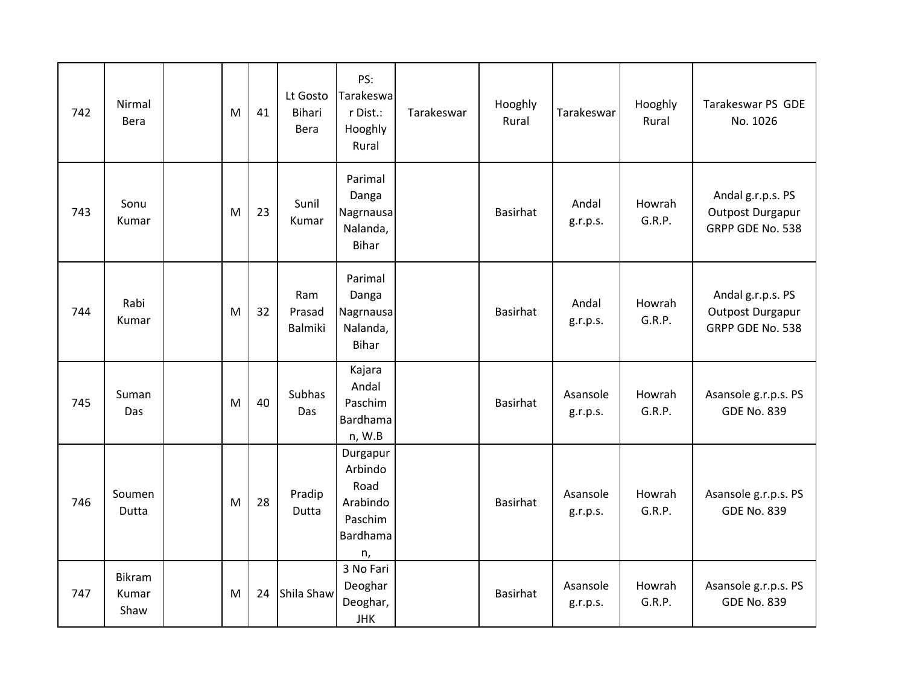| | | | | | | | | | | | |
|---|---|---|---|---|---|---|---|---|---|---|---|
| 742 | Nirmal Bera | | M | 41 | Lt Gosto Bihari Bera | PS: Tarakeswar Dist.: Hooghly Rural | Tarakeswar | Hooghly Rural | Tarakeswar | Hooghly Rural | Tarakeswar PS GDE No. 1026 |
| 743 | Sonu Kumar | | M | 23 | Sunil Kumar | Parimal Danga Nagrnausa Nalanda, Bihar | | Basirhat | Andal g.r.p.s. | Howrah G.R.P. | Andal g.r.p.s. PS Outpost Durgapur GRPP GDE No. 538 |
| 744 | Rabi Kumar | | M | 32 | Ram Prasad Balmiki | Parimal Danga Nagrnausa Nalanda, Bihar | | Basirhat | Andal g.r.p.s. | Howrah G.R.P. | Andal g.r.p.s. PS Outpost Durgapur GRPP GDE No. 538 |
| 745 | Suman Das | | M | 40 | Subhas Das | Kajara Andal Paschim Bardhaman, W.B | | Basirhat | Asansole g.r.p.s. | Howrah G.R.P. | Asansole g.r.p.s. PS GDE No. 839 |
| 746 | Soumen Dutta | | M | 28 | Pradip Dutta | Durgapur Arbindo Road Arabindo Paschim Bardhaman, | | Basirhat | Asansole g.r.p.s. | Howrah G.R.P. | Asansole g.r.p.s. PS GDE No. 839 |
| 747 | Bikram Kumar Shaw | | M | 24 | Shila Shaw | 3 No Fari Deoghar Deoghar, JHK | | Basirhat | Asansole g.r.p.s. | Howrah G.R.P. | Asansole g.r.p.s. PS GDE No. 839 |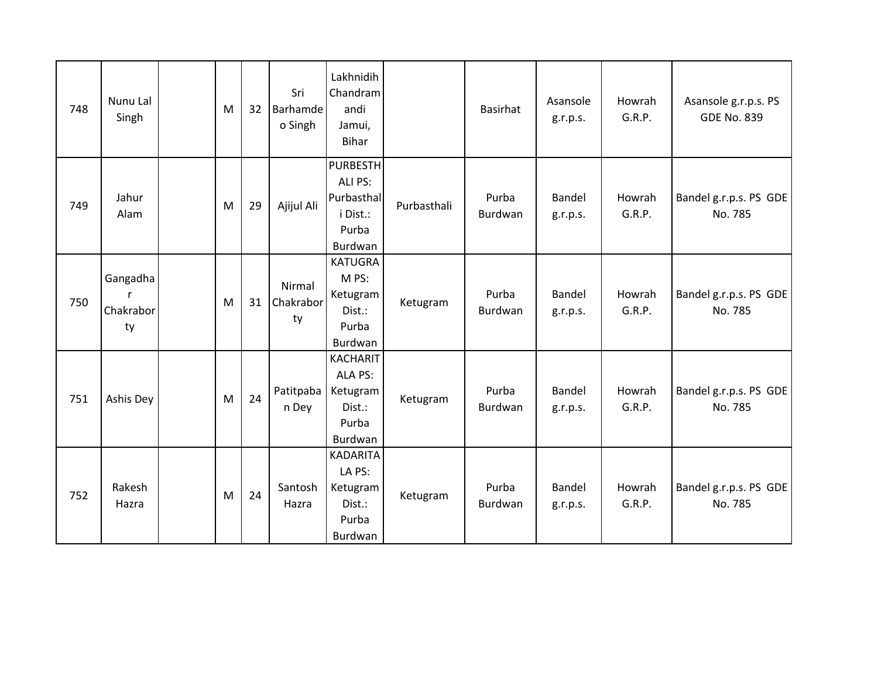| 748 | Nunu Lal Singh | | M | 32 | Sri Barhamdeo Singh | Lakhnidih Chandramandi Jamui, Bihar | | Basirhat | Asansole g.r.p.s. | Howrah G.R.P. | Asansole g.r.p.s. PS GDE No. 839 |
|---|---|---|---|---|---|---|---|---|---|---|---|
| 749 | Jahur Alam | | M | 29 | Ajijul Ali | PURBESTHALI PS: Purbasthali Dist.: Purba Burdwan | Purbasthali | Purba Burdwan | Bandel g.r.p.s. | Howrah G.R.P. | Bandel g.r.p.s. PS GDE No. 785 |
| 750 | Gangadhar Chakraborty | | M | 31 | Nirmal Chakraborty | KATUGRAM PS: Ketugram Dist.: Purba Burdwan | Ketugram | Purba Burdwan | Bandel g.r.p.s. | Howrah G.R.P. | Bandel g.r.p.s. PS GDE No. 785 |
| 751 | Ashis Dey | | M | 24 | Patitpaban Dey | KACHARITALA PS: Ketugram Dist.: Purba Burdwan | Ketugram | Purba Burdwan | Bandel g.r.p.s. | Howrah G.R.P. | Bandel g.r.p.s. PS GDE No. 785 |
| 752 | Rakesh Hazra | | M | 24 | Santosh Hazra | KADARITALA PS: Ketugram Dist.: Purba Burdwan | Ketugram | Purba Burdwan | Bandel g.r.p.s. | Howrah G.R.P. | Bandel g.r.p.s. PS GDE No. 785 |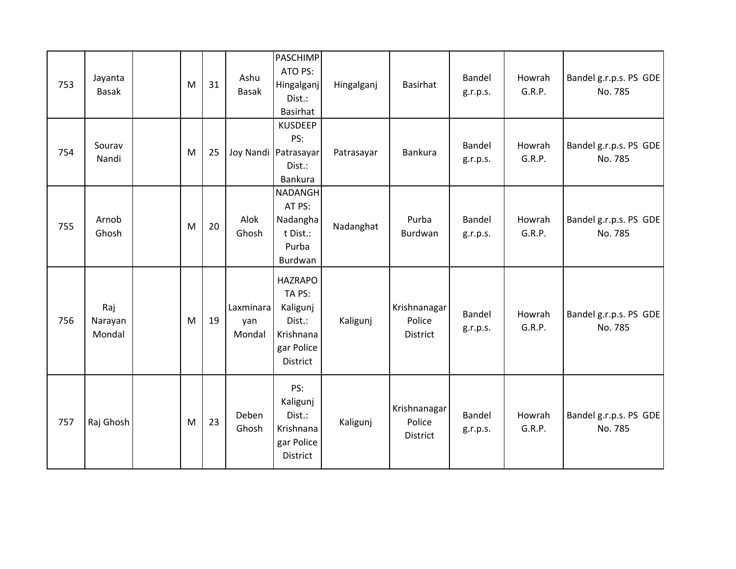| | | | | | | | | | | | |
|---|---|---|---|---|---|---|---|---|---|---|---|
| 753 | Jayanta Basak | | M | 31 | Ashu Basak | PASCHIMPATO PS: Hingalganj Dist.: Basirhat | Hingalganj | Basirhat | Bandel g.r.p.s. | Howrah G.R.P. | Bandel g.r.p.s. PS GDE No. 785 |
| 754 | Sourav Nandi | | M | 25 | Joy Nandi | KUSDEEP PS: Patrasayar Dist.: Bankura | Patrasayar | Bankura | Bandel g.r.p.s. | Howrah G.R.P. | Bandel g.r.p.s. PS GDE No. 785 |
| 755 | Arnob Ghosh | | M | 20 | Alok Ghosh | NADANGHAT PS: Nadanghat Dist.: Purba Burdwan | Nadanghat | Purba Burdwan | Bandel g.r.p.s. | Howrah G.R.P. | Bandel g.r.p.s. PS GDE No. 785 |
| 756 | Raj Narayan Mondal | | M | 19 | Laxminarayan Mondal | HAZRAPOTA PS: Kaligunj Dist.: Krishnanagar Police District | Kaligunj | Krishnanagar Police District | Bandel g.r.p.s. | Howrah G.R.P. | Bandel g.r.p.s. PS GDE No. 785 |
| 757 | Raj Ghosh | | M | 23 | Deben Ghosh | PS: Kaligunj Dist.: Krishnanagar Police District | Kaligunj | Krishnanagar Police District | Bandel g.r.p.s. | Howrah G.R.P. | Bandel g.r.p.s. PS GDE No. 785 |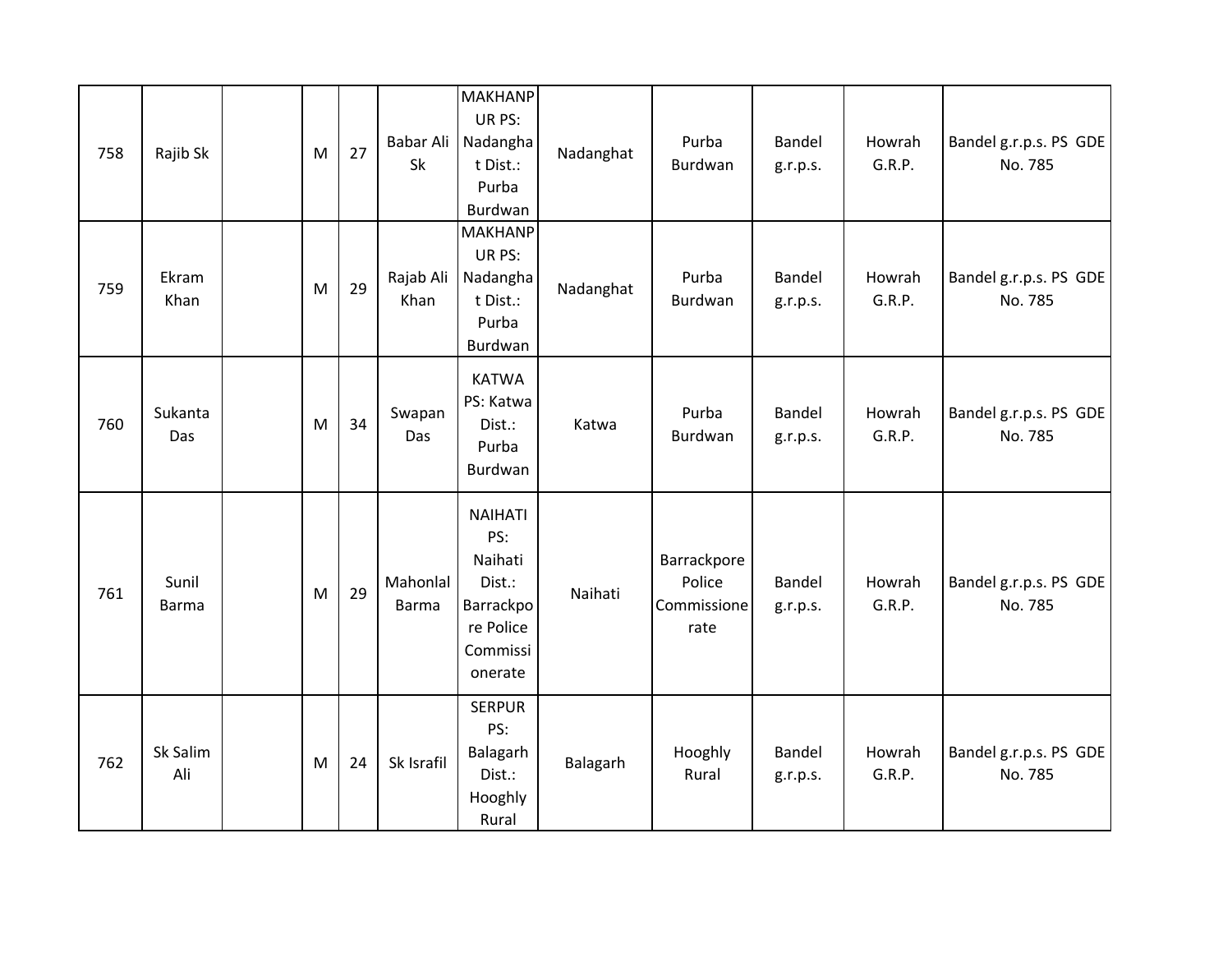| 758 | Rajib Sk | | M | 27 | Babar Ali Sk | MAKHANPUR PS: Nadanghat Dist.: Purba Burdwan | Nadanghat | Purba Burdwan | Bandel g.r.p.s. | Howrah G.R.P. | Bandel g.r.p.s. PS GDE No. 785 |
|---|---|---|---|---|---|---|---|---|---|---|---|
| 759 | Ekram Khan | | M | 29 | Rajab Ali Khan | MAKHANPUR PS: Nadanghat Dist.: Purba Burdwan | Nadanghat | Purba Burdwan | Bandel g.r.p.s. | Howrah G.R.P. | Bandel g.r.p.s. PS GDE No. 785 |
| 760 | Sukanta Das | | M | 34 | Swapan Das | KATWA PS: Katwa Dist.: Purba Burdwan | Katwa | Purba Burdwan | Bandel g.r.p.s. | Howrah G.R.P. | Bandel g.r.p.s. PS GDE No. 785 |
| 761 | Sunil Barma | | M | 29 | Mahonlal Barma | NAIHATI PS: Naihati Dist.: Barrackpore Police Commissionerate | Naihati | Barrackpore Police Commissionerate | Bandel g.r.p.s. | Howrah G.R.P. | Bandel g.r.p.s. PS GDE No. 785 |
| 762 | Sk Salim Ali | | M | 24 | Sk Israfil | SERPUR PS: Balagarh Dist.: Hooghly Rural | Balagarh | Hooghly Rural | Bandel g.r.p.s. | Howrah G.R.P. | Bandel g.r.p.s. PS GDE No. 785 |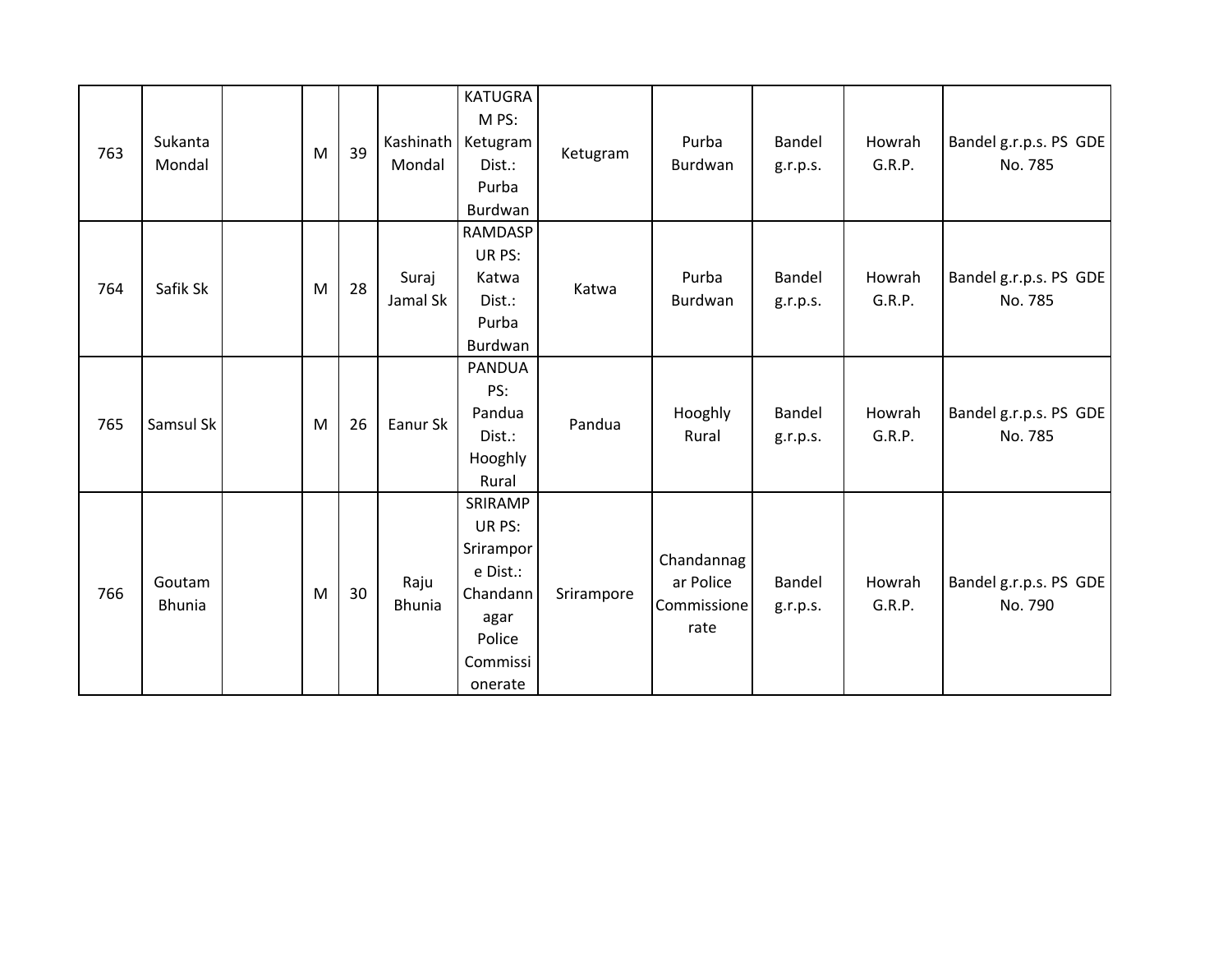| | | | | | | | | | | | |
|---|---|---|---|---|---|---|---|---|---|---|---|
| 763 | Sukanta Mondal | | M | 39 | Kashinath Mondal | KATUGRAM PS: Ketugram Dist.: Purba Burdwan | Ketugram | Purba Burdwan | Bandel g.r.p.s. | Howrah G.R.P. | Bandel g.r.p.s. PS GDE No. 785 |
| 764 | Safik Sk | | M | 28 | Suraj Jamal Sk | RAMDASPUR PS: Katwa Dist.: Purba Burdwan | Katwa | Purba Burdwan | Bandel g.r.p.s. | Howrah G.R.P. | Bandel g.r.p.s. PS GDE No. 785 |
| 765 | Samsul Sk | | M | 26 | Eanur Sk | PANDUA PS: Pandua Dist.: Hooghly Rural | Pandua | Hooghly Rural | Bandel g.r.p.s. | Howrah G.R.P. | Bandel g.r.p.s. PS GDE No. 785 |
| 766 | Goutam Bhunia | | M | 30 | Raju Bhunia | SRIRAMPUR PS: Srirampore Dist.: Chandannagar Police Commissionerate | Srirampore | Chandannagar Police Commissionerate | Bandel g.r.p.s. | Howrah G.R.P. | Bandel g.r.p.s. PS GDE No. 790 |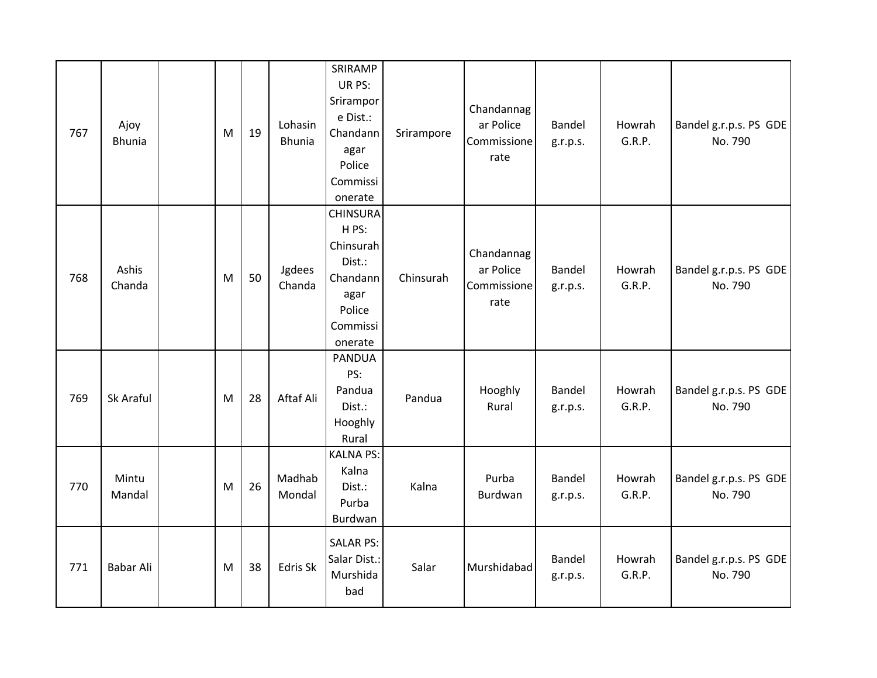| 767 | Ajoy Bhunia | | M | 19 | Lohasin Bhunia | SRIRAMPUR PS: Srirampore Dist.: Chandannagar Police Commissionerate | Srirampore | Chandannagar Police Commissionerate | Bandel g.r.p.s. | Howrah G.R.P. | Bandel g.r.p.s. PS GDE No. 790 |
|---|---|---|---|---|---|---|---|---|---|---|---|
| 768 | Ashis Chanda | | M | 50 | Jgdees Chanda | CHINSURAH PS: Chinsurah Dist.: Chandannagar Police Commissionerate | Chinsurah | Chandannagar Police Commissionerate | Bandel g.r.p.s. | Howrah G.R.P. | Bandel g.r.p.s. PS GDE No. 790 |
| 769 | Sk Araful | | M | 28 | Aftaf Ali | PANDUA PS: Pandua Dist.: Hooghly Rural | Pandua | Hooghly Rural | Bandel g.r.p.s. | Howrah G.R.P. | Bandel g.r.p.s. PS GDE No. 790 |
| 770 | Mintu Mandal | | M | 26 | Madhab Mondal | KALNA PS: Kalna Dist.: Purba Burdwan | Kalna | Purba Burdwan | Bandel g.r.p.s. | Howrah G.R.P. | Bandel g.r.p.s. PS GDE No. 790 |
| 771 | Babar Ali | | M | 38 | Edris Sk | SALAR PS: Salar Dist.: Murshidabad | Salar | Murshidabad | Bandel g.r.p.s. | Howrah G.R.P. | Bandel g.r.p.s. PS GDE No. 790 |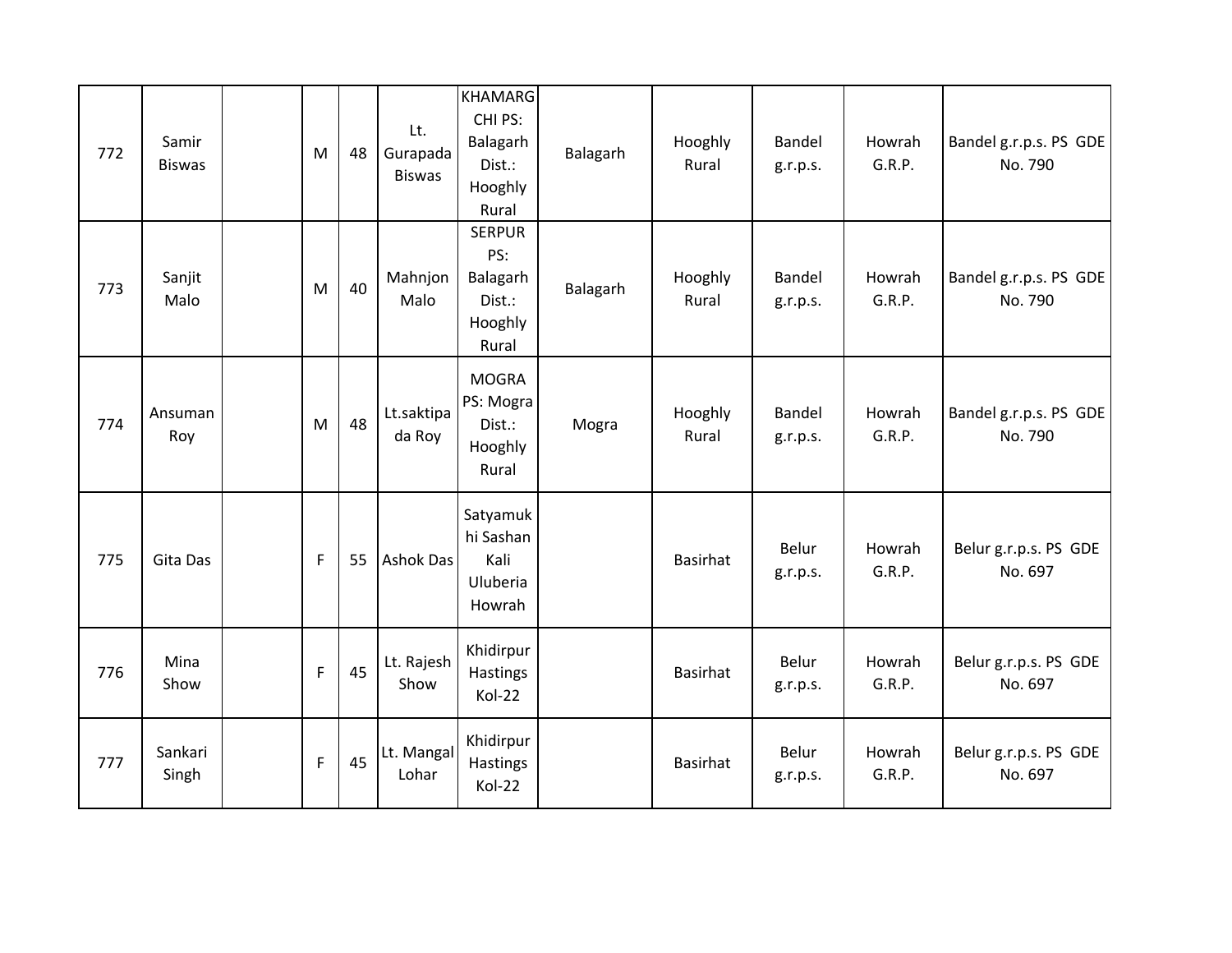| | | | | | | | | | | | |
|---|---|---|---|---|---|---|---|---|---|---|---|
| 772 | Samir Biswas | | M | 48 | Lt. Gurapada Biswas | KHAMARGCHI PS: Balagarh Dist.: Hooghly Rural | Balagarh | Hooghly Rural | Bandel g.r.p.s. | Howrah G.R.P. | Bandel g.r.p.s. PS GDE No. 790 |
| 773 | Sanjit Malo | | M | 40 | Mahnjon Malo | SERPUR PS: Balagarh Dist.: Hooghly Rural | Balagarh | Hooghly Rural | Bandel g.r.p.s. | Howrah G.R.P. | Bandel g.r.p.s. PS GDE No. 790 |
| 774 | Ansuman Roy | | M | 48 | Lt.saktipada Roy | MOGRA PS: Mogra Dist.: Hooghly Rural | Mogra | Hooghly Rural | Bandel g.r.p.s. | Howrah G.R.P. | Bandel g.r.p.s. PS GDE No. 790 |
| 775 | Gita Das | | F | 55 | Ashok Das | Satyamukhi Sashan Kali Uluberia Howrah | | Basirhat | Belur g.r.p.s. | Howrah G.R.P. | Belur g.r.p.s. PS GDE No. 697 |
| 776 | Mina Show | | F | 45 | Lt. Rajesh Show | Khidirpur Hastings Kol-22 | | Basirhat | Belur g.r.p.s. | Howrah G.R.P. | Belur g.r.p.s. PS GDE No. 697 |
| 777 | Sankari Singh | | F | 45 | Lt. Mangal Lohar | Khidirpur Hastings Kol-22 | | Basirhat | Belur g.r.p.s. | Howrah G.R.P. | Belur g.r.p.s. PS GDE No. 697 |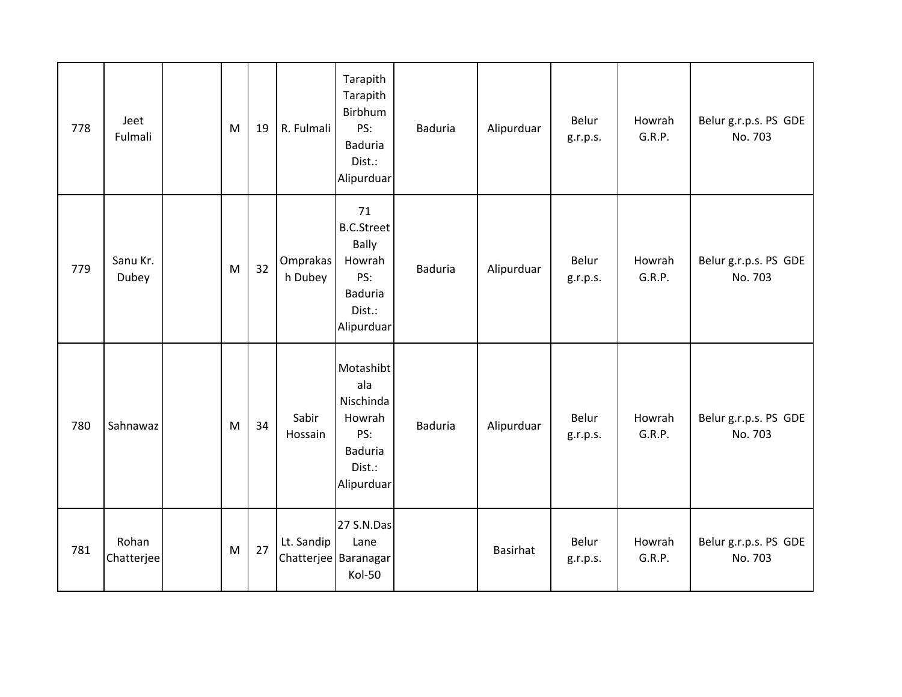| | | | | | | | | | | | |
|---|---|---|---|---|---|---|---|---|---|---|---|
| 778 | Jeet Fulmali | | M | 19 | R. Fulmali | Tarapith Tarapith Birbhum PS: Baduria Dist.: Alipurduar | Baduria | Alipurduar | Belur g.r.p.s. | Howrah G.R.P. | Belur g.r.p.s. PS GDE No. 703 |
| 779 | Sanu Kr. Dubey | | M | 32 | Omprakash Dubey | 71 B.C.Street Bally Howrah PS: Baduria Dist.: Alipurduar | Baduria | Alipurduar | Belur g.r.p.s. | Howrah G.R.P. | Belur g.r.p.s. PS GDE No. 703 |
| 780 | Sahnawaz | | M | 34 | Sabir Hossain | Motashibtala Nischinda Howrah PS: Baduria Dist.: Alipurduar | Baduria | Alipurduar | Belur g.r.p.s. | Howrah G.R.P. | Belur g.r.p.s. PS GDE No. 703 |
| 781 | Rohan Chatterjee | | M | 27 | Lt. Sandip Chatterjee | 27 S.N.Das Lane Baranagar Kol-50 | | Basirhat | Belur g.r.p.s. | Howrah G.R.P. | Belur g.r.p.s. PS GDE No. 703 |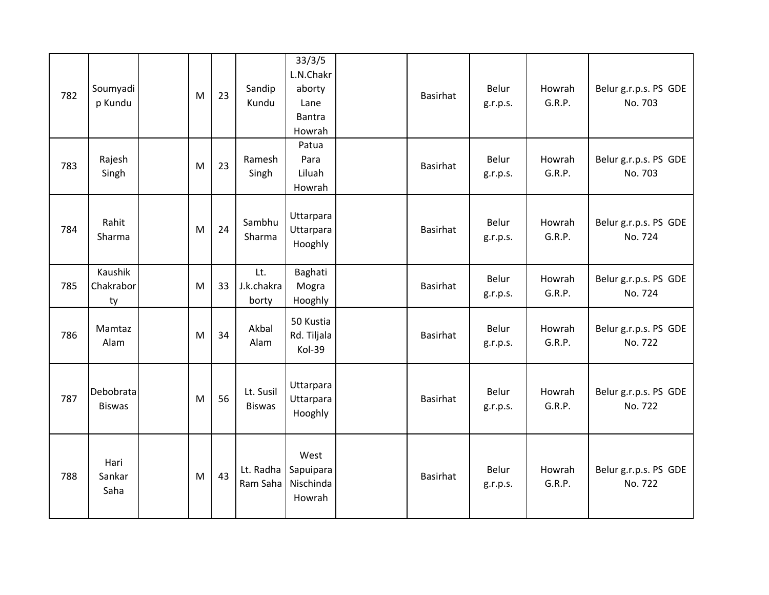| | | | | | | | | | | | |
|---|---|---|---|---|---|---|---|---|---|---|---|
| 782 | Soumyadip Kundu | | M | 23 | Sandip Kundu | 33/3/5 L.N.Chakraborty Lane Bantra Howrah | | Basirhat | Belur g.r.p.s. | Howrah G.R.P. | Belur g.r.p.s. PS GDE No. 703 |
| 783 | Rajesh Singh | | M | 23 | Ramesh Singh | Patua Para Liluah Howrah | | Basirhat | Belur g.r.p.s. | Howrah G.R.P. | Belur g.r.p.s. PS GDE No. 703 |
| 784 | Rahit Sharma | | M | 24 | Sambhu Sharma | Uttarpara Uttarpara Hooghly | | Basirhat | Belur g.r.p.s. | Howrah G.R.P. | Belur g.r.p.s. PS GDE No. 724 |
| 785 | Kaushik Chakraborty | | M | 33 | Lt. J.k.chakraborty | Baghati Mogra Hooghly | | Basirhat | Belur g.r.p.s. | Howrah G.R.P. | Belur g.r.p.s. PS GDE No. 724 |
| 786 | Mamtaz Alam | | M | 34 | Akbal Alam | 50 Kustia Rd. Tiljala Kol-39 | | Basirhat | Belur g.r.p.s. | Howrah G.R.P. | Belur g.r.p.s. PS GDE No. 722 |
| 787 | Debobrata Biswas | | M | 56 | Lt. Susil Biswas | Uttarpara Uttarpara Hooghly | | Basirhat | Belur g.r.p.s. | Howrah G.R.P. | Belur g.r.p.s. PS GDE No. 722 |
| 788 | Hari Sankar Saha | | M | 43 | Lt. Radha Ram Saha | West Sapuipara Nischinda Howrah | | Basirhat | Belur g.r.p.s. | Howrah G.R.P. | Belur g.r.p.s. PS GDE No. 722 |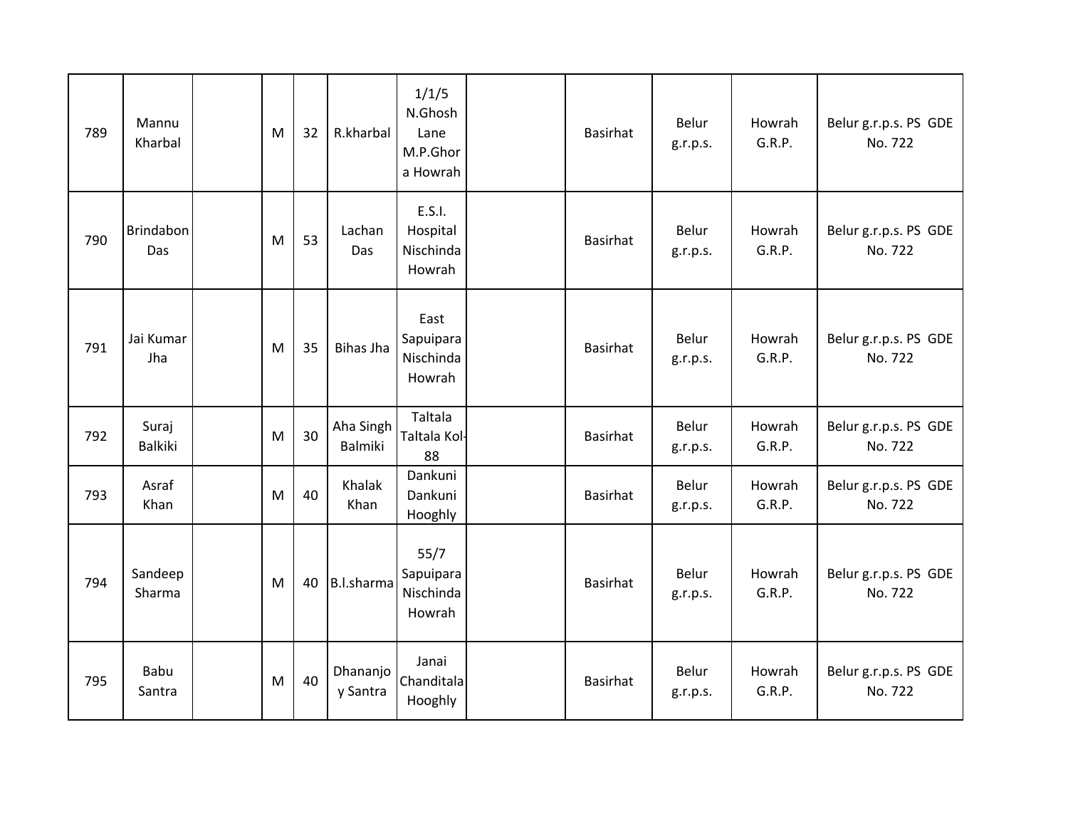| 789 | Mannu Kharbal | | M | 32 | R.kharbal | 1/1/5 N.Ghosh Lane M.P.Ghora Howrah | | Basirhat | Belur g.r.p.s. | Howrah G.R.P. | Belur g.r.p.s. PS GDE No. 722 |
|---|---|---|---|---|---|---|---|---|---|---|---|
| 790 | Brindabon Das | | M | 53 | Lachan Das | E.S.I. Hospital Nischinda Howrah | | Basirhat | Belur g.r.p.s. | Howrah G.R.P. | Belur g.r.p.s. PS GDE No. 722 |
| 791 | Jai Kumar Jha | | M | 35 | Bihas Jha | East Sapuipara Nischinda Howrah | | Basirhat | Belur g.r.p.s. | Howrah G.R.P. | Belur g.r.p.s. PS GDE No. 722 |
| 792 | Suraj Balkiki | | M | 30 | Aha Singh Balmiki | Taltala Taltala Kol-88 | | Basirhat | Belur g.r.p.s. | Howrah G.R.P. | Belur g.r.p.s. PS GDE No. 722 |
| 793 | Asraf Khan | | M | 40 | Khalak Khan | Dankuni Dankuni Hooghly | | Basirhat | Belur g.r.p.s. | Howrah G.R.P. | Belur g.r.p.s. PS GDE No. 722 |
| 794 | Sandeep Sharma | | M | 40 | B.l.sharma | 55/7 Sapuipara Nischinda Howrah | | Basirhat | Belur g.r.p.s. | Howrah G.R.P. | Belur g.r.p.s. PS GDE No. 722 |
| 795 | Babu Santra | | M | 40 | Dhananjoy Santra | Janai Chanditala Hooghly | | Basirhat | Belur g.r.p.s. | Howrah G.R.P. | Belur g.r.p.s. PS GDE No. 722 |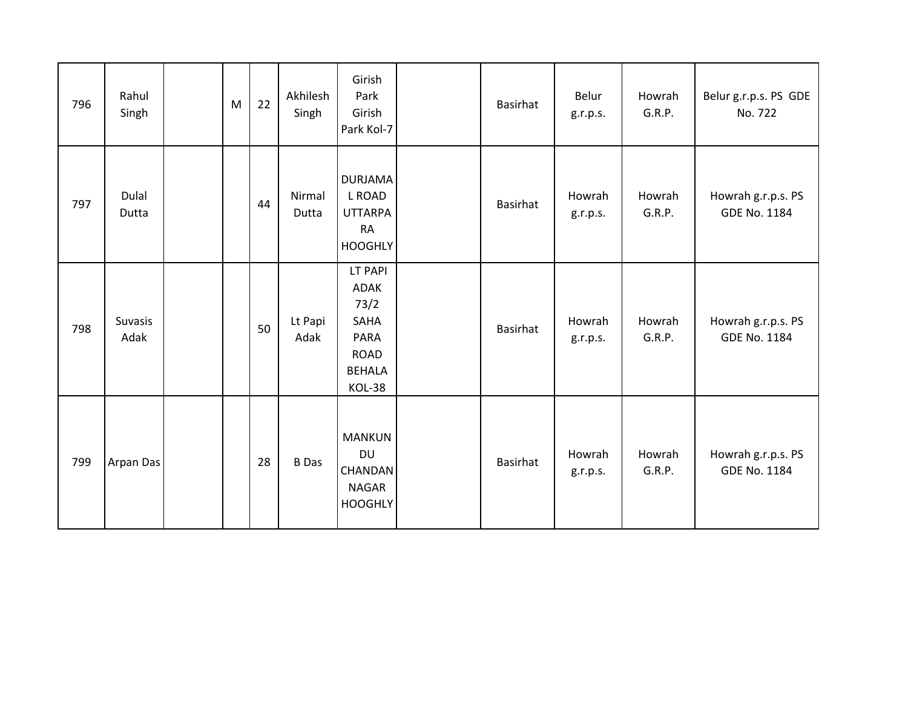| 796 | Rahul Singh | | M | 22 | Akhilesh Singh | Girish Park Girish Park Kol-7 | | Basirhat | Belur g.r.p.s. | Howrah G.R.P. | Belur g.r.p.s. PS GDE No. 722 |
|---|---|---|---|---|---|---|---|---|---|---|---|
| 797 | Dulal Dutta | | | 44 | Nirmal Dutta | DURJAMAL ROAD UTTARPARA HOOGHLY | | Basirhat | Howrah g.r.p.s. | Howrah G.R.P. | Howrah g.r.p.s. PS GDE No. 1184 |
| 798 | Suvasis Adak | | | 50 | Lt Papi Adak | LT PAPI ADAK 73/2 SAHA PARA ROAD BEHALA KOL-38 | | Basirhat | Howrah g.r.p.s. | Howrah G.R.P. | Howrah g.r.p.s. PS GDE No. 1184 |
| 799 | Arpan Das | | | 28 | B Das | MANKUNDU CHANDANNAGAR HOOGHLY | | Basirhat | Howrah g.r.p.s. | Howrah G.R.P. | Howrah g.r.p.s. PS GDE No. 1184 |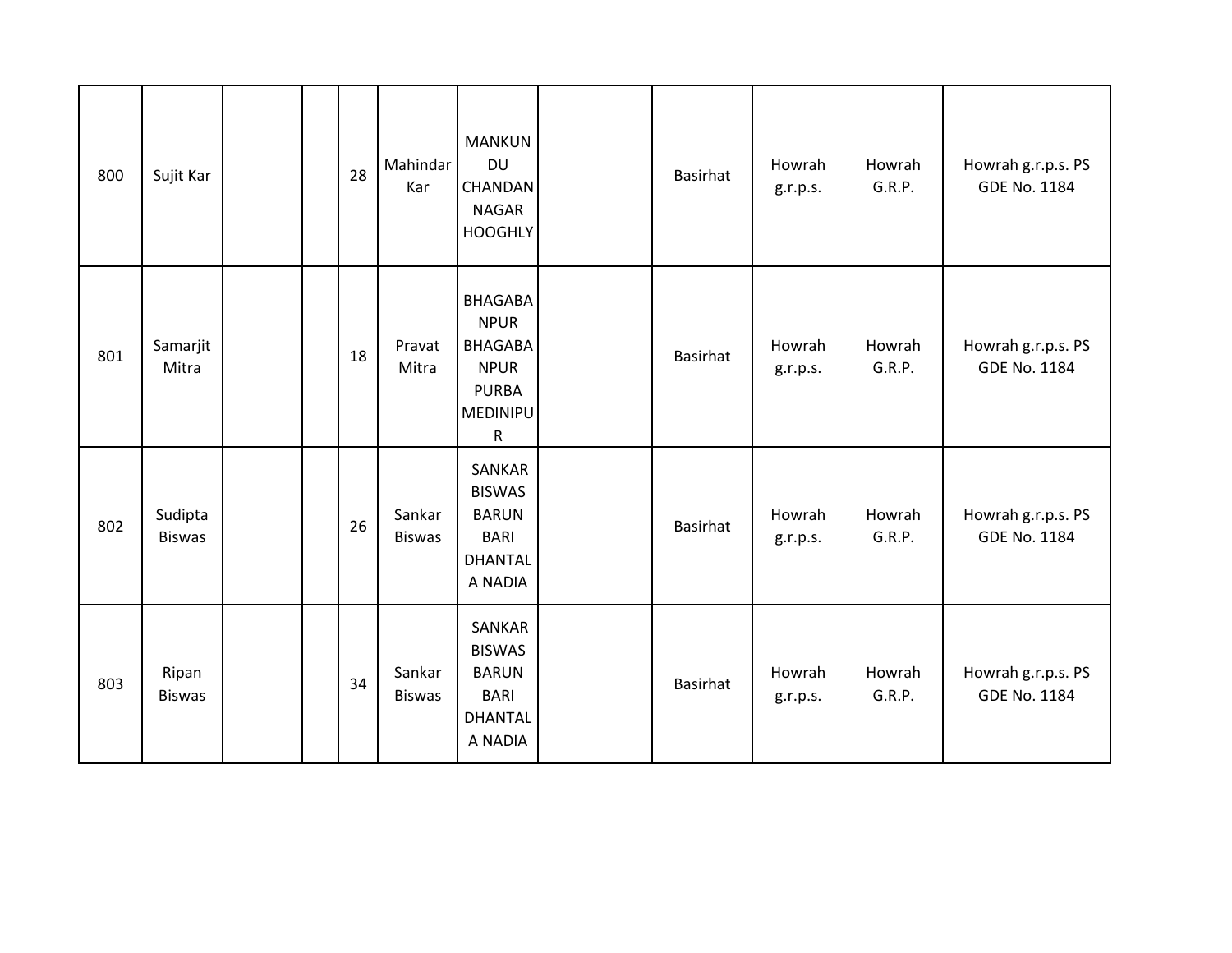| | | | | | | | | | | | |
|---|---|---|---|---|---|---|---|---|---|---|---|
| 800 | Sujit Kar | | | 28 | Mahindar Kar | MANKUNDU CHANDANNAGAR HOOGHLY | | Basirhat | Howrah g.r.p.s. | Howrah G.R.P. | Howrah g.r.p.s. PS GDE No. 1184 |
| 801 | Samarjit Mitra | | | 18 | Pravat Mitra | BHAGABANPUR BHAGABANPUR PURBA MEDINIPUR | | Basirhat | Howrah g.r.p.s. | Howrah G.R.P. | Howrah g.r.p.s. PS GDE No. 1184 |
| 802 | Sudipta Biswas | | | 26 | Sankar Biswas | SANKAR BISWAS BARUN BARI DHANTALA NADIA | | Basirhat | Howrah g.r.p.s. | Howrah G.R.P. | Howrah g.r.p.s. PS GDE No. 1184 |
| 803 | Ripan Biswas | | | 34 | Sankar Biswas | SANKAR BISWAS BARUN BARI DHANTALA NADIA | | Basirhat | Howrah g.r.p.s. | Howrah G.R.P. | Howrah g.r.p.s. PS GDE No. 1184 |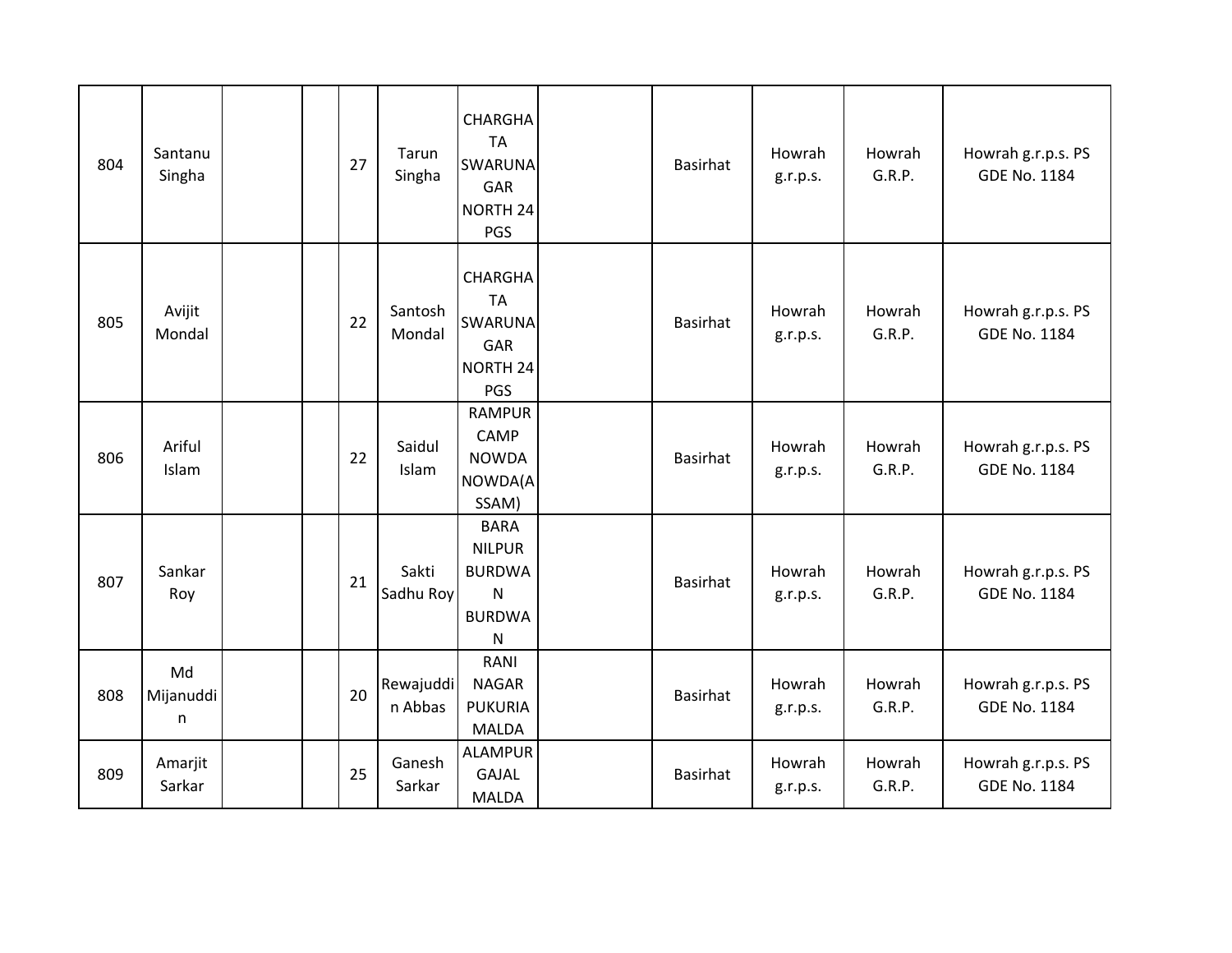| | | | | | | | | | | | |
|---|---|---|---|---|---|---|---|---|---|---|---|
| 804 | Santanu Singha | | | 27 | Tarun Singha | CHARGHATA SWARUNAGAR NORTH 24 PGS | | Basirhat | Howrah g.r.p.s. | Howrah G.R.P. | Howrah g.r.p.s. PS GDE No. 1184 |
| 805 | Avijit Mondal | | | 22 | Santosh Mondal | CHARGHATA SWARUNAGAR NORTH 24 PGS | | Basirhat | Howrah g.r.p.s. | Howrah G.R.P. | Howrah g.r.p.s. PS GDE No. 1184 |
| 806 | Ariful Islam | | | 22 | Saidul Islam | RAMPUR CAMP NOWDA NOWDA(ASSAM) | | Basirhat | Howrah g.r.p.s. | Howrah G.R.P. | Howrah g.r.p.s. PS GDE No. 1184 |
| 807 | Sankar Roy | | | 21 | Sakti Sadhu Roy | BARA NILPUR BURDWAN BURDWAN | | Basirhat | Howrah g.r.p.s. | Howrah G.R.P. | Howrah g.r.p.s. PS GDE No. 1184 |
| 808 | Md Mijanuddin | | | 20 | Rewajuddin Abbas | RANI NAGAR PUKURIA MALDA | | Basirhat | Howrah g.r.p.s. | Howrah G.R.P. | Howrah g.r.p.s. PS GDE No. 1184 |
| 809 | Amarjit Sarkar | | | 25 | Ganesh Sarkar | ALAMPUR GAJAL MALDA | | Basirhat | Howrah g.r.p.s. | Howrah G.R.P. | Howrah g.r.p.s. PS GDE No. 1184 |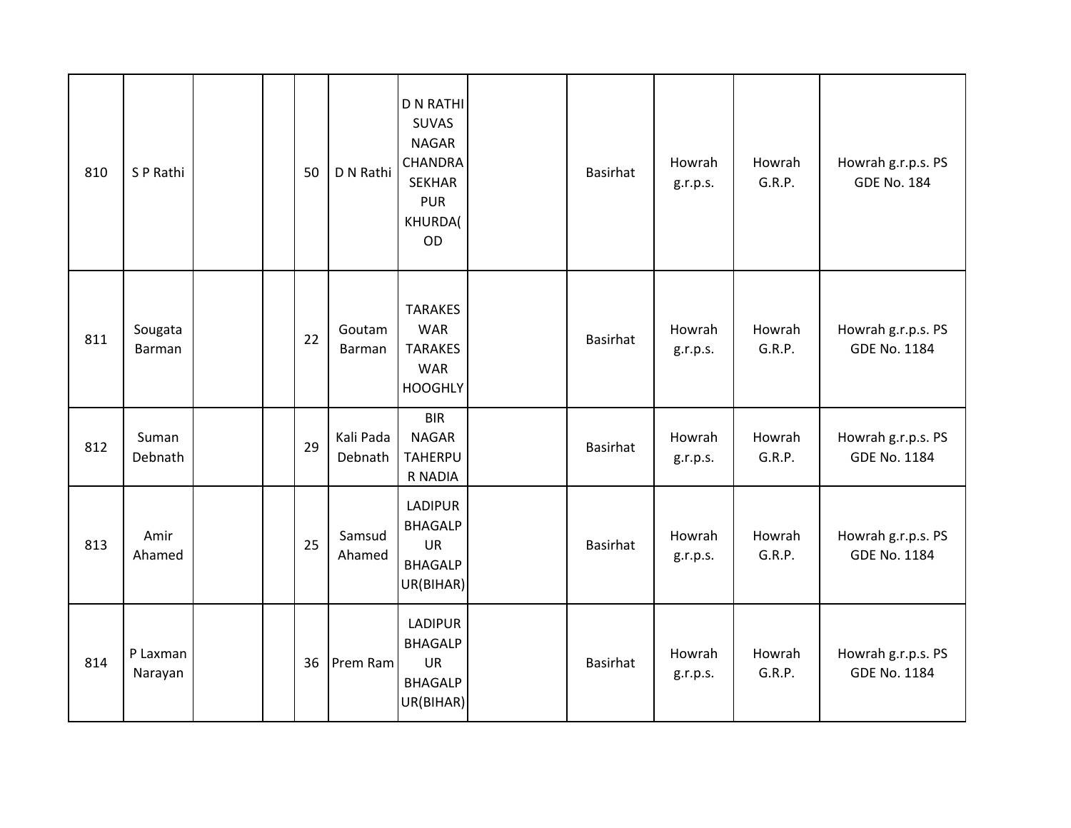| | | | | | | | | | | | |
|---|---|---|---|---|---|---|---|---|---|---|---|
| 810 | S P Rathi | | | 50 | D N Rathi | D N RATHI SUVAS NAGAR CHANDRA SEKHAR PUR KHURDA( OD | | Basirhat | Howrah g.r.p.s. | Howrah G.R.P. | Howrah g.r.p.s. PS GDE No. 184 |
| 811 | Sougata Barman | | | 22 | Goutam Barman | TARAKES WAR TARAKES WAR HOOGHLY | | Basirhat | Howrah g.r.p.s. | Howrah G.R.P. | Howrah g.r.p.s. PS GDE No. 1184 |
| 812 | Suman Debnath | | | 29 | Kali Pada Debnath | BIR NAGAR TAHERPU R NADIA | | Basirhat | Howrah g.r.p.s. | Howrah G.R.P. | Howrah g.r.p.s. PS GDE No. 1184 |
| 813 | Amir Ahamed | | | 25 | Samsud Ahamed | LADIPUR BHAGALP UR BHAGALP UR(BIHAR) | | Basirhat | Howrah g.r.p.s. | Howrah G.R.P. | Howrah g.r.p.s. PS GDE No. 1184 |
| 814 | P Laxman Narayan | | | 36 | Prem Ram | LADIPUR BHAGALP UR BHAGALP UR(BIHAR) | | Basirhat | Howrah g.r.p.s. | Howrah G.R.P. | Howrah g.r.p.s. PS GDE No. 1184 |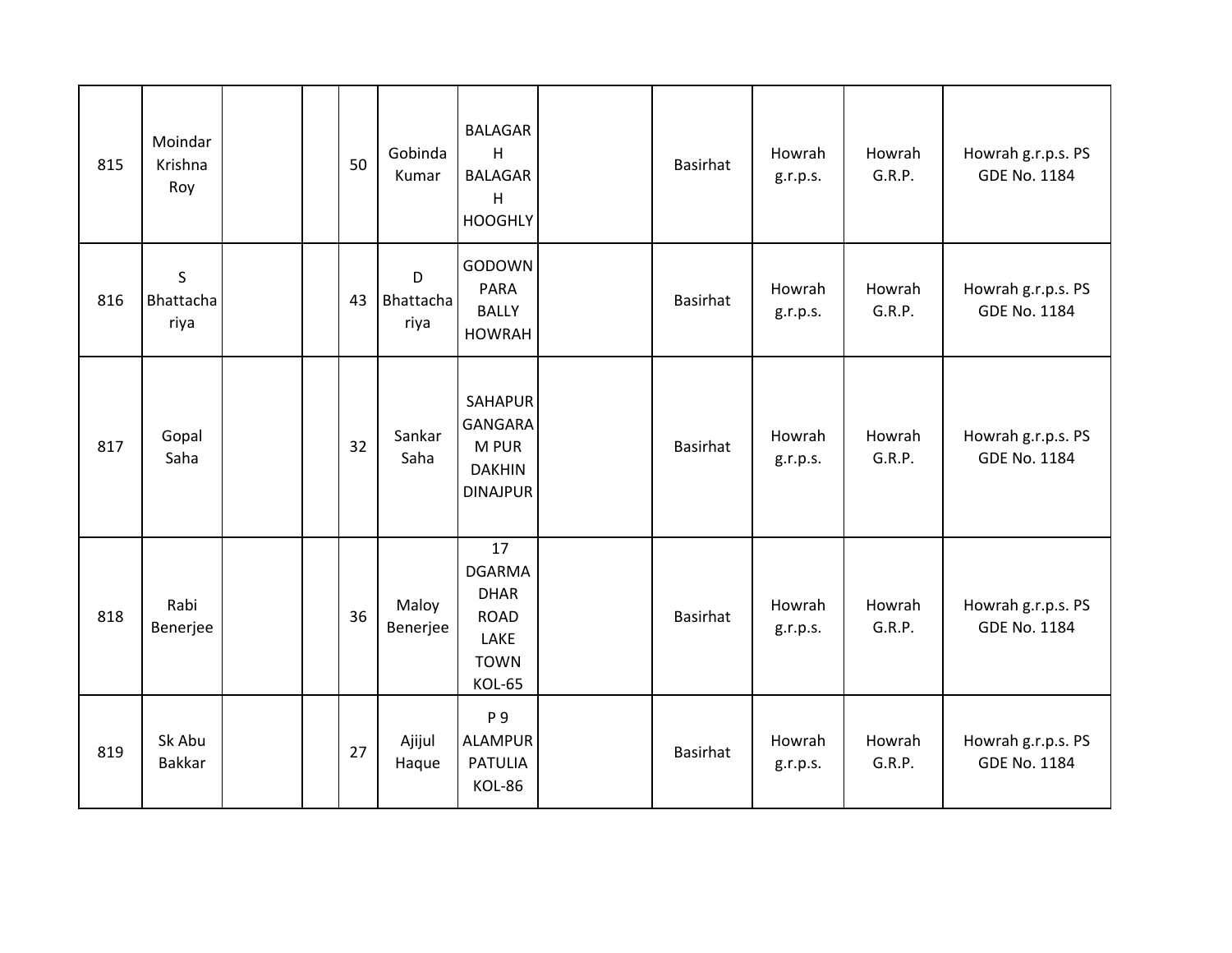| 815 | Moindar Krishna Roy | | | 50 | Gobinda Kumar | BALAGARH BALAGARH HOOGHLY | | Basirhat | Howrah g.r.p.s. | Howrah G.R.P. | Howrah g.r.p.s. PS GDE No. 1184 |
|---|---|---|---|---|---|---|---|---|---|---|---|
| 816 | S Bhattachariya | | | 43 | D Bhattacharya | GODOWN PARA BALLY HOWRAH | | Basirhat | Howrah g.r.p.s. | Howrah G.R.P. | Howrah g.r.p.s. PS GDE No. 1184 |
| 817 | Gopal Saha | | | 32 | Sankar Saha | SAHAPUR GANGARAM PUR DAKHIN DINAJPUR | | Basirhat | Howrah g.r.p.s. | Howrah G.R.P. | Howrah g.r.p.s. PS GDE No. 1184 |
| 818 | Rabi Benerjee | | | 36 | Maloy Benerjee | 17 DGARMADHAR ROAD LAKE TOWN KOL-65 | | Basirhat | Howrah g.r.p.s. | Howrah G.R.P. | Howrah g.r.p.s. PS GDE No. 1184 |
| 819 | Sk Abu Bakkar | | | 27 | Ajijul Haque | P 9 ALAMPUR PATULIA KOL-86 | | Basirhat | Howrah g.r.p.s. | Howrah G.R.P. | Howrah g.r.p.s. PS GDE No. 1184 |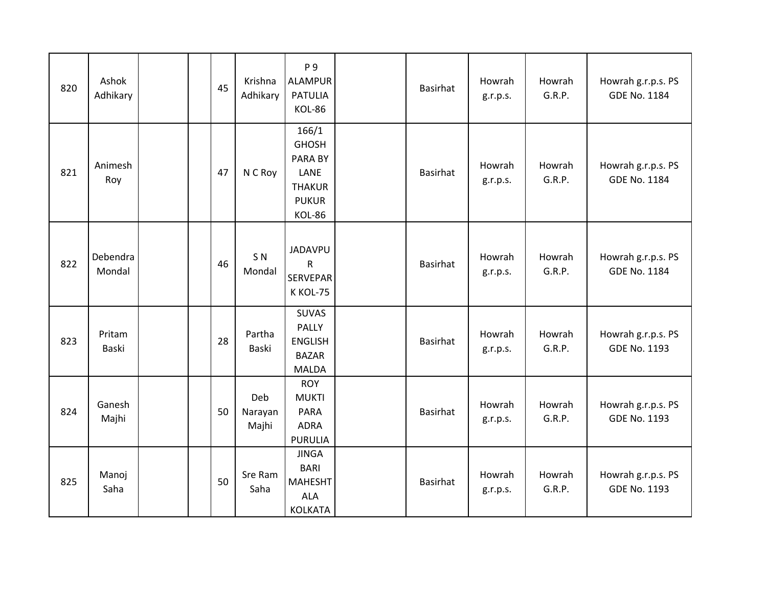| | | | | | | | | | | | |
|---|---|---|---|---|---|---|---|---|---|---|---|
| 820 | Ashok Adhikary | | | 45 | Krishna Adhikary | P 9 ALAMPUR PATULIA KOL-86 | | Basirhat | Howrah g.r.p.s. | Howrah G.R.P. | Howrah g.r.p.s. PS GDE No. 1184 |
| 821 | Animesh Roy | | | 47 | N C Roy | 166/1 GHOSH PARA BY LANE THAKUR PUKUR KOL-86 | | Basirhat | Howrah g.r.p.s. | Howrah G.R.P. | Howrah g.r.p.s. PS GDE No. 1184 |
| 822 | Debendra Mondal | | | 46 | S N Mondal | JADAVPUR SERVEPARK KOL-75 | | Basirhat | Howrah g.r.p.s. | Howrah G.R.P. | Howrah g.r.p.s. PS GDE No. 1184 |
| 823 | Pritam Baski | | | 28 | Partha Baski | SUVAS PALLY ENGLISH BAZAR MALDA | | Basirhat | Howrah g.r.p.s. | Howrah G.R.P. | Howrah g.r.p.s. PS GDE No. 1193 |
| 824 | Ganesh Majhi | | | 50 | Deb Narayan Majhi | ROY MUKTI PARA ADRA PURULIA | | Basirhat | Howrah g.r.p.s. | Howrah G.R.P. | Howrah g.r.p.s. PS GDE No. 1193 |
| 825 | Manoj Saha | | | 50 | Sre Ram Saha | JINGA BARI MAHESHTALA KOLKATA | | Basirhat | Howrah g.r.p.s. | Howrah G.R.P. | Howrah g.r.p.s. PS GDE No. 1193 |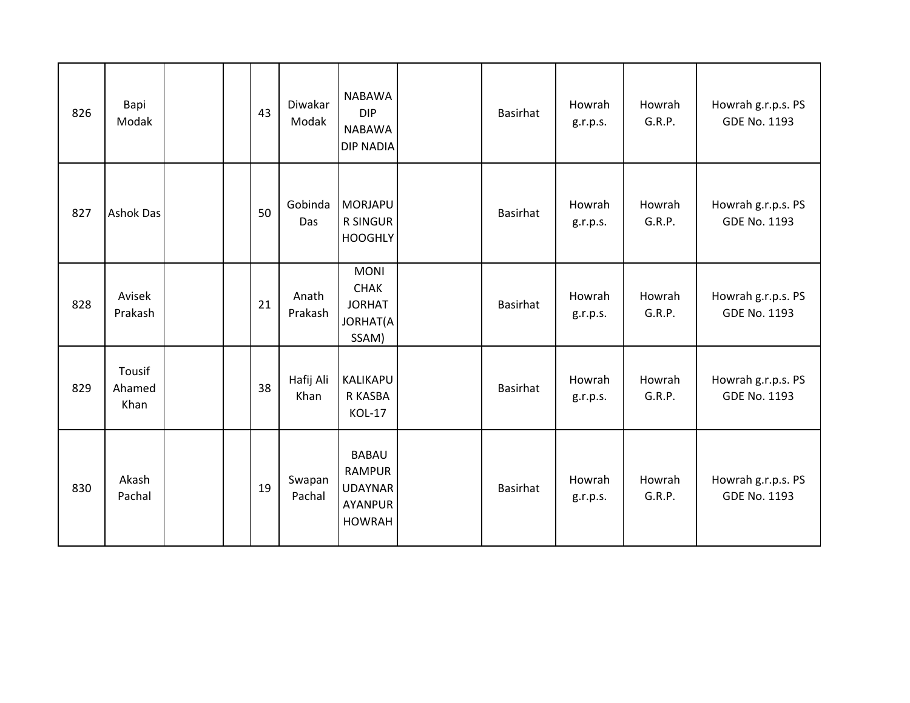| 826 | Bapi Modak | | | 43 | Diwakar Modak | NABAWA DIP NABAWA DIP NADIA | | Basirhat | Howrah g.r.p.s. | Howrah G.R.P. | Howrah g.r.p.s. PS GDE No. 1193 |
|---|---|---|---|---|---|---|---|---|---|---|---|
| 827 | Ashok Das | | | 50 | Gobinda Das | MORJAPUR SINGUR HOOGHLY | | Basirhat | Howrah g.r.p.s. | Howrah G.R.P. | Howrah g.r.p.s. PS GDE No. 1193 |
| 828 | Avisek Prakash | | | 21 | Anath Prakash | MONI CHAK JORHAT JORHAT(ASSAM) | | Basirhat | Howrah g.r.p.s. | Howrah G.R.P. | Howrah g.r.p.s. PS GDE No. 1193 |
| 829 | Tousif Ahamed Khan | | | 38 | Hafij Ali Khan | KALIKAPUR KASBA KOL-17 | | Basirhat | Howrah g.r.p.s. | Howrah G.R.P. | Howrah g.r.p.s. PS GDE No. 1193 |
| 830 | Akash Pachal | | | 19 | Swapan Pachal | BABAU RAMPUR UDAYNARAYANPUR HOWRAH | | Basirhat | Howrah g.r.p.s. | Howrah G.R.P. | Howrah g.r.p.s. PS GDE No. 1193 |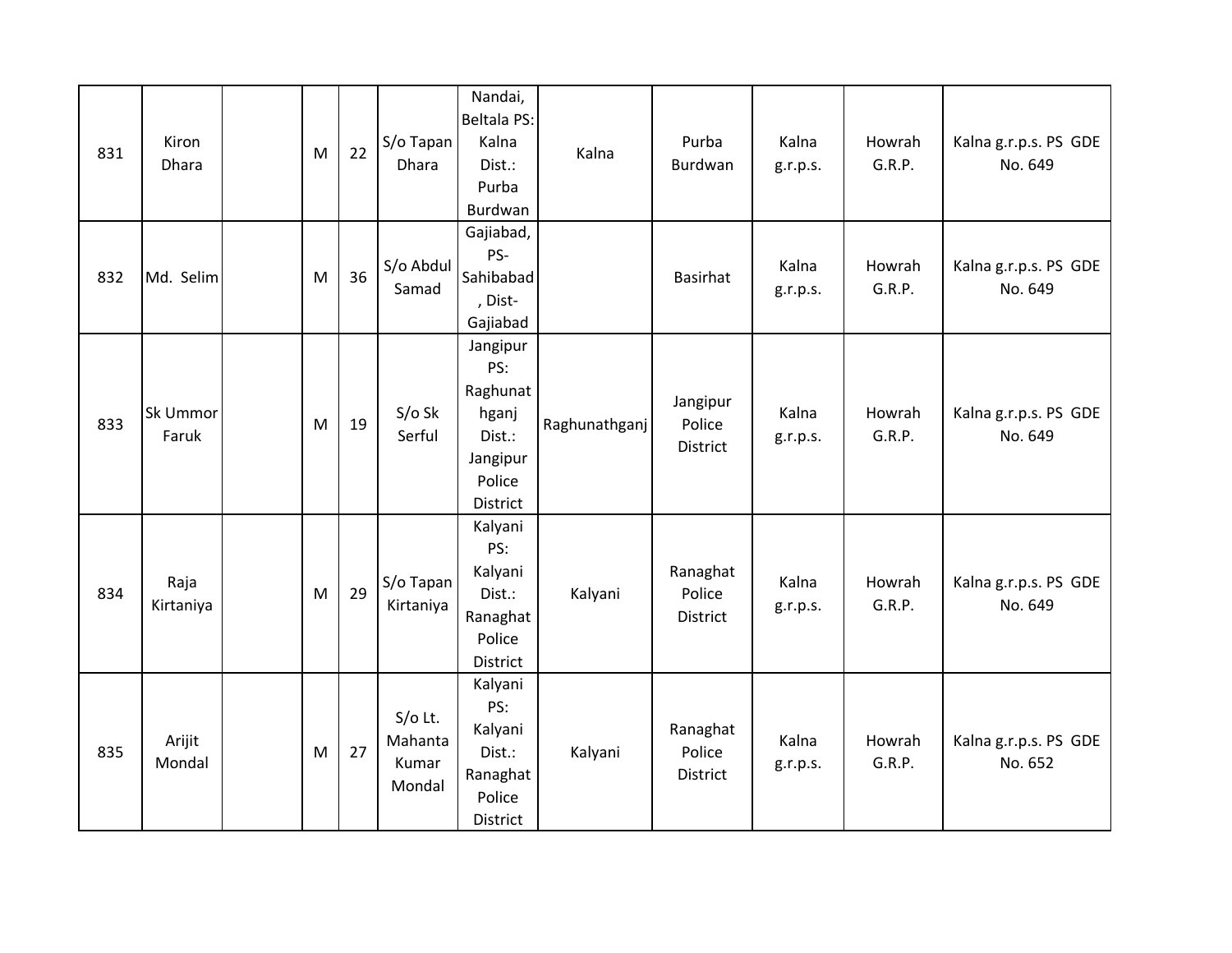| 831 | Kiron Dhara | | M | 22 | S/o Tapan Dhara | Nandai, Beltala PS: Kalna Dist.: Purba Burdwan | Kalna | Purba Burdwan | Kalna g.r.p.s. | Howrah G.R.P. | Kalna g.r.p.s. PS GDE No. 649 |
|---|---|---|---|---|---|---|---|---|---|---|---|
| 832 | Md. Selim | | M | 36 | S/o Abdul Samad | Gajiabad, PS- Sahibabad , Dist- Gajiabad | | Basirhat | Kalna g.r.p.s. | Howrah G.R.P. | Kalna g.r.p.s. PS GDE No. 649 |
| 833 | Sk Ummor Faruk | | M | 19 | S/o Sk Serful | Jangipur PS: Raghunathganj Dist.: Jangipur Police District | Raghunathganj | Jangipur Police District | Kalna g.r.p.s. | Howrah G.R.P. | Kalna g.r.p.s. PS GDE No. 649 |
| 834 | Raja Kirtaniya | | M | 29 | S/o Tapan Kirtaniya | Kalyani PS: Kalyani Dist.: Ranaghat Police District | Kalyani | Ranaghat Police District | Kalna g.r.p.s. | Howrah G.R.P. | Kalna g.r.p.s. PS GDE No. 649 |
| 835 | Arijit Mondal | | M | 27 | S/o Lt. Mahanta Kumar Mondal | Kalyani PS: Kalyani Dist.: Ranaghat Police District | Kalyani | Ranaghat Police District | Kalna g.r.p.s. | Howrah G.R.P. | Kalna g.r.p.s. PS GDE No. 652 |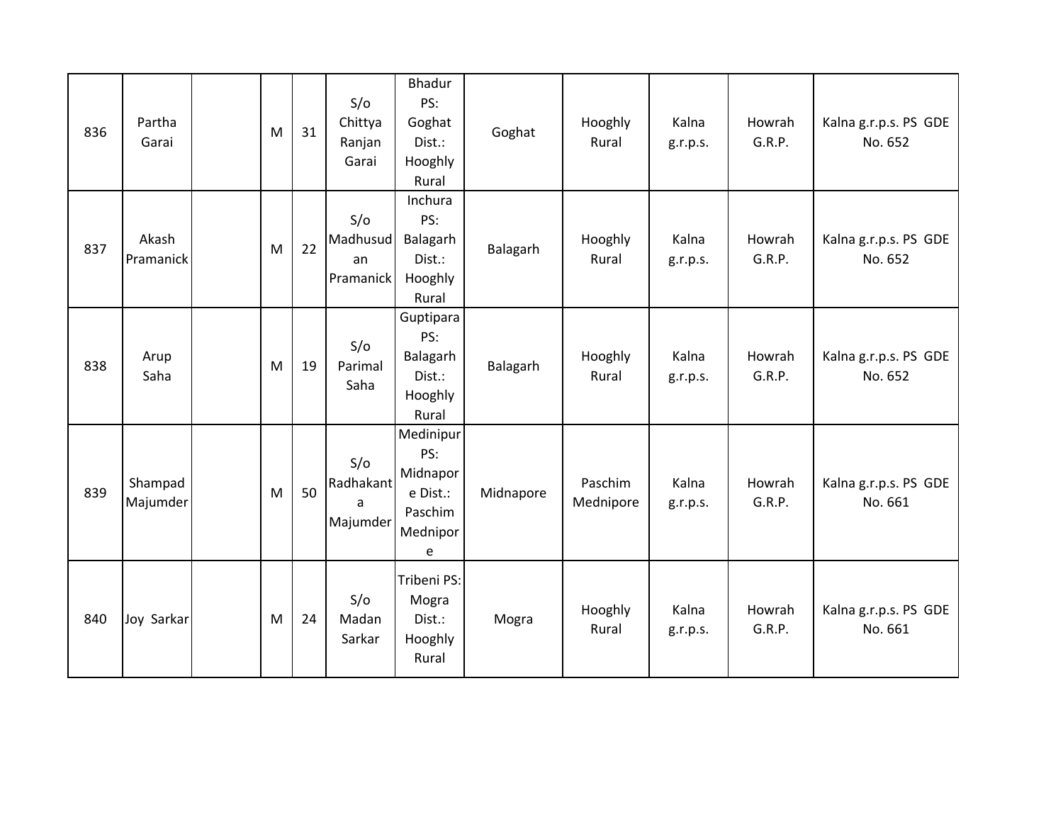| | | | | | | | | | | | |
|---|---|---|---|---|---|---|---|---|---|---|---|
| 836 | Partha Garai | | M | 31 | S/o Chittya Ranjan Garai | Bhadur PS: Goghat Dist.: Hooghly Rural | Goghat | Hooghly Rural | Kalna g.r.p.s. | Howrah G.R.P. | Kalna g.r.p.s. PS GDE No. 652 |
| 837 | Akash Pramanick | | M | 22 | S/o Madhusudan Pramanick | Inchura PS: Balagarh Dist.: Hooghly Rural | Balagarh | Hooghly Rural | Kalna g.r.p.s. | Howrah G.R.P. | Kalna g.r.p.s. PS GDE No. 652 |
| 838 | Arup Saha | | M | 19 | S/o Parimal Saha | Guptipara PS: Balagarh Dist.: Hooghly Rural | Balagarh | Hooghly Rural | Kalna g.r.p.s. | Howrah G.R.P. | Kalna g.r.p.s. PS GDE No. 652 |
| 839 | Shampad Majumder | | M | 50 | S/o Radhakanta Majumder | Medinipur PS: Midnapore Dist.: Paschim Mednipore | Midnapore | Paschim Mednipore | Kalna g.r.p.s. | Howrah G.R.P. | Kalna g.r.p.s. PS GDE No. 661 |
| 840 | Joy Sarkar | | M | 24 | S/o Madan Sarkar | Tribeni PS: Mogra Dist.: Hooghly Rural | Mogra | Hooghly Rural | Kalna g.r.p.s. | Howrah G.R.P. | Kalna g.r.p.s. PS GDE No. 661 |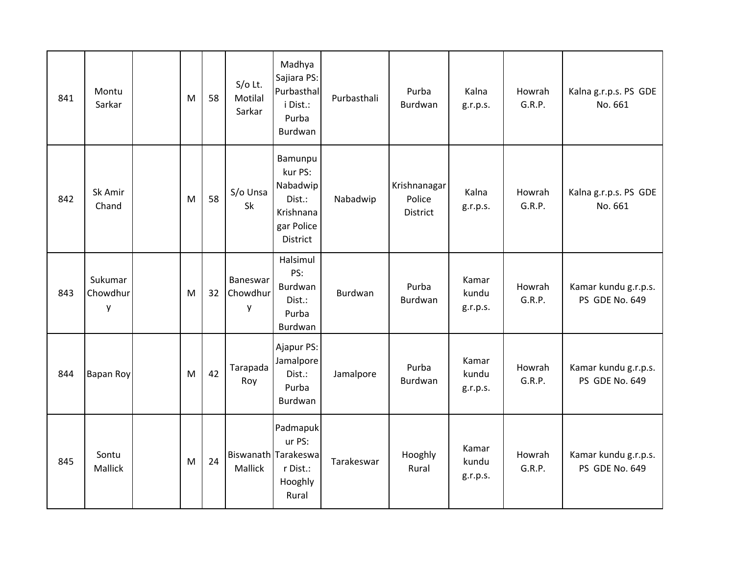| | | | | | | | | | | | |
|---|---|---|---|---|---|---|---|---|---|---|---|
| 841 | Montu Sarkar | | M | 58 | S/o Lt. Motilal Sarkar | Madhya Sajiara PS: Purbasthali Dist.: Purba Burdwan | Purbasthali | Purba Burdwan | Kalna g.r.p.s. | Howrah G.R.P. | Kalna g.r.p.s. PS GDE No. 661 |
| 842 | Sk Amir Chand | | M | 58 | S/o Unsa Sk | Bamunpukur PS: Nabadwip Dist.: Krishnanagar Police District | Nabadwip | Krishnanagar Police District | Kalna g.r.p.s. | Howrah G.R.P. | Kalna g.r.p.s. PS GDE No. 661 |
| 843 | Sukumar Chowdhury | | M | 32 | Baneswar Chowdhury | Halsimul PS: Burdwan Dist.: Purba Burdwan | Burdwan | Purba Burdwan | Kamar kundu g.r.p.s. | Howrah G.R.P. | Kamar kundu g.r.p.s. PS GDE No. 649 |
| 844 | Bapan Roy | | M | 42 | Tarapada Roy | Ajapur PS: Jamalpore Dist.: Purba Burdwan | Jamalpore | Purba Burdwan | Kamar kundu g.r.p.s. | Howrah G.R.P. | Kamar kundu g.r.p.s. PS GDE No. 649 |
| 845 | Sontu Mallick | | M | 24 | Biswanath Mallick | Padmapukur PS: Tarakeswar Dist.: Hooghly Rural | Tarakeswar | Hooghly Rural | Kamar kundu g.r.p.s. | Howrah G.R.P. | Kamar kundu g.r.p.s. PS GDE No. 649 |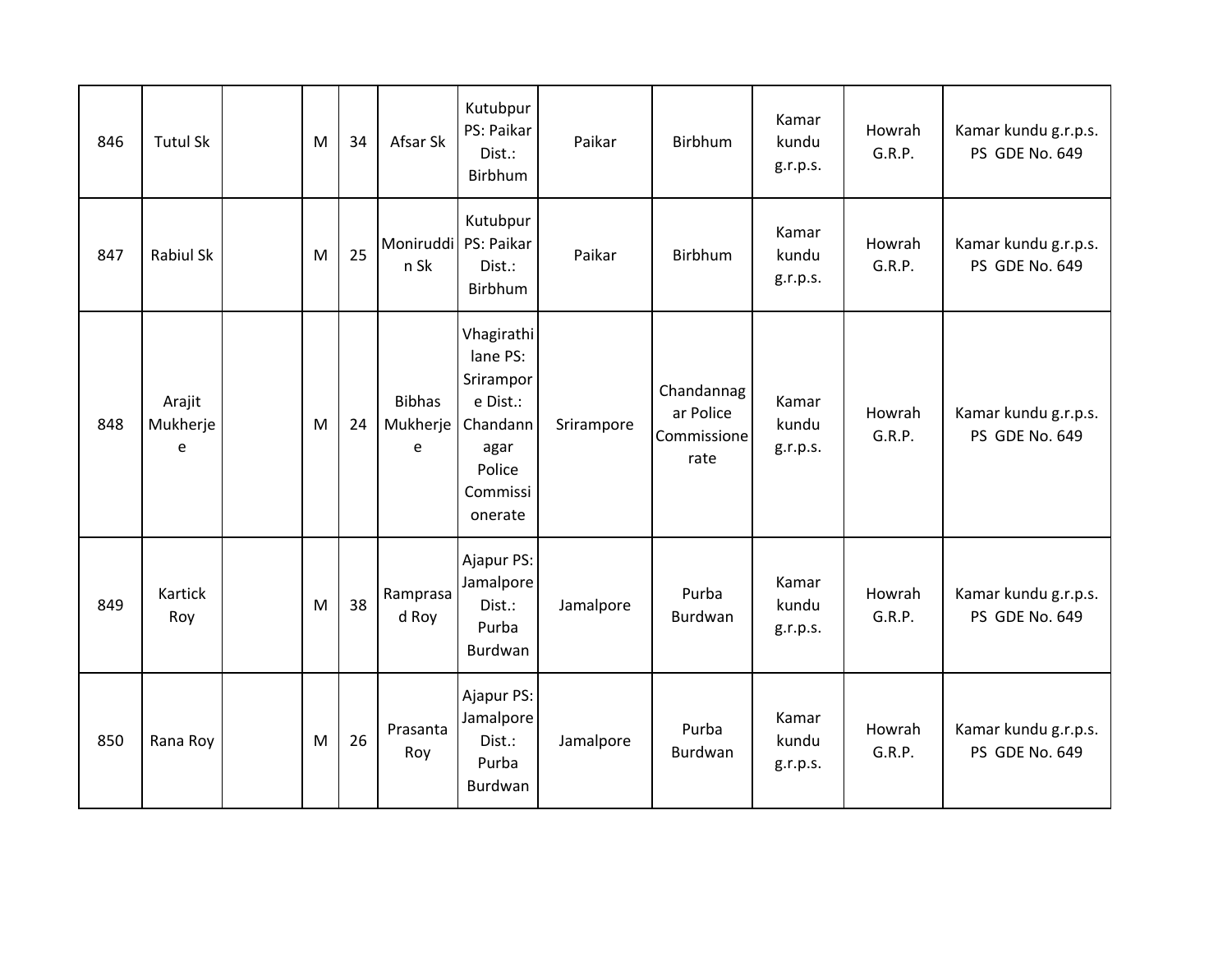| 846 | Tutul Sk | | M | 34 | Afsar Sk | Kutubpur PS: Paikar Dist.: Birbhum | Paikar | Birbhum | Kamar kundu g.r.p.s. | Howrah G.R.P. | Kamar kundu g.r.p.s. PS GDE No. 649 |
|---|---|---|---|---|---|---|---|---|---|---|---|
| 847 | Rabiul Sk | | M | 25 | Moniruddin Sk | Kutubpur PS: Paikar Dist.: Birbhum | Paikar | Birbhum | Kamar kundu g.r.p.s. | Howrah G.R.P. | Kamar kundu g.r.p.s. PS GDE No. 649 |
| 848 | Arajit Mukherjee | | M | 24 | Bibhas Mukherjee | Vhagirathi lane PS: Srirampore Dist.: Chandannagar Police Commissionerate | Srirampore | Chandannagar Police Commissionerate | Kamar kundu g.r.p.s. | Howrah G.R.P. | Kamar kundu g.r.p.s. PS GDE No. 649 |
| 849 | Kartick Roy | | M | 38 | Ramprasad Roy | Ajapur PS: Jamalpore Dist.: Purba Burdwan | Jamalpore | Purba Burdwan | Kamar kundu g.r.p.s. | Howrah G.R.P. | Kamar kundu g.r.p.s. PS GDE No. 649 |
| 850 | Rana Roy | | M | 26 | Prasanta Roy | Ajapur PS: Jamalpore Dist.: Purba Burdwan | Jamalpore | Purba Burdwan | Kamar kundu g.r.p.s. | Howrah G.R.P. | Kamar kundu g.r.p.s. PS GDE No. 649 |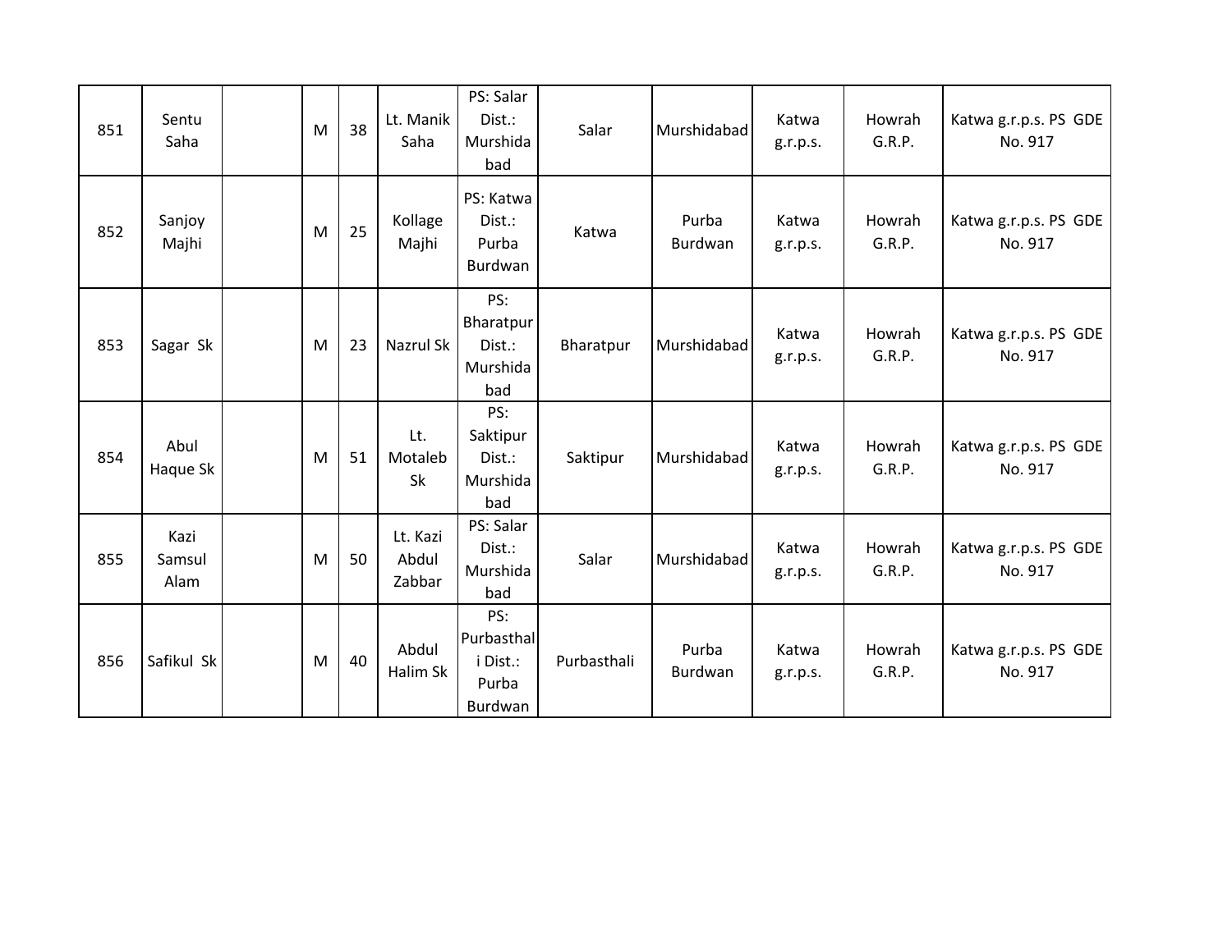| 851 | Sentu Saha | | M | 38 | Lt. Manik Saha | PS: Salar Dist.: Murshidabad | Salar | Murshidabad | Katwa g.r.p.s. | Howrah G.R.P. | Katwa g.r.p.s. PS GDE No. 917 |
|---|---|---|---|---|---|---|---|---|---|---|---|
| 852 | Sanjoy Majhi | | M | 25 | Kollage Majhi | PS: Katwa Dist.: Purba Burdwan | Katwa | Purba Burdwan | Katwa g.r.p.s. | Howrah G.R.P. | Katwa g.r.p.s. PS GDE No. 917 |
| 853 | Sagar Sk | | M | 23 | Nazrul Sk | PS: Bharatpur Dist.: Murshidabad | Bharatpur | Murshidabad | Katwa g.r.p.s. | Howrah G.R.P. | Katwa g.r.p.s. PS GDE No. 917 |
| 854 | Abul Haque Sk | | M | 51 | Lt. Motaleb Sk | PS: Saktipur Dist.: Murshidabad | Saktipur | Murshidabad | Katwa g.r.p.s. | Howrah G.R.P. | Katwa g.r.p.s. PS GDE No. 917 |
| 855 | Kazi Samsul Alam | | M | 50 | Lt. Kazi Abdul Zabbar | PS: Salar Dist.: Murshidabad | Salar | Murshidabad | Katwa g.r.p.s. | Howrah G.R.P. | Katwa g.r.p.s. PS GDE No. 917 |
| 856 | Safikul Sk | | M | 40 | Abdul Halim Sk | PS: Purbasthali Dist.: Purba Burdwan | Purbasthali | Purba Burdwan | Katwa g.r.p.s. | Howrah G.R.P. | Katwa g.r.p.s. PS GDE No. 917 |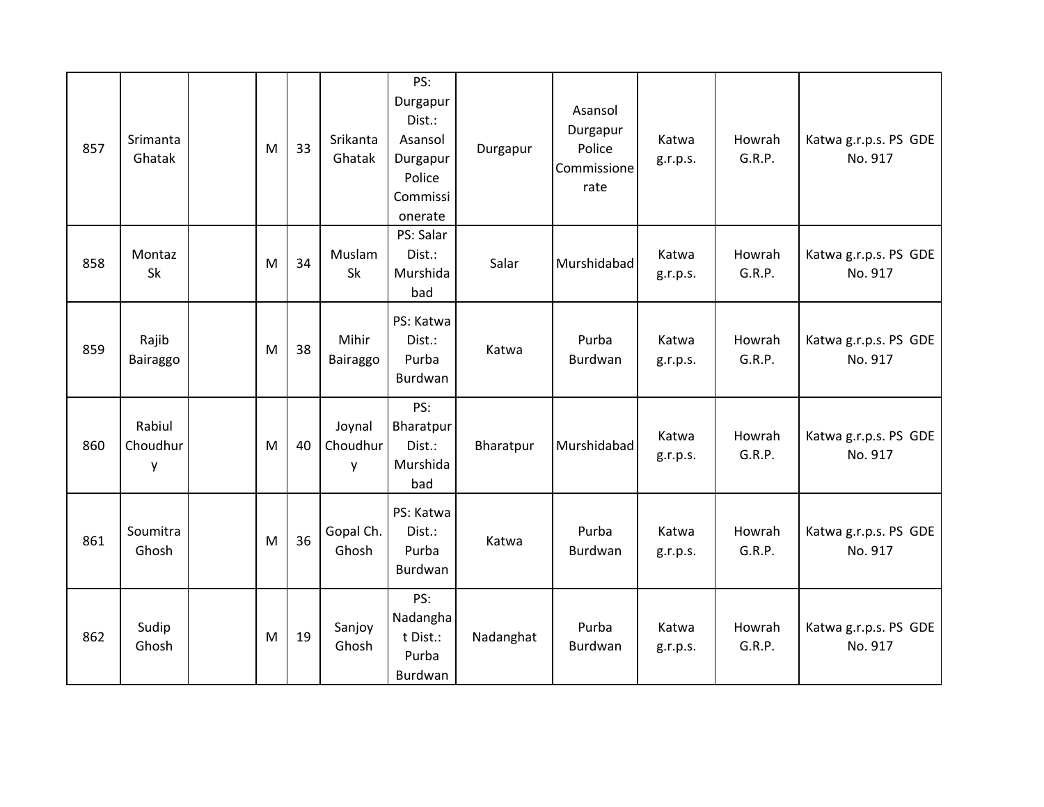| 857 | Srimanta Ghatak | | M | 33 | Srikanta Ghatak | PS: Durgapur Dist.: Asansol Durgapur Police Commissionerate | Durgapur | Asansol Durgapur Police Commissionerate | Katwa g.r.p.s. | Howrah G.R.P. | Katwa g.r.p.s. PS GDE No. 917 |
|---|---|---|---|---|---|---|---|---|---|---|---|
| 858 | Montaz Sk | | M | 34 | Muslam Sk | PS: Salar Dist.: Murshidabad | Salar | Murshidabad | Katwa g.r.p.s. | Howrah G.R.P. | Katwa g.r.p.s. PS GDE No. 917 |
| 859 | Rajib Bairaggo | | M | 38 | Mihir Bairaggo | PS: Katwa Dist.: Purba Burdwan | Katwa | Purba Burdwan | Katwa g.r.p.s. | Howrah G.R.P. | Katwa g.r.p.s. PS GDE No. 917 |
| 860 | Rabiul Choudhury | | M | 40 | Joynal Choudhury | PS: Bharatpur Dist.: Murshidabad | Bharatpur | Murshidabad | Katwa g.r.p.s. | Howrah G.R.P. | Katwa g.r.p.s. PS GDE No. 917 |
| 861 | Soumitra Ghosh | | M | 36 | Gopal Ch. Ghosh | PS: Katwa Dist.: Purba Burdwan | Katwa | Purba Burdwan | Katwa g.r.p.s. | Howrah G.R.P. | Katwa g.r.p.s. PS GDE No. 917 |
| 862 | Sudip Ghosh | | M | 19 | Sanjoy Ghosh | PS: Nadanghat Dist.: Purba Burdwan | Nadanghat | Purba Burdwan | Katwa g.r.p.s. | Howrah G.R.P. | Katwa g.r.p.s. PS GDE No. 917 |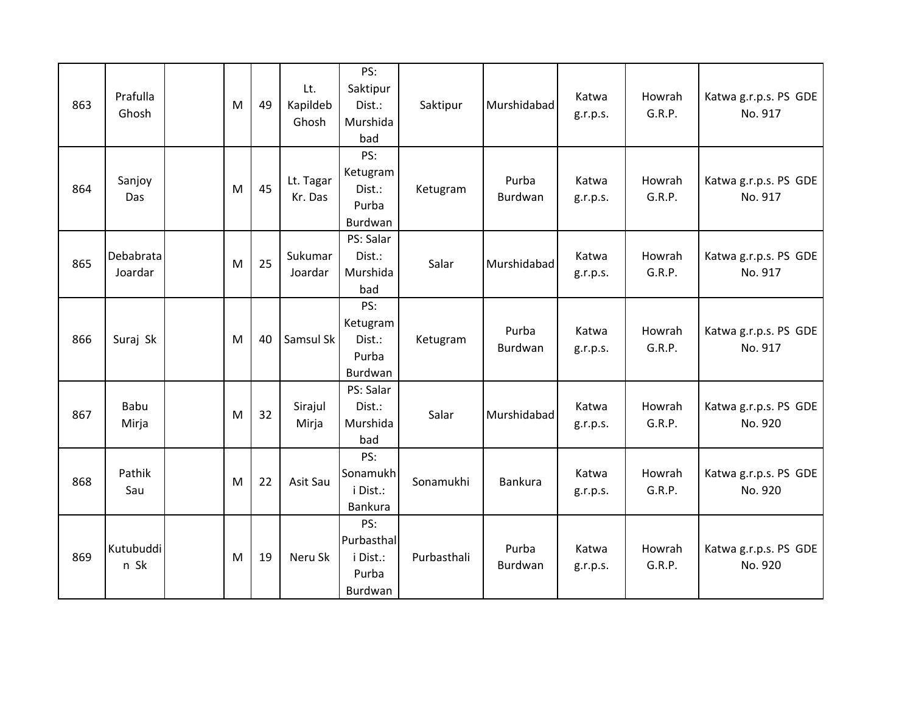| 863 | Prafulla Ghosh | | M | 49 | Lt. Kapildeb Ghosh | PS: Saktipur Dist.: Murshidabad | Saktipur | Murshidabad | Katwa g.r.p.s. | Howrah G.R.P. | Katwa g.r.p.s. PS GDE No. 917 |
|---|---|---|---|---|---|---|---|---|---|---|---|
| 864 | Sanjoy Das | | M | 45 | Lt. Tagar Kr. Das | PS: Ketugram Dist.: Purba Burdwan | Ketugram | Purba Burdwan | Katwa g.r.p.s. | Howrah G.R.P. | Katwa g.r.p.s. PS GDE No. 917 |
| 865 | Debabrata Joardar | | M | 25 | Sukumar Joardar | PS: Salar Dist.: Murshidabad | Salar | Murshidabad | Katwa g.r.p.s. | Howrah G.R.P. | Katwa g.r.p.s. PS GDE No. 917 |
| 866 | Suraj Sk | | M | 40 | Samsul Sk | PS: Ketugram Dist.: Purba Burdwan | Ketugram | Purba Burdwan | Katwa g.r.p.s. | Howrah G.R.P. | Katwa g.r.p.s. PS GDE No. 917 |
| 867 | Babu Mirja | | M | 32 | Sirajul Mirja | PS: Salar Dist.: Murshidabad | Salar | Murshidabad | Katwa g.r.p.s. | Howrah G.R.P. | Katwa g.r.p.s. PS GDE No. 920 |
| 868 | Pathik Sau | | M | 22 | Asit Sau | PS: Sonamukhi Dist.: Bankura | Sonamukhi | Bankura | Katwa g.r.p.s. | Howrah G.R.P. | Katwa g.r.p.s. PS GDE No. 920 |
| 869 | Kutubuddin Sk | | M | 19 | Neru Sk | PS: Purbasthali Dist.: Purba Burdwan | Purbasthali | Purba Burdwan | Katwa g.r.p.s. | Howrah G.R.P. | Katwa g.r.p.s. PS GDE No. 920 |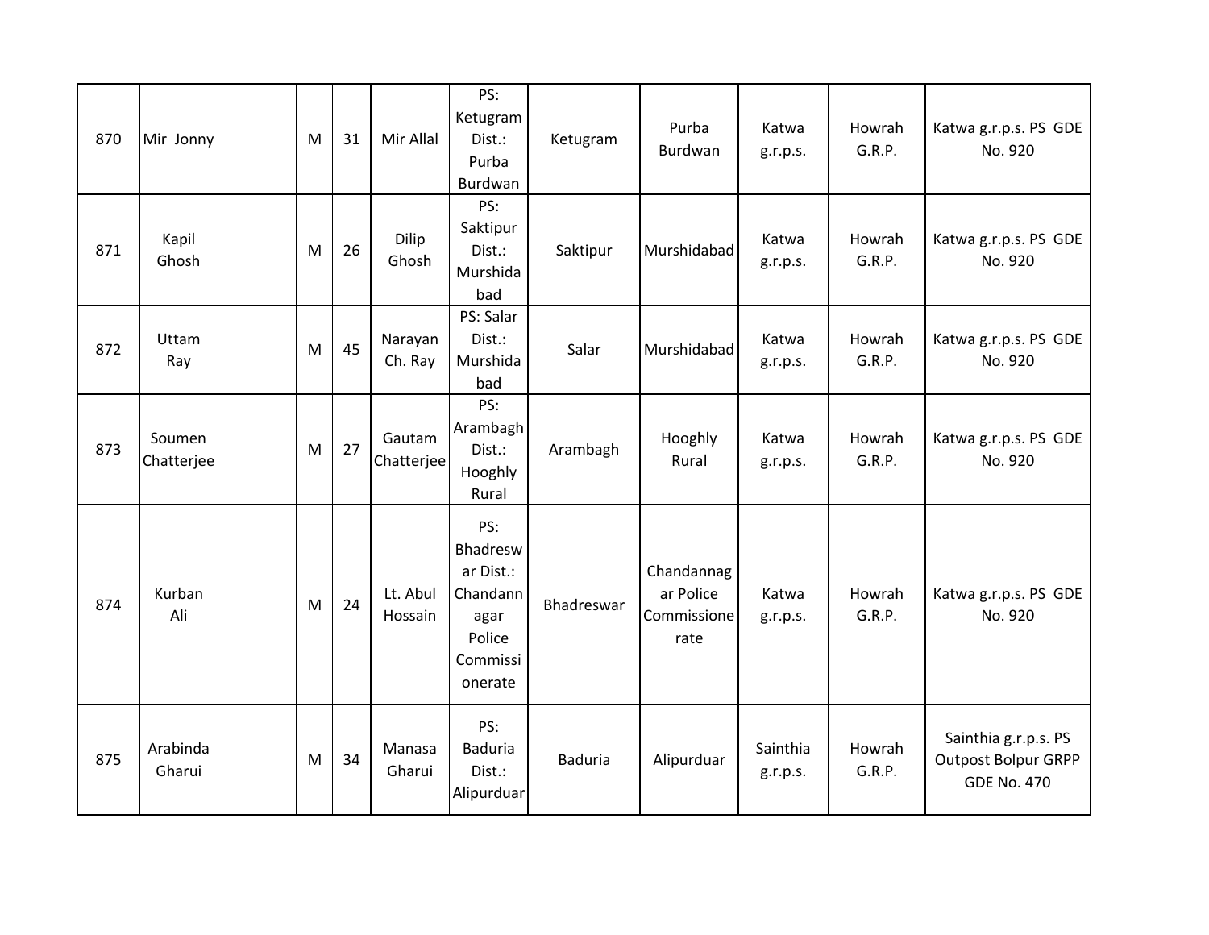| 870 | Mir Jonny | | M | 31 | Mir Allal | PS: Ketugram Dist.: Purba Burdwan | Ketugram | Purba Burdwan | Katwa g.r.p.s. | Howrah G.R.P. | Katwa g.r.p.s. PS GDE No. 920 |
|---|---|---|---|---|---|---|---|---|---|---|---|
| 871 | Kapil Ghosh | | M | 26 | Dilip Ghosh | PS: Saktipur Dist.: Murshidabad | Saktipur | Murshidabad | Katwa g.r.p.s. | Howrah G.R.P. | Katwa g.r.p.s. PS GDE No. 920 |
| 872 | Uttam Ray | | M | 45 | Narayan Ch. Ray | PS: Salar Dist.: Murshidabad | Salar | Murshidabad | Katwa g.r.p.s. | Howrah G.R.P. | Katwa g.r.p.s. PS GDE No. 920 |
| 873 | Soumen Chatterjee | | M | 27 | Gautam Chatterjee | PS: Arambagh Dist.: Hooghly Rural | Arambagh | Hooghly Rural | Katwa g.r.p.s. | Howrah G.R.P. | Katwa g.r.p.s. PS GDE No. 920 |
| 874 | Kurban Ali | | M | 24 | Lt. Abul Hossain | PS: Bhadreswar Dist.: Chandannagar Police Commissionerate | Bhadreswar | Chandannagar Police Commissionerate | Katwa g.r.p.s. | Howrah G.R.P. | Katwa g.r.p.s. PS GDE No. 920 |
| 875 | Arabinda Gharui | | M | 34 | Manasa Gharui | PS: Baduria Dist.: Alipurduar | Baduria | Alipurduar | Sainthia g.r.p.s. | Howrah G.R.P. | Sainthia g.r.p.s. PS Outpost Bolpur GRPP GDE No. 470 |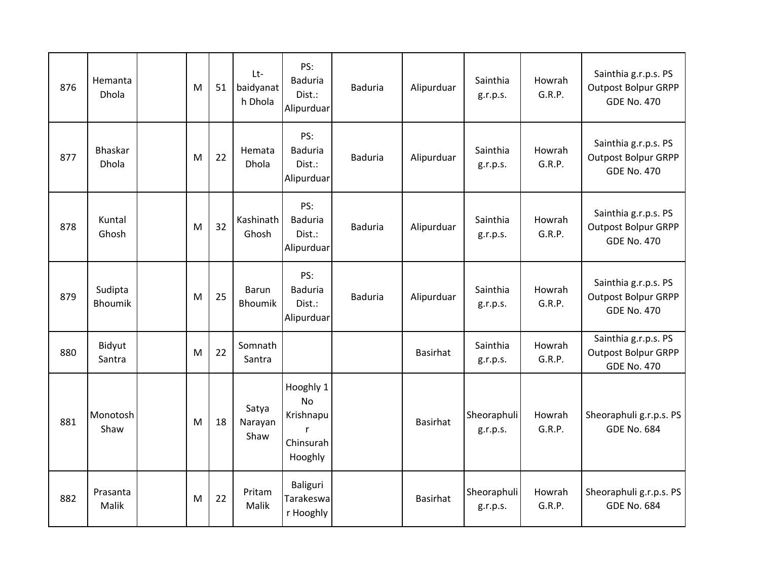| | | | | | | | | | | | |
|---|---|---|---|---|---|---|---|---|---|---|---|
| 876 | Hemanta Dhola | | M | 51 | Lt-baidyanath Dhola | PS: Baduria Dist.: Alipurduar | Baduria | Alipurduar | Sainthia g.r.p.s. | Howrah G.R.P. | Sainthia g.r.p.s. PS Outpost Bolpur GRPP GDE No. 470 |
| 877 | Bhaskar Dhola | | M | 22 | Hemata Dhola | PS: Baduria Dist.: Alipurduar | Baduria | Alipurduar | Sainthia g.r.p.s. | Howrah G.R.P. | Sainthia g.r.p.s. PS Outpost Bolpur GRPP GDE No. 470 |
| 878 | Kuntal Ghosh | | M | 32 | Kashinath Ghosh | PS: Baduria Dist.: Alipurduar | Baduria | Alipurduar | Sainthia g.r.p.s. | Howrah G.R.P. | Sainthia g.r.p.s. PS Outpost Bolpur GRPP GDE No. 470 |
| 879 | Sudipta Bhoumik | | M | 25 | Barun Bhoumik | PS: Baduria Dist.: Alipurduar | Baduria | Alipurduar | Sainthia g.r.p.s. | Howrah G.R.P. | Sainthia g.r.p.s. PS Outpost Bolpur GRPP GDE No. 470 |
| 880 | Bidyut Santra | | M | 22 | Somnath Santra | | | Basirhat | Sainthia g.r.p.s. | Howrah G.R.P. | Sainthia g.r.p.s. PS Outpost Bolpur GRPP GDE No. 470 |
| 881 | Monotosh Shaw | | M | 18 | Satya Narayan Shaw | Hooghly 1 No Krishnapur Chinsurah Hooghly | | Basirhat | Sheoraphuli g.r.p.s. | Howrah G.R.P. | Sheoraphuli g.r.p.s. PS GDE No. 684 |
| 882 | Prasanta Malik | | M | 22 | Pritam Malik | Baliguri Tarakeswar Hooghly | | Basirhat | Sheoraphuli g.r.p.s. | Howrah G.R.P. | Sheoraphuli g.r.p.s. PS GDE No. 684 |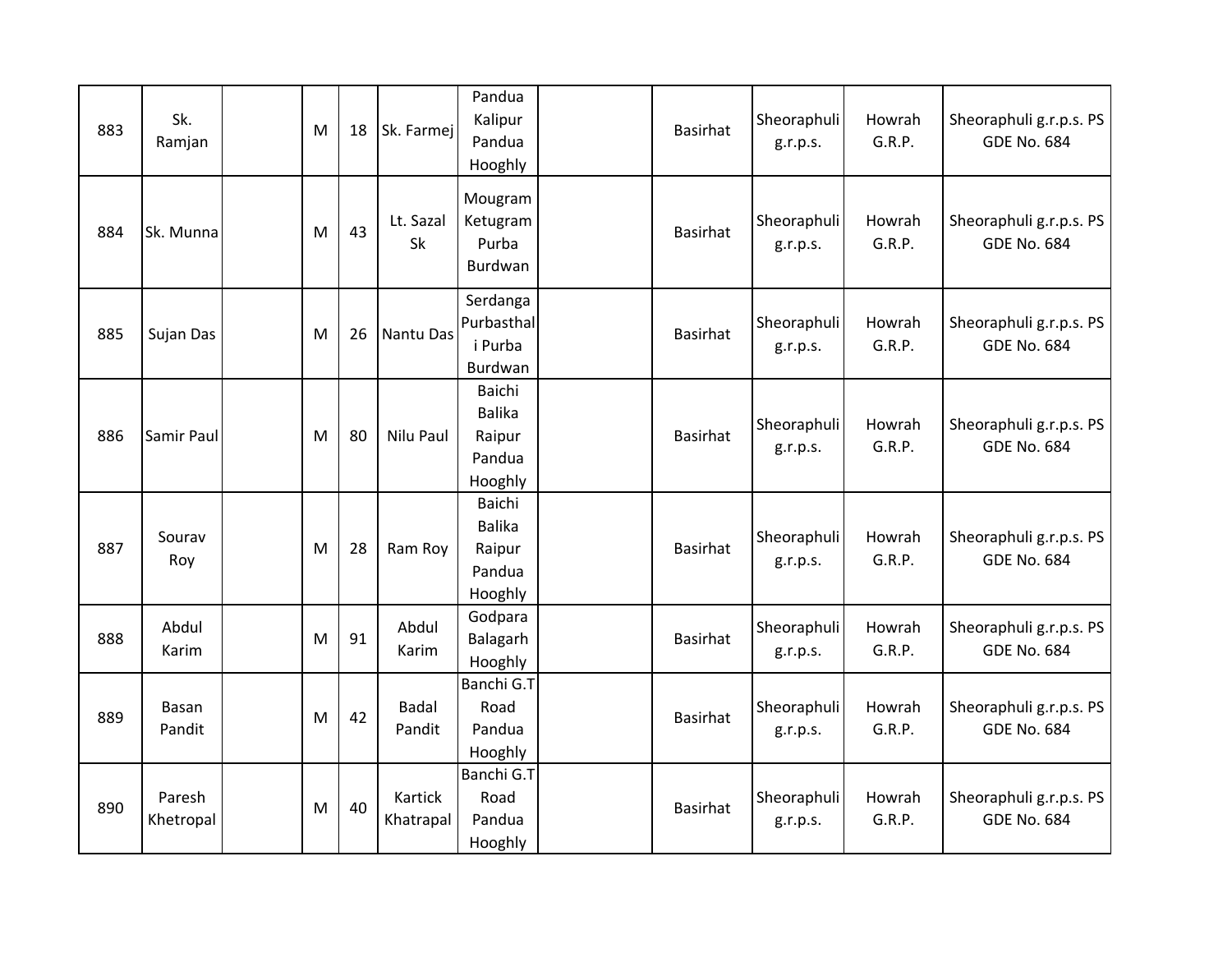| 883 | Sk. Ramjan | | M | 18 | Sk. Farmej | Pandua Kalipur Pandua Hooghly | | Basirhat | Sheoraphuli g.r.p.s. | Howrah G.R.P. | Sheoraphuli g.r.p.s. PS GDE No. 684 |
|---|---|---|---|---|---|---|---|---|---|---|---|
| 884 | Sk. Munna | | M | 43 | Lt. Sazal Sk | Mougram Ketugram Purba Burdwan | | Basirhat | Sheoraphuli g.r.p.s. | Howrah G.R.P. | Sheoraphuli g.r.p.s. PS GDE No. 684 |
| 885 | Sujan Das | | M | 26 | Nantu Das | Serdanga Purbasthali Purba Burdwan | | Basirhat | Sheoraphuli g.r.p.s. | Howrah G.R.P. | Sheoraphuli g.r.p.s. PS GDE No. 684 |
| 886 | Samir Paul | | M | 80 | Nilu Paul | Baichi Balika Raipur Pandua Hooghly | | Basirhat | Sheoraphuli g.r.p.s. | Howrah G.R.P. | Sheoraphuli g.r.p.s. PS GDE No. 684 |
| 887 | Sourav Roy | | M | 28 | Ram Roy | Baichi Balika Raipur Pandua Hooghly | | Basirhat | Sheoraphuli g.r.p.s. | Howrah G.R.P. | Sheoraphuli g.r.p.s. PS GDE No. 684 |
| 888 | Abdul Karim | | M | 91 | Abdul Karim | Godpara Balagarh Hooghly | | Basirhat | Sheoraphuli g.r.p.s. | Howrah G.R.P. | Sheoraphuli g.r.p.s. PS GDE No. 684 |
| 889 | Basan Pandit | | M | 42 | Badal Pandit | Banchi G.T Road Pandua Hooghly | | Basirhat | Sheoraphuli g.r.p.s. | Howrah G.R.P. | Sheoraphuli g.r.p.s. PS GDE No. 684 |
| 890 | Paresh Khetropal | | M | 40 | Kartick Khatrapal | Banchi G.T Road Pandua Hooghly | | Basirhat | Sheoraphuli g.r.p.s. | Howrah G.R.P. | Sheoraphuli g.r.p.s. PS GDE No. 684 |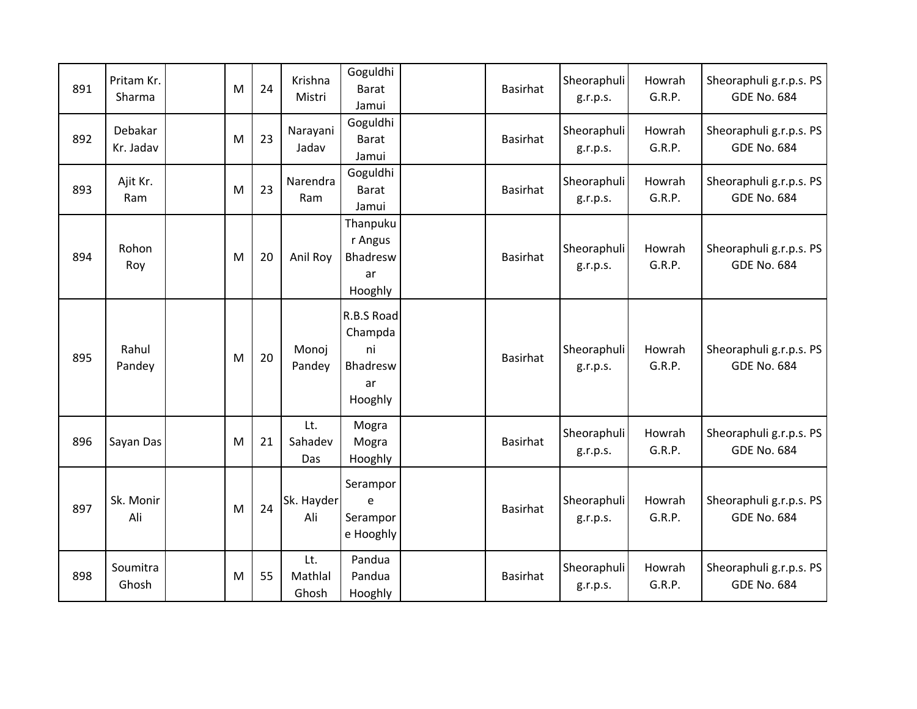| 891 | Pritam Kr. Sharma | | M | 24 | Krishna Mistri | Goguldhi Barat Jamui | | Basirhat | Sheoraphuli g.r.p.s. | Howrah G.R.P. | Sheoraphuli g.r.p.s. PS GDE No. 684 |
|---|---|---|---|---|---|---|---|---|---|---|---|
| 892 | Debakar Kr. Jadav | | M | 23 | Narayani Jadav | Goguldhi Barat Jamui | | Basirhat | Sheoraphuli g.r.p.s. | Howrah G.R.P. | Sheoraphuli g.r.p.s. PS GDE No. 684 |
| 893 | Ajit Kr. Ram | | M | 23 | Narendra Ram | Goguldhi Barat Jamui | | Basirhat | Sheoraphuli g.r.p.s. | Howrah G.R.P. | Sheoraphuli g.r.p.s. PS GDE No. 684 |
| 894 | Rohon Roy | | M | 20 | Anil Roy | Thanpukur Angus Bhadreswar Hooghly | | Basirhat | Sheoraphuli g.r.p.s. | Howrah G.R.P. | Sheoraphuli g.r.p.s. PS GDE No. 684 |
| 895 | Rahul Pandey | | M | 20 | Monoj Pandey | R.B.S Road Champdani Bhadreswar Hooghly | | Basirhat | Sheoraphuli g.r.p.s. | Howrah G.R.P. | Sheoraphuli g.r.p.s. PS GDE No. 684 |
| 896 | Sayan Das | | M | 21 | Lt. Sahadev Das | Mogra Mogra Hooghly | | Basirhat | Sheoraphuli g.r.p.s. | Howrah G.R.P. | Sheoraphuli g.r.p.s. PS GDE No. 684 |
| 897 | Sk. Monir Ali | | M | 24 | Sk. Hayder Ali | Serampore Serampore Hooghly | | Basirhat | Sheoraphuli g.r.p.s. | Howrah G.R.P. | Sheoraphuli g.r.p.s. PS GDE No. 684 |
| 898 | Soumitra Ghosh | | M | 55 | Lt. Mathlal Ghosh | Pandua Pandua Hooghly | | Basirhat | Sheoraphuli g.r.p.s. | Howrah G.R.P. | Sheoraphuli g.r.p.s. PS GDE No. 684 |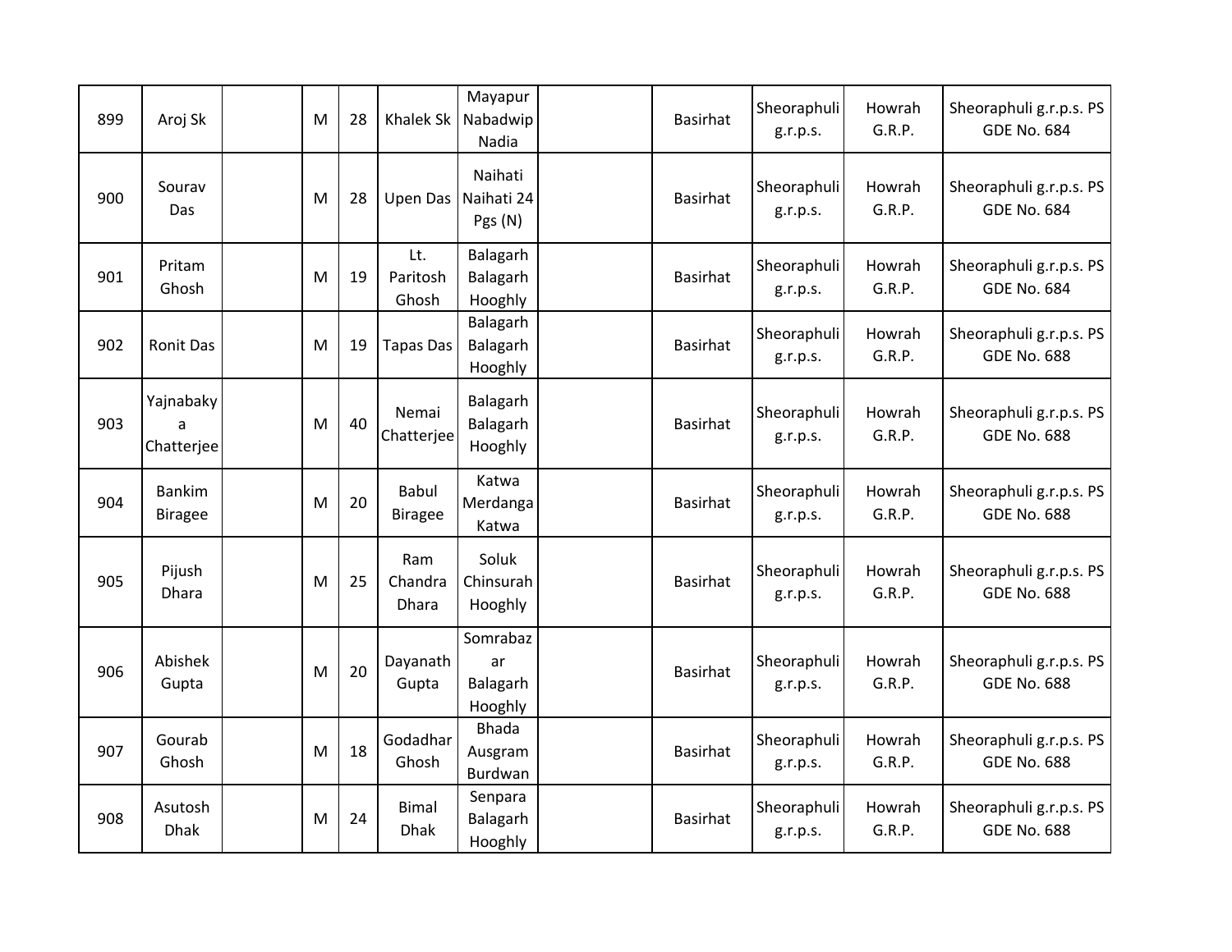| 899 | Aroj Sk | | M | 28 | Khalek Sk | Mayapur Nabadwip Nadia | | Basirhat | Sheoraphuli g.r.p.s. | Howrah G.R.P. | Sheoraphuli g.r.p.s. PS GDE No. 684 |
|---|---|---|---|---|---|---|---|---|---|---|---|
| 900 | Sourav Das | | M | 28 | Upen Das | Naihati Naihati 24 Pgs (N) | | Basirhat | Sheoraphuli g.r.p.s. | Howrah G.R.P. | Sheoraphuli g.r.p.s. PS GDE No. 684 |
| 901 | Pritam Ghosh | | M | 19 | Lt. Paritosh Ghosh | Balagarh Balagarh Hooghly | | Basirhat | Sheoraphuli g.r.p.s. | Howrah G.R.P. | Sheoraphuli g.r.p.s. PS GDE No. 684 |
| 902 | Ronit Das | | M | 19 | Tapas Das | Balagarh Balagarh Hooghly | | Basirhat | Sheoraphuli g.r.p.s. | Howrah G.R.P. | Sheoraphuli g.r.p.s. PS GDE No. 688 |
| 903 | Yajnabakya Chatterjee | | M | 40 | Nemai Chatterjee | Balagarh Balagarh Hooghly | | Basirhat | Sheoraphuli g.r.p.s. | Howrah G.R.P. | Sheoraphuli g.r.p.s. PS GDE No. 688 |
| 904 | Bankim Biragee | | M | 20 | Babul Biragee | Katwa Merdanga Katwa | | Basirhat | Sheoraphuli g.r.p.s. | Howrah G.R.P. | Sheoraphuli g.r.p.s. PS GDE No. 688 |
| 905 | Pijush Dhara | | M | 25 | Ram Chandra Dhara | Soluk Chinsurah Hooghly | | Basirhat | Sheoraphuli g.r.p.s. | Howrah G.R.P. | Sheoraphuli g.r.p.s. PS GDE No. 688 |
| 906 | Abishek Gupta | | M | 20 | Dayanath Gupta | Somrabazar Balagarh Hooghly | | Basirhat | Sheoraphuli g.r.p.s. | Howrah G.R.P. | Sheoraphuli g.r.p.s. PS GDE No. 688 |
| 907 | Gourab Ghosh | | M | 18 | Godadhar Ghosh | Bhada Ausgram Burdwan | | Basirhat | Sheoraphuli g.r.p.s. | Howrah G.R.P. | Sheoraphuli g.r.p.s. PS GDE No. 688 |
| 908 | Asutosh Dhak | | M | 24 | Bimal Dhak | Senpara Balagarh Hooghly | | Basirhat | Sheoraphuli g.r.p.s. | Howrah G.R.P. | Sheoraphuli g.r.p.s. PS GDE No. 688 |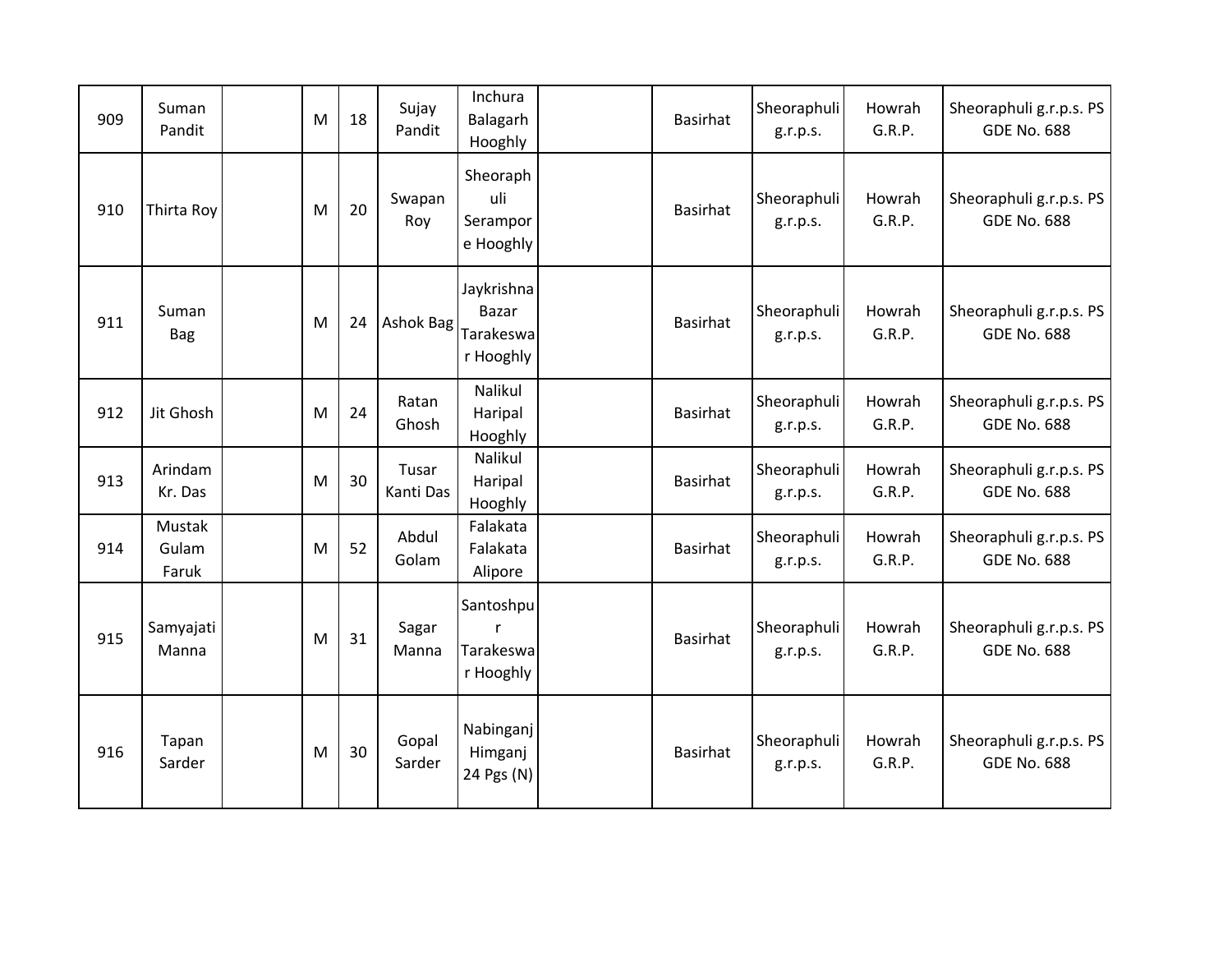| 909 | Suman Pandit | | M | 18 | Sujay Pandit | Inchura Balagarh Hooghly | | Basirhat | Sheoraphuli g.r.p.s. | Howrah G.R.P. | Sheoraphuli g.r.p.s. PS GDE No. 688 |
|---|---|---|---|---|---|---|---|---|---|---|---|
| 910 | Thirta Roy | | M | 20 | Swapan Roy | Sheoraphuli Serampore Hooghly | | Basirhat | Sheoraphuli g.r.p.s. | Howrah G.R.P. | Sheoraphuli g.r.p.s. PS GDE No. 688 |
| 911 | Suman Bag | | M | 24 | Ashok Bag | Jaykrishna Bazar Tarakeswar Hooghly | | Basirhat | Sheoraphuli g.r.p.s. | Howrah G.R.P. | Sheoraphuli g.r.p.s. PS GDE No. 688 |
| 912 | Jit Ghosh | | M | 24 | Ratan Ghosh | Nalikul Haripal Hooghly | | Basirhat | Sheoraphuli g.r.p.s. | Howrah G.R.P. | Sheoraphuli g.r.p.s. PS GDE No. 688 |
| 913 | Arindam Kr. Das | | M | 30 | Tusar Kanti Das | Nalikul Haripal Hooghly | | Basirhat | Sheoraphuli g.r.p.s. | Howrah G.R.P. | Sheoraphuli g.r.p.s. PS GDE No. 688 |
| 914 | Mustak Gulam Faruk | | M | 52 | Abdul Golam | Falakata Falakata Alipore | | Basirhat | Sheoraphuli g.r.p.s. | Howrah G.R.P. | Sheoraphuli g.r.p.s. PS GDE No. 688 |
| 915 | Samyajati Manna | | M | 31 | Sagar Manna | Santoshpur Tarakeswar Hooghly | | Basirhat | Sheoraphuli g.r.p.s. | Howrah G.R.P. | Sheoraphuli g.r.p.s. PS GDE No. 688 |
| 916 | Tapan Sarder | | M | 30 | Gopal Sarder | Nabinganj Himganj 24 Pgs (N) | | Basirhat | Sheoraphuli g.r.p.s. | Howrah G.R.P. | Sheoraphuli g.r.p.s. PS GDE No. 688 |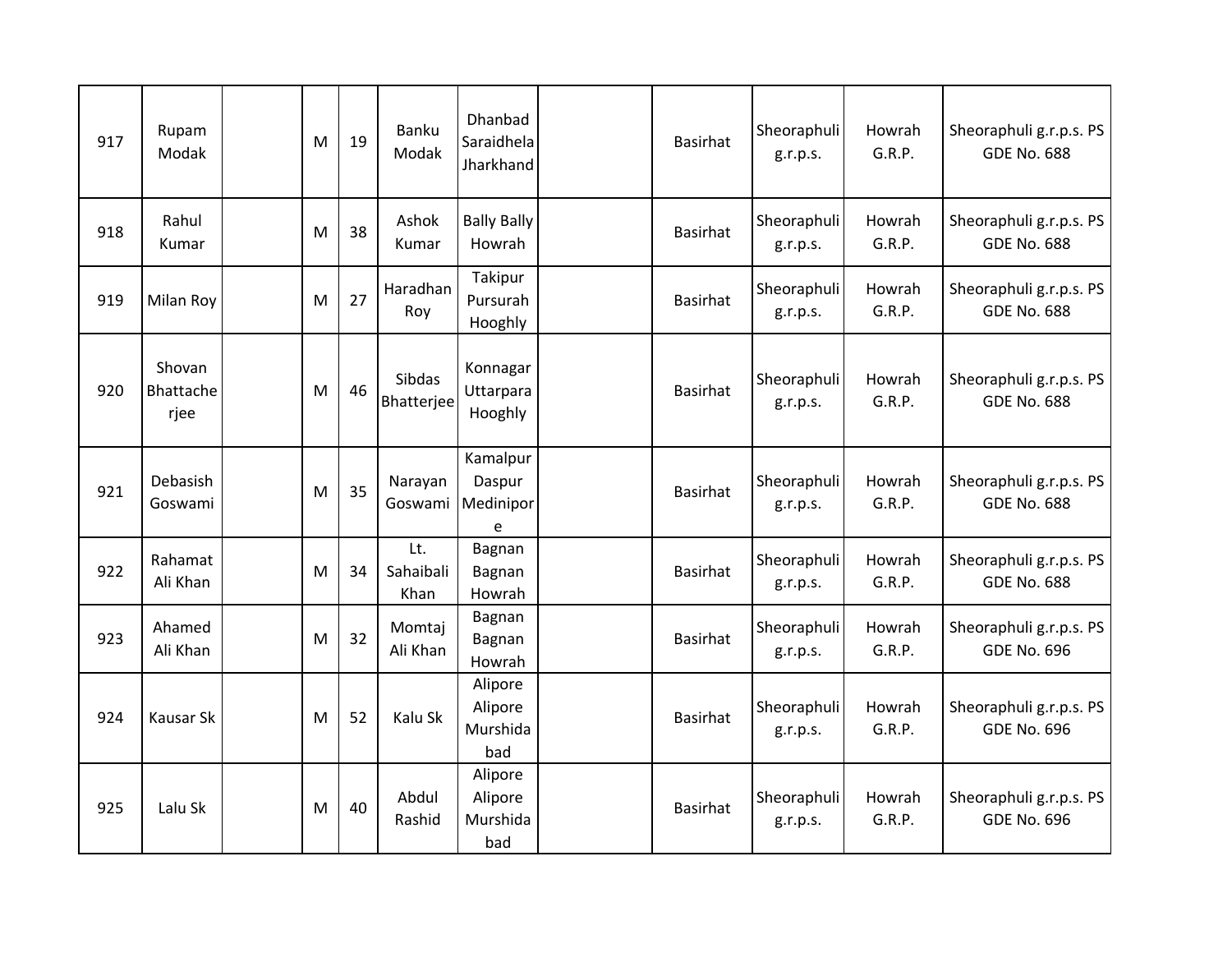| 917 | Rupam Modak | | M | 19 | Banku Modak | Dhanbad Saraidhela Jharkhand | | Basirhat | Sheoraphuli g.r.p.s. | Howrah G.R.P. | Sheoraphuli g.r.p.s. PS GDE No. 688 |
|---|---|---|---|---|---|---|---|---|---|---|---|
| 918 | Rahul Kumar | | M | 38 | Ashok Kumar | Bally Bally Howrah | | Basirhat | Sheoraphuli g.r.p.s. | Howrah G.R.P. | Sheoraphuli g.r.p.s. PS GDE No. 688 |
| 919 | Milan Roy | | M | 27 | Haradhan Roy | Takipur Pursurah Hooghly | | Basirhat | Sheoraphuli g.r.p.s. | Howrah G.R.P. | Sheoraphuli g.r.p.s. PS GDE No. 688 |
| 920 | Shovan Bhattacherjee | | M | 46 | Sibdas Bhatterjee | Konnagar Uttarpara Hooghly | | Basirhat | Sheoraphuli g.r.p.s. | Howrah G.R.P. | Sheoraphuli g.r.p.s. PS GDE No. 688 |
| 921 | Debasish Goswami | | M | 35 | Narayan Goswami | Kamalpur Daspur Medinipore | | Basirhat | Sheoraphuli g.r.p.s. | Howrah G.R.P. | Sheoraphuli g.r.p.s. PS GDE No. 688 |
| 922 | Rahamat Ali Khan | | M | 34 | Lt. Sahaibali Khan | Bagnan Bagnan Howrah | | Basirhat | Sheoraphuli g.r.p.s. | Howrah G.R.P. | Sheoraphuli g.r.p.s. PS GDE No. 688 |
| 923 | Ahamed Ali Khan | | M | 32 | Momtaj Ali Khan | Bagnan Bagnan Howrah | | Basirhat | Sheoraphuli g.r.p.s. | Howrah G.R.P. | Sheoraphuli g.r.p.s. PS GDE No. 696 |
| 924 | Kausar Sk | | M | 52 | Kalu Sk | Alipore Alipore Murshidabad | | Basirhat | Sheoraphuli g.r.p.s. | Howrah G.R.P. | Sheoraphuli g.r.p.s. PS GDE No. 696 |
| 925 | Lalu Sk | | M | 40 | Abdul Rashid | Alipore Alipore Murshidabad | | Basirhat | Sheoraphuli g.r.p.s. | Howrah G.R.P. | Sheoraphuli g.r.p.s. PS GDE No. 696 |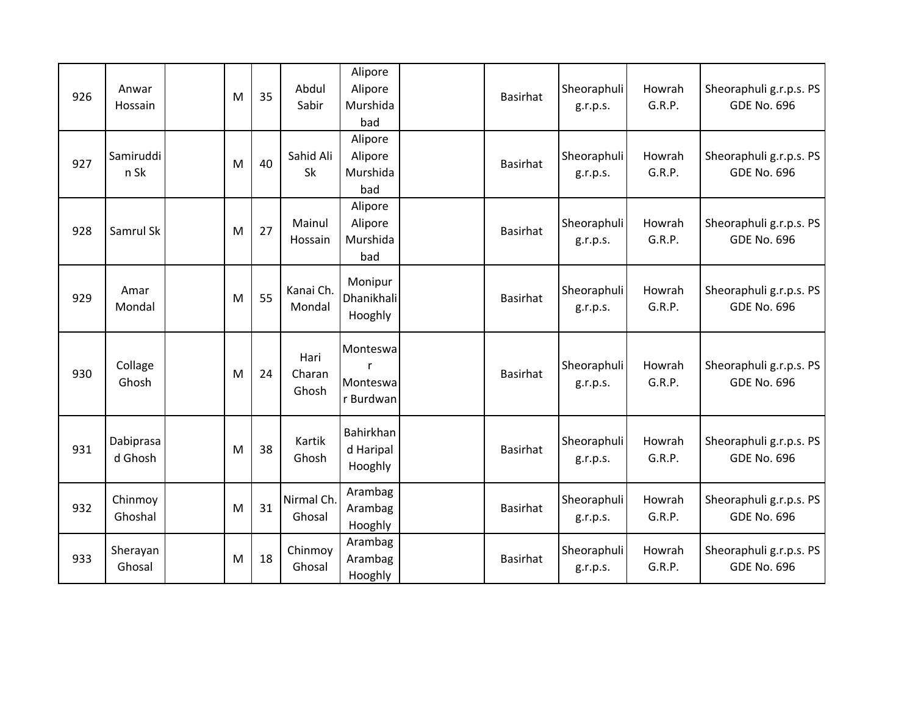| | | | | | | | | | | | |
|---|---|---|---|---|---|---|---|---|---|---|---|
| 926 | Anwar Hossain | | M | 35 | Abdul Sabir | Alipore Alipore Murshidabad | | Basirhat | Sheoraphuli g.r.p.s. | Howrah G.R.P. | Sheoraphuli g.r.p.s. PS GDE No. 696 |
| 927 | Samiruddin Sk | | M | 40 | Sahid Ali Sk | Alipore Alipore Murshidabad | | Basirhat | Sheoraphuli g.r.p.s. | Howrah G.R.P. | Sheoraphuli g.r.p.s. PS GDE No. 696 |
| 928 | Samrul Sk | | M | 27 | Mainul Hossain | Alipore Alipore Murshidabad | | Basirhat | Sheoraphuli g.r.p.s. | Howrah G.R.P. | Sheoraphuli g.r.p.s. PS GDE No. 696 |
| 929 | Amar Mondal | | M | 55 | Kanai Ch. Mondal | Monipur Dhanikhali Hooghly | | Basirhat | Sheoraphuli g.r.p.s. | Howrah G.R.P. | Sheoraphuli g.r.p.s. PS GDE No. 696 |
| 930 | Collage Ghosh | | M | 24 | Hari Charan Ghosh | Monteswar Monteswar Burdwan | | Basirhat | Sheoraphuli g.r.p.s. | Howrah G.R.P. | Sheoraphuli g.r.p.s. PS GDE No. 696 |
| 931 | Dabiprasad Ghosh | | M | 38 | Kartik Ghosh | Bahirkhand Haripal Hooghly | | Basirhat | Sheoraphuli g.r.p.s. | Howrah G.R.P. | Sheoraphuli g.r.p.s. PS GDE No. 696 |
| 932 | Chinmoy Ghoshal | | M | 31 | Nirmal Ch. Ghosal | Arambag Arambag Hooghly | | Basirhat | Sheoraphuli g.r.p.s. | Howrah G.R.P. | Sheoraphuli g.r.p.s. PS GDE No. 696 |
| 933 | Sherayan Ghosal | | M | 18 | Chinmoy Ghosal | Arambag Arambag Hooghly | | Basirhat | Sheoraphuli g.r.p.s. | Howrah G.R.P. | Sheoraphuli g.r.p.s. PS GDE No. 696 |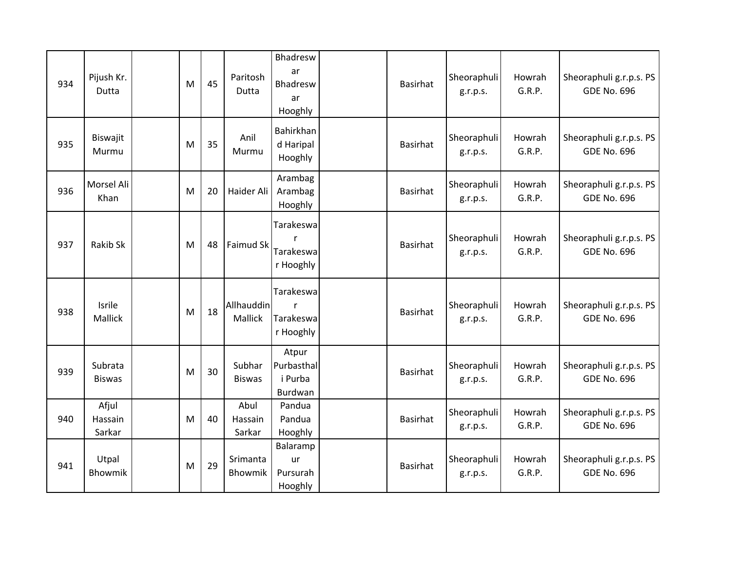| 934 | Pijush Kr. Dutta | | M | 45 | Paritosh Dutta | Bhadreswar Bhadreswar Hooghly | | Basirhat | Sheoraphuli g.r.p.s. | Howrah G.R.P. | Sheoraphuli g.r.p.s. PS GDE No. 696 |
|---|---|---|---|---|---|---|---|---|---|---|---|
| 935 | Biswajit Murmu | | M | 35 | Anil Murmu | Bahirkhand Haripal Hooghly | | Basirhat | Sheoraphuli g.r.p.s. | Howrah G.R.P. | Sheoraphuli g.r.p.s. PS GDE No. 696 |
| 936 | Morsel Ali Khan | | M | 20 | Haider Ali | Arambag Arambag Hooghly | | Basirhat | Sheoraphuli g.r.p.s. | Howrah G.R.P. | Sheoraphuli g.r.p.s. PS GDE No. 696 |
| 937 | Rakib Sk | | M | 48 | Faimud Sk | Tarakeswar Tarakeswar Hooghly | | Basirhat | Sheoraphuli g.r.p.s. | Howrah G.R.P. | Sheoraphuli g.r.p.s. PS GDE No. 696 |
| 938 | Isrile Mallick | | M | 18 | Allhauddin Mallick | Tarakeswar Tarakeswar Hooghly | | Basirhat | Sheoraphuli g.r.p.s. | Howrah G.R.P. | Sheoraphuli g.r.p.s. PS GDE No. 696 |
| 939 | Subrata Biswas | | M | 30 | Subhar Biswas | Atpur Purbasthali Purba Burdwan | | Basirhat | Sheoraphuli g.r.p.s. | Howrah G.R.P. | Sheoraphuli g.r.p.s. PS GDE No. 696 |
| 940 | Afjul Hassain Sarkar | | M | 40 | Abul Hassain Sarkar | Pandua Pandua Hooghly | | Basirhat | Sheoraphuli g.r.p.s. | Howrah G.R.P. | Sheoraphuli g.r.p.s. PS GDE No. 696 |
| 941 | Utpal Bhowmik | | M | 29 | Srimanta Bhowmik | Balarampur Pursurah Hooghly | | Basirhat | Sheoraphuli g.r.p.s. | Howrah G.R.P. | Sheoraphuli g.r.p.s. PS GDE No. 696 |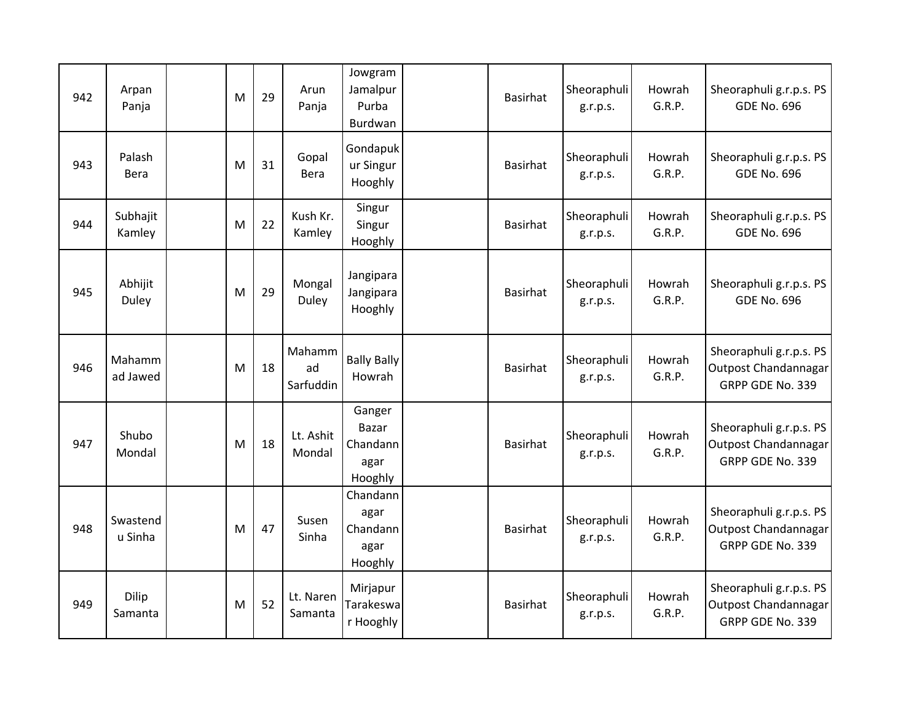| 942 | Arpan Panja | | M | 29 | Arun Panja | Jowgram Jamalpur Purba Burdwan | | Basirhat | Sheoraphuli g.r.p.s. | Howrah G.R.P. | Sheoraphuli g.r.p.s. PS GDE No. 696 |
|---|---|---|---|---|---|---|---|---|---|---|---|
| 943 | Palash Bera | | M | 31 | Gopal Bera | Gondapukur Singur Hooghly | | Basirhat | Sheoraphuli g.r.p.s. | Howrah G.R.P. | Sheoraphuli g.r.p.s. PS GDE No. 696 |
| 944 | Subhajit Kamley | | M | 22 | Kush Kr. Kamley | Singur Singur Hooghly | | Basirhat | Sheoraphuli g.r.p.s. | Howrah G.R.P. | Sheoraphuli g.r.p.s. PS GDE No. 696 |
| 945 | Abhijit Duley | | M | 29 | Mongal Duley | Jangipara Jangipara Hooghly | | Basirhat | Sheoraphuli g.r.p.s. | Howrah G.R.P. | Sheoraphuli g.r.p.s. PS GDE No. 696 |
| 946 | Mahammad Jawed | | M | 18 | Mahammad Sarfuddin | Bally Bally Howrah | | Basirhat | Sheoraphuli g.r.p.s. | Howrah G.R.P. | Sheoraphuli g.r.p.s. PS Outpost Chandannagar GRPP GDE No. 339 |
| 947 | Shubo Mondal | | M | 18 | Lt. Ashit Mondal | Ganger Bazar Chandannagar Hooghly | | Basirhat | Sheoraphuli g.r.p.s. | Howrah G.R.P. | Sheoraphuli g.r.p.s. PS Outpost Chandannagar GRPP GDE No. 339 |
| 948 | Swastendu Sinha | | M | 47 | Susen Sinha | Chandannagar Chandannagar Hooghly | | Basirhat | Sheoraphuli g.r.p.s. | Howrah G.R.P. | Sheoraphuli g.r.p.s. PS Outpost Chandannagar GRPP GDE No. 339 |
| 949 | Dilip Samanta | | M | 52 | Lt. Naren Samanta | Mirjapur Tarakeswar Hooghly | | Basirhat | Sheoraphuli g.r.p.s. | Howrah G.R.P. | Sheoraphuli g.r.p.s. PS Outpost Chandannagar GRPP GDE No. 339 |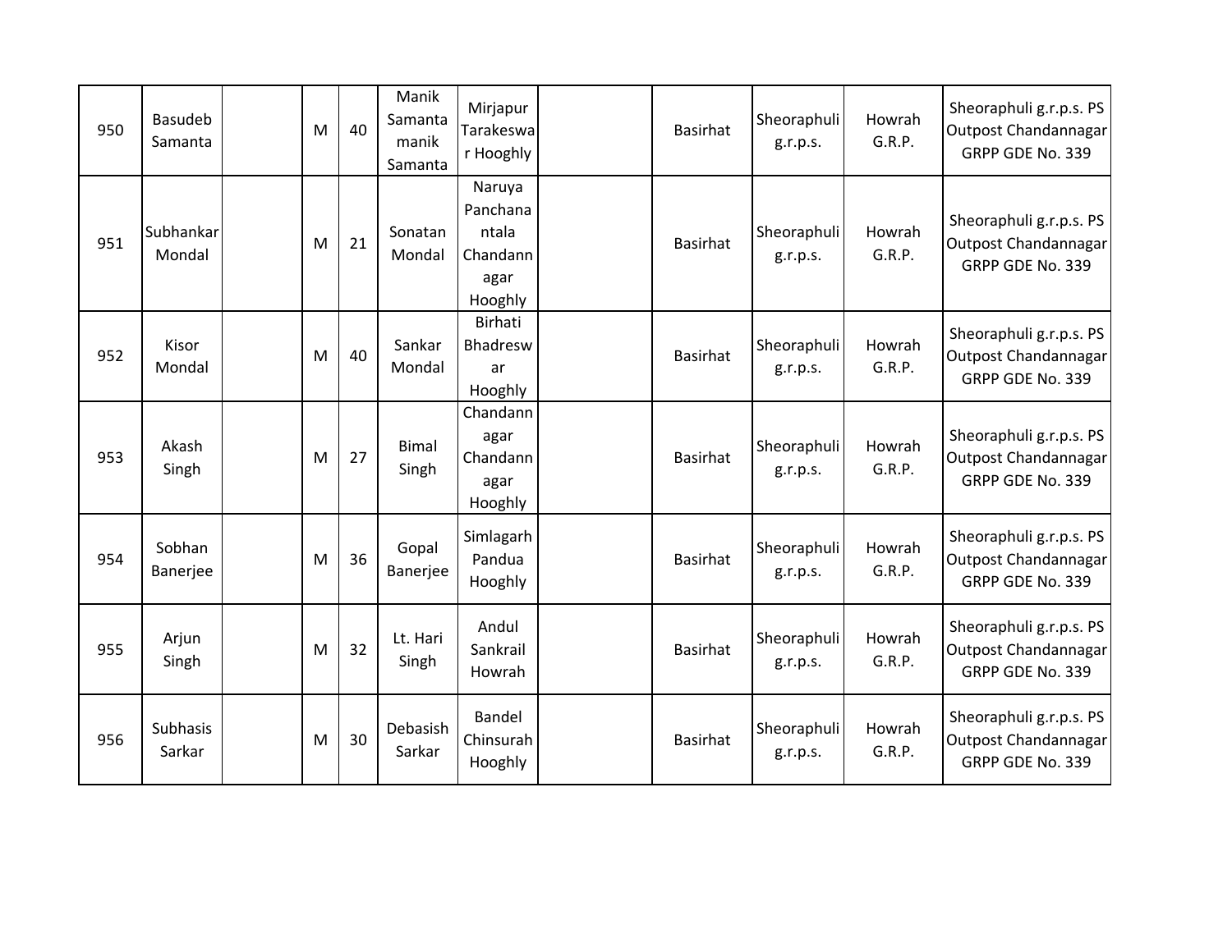| 950 | Basudeb Samanta | | M | 40 | Manik Samanta manik Samanta | Mirjapur Tarakeswar Hooghly | | Basirhat | Sheoraphuli g.r.p.s. | Howrah G.R.P. | Sheoraphuli g.r.p.s. PS Outpost Chandannagar GRPP GDE No. 339 |
|---|---|---|---|---|---|---|---|---|---|---|---|
| 951 | Subhankar Mondal | | M | 21 | Sonatan Mondal | Naruya Panchanantala Chandannagar Hooghly | | Basirhat | Sheoraphuli g.r.p.s. | Howrah G.R.P. | Sheoraphuli g.r.p.s. PS Outpost Chandannagar GRPP GDE No. 339 |
| 952 | Kisor Mondal | | M | 40 | Sankar Mondal | Birhati Bhadreswar Hooghly | | Basirhat | Sheoraphuli g.r.p.s. | Howrah G.R.P. | Sheoraphuli g.r.p.s. PS Outpost Chandannagar GRPP GDE No. 339 |
| 953 | Akash Singh | | M | 27 | Bimal Singh | Chandannagar Chandannagar Hooghly | | Basirhat | Sheoraphuli g.r.p.s. | Howrah G.R.P. | Sheoraphuli g.r.p.s. PS Outpost Chandannagar GRPP GDE No. 339 |
| 954 | Sobhan Banerjee | | M | 36 | Gopal Banerjee | Simlagarh Pandua Hooghly | | Basirhat | Sheoraphuli g.r.p.s. | Howrah G.R.P. | Sheoraphuli g.r.p.s. PS Outpost Chandannagar GRPP GDE No. 339 |
| 955 | Arjun Singh | | M | 32 | Lt. Hari Singh | Andul Sankrail Howrah | | Basirhat | Sheoraphuli g.r.p.s. | Howrah G.R.P. | Sheoraphuli g.r.p.s. PS Outpost Chandannagar GRPP GDE No. 339 |
| 956 | Subhasis Sarkar | | M | 30 | Debasish Sarkar | Bandel Chinsurah Hooghly | | Basirhat | Sheoraphuli g.r.p.s. | Howrah G.R.P. | Sheoraphuli g.r.p.s. PS Outpost Chandannagar GRPP GDE No. 339 |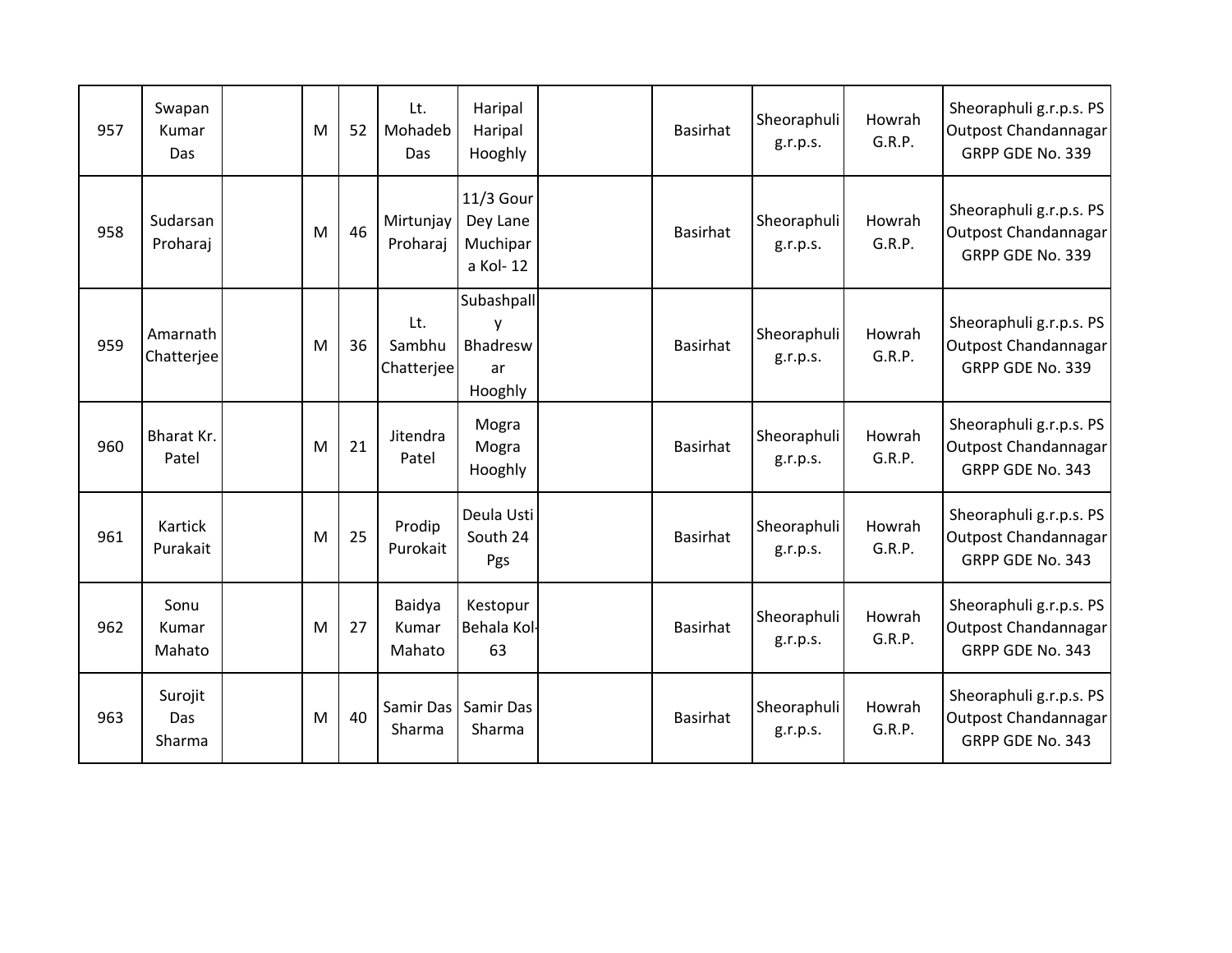| | | | | | | | | | | | |
|---|---|---|---|---|---|---|---|---|---|---|---|
| 957 | Swapan Kumar Das | | M | 52 | Lt. Mohadeb Das | Haripal Haripal Hooghly | | Basirhat | Sheoraphuli g.r.p.s. | Howrah G.R.P. | Sheoraphuli g.r.p.s. PS Outpost Chandannagar GRPP GDE No. 339 |
| 958 | Sudarsan Proharaj | | M | 46 | Mirtunjay Proharaj | 11/3 Gour Dey Lane Muchipara Kol- 12 | | Basirhat | Sheoraphuli g.r.p.s. | Howrah G.R.P. | Sheoraphuli g.r.p.s. PS Outpost Chandannagar GRPP GDE No. 339 |
| 959 | Amarnath Chatterjee | | M | 36 | Lt. Sambhu Chatterjee | Subashpally Bhadreswar Hooghly | | Basirhat | Sheoraphuli g.r.p.s. | Howrah G.R.P. | Sheoraphuli g.r.p.s. PS Outpost Chandannagar GRPP GDE No. 339 |
| 960 | Bharat Kr. Patel | | M | 21 | Jitendra Patel | Mogra Mogra Hooghly | | Basirhat | Sheoraphuli g.r.p.s. | Howrah G.R.P. | Sheoraphuli g.r.p.s. PS Outpost Chandannagar GRPP GDE No. 343 |
| 961 | Kartick Purakait | | M | 25 | Prodip Purokait | Deula Usti South 24 Pgs | | Basirhat | Sheoraphuli g.r.p.s. | Howrah G.R.P. | Sheoraphuli g.r.p.s. PS Outpost Chandannagar GRPP GDE No. 343 |
| 962 | Sonu Kumar Mahato | | M | 27 | Baidya Kumar Mahato | Kestopur Behala Kol-63 | | Basirhat | Sheoraphuli g.r.p.s. | Howrah G.R.P. | Sheoraphuli g.r.p.s. PS Outpost Chandannagar GRPP GDE No. 343 |
| 963 | Surojit Das Sharma | | M | 40 | Samir Das Sharma | Samir Das Sharma | | Basirhat | Sheoraphuli g.r.p.s. | Howrah G.R.P. | Sheoraphuli g.r.p.s. PS Outpost Chandannagar GRPP GDE No. 343 |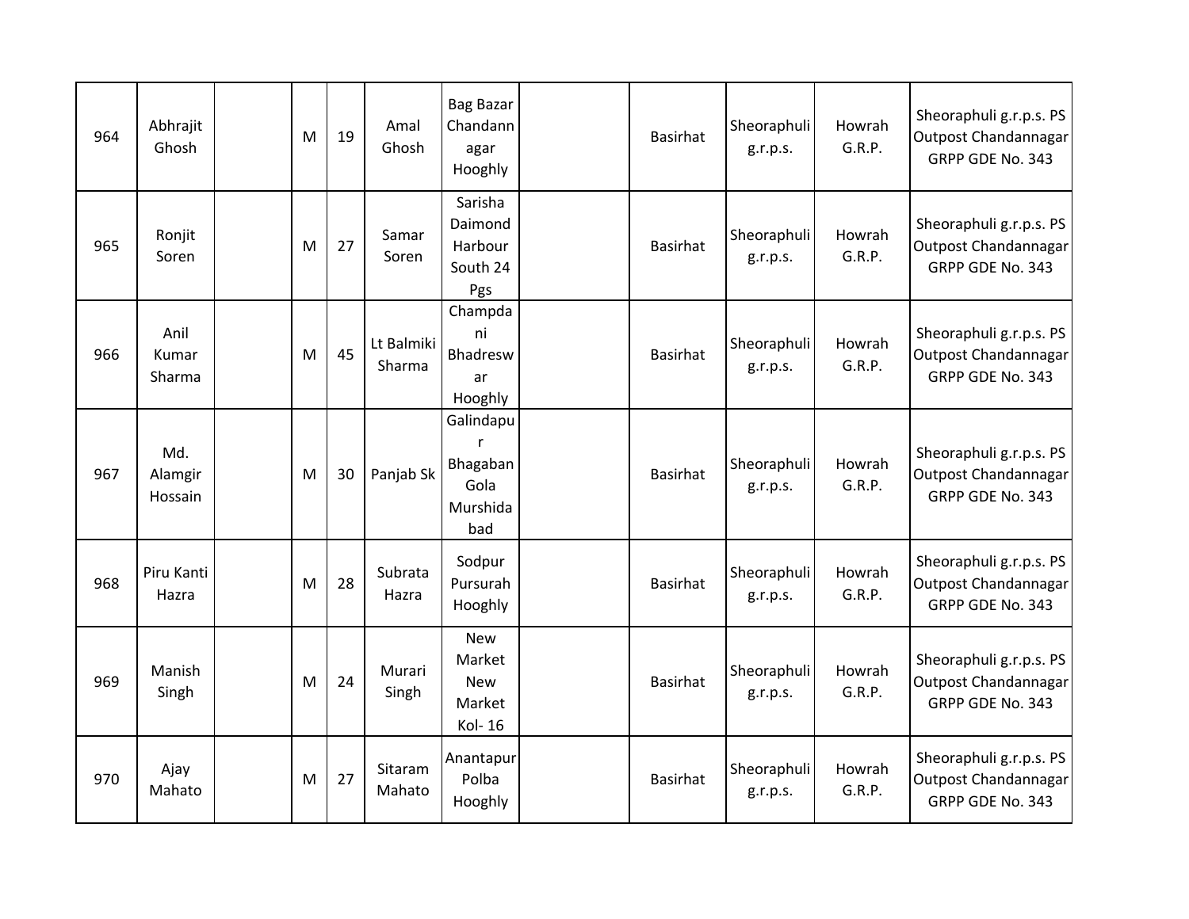| | | | | | | | | | | | |
|---|---|---|---|---|---|---|---|---|---|---|---|
| 964 | Abhrajit Ghosh | | M | 19 | Amal Ghosh | Bag Bazar Chandannagar Hooghly | | Basirhat | Sheoraphuli g.r.p.s. | Howrah G.R.P. | Sheoraphuli g.r.p.s. PS Outpost Chandannagar GRPP GDE No. 343 |
| 965 | Ronjit Soren | | M | 27 | Samar Soren | Sarisha Daimond Harbour South 24 Pgs | | Basirhat | Sheoraphuli g.r.p.s. | Howrah G.R.P. | Sheoraphuli g.r.p.s. PS Outpost Chandannagar GRPP GDE No. 343 |
| 966 | Anil Kumar Sharma | | M | 45 | Lt Balmiki Sharma | Champdani Bhadreswar Hooghly | | Basirhat | Sheoraphuli g.r.p.s. | Howrah G.R.P. | Sheoraphuli g.r.p.s. PS Outpost Chandannagar GRPP GDE No. 343 |
| 967 | Md. Alamgir Hossain | | M | 30 | Panjab Sk | Galindapur Bhagaban Gola Murshidabad | | Basirhat | Sheoraphuli g.r.p.s. | Howrah G.R.P. | Sheoraphuli g.r.p.s. PS Outpost Chandannagar GRPP GDE No. 343 |
| 968 | Piru Kanti Hazra | | M | 28 | Subrata Hazra | Sodpur Pursurah Hooghly | | Basirhat | Sheoraphuli g.r.p.s. | Howrah G.R.P. | Sheoraphuli g.r.p.s. PS Outpost Chandannagar GRPP GDE No. 343 |
| 969 | Manish Singh | | M | 24 | Murari Singh | New Market New Market Kol- 16 | | Basirhat | Sheoraphuli g.r.p.s. | Howrah G.R.P. | Sheoraphuli g.r.p.s. PS Outpost Chandannagar GRPP GDE No. 343 |
| 970 | Ajay Mahato | | M | 27 | Sitaram Mahato | Anantapur Polba Hooghly | | Basirhat | Sheoraphuli g.r.p.s. | Howrah G.R.P. | Sheoraphuli g.r.p.s. PS Outpost Chandannagar GRPP GDE No. 343 |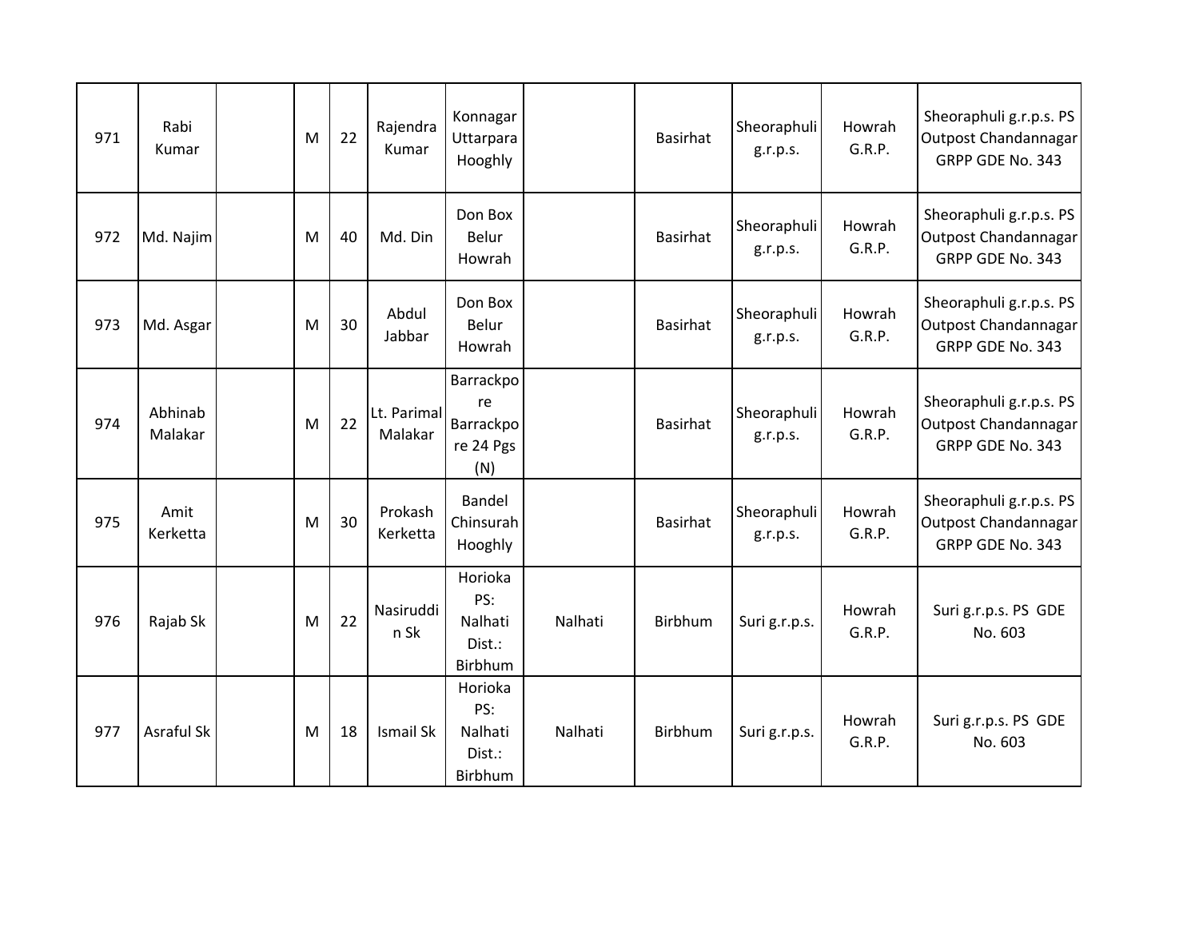| | | | | | | | | | | | |
|---|---|---|---|---|---|---|---|---|---|---|---|
| 971 | Rabi Kumar | | M | 22 | Rajendra Kumar | Konnagar Uttarpara Hooghly | | Basirhat | Sheoraphuli g.r.p.s. | Howrah G.R.P. | Sheoraphuli g.r.p.s. PS Outpost Chandannagar GRPP GDE No. 343 |
| 972 | Md. Najim | | M | 40 | Md. Din | Don Box Belur Howrah | | Basirhat | Sheoraphuli g.r.p.s. | Howrah G.R.P. | Sheoraphuli g.r.p.s. PS Outpost Chandannagar GRPP GDE No. 343 |
| 973 | Md. Asgar | | M | 30 | Abdul Jabbar | Don Box Belur Howrah | | Basirhat | Sheoraphuli g.r.p.s. | Howrah G.R.P. | Sheoraphuli g.r.p.s. PS Outpost Chandannagar GRPP GDE No. 343 |
| 974 | Abhinab Malakar | | M | 22 | Lt. Parimal Malakar | Barrackpore Barrackpore 24 Pgs (N) | | Basirhat | Sheoraphuli g.r.p.s. | Howrah G.R.P. | Sheoraphuli g.r.p.s. PS Outpost Chandannagar GRPP GDE No. 343 |
| 975 | Amit Kerketta | | M | 30 | Prokash Kerketta | Bandel Chinsurah Hooghly | | Basirhat | Sheoraphuli g.r.p.s. | Howrah G.R.P. | Sheoraphuli g.r.p.s. PS Outpost Chandannagar GRPP GDE No. 343 |
| 976 | Rajab Sk | | M | 22 | Nasiruddin Sk | Horioka PS: Nalhati Dist.: Birbhum | Nalhati | Birbhum | Suri g.r.p.s. | Howrah G.R.P. | Suri g.r.p.s. PS GDE No. 603 |
| 977 | Asraful Sk | | M | 18 | Ismail Sk | Horioka PS: Nalhati Dist.: Birbhum | Nalhati | Birbhum | Suri g.r.p.s. | Howrah G.R.P. | Suri g.r.p.s. PS GDE No. 603 |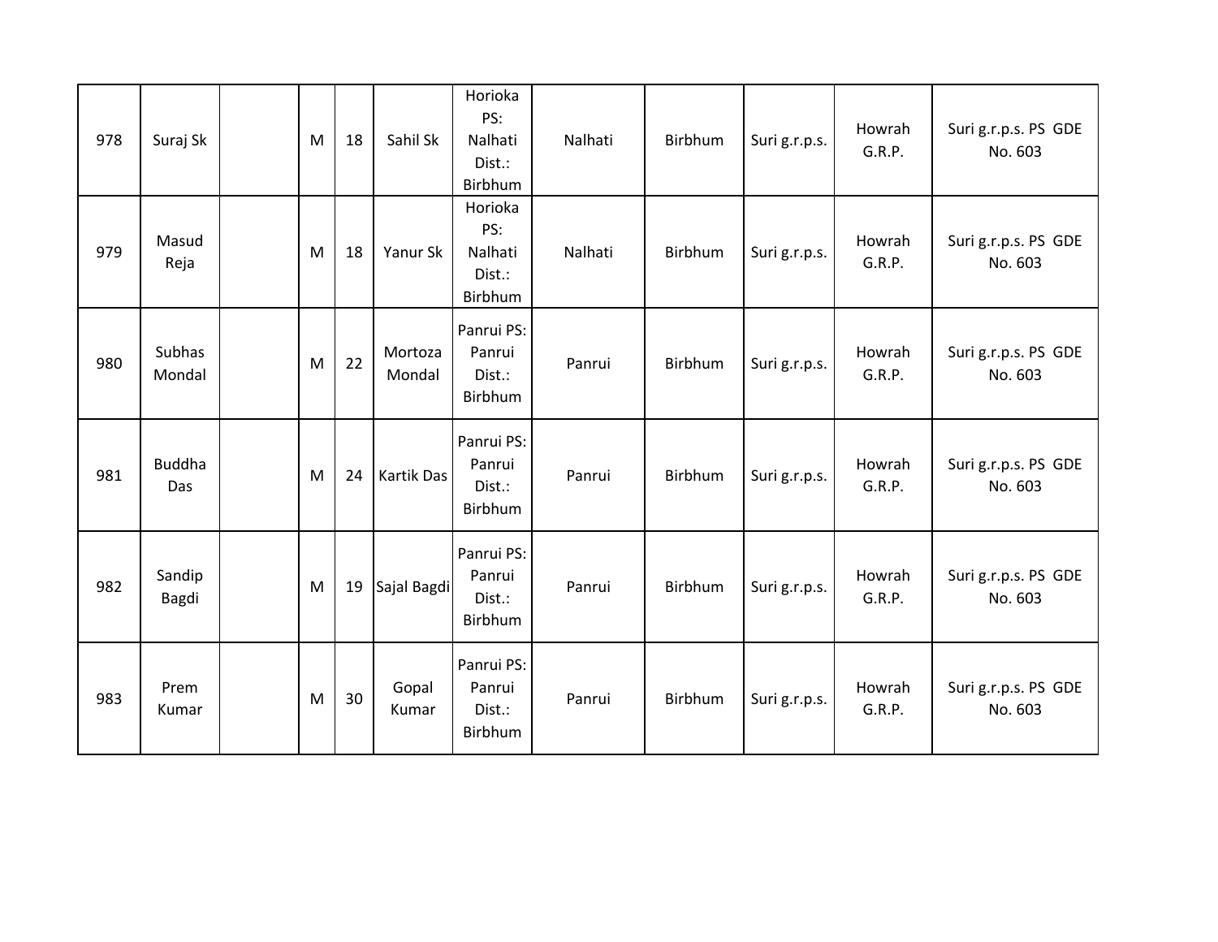| | | | | | | | | | | | |
|---|---|---|---|---|---|---|---|---|---|---|---|
| 978 | Suraj Sk | | M | 18 | Sahil Sk | Horioka PS: Nalhati Dist.: Birbhum | Nalhati | Birbhum | Suri g.r.p.s. | Howrah G.R.P. | Suri g.r.p.s. PS GDE No. 603 |
| 979 | Masud Reja | | M | 18 | Yanur Sk | Horioka PS: Nalhati Dist.: Birbhum | Nalhati | Birbhum | Suri g.r.p.s. | Howrah G.R.P. | Suri g.r.p.s. PS GDE No. 603 |
| 980 | Subhas Mondal | | M | 22 | Mortoza Mondal | Panrui PS: Panrui Dist.: Birbhum | Panrui | Birbhum | Suri g.r.p.s. | Howrah G.R.P. | Suri g.r.p.s. PS GDE No. 603 |
| 981 | Buddha Das | | M | 24 | Kartik Das | Panrui PS: Panrui Dist.: Birbhum | Panrui | Birbhum | Suri g.r.p.s. | Howrah G.R.P. | Suri g.r.p.s. PS GDE No. 603 |
| 982 | Sandip Bagdi | | M | 19 | Sajal Bagdi | Panrui PS: Panrui Dist.: Birbhum | Panrui | Birbhum | Suri g.r.p.s. | Howrah G.R.P. | Suri g.r.p.s. PS GDE No. 603 |
| 983 | Prem Kumar | | M | 30 | Gopal Kumar | Panrui PS: Panrui Dist.: Birbhum | Panrui | Birbhum | Suri g.r.p.s. | Howrah G.R.P. | Suri g.r.p.s. PS GDE No. 603 |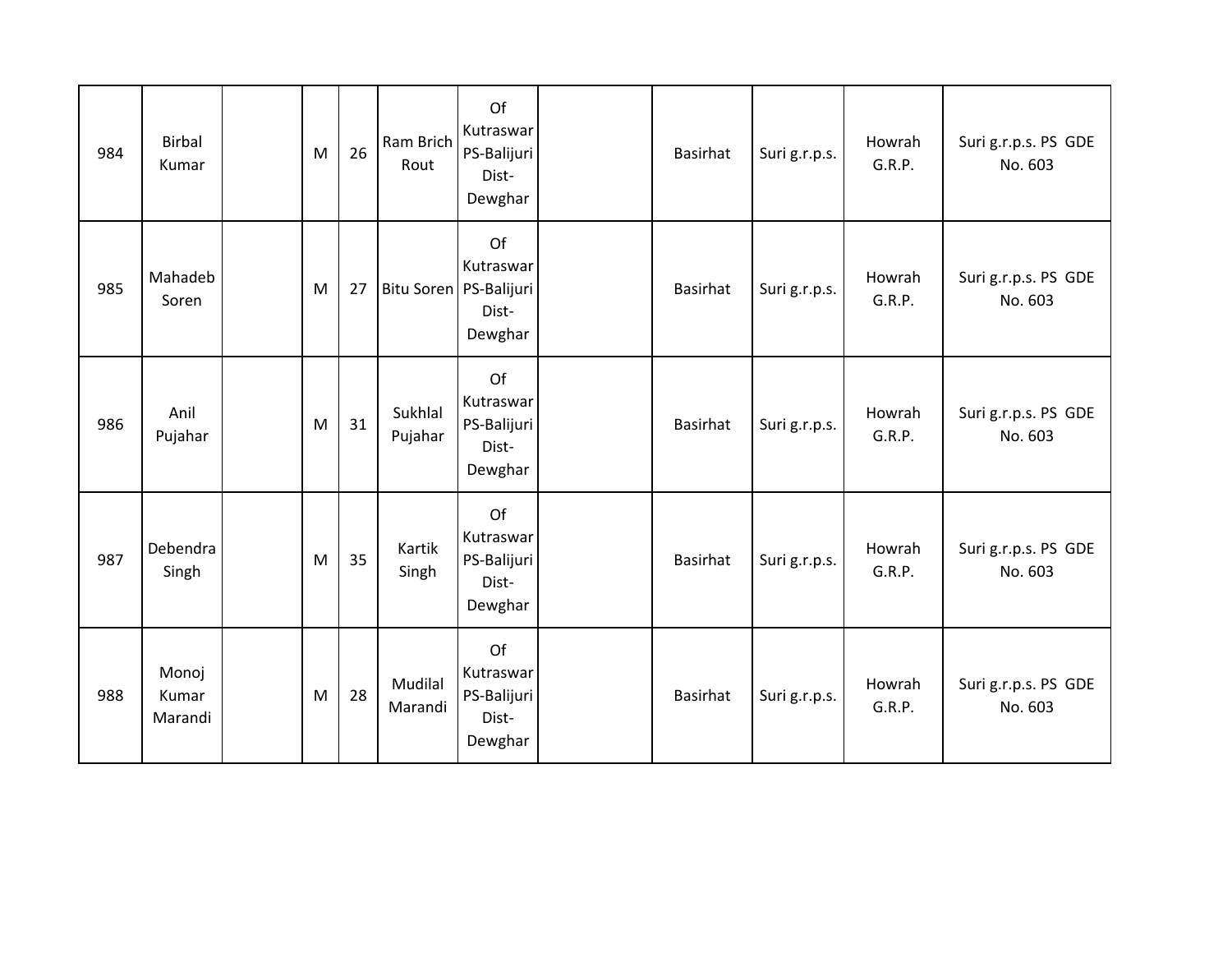| | | | | | | | | | | | |
|---|---|---|---|---|---|---|---|---|---|---|---|
| 984 | Birbal Kumar | | M | 26 | Ram Brich Rout | Of Kutraswar PS-Balijuri Dist-Dewghar | | Basirhat | Suri g.r.p.s. | Howrah G.R.P. | Suri g.r.p.s. PS GDE No. 603 |
| 985 | Mahadeb Soren | | M | 27 | Bitu Soren | Of Kutraswar PS-Balijuri Dist-Dewghar | | Basirhat | Suri g.r.p.s. | Howrah G.R.P. | Suri g.r.p.s. PS GDE No. 603 |
| 986 | Anil Pujahar | | M | 31 | Sukhlal Pujahar | Of Kutraswar PS-Balijuri Dist-Dewghar | | Basirhat | Suri g.r.p.s. | Howrah G.R.P. | Suri g.r.p.s. PS GDE No. 603 |
| 987 | Debendra Singh | | M | 35 | Kartik Singh | Of Kutraswar PS-Balijuri Dist-Dewghar | | Basirhat | Suri g.r.p.s. | Howrah G.R.P. | Suri g.r.p.s. PS GDE No. 603 |
| 988 | Monoj Kumar Marandi | | M | 28 | Mudilal Marandi | Of Kutraswar PS-Balijuri Dist-Dewghar | | Basirhat | Suri g.r.p.s. | Howrah G.R.P. | Suri g.r.p.s. PS GDE No. 603 |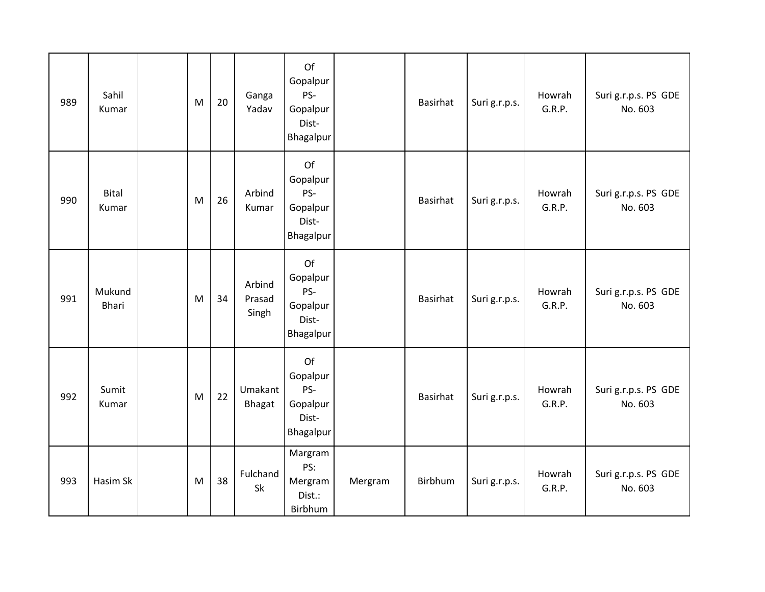| 989 | Sahil Kumar | | M | 20 | Ganga Yadav | Of Gopalpur PS- Gopalpur Dist- Bhagalpur | | Basirhat | Suri g.r.p.s. | Howrah G.R.P. | Suri g.r.p.s. PS GDE No. 603 |
|---|---|---|---|---|---|---|---|---|---|---|---|
| 990 | Bital Kumar | | M | 26 | Arbind Kumar | Of Gopalpur PS- Gopalpur Dist- Bhagalpur | | Basirhat | Suri g.r.p.s. | Howrah G.R.P. | Suri g.r.p.s. PS GDE No. 603 |
| 991 | Mukund Bhari | | M | 34 | Arbind Prasad Singh | Of Gopalpur PS- Gopalpur Dist- Bhagalpur | | Basirhat | Suri g.r.p.s. | Howrah G.R.P. | Suri g.r.p.s. PS GDE No. 603 |
| 992 | Sumit Kumar | | M | 22 | Umakant Bhagat | Of Gopalpur PS- Gopalpur Dist- Bhagalpur | | Basirhat | Suri g.r.p.s. | Howrah G.R.P. | Suri g.r.p.s. PS GDE No. 603 |
| 993 | Hasim Sk | | M | 38 | Fulchand Sk | Margram PS: Mergram Dist.: Birbhum | Mergram | Birbhum | Suri g.r.p.s. | Howrah G.R.P. | Suri g.r.p.s. PS GDE No. 603 |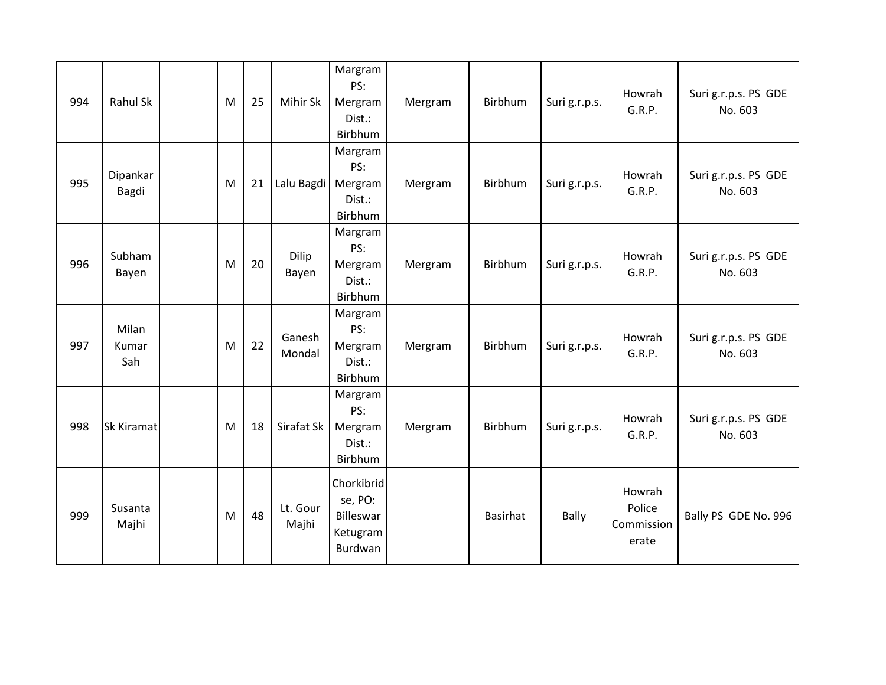| | | | | | | | | | | | |
|---|---|---|---|---|---|---|---|---|---|---|---|
| 994 | Rahul Sk | | M | 25 | Mihir Sk | Margram PS: Mergram Dist.: Birbhum | Mergram | Birbhum | Suri g.r.p.s. | Howrah G.R.P. | Suri g.r.p.s. PS GDE No. 603 |
| 995 | Dipankar Bagdi | | M | 21 | Lalu Bagdi | Margram PS: Mergram Dist.: Birbhum | Mergram | Birbhum | Suri g.r.p.s. | Howrah G.R.P. | Suri g.r.p.s. PS GDE No. 603 |
| 996 | Subham Bayen | | M | 20 | Dilip Bayen | Margram PS: Mergram Dist.: Birbhum | Mergram | Birbhum | Suri g.r.p.s. | Howrah G.R.P. | Suri g.r.p.s. PS GDE No. 603 |
| 997 | Milan Kumar Sah | | M | 22 | Ganesh Mondal | Margram PS: Mergram Dist.: Birbhum | Mergram | Birbhum | Suri g.r.p.s. | Howrah G.R.P. | Suri g.r.p.s. PS GDE No. 603 |
| 998 | Sk Kiramat | | M | 18 | Sirafat Sk | Margram PS: Mergram Dist.: Birbhum | Mergram | Birbhum | Suri g.r.p.s. | Howrah G.R.P. | Suri g.r.p.s. PS GDE No. 603 |
| 999 | Susanta Majhi | | M | 48 | Lt. Gour Majhi | Chorkibridse, PO: Billeswar Ketugram Burdwan | | Basirhat | Bally | Howrah Police Commissionerate | Bally PS GDE No. 996 |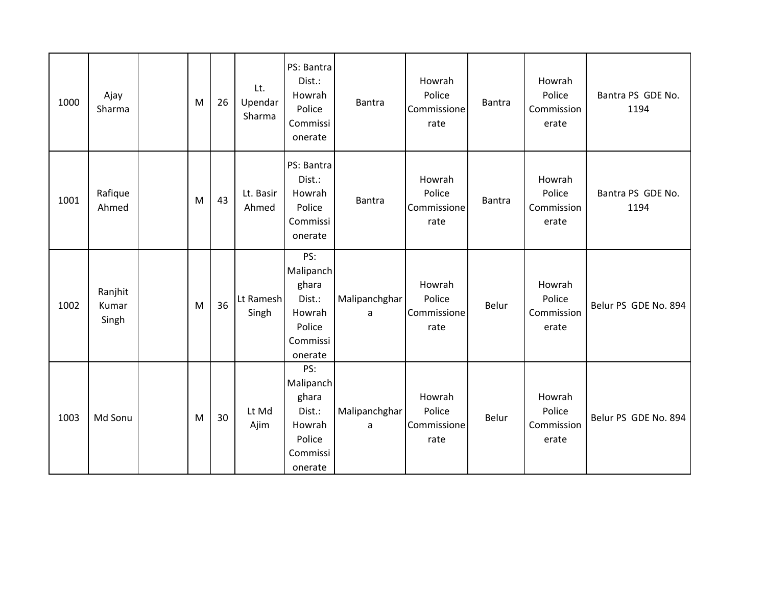| | | | | | | | | | | | |
|---|---|---|---|---|---|---|---|---|---|---|---|
| 1000 | Ajay Sharma | | M | 26 | Lt. Upendar Sharma | PS: Bantra Dist.: Howrah Police Commissionerate | Bantra | Howrah Police Commissionerate | Bantra | Howrah Police Commissionerate | Bantra PS GDE No. 1194 |
| 1001 | Rafique Ahmed | | M | 43 | Lt. Basir Ahmed | PS: Bantra Dist.: Howrah Police Commissionerate | Bantra | Howrah Police Commissionerate | Bantra | Howrah Police Commissionerate | Bantra PS GDE No. 1194 |
| 1002 | Ranjhit Kumar Singh | | M | 36 | Lt Ramesh Singh | PS: Malipanchghara Dist.: Howrah Police Commissionerate | Malipanchghara | Howrah Police Commissionerate | Belur | Howrah Police Commissionerate | Belur PS GDE No. 894 |
| 1003 | Md Sonu | | M | 30 | Lt Md Ajim | PS: Malipanchghara Dist.: Howrah Police Commissionerate | Malipanchghara | Howrah Police Commissionerate | Belur | Howrah Police Commissionerate | Belur PS GDE No. 894 |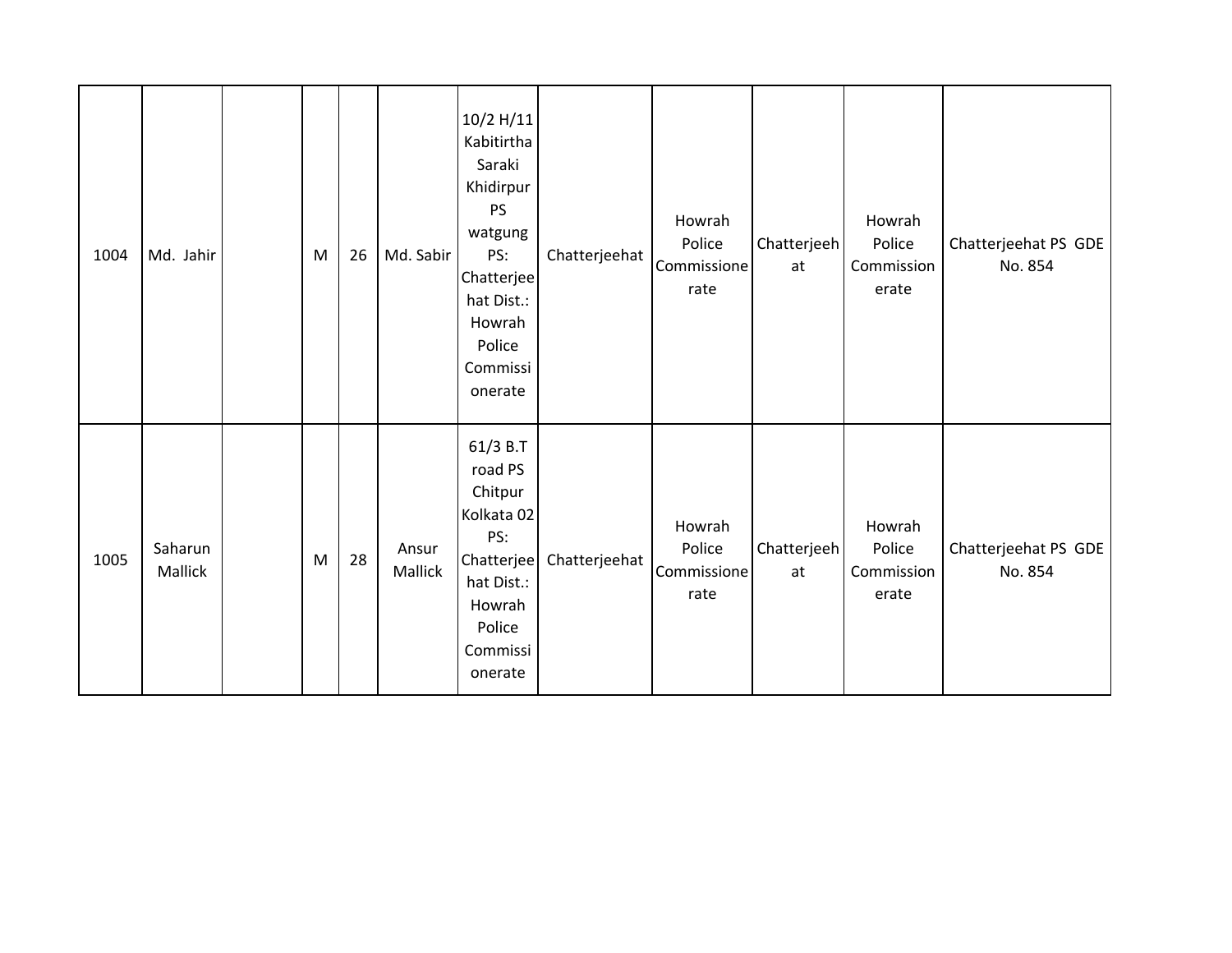| | | | | | | | | | | | |
|---|---|---|---|---|---|---|---|---|---|---|---|
| 1004 | Md. Jahir | | M | 26 | Md. Sabir | 10/2 H/11 Kabitirtha Saraki Khidirpur PS watgung PS: Chatterjeehat Dist.: Howrah Police Commissionerate | Chatterjeehat | Howrah Police Commissionerate | Chatterjeehat | Howrah Police Commissionerate | Chatterjeehat PS GDE No. 854 |
| 1005 | Saharun Mallick | | M | 28 | Ansur Mallick | 61/3 B.T road PS Chitpur Kolkata 02 PS: Chatterjeehat Dist.: Howrah Police Commissionerate | Chatterjeehat | Howrah Police Commissionerate | Chatterjeehat | Howrah Police Commissionerate | Chatterjeehat PS GDE No. 854 |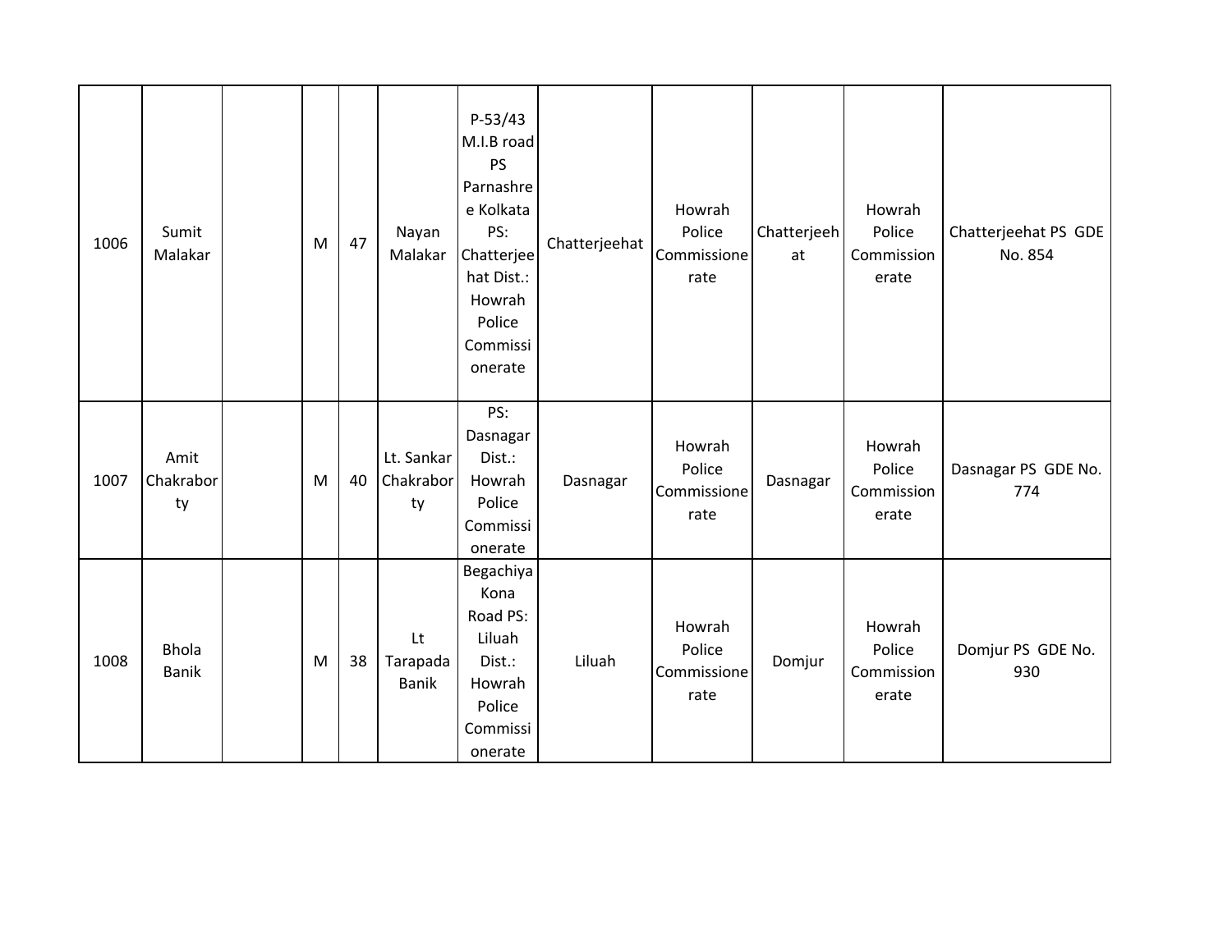| 1006 | Sumit Malakar | | M | 47 | Nayan Malakar | P-53/43 M.I.B road PS Parnashree Kolkata PS: Chatterjeehat Dist.: Howrah Police Commissionerate | Chatterjeehat | Howrah Police Commissionerate | Chatterjeehat | Howrah Police Commissionerate | Chatterjeehat PS GDE No. 854 |
|---|---|---|---|---|---|---|---|---|---|---|---|
| 1007 | Amit Chakraborty | | M | 40 | Lt. Sankar Chakraborty | PS: Dasnagar Dist.: Howrah Police Commissionerate | Dasnagar | Howrah Police Commissionerate | Dasnagar | Howrah Police Commissionerate | Dasnagar PS GDE No. 774 |
| 1008 | Bhola Banik | | M | 38 | Lt Tarapada Banik | Begachiya Kona Road PS: Liluah Dist.: Howrah Police Commissionerate | Liluah | Howrah Police Commissionerate | Domjur | Howrah Police Commissionerate | Domjur PS GDE No. 930 |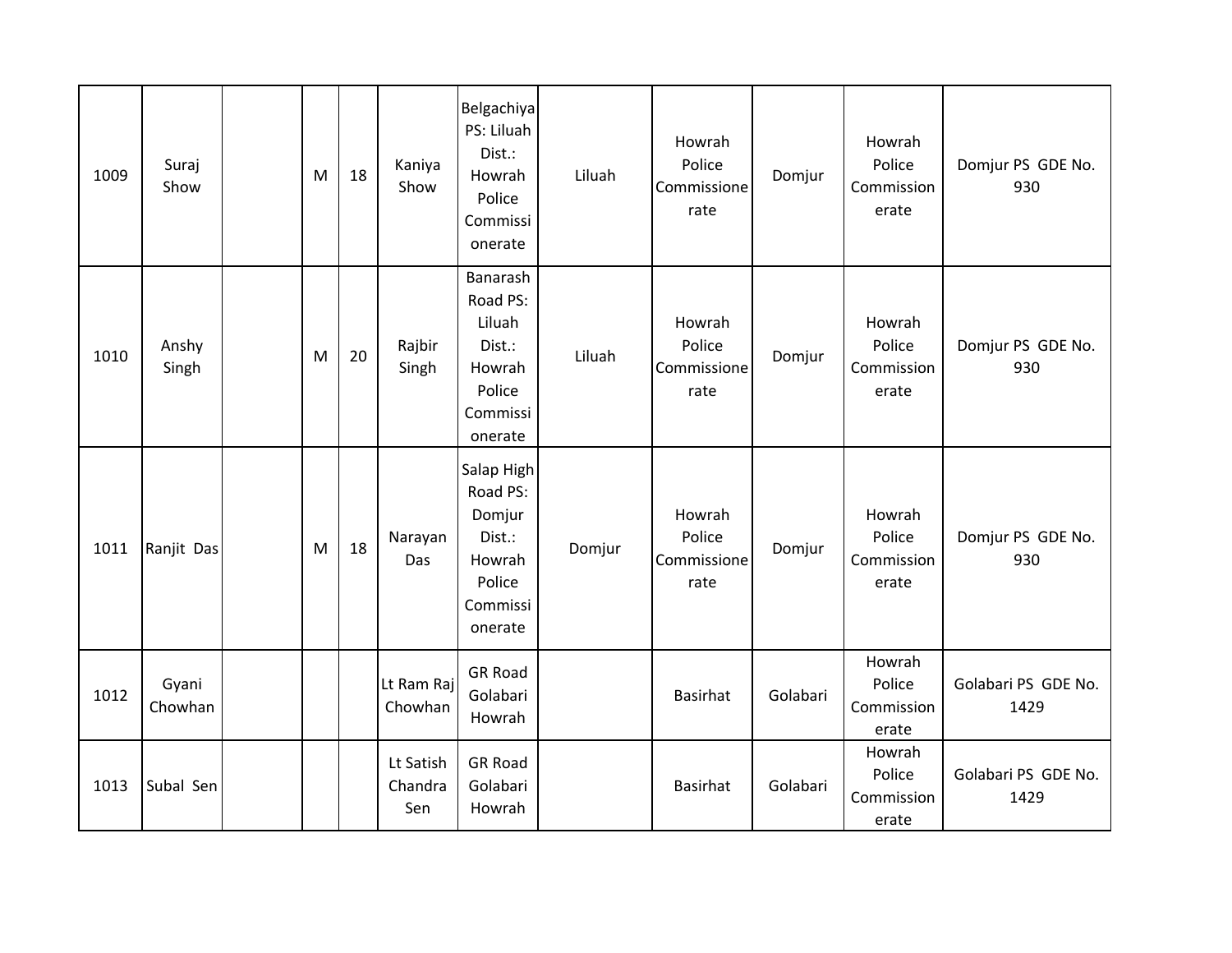| | | | | | | | | | | | |
|---|---|---|---|---|---|---|---|---|---|---|---|
| 1009 | Suraj Show | | M | 18 | Kaniya Show | Belgachiya PS: Liluah Dist.: Howrah Police Commissionerate | Liluah | Howrah Police Commissionerate | Domjur | Howrah Police Commissionerate | Domjur PS GDE No. 930 |
| 1010 | Anshy Singh | | M | 20 | Rajbir Singh | Banarash Road PS: Liluah Dist.: Howrah Police Commissionerate | Liluah | Howrah Police Commissionerate | Domjur | Howrah Police Commissionerate | Domjur PS GDE No. 930 |
| 1011 | Ranjit Das | | M | 18 | Narayan Das | Salap High Road PS: Domjur Dist.: Howrah Police Commissionerate | Domjur | Howrah Police Commissionerate | Domjur | Howrah Police Commissionerate | Domjur PS GDE No. 930 |
| 1012 | Gyani Chowhan | | | | Lt Ram Raj Chowhan | GR Road Golabari Howrah | | Basirhat | Golabari | Howrah Police Commissionerate | Golabari PS GDE No. 1429 |
| 1013 | Subal Sen | | | | Lt Satish Chandra Sen | GR Road Golabari Howrah | | Basirhat | Golabari | Howrah Police Commissionerate | Golabari PS GDE No. 1429 |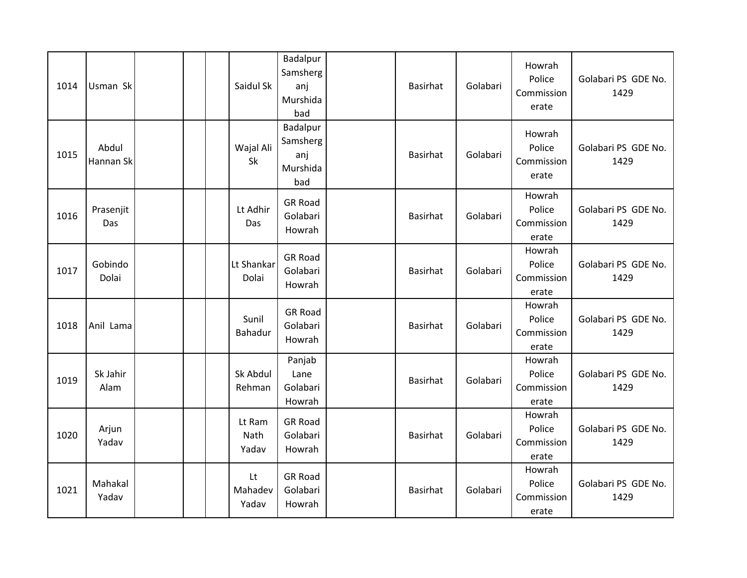| | | | | | | | | | | | |
|---|---|---|---|---|---|---|---|---|---|---|---|
| 1014 | Usman Sk | | | | Saidul Sk | Badalpur Samsherganj Murshidabad | | Basirhat | Golabari | Howrah Police Commissionerate | Golabari PS GDE No. 1429 |
| 1015 | Abdul Hannan Sk | | | | Wajal Ali Sk | Badalpur Samsherganj Murshidabad | | Basirhat | Golabari | Howrah Police Commissionerate | Golabari PS GDE No. 1429 |
| 1016 | Prasenjit Das | | | | Lt Adhir Das | GR Road Golabari Howrah | | Basirhat | Golabari | Howrah Police Commissionerate | Golabari PS GDE No. 1429 |
| 1017 | Gobindo Dolai | | | | Lt Shankar Dolai | GR Road Golabari Howrah | | Basirhat | Golabari | Howrah Police Commissionerate | Golabari PS GDE No. 1429 |
| 1018 | Anil Lama | | | | Sunil Bahadur | GR Road Golabari Howrah | | Basirhat | Golabari | Howrah Police Commissionerate | Golabari PS GDE No. 1429 |
| 1019 | Sk Jahir Alam | | | | Sk Abdul Rehman | Panjab Lane Golabari Howrah | | Basirhat | Golabari | Howrah Police Commissionerate | Golabari PS GDE No. 1429 |
| 1020 | Arjun Yadav | | | | Lt Ram Nath Yadav | GR Road Golabari Howrah | | Basirhat | Golabari | Howrah Police Commissionerate | Golabari PS GDE No. 1429 |
| 1021 | Mahakal Yadav | | | | Lt Mahadev Yadav | GR Road Golabari Howrah | | Basirhat | Golabari | Howrah Police Commissionerate | Golabari PS GDE No. 1429 |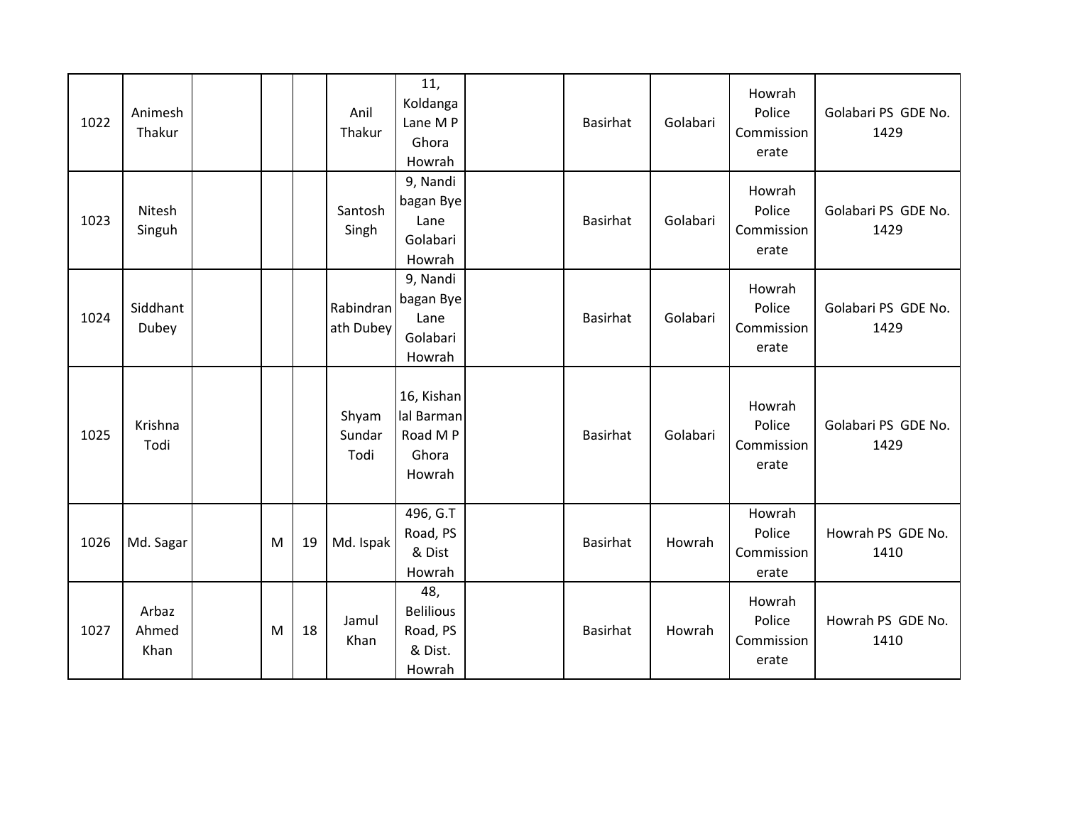| 1022 | Animesh Thakur | | | | Anil Thakur | 11, Koldanga Lane M P Ghora Howrah | | Basirhat | Golabari | Howrah Police Commissionerate | Golabari PS GDE No. 1429 |
|---|---|---|---|---|---|---|---|---|---|---|---|
| 1023 | Nitesh Singuh | | | | Santosh Singh | 9, Nandi bagan Bye Lane Golabari Howrah | | Basirhat | Golabari | Howrah Police Commissionerate | Golabari PS GDE No. 1429 |
| 1024 | Siddhant Dubey | | | | Rabindranath Dubey | 9, Nandi bagan Bye Lane Golabari Howrah | | Basirhat | Golabari | Howrah Police Commissionerate | Golabari PS GDE No. 1429 |
| 1025 | Krishna Todi | | | | Shyam Sundar Todi | 16, Kishan lal Barman Road M P Ghora Howrah | | Basirhat | Golabari | Howrah Police Commissionerate | Golabari PS GDE No. 1429 |
| 1026 | Md. Sagar | | M | 19 | Md. Ispak | 496, G.T Road, PS & Dist Howrah | | Basirhat | Howrah | Howrah Police Commissionerate | Howrah PS GDE No. 1410 |
| 1027 | Arbaz Ahmed Khan | | M | 18 | Jamul Khan | 48, Belilious Road, PS & Dist. Howrah | | Basirhat | Howrah | Howrah Police Commissionerate | Howrah PS GDE No. 1410 |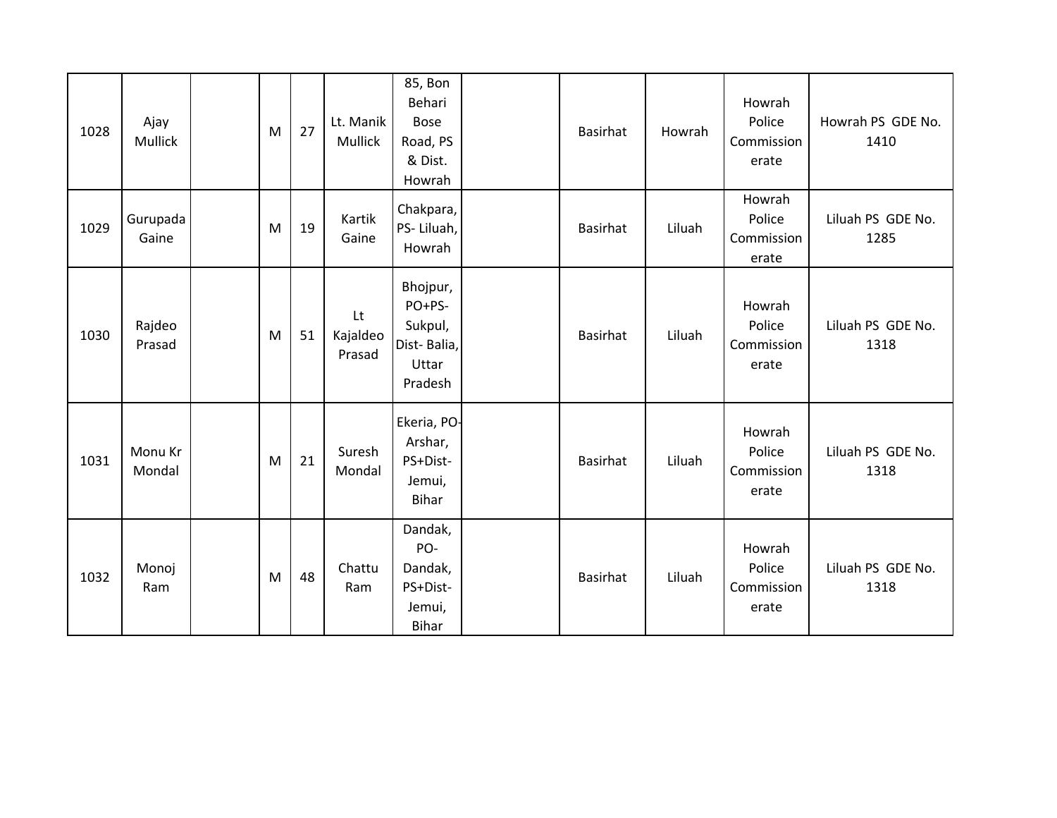| | | | | | | | | | | | |
|---|---|---|---|---|---|---|---|---|---|---|---|
| 1028 | Ajay Mullick | | M | 27 | Lt. Manik Mullick | 85, Bon Behari Bose Road, PS & Dist. Howrah | | Basirhat | Howrah | Howrah Police Commissionerate | Howrah PS GDE No. 1410 |
| 1029 | Gurupada Gaine | | M | 19 | Kartik Gaine | Chakpara, PS- Liluah, Howrah | | Basirhat | Liluah | Howrah Police Commissionerate | Liluah PS GDE No. 1285 |
| 1030 | Rajdeo Prasad | | M | 51 | Lt Kajaldeo Prasad | Bhojpur, PO+PS-Sukpul, Dist- Balia, Uttar Pradesh | | Basirhat | Liluah | Howrah Police Commissionerate | Liluah PS GDE No. 1318 |
| 1031 | Monu Kr Mondal | | M | 21 | Suresh Mondal | Ekeria, PO-Arshar, PS+Dist-Jemui, Bihar | | Basirhat | Liluah | Howrah Police Commissionerate | Liluah PS GDE No. 1318 |
| 1032 | Monoj Ram | | M | 48 | Chattu Ram | Dandak, PO-Dandak, PS+Dist-Jemui, Bihar | | Basirhat | Liluah | Howrah Police Commissionerate | Liluah PS GDE No. 1318 |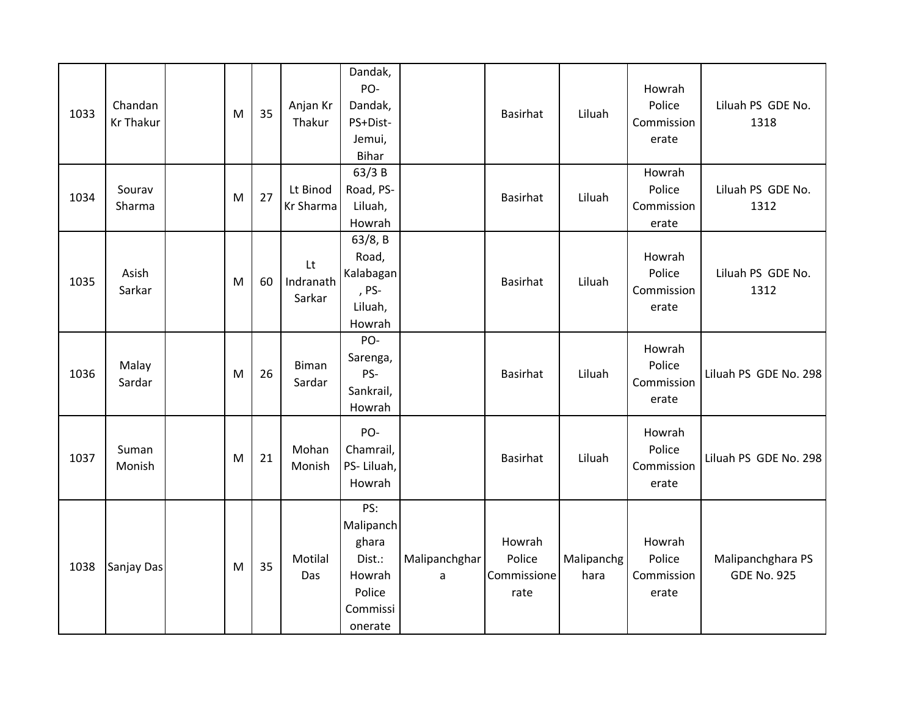| 1033 | Chandan Kr Thakur | | M | 35 | Anjan Kr Thakur | Dandak, PO- Dandak, PS+Dist- Jemui, Bihar | | Basirhat | Liluah | Howrah Police Commissionerate | Liluah PS GDE No. 1318 |
|---|---|---|---|---|---|---|---|---|---|---|---|
| 1034 | Sourav Sharma | | M | 27 | Lt Binod Kr Sharma | 63/3 B Road, PS- Liluah, Howrah | | Basirhat | Liluah | Howrah Police Commissionerate | Liluah PS GDE No. 1312 |
| 1035 | Asish Sarkar | | M | 60 | Lt Indranath Sarkar | 63/8, B Road, Kalabagan, PS- Liluah, Howrah | | Basirhat | Liluah | Howrah Police Commissionerate | Liluah PS GDE No. 1312 |
| 1036 | Malay Sardar | | M | 26 | Biman Sardar | PO- Sarenga, PS- Sankrail, Howrah | | Basirhat | Liluah | Howrah Police Commissionerate | Liluah PS GDE No. 298 |
| 1037 | Suman Monish | | M | 21 | Mohan Monish | PO- Chamrail, PS- Liluah, Howrah | | Basirhat | Liluah | Howrah Police Commissionerate | Liluah PS GDE No. 298 |
| 1038 | Sanjay Das | | M | 35 | Motilal Das | PS: Malipanchghara Dist.: Howrah Police Commissionerate | Malipanchghara | Howrah Police Commissionerate | Malipanchghara | Howrah Police Commissionerate | Malipanchghara PS GDE No. 925 |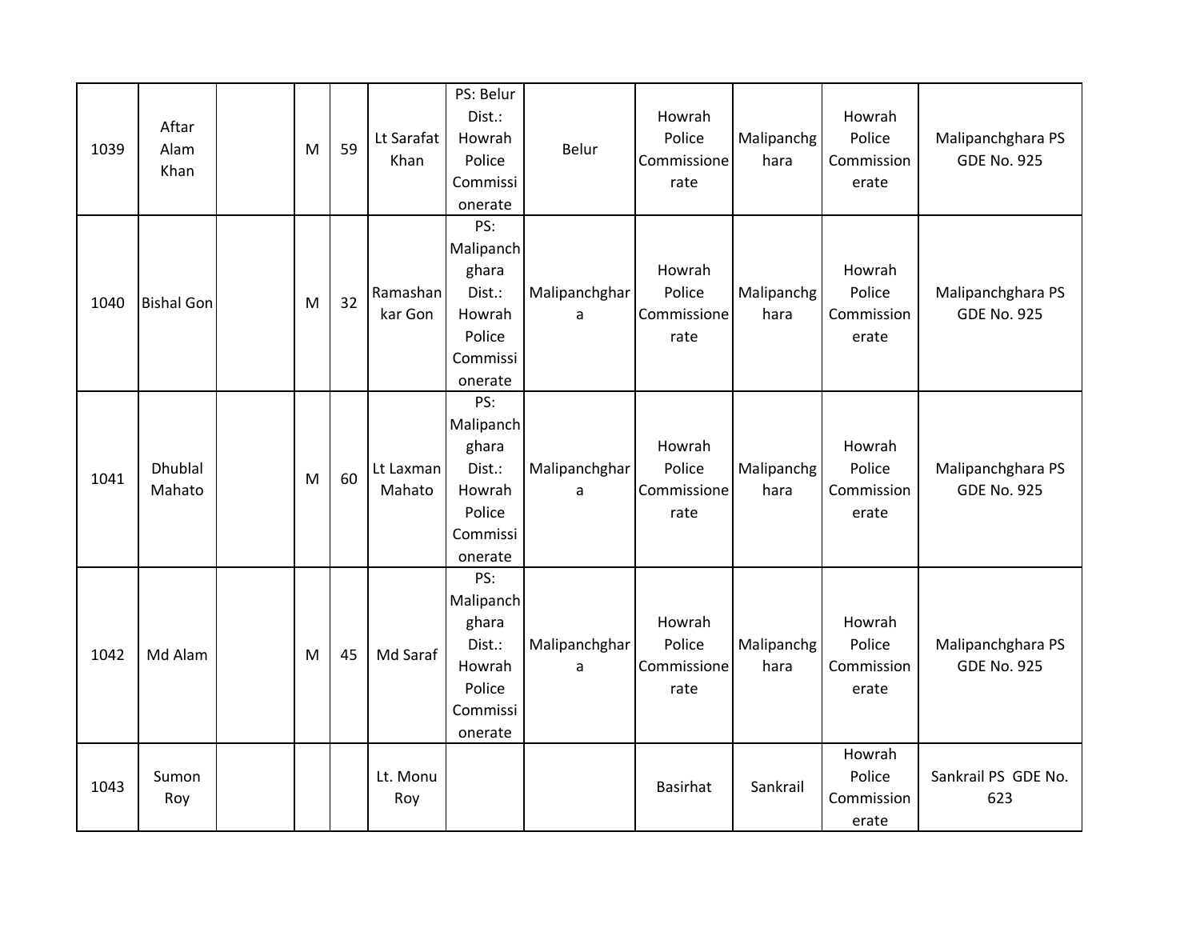| | | | | | | | | | | | |
|---|---|---|---|---|---|---|---|---|---|---|---|
| 1039 | Aftar Alam Khan | | M | 59 | Lt Sarafat Khan | PS: Belur Dist.: Howrah Police Commissionerate | Belur | Howrah Police Commissionerate | Malipanchghara | Howrah Police Commissionerate | Malipanchghara PS GDE No. 925 |
| 1040 | Bishal Gon | | M | 32 | Ramashankar Gon | PS: Malipanchghara Dist.: Howrah Police Commissionerate | Malipanchghara | Howrah Police Commissionerate | Malipanchghara | Howrah Police Commissionerate | Malipanchghara PS GDE No. 925 |
| 1041 | Dhublal Mahato | | M | 60 | Lt Laxman Mahato | PS: Malipanchghara Dist.: Howrah Police Commissionerate | Malipanchghara | Howrah Police Commissionerate | Malipanchghara | Howrah Police Commissionerate | Malipanchghara PS GDE No. 925 |
| 1042 | Md Alam | | M | 45 | Md Saraf | PS: Malipanchghara Dist.: Howrah Police Commissionerate | Malipanchghara | Howrah Police Commissionerate | Malipanchghara | Howrah Police Commissionerate | Malipanchghara PS GDE No. 925 |
| 1043 | Sumon Roy | | | | Lt. Monu Roy | | | Basirhat | Sankrail | Howrah Police Commissionerate | Sankrail PS GDE No. 623 |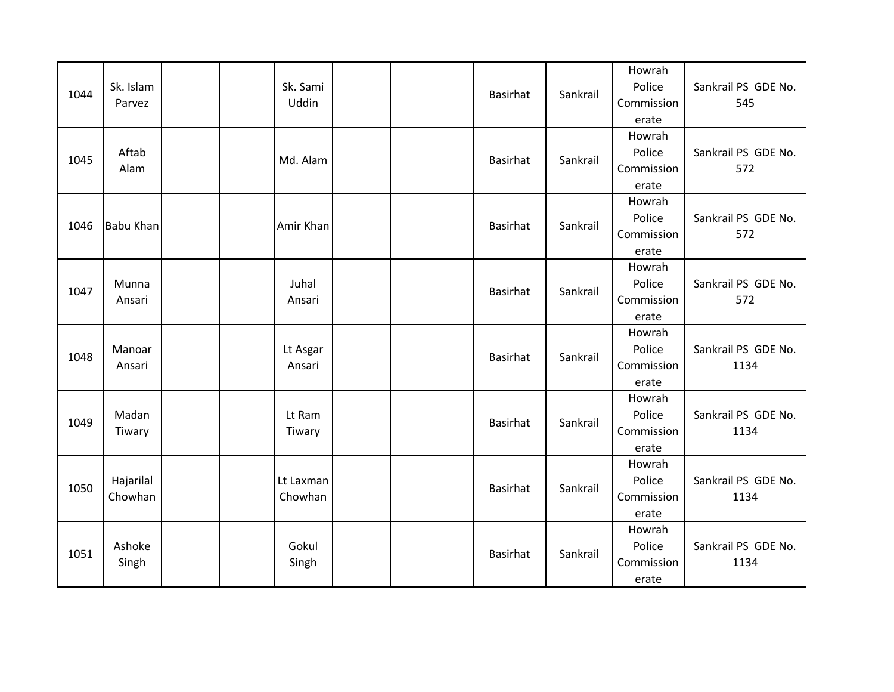| | | | | | | | | | | | |
|---|---|---|---|---|---|---|---|---|---|---|---|
| 1044 | Sk. Islam Parvez | | | | Sk. Sami Uddin | | | Basirhat | Sankrail | Howrah Police Commissionerate | Sankrail PS GDE No. 545 |
| 1045 | Aftab Alam | | | | Md. Alam | | | Basirhat | Sankrail | Howrah Police Commissionerate | Sankrail PS GDE No. 572 |
| 1046 | Babu Khan | | | | Amir Khan | | | Basirhat | Sankrail | Howrah Police Commissionerate | Sankrail PS GDE No. 572 |
| 1047 | Munna Ansari | | | | Juhal Ansari | | | Basirhat | Sankrail | Howrah Police Commissionerate | Sankrail PS GDE No. 572 |
| 1048 | Manoar Ansari | | | | Lt Asgar Ansari | | | Basirhat | Sankrail | Howrah Police Commissionerate | Sankrail PS GDE No. 1134 |
| 1049 | Madan Tiwary | | | | Lt Ram Tiwary | | | Basirhat | Sankrail | Howrah Police Commissionerate | Sankrail PS GDE No. 1134 |
| 1050 | Hajarilal Chowhan | | | | Lt Laxman Chowhan | | | Basirhat | Sankrail | Howrah Police Commissionerate | Sankrail PS GDE No. 1134 |
| 1051 | Ashoke Singh | | | | Gokul Singh | | | Basirhat | Sankrail | Howrah Police Commissionerate | Sankrail PS GDE No. 1134 |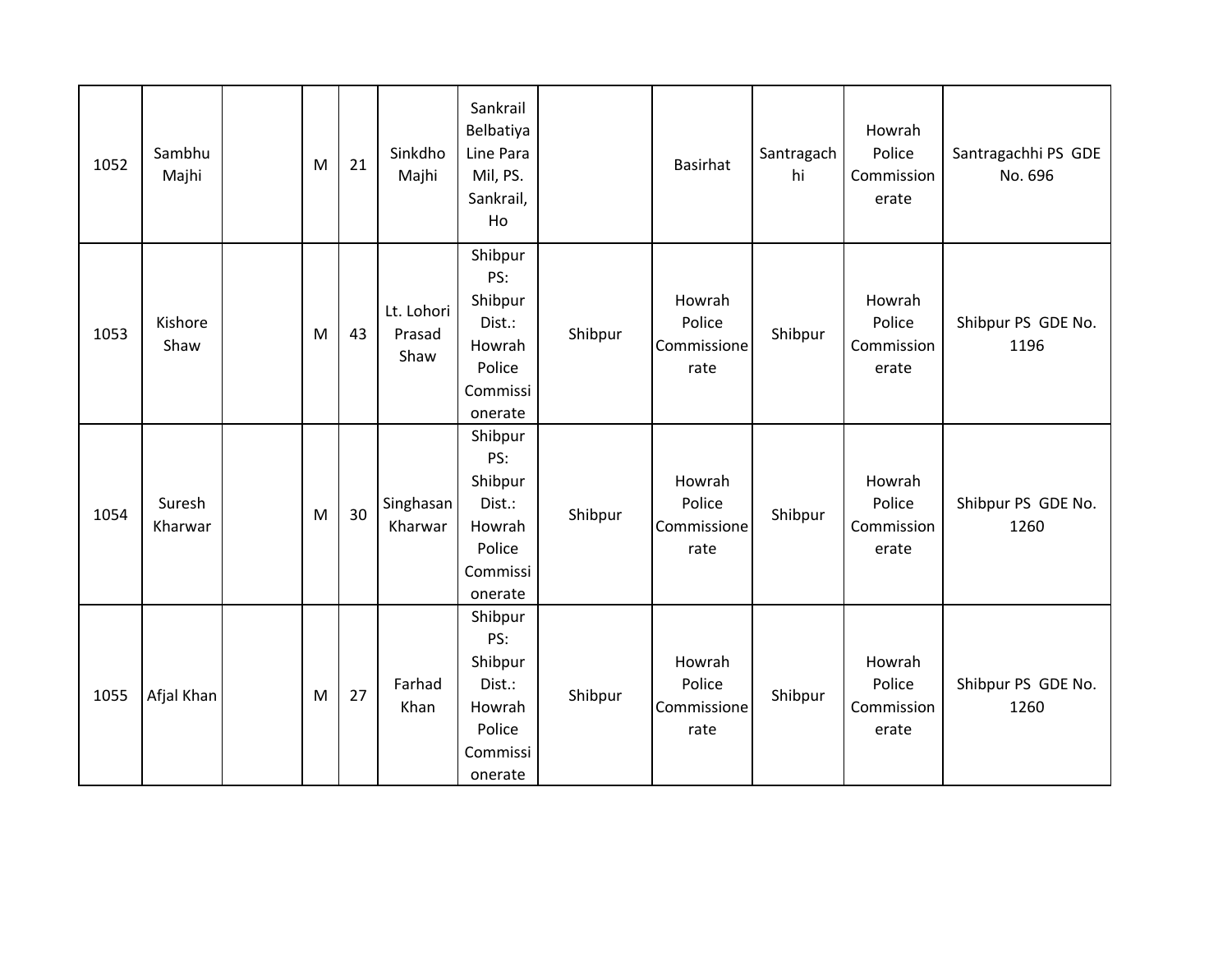| 1052 | Sambhu Majhi | | M | 21 | Sinkdho Majhi | Sankrail Belbatiya Line Para Mil, PS. Sankrail, Ho | | Basirhat | Santragachhi | Howrah Police Commissionerate | Santragachhi PS GDE No. 696 |
|---|---|---|---|---|---|---|---|---|---|---|---|
| 1053 | Kishore Shaw | | M | 43 | Lt. Lohori Prasad Shaw | Shibpur PS: Shibpur Dist.: Howrah Police Commissionerate | Shibpur | Howrah Police Commissionerate | Shibpur | Howrah Police Commissionerate | Shibpur PS GDE No. 1196 |
| 1054 | Suresh Kharwar | | M | 30 | Singhasan Kharwar | Shibpur PS: Shibpur Dist.: Howrah Police Commissionerate | Shibpur | Howrah Police Commissionerate | Shibpur | Howrah Police Commissionerate | Shibpur PS GDE No. 1260 |
| 1055 | Afjal Khan | | M | 27 | Farhad Khan | Shibpur PS: Shibpur Dist.: Howrah Police Commissionerate | Shibpur | Howrah Police Commissionerate | Shibpur | Howrah Police Commissionerate | Shibpur PS GDE No. 1260 |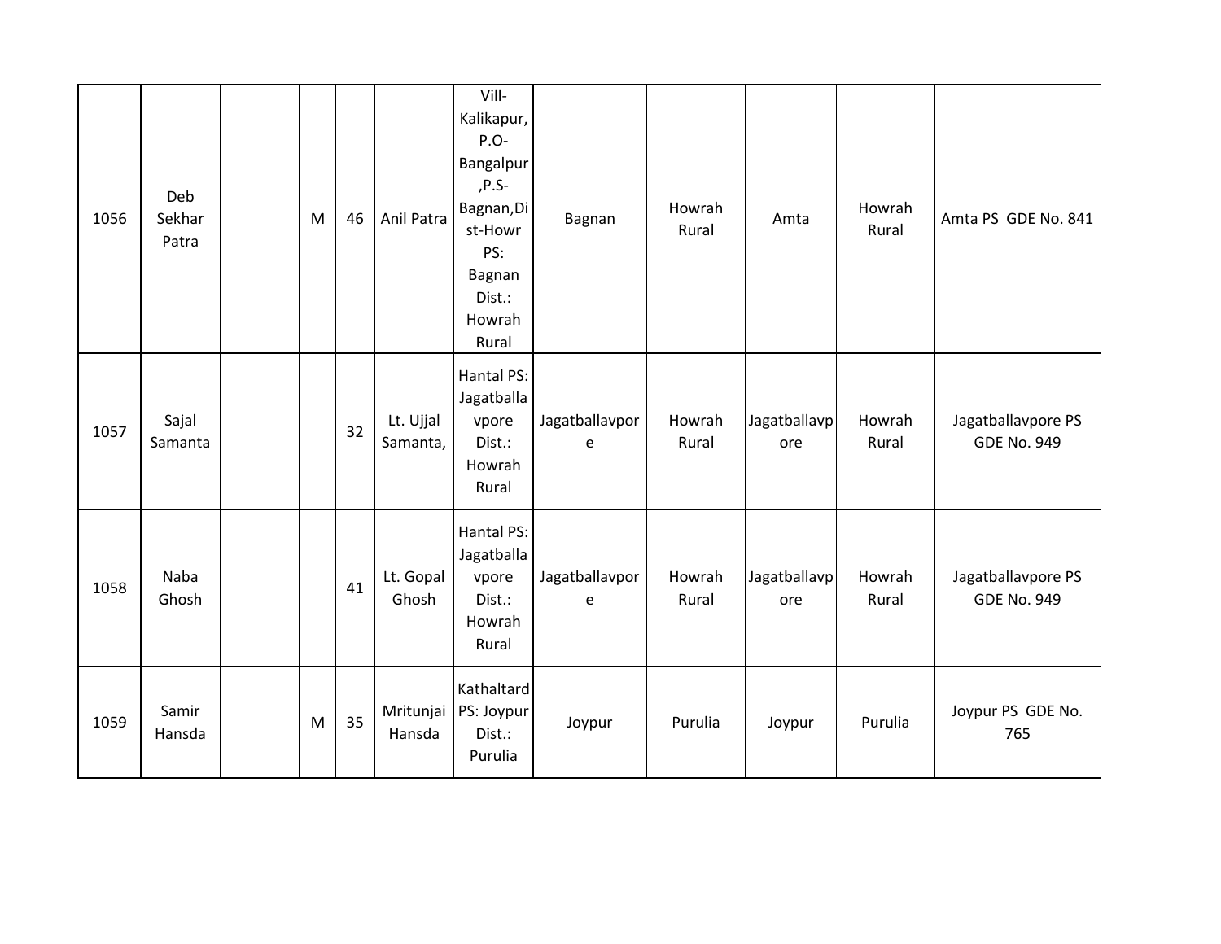| 1056 | Deb Sekhar Patra | | M | 46 | Anil Patra | Vill-Kalikapur, P.O-Bangalpur ,P.S-Bagnan,Dist-Howr PS: Bagnan Dist.: Howrah Rural | Bagnan | Howrah Rural | Amta | Howrah Rural | Amta PS GDE No. 841 |
|---|---|---|---|---|---|---|---|---|---|---|---|
| 1057 | Sajal Samanta | | | 32 | Lt. Ujjal Samanta, | Hantal PS: Jagatballavpore Dist.: Howrah Rural | Jagatballavpore | Howrah Rural | Jagatballavpore | Howrah Rural | Jagatballavpore PS GDE No. 949 |
| 1058 | Naba Ghosh | | | 41 | Lt. Gopal Ghosh | Hantal PS: Jagatballavpore Dist.: Howrah Rural | Jagatballavpore | Howrah Rural | Jagatballavpore | Howrah Rural | Jagatballavpore PS GDE No. 949 |
| 1059 | Samir Hansda | | M | 35 | Mritunjai Hansda | Kathaltard PS: Joypur Dist.: Purulia | Joypur | Purulia | Joypur | Purulia | Joypur PS GDE No. 765 |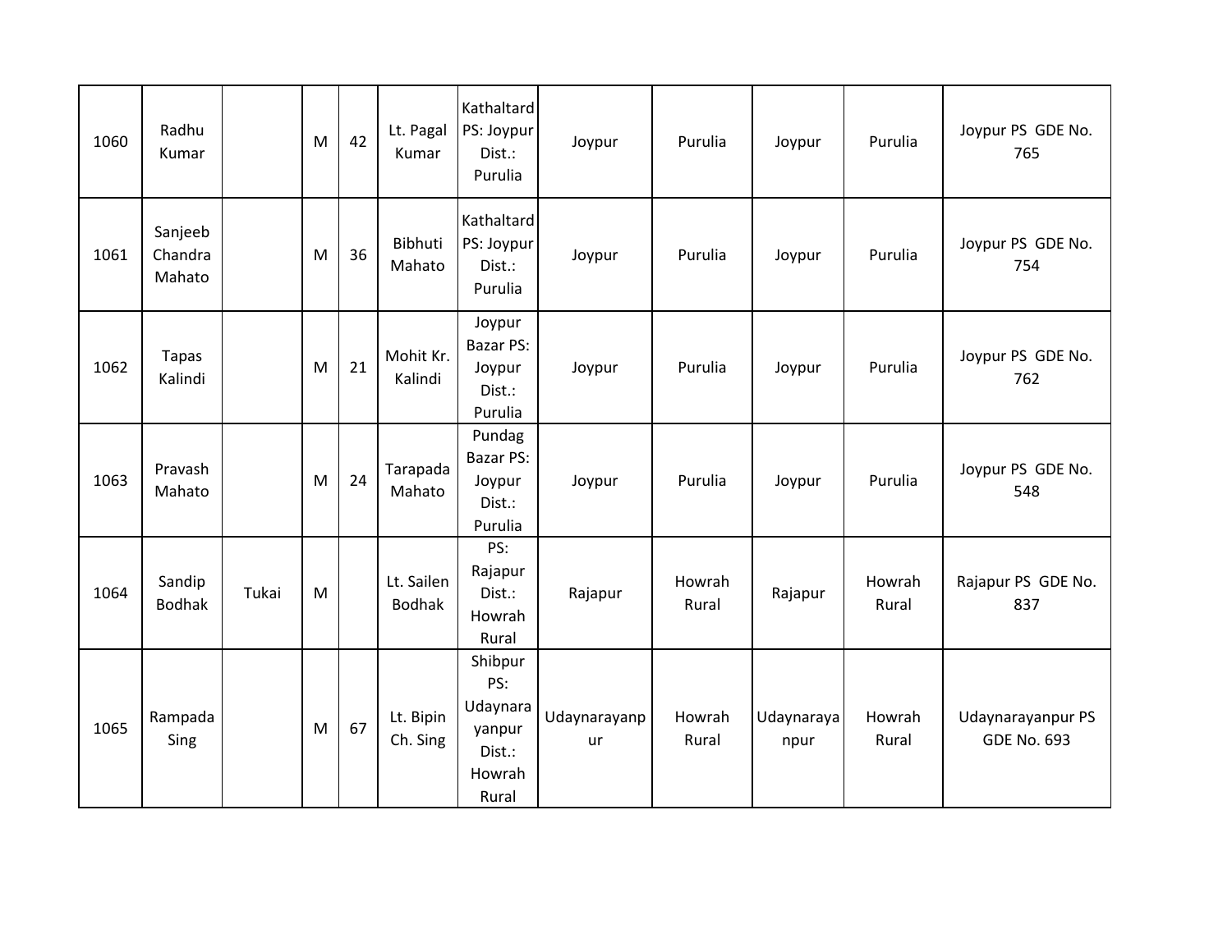| 1060 | Radhu Kumar | | M | 42 | Lt. Pagal Kumar | Kathaltard PS: Joypur Dist.: Purulia | Joypur | Purulia | Joypur | Purulia | Joypur PS GDE No. 765 |
|---|---|---|---|---|---|---|---|---|---|---|---|
| 1061 | Sanjeeb Chandra Mahato | | M | 36 | Bibhuti Mahato | Kathaltard PS: Joypur Dist.: Purulia | Joypur | Purulia | Joypur | Purulia | Joypur PS GDE No. 754 |
| 1062 | Tapas Kalindi | | M | 21 | Mohit Kr. Kalindi | Joypur Bazar PS: Joypur Dist.: Purulia | Joypur | Purulia | Joypur | Purulia | Joypur PS GDE No. 762 |
| 1063 | Pravash Mahato | | M | 24 | Tarapada Mahato | Pundag Bazar PS: Joypur Dist.: Purulia | Joypur | Purulia | Joypur | Purulia | Joypur PS GDE No. 548 |
| 1064 | Sandip Bodhak | Tukai | M | | Lt. Sailen Bodhak | PS: Rajapur Dist.: Howrah Rural | Rajapur | Howrah Rural | Rajapur | Howrah Rural | Rajapur PS GDE No. 837 |
| 1065 | Rampada Sing | | M | 67 | Lt. Bipin Ch. Sing | Shibpur PS: Udaynarayanpur Dist.: Howrah Rural | Udaynarayanpur | Howrah Rural | Udaynarayanpur | Howrah Rural | Udaynarayanpur PS GDE No. 693 |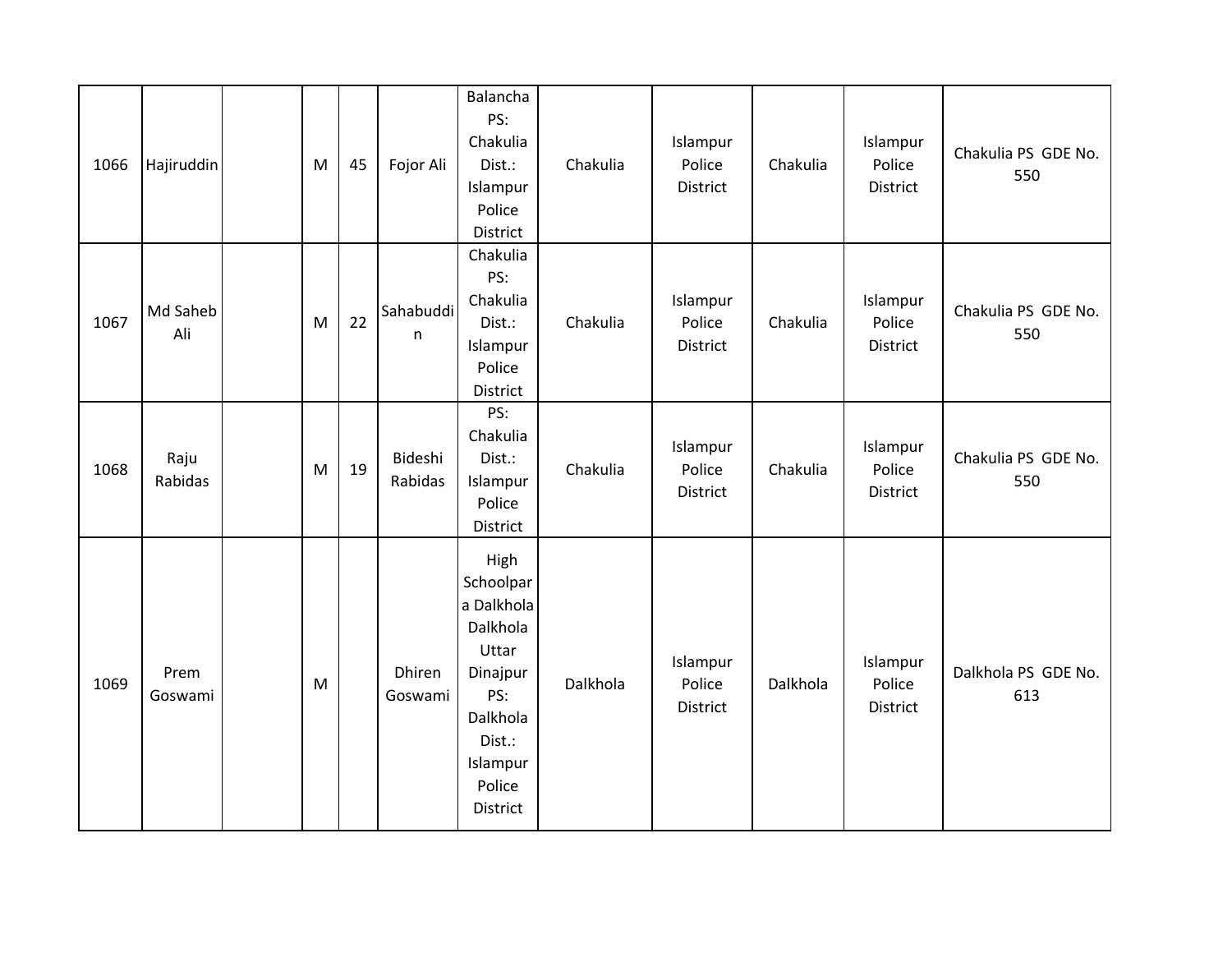| 1066 | Hajiruddin | | M | 45 | Fojor Ali | Balancha PS: Chakulia Dist.: Islampur Police District | Chakulia | Islampur Police District | Chakulia | Islampur Police District | Chakulia PS GDE No. 550 |
|---|---|---|---|---|---|---|---|---|---|---|---|
| 1067 | Md Saheb Ali | | M | 22 | Sahabuddin | Chakulia PS: Chakulia Dist.: Islampur Police District | Chakulia | Islampur Police District | Chakulia | Islampur Police District | Chakulia PS GDE No. 550 |
| 1068 | Raju Rabidas | | M | 19 | Bideshi Rabidas | PS: Chakulia Dist.: Islampur Police District | Chakulia | Islampur Police District | Chakulia | Islampur Police District | Chakulia PS GDE No. 550 |
| 1069 | Prem Goswami | | M | | Dhiren Goswami | High Schoolpara Dalkhola Dalkhola Uttar Dinajpur PS: Dalkhola Dist.: Islampur Police District | Dalkhola | Islampur Police District | Dalkhola | Islampur Police District | Dalkhola PS GDE No. 613 |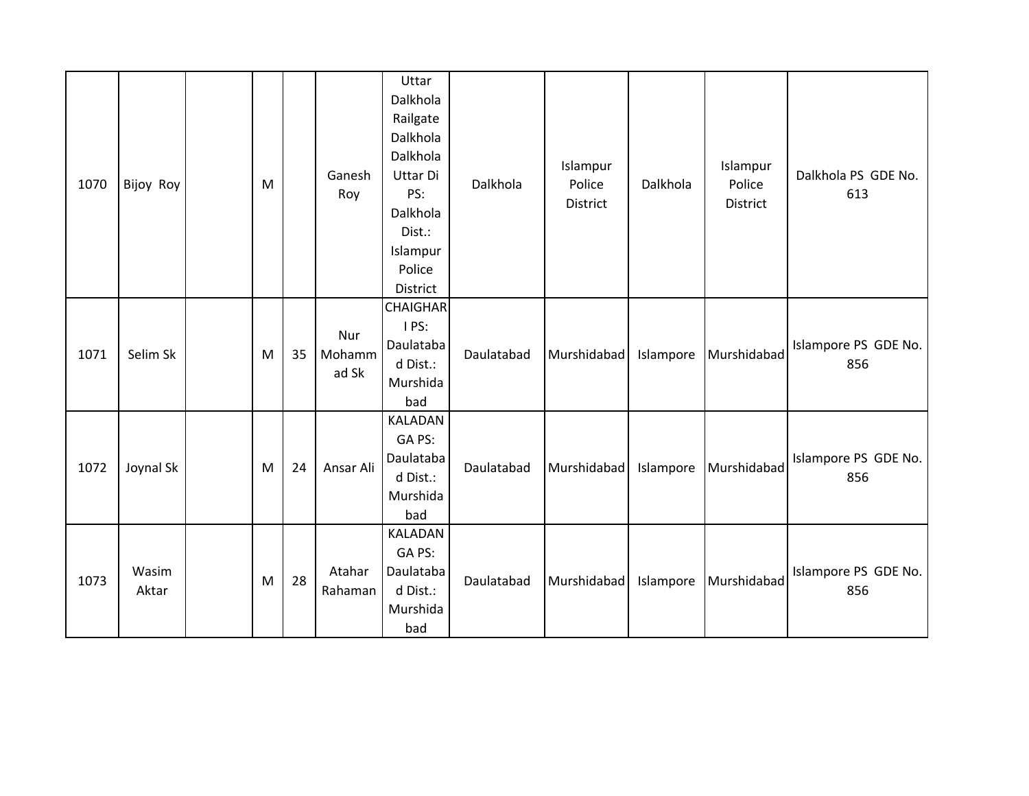| 1070 | Bijoy Roy | | M | | Ganesh Roy | Uttar Dalkhola Railgate Dalkhola Dalkhola Uttar Di PS: Dalkhola Dist.: Islampur Police District | Dalkhola | Islampur Police District | Dalkhola | Islampur Police District | Dalkhola PS GDE No. 613 |
|---|---|---|---|---|---|---|---|---|---|---|---|
| 1071 | Selim Sk | | M | 35 | Nur Mohammad Sk | CHAIGHARI PS: Daulatabad Dist.: Murshidabad | Daulatabad | Murshidabad | Islampore | Murshidabad | Islampore PS GDE No. 856 |
| 1072 | Joynal Sk | | M | 24 | Ansar Ali | KALADANGA PS: Daulatabad Dist.: Murshidabad | Daulatabad | Murshidabad | Islampore | Murshidabad | Islampore PS GDE No. 856 |
| 1073 | Wasim Aktar | | M | 28 | Atahar Rahaman | KALADANGA PS: Daulatabad Dist.: Murshidabad | Daulatabad | Murshidabad | Islampore | Murshidabad | Islampore PS GDE No. 856 |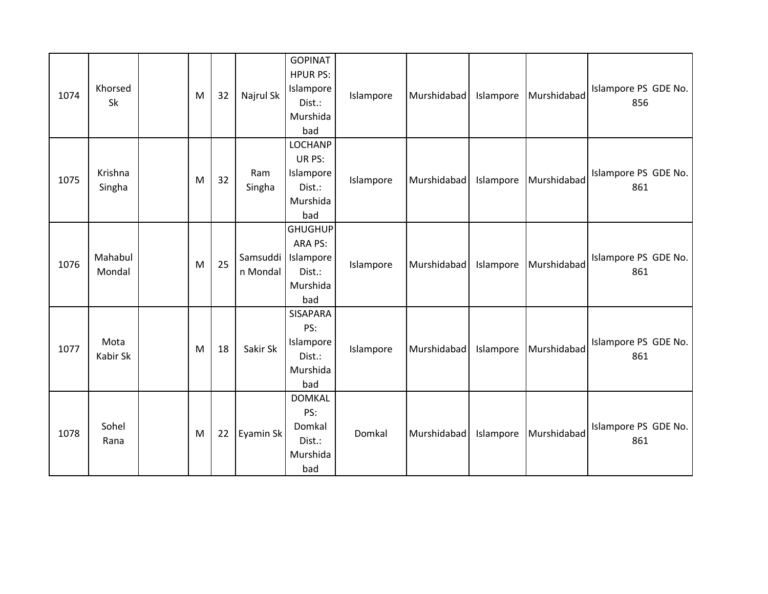| | | | | | | | | | | | |
|---|---|---|---|---|---|---|---|---|---|---|---|
| 1074 | Khorsed Sk | | M | 32 | Najrul Sk | GOPINATHPUR PS: Islampore Dist.: Murshidabad | Islampore | Murshidabad | Islampore | Murshidabad | Islampore PS GDE No. 856 |
| 1075 | Krishna Singha | | M | 32 | Ram Singha | LOCHANPUR PS: Islampore Dist.: Murshidabad | Islampore | Murshidabad | Islampore | Murshidabad | Islampore PS GDE No. 861 |
| 1076 | Mahabul Mondal | | M | 25 | Samsuddin Mondal | GHUGHUPARA PS: Islampore Dist.: Murshidabad | Islampore | Murshidabad | Islampore | Murshidabad | Islampore PS GDE No. 861 |
| 1077 | Mota Kabir Sk | | M | 18 | Sakir Sk | SISAPARA PS: Islampore Dist.: Murshidabad | Islampore | Murshidabad | Islampore | Murshidabad | Islampore PS GDE No. 861 |
| 1078 | Sohel Rana | | M | 22 | Eyamin Sk | DOMKAL PS: Domkal Dist.: Murshidabad | Domkal | Murshidabad | Islampore | Murshidabad | Islampore PS GDE No. 861 |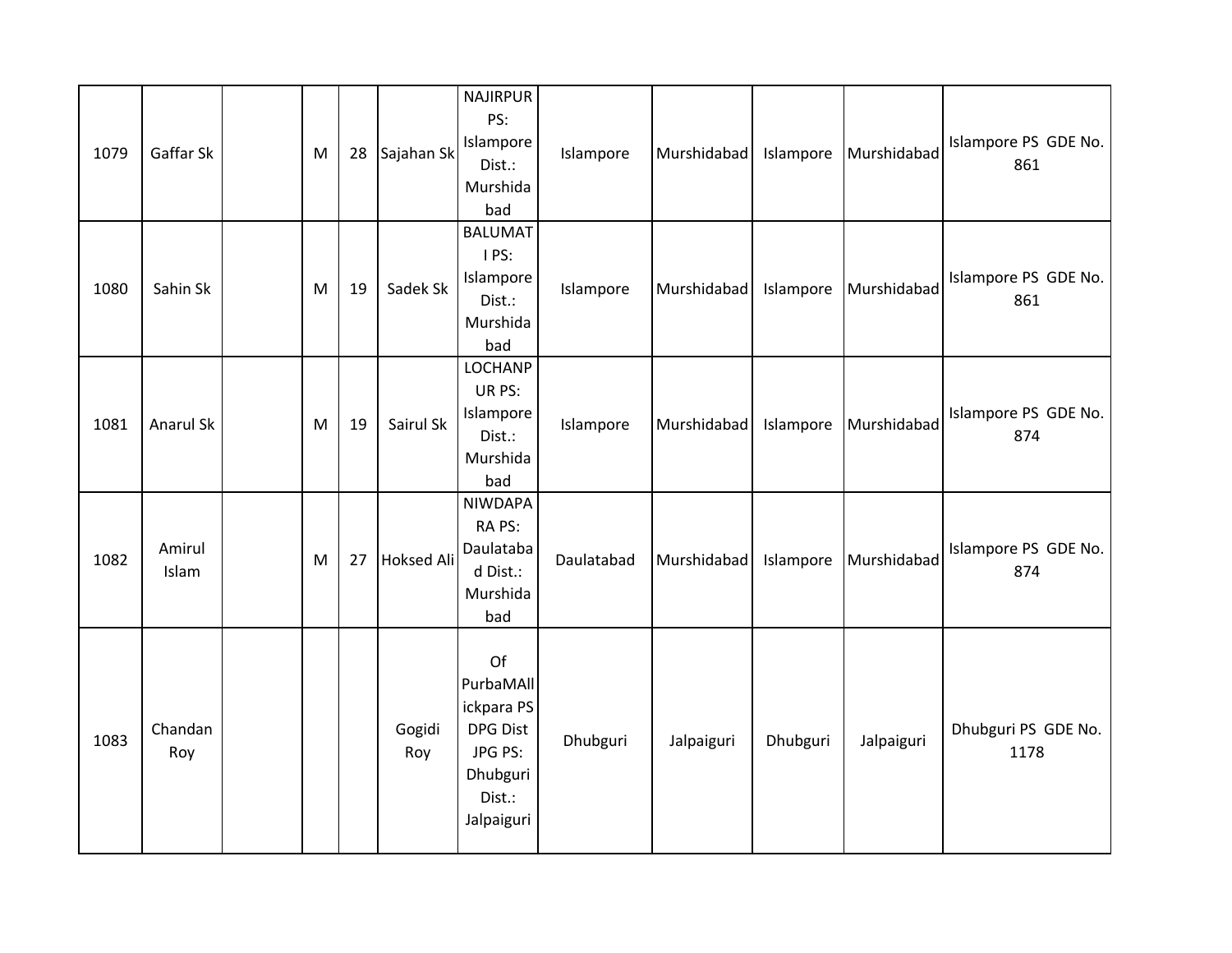| | | | | | | | | | | | |
|---|---|---|---|---|---|---|---|---|---|---|---|
| 1079 | Gaffar Sk | | M | 28 | Sajahan Sk | NAJIRPUR PS: Islampore Dist.: Murshidabad | Islampore | Murshidabad | Islampore | Murshidabad | Islampore PS GDE No. 861 |
| 1080 | Sahin Sk | | M | 19 | Sadek Sk | BALUMATI PS: Islampore Dist.: Murshidabad | Islampore | Murshidabad | Islampore | Murshidabad | Islampore PS GDE No. 861 |
| 1081 | Anarul Sk | | M | 19 | Sairul Sk | LOCHANPUR PS: Islampore Dist.: Murshidabad | Islampore | Murshidabad | Islampore | Murshidabad | Islampore PS GDE No. 874 |
| 1082 | Amirul Islam | | M | 27 | Hoksed Ali | NIWDAPARA PS: Daulatabad Dist.: Murshidabad | Daulatabad | Murshidabad | Islampore | Murshidabad | Islampore PS GDE No. 874 |
| 1083 | Chandan Roy | | | | Gogidi Roy | Of PurbaMAllickpara PS DPG Dist JPG PS: Dhubguri Dist.: Jalpaiguri | Dhubguri | Jalpaiguri | Dhubguri | Jalpaiguri | Dhubguri PS GDE No. 1178 |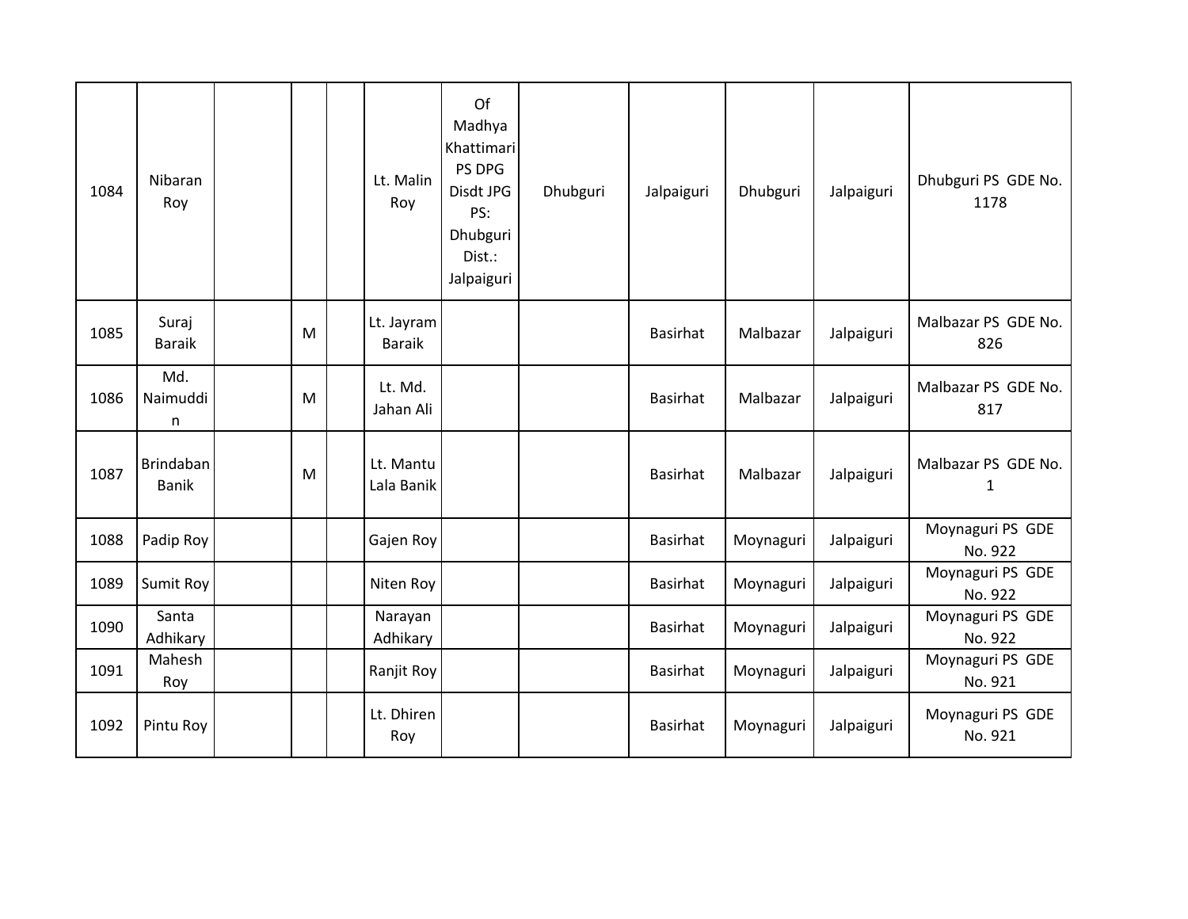| 1084 | Nibaran Roy | | | | Lt. Malin Roy | Of Madhya Khattimari PS DPG Disdt JPG PS: Dhubguri Dist.: Jalpaiguri | Dhubguri | Jalpaiguri | Dhubguri | Jalpaiguri | Dhubguri PS GDE No. 1178 |
|---|---|---|---|---|---|---|---|---|---|---|---|
| 1085 | Suraj Baraik | | M | | Lt. Jayram Baraik | | | Basirhat | Malbazar | Jalpaiguri | Malbazar PS GDE No. 826 |
| 1086 | Md. Naimuddin | | M | | Lt. Md. Jahan Ali | | | Basirhat | Malbazar | Jalpaiguri | Malbazar PS GDE No. 817 |
| 1087 | Brindaban Banik | | M | | Lt. Mantu Lala Banik | | | Basirhat | Malbazar | Jalpaiguri | Malbazar PS GDE No. 1 |
| 1088 | Padip Roy | | | | Gajen Roy | | | Basirhat | Moynaguri | Jalpaiguri | Moynaguri PS GDE No. 922 |
| 1089 | Sumit Roy | | | | Niten Roy | | | Basirhat | Moynaguri | Jalpaiguri | Moynaguri PS GDE No. 922 |
| 1090 | Santa Adhikary | | | | Narayan Adhikary | | | Basirhat | Moynaguri | Jalpaiguri | Moynaguri PS GDE No. 922 |
| 1091 | Mahesh Roy | | | | Ranjit Roy | | | Basirhat | Moynaguri | Jalpaiguri | Moynaguri PS GDE No. 921 |
| 1092 | Pintu Roy | | | | Lt. Dhiren Roy | | | Basirhat | Moynaguri | Jalpaiguri | Moynaguri PS GDE No. 921 |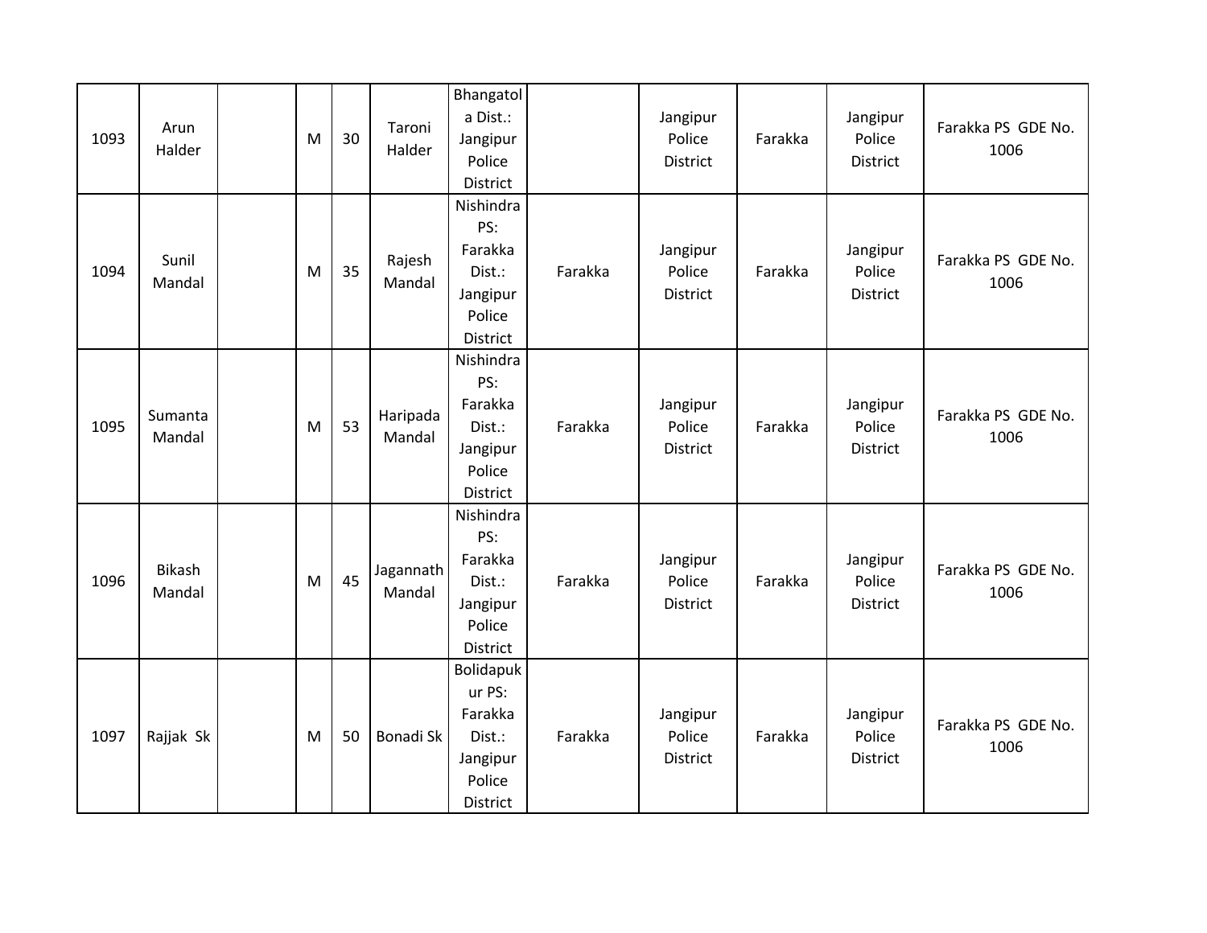| | | | | | | | | | | | |
|---|---|---|---|---|---|---|---|---|---|---|---|
| 1093 | Arun Halder | | M | 30 | Taroni Halder | Bhangatola Dist.: Jangipur Police District | | Jangipur Police District | Farakka | Jangipur Police District | Farakka PS GDE No. 1006 |
| 1094 | Sunil Mandal | | M | 35 | Rajesh Mandal | Nishindra PS: Farakka Dist.: Jangipur Police District | Farakka | Jangipur Police District | Farakka | Jangipur Police District | Farakka PS GDE No. 1006 |
| 1095 | Sumanta Mandal | | M | 53 | Haripada Mandal | Nishindra PS: Farakka Dist.: Jangipur Police District | Farakka | Jangipur Police District | Farakka | Jangipur Police District | Farakka PS GDE No. 1006 |
| 1096 | Bikash Mandal | | M | 45 | Jagannath Mandal | Nishindra PS: Farakka Dist.: Jangipur Police District | Farakka | Jangipur Police District | Farakka | Jangipur Police District | Farakka PS GDE No. 1006 |
| 1097 | Rajjak Sk | | M | 50 | Bonadi Sk | Bolidapukur PS: Farakka Dist.: Jangipur Police District | Farakka | Jangipur Police District | Farakka | Jangipur Police District | Farakka PS GDE No. 1006 |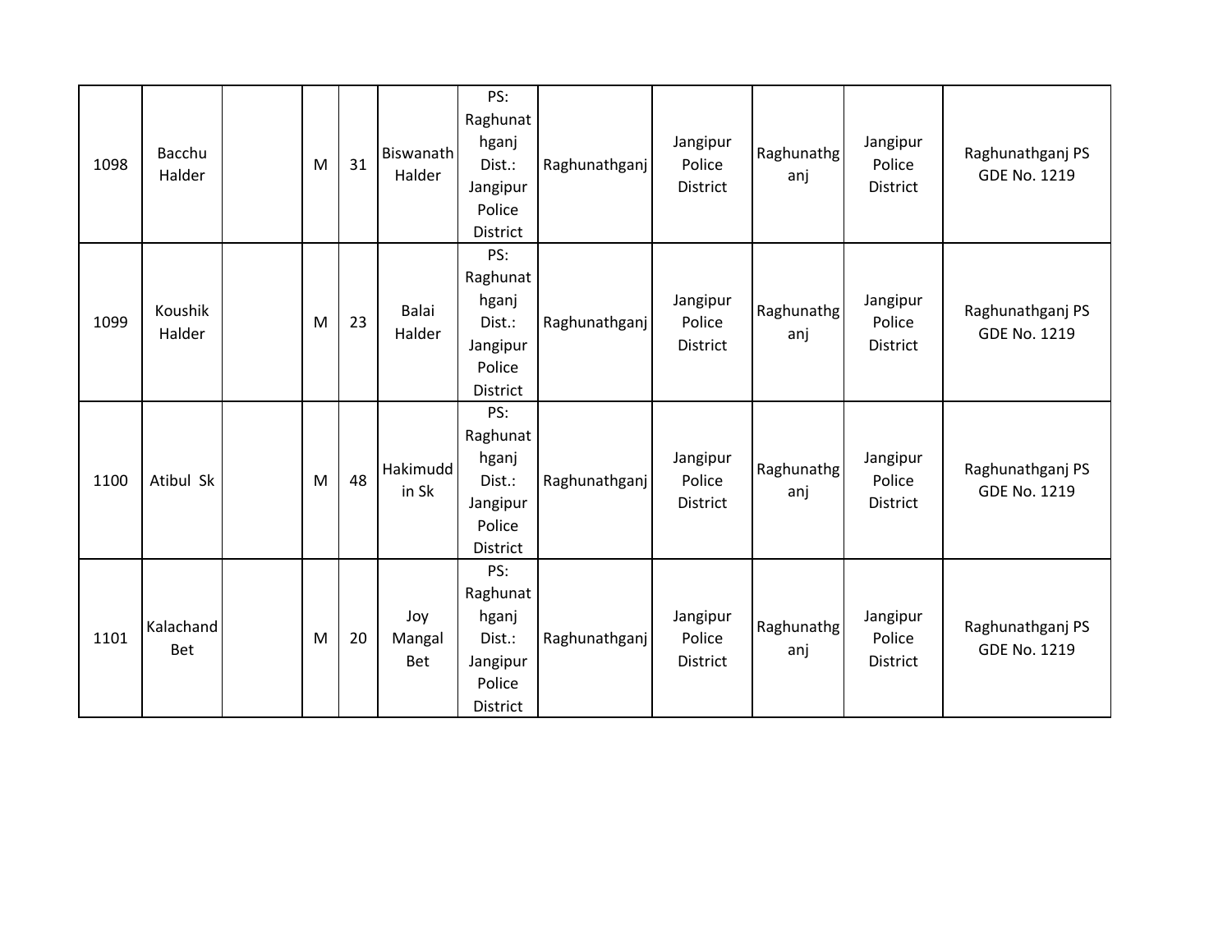| 1098 | Bacchu Halder | | M | 31 | Biswanath Halder | PS: Raghunathganj Dist.: Jangipur Police District | Raghunathganj | Jangipur Police District | Raghunathganj | Jangipur Police District | Raghunathganj PS GDE No. 1219 |
|---|---|---|---|---|---|---|---|---|---|---|---|
| 1099 | Koushik Halder | | M | 23 | Balai Halder | PS: Raghunathganj Dist.: Jangipur Police District | Raghunathganj | Jangipur Police District | Raghunathganj | Jangipur Police District | Raghunathganj PS GDE No. 1219 |
| 1100 | Atibul Sk | | M | 48 | Hakimuddin Sk | PS: Raghunathganj Dist.: Jangipur Police District | Raghunathganj | Jangipur Police District | Raghunathganj | Jangipur Police District | Raghunathganj PS GDE No. 1219 |
| 1101 | Kalachand Bet | | M | 20 | Joy Mangal Bet | PS: Raghunathganj Dist.: Jangipur Police District | Raghunathganj | Jangipur Police District | Raghunathganj | Jangipur Police District | Raghunathganj PS GDE No. 1219 |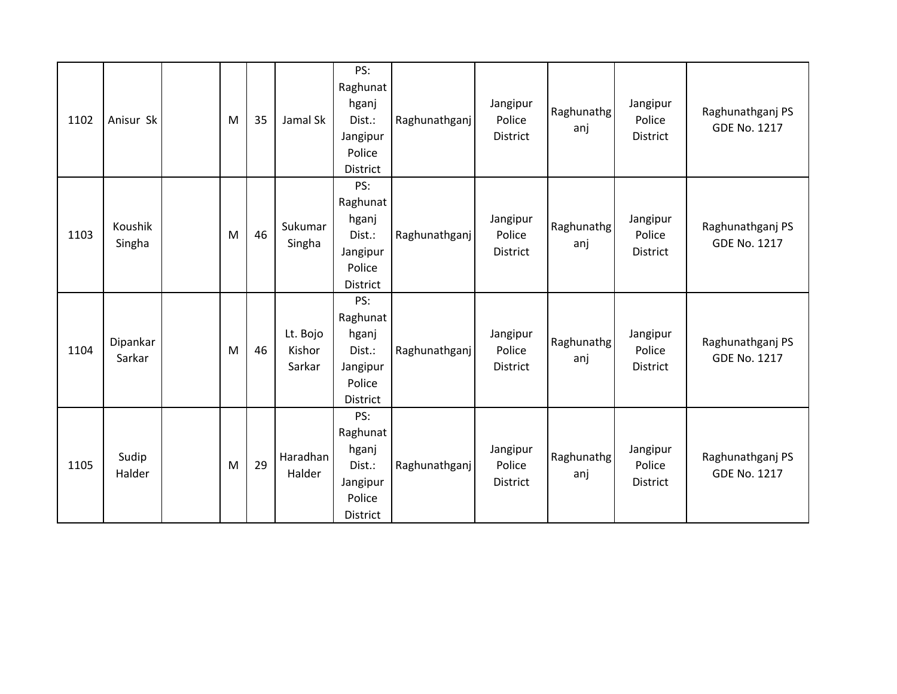| 1102 | Anisur Sk | | M | 35 | Jamal Sk | PS: Raghunathganj Dist.: Jangipur Police District | Raghunathganj | Jangipur Police District | Raghunathganj | Jangipur Police District | Raghunathganj PS GDE No. 1217 |
|---|---|---|---|---|---|---|---|---|---|---|---|
| 1103 | Koushik Singha | | M | 46 | Sukumar Singha | PS: Raghunathganj Dist.: Jangipur Police District | Raghunathganj | Jangipur Police District | Raghunathganj | Jangipur Police District | Raghunathganj PS GDE No. 1217 |
| 1104 | Dipankar Sarkar | | M | 46 | Lt. Bojo Kishor Sarkar | PS: Raghunathganj Dist.: Jangipur Police District | Raghunathganj | Jangipur Police District | Raghunathganj | Jangipur Police District | Raghunathganj PS GDE No. 1217 |
| 1105 | Sudip Halder | | M | 29 | Haradhan Halder | PS: Raghunathganj Dist.: Jangipur Police District | Raghunathganj | Jangipur Police District | Raghunathganj | Jangipur Police District | Raghunathganj PS GDE No. 1217 |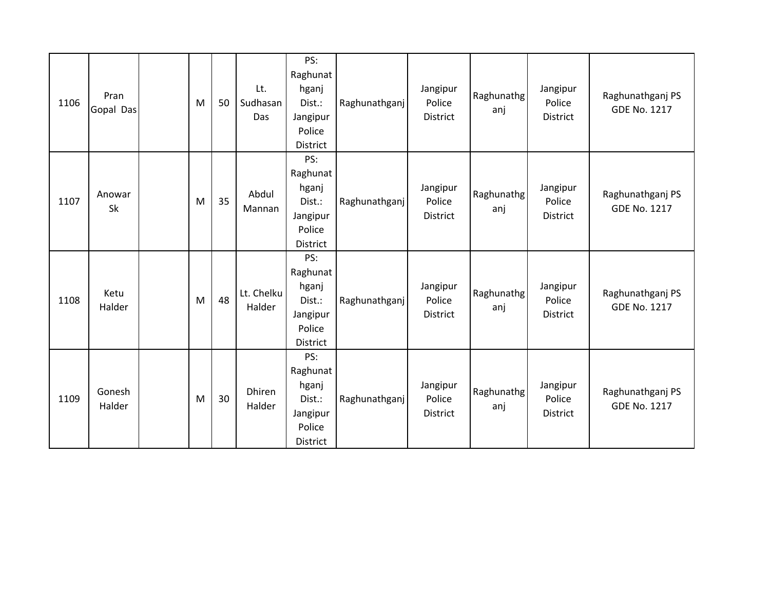| 1106 | Pran Gopal Das | | M | 50 | Lt. Sudhasan Das | PS: Raghunathganj Dist.: Jangipur Police District | Raghunathganj | Jangipur Police District | Raghunathganj | Jangipur Police District | Raghunathganj PS GDE No. 1217 |
|---|---|---|---|---|---|---|---|---|---|---|---|
| 1107 | Anowar Sk | | M | 35 | Abdul Mannan | PS: Raghunathganj Dist.: Jangipur Police District | Raghunathganj | Jangipur Police District | Raghunathganj | Jangipur Police District | Raghunathganj PS GDE No. 1217 |
| 1108 | Ketu Halder | | M | 48 | Lt. Chelku Halder | PS: Raghunathganj Dist.: Jangipur Police District | Raghunathganj | Jangipur Police District | Raghunathganj | Jangipur Police District | Raghunathganj PS GDE No. 1217 |
| 1109 | Gonesh Halder | | M | 30 | Dhiren Halder | PS: Raghunathganj Dist.: Jangipur Police District | Raghunathganj | Jangipur Police District | Raghunathganj | Jangipur Police District | Raghunathganj PS GDE No. 1217 |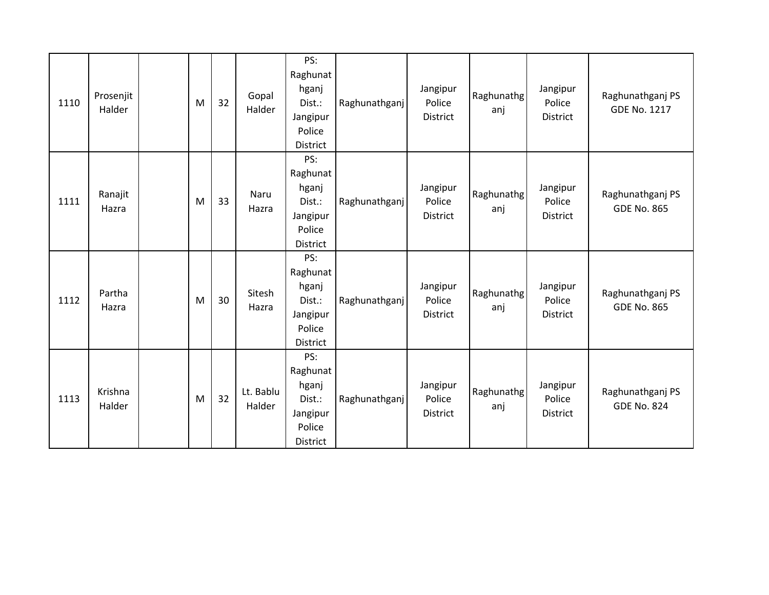| | | | | | | | | | | | |
|---|---|---|---|---|---|---|---|---|---|---|---|
| 1110 | Prosenjit Halder | | M | 32 | Gopal Halder | PS: Raghunathganj Dist.: Jangipur Police District | Raghunathganj | Jangipur Police District | Raghunathganj | Jangipur Police District | Raghunathganj PS GDE No. 1217 |
| 1111 | Ranajit Hazra | | M | 33 | Naru Hazra | PS: Raghunathganj Dist.: Jangipur Police District | Raghunathganj | Jangipur Police District | Raghunathganj | Jangipur Police District | Raghunathganj PS GDE No. 865 |
| 1112 | Partha Hazra | | M | 30 | Sitesh Hazra | PS: Raghunathganj Dist.: Jangipur Police District | Raghunathganj | Jangipur Police District | Raghunathganj | Jangipur Police District | Raghunathganj PS GDE No. 865 |
| 1113 | Krishna Halder | | M | 32 | Lt. Bablu Halder | PS: Raghunathganj Dist.: Jangipur Police District | Raghunathganj | Jangipur Police District | Raghunathganj | Jangipur Police District | Raghunathganj PS GDE No. 824 |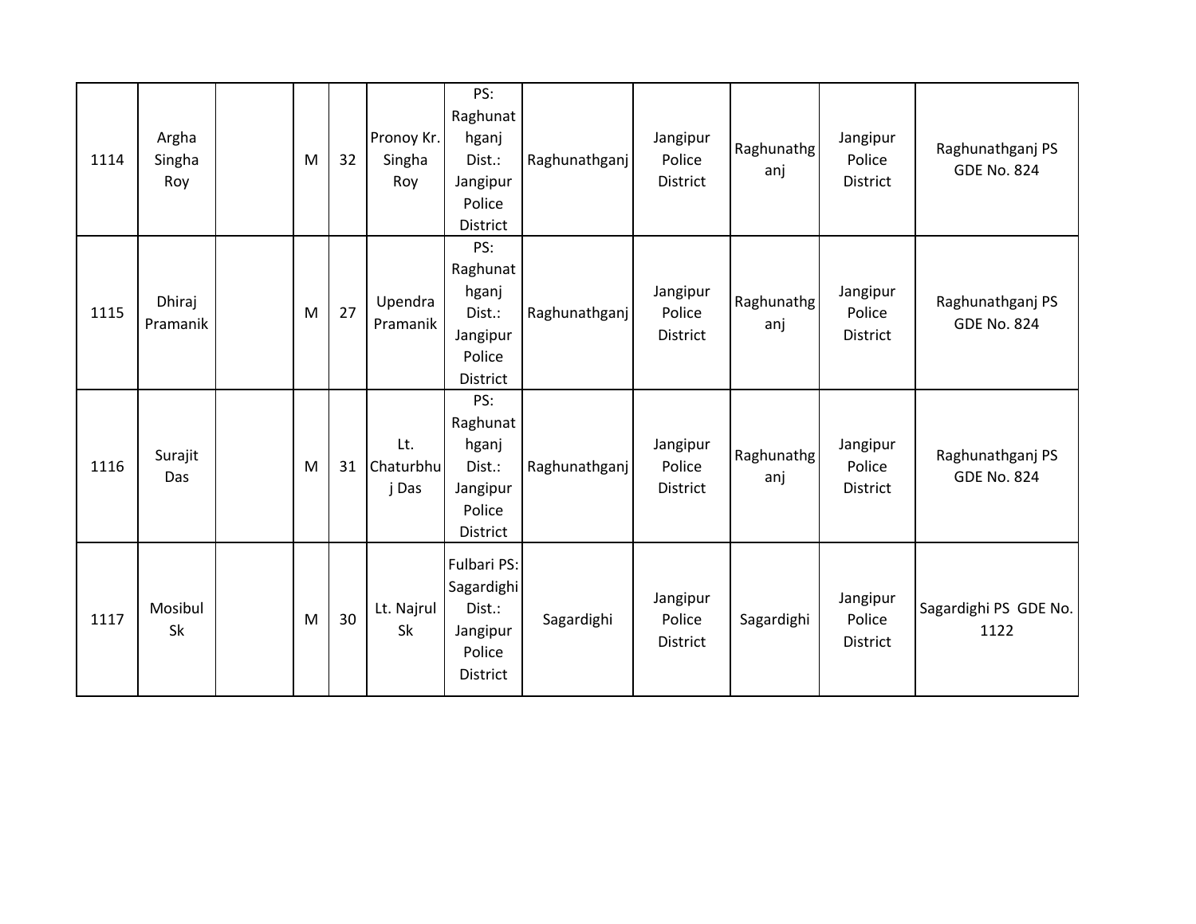| | | | | | | | | | | | |
|---|---|---|---|---|---|---|---|---|---|---|---|
| 1114 | Argha Singha Roy | | M | 32 | Pronoy Kr. Singha Roy | PS: Raghunathganj Dist.: Jangipur Police District | Raghunathganj | Jangipur Police District | Raghunathganj | Jangipur Police District | Raghunathganj PS GDE No. 824 |
| 1115 | Dhiraj Pramanik | | M | 27 | Upendra Pramanik | PS: Raghunathganj Dist.: Jangipur Police District | Raghunathganj | Jangipur Police District | Raghunathganj | Jangipur Police District | Raghunathganj PS GDE No. 824 |
| 1116 | Surajit Das | | M | 31 | Lt. Chaturbhuj Das | PS: Raghunathganj Dist.: Jangipur Police District | Raghunathganj | Jangipur Police District | Raghunathganj | Jangipur Police District | Raghunathganj PS GDE No. 824 |
| 1117 | Mosibul Sk | | M | 30 | Lt. Najrul Sk | Fulbari PS: Sagardighi Dist.: Jangipur Police District | Sagardighi | Jangipur Police District | Sagardighi | Jangipur Police District | Sagardighi PS GDE No. 1122 |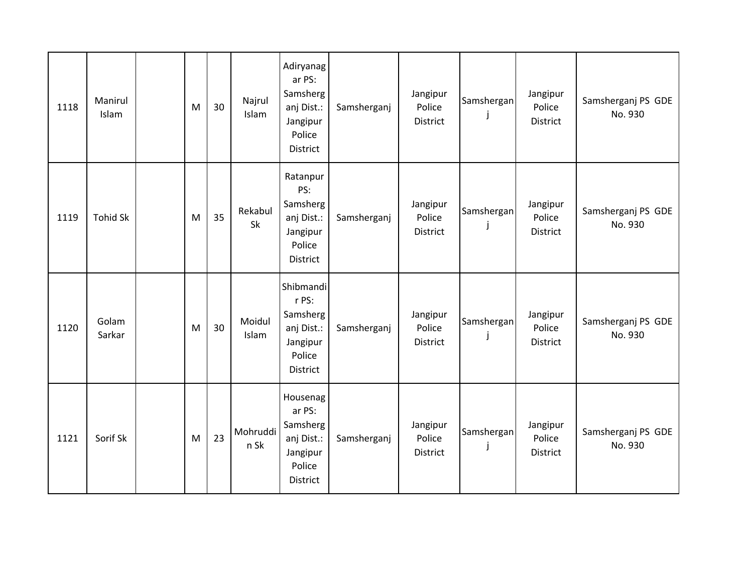| 1118 | Manirul Islam | | M | 30 | Najrul Islam | Adiryanagar PS: Samsherganj Dist.: Jangipur Police District | Samsherganj | Jangipur Police District | Samsherganj | Jangipur Police District | Samsherganj PS GDE No. 930 |
|---|---|---|---|---|---|---|---|---|---|---|---|
| 1119 | Tohid Sk | | M | 35 | Rekabul Sk | Ratanpur PS: Samsherganj Dist.: Jangipur Police District | Samsherganj | Jangipur Police District | Samsherganj | Jangipur Police District | Samsherganj PS GDE No. 930 |
| 1120 | Golam Sarkar | | M | 30 | Moidul Islam | Shibmandir PS: Samsherganj Dist.: Jangipur Police District | Samsherganj | Jangipur Police District | Samsherganj | Jangipur Police District | Samsherganj PS GDE No. 930 |
| 1121 | Sorif Sk | | M | 23 | Mohruddin Sk | Housenagar PS: Samsherganj Dist.: Jangipur Police District | Samsherganj | Jangipur Police District | Samsherganj | Jangipur Police District | Samsherganj PS GDE No. 930 |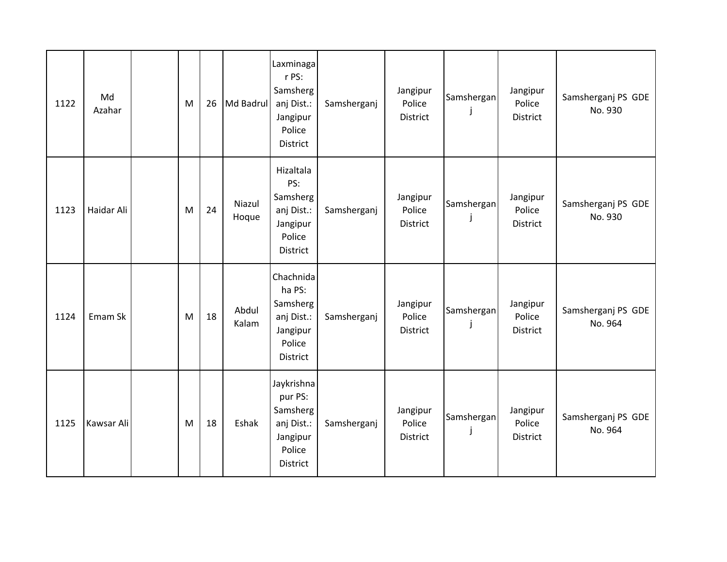| 1122 | Md Azahar | | M | 26 | Md Badrul | Laxminagar PS: Samsherganj Dist.: Jangipur Police District | Samsherganj | Jangipur Police District | Samsherganj | Jangipur Police District | Samsherganj PS GDE No. 930 |
|---|---|---|---|---|---|---|---|---|---|---|---|
| 1123 | Haidar Ali | | M | 24 | Niazul Hoque | Hizaltala PS: Samsherganj Dist.: Jangipur Police District | Samsherganj | Jangipur Police District | Samsherganj | Jangipur Police District | Samsherganj PS GDE No. 930 |
| 1124 | Emam Sk | | M | 18 | Abdul Kalam | Chachnidaha PS: Samsherganj Dist.: Jangipur Police District | Samsherganj | Jangipur Police District | Samsherganj | Jangipur Police District | Samsherganj PS GDE No. 964 |
| 1125 | Kawsar Ali | | M | 18 | Eshak | Jaykrishnapur PS: Samsherganj Dist.: Jangipur Police District | Samsherganj | Jangipur Police District | Samsherganj | Jangipur Police District | Samsherganj PS GDE No. 964 |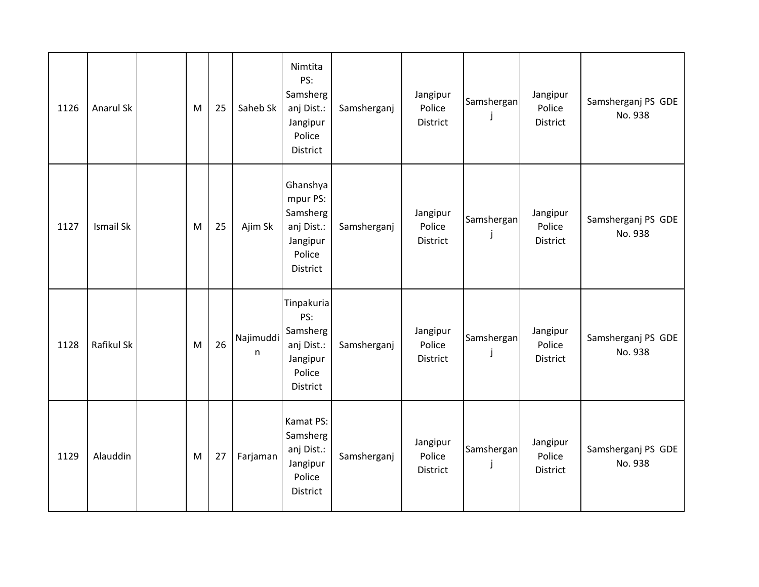| 1126 | Anarul Sk | | M | 25 | Saheb Sk | Nimtita PS: Samsherganj Dist.: Jangipur Police District | Samsherganj | Jangipur Police District | Samsherganj | Jangipur Police District | Samsherganj PS GDE No. 938 |
|---|---|---|---|---|---|---|---|---|---|---|---|
| 1127 | Ismail Sk | | M | 25 | Ajim Sk | Ghanshyampur PS: Samsherganj Dist.: Jangipur Police District | Samsherganj | Jangipur Police District | Samsherganj | Jangipur Police District | Samsherganj PS GDE No. 938 |
| 1128 | Rafikul Sk | | M | 26 | Najimuddin | Tinpakuria PS: Samsherganj Dist.: Jangipur Police District | Samsherganj | Jangipur Police District | Samsherganj | Jangipur Police District | Samsherganj PS GDE No. 938 |
| 1129 | Alauddin | | M | 27 | Farjaman | Kamat PS: Samsherganj Dist.: Jangipur Police District | Samsherganj | Jangipur Police District | Samsherganj | Jangipur Police District | Samsherganj PS GDE No. 938 |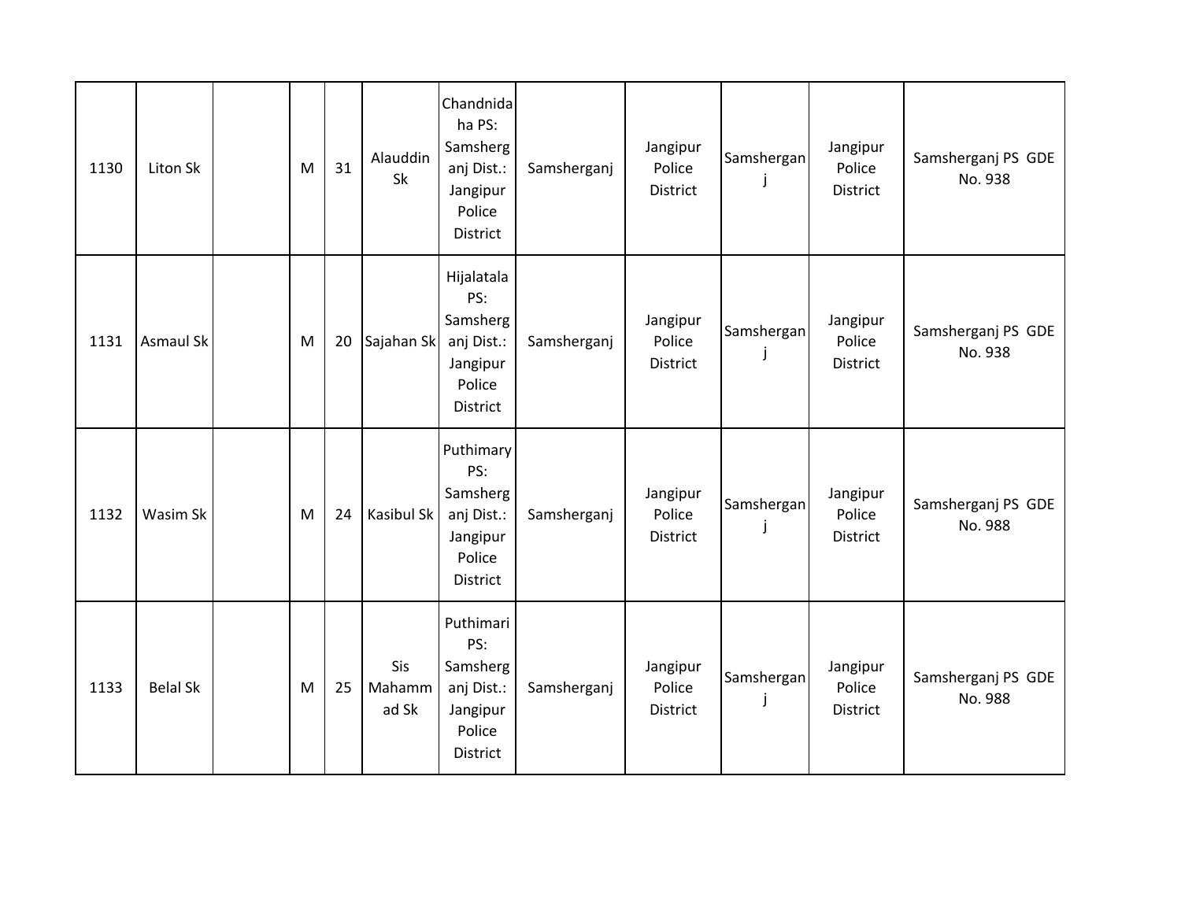| 1130 | Liton Sk | | M | 31 | Alauddin Sk | Chandnidaha PS: Samsherganj Dist.: Jangipur Police District | Samsherganj | Jangipur Police District | Samsherganj | Jangipur Police District | Samsherganj PS GDE No. 938 |
|---|---|---|---|---|---|---|---|---|---|---|---|
| 1131 | Asmaul Sk | | M | 20 | Sajahan Sk | Hijalatala PS: Samsherganj Dist.: Jangipur Police District | Samsherganj | Jangipur Police District | Samsherganj | Jangipur Police District | Samsherganj PS GDE No. 938 |
| 1132 | Wasim Sk | | M | 24 | Kasibul Sk | Puthimary PS: Samsherganj Dist.: Jangipur Police District | Samsherganj | Jangipur Police District | Samsherganj | Jangipur Police District | Samsherganj PS GDE No. 988 |
| 1133 | Belal Sk | | M | 25 | Sis Mahammad Sk | Puthimari PS: Samsherganj Dist.: Jangipur Police District | Samsherganj | Jangipur Police District | Samsherganj | Jangipur Police District | Samsherganj PS GDE No. 988 |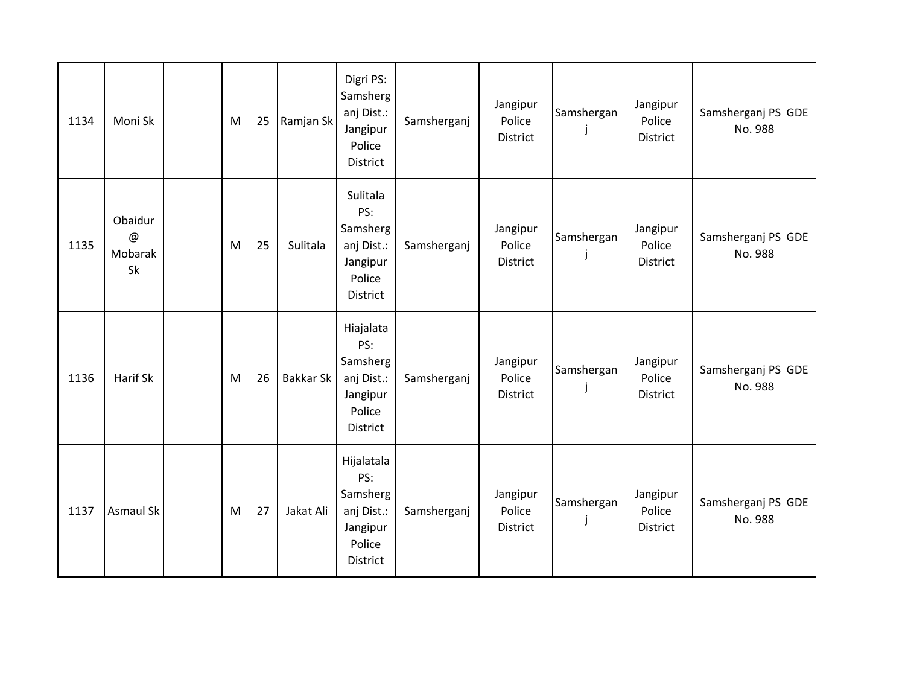| 1134 | Moni Sk | | M | 25 | Ramjan Sk | Digri PS: Samsherganj Dist.: Jangipur Police District | Samsherganj | Jangipur Police District | Samsherganj | Jangipur Police District | Samsherganj PS GDE No. 988 |
|---|---|---|---|---|---|---|---|---|---|---|---|
| 1135 | Obaidur @ Mobarak Sk | | M | 25 | Sulitala | Sulitala PS: Samsherganj Dist.: Jangipur Police District | Samsherganj | Jangipur Police District | Samsherganj | Jangipur Police District | Samsherganj PS GDE No. 988 |
| 1136 | Harif Sk | | M | 26 | Bakkar Sk | Hiajalata PS: Samsherganj Dist.: Jangipur Police District | Samsherganj | Jangipur Police District | Samsherganj | Jangipur Police District | Samsherganj PS GDE No. 988 |
| 1137 | Asmaul Sk | | M | 27 | Jakat Ali | Hijalatala PS: Samsherganj Dist.: Jangipur Police District | Samsherganj | Jangipur Police District | Samsherganj | Jangipur Police District | Samsherganj PS GDE No. 988 |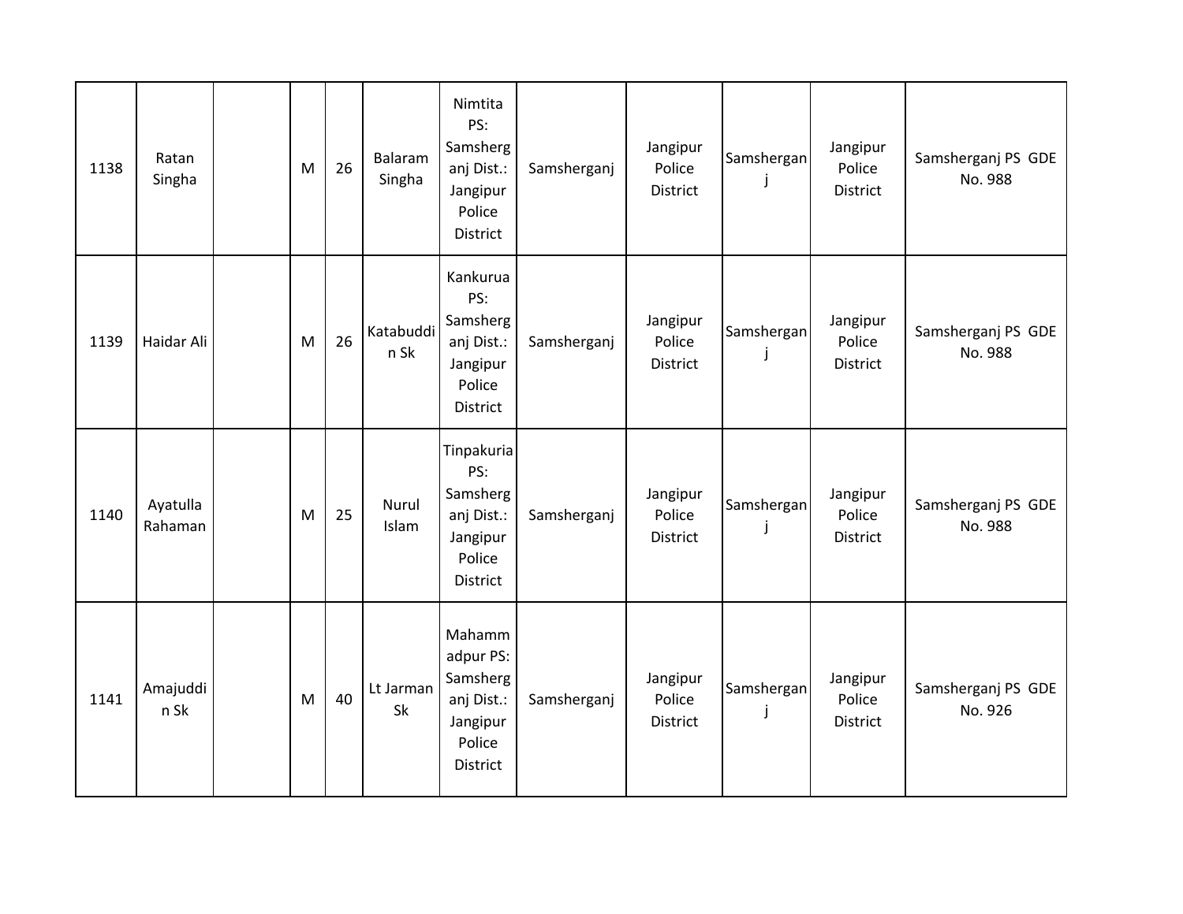| 1138 | Ratan Singha | | M | 26 | Balaram Singha | Nimtita PS: Samsherganj Dist.: Jangipur Police District | Samsherganj | Jangipur Police District | Samsherganj | Jangipur Police District | Samsherganj PS GDE No. 988 |
|---|---|---|---|---|---|---|---|---|---|---|---|
| 1139 | Haidar Ali | | M | 26 | Katabuddin Sk | Kankurua PS: Samsherganj Dist.: Jangipur Police District | Samsherganj | Jangipur Police District | Samsherganj | Jangipur Police District | Samsherganj PS GDE No. 988 |
| 1140 | Ayatulla Rahaman | | M | 25 | Nurul Islam | Tinpakuria PS: Samsherganj Dist.: Jangipur Police District | Samsherganj | Jangipur Police District | Samsherganj | Jangipur Police District | Samsherganj PS GDE No. 988 |
| 1141 | Amajuddin Sk | | M | 40 | Lt Jarman Sk | Mahammadpur PS: Samsherganj Dist.: Jangipur Police District | Samsherganj | Jangipur Police District | Samsherganj | Jangipur Police District | Samsherganj PS GDE No. 926 |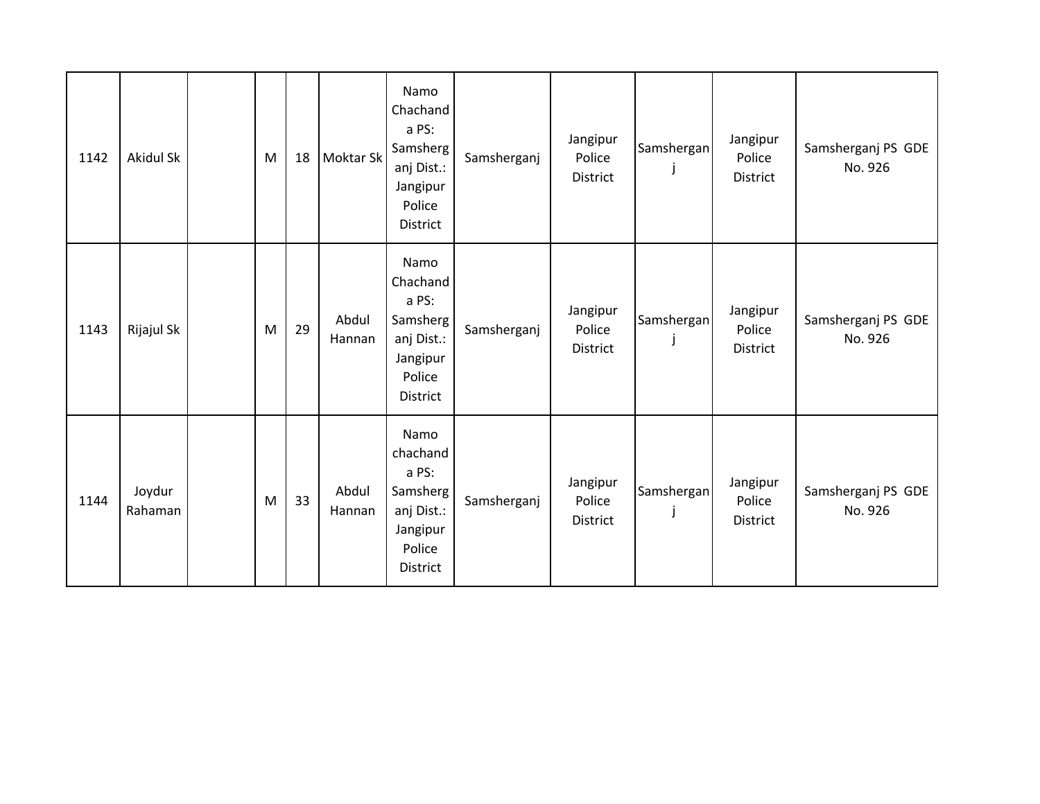| | | | | | | | | | | | |
|---|---|---|---|---|---|---|---|---|---|---|---|
| 1142 | Akidul Sk | | M | 18 | Moktar Sk | Namo Chachanda PS: Samsherganj Dist.: Jangipur Police District | Samsherganj | Jangipur Police District | Samsherganj | Jangipur Police District | Samsherganj PS GDE No. 926 |
| 1143 | Rijajul Sk | | M | 29 | Abdul Hannan | Namo Chachanda PS: Samsherganj Dist.: Jangipur Police District | Samsherganj | Jangipur Police District | Samsherganj | Jangipur Police District | Samsherganj PS GDE No. 926 |
| 1144 | Joydur Rahaman | | M | 33 | Abdul Hannan | Namo chachanda PS: Samsherganj Dist.: Jangipur Police District | Samsherganj | Jangipur Police District | Samsherganj | Jangipur Police District | Samsherganj PS GDE No. 926 |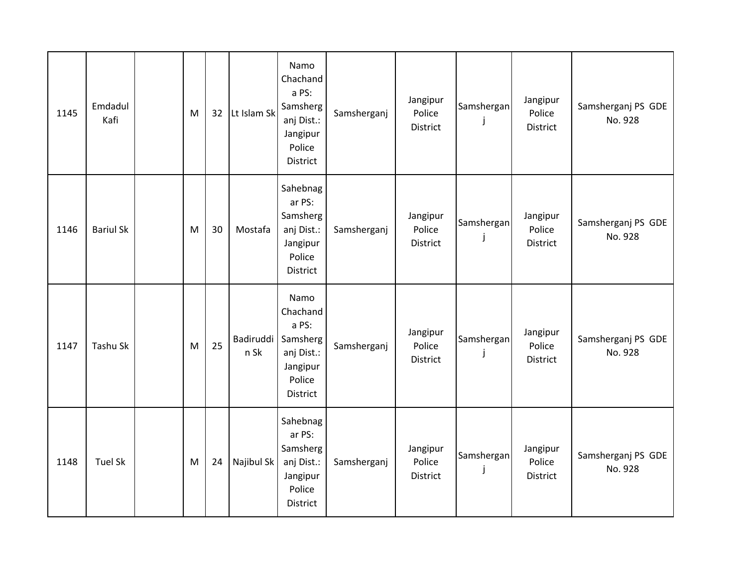| | | | | | | | | | | | |
|---|---|---|---|---|---|---|---|---|---|---|---|
| 1145 | Emdadul Kafi | | M | 32 | Lt Islam Sk | Namo Chachanda PS: Samsherganj Dist.: Jangipur Police District | Samsherganj | Jangipur Police District | Samsherganj | Jangipur Police District | Samsherganj PS GDE No. 928 |
| 1146 | Bariul Sk | | M | 30 | Mostafa | Sahebnagar PS: Samsherganj Dist.: Jangipur Police District | Samsherganj | Jangipur Police District | Samsherganj | Jangipur Police District | Samsherganj PS GDE No. 928 |
| 1147 | Tashu Sk | | M | 25 | Badiruddin Sk | Namo Chachanda PS: Samsherganj Dist.: Jangipur Police District | Samsherganj | Jangipur Police District | Samsherganj | Jangipur Police District | Samsherganj PS GDE No. 928 |
| 1148 | Tuel Sk | | M | 24 | Najibul Sk | Sahebnagar PS: Samsherganj Dist.: Jangipur Police District | Samsherganj | Jangipur Police District | Samsherganj | Jangipur Police District | Samsherganj PS GDE No. 928 |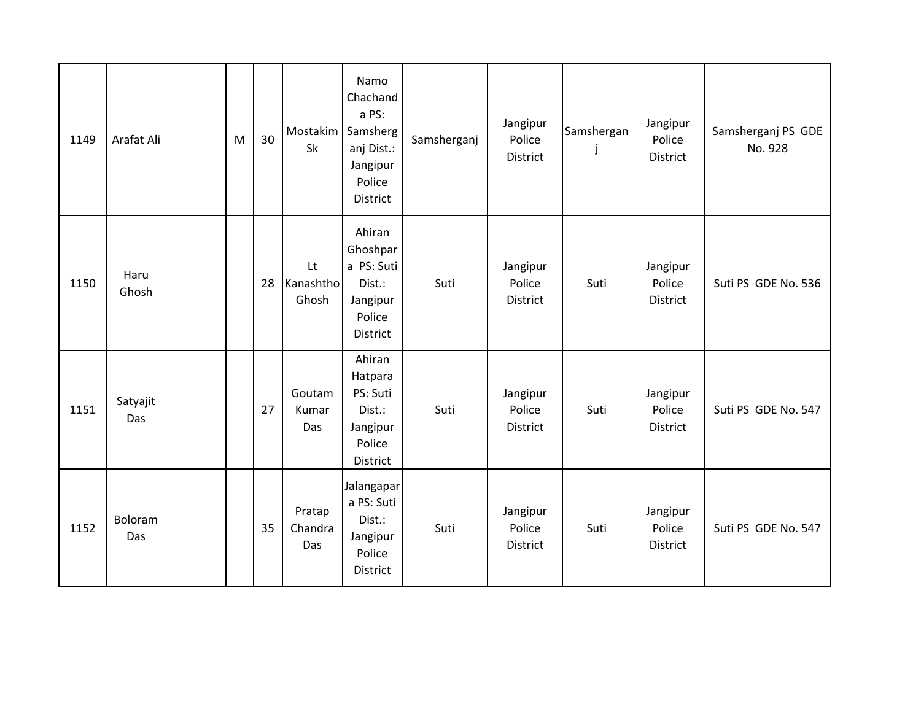| 1149 | Arafat Ali | | M | 30 | Mostakim Sk | Namo Chachanda PS: Samsherganj Dist.: Jangipur Police District | Samsherganj | Jangipur Police District | Samsherganj | Jangipur Police District | Samsherganj PS GDE No. 928 |
|---|---|---|---|---|---|---|---|---|---|---|---|
| 1150 | Haru Ghosh | | | 28 | Lt Kanashtho Ghosh | Ahiran Ghoshpara PS: Suti Dist.: Jangipur Police District | Suti | Jangipur Police District | Suti | Jangipur Police District | Suti PS GDE No. 536 |
| 1151 | Satyajit Das | | | 27 | Goutam Kumar Das | Ahiran Hatpara PS: Suti Dist.: Jangipur Police District | Suti | Jangipur Police District | Suti | Jangipur Police District | Suti PS GDE No. 547 |
| 1152 | Boloram Das | | | 35 | Pratap Chandra Das | Jalangapara PS: Suti Dist.: Jangipur Police District | Suti | Jangipur Police District | Suti | Jangipur Police District | Suti PS GDE No. 547 |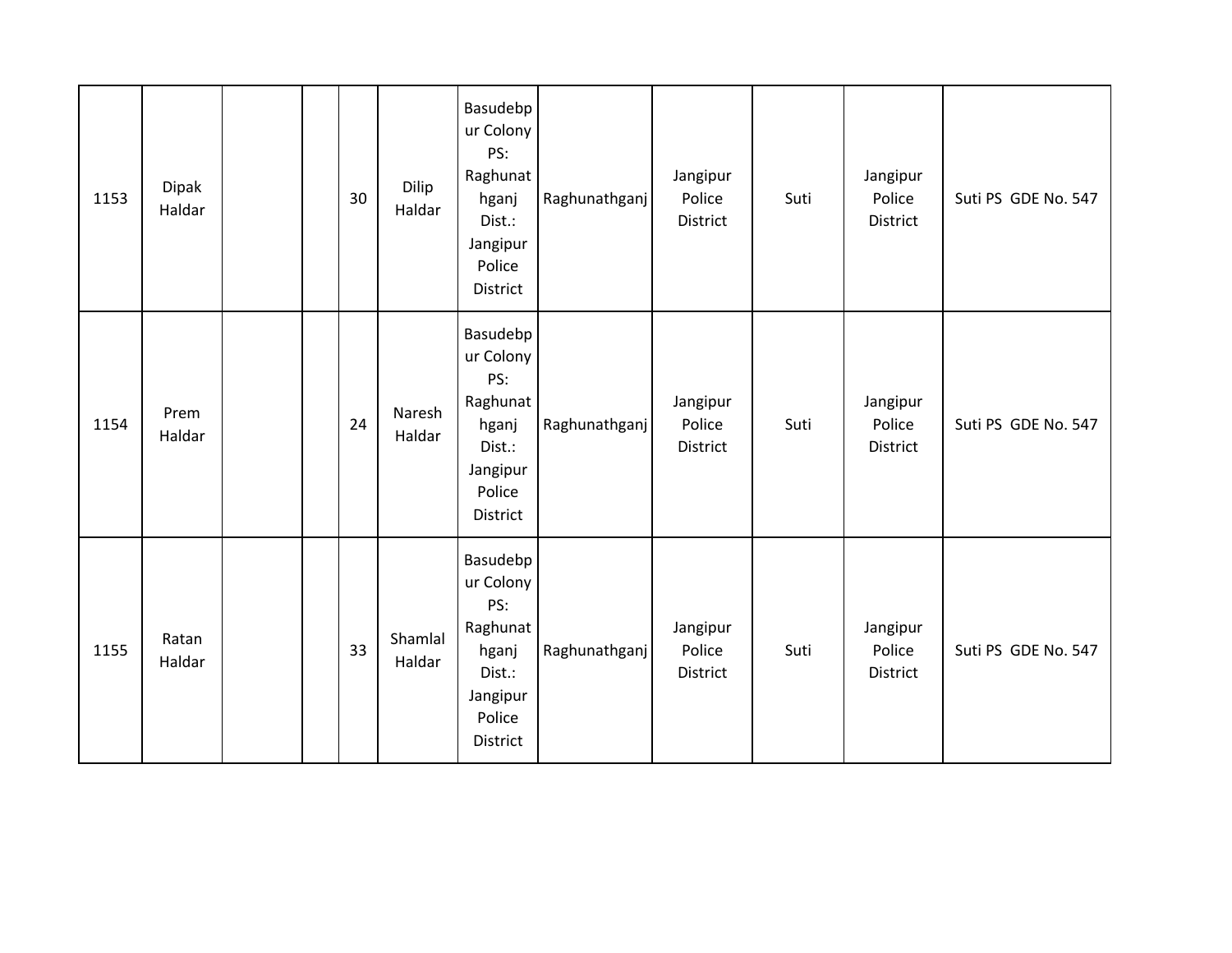| | | | | | | | | | | | |
|---|---|---|---|---|---|---|---|---|---|---|---|
| 1153 | Dipak Haldar | | | 30 | Dilip Haldar | Basudebpur Colony PS: Raghunathganj Dist.: Jangipur Police District | Raghunathganj | Jangipur Police District | Suti | Jangipur Police District | Suti PS GDE No. 547 |
| 1154 | Prem Haldar | | | 24 | Naresh Haldar | Basudebpur Colony PS: Raghunathganj Dist.: Jangipur Police District | Raghunathganj | Jangipur Police District | Suti | Jangipur Police District | Suti PS GDE No. 547 |
| 1155 | Ratan Haldar | | | 33 | Shamlal Haldar | Basudebpur Colony PS: Raghunathganj Dist.: Jangipur Police District | Raghunathganj | Jangipur Police District | Suti | Jangipur Police District | Suti PS GDE No. 547 |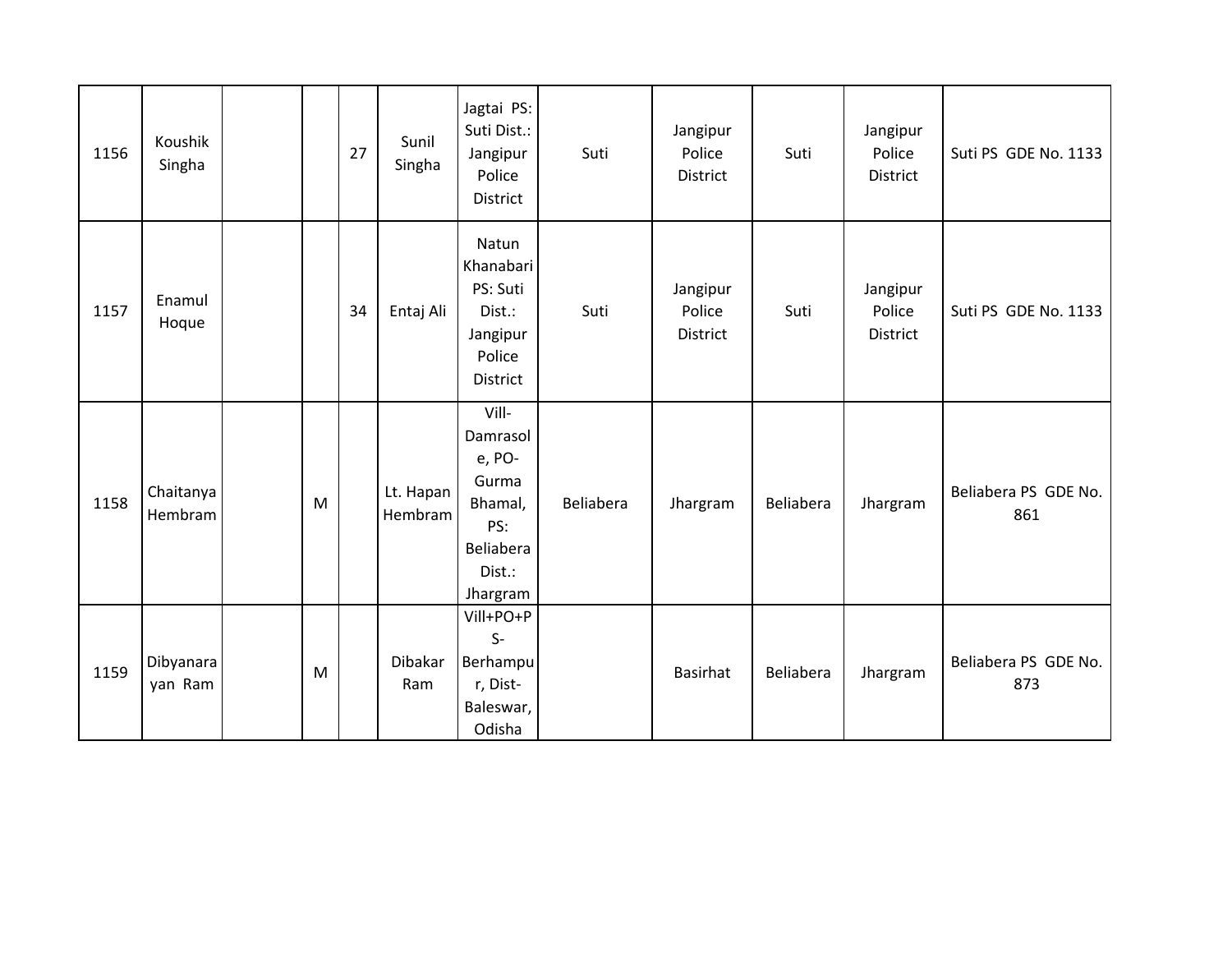| 1156 | Koushik Singha | | | 27 | Sunil Singha | Jagtai PS: Suti Dist.: Jangipur Police District | Suti | Jangipur Police District | Suti | Jangipur Police District | Suti PS GDE No. 1133 |
|---|---|---|---|---|---|---|---|---|---|---|---|
| 1157 | Enamul Hoque | | | 34 | Entaj Ali | Natun Khanabari PS: Suti Dist.: Jangipur Police District | Suti | Jangipur Police District | Suti | Jangipur Police District | Suti PS GDE No. 1133 |
| 1158 | Chaitanya Hembram | | M | | Lt. Hapan Hembram | Vill-Damrasole, PO-Gurma Bhamal, PS: Beliabera Dist.: Jhargram | Beliabera | Jhargram | Beliabera | Jhargram | Beliabera PS GDE No. 861 |
| 1159 | Dibyanarayan Ram | | M | | Dibakar Ram | Vill+PO+PS-Berhampur, Dist-Baleswar, Odisha | | Basirhat | Beliabera | Jhargram | Beliabera PS GDE No. 873 |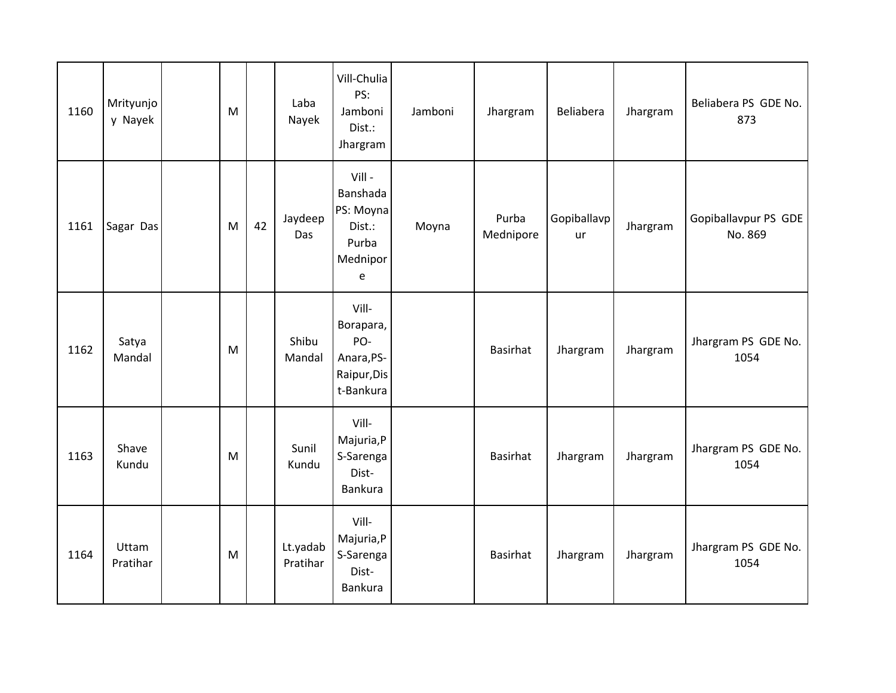| 1160 | Mrityunjoy Nayek | | M | | Laba Nayek | Vill-Chulia PS: Jamboni Dist.: Jhargram | Jamboni | Jhargram | Beliabera | Jhargram | Beliabera PS GDE No. 873 |
|---|---|---|---|---|---|---|---|---|---|---|---|
| 1161 | Sagar Das | | M | 42 | Jaydeep Das | Vill - Banshada PS: Moyna Dist.: Purba Mednipore | Moyna | Purba Mednipore | Gopiballavpur | Jhargram | Gopiballavpur PS GDE No. 869 |
| 1162 | Satya Mandal | | M | | Shibu Mandal | Vill-Borapara, PO-Anara,PS-Raipur,Dist-Bankura | | Basirhat | Jhargram | Jhargram | Jhargram PS GDE No. 1054 |
| 1163 | Shave Kundu | | M | | Sunil Kundu | Vill-Majuria,PS-Sarenga Dist-Bankura | | Basirhat | Jhargram | Jhargram | Jhargram PS GDE No. 1054 |
| 1164 | Uttam Pratihar | | M | | Lt.yadab Pratihar | Vill-Majuria,PS-Sarenga Dist-Bankura | | Basirhat | Jhargram | Jhargram | Jhargram PS GDE No. 1054 |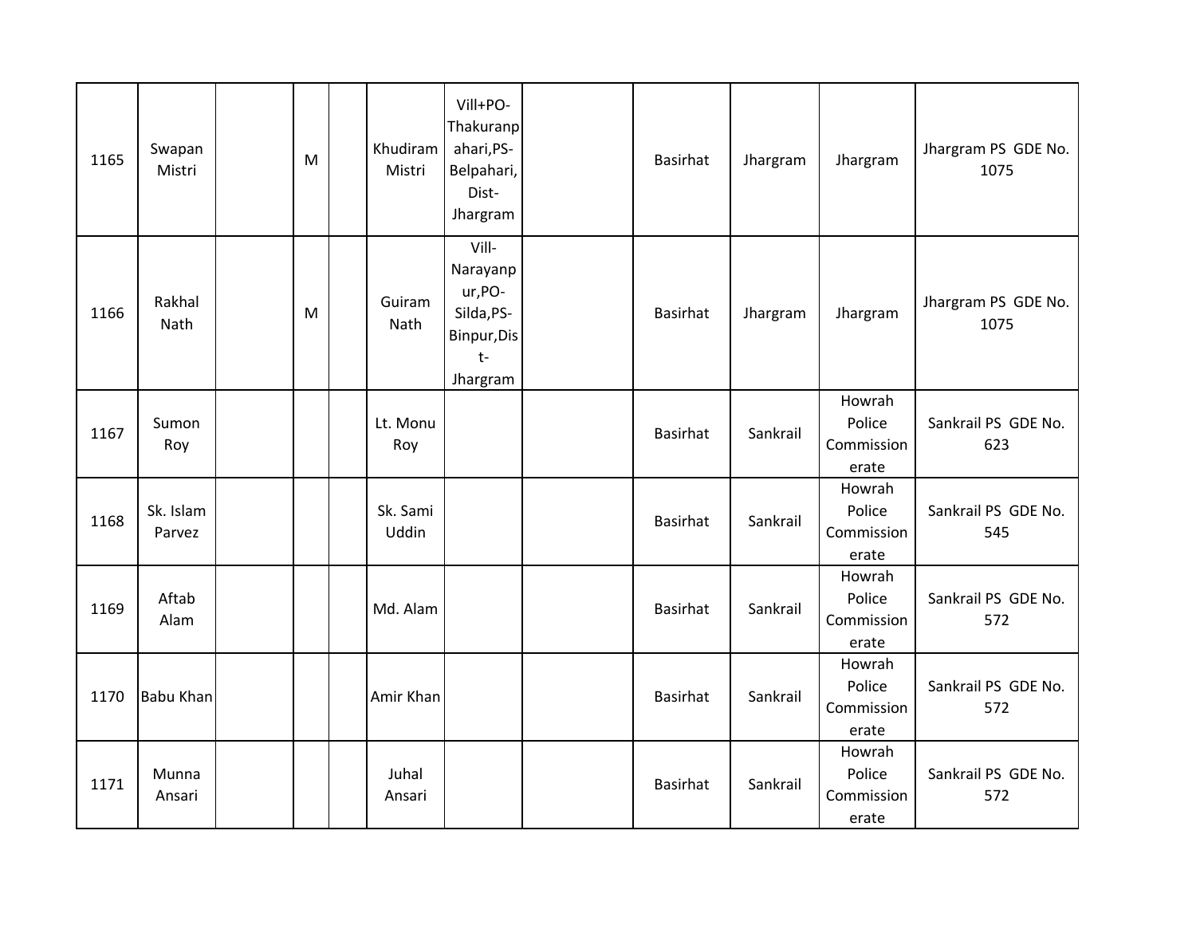| | | | | | | | | | | | |
|---|---|---|---|---|---|---|---|---|---|---|---|
| 1165 | Swapan Mistri | | M | | Khudiram Mistri | Vill+PO-Thakuranpahari,PS-Belpahari, Dist-Jhargram | | Basirhat | Jhargram | Jhargram | Jhargram PS GDE No. 1075 |
| 1166 | Rakhal Nath | | M | | Guiram Nath | Vill-Narayanpur,PO-Silda,PS-Binpur,Dist-Jhargram | | Basirhat | Jhargram | Jhargram | Jhargram PS GDE No. 1075 |
| 1167 | Sumon Roy | | | | Lt. Monu Roy | | | Basirhat | Sankrail | Howrah Police Commissionerate | Sankrail PS GDE No. 623 |
| 1168 | Sk. Islam Parvez | | | | Sk. Sami Uddin | | | Basirhat | Sankrail | Howrah Police Commissionerate | Sankrail PS GDE No. 545 |
| 1169 | Aftab Alam | | | | Md. Alam | | | Basirhat | Sankrail | Howrah Police Commissionerate | Sankrail PS GDE No. 572 |
| 1170 | Babu Khan | | | | Amir Khan | | | Basirhat | Sankrail | Howrah Police Commissionerate | Sankrail PS GDE No. 572 |
| 1171 | Munna Ansari | | | | Juhal Ansari | | | Basirhat | Sankrail | Howrah Police Commissionerate | Sankrail PS GDE No. 572 |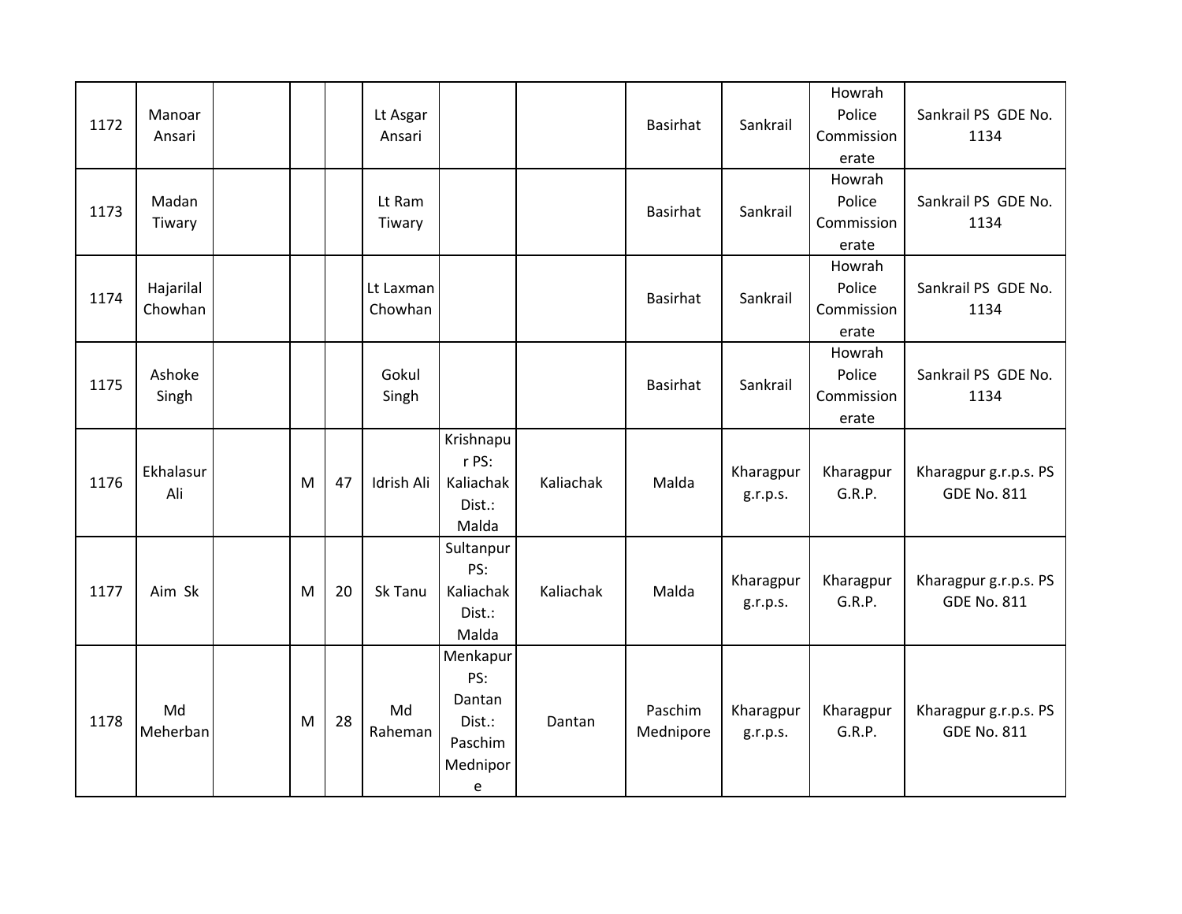| 1172 | Manoar Ansari | | | | Lt Asgar Ansari | | | Basirhat | Sankrail | Howrah Police Commissionerate | Sankrail PS GDE No. 1134 |
|---|---|---|---|---|---|---|---|---|---|---|---|
| 1173 | Madan Tiwary | | | | Lt Ram Tiwary | | | Basirhat | Sankrail | Howrah Police Commissionerate | Sankrail PS GDE No. 1134 |
| 1174 | Hajarilal Chowhan | | | | Lt Laxman Chowhan | | | Basirhat | Sankrail | Howrah Police Commissionerate | Sankrail PS GDE No. 1134 |
| 1175 | Ashoke Singh | | | | Gokul Singh | | | Basirhat | Sankrail | Howrah Police Commissionerate | Sankrail PS GDE No. 1134 |
| 1176 | Ekhalasur Ali | | M | 47 | Idrish Ali | Krishnapur PS: Kaliachak Dist.: Malda | Kaliachak | Malda | Kharagpur g.r.p.s. | Kharagpur G.R.P. | Kharagpur g.r.p.s. PS GDE No. 811 |
| 1177 | Aim Sk | | M | 20 | Sk Tanu | Sultanpur PS: Kaliachak Dist.: Malda | Kaliachak | Malda | Kharagpur g.r.p.s. | Kharagpur G.R.P. | Kharagpur g.r.p.s. PS GDE No. 811 |
| 1178 | Md Meherban | | M | 28 | Md Raheman | Menkapur PS: Dantan Dist.: Paschim Mednipore | Dantan | Paschim Mednipore | Kharagpur g.r.p.s. | Kharagpur G.R.P. | Kharagpur g.r.p.s. PS GDE No. 811 |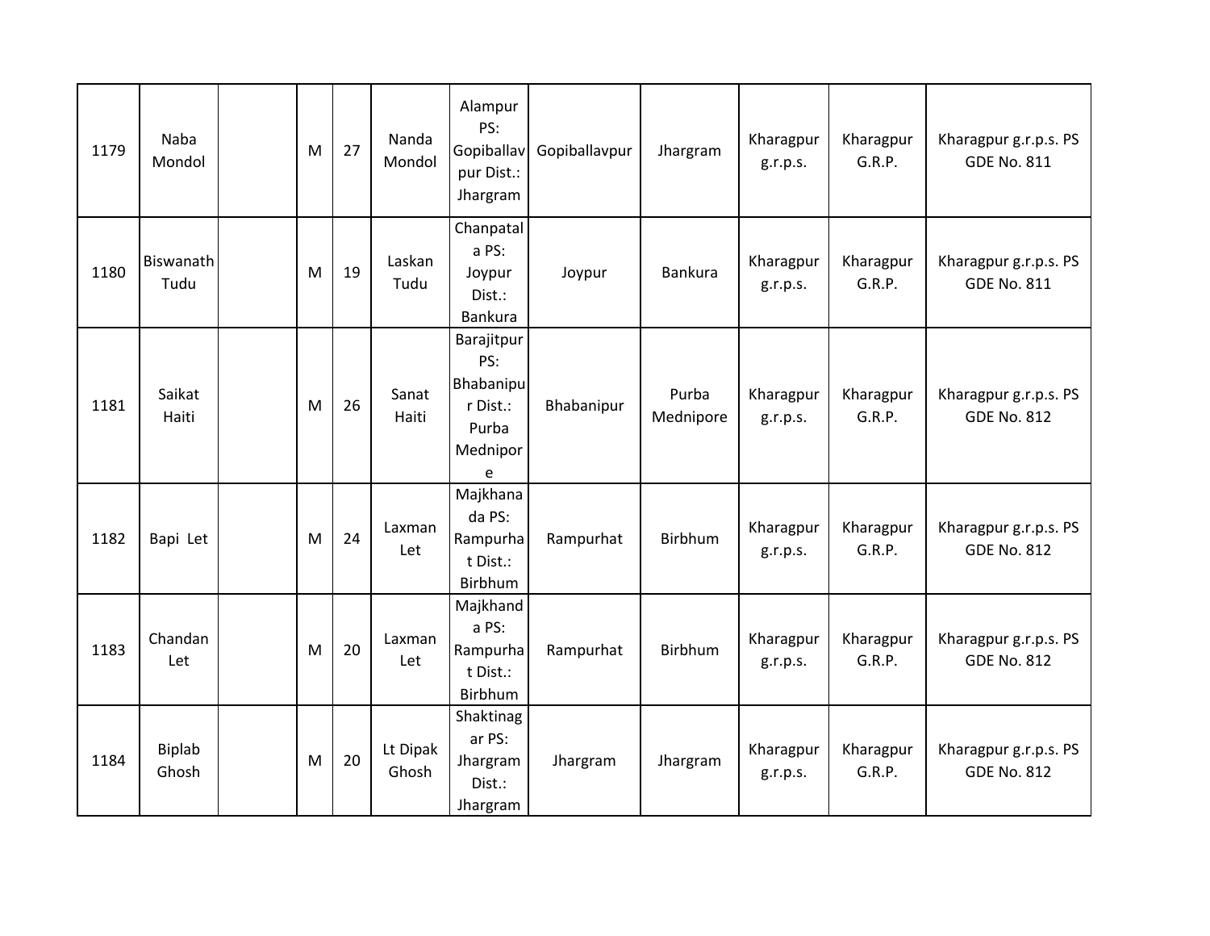| 1179 | Naba Mondol | | M | 27 | Nanda Mondol | Alampur PS: Gopiballavpur Dist.: Jhargram | Gopiballavpur | Jhargram | Kharagpur g.r.p.s. | Kharagpur G.R.P. | Kharagpur g.r.p.s. PS GDE No. 811 |
|---|---|---|---|---|---|---|---|---|---|---|---|
| 1180 | Biswanath Tudu | | M | 19 | Laskan Tudu | Chanpatala PS: Joypur Dist.: Bankura | Joypur | Bankura | Kharagpur g.r.p.s. | Kharagpur G.R.P. | Kharagpur g.r.p.s. PS GDE No. 811 |
| 1181 | Saikat Haiti | | M | 26 | Sanat Haiti | Barajitpur PS: Bhabanipur Dist.: Purba Mednipore | Bhabanipur | Purba Mednipore | Kharagpur g.r.p.s. | Kharagpur G.R.P. | Kharagpur g.r.p.s. PS GDE No. 812 |
| 1182 | Bapi Let | | M | 24 | Laxman Let | Majkhanada PS: Rampurhat Dist.: Birbhum | Rampurhat | Birbhum | Kharagpur g.r.p.s. | Kharagpur G.R.P. | Kharagpur g.r.p.s. PS GDE No. 812 |
| 1183 | Chandan Let | | M | 20 | Laxman Let | Majkhanda PS: Rampurhat Dist.: Birbhum | Rampurhat | Birbhum | Kharagpur g.r.p.s. | Kharagpur G.R.P. | Kharagpur g.r.p.s. PS GDE No. 812 |
| 1184 | Biplab Ghosh | | M | 20 | Lt Dipak Ghosh | Shaktinagar PS: Jhargram Dist.: Jhargram | Jhargram | Jhargram | Kharagpur g.r.p.s. | Kharagpur G.R.P. | Kharagpur g.r.p.s. PS GDE No. 812 |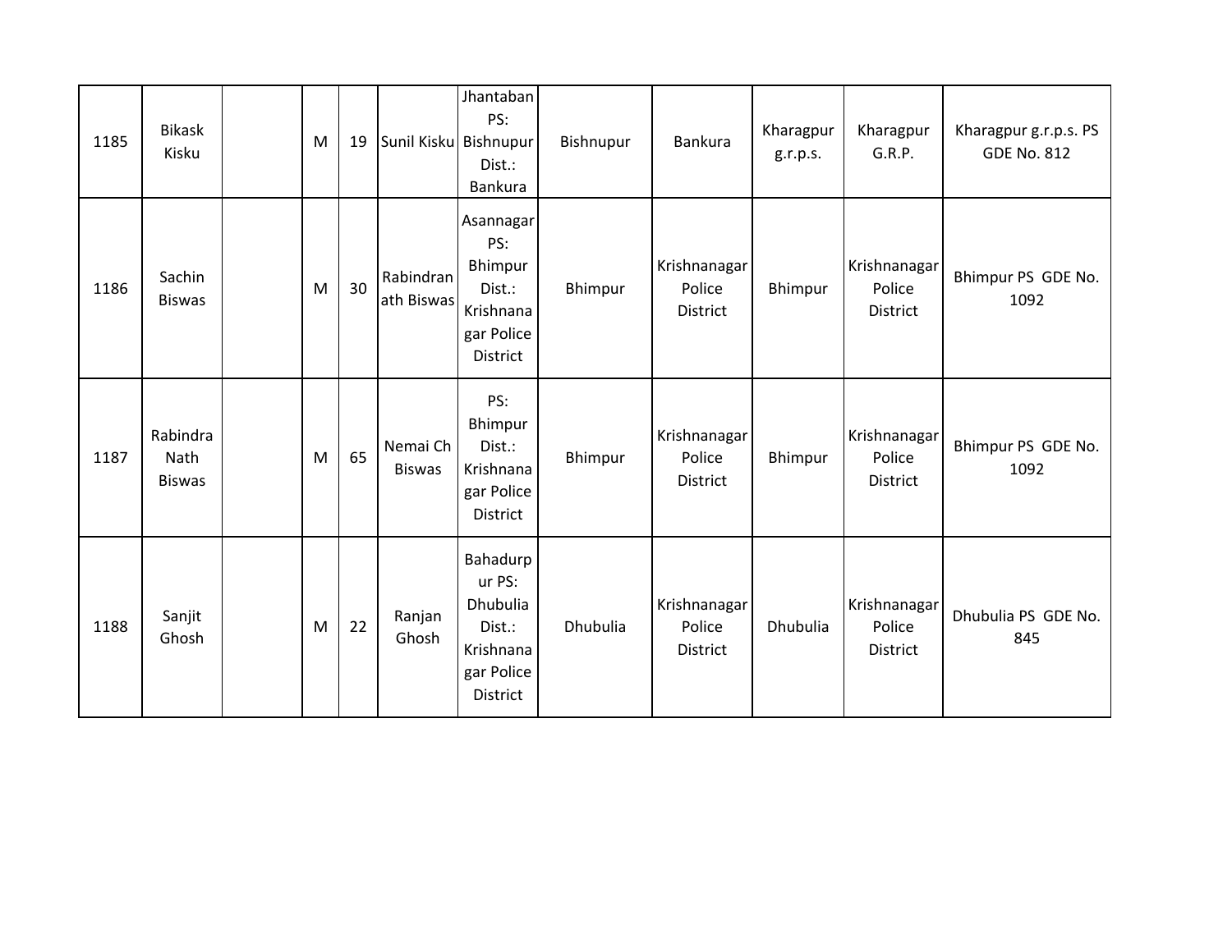| | | | | | | | | | | | |
|---|---|---|---|---|---|---|---|---|---|---|---|
| 1185 | Bikask Kisku | | M | 19 | Sunil Kisku | Jhantaban PS: Bishnupur Dist.: Bankura | Bishnupur | Bankura | Kharagpur g.r.p.s. | Kharagpur G.R.P. | Kharagpur g.r.p.s. PS GDE No. 812 |
| 1186 | Sachin Biswas | | M | 30 | Rabindranath Biswas | Asannagar PS: Bhimpur Dist.: Krishnanagar Police District | Bhimpur | Krishnanagar Police District | Bhimpur | Krishnanagar Police District | Bhimpur PS GDE No. 1092 |
| 1187 | Rabindra Nath Biswas | | M | 65 | Nemai Ch Biswas | PS: Bhimpur Dist.: Krishnanagar Police District | Bhimpur | Krishnanagar Police District | Bhimpur | Krishnanagar Police District | Bhimpur PS GDE No. 1092 |
| 1188 | Sanjit Ghosh | | M | 22 | Ranjan Ghosh | Bahadurpur PS: Dhubulia Dist.: Krishnanagar Police District | Dhubulia | Krishnanagar Police District | Dhubulia | Krishnanagar Police District | Dhubulia PS GDE No. 845 |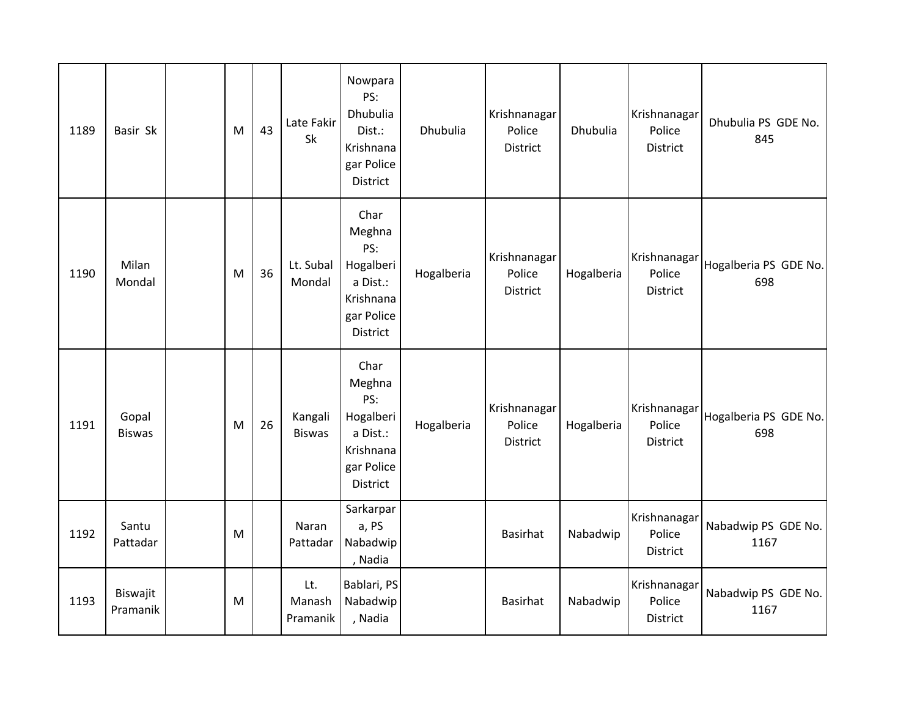| 1189 | Basir Sk | | M | 43 | Late Fakir Sk | Nowpara PS: Dhubulia Dist.: Krishnanagar Police District | Dhubulia | Krishnanagar Police District | Dhubulia | Krishnanagar Police District | Dhubulia PS GDE No. 845 |
|---|---|---|---|---|---|---|---|---|---|---|---|
| 1190 | Milan Mondal | | M | 36 | Lt. Subal Mondal | Char Meghna PS: Hogalberia Dist.: Krishnanagar Police District | Hogalberia | Krishnanagar Police District | Hogalberia | Krishnanagar Police District | Hogalberia PS GDE No. 698 |
| 1191 | Gopal Biswas | | M | 26 | Kangali Biswas | Char Meghna PS: Hogalberia Dist.: Krishnanagar Police District | Hogalberia | Krishnanagar Police District | Hogalberia | Krishnanagar Police District | Hogalberia PS GDE No. 698 |
| 1192 | Santu Pattadar | | M | | Naran Pattadar | Sarkarpara, PS Nabadwip, Nadia | | Basirhat | Nabadwip | Krishnanagar Police District | Nabadwip PS GDE No. 1167 |
| 1193 | Biswajit Pramanik | | M | | Lt. Manash Pramanik | Bablari, PS Nabadwip, Nadia | | Basirhat | Nabadwip | Krishnanagar Police District | Nabadwip PS GDE No. 1167 |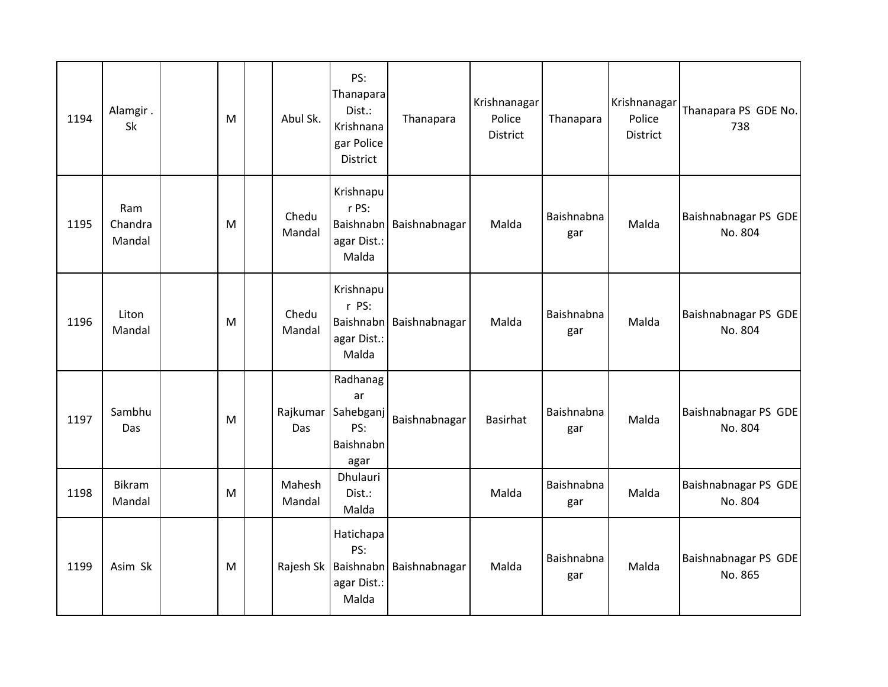| 1194 | Alamgir . Sk | | M | | Abul Sk. | PS: Thanapara Dist.: Krishnanagar Police District | Thanapara | Krishnanagar Police District | Thanapara | Krishnanagar Police District | Thanapara PS GDE No. 738 |
|---|---|---|---|---|---|---|---|---|---|---|---|
| 1195 | Ram Chandra Mandal | | M | | Chedu Mandal | Krishnapur PS: Baishnabnagar Dist.: Malda | Baishnabnagar | Malda | Baishnabnagar | Malda | Baishnabnagar PS GDE No. 804 |
| 1196 | Liton Mandal | | M | | Chedu Mandal | Krishnapur PS: Baishnabnagar Dist.: Malda | Baishnabnagar | Malda | Baishnabnagar | Malda | Baishnabnagar PS GDE No. 804 |
| 1197 | Sambhu Das | | M | | Rajkumar Das | Radhanagar Sahebganj PS: Baishnabnagar | Baishnabnagar | Basirhat | Baishnabnagar | Malda | Baishnabnagar PS GDE No. 804 |
| 1198 | Bikram Mandal | | M | | Mahesh Mandal | Dhulauri Dist.: Malda | | Malda | Baishnabnagar | Malda | Baishnabnagar PS GDE No. 804 |
| 1199 | Asim Sk | | M | | Rajesh Sk | Hatichapa PS: Baishnabnagar Dist.: Malda | Baishnabnagar | Malda | Baishnabnagar | Malda | Baishnabnagar PS GDE No. 865 |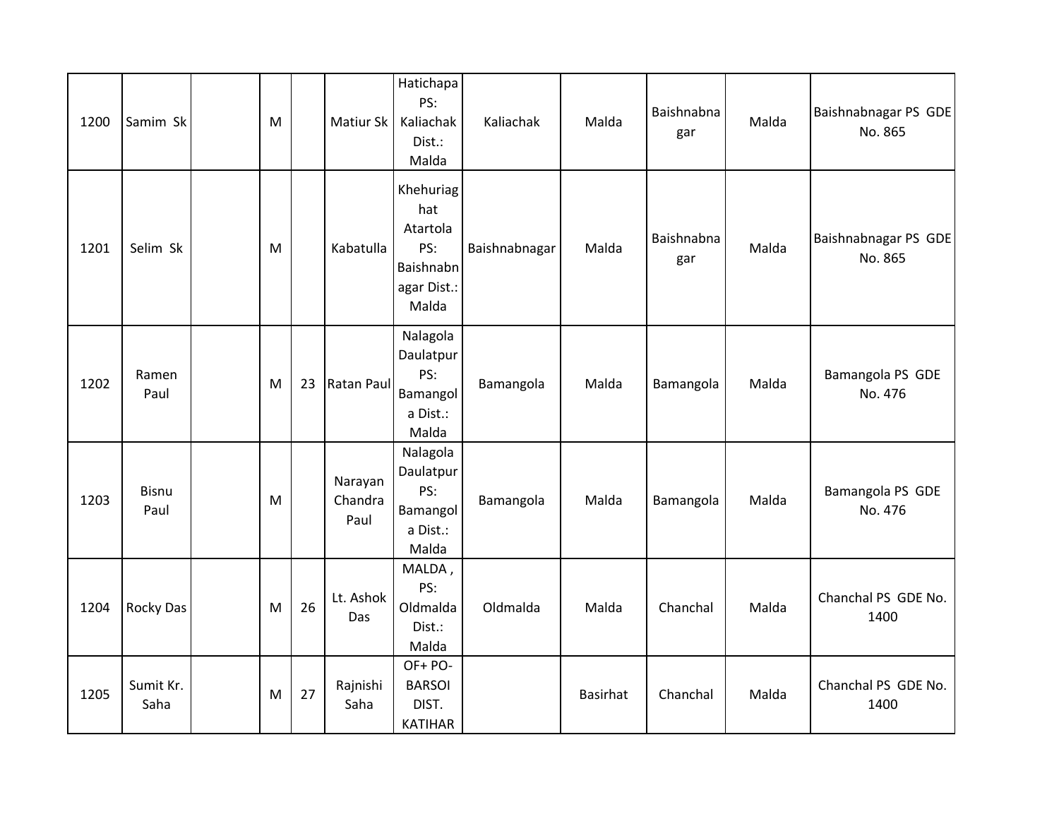| 1200 | Samim Sk | | M | | Matiur Sk | Hatichapa PS: Kaliachak Dist.: Malda | Kaliachak | Malda | Baishnabnagar | Malda | Baishnabnagar PS GDE No. 865 |
|---|---|---|---|---|---|---|---|---|---|---|---|
| 1201 | Selim Sk | | M | | Kabatulla | Khehuriaghat Atartola PS: Baishnabnagar Dist.: Malda | Baishnabnagar | Malda | Baishnabnagar | Malda | Baishnabnagar PS GDE No. 865 |
| 1202 | Ramen Paul | | M | 23 | Ratan Paul | Nalagola Daulatpur PS: Bamangola Dist.: Malda | Bamangola | Malda | Bamangola | Malda | Bamangola PS GDE No. 476 |
| 1203 | Bisnu Paul | | M | | Narayan Chandra Paul | Nalagola Daulatpur PS: Bamangola Dist.: Malda | Bamangola | Malda | Bamangola | Malda | Bamangola PS GDE No. 476 |
| 1204 | Rocky Das | | M | 26 | Lt. Ashok Das | MALDA , PS: Oldmalda Dist.: Malda | Oldmalda | Malda | Chanchal | Malda | Chanchal PS GDE No. 1400 |
| 1205 | Sumit Kr. Saha | | M | 27 | Rajnishi Saha | OF+ PO-BARSOI DIST. KATIHAR | | Basirhat | Chanchal | Malda | Chanchal PS GDE No. 1400 |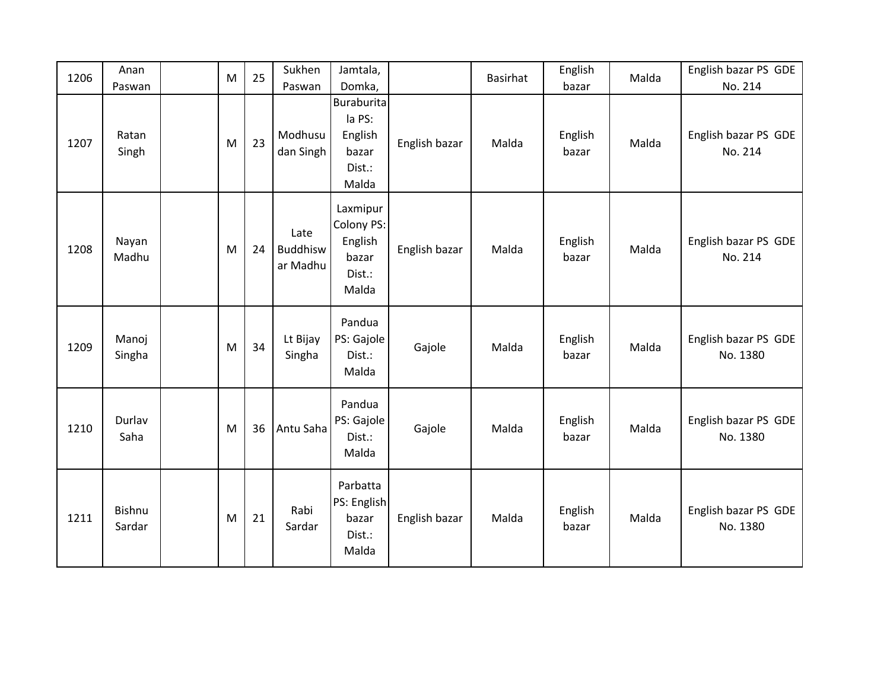| | | | | | | | | | | | |
|---|---|---|---|---|---|---|---|---|---|---|---|
| 1206 | Anan Paswan | | M | 25 | Sukhen Paswan | Jamtala, Domka, | | Basirhat | English bazar | Malda | English bazar PS GDE No. 214 |
| 1207 | Ratan Singh | | M | 23 | Modhusudan Singh | Buraburitala PS: English bazar Dist.: Malda | English bazar | Malda | English bazar | Malda | English bazar PS GDE No. 214 |
| 1208 | Nayan Madhu | | M | 24 | Late Buddhiswar Madhu | Laxmipur Colony PS: English bazar Dist.: Malda | English bazar | Malda | English bazar | Malda | English bazar PS GDE No. 214 |
| 1209 | Manoj Singha | | M | 34 | Lt Bijay Singha | Pandua PS: Gajole Dist.: Malda | Gajole | Malda | English bazar | Malda | English bazar PS GDE No. 1380 |
| 1210 | Durlav Saha | | M | 36 | Antu Saha | Pandua PS: Gajole Dist.: Malda | Gajole | Malda | English bazar | Malda | English bazar PS GDE No. 1380 |
| 1211 | Bishnu Sardar | | M | 21 | Rabi Sardar | Parbatta PS: English bazar Dist.: Malda | English bazar | Malda | English bazar | Malda | English bazar PS GDE No. 1380 |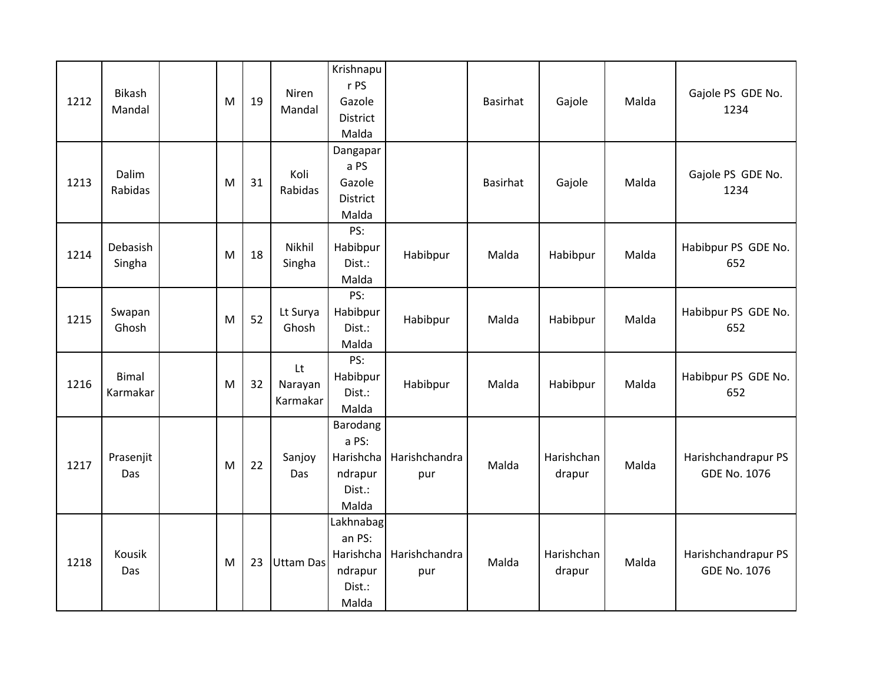| 1212 | Bikash Mandal | | M | 19 | Niren Mandal | Krishnapur PS Gazole District Malda | | Basirhat | Gajole | Malda | Gajole PS GDE No. 1234 |
|---|---|---|---|---|---|---|---|---|---|---|---|
| 1213 | Dalim Rabidas | | M | 31 | Koli Rabidas | Dangapara PS Gazole District Malda | | Basirhat | Gajole | Malda | Gajole PS GDE No. 1234 |
| 1214 | Debasish Singha | | M | 18 | Nikhil Singha | PS: Habibpur Dist.: Malda | Habibpur | Malda | Habibpur | Malda | Habibpur PS GDE No. 652 |
| 1215 | Swapan Ghosh | | M | 52 | Lt Surya Ghosh | PS: Habibpur Dist.: Malda | Habibpur | Malda | Habibpur | Malda | Habibpur PS GDE No. 652 |
| 1216 | Bimal Karmakar | | M | 32 | Lt Narayan Karmakar | PS: Habibpur Dist.: Malda | Habibpur | Malda | Habibpur | Malda | Habibpur PS GDE No. 652 |
| 1217 | Prasenjit Das | | M | 22 | Sanjoy Das | Barodanga PS: Harishchandrapur Dist.: Malda | Harishchandrapur | Malda | Harishchandrapur | Malda | Harishchandrapur PS GDE No. 1076 |
| 1218 | Kousik Das | | M | 23 | Uttam Das | Lakhnabagan PS: Harishchandrapur Dist.: Malda | Harishchandrapur | Malda | Harishchandrapur | Malda | Harishchandrapur PS GDE No. 1076 |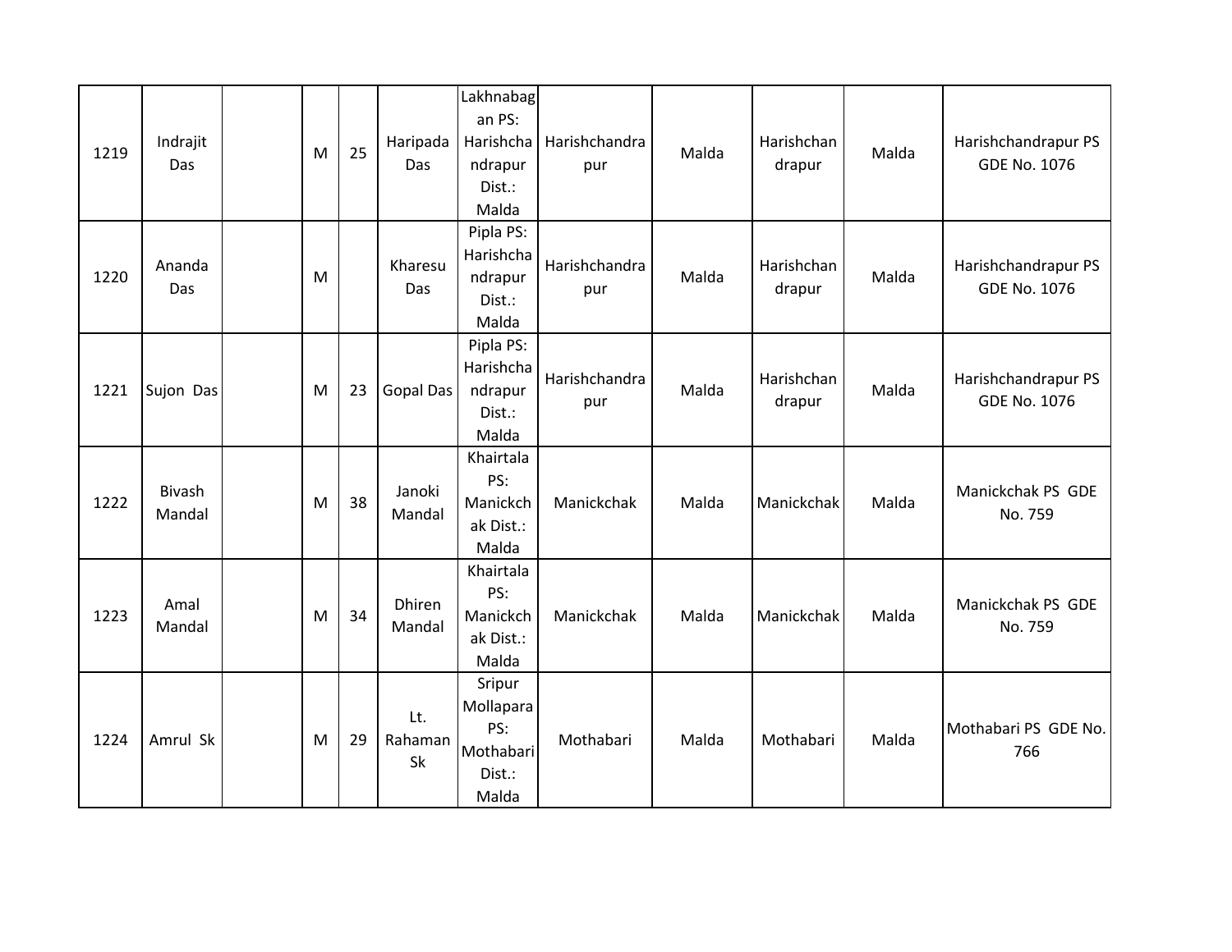| | | | | | | | | | | | |
|---|---|---|---|---|---|---|---|---|---|---|---|
| 1219 | Indrajit Das | | M | 25 | Haripada Das | Lakhnabagan PS: Harishchandrapur Dist.: Malda | Harishchandrapur | Malda | Harishchandrapur | Malda | Harishchandrapur PS GDE No. 1076 |
| 1220 | Ananda Das | | M | | Kharesu Das | Pipla PS: Harishchandrapur Dist.: Malda | Harishchandrapur | Malda | Harishchandrapur | Malda | Harishchandrapur PS GDE No. 1076 |
| 1221 | Sujon Das | | M | 23 | Gopal Das | Pipla PS: Harishchandrapur Dist.: Malda | Harishchandrapur | Malda | Harishchandrapur | Malda | Harishchandrapur PS GDE No. 1076 |
| 1222 | Bivash Mandal | | M | 38 | Janoki Mandal | Khairtala PS: Manickchak Dist.: Malda | Manickchak | Malda | Manickchak | Malda | Manickchak PS GDE No. 759 |
| 1223 | Amal Mandal | | M | 34 | Dhiren Mandal | Khairtala PS: Manickchak Dist.: Malda | Manickchak | Malda | Manickchak | Malda | Manickchak PS GDE No. 759 |
| 1224 | Amrul Sk | | M | 29 | Lt. Rahaman Sk | Sripur Mollapara PS: Mothabari Dist.: Malda | Mothabari | Malda | Mothabari | Malda | Mothabari PS GDE No. 766 |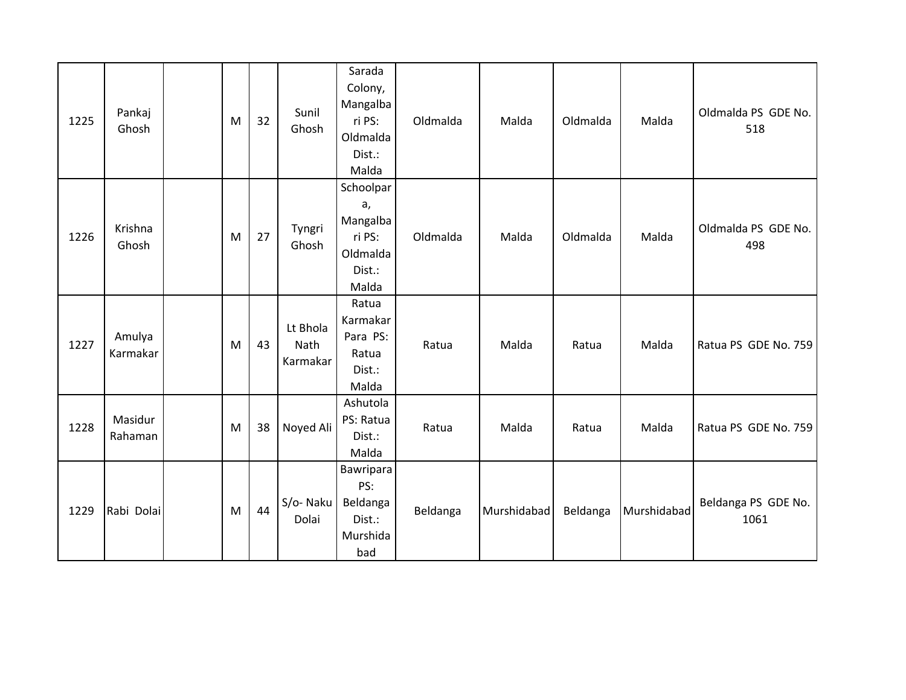| | | | | | | | | | | | |
|---|---|---|---|---|---|---|---|---|---|---|---|
| 1225 | Pankaj Ghosh | | M | 32 | Sunil Ghosh | Sarada Colony, Mangalbari PS: Oldmalda Dist.: Malda | Oldmalda | Malda | Oldmalda | Malda | Oldmalda PS GDE No. 518 |
| 1226 | Krishna Ghosh | | M | 27 | Tyngri Ghosh | Schoolpara, Mangalbari PS: Oldmalda Dist.: Malda | Oldmalda | Malda | Oldmalda | Malda | Oldmalda PS GDE No. 498 |
| 1227 | Amulya Karmakar | | M | 43 | Lt Bhola Nath Karmakar | Ratua Karmakar Para PS: Ratua Dist.: Malda | Ratua | Malda | Ratua | Malda | Ratua PS GDE No. 759 |
| 1228 | Masidur Rahaman | | M | 38 | Noyed Ali | Ashutola PS: Ratua Dist.: Malda | Ratua | Malda | Ratua | Malda | Ratua PS GDE No. 759 |
| 1229 | Rabi Dolai | | M | 44 | S/o- Naku Dolai | Bawripara PS: Beldanga Dist.: Murshidabad | Beldanga | Murshidabad | Beldanga | Murshidabad | Beldanga PS GDE No. 1061 |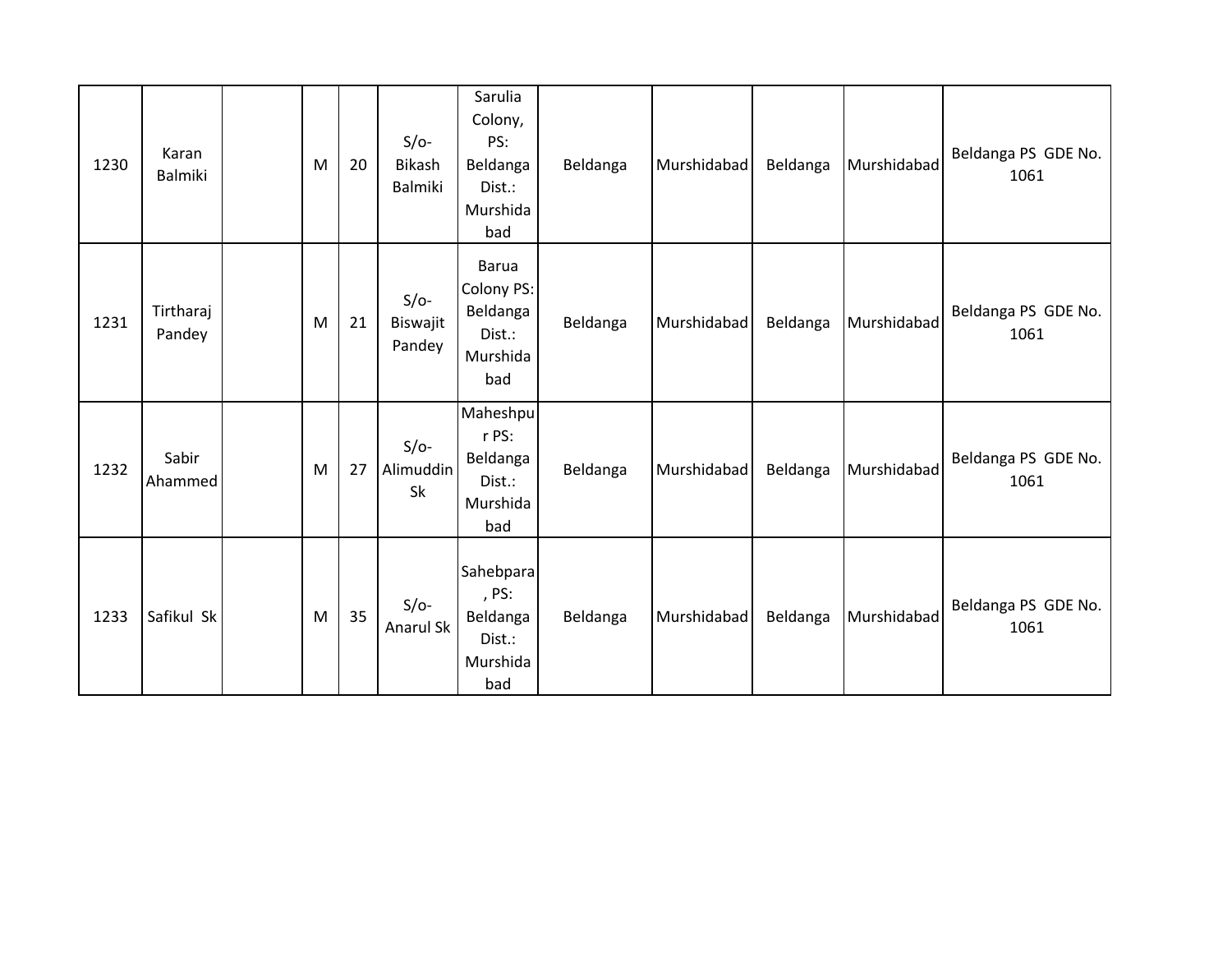| | | | | | | | | | | | |
|---|---|---|---|---|---|---|---|---|---|---|---|
| 1230 | Karan Balmiki | | M | 20 | S/o- Bikash Balmiki | Sarulia Colony, PS: Beldanga Dist.: Murshidabad | Beldanga | Murshidabad | Beldanga | Murshidabad | Beldanga PS GDE No. 1061 |
| 1231 | Tirtharaj Pandey | | M | 21 | S/o- Biswajit Pandey | Barua Colony PS: Beldanga Dist.: Murshidabad | Beldanga | Murshidabad | Beldanga | Murshidabad | Beldanga PS GDE No. 1061 |
| 1232 | Sabir Ahammed | | M | 27 | S/o- Alimuddin Sk | Maheshpur PS: Beldanga Dist.: Murshidabad | Beldanga | Murshidabad | Beldanga | Murshidabad | Beldanga PS GDE No. 1061 |
| 1233 | Safikul Sk | | M | 35 | S/o- Anarul Sk | Sahebpara, PS: Beldanga Dist.: Murshidabad | Beldanga | Murshidabad | Beldanga | Murshidabad | Beldanga PS GDE No. 1061 |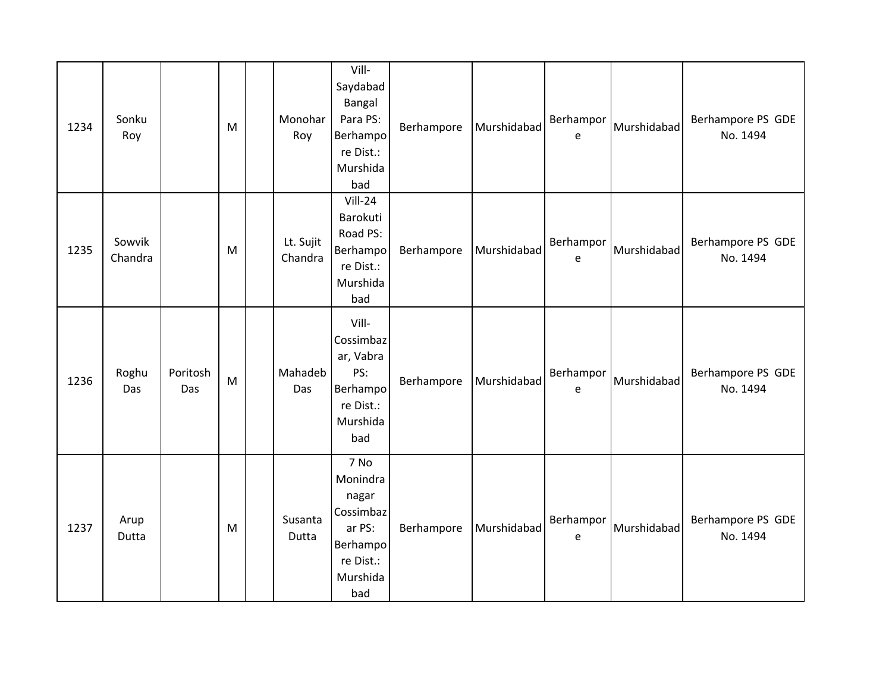| 1234 | Sonku Roy | | M | | Monohar Roy | Vill-Saydabad Bangal Para PS: Berhampore Dist.: Murshidabad | Berhampore | Murshidabad | Berhampore | Murshidabad | Berhampore PS GDE No. 1494 |
|---|---|---|---|---|---|---|---|---|---|---|---|
| 1235 | Sowvik Chandra | | M | | Lt. Sujit Chandra | Vill-24 Barokuti Road PS: Berhampore Dist.: Murshidabad | Berhampore | Murshidabad | Berhampore | Murshidabad | Berhampore PS GDE No. 1494 |
| 1236 | Roghu Das | Poritosh Das | M | | Mahadeb Das | Vill-Cossimbazar, Vabra PS: Berhampore Dist.: Murshidabad | Berhampore | Murshidabad | Berhampore | Murshidabad | Berhampore PS GDE No. 1494 |
| 1237 | Arup Dutta | | M | | Susanta Dutta | 7 No Monindra nagar Cossimbazar PS: Berhampore Dist.: Murshidabad | Berhampore | Murshidabad | Berhampore | Murshidabad | Berhampore PS GDE No. 1494 |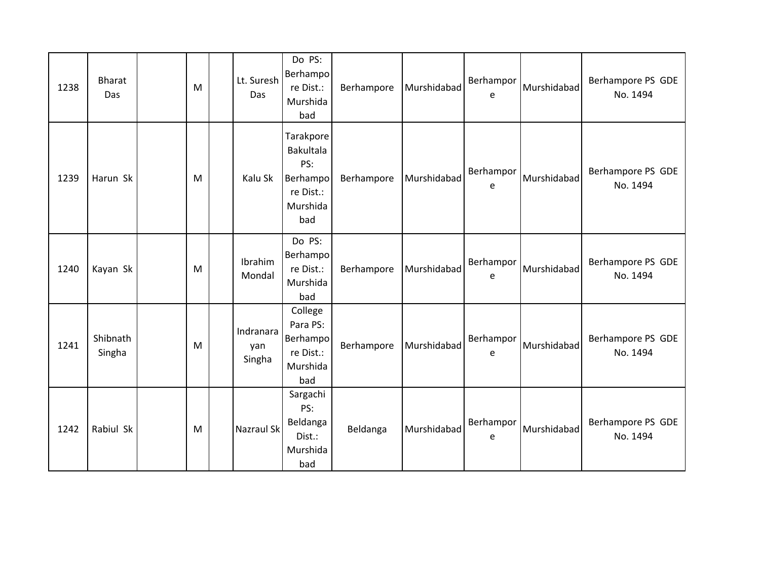| | | | | | | | | | | | |
|---|---|---|---|---|---|---|---|---|---|---|---|
| 1238 | Bharat Das | | M | | Lt. Suresh Das | Do PS: Berhampore Dist.: Murshidabad | Berhampore | Murshidabad | Berhampore | Murshidabad | Berhampore PS GDE No. 1494 |
| 1239 | Harun Sk | | M | | Kalu Sk | Tarakpore Bakultala PS: Berhampore Dist.: Murshidabad | Berhampore | Murshidabad | Berhampore | Murshidabad | Berhampore PS GDE No. 1494 |
| 1240 | Kayan Sk | | M | | Ibrahim Mondal | Do PS: Berhampore Dist.: Murshidabad | Berhampore | Murshidabad | Berhampore | Murshidabad | Berhampore PS GDE No. 1494 |
| 1241 | Shibnath Singha | | M | | Indranarayan Singha | College Para PS: Berhampore Dist.: Murshidabad | Berhampore | Murshidabad | Berhampore | Murshidabad | Berhampore PS GDE No. 1494 |
| 1242 | Rabiul Sk | | M | | Nazraul Sk | Sargachi PS: Beldanga Dist.: Murshidabad | Beldanga | Murshidabad | Berhampore | Murshidabad | Berhampore PS GDE No. 1494 |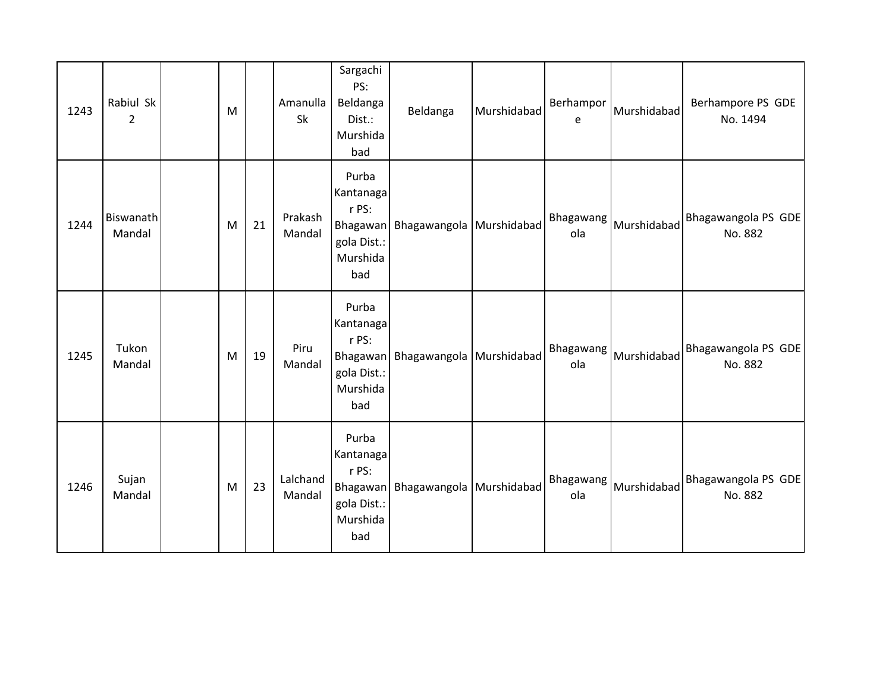| | | | | | | | | | | | |
|---|---|---|---|---|---|---|---|---|---|---|---|
| 1243 | Rabiul Sk 2 | | M | | Amanulla Sk | Sargachi PS: Beldanga Dist.: Murshidabad | Beldanga | Murshidabad | Berhampore | Murshidabad | Berhampore PS GDE No. 1494 |
| 1244 | Biswanath Mandal | | M | 21 | Prakash Mandal | Purba Kantanagar PS: Bhagawangola Dist.: Murshidabad | Bhagawangola | Murshidabad | Bhagawangola | Murshidabad | Bhagawangola PS GDE No. 882 |
| 1245 | Tukon Mandal | | M | 19 | Piru Mandal | Purba Kantanagar PS: Bhagawangola Dist.: Murshidabad | Bhagawangola | Murshidabad | Bhagawangola | Murshidabad | Bhagawangola PS GDE No. 882 |
| 1246 | Sujan Mandal | | M | 23 | Lalchand Mandal | Purba Kantanagar PS: Bhagawangola Dist.: Murshidabad | Bhagawangola | Murshidabad | Bhagawangola | Murshidabad | Bhagawangola PS GDE No. 882 |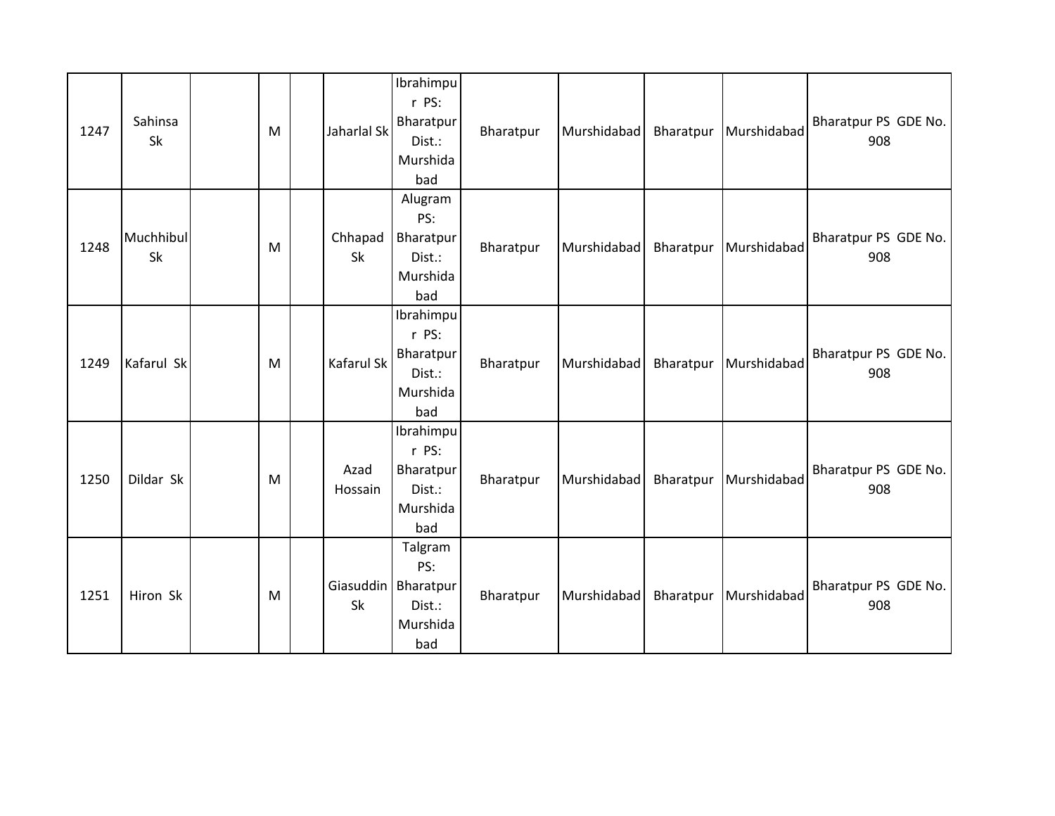| | | | | | | | | | | | |
|---|---|---|---|---|---|---|---|---|---|---|---|
| 1247 | Sahinsa Sk | | M | | Jaharlal Sk | Ibrahimpur PS: Bharatpur Dist.: Murshidabad | Bharatpur | Murshidabad | Bharatpur | Murshidabad | Bharatpur PS GDE No. 908 |
| 1248 | Muchhibul Sk | | M | | Chhapad Sk | Alugram PS: Bharatpur Dist.: Murshidabad | Bharatpur | Murshidabad | Bharatpur | Murshidabad | Bharatpur PS GDE No. 908 |
| 1249 | Kafarul Sk | | M | | Kafarul Sk | Ibrahimpur PS: Bharatpur Dist.: Murshidabad | Bharatpur | Murshidabad | Bharatpur | Murshidabad | Bharatpur PS GDE No. 908 |
| 1250 | Dildar Sk | | M | | Azad Hossain | Ibrahimpur PS: Bharatpur Dist.: Murshidabad | Bharatpur | Murshidabad | Bharatpur | Murshidabad | Bharatpur PS GDE No. 908 |
| 1251 | Hiron Sk | | M | | Giasuddin Sk | Talgram PS: Bharatpur Dist.: Murshidabad | Bharatpur | Murshidabad | Bharatpur | Murshidabad | Bharatpur PS GDE No. 908 |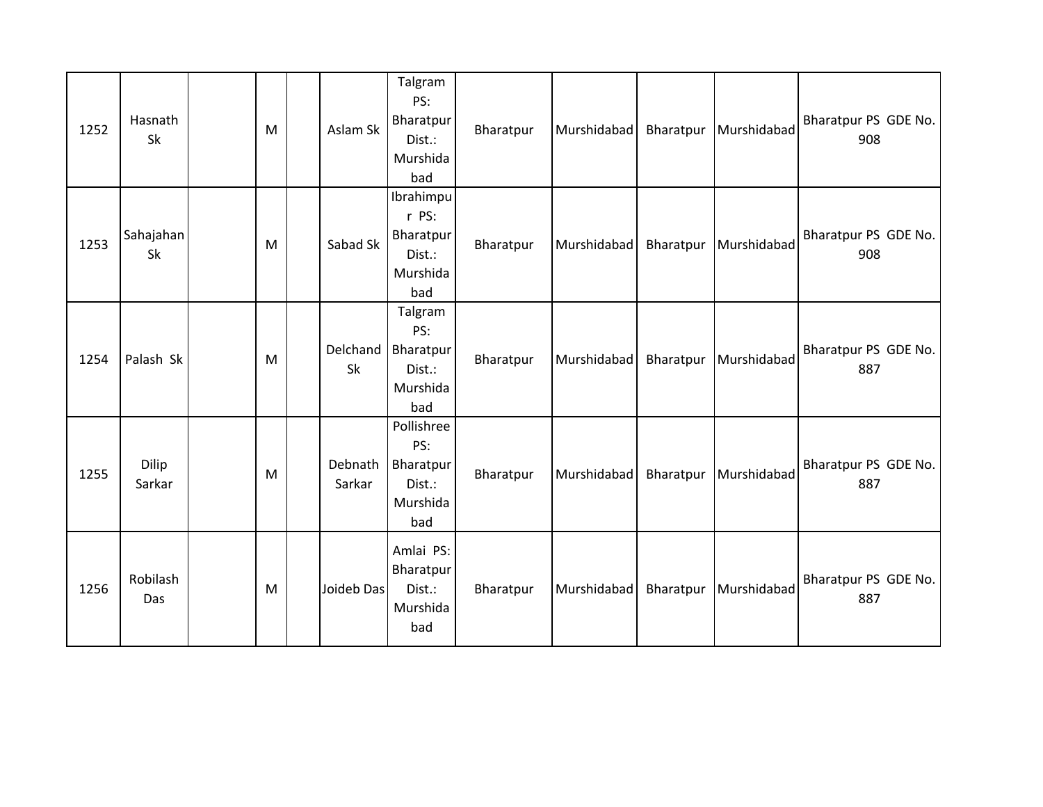| | | | | | | | | | | | |
|---|---|---|---|---|---|---|---|---|---|---|---|
| 1252 | Hasnath Sk | | M | | Aslam Sk | Talgram PS: Bharatpur Dist.: Murshidabad | Bharatpur | Murshidabad | Bharatpur | Murshidabad | Bharatpur PS GDE No. 908 |
| 1253 | Sahajahan Sk | | M | | Sabad Sk | Ibrahimpur PS: Bharatpur Dist.: Murshidabad | Bharatpur | Murshidabad | Bharatpur | Murshidabad | Bharatpur PS GDE No. 908 |
| 1254 | Palash Sk | | M | | Delchand Sk | Talgram PS: Bharatpur Dist.: Murshidabad | Bharatpur | Murshidabad | Bharatpur | Murshidabad | Bharatpur PS GDE No. 887 |
| 1255 | Dilip Sarkar | | M | | Debnath Sarkar | Pollishree PS: Bharatpur Dist.: Murshidabad | Bharatpur | Murshidabad | Bharatpur | Murshidabad | Bharatpur PS GDE No. 887 |
| 1256 | Robilash Das | | M | | Joideb Das | Amlai PS: Bharatpur Dist.: Murshidabad | Bharatpur | Murshidabad | Bharatpur | Murshidabad | Bharatpur PS GDE No. 887 |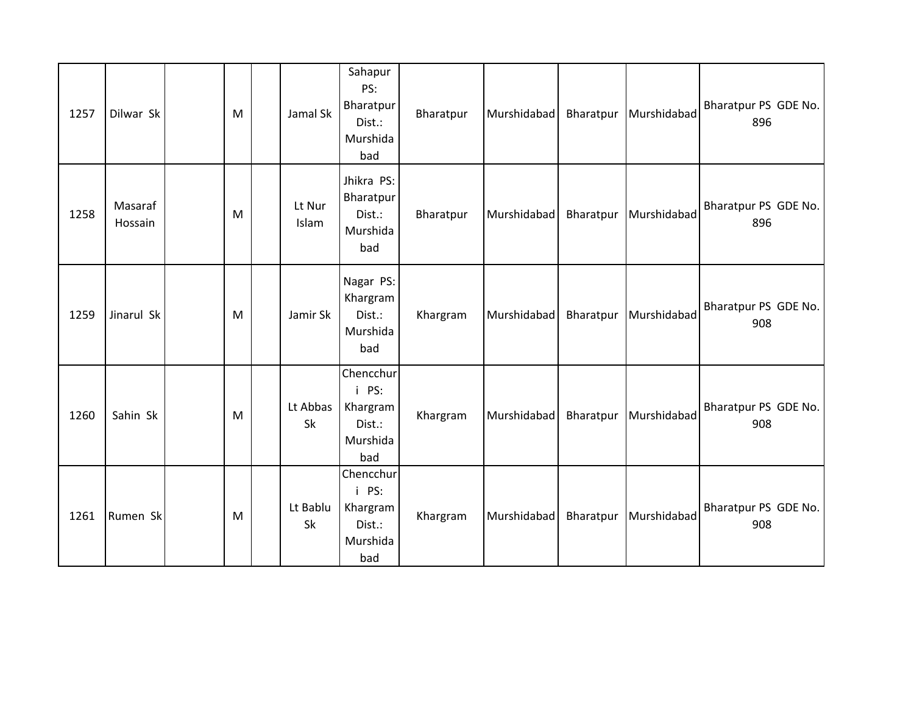| 1257 | Dilwar Sk | | M | | Jamal Sk | Sahapur PS: Bharatpur Dist.: Murshidabad | Bharatpur | Murshidabad | Bharatpur | Murshidabad | Bharatpur PS GDE No. 896 |
|---|---|---|---|---|---|---|---|---|---|---|---|
| 1258 | Masaraf Hossain | | M | | Lt Nur Islam | Jhikra PS: Bharatpur Dist.: Murshidabad | Bharatpur | Murshidabad | Bharatpur | Murshidabad | Bharatpur PS GDE No. 896 |
| 1259 | Jinarul Sk | | M | | Jamir Sk | Nagar PS: Khargram Dist.: Murshidabad | Khargram | Murshidabad | Bharatpur | Murshidabad | Bharatpur PS GDE No. 908 |
| 1260 | Sahin Sk | | M | | Lt Abbas Sk | Chencchuri PS: Khargram Dist.: Murshidabad | Khargram | Murshidabad | Bharatpur | Murshidabad | Bharatpur PS GDE No. 908 |
| 1261 | Rumen Sk | | M | | Lt Bablu Sk | Chencchuri PS: Khargram Dist.: Murshidabad | Khargram | Murshidabad | Bharatpur | Murshidabad | Bharatpur PS GDE No. 908 |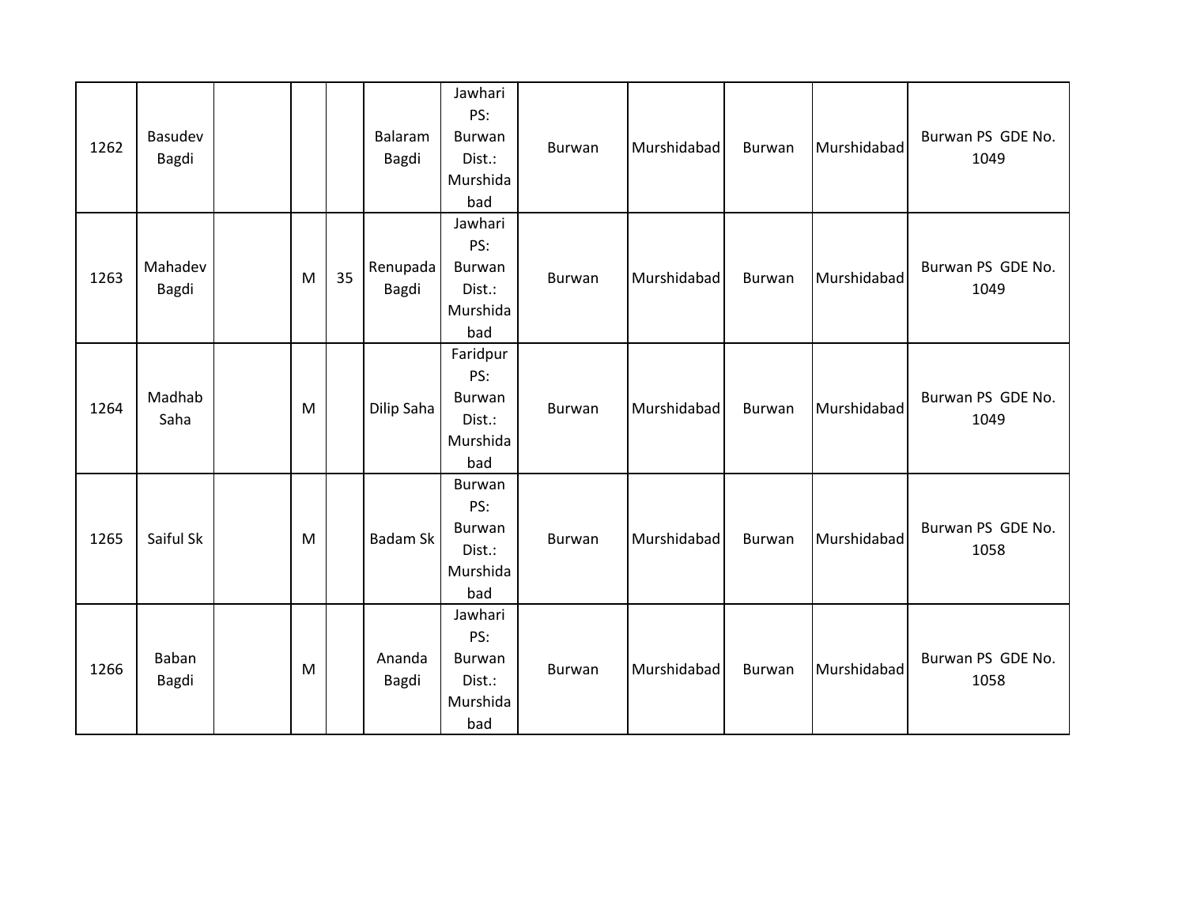| | | | | | | | | | | | |
|---|---|---|---|---|---|---|---|---|---|---|---|
| 1262 | Basudev Bagdi | | | | Balaram Bagdi | Jawhari PS: Burwan Dist.: Murshidabad | Burwan | Murshidabad | Burwan | Murshidabad | Burwan PS GDE No. 1049 |
| 1263 | Mahadev Bagdi | | M | 35 | Renupada Bagdi | Jawhari PS: Burwan Dist.: Murshidabad | Burwan | Murshidabad | Burwan | Murshidabad | Burwan PS GDE No. 1049 |
| 1264 | Madhab Saha | | M | | Dilip Saha | Faridpur PS: Burwan Dist.: Murshidabad | Burwan | Murshidabad | Burwan | Murshidabad | Burwan PS GDE No. 1049 |
| 1265 | Saiful Sk | | M | | Badam Sk | Burwan PS: Burwan Dist.: Murshidabad | Burwan | Murshidabad | Burwan | Murshidabad | Burwan PS GDE No. 1058 |
| 1266 | Baban Bagdi | | M | | Ananda Bagdi | Jawhari PS: Burwan Dist.: Murshidabad | Burwan | Murshidabad | Burwan | Murshidabad | Burwan PS GDE No. 1058 |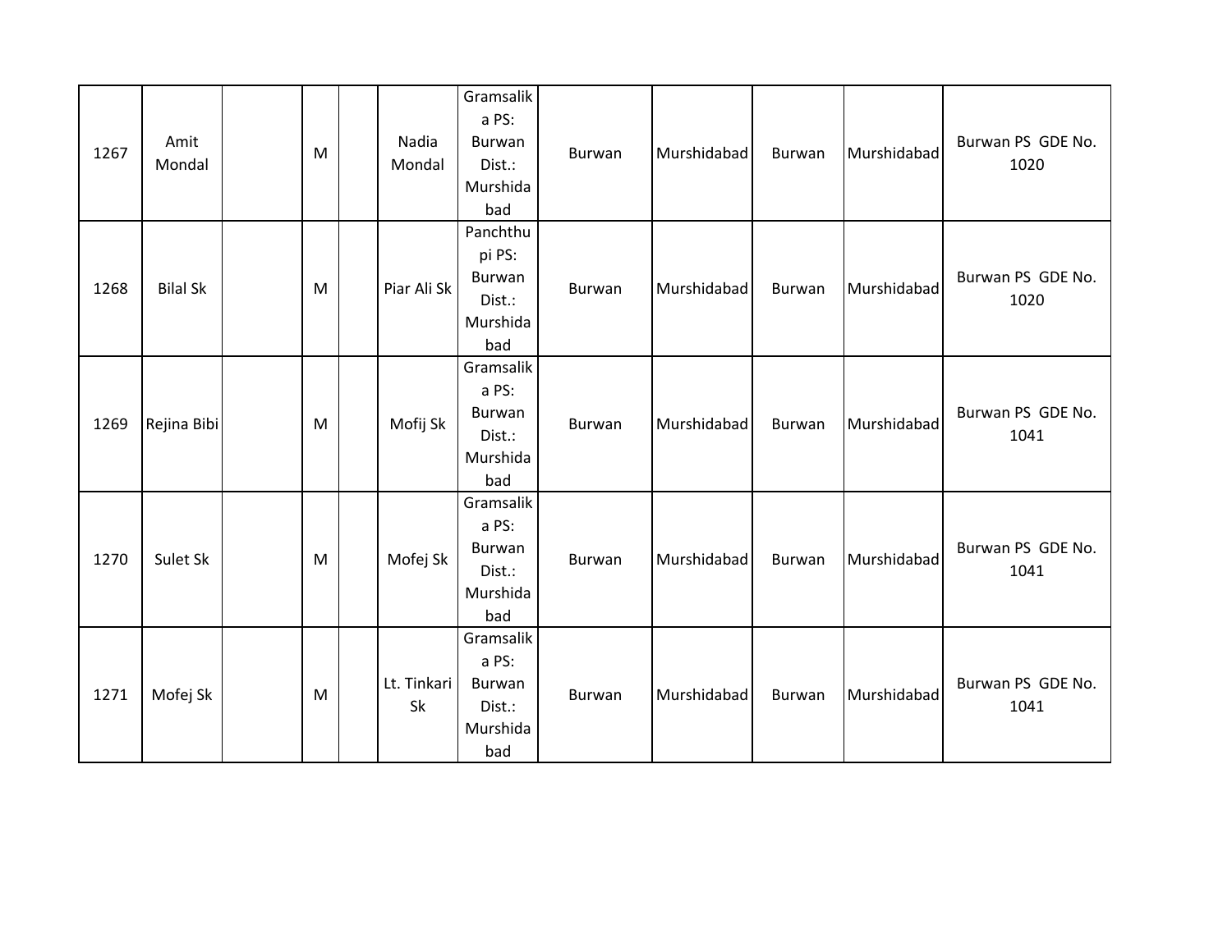| | | | | | | | | | | | |
|---|---|---|---|---|---|---|---|---|---|---|---|
| 1267 | Amit Mondal | | M | | Nadia Mondal | Gramsalika PS: Burwan Dist.: Murshidabad | Burwan | Murshidabad | Burwan | Murshidabad | Burwan PS GDE No. 1020 |
| 1268 | Bilal Sk | | M | | Piar Ali Sk | Panchthupi PS: Burwan Dist.: Murshidabad | Burwan | Murshidabad | Burwan | Murshidabad | Burwan PS GDE No. 1020 |
| 1269 | Rejina Bibi | | M | | Mofij Sk | Gramsalika PS: Burwan Dist.: Murshidabad | Burwan | Murshidabad | Burwan | Murshidabad | Burwan PS GDE No. 1041 |
| 1270 | Sulet Sk | | M | | Mofej Sk | Gramsalika PS: Burwan Dist.: Murshidabad | Burwan | Murshidabad | Burwan | Murshidabad | Burwan PS GDE No. 1041 |
| 1271 | Mofej Sk | | M | | Lt. Tinkari Sk | Gramsalika PS: Burwan Dist.: Murshidabad | Burwan | Murshidabad | Burwan | Murshidabad | Burwan PS GDE No. 1041 |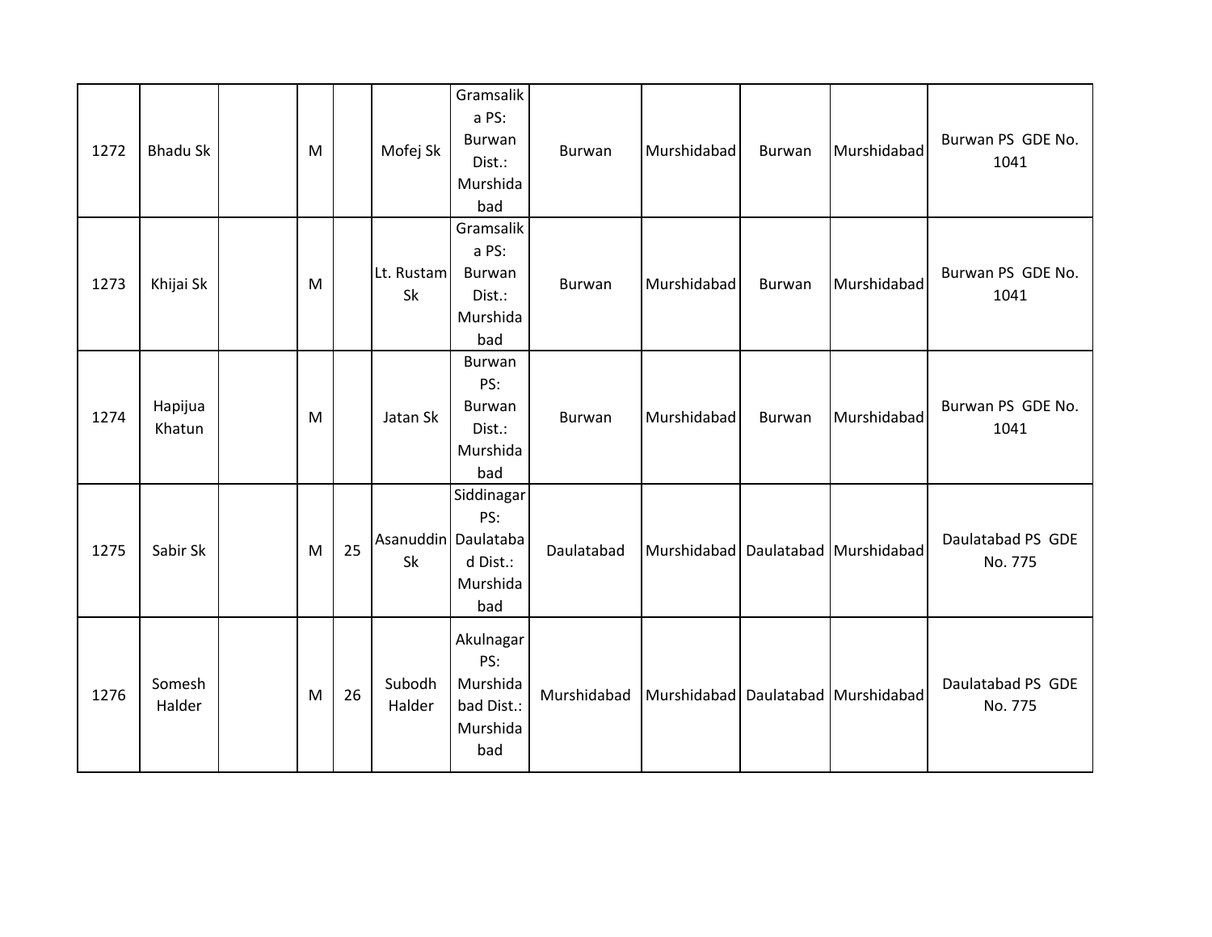| | | | | | | | | | | | |
|---|---|---|---|---|---|---|---|---|---|---|---|
| 1272 | Bhadu Sk | | M | | Mofej Sk | Gramsalika PS: Burwan Dist.: Murshidabad | Burwan | Murshidabad | Burwan | Murshidabad | Burwan PS GDE No. 1041 |
| 1273 | Khijai Sk | | M | | Lt. Rustam Sk | Gramsalika PS: Burwan Dist.: Murshidabad | Burwan | Murshidabad | Burwan | Murshidabad | Burwan PS GDE No. 1041 |
| 1274 | Hapijua Khatun | | M | | Jatan Sk | Burwan PS: Burwan Dist.: Murshidabad | Burwan | Murshidabad | Burwan | Murshidabad | Burwan PS GDE No. 1041 |
| 1275 | Sabir Sk | | M | 25 | Asanuddin Sk | Siddinagar PS: Daulatabad Dist.: Murshidabad | Daulatabad | Murshidabad | Daulatabad | Murshidabad | Daulatabad PS GDE No. 775 |
| 1276 | Somesh Halder | | M | 26 | Subodh Halder | Akulnagar PS: Murshidabad Dist.: Murshidabad | Murshidabad | Murshidabad | Daulatabad | Murshidabad | Daulatabad PS GDE No. 775 |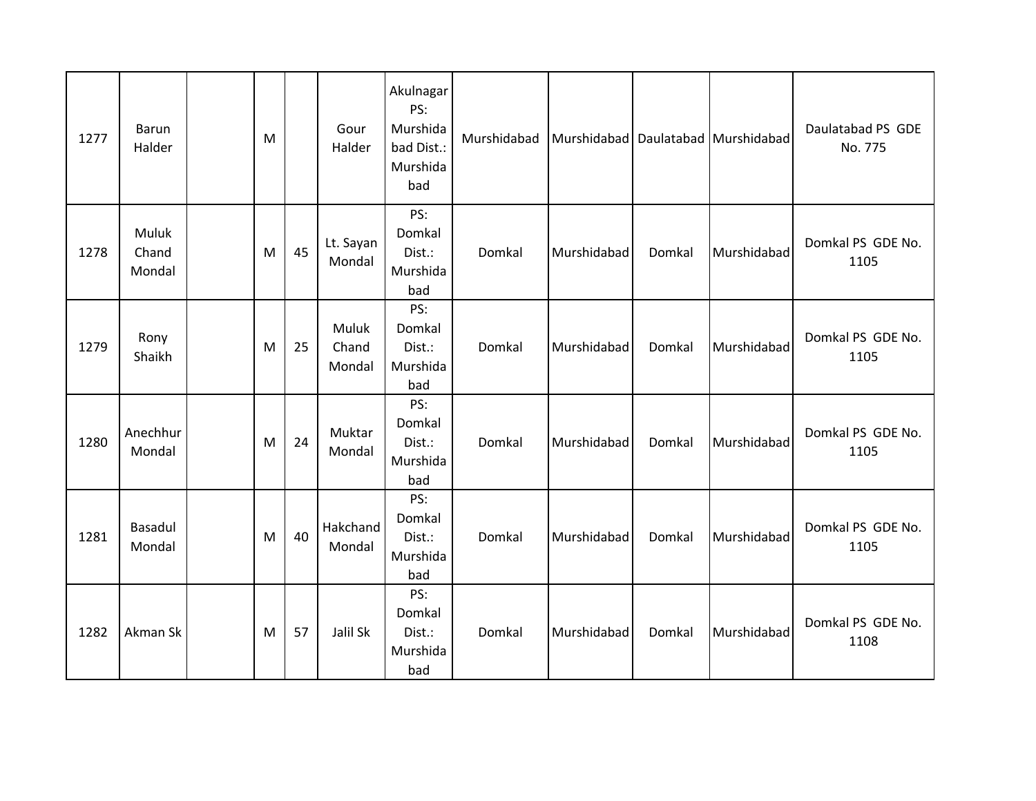| | | | | | | | | | | | |
|---|---|---|---|---|---|---|---|---|---|---|---|
| 1277 | Barun Halder | | M | | Gour Halder | Akulnagar PS: Murshidabad Dist.: Murshidabad | Murshidabad | Murshidabad | Daulatabad | Murshidabad | Daulatabad PS GDE No. 775 |
| 1278 | Muluk Chand Mondal | | M | 45 | Lt. Sayan Mondal | PS: Domkal Dist.: Murshidabad | Domkal | Murshidabad | Domkal | Murshidabad | Domkal PS GDE No. 1105 |
| 1279 | Rony Shaikh | | M | 25 | Muluk Chand Mondal | PS: Domkal Dist.: Murshidabad | Domkal | Murshidabad | Domkal | Murshidabad | Domkal PS GDE No. 1105 |
| 1280 | Anechhur Mondal | | M | 24 | Muktar Mondal | PS: Domkal Dist.: Murshidabad | Domkal | Murshidabad | Domkal | Murshidabad | Domkal PS GDE No. 1105 |
| 1281 | Basadul Mondal | | M | 40 | Hakchand Mondal | PS: Domkal Dist.: Murshidabad | Domkal | Murshidabad | Domkal | Murshidabad | Domkal PS GDE No. 1105 |
| 1282 | Akman Sk | | M | 57 | Jalil Sk | PS: Domkal Dist.: Murshidabad | Domkal | Murshidabad | Domkal | Murshidabad | Domkal PS GDE No. 1108 |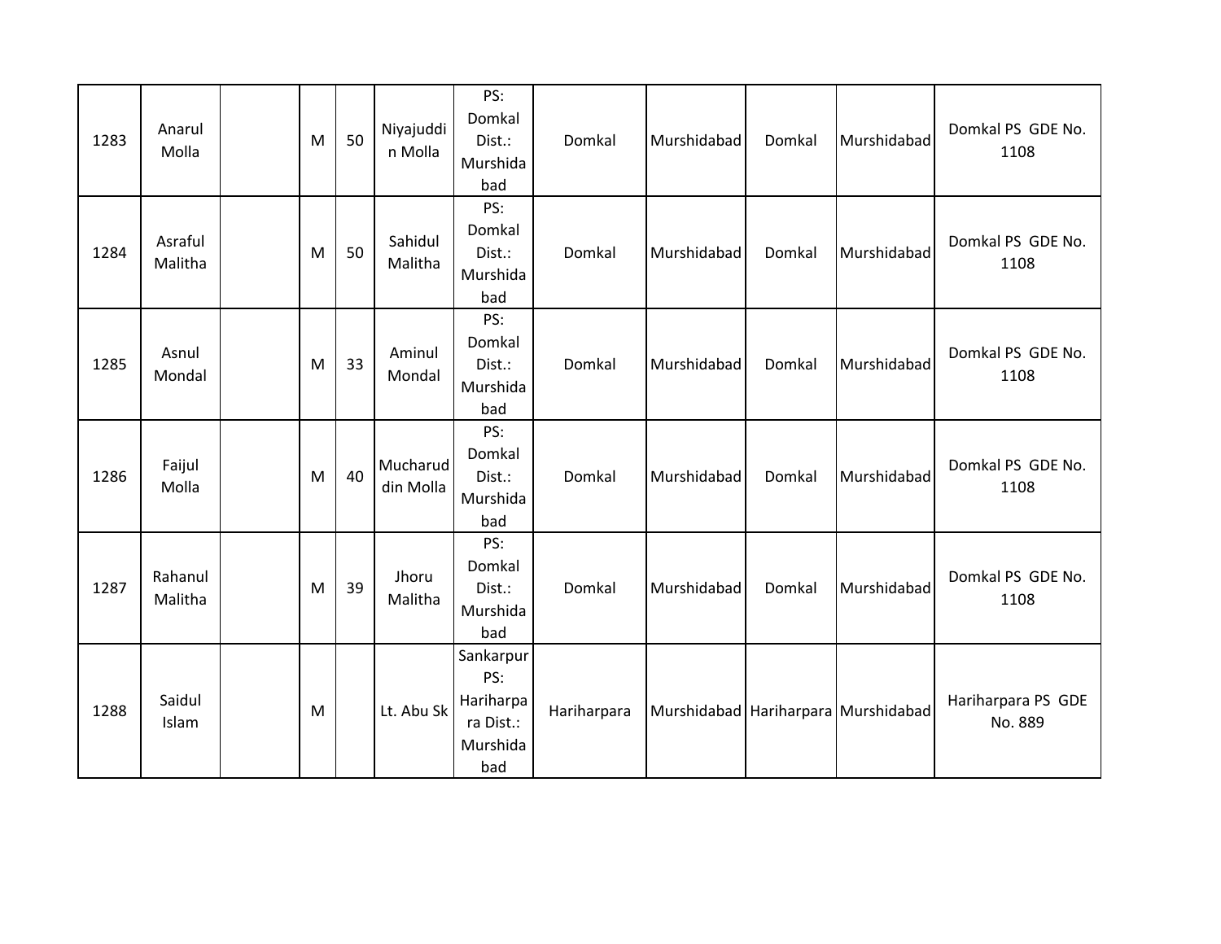| 1283 | Anarul Molla | | M | 50 | Niyajuddin Molla | PS: Domkal Dist.: Murshidabad | Domkal | Murshidabad | Domkal | Murshidabad | Domkal PS GDE No. 1108 |
|---|---|---|---|---|---|---|---|---|---|---|---|
| 1284 | Asraful Malitha | | M | 50 | Sahidul Malitha | PS: Domkal Dist.: Murshidabad | Domkal | Murshidabad | Domkal | Murshidabad | Domkal PS GDE No. 1108 |
| 1285 | Asnul Mondal | | M | 33 | Aminul Mondal | PS: Domkal Dist.: Murshidabad | Domkal | Murshidabad | Domkal | Murshidabad | Domkal PS GDE No. 1108 |
| 1286 | Faijul Molla | | M | 40 | Mucharuddin Molla | PS: Domkal Dist.: Murshidabad | Domkal | Murshidabad | Domkal | Murshidabad | Domkal PS GDE No. 1108 |
| 1287 | Rahanul Malitha | | M | 39 | Jhoru Malitha | PS: Domkal Dist.: Murshidabad | Domkal | Murshidabad | Domkal | Murshidabad | Domkal PS GDE No. 1108 |
| 1288 | Saidul Islam | | M | | Lt. Abu Sk | Sankarpur PS: Hariharpara Dist.: Murshidabad | Hariharpara | Murshidabad | Hariharpara | Murshidabad | Hariharpara PS GDE No. 889 |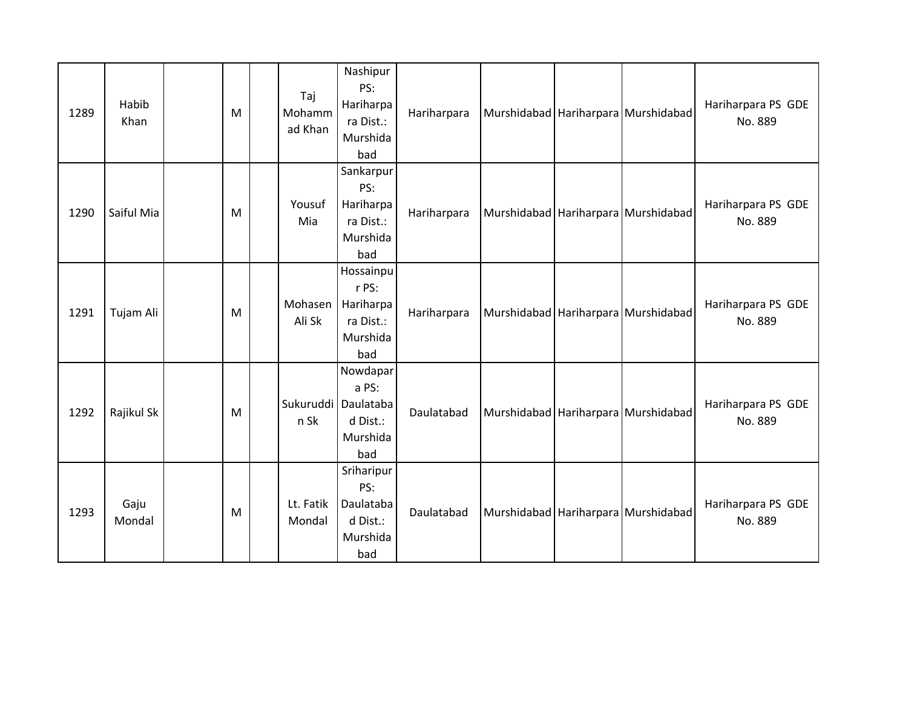| | | | | | | | | | | | |
|---|---|---|---|---|---|---|---|---|---|---|---|
| 1289 | Habib Khan | | M | | Taj Mohammad Khan | Nashipur PS: Hariharpara Dist.: Murshidabad | Hariharpara | Murshidabad | Hariharpara | Murshidabad | Hariharpara PS GDE No. 889 |
| 1290 | Saiful Mia | | M | | Yousuf Mia | Sankarpur PS: Hariharpara Dist.: Murshidabad | Hariharpara | Murshidabad | Hariharpara | Murshidabad | Hariharpara PS GDE No. 889 |
| 1291 | Tujam Ali | | M | | Mohasen Ali Sk | Hossainpur PS: Hariharpara Dist.: Murshidabad | Hariharpara | Murshidabad | Hariharpara | Murshidabad | Hariharpara PS GDE No. 889 |
| 1292 | Rajikul Sk | | M | | Sukuruddin Sk | Nowdapara PS: Daulatabad Dist.: Murshidabad | Daulatabad | Murshidabad | Hariharpara | Murshidabad | Hariharpara PS GDE No. 889 |
| 1293 | Gaju Mondal | | M | | Lt. Fatik Mondal | Sriharipur PS: Daulatabad Dist.: Murshidabad | Daulatabad | Murshidabad | Hariharpara | Murshidabad | Hariharpara PS GDE No. 889 |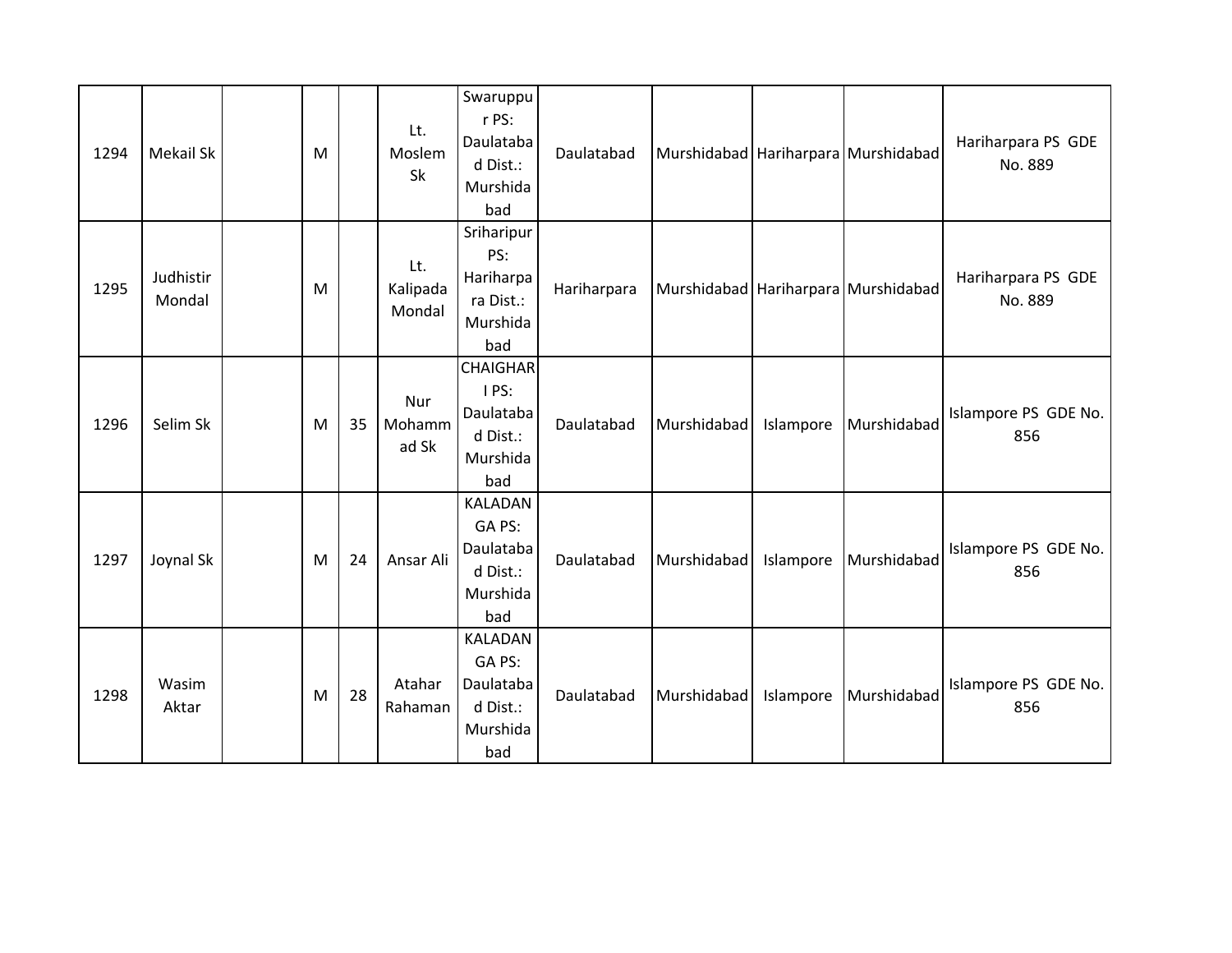| 1294 | Mekail Sk | | M | | Lt. Moslem Sk | Swaruppur PS: Daulatabad Dist.: Murshidabad | Daulatabad | Murshidabad | Hariharpara | Murshidabad | Hariharpara PS GDE No. 889 |
|---|---|---|---|---|---|---|---|---|---|---|---|
| 1295 | Judhistir Mondal | | M | | Lt. Kalipada Mondal | Sriharipur PS: Hariharpara Dist.: Murshidabad | Hariharpara | Murshidabad | Hariharpara | Murshidabad | Hariharpara PS GDE No. 889 |
| 1296 | Selim Sk | | M | 35 | Nur Mohammad Sk | CHAIGHARI PS: Daulatabad Dist.: Murshidabad | Daulatabad | Murshidabad | Islampore | Murshidabad | Islampore PS GDE No. 856 |
| 1297 | Joynal Sk | | M | 24 | Ansar Ali | KALADANGA PS: Daulatabad Dist.: Murshidabad | Daulatabad | Murshidabad | Islampore | Murshidabad | Islampore PS GDE No. 856 |
| 1298 | Wasim Aktar | | M | 28 | Atahar Rahaman | KALADANGA PS: Daulatabad Dist.: Murshidabad | Daulatabad | Murshidabad | Islampore | Murshidabad | Islampore PS GDE No. 856 |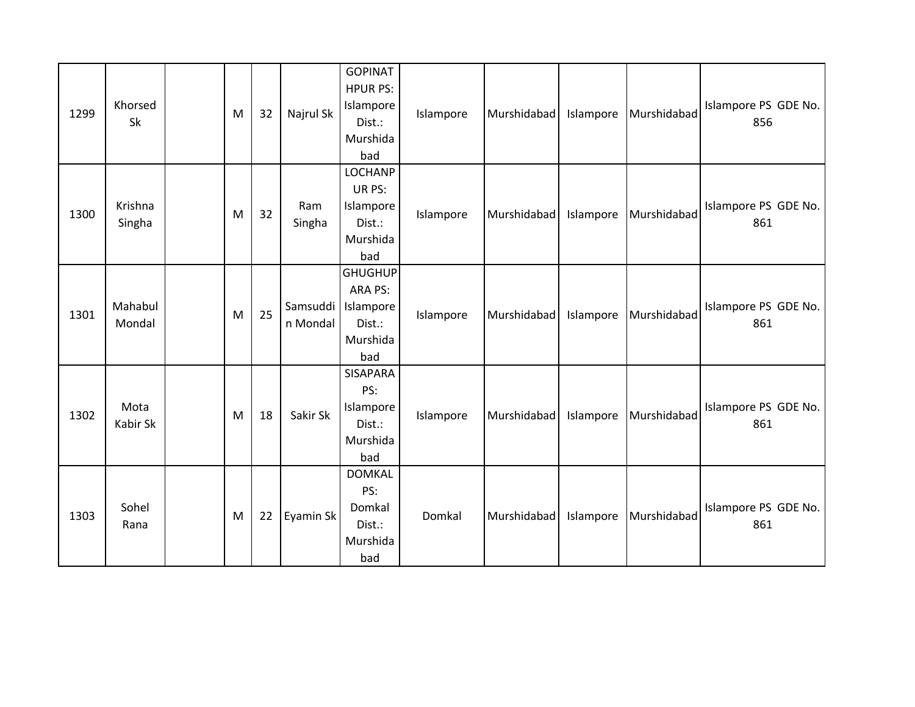| | | | | | | | | | | | |
|---|---|---|---|---|---|---|---|---|---|---|---|
| 1299 | Khorsed Sk | | M | 32 | Najrul Sk | GOPINATHPUR PS: Islampore Dist.: Murshidabad | Islampore | Murshidabad | Islampore | Murshidabad | Islampore PS GDE No. 856 |
| 1300 | Krishna Singha | | M | 32 | Ram Singha | LOCHANPUR PS: Islampore Dist.: Murshidabad | Islampore | Murshidabad | Islampore | Murshidabad | Islampore PS GDE No. 861 |
| 1301 | Mahabul Mondal | | M | 25 | Samsuddin Mondal | GHUGHUPARA PS: Islampore Dist.: Murshidabad | Islampore | Murshidabad | Islampore | Murshidabad | Islampore PS GDE No. 861 |
| 1302 | Mota Kabir Sk | | M | 18 | Sakir Sk | SISAPARA PS: Islampore Dist.: Murshidabad | Islampore | Murshidabad | Islampore | Murshidabad | Islampore PS GDE No. 861 |
| 1303 | Sohel Rana | | M | 22 | Eyamin Sk | DOMKAL PS: Domkal Dist.: Murshidabad | Domkal | Murshidabad | Islampore | Murshidabad | Islampore PS GDE No. 861 |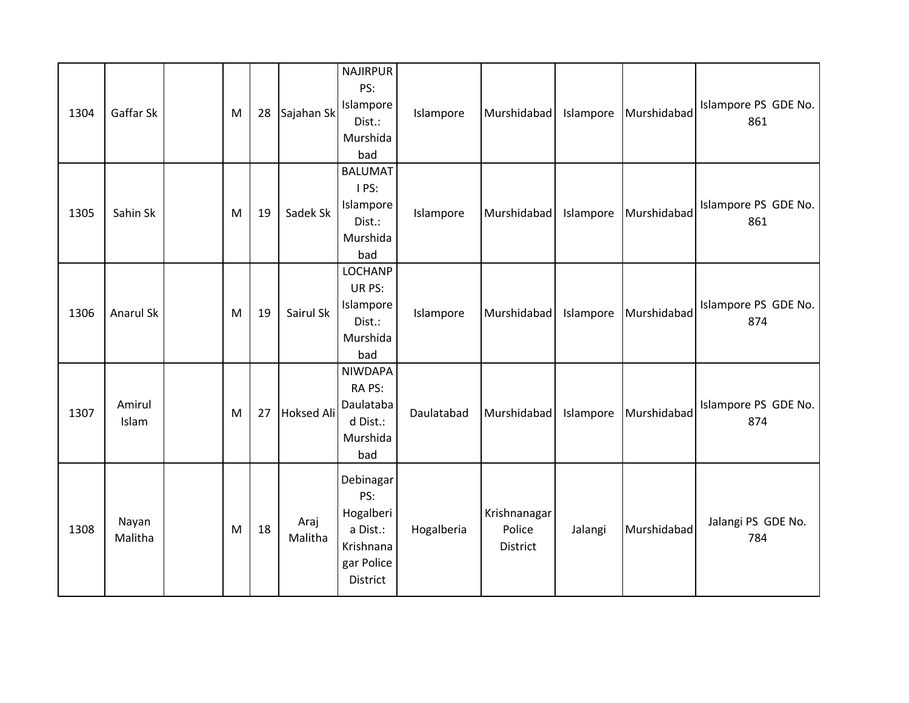| 1304 | Gaffar Sk | | M | 28 | Sajahan Sk | NAJIRPUR PS: Islampore Dist.: Murshidabad | Islampore | Murshidabad | Islampore | Murshidabad | Islampore PS GDE No. 861 |
|---|---|---|---|---|---|---|---|---|---|---|---|
| 1305 | Sahin Sk | | M | 19 | Sadek Sk | BALUMATI PS: Islampore Dist.: Murshidabad | Islampore | Murshidabad | Islampore | Murshidabad | Islampore PS GDE No. 861 |
| 1306 | Anarul Sk | | M | 19 | Sairul Sk | LOCHANPUR PS: Islampore Dist.: Murshidabad | Islampore | Murshidabad | Islampore | Murshidabad | Islampore PS GDE No. 874 |
| 1307 | Amirul Islam | | M | 27 | Hoksed Ali | NIWDAPARA PS: Daulatabad Dist.: Murshidabad | Daulatabad | Murshidabad | Islampore | Murshidabad | Islampore PS GDE No. 874 |
| 1308 | Nayan Malitha | | M | 18 | Araj Malitha | Debinagar PS: Hogalberia Dist.: Krishnanagar Police District | Hogalberia | Krishnanagar Police District | Jalangi | Murshidabad | Jalangi PS GDE No. 784 |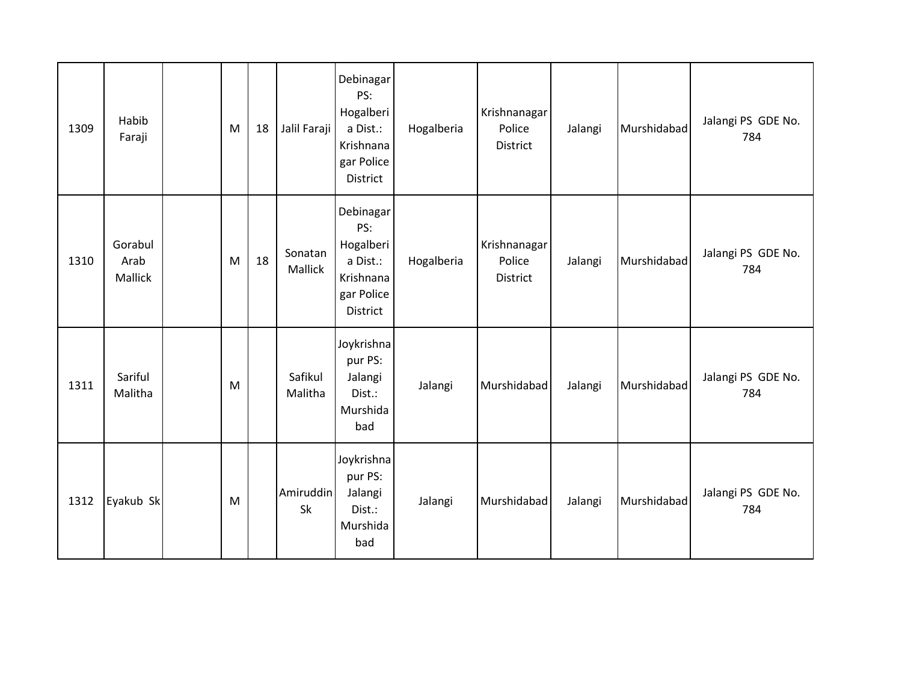| | | | | | | | | | | | |
|---|---|---|---|---|---|---|---|---|---|---|---|
| 1309 | Habib Faraji | | M | 18 | Jalil Faraji | Debinagar PS: Hogalberia Dist.: Krishnanagar Police District | Hogalberia | Krishnanagar Police District | Jalangi | Murshidabad | Jalangi PS GDE No. 784 |
| 1310 | Gorabul Arab Mallick | | M | 18 | Sonatan Mallick | Debinagar PS: Hogalberia Dist.: Krishnanagar Police District | Hogalberia | Krishnanagar Police District | Jalangi | Murshidabad | Jalangi PS GDE No. 784 |
| 1311 | Sariful Malitha | | M | | Safikul Malitha | Joykrishnapur PS: Jalangi Dist.: Murshidabad | Jalangi | Murshidabad | Jalangi | Murshidabad | Jalangi PS GDE No. 784 |
| 1312 | Eyakub Sk | | M | | Amiruddin Sk | Joykrishnapur PS: Jalangi Dist.: Murshidabad | Jalangi | Murshidabad | Jalangi | Murshidabad | Jalangi PS GDE No. 784 |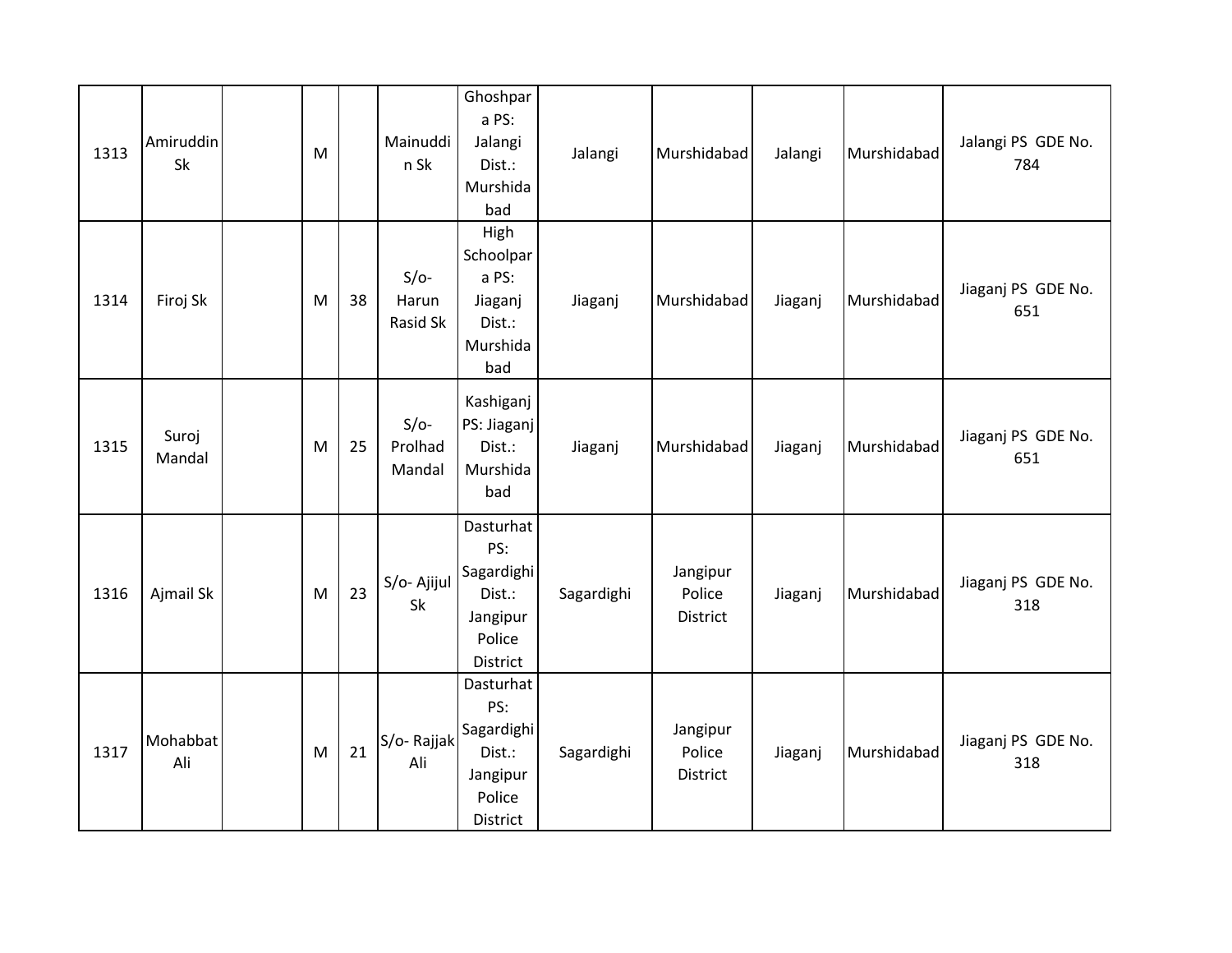| | | | | | | | | | | | |
|---|---|---|---|---|---|---|---|---|---|---|---|
| 1313 | Amiruddin Sk | | M | | Mainuddin Sk | Ghoshpara PS: Jalangi Dist.: Murshidabad | Jalangi | Murshidabad | Jalangi | Murshidabad | Jalangi PS GDE No. 784 |
| 1314 | Firoj Sk | | M | 38 | S/o- Harun Rasid Sk | High Schoolpara PS: Jiaganj Dist.: Murshidabad | Jiaganj | Murshidabad | Jiaganj | Murshidabad | Jiaganj PS GDE No. 651 |
| 1315 | Suroj Mandal | | M | 25 | S/o- Prolhad Mandal | Kashiganj PS: Jiaganj Dist.: Murshidabad | Jiaganj | Murshidabad | Jiaganj | Murshidabad | Jiaganj PS GDE No. 651 |
| 1316 | Ajmail Sk | | M | 23 | S/o- Ajijul Sk | Dasturhat PS: Sagardighi Dist.: Jangipur Police District | Sagardighi | Jangipur Police District | Jiaganj | Murshidabad | Jiaganj PS GDE No. 318 |
| 1317 | Mohabbat Ali | | M | 21 | S/o- Rajjak Ali | Dasturhat PS: Sagardighi Dist.: Jangipur Police District | Sagardighi | Jangipur Police District | Jiaganj | Murshidabad | Jiaganj PS GDE No. 318 |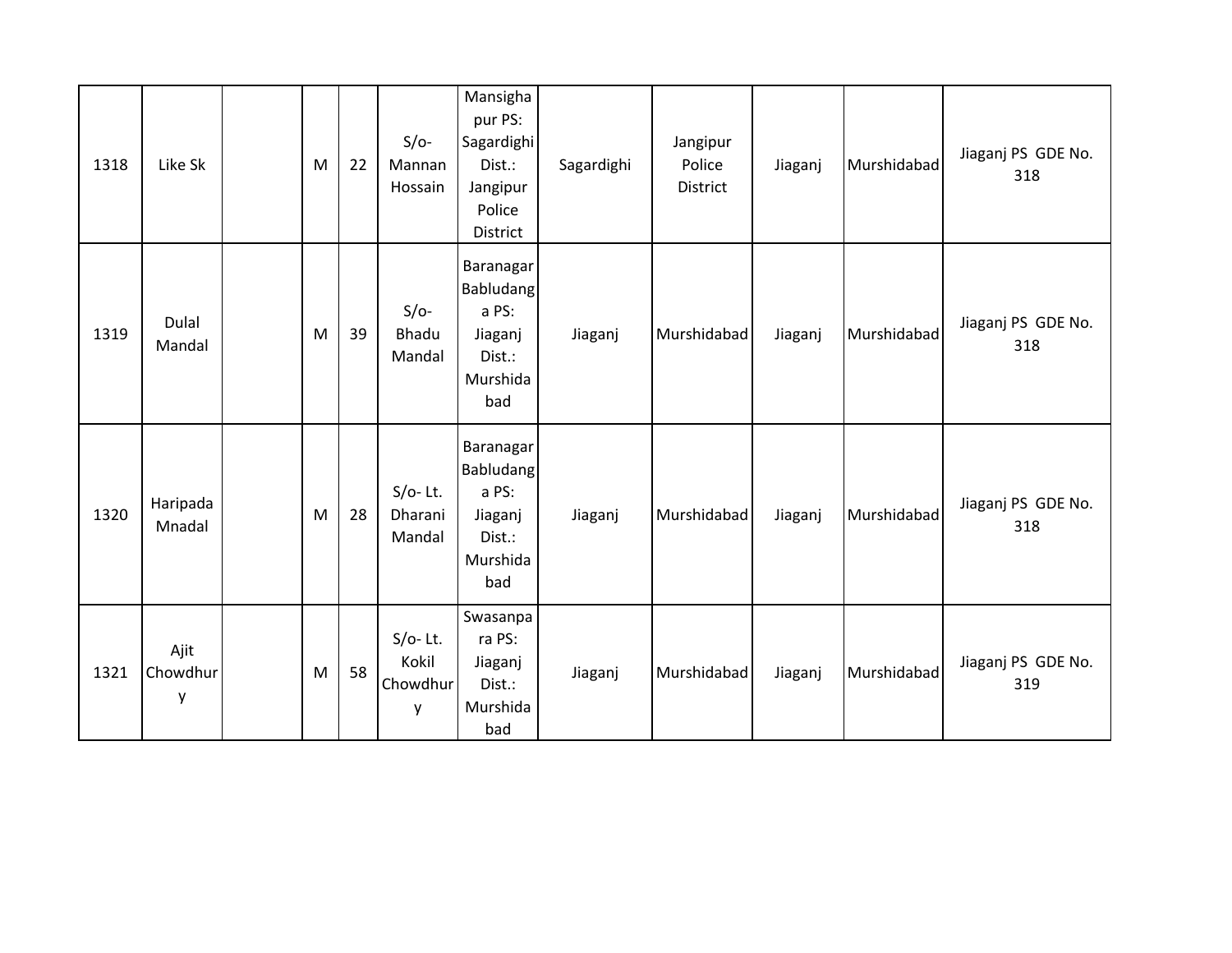| | | | | | | | | | | | |
|---|---|---|---|---|---|---|---|---|---|---|---|
| 1318 | Like Sk | | M | 22 | S/o- Mannan Hossain | Mansighapur PS: Sagardighi Dist.: Jangipur Police District | Sagardighi | Jangipur Police District | Jiaganj | Murshidabad | Jiaganj PS GDE No. 318 |
| 1319 | Dulal Mandal | | M | 39 | S/o- Bhadu Mandal | Baranagar Babludanga PS: Jiaganj Dist.: Murshidabad | Jiaganj | Murshidabad | Jiaganj | Murshidabad | Jiaganj PS GDE No. 318 |
| 1320 | Haripada Mnadal | | M | 28 | S/o- Lt. Dharani Mandal | Baranagar Babludanga PS: Jiaganj Dist.: Murshidabad | Jiaganj | Murshidabad | Jiaganj | Murshidabad | Jiaganj PS GDE No. 318 |
| 1321 | Ajit Chowdhury | | M | 58 | S/o- Lt. Kokil Chowdhury | Swasanpara PS: Jiaganj Dist.: Murshidabad | Jiaganj | Murshidabad | Jiaganj | Murshidabad | Jiaganj PS GDE No. 319 |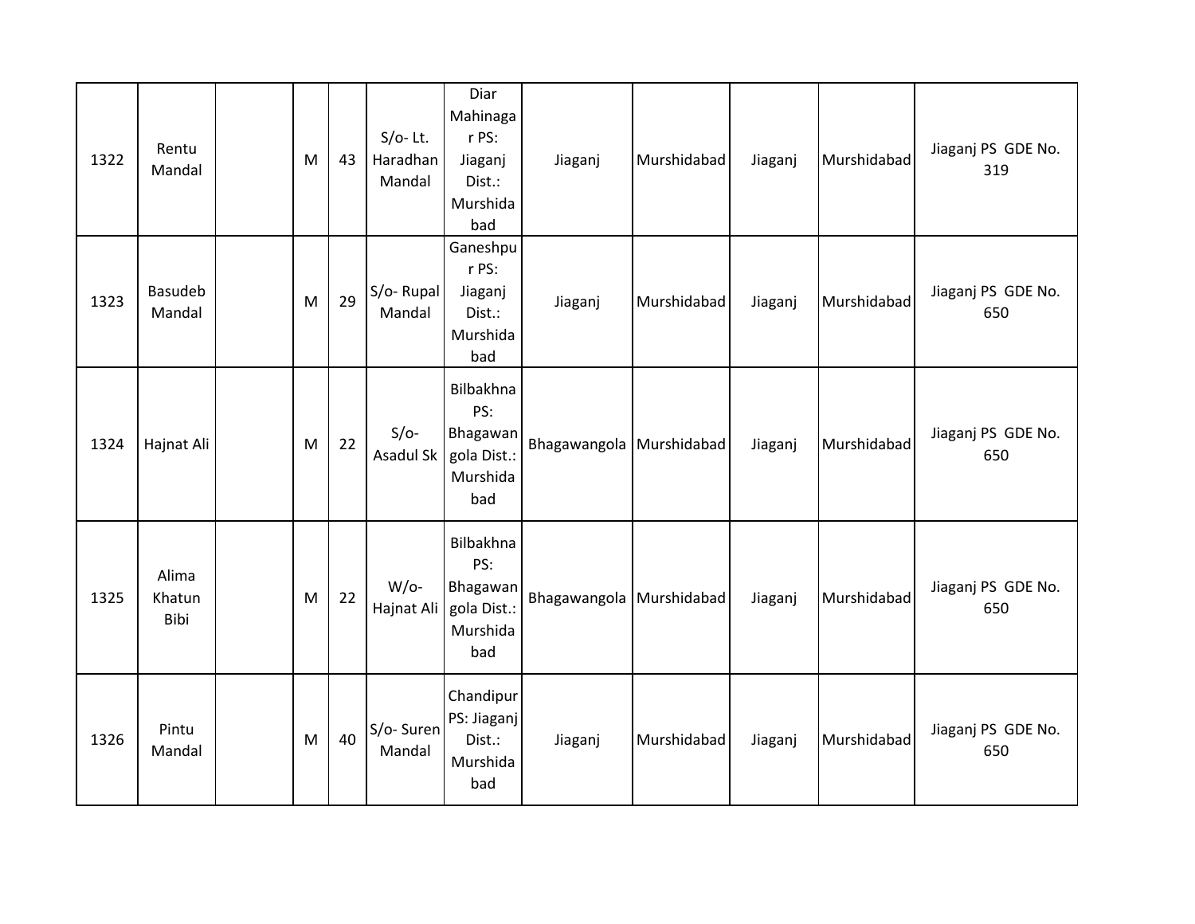| 1322 | Rentu Mandal | | M | 43 | S/o- Lt. Haradhan Mandal | Diar Mahinagar PS: Jiaganj Dist.: Murshidabad | Jiaganj | Murshidabad | Jiaganj | Murshidabad | Jiaganj PS GDE No. 319 |
|---|---|---|---|---|---|---|---|---|---|---|---|
| 1323 | Basudeb Mandal | | M | 29 | S/o- Rupal Mandal | Ganeshpur PS: Jiaganj Dist.: Murshidabad | Jiaganj | Murshidabad | Jiaganj | Murshidabad | Jiaganj PS GDE No. 650 |
| 1324 | Hajnat Ali | | M | 22 | S/o- Asadul Sk | Bilbakhna PS: Bhagawangola Dist.: Murshidabad | Bhagawangola | Murshidabad | Jiaganj | Murshidabad | Jiaganj PS GDE No. 650 |
| 1325 | Alima Khatun Bibi | | M | 22 | W/o- Hajnat Ali | Bilbakhna PS: Bhagawangola Dist.: Murshidabad | Bhagawangola | Murshidabad | Jiaganj | Murshidabad | Jiaganj PS GDE No. 650 |
| 1326 | Pintu Mandal | | M | 40 | S/o- Suren Mandal | Chandipur PS: Jiaganj Dist.: Murshidabad | Jiaganj | Murshidabad | Jiaganj | Murshidabad | Jiaganj PS GDE No. 650 |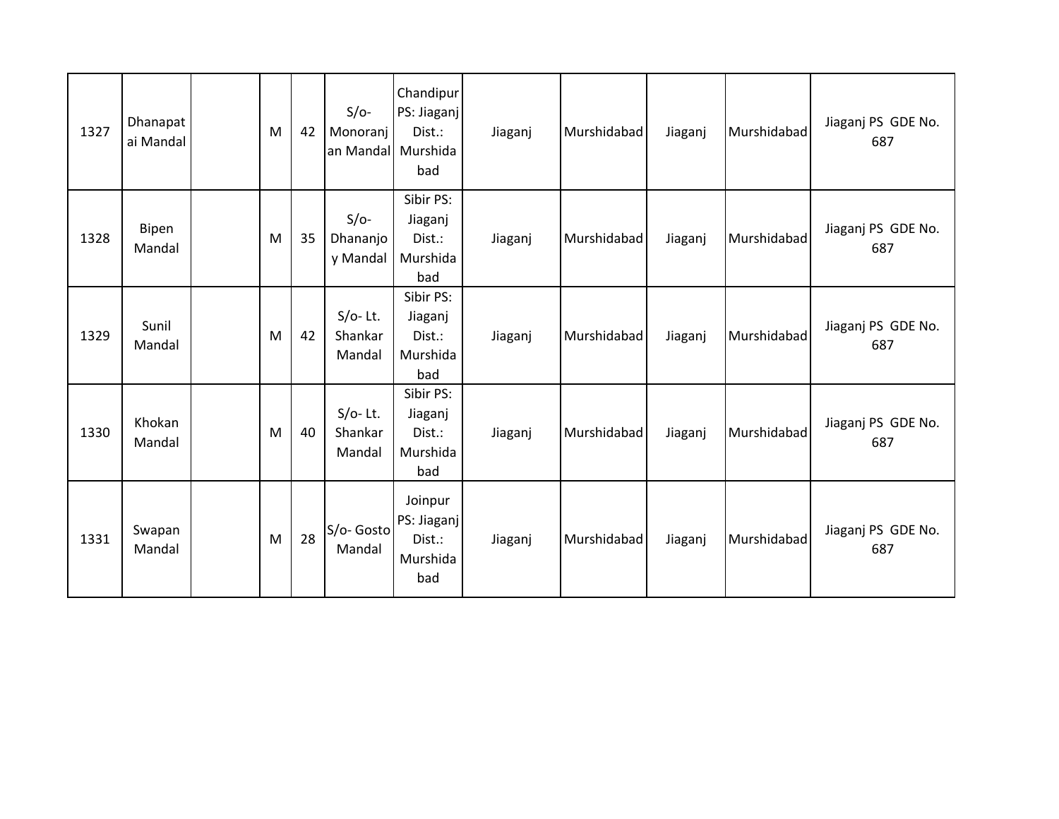| 1327 | Dhanapatai Mandal | | M | 42 | S/o- Monoranjan Mandal | Chandipur PS: Jiaganj Dist.: Murshidabad | Jiaganj | Murshidabad | Jiaganj | Murshidabad | Jiaganj PS GDE No. 687 |
|---|---|---|---|---|---|---|---|---|---|---|---|
| 1328 | Bipen Mandal | | M | 35 | S/o- Dhananjoy Mandal | Sibir PS: Jiaganj Dist.: Murshidabad | Jiaganj | Murshidabad | Jiaganj | Murshidabad | Jiaganj PS GDE No. 687 |
| 1329 | Sunil Mandal | | M | 42 | S/o- Lt. Shankar Mandal | Sibir PS: Jiaganj Dist.: Murshidabad | Jiaganj | Murshidabad | Jiaganj | Murshidabad | Jiaganj PS GDE No. 687 |
| 1330 | Khokan Mandal | | M | 40 | S/o- Lt. Shankar Mandal | Sibir PS: Jiaganj Dist.: Murshidabad | Jiaganj | Murshidabad | Jiaganj | Murshidabad | Jiaganj PS GDE No. 687 |
| 1331 | Swapan Mandal | | M | 28 | S/o- Gosto Mandal | Joinpur PS: Jiaganj Dist.: Murshidabad | Jiaganj | Murshidabad | Jiaganj | Murshidabad | Jiaganj PS GDE No. 687 |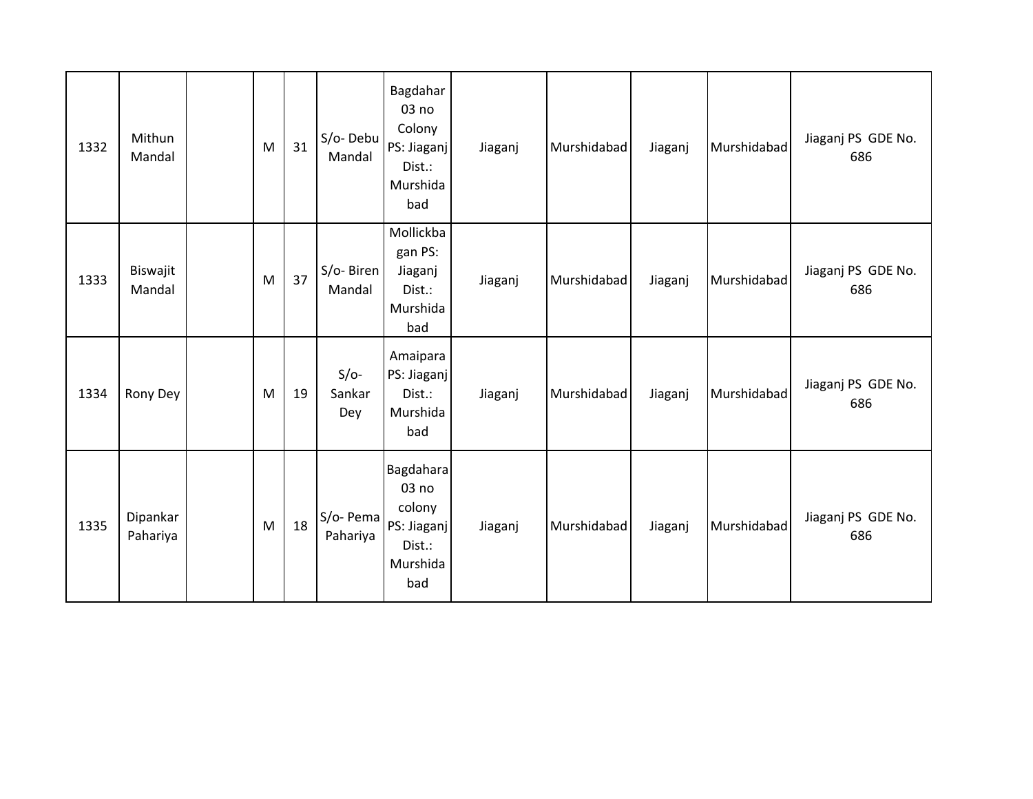| 1332 | Mithun Mandal | | M | 31 | S/o- Debu Mandal | Bagdahar 03 no Colony PS: Jiaganj Dist.: Murshidabad | Jiaganj | Murshidabad | Jiaganj | Murshidabad | Jiaganj PS GDE No. 686 |
|---|---|---|---|---|---|---|---|---|---|---|---|
| 1333 | Biswajit Mandal | | M | 37 | S/o- Biren Mandal | Mollickbagan PS: Jiaganj Dist.: Murshidabad | Jiaganj | Murshidabad | Jiaganj | Murshidabad | Jiaganj PS GDE No. 686 |
| 1334 | Rony Dey | | M | 19 | S/o- Sankar Dey | Amaipara PS: Jiaganj Dist.: Murshidabad | Jiaganj | Murshidabad | Jiaganj | Murshidabad | Jiaganj PS GDE No. 686 |
| 1335 | Dipankar Pahariya | | M | 18 | S/o- Pema Pahariya | Bagdahara 03 no colony PS: Jiaganj Dist.: Murshidabad | Jiaganj | Murshidabad | Jiaganj | Murshidabad | Jiaganj PS GDE No. 686 |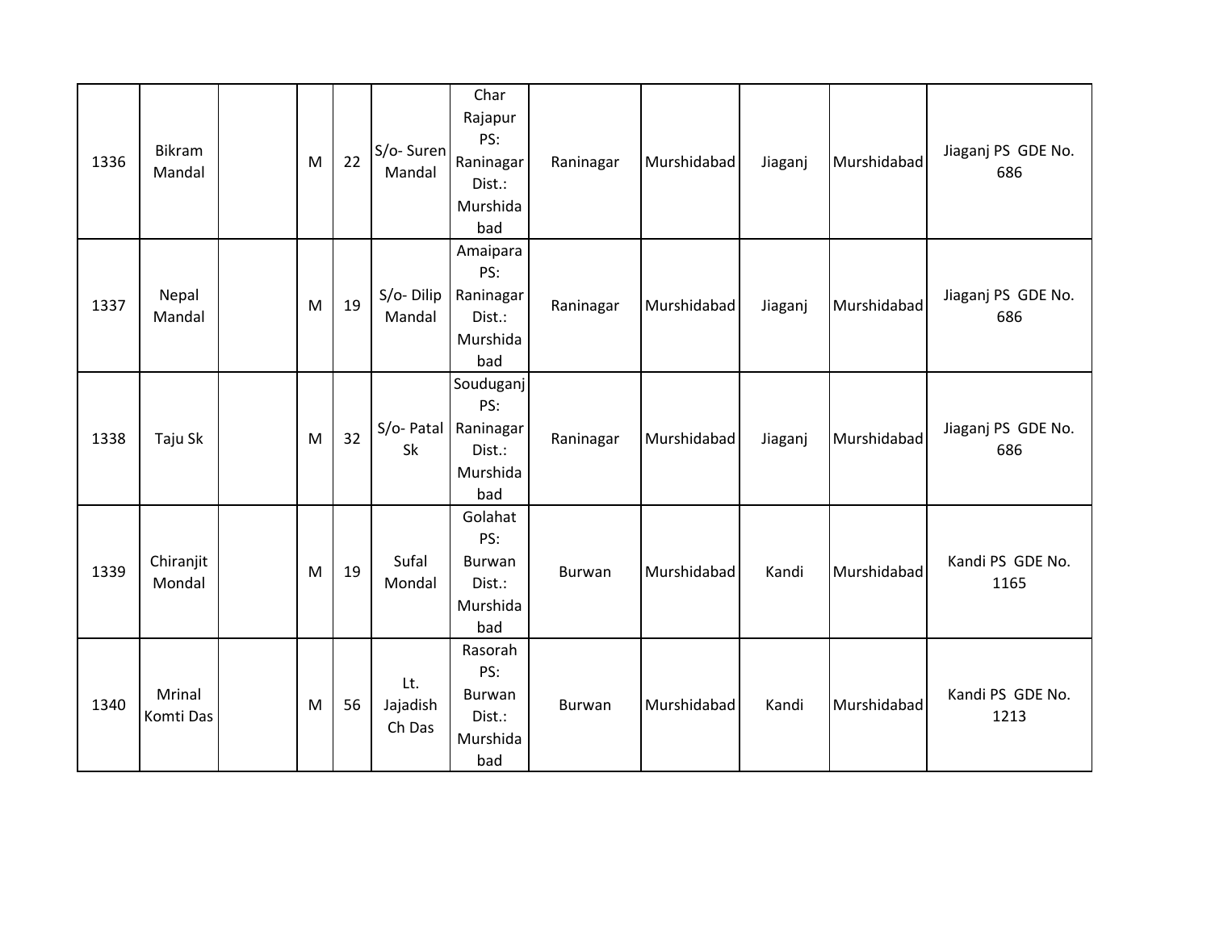| | | | | | | | | | | | |
|---|---|---|---|---|---|---|---|---|---|---|---|
| 1336 | Bikram Mandal | | M | 22 | S/o- Suren Mandal | Char Rajapur PS: Raninagar Dist.: Murshidabad | Raninagar | Murshidabad | Jiaganj | Murshidabad | Jiaganj PS GDE No. 686 |
| 1337 | Nepal Mandal | | M | 19 | S/o- Dilip Mandal | Amaipara PS: Raninagar Dist.: Murshidabad | Raninagar | Murshidabad | Jiaganj | Murshidabad | Jiaganj PS GDE No. 686 |
| 1338 | Taju Sk | | M | 32 | S/o- Patal Sk | Souduganj PS: Raninagar Dist.: Murshidabad | Raninagar | Murshidabad | Jiaganj | Murshidabad | Jiaganj PS GDE No. 686 |
| 1339 | Chiranjit Mondal | | M | 19 | Sufal Mondal | Golahat PS: Burwan Dist.: Murshidabad | Burwan | Murshidabad | Kandi | Murshidabad | Kandi PS GDE No. 1165 |
| 1340 | Mrinal Komti Das | | M | 56 | Lt. Jajadish Ch Das | Rasorah PS: Burwan Dist.: Murshidabad | Burwan | Murshidabad | Kandi | Murshidabad | Kandi PS GDE No. 1213 |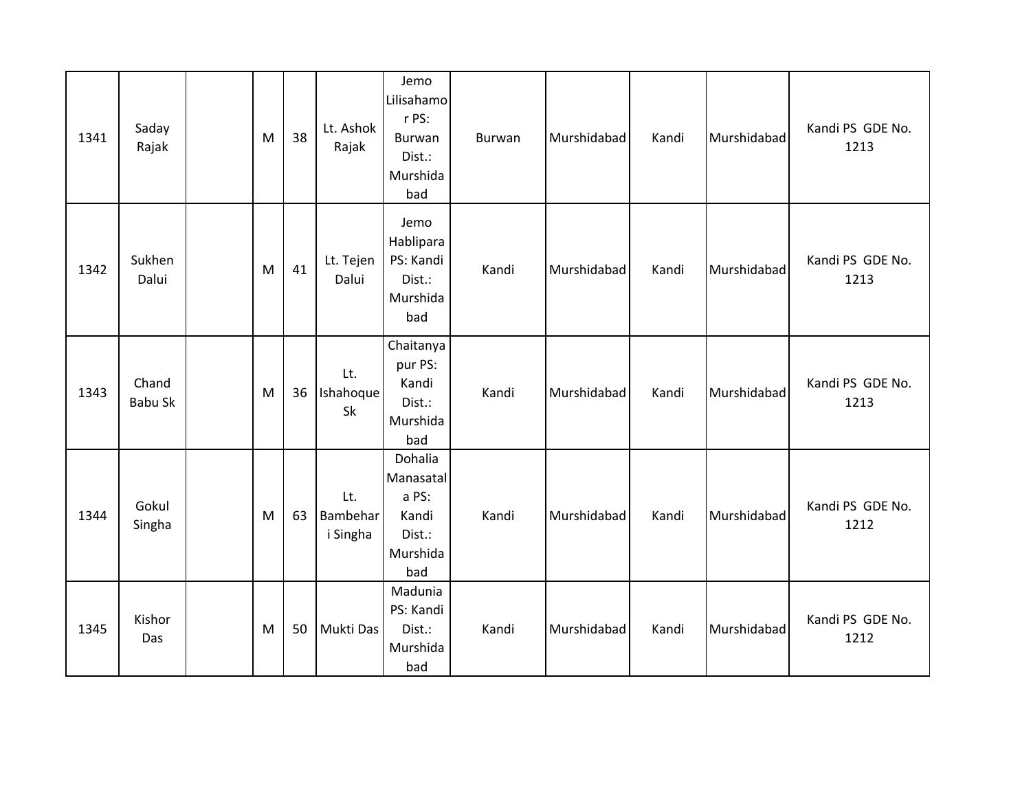| 1341 | Saday Rajak | | M | 38 | Lt. Ashok Rajak | Jemo Lilisahamor PS: Burwan Dist.: Murshidabad | Burwan | Murshidabad | Kandi | Murshidabad | Kandi PS GDE No. 1213 |
|---|---|---|---|---|---|---|---|---|---|---|---|
| 1342 | Sukhen Dalui | | M | 41 | Lt. Tejen Dalui | Jemo Hablipara PS: Kandi Dist.: Murshidabad | Kandi | Murshidabad | Kandi | Murshidabad | Kandi PS GDE No. 1213 |
| 1343 | Chand Babu Sk | | M | 36 | Lt. Ishahoque Sk | Chaitanyapur PS: Kandi Dist.: Murshidabad | Kandi | Murshidabad | Kandi | Murshidabad | Kandi PS GDE No. 1213 |
| 1344 | Gokul Singha | | M | 63 | Lt. Bambehari Singha | Dohalia Manasatala PS: Kandi Dist.: Murshidabad | Kandi | Murshidabad | Kandi | Murshidabad | Kandi PS GDE No. 1212 |
| 1345 | Kishor Das | | M | 50 | Mukti Das | Madunia PS: Kandi Dist.: Murshidabad | Kandi | Murshidabad | Kandi | Murshidabad | Kandi PS GDE No. 1212 |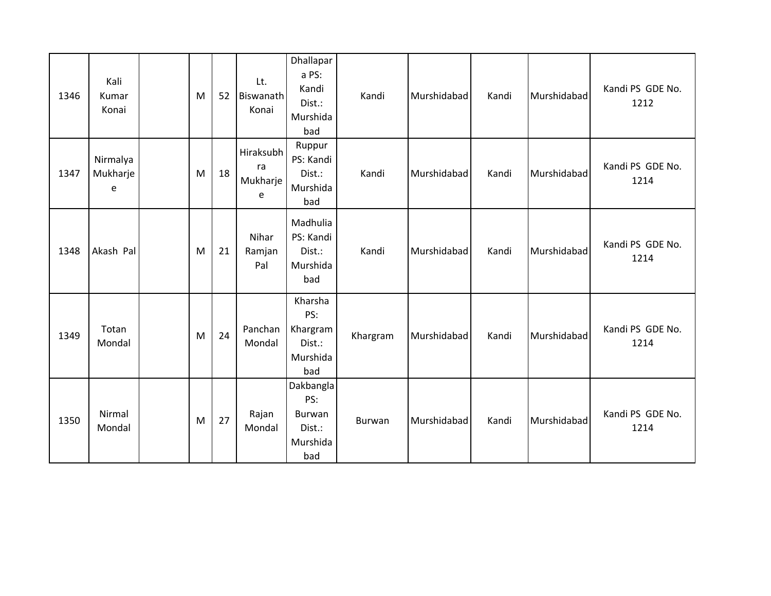| 1346 | Kali Kumar Konai | | M | 52 | Lt. Biswanath Konai | Dhallapara PS: Kandi Dist.: Murshidabad | Kandi | Murshidabad | Kandi | Murshidabad | Kandi PS GDE No. 1212 |
|---|---|---|---|---|---|---|---|---|---|---|---|
| 1347 | Nirmalya Mukharjee | | M | 18 | Hiraksubhra Mukharjee | Ruppur PS: Kandi Dist.: Murshidabad | Kandi | Murshidabad | Kandi | Murshidabad | Kandi PS GDE No. 1214 |
| 1348 | Akash Pal | | M | 21 | Nihar Ramjan Pal | Madhulia PS: Kandi Dist.: Murshidabad | Kandi | Murshidabad | Kandi | Murshidabad | Kandi PS GDE No. 1214 |
| 1349 | Totan Mondal | | M | 24 | Panchan Mondal | Kharsha PS: Khargram Dist.: Murshidabad | Khargram | Murshidabad | Kandi | Murshidabad | Kandi PS GDE No. 1214 |
| 1350 | Nirmal Mondal | | M | 27 | Rajan Mondal | Dakbangla PS: Burwan Dist.: Murshidabad | Burwan | Murshidabad | Kandi | Murshidabad | Kandi PS GDE No. 1214 |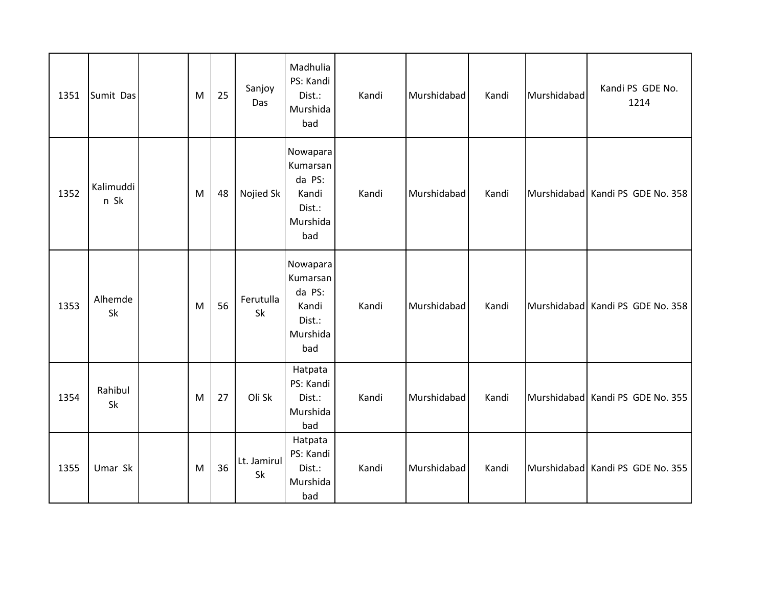| 1351 | Sumit Das | | M | 25 | Sanjoy Das | Madhulia PS: Kandi Dist.: Murshidabad | Kandi | Murshidabad | Kandi | Murshidabad | Kandi PS GDE No. 1214 |
|---|---|---|---|---|---|---|---|---|---|---|---|
| 1352 | Kalimuddin Sk | | M | 48 | Nojied Sk | Nowapara Kumarsanda PS: Kandi Dist.: Murshidabad | Kandi | Murshidabad | Kandi | Murshidabad | Kandi PS GDE No. 358 |
| 1353 | Alhemde Sk | | M | 56 | Ferutulla Sk | Nowapara Kumarsanda PS: Kandi Dist.: Murshidabad | Kandi | Murshidabad | Kandi | Murshidabad | Kandi PS GDE No. 358 |
| 1354 | Rahibul Sk | | M | 27 | Oli Sk | Hatpata PS: Kandi Dist.: Murshidabad | Kandi | Murshidabad | Kandi | Murshidabad | Kandi PS GDE No. 355 |
| 1355 | Umar Sk | | M | 36 | Lt. Jamirul Sk | Hatpata PS: Kandi Dist.: Murshidabad | Kandi | Murshidabad | Kandi | Murshidabad | Kandi PS GDE No. 355 |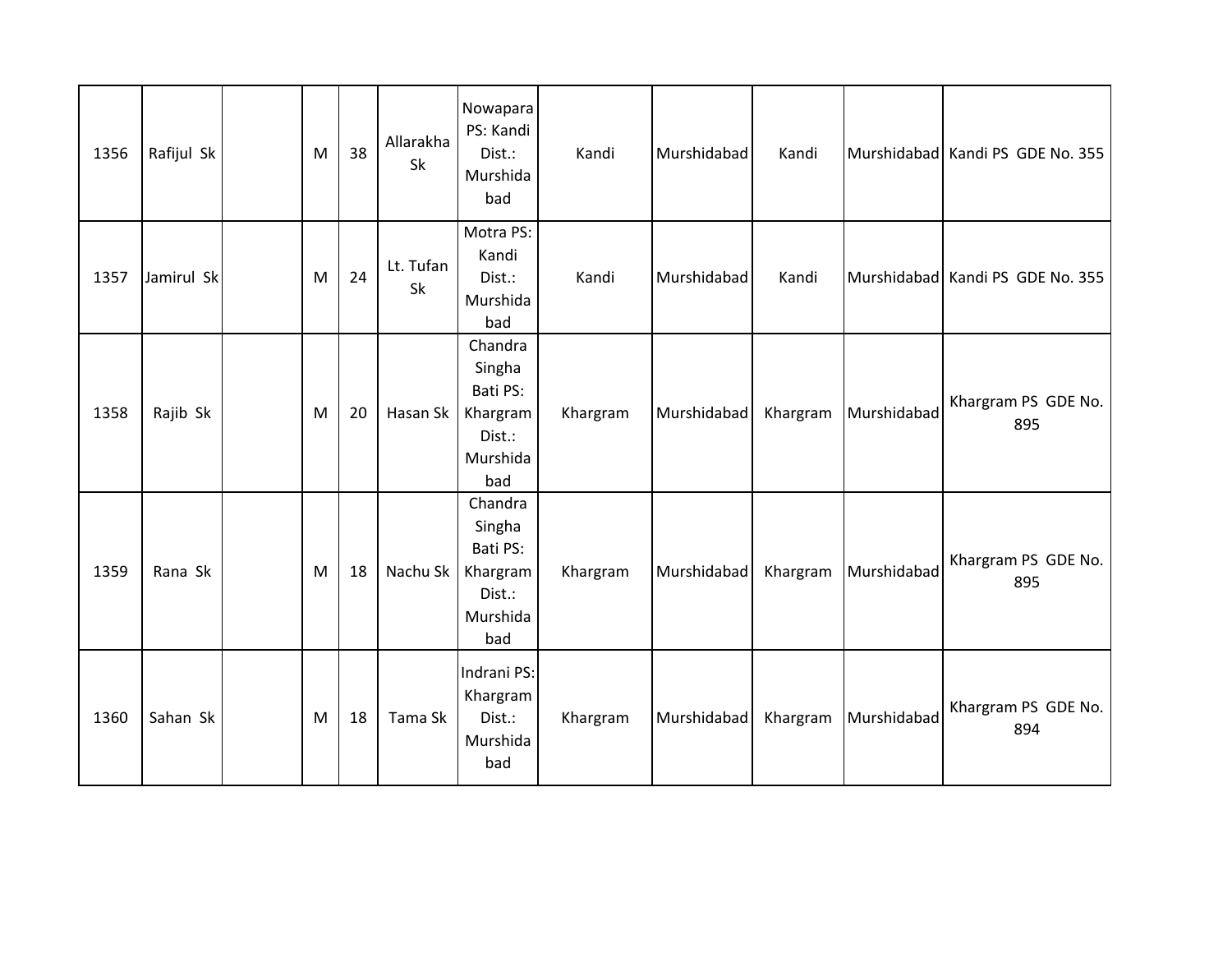| 1356 | Rafijul Sk | | M | 38 | Allarakha Sk | Nowapara PS: Kandi Dist.: Murshidabad | Kandi | Murshidabad | Kandi | Murshidabad | Kandi PS GDE No. 355 |
|---|---|---|---|---|---|---|---|---|---|---|---|
| 1357 | Jamirul Sk | | M | 24 | Lt. Tufan Sk | Motra PS: Kandi Dist.: Murshidabad | Kandi | Murshidabad | Kandi | Murshidabad | Kandi PS GDE No. 355 |
| 1358 | Rajib Sk | | M | 20 | Hasan Sk | Chandra Singha Bati PS: Khargram Dist.: Murshidabad | Khargram | Murshidabad | Khargram | Murshidabad | Khargram PS GDE No. 895 |
| 1359 | Rana Sk | | M | 18 | Nachu Sk | Chandra Singha Bati PS: Khargram Dist.: Murshidabad | Khargram | Murshidabad | Khargram | Murshidabad | Khargram PS GDE No. 895 |
| 1360 | Sahan Sk | | M | 18 | Tama Sk | Indrani PS: Khargram Dist.: Murshidabad | Khargram | Murshidabad | Khargram | Murshidabad | Khargram PS GDE No. 894 |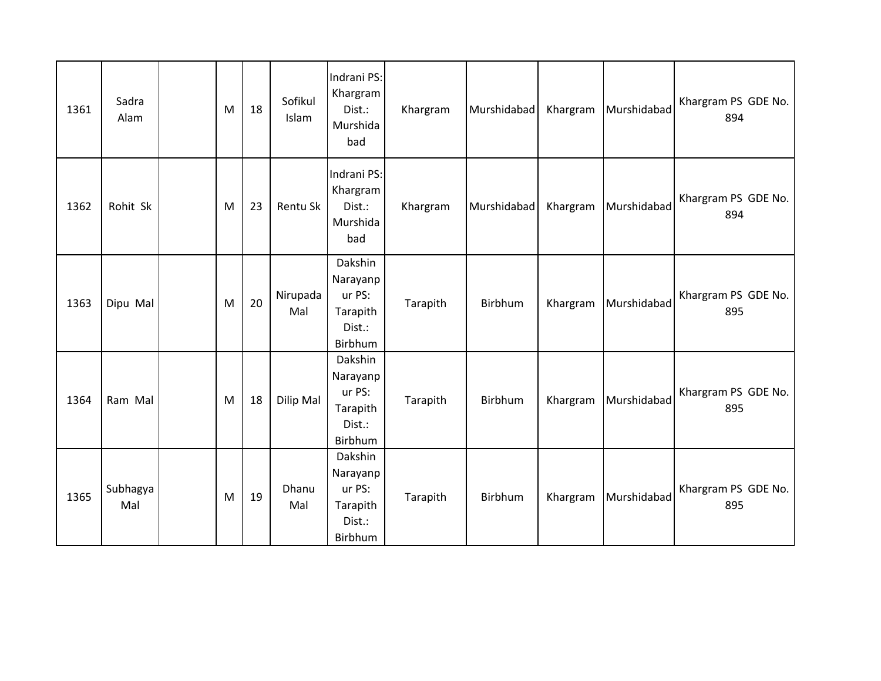| 1361 | Sadra Alam | | M | 18 | Sofikul Islam | Indrani PS: Khargram Dist.: Murshidabad | Khargram | Murshidabad | Khargram | Murshidabad | Khargram PS GDE No. 894 |
|---|---|---|---|---|---|---|---|---|---|---|---|
| 1362 | Rohit Sk | | M | 23 | Rentu Sk | Indrani PS: Khargram Dist.: Murshidabad | Khargram | Murshidabad | Khargram | Murshidabad | Khargram PS GDE No. 894 |
| 1363 | Dipu Mal | | M | 20 | Nirupada Mal | Dakshin Narayanpur PS: Tarapith Dist.: Birbhum | Tarapith | Birbhum | Khargram | Murshidabad | Khargram PS GDE No. 895 |
| 1364 | Ram Mal | | M | 18 | Dilip Mal | Dakshin Narayanpur PS: Tarapith Dist.: Birbhum | Tarapith | Birbhum | Khargram | Murshidabad | Khargram PS GDE No. 895 |
| 1365 | Subhagya Mal | | M | 19 | Dhanu Mal | Dakshin Narayanpur PS: Tarapith Dist.: Birbhum | Tarapith | Birbhum | Khargram | Murshidabad | Khargram PS GDE No. 895 |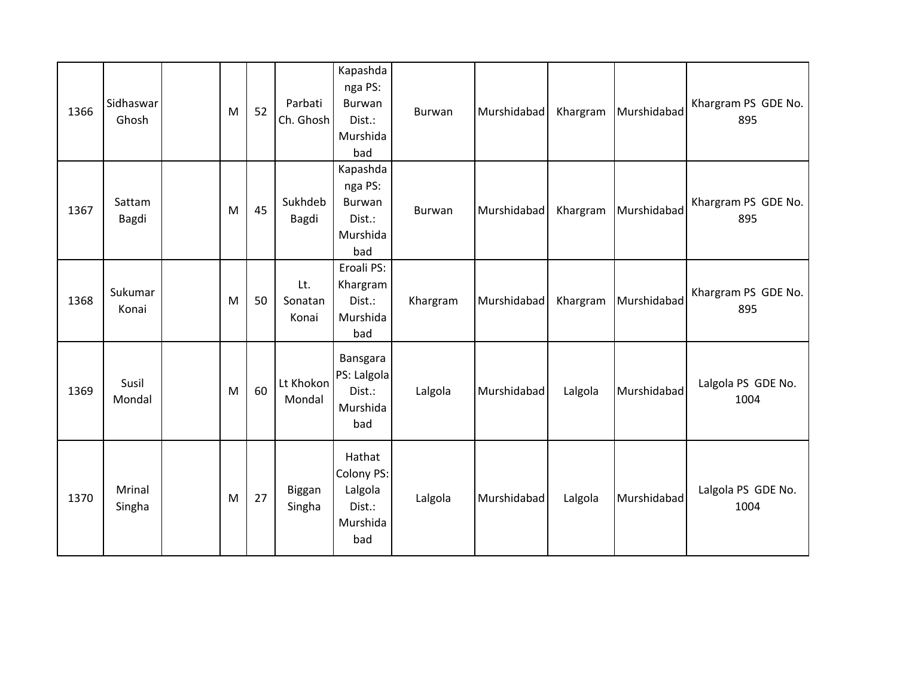| 1366 | Sidhaswar Ghosh | | M | 52 | Parbati Ch. Ghosh | Kapashdanga PS: Burwan Dist.: Murshidabad | Burwan | Murshidabad | Khargram | Murshidabad | Khargram PS GDE No. 895 |
|---|---|---|---|---|---|---|---|---|---|---|---|
| 1367 | Sattam Bagdi | | M | 45 | Sukhdeb Bagdi | Kapashdanga PS: Burwan Dist.: Murshidabad | Burwan | Murshidabad | Khargram | Murshidabad | Khargram PS GDE No. 895 |
| 1368 | Sukumar Konai | | M | 50 | Lt. Sonatan Konai | Eroali PS: Khargram Dist.: Murshidabad | Khargram | Murshidabad | Khargram | Murshidabad | Khargram PS GDE No. 895 |
| 1369 | Susil Mondal | | M | 60 | Lt Khokon Mondal | Bansgara PS: Lalgola Dist.: Murshidabad | Lalgola | Murshidabad | Lalgola | Murshidabad | Lalgola PS GDE No. 1004 |
| 1370 | Mrinal Singha | | M | 27 | Biggan Singha | Hathat Colony PS: Lalgola Dist.: Murshidabad | Lalgola | Murshidabad | Lalgola | Murshidabad | Lalgola PS GDE No. 1004 |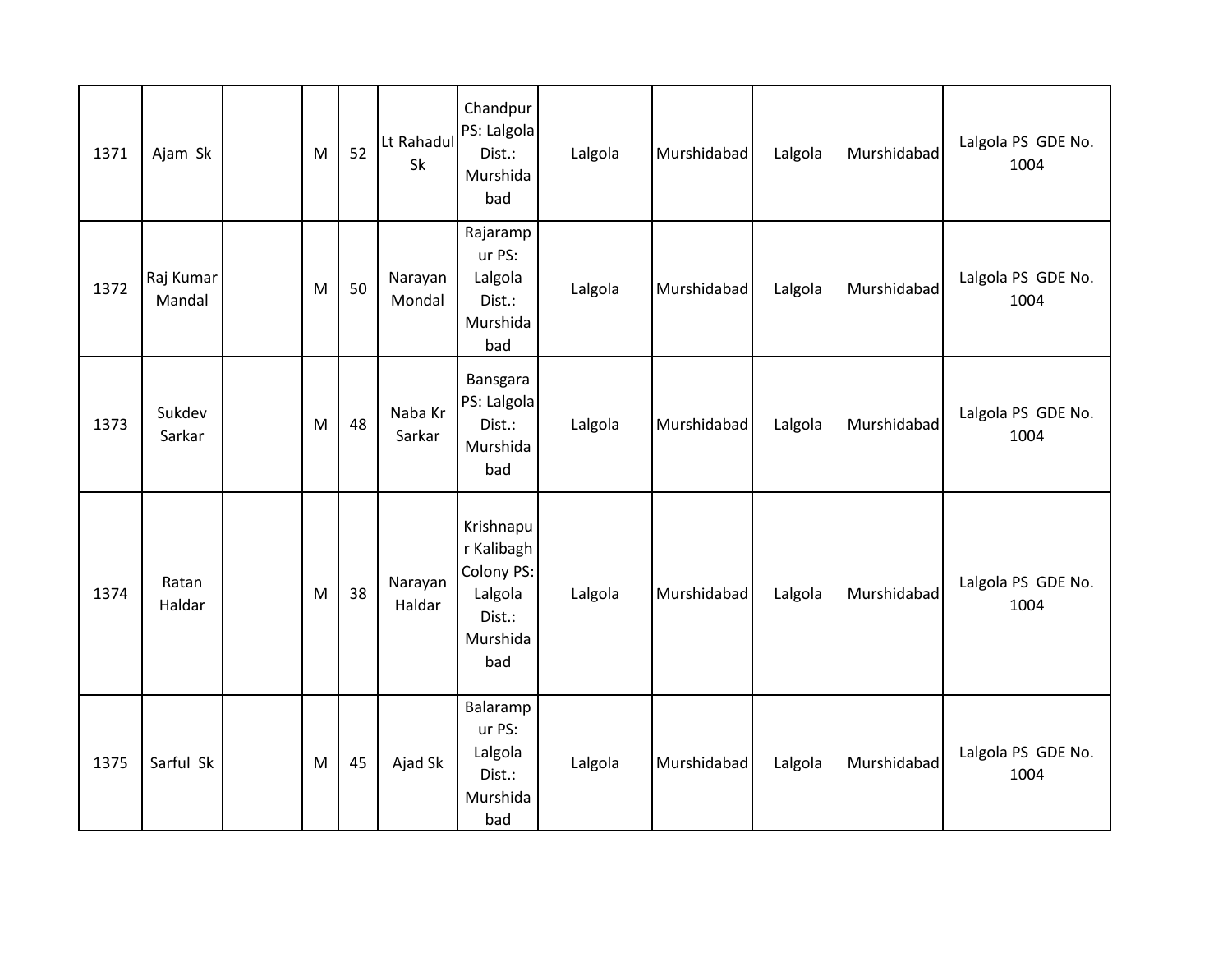| 1371 | Ajam Sk | | M | 52 | Lt Rahadul Sk | Chandpur PS: Lalgola Dist.: Murshidabad | Lalgola | Murshidabad | Lalgola | Murshidabad | Lalgola PS GDE No. 1004 |
|---|---|---|---|---|---|---|---|---|---|---|---|
| 1372 | Raj Kumar Mandal | | M | 50 | Narayan Mondal | Rajarampur PS: Lalgola Dist.: Murshidabad | Lalgola | Murshidabad | Lalgola | Murshidabad | Lalgola PS GDE No. 1004 |
| 1373 | Sukdev Sarkar | | M | 48 | Naba Kr Sarkar | Bansgara PS: Lalgola Dist.: Murshidabad | Lalgola | Murshidabad | Lalgola | Murshidabad | Lalgola PS GDE No. 1004 |
| 1374 | Ratan Haldar | | M | 38 | Narayan Haldar | Krishnapur Kalibagh Colony PS: Lalgola Dist.: Murshidabad | Lalgola | Murshidabad | Lalgola | Murshidabad | Lalgola PS GDE No. 1004 |
| 1375 | Sarful Sk | | M | 45 | Ajad Sk | Balarampur PS: Lalgola Dist.: Murshidabad | Lalgola | Murshidabad | Lalgola | Murshidabad | Lalgola PS GDE No. 1004 |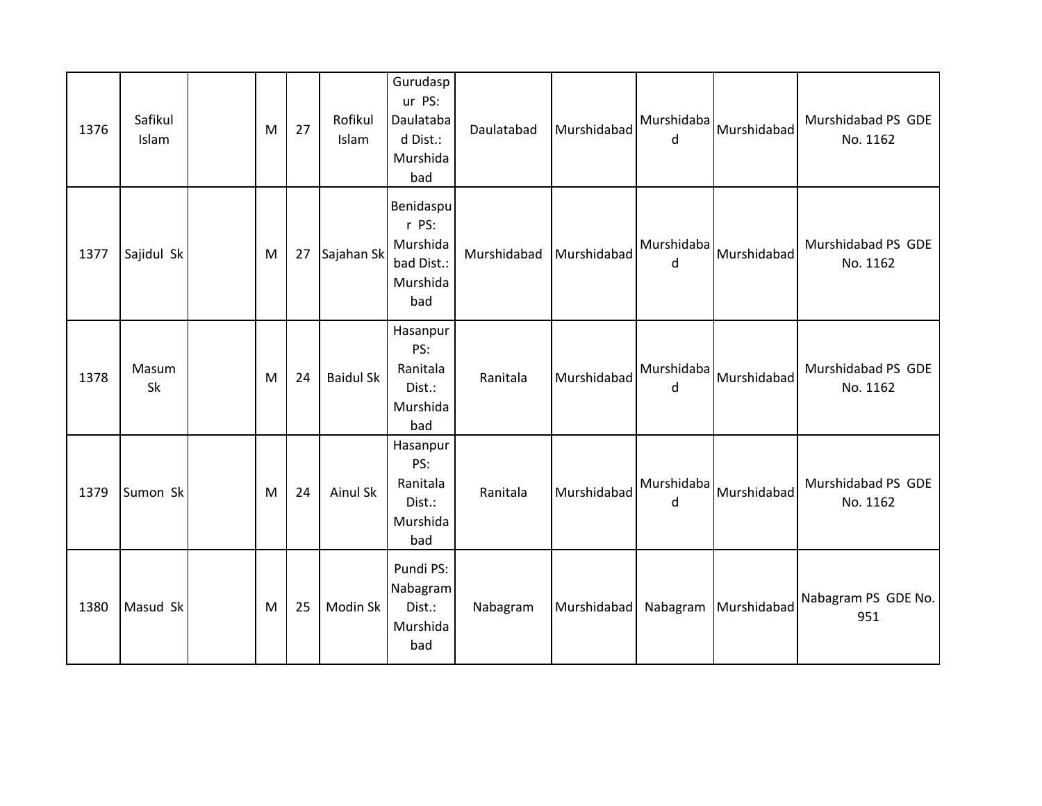| 1376 | Safikul Islam | | M | 27 | Rofikul Islam | Gurudaspur PS: Daulatabad Dist.: Murshidabad | Daulatabad | Murshidabad | Murshidabad | Murshidabad | Murshidabad PS GDE No. 1162 |
|---|---|---|---|---|---|---|---|---|---|---|---|
| 1377 | Sajidul Sk | | M | 27 | Sajahan Sk | Benidaspur PS: Murshidabad Dist.: Murshidabad | Murshidabad | Murshidabad | Murshidabad | Murshidabad | Murshidabad PS GDE No. 1162 |
| 1378 | Masum Sk | | M | 24 | Baidul Sk | Hasanpur PS: Ranitala Dist.: Murshidabad | Ranitala | Murshidabad | Murshidabad | Murshidabad | Murshidabad PS GDE No. 1162 |
| 1379 | Sumon Sk | | M | 24 | Ainul Sk | Hasanpur PS: Ranitala Dist.: Murshidabad | Ranitala | Murshidabad | Murshidabad | Murshidabad | Murshidabad PS GDE No. 1162 |
| 1380 | Masud Sk | | M | 25 | Modin Sk | Pundi PS: Nabagram Dist.: Murshidabad | Nabagram | Murshidabad | Nabagram | Murshidabad | Nabagram PS GDE No. 951 |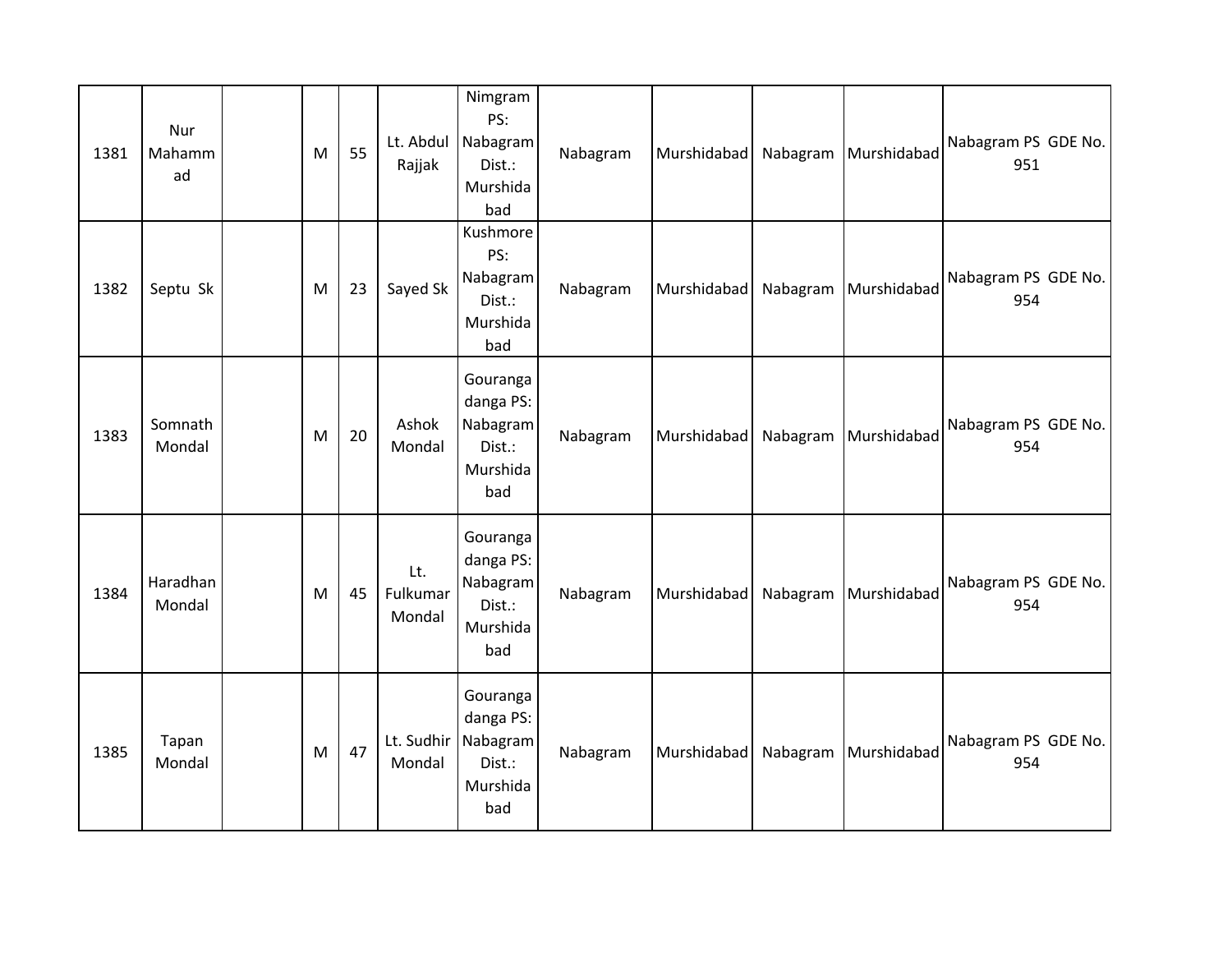| 1381 | Nur Mahammad | | M | 55 | Lt. Abdul Rajjak | Nimgram PS: Nabagram Dist.: Murshidabad | Nabagram | Murshidabad | Nabagram | Murshidabad | Nabagram PS GDE No. 951 |
|---|---|---|---|---|---|---|---|---|---|---|---|
| 1382 | Septu Sk | | M | 23 | Sayed Sk | Kushmore PS: Nabagram Dist.: Murshidabad | Nabagram | Murshidabad | Nabagram | Murshidabad | Nabagram PS GDE No. 954 |
| 1383 | Somnath Mondal | | M | 20 | Ashok Mondal | Gouranga danga PS: Nabagram Dist.: Murshidabad | Nabagram | Murshidabad | Nabagram | Murshidabad | Nabagram PS GDE No. 954 |
| 1384 | Haradhan Mondal | | M | 45 | Lt. Fulkumar Mondal | Gouranga danga PS: Nabagram Dist.: Murshidabad | Nabagram | Murshidabad | Nabagram | Murshidabad | Nabagram PS GDE No. 954 |
| 1385 | Tapan Mondal | | M | 47 | Lt. Sudhir Mondal | Gouranga danga PS: Nabagram Dist.: Murshidabad | Nabagram | Murshidabad | Nabagram | Murshidabad | Nabagram PS GDE No. 954 |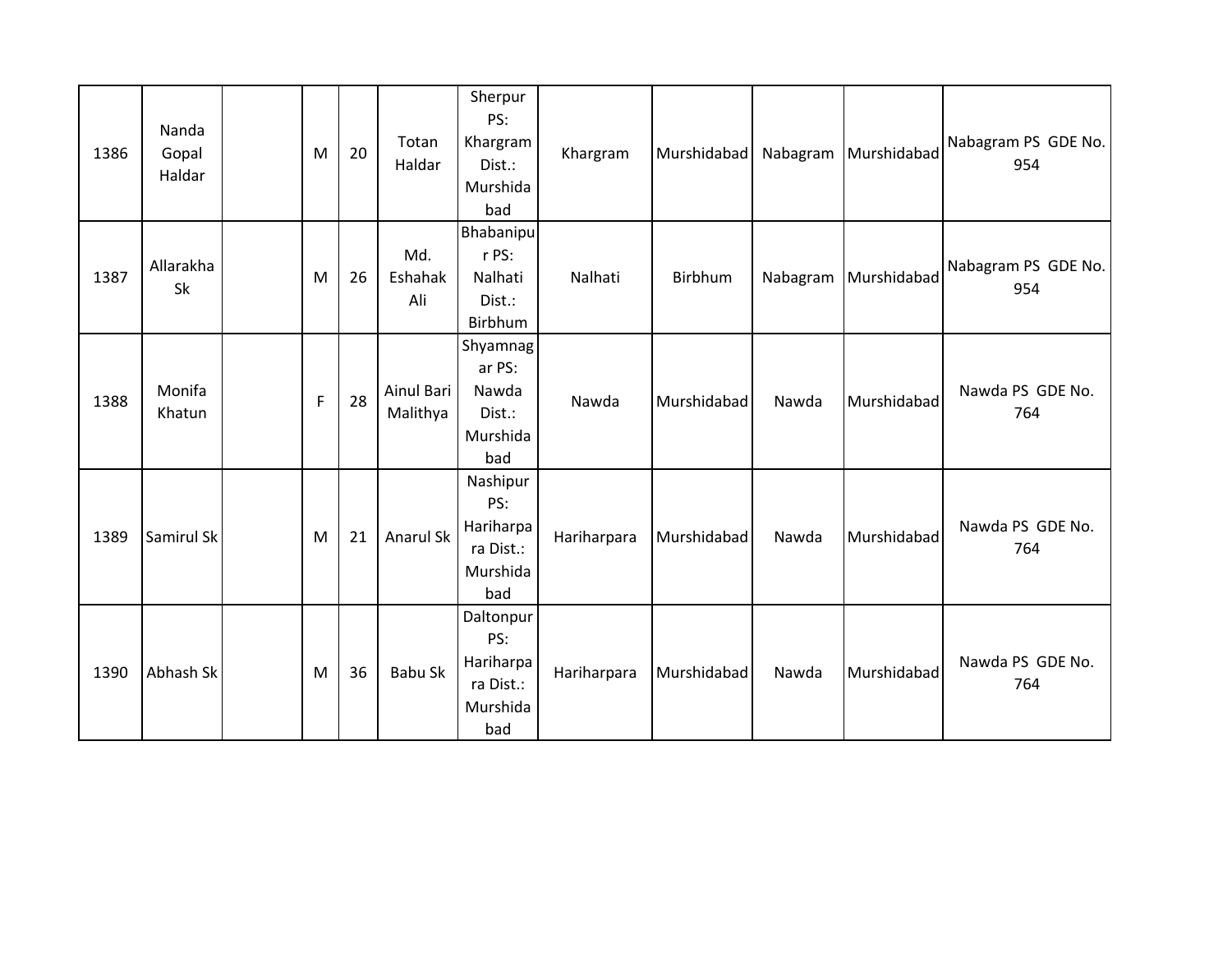| 1386 | Nanda Gopal Haldar | | M | 20 | Totan Haldar | Sherpur PS: Khargram Dist.: Murshidabad | Khargram | Murshidabad | Nabagram | Murshidabad | Nabagram PS GDE No. 954 |
|---|---|---|---|---|---|---|---|---|---|---|---|
| 1387 | Allarakha Sk | | M | 26 | Md. Eshahak Ali | Bhabanipur PS: Nalhati Dist.: Birbhum | Nalhati | Birbhum | Nabagram | Murshidabad | Nabagram PS GDE No. 954 |
| 1388 | Monifa Khatun | | F | 28 | Ainul Bari Malithya | Shyamnagar PS: Nawda Dist.: Murshidabad | Nawda | Murshidabad | Nawda | Murshidabad | Nawda PS GDE No. 764 |
| 1389 | Samirul Sk | | M | 21 | Anarul Sk | Nashipur PS: Hariharpara Dist.: Murshidabad | Hariharpara | Murshidabad | Nawda | Murshidabad | Nawda PS GDE No. 764 |
| 1390 | Abhash Sk | | M | 36 | Babu Sk | Daltonpur PS: Hariharpara Dist.: Murshidabad | Hariharpara | Murshidabad | Nawda | Murshidabad | Nawda PS GDE No. 764 |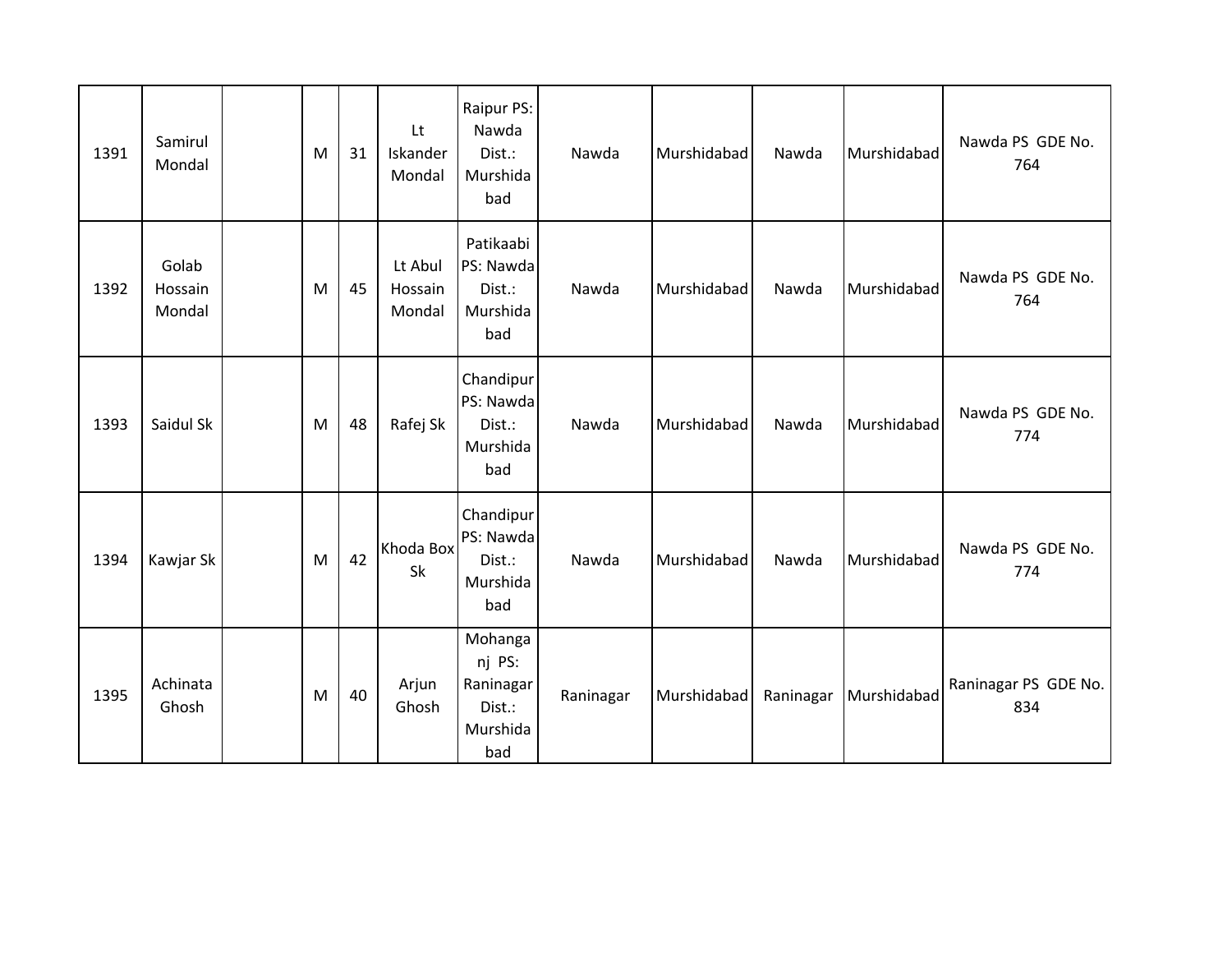| | | | | | | | | | | | |
|---|---|---|---|---|---|---|---|---|---|---|---|
| 1391 | Samirul Mondal | | M | 31 | Lt Iskander Mondal | Raipur PS: Nawda Dist.: Murshidabad | Nawda | Murshidabad | Nawda | Murshidabad | Nawda PS GDE No. 764 |
| 1392 | Golab Hossain Mondal | | M | 45 | Lt Abul Hossain Mondal | Patikaabi PS: Nawda Dist.: Murshidabad | Nawda | Murshidabad | Nawda | Murshidabad | Nawda PS GDE No. 764 |
| 1393 | Saidul Sk | | M | 48 | Rafej Sk | Chandipur PS: Nawda Dist.: Murshidabad | Nawda | Murshidabad | Nawda | Murshidabad | Nawda PS GDE No. 774 |
| 1394 | Kawjar Sk | | M | 42 | Khoda Box Sk | Chandipur PS: Nawda Dist.: Murshidabad | Nawda | Murshidabad | Nawda | Murshidabad | Nawda PS GDE No. 774 |
| 1395 | Achinata Ghosh | | M | 40 | Arjun Ghosh | Mohanganj PS: Raninagar Dist.: Murshidabad | Raninagar | Murshidabad | Raninagar | Murshidabad | Raninagar PS GDE No. 834 |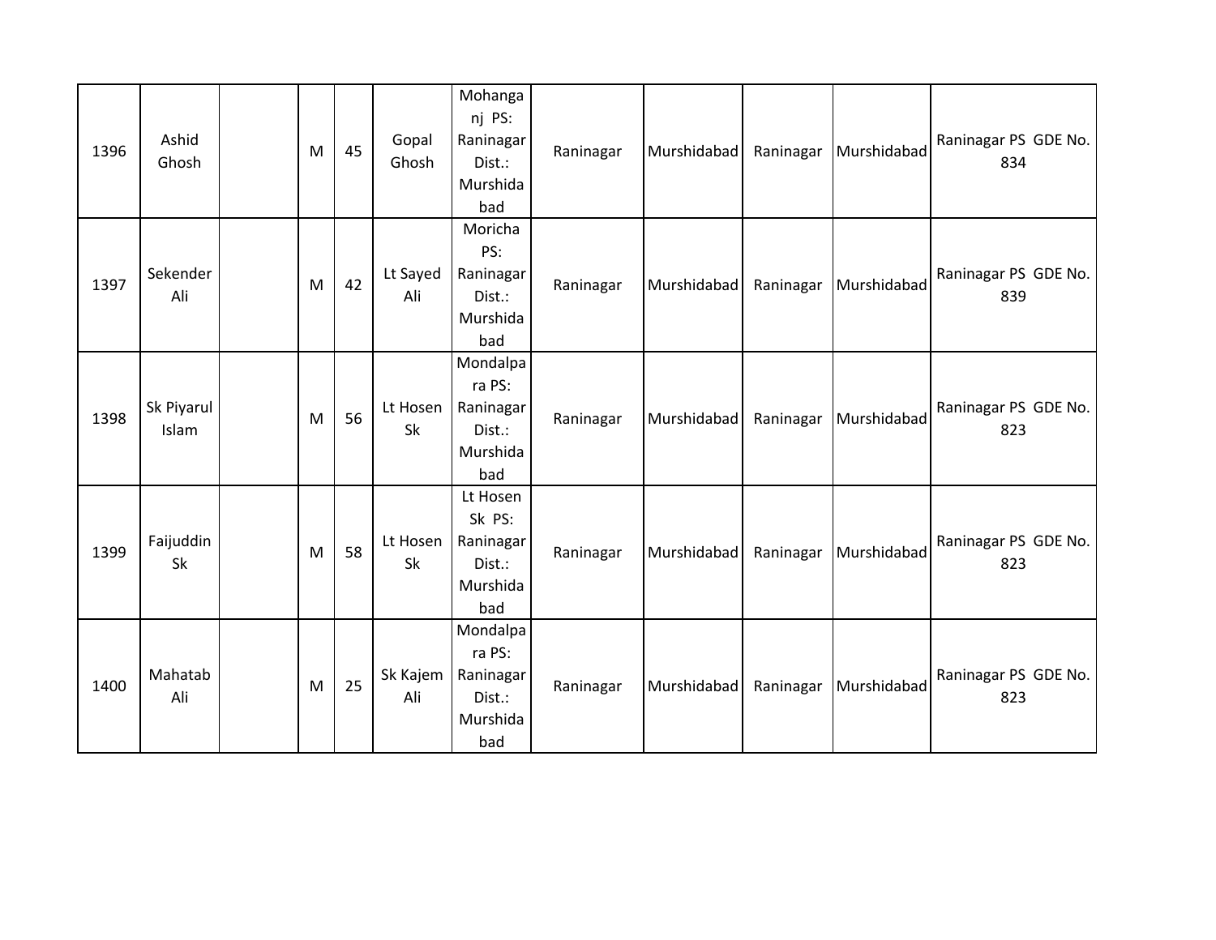| | | | | | | | | | | | |
|---|---|---|---|---|---|---|---|---|---|---|---|
| 1396 | Ashid Ghosh | | M | 45 | Gopal Ghosh | Mohanganj PS: Raninagar Dist.: Murshidabad | Raninagar | Murshidabad | Raninagar | Murshidabad | Raninagar PS GDE No. 834 |
| 1397 | Sekender Ali | | M | 42 | Lt Sayed Ali | Moricha PS: Raninagar Dist.: Murshidabad | Raninagar | Murshidabad | Raninagar | Murshidabad | Raninagar PS GDE No. 839 |
| 1398 | Sk Piyarul Islam | | M | 56 | Lt Hosen Sk | Mondalpara PS: Raninagar Dist.: Murshidabad | Raninagar | Murshidabad | Raninagar | Murshidabad | Raninagar PS GDE No. 823 |
| 1399 | Faijuddin Sk | | M | 58 | Lt Hosen Sk | Lt Hosen Sk PS: Raninagar Dist.: Murshidabad | Raninagar | Murshidabad | Raninagar | Murshidabad | Raninagar PS GDE No. 823 |
| 1400 | Mahatab Ali | | M | 25 | Sk Kajem Ali | Mondalpara PS: Raninagar Dist.: Murshidabad | Raninagar | Murshidabad | Raninagar | Murshidabad | Raninagar PS GDE No. 823 |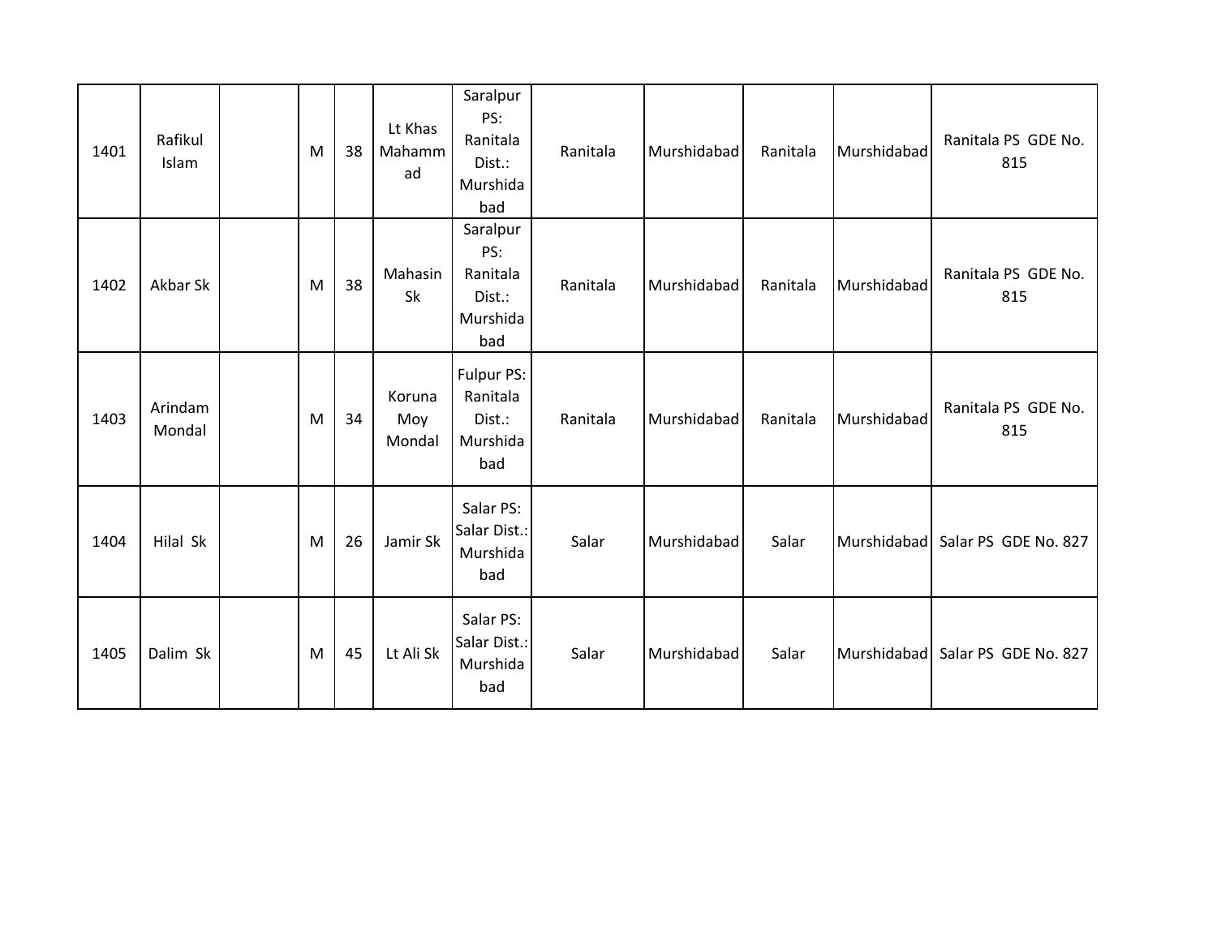| | | | | | | | | | | | |
|---|---|---|---|---|---|---|---|---|---|---|---|
| 1401 | Rafikul Islam | | M | 38 | Lt Khas Mahammad | Saralpur PS: Ranitala Dist.: Murshidabad | Ranitala | Murshidabad | Ranitala | Murshidabad | Ranitala PS GDE No. 815 |
| 1402 | Akbar Sk | | M | 38 | Mahasin Sk | Saralpur PS: Ranitala Dist.: Murshidabad | Ranitala | Murshidabad | Ranitala | Murshidabad | Ranitala PS GDE No. 815 |
| 1403 | Arindam Mondal | | M | 34 | Koruna Moy Mondal | Fulpur PS: Ranitala Dist.: Murshidabad | Ranitala | Murshidabad | Ranitala | Murshidabad | Ranitala PS GDE No. 815 |
| 1404 | Hilal Sk | | M | 26 | Jamir Sk | Salar PS: Salar Dist.: Murshidabad | Salar | Murshidabad | Salar | Murshidabad | Salar PS GDE No. 827 |
| 1405 | Dalim Sk | | M | 45 | Lt Ali Sk | Salar PS: Salar Dist.: Murshidabad | Salar | Murshidabad | Salar | Murshidabad | Salar PS GDE No. 827 |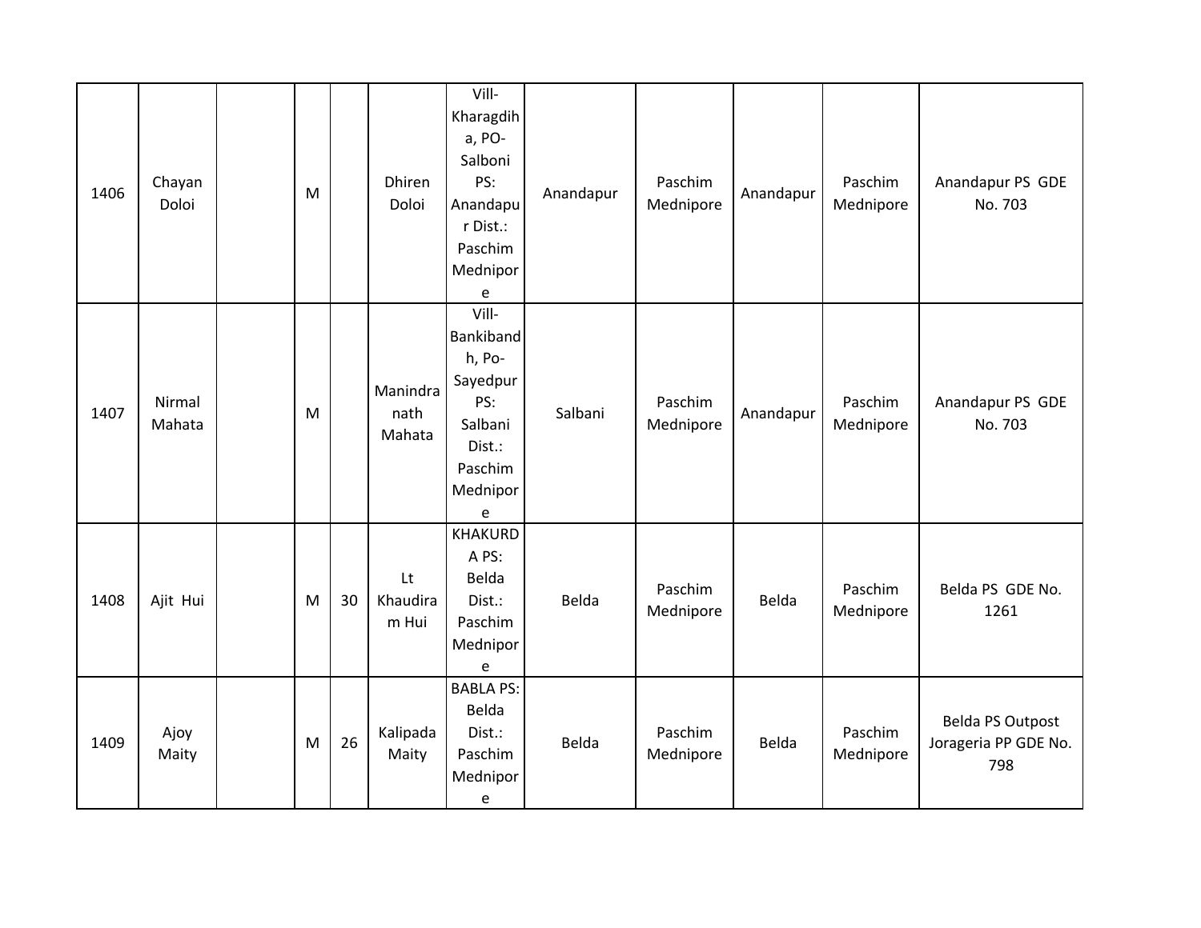| 1406 | Chayan Doloi | | M | | Dhiren Doloi | Vill-Kharagdiha, PO-Salboni PS: Anandapur Dist.: Paschim Mednipore | Anandapur | Paschim Mednipore | Anandapur | Paschim Mednipore | Anandapur PS GDE No. 703 |
|---|---|---|---|---|---|---|---|---|---|---|---|
| 1407 | Nirmal Mahata | | M | | Manindranath Mahata | Vill-Bankibandh, Po-Sayedpur PS: Salbani Dist.: Paschim Mednipore | Salbani | Paschim Mednipore | Anandapur | Paschim Mednipore | Anandapur PS GDE No. 703 |
| 1408 | Ajit Hui | | M | 30 | Lt Khaudiram Hui | KHAKURDA PS: Belda Dist.: Paschim Mednipore | Belda | Paschim Mednipore | Belda | Paschim Mednipore | Belda PS GDE No. 1261 |
| 1409 | Ajoy Maity | | M | 26 | Kalipada Maity | BABLA PS: Belda Dist.: Paschim Mednipore | Belda | Paschim Mednipore | Belda | Paschim Mednipore | Belda PS Outpost Jorageria PP GDE No. 798 |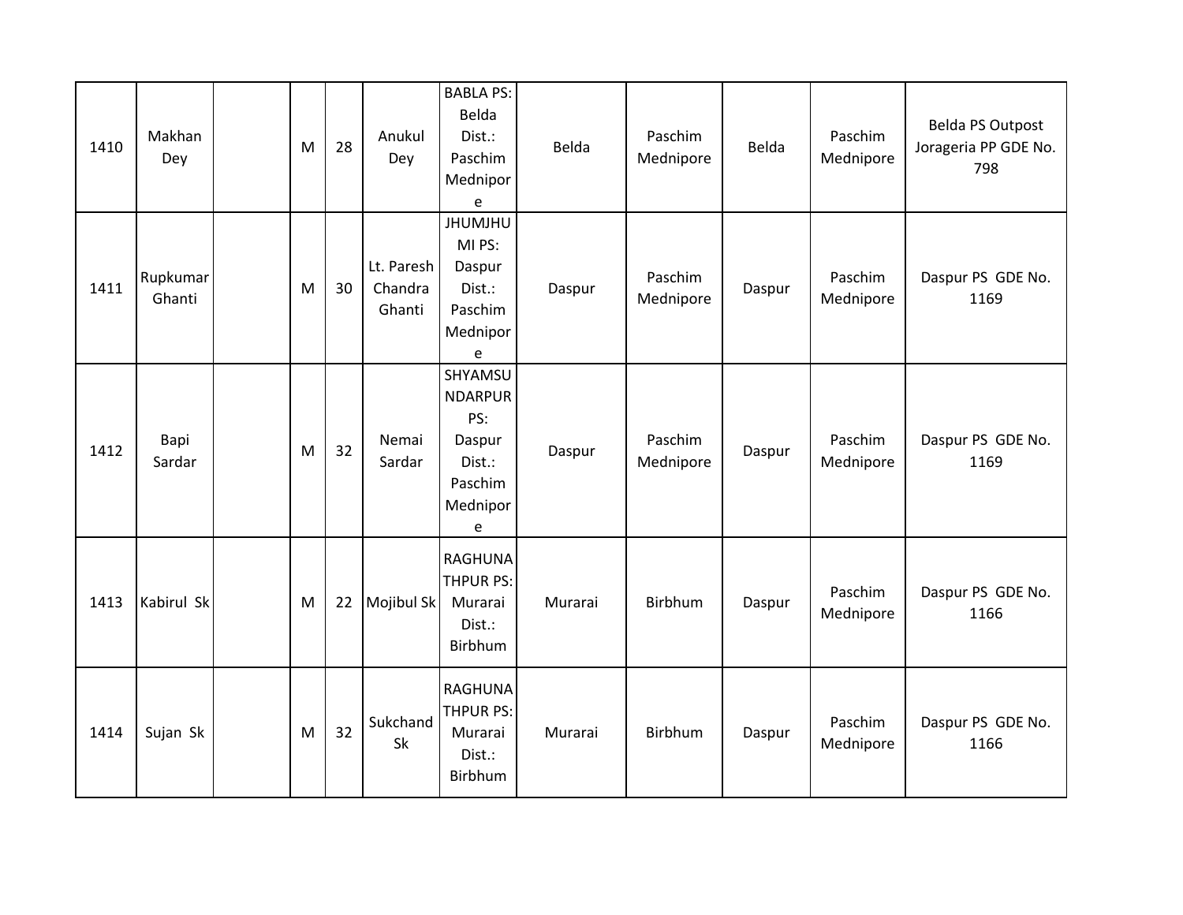| 1410 | Makhan Dey | | M | 28 | Anukul Dey | BABLA PS: Belda Dist.: Paschim Mednipore | Belda | Paschim Mednipore | Belda | Paschim Mednipore | Belda PS Outpost Jorageria PP GDE No. 798 |
|---|---|---|---|---|---|---|---|---|---|---|---|
| 1411 | Rupkumar Ghanti | | M | 30 | Lt. Paresh Chandra Ghanti | JHUMJHUMI PS: Daspur Dist.: Paschim Mednipore | Daspur | Paschim Mednipore | Daspur | Paschim Mednipore | Daspur PS GDE No. 1169 |
| 1412 | Bapi Sardar | | M | 32 | Nemai Sardar | SHYAMSUNDARPUR PS: Daspur Dist.: Paschim Mednipore | Daspur | Paschim Mednipore | Daspur | Paschim Mednipore | Daspur PS GDE No. 1169 |
| 1413 | Kabirul Sk | | M | 22 | Mojibul Sk | RAGHUNATHPUR PS: Murarai Dist.: Birbhum | Murarai | Birbhum | Daspur | Paschim Mednipore | Daspur PS GDE No. 1166 |
| 1414 | Sujan Sk | | M | 32 | Sukchand Sk | RAGHUNATHPUR PS: Murarai Dist.: Birbhum | Murarai | Birbhum | Daspur | Paschim Mednipore | Daspur PS GDE No. 1166 |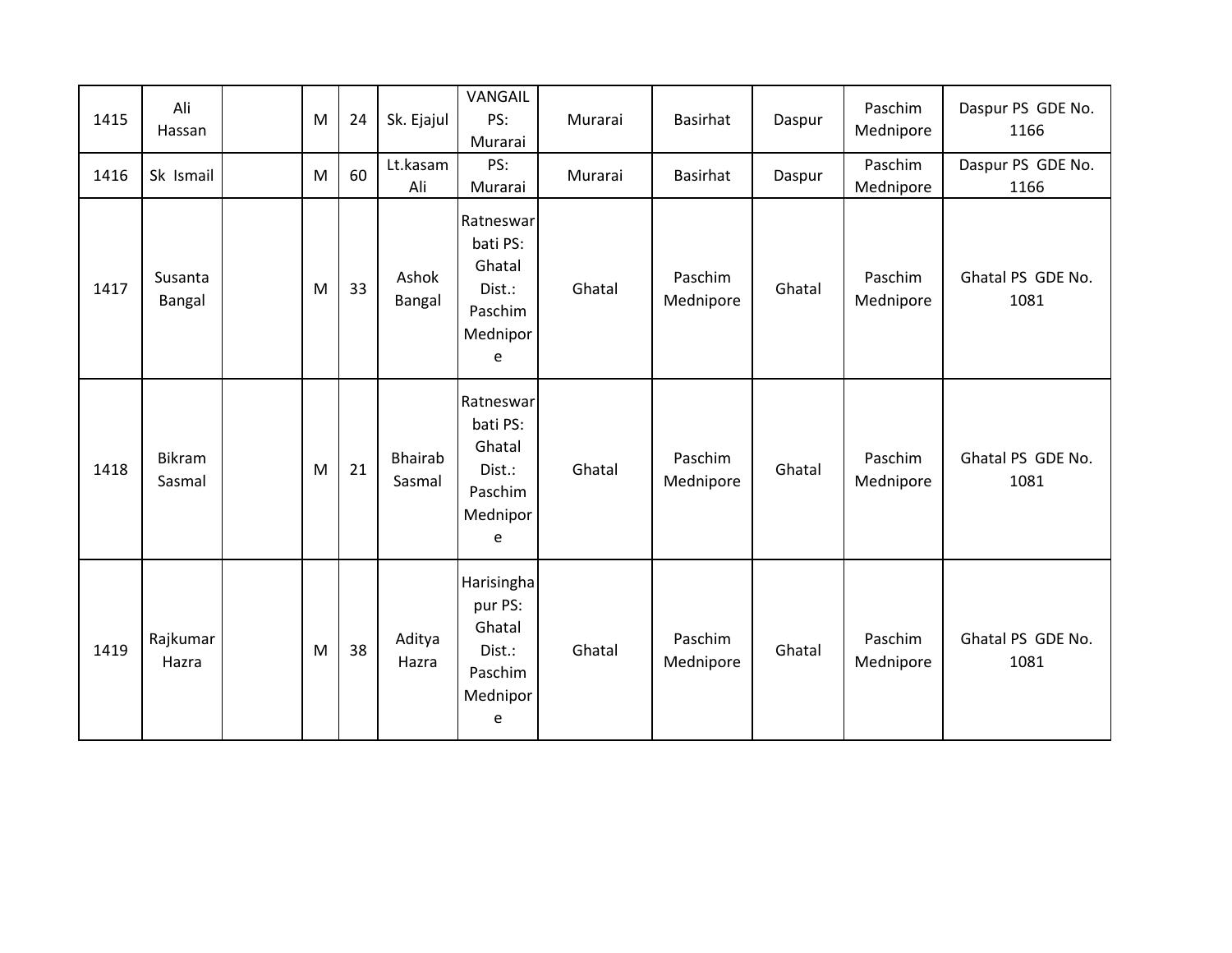| 1415 | Ali Hassan | | M | 24 | Sk. Ejajul | VANGAIL PS: Murarai | Murarai | Basirhat | Daspur | Paschim Mednipore | Daspur PS GDE No. 1166 |
|---|---|---|---|---|---|---|---|---|---|---|---|
| 1416 | Sk Ismail | | M | 60 | Lt.kasam Ali | PS: Murarai | Murarai | Basirhat | Daspur | Paschim Mednipore | Daspur PS GDE No. 1166 |
| 1417 | Susanta Bangal | | M | 33 | Ashok Bangal | Ratneswarbati PS: Ghatal Dist.: Paschim Mednipore | Ghatal | Paschim Mednipore | Ghatal | Paschim Mednipore | Ghatal PS GDE No. 1081 |
| 1418 | Bikram Sasmal | | M | 21 | Bhairab Sasmal | Ratneswarbati PS: Ghatal Dist.: Paschim Mednipore | Ghatal | Paschim Mednipore | Ghatal | Paschim Mednipore | Ghatal PS GDE No. 1081 |
| 1419 | Rajkumar Hazra | | M | 38 | Aditya Hazra | Harisinghapur PS: Ghatal Dist.: Paschim Mednipore | Ghatal | Paschim Mednipore | Ghatal | Paschim Mednipore | Ghatal PS GDE No. 1081 |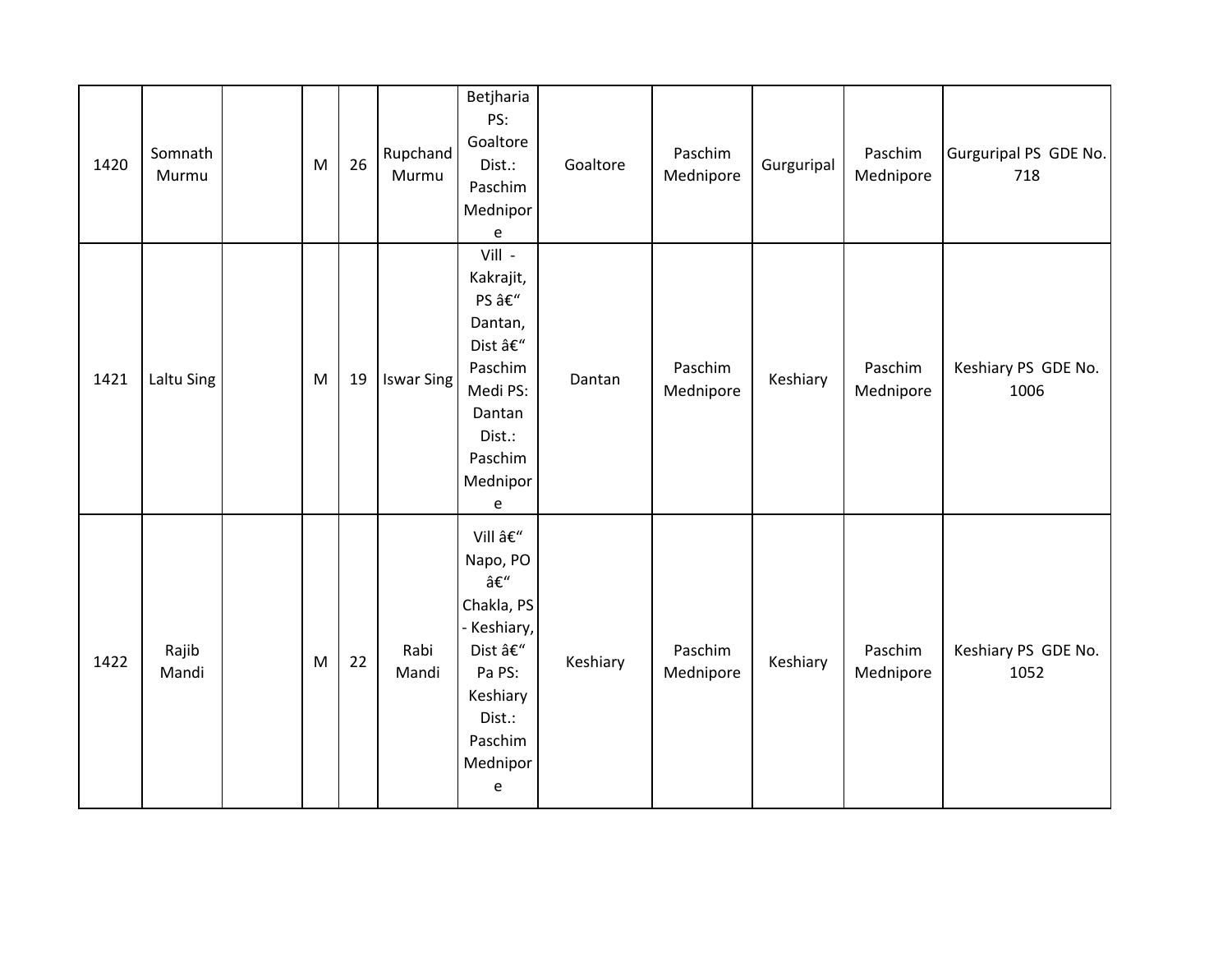| | | | | | | | | | | | |
|---|---|---|---|---|---|---|---|---|---|---|---|
| 1420 | Somnath Murmu | | M | 26 | Rupchand Murmu | Betjharia PS: Goaltore Dist.: Paschim Mednipore | Goaltore | Paschim Mednipore | Gurguripal | Paschim Mednipore | Gurguripal PS GDE No. 718 |
| 1421 | Laltu Sing | | M | 19 | Iswar Sing | Vill - Kakrajit, PS â€“ Dantan, Dist â€“ Paschim Medi PS: Dantan Dist.: Paschim Mednipore | Dantan | Paschim Mednipore | Keshiary | Paschim Mednipore | Keshiary PS GDE No. 1006 |
| 1422 | Rajib Mandi | | M | 22 | Rabi Mandi | Vill â€“ Napo, PO â€“ Chakla, PS - Keshiary, Dist â€“ Pa PS: Keshiary Dist.: Paschim Mednipore | Keshiary | Paschim Mednipore | Keshiary | Paschim Mednipore | Keshiary PS GDE No. 1052 |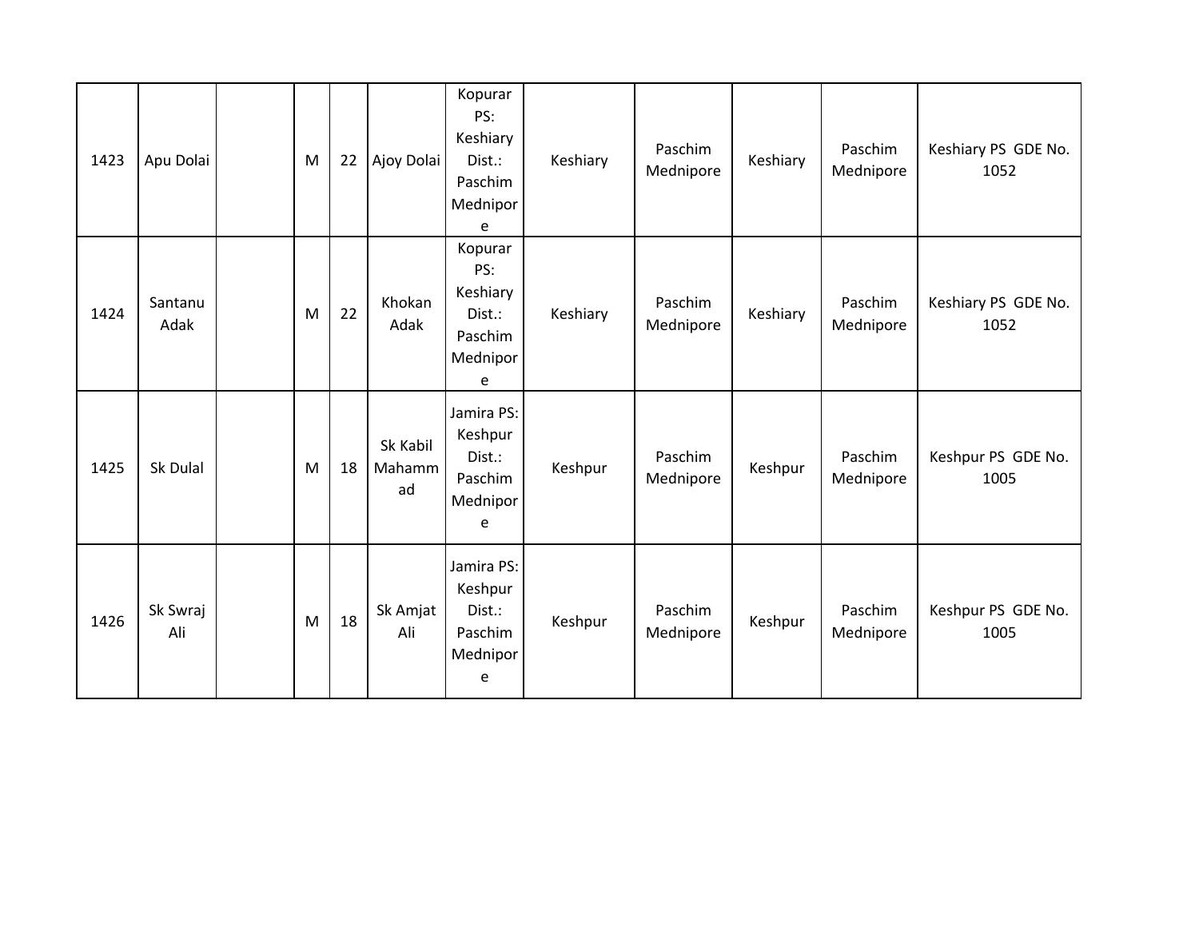| | | | | | | | | | | | |
|---|---|---|---|---|---|---|---|---|---|---|---|
| 1423 | Apu Dolai | | M | 22 | Ajoy Dolai | Kopurar PS: Keshiary Dist.: Paschim Mednipore | Keshiary | Paschim Mednipore | Keshiary | Paschim Mednipore | Keshiary PS GDE No. 1052 |
| 1424 | Santanu Adak | | M | 22 | Khokan Adak | Kopurar PS: Keshiary Dist.: Paschim Mednipore | Keshiary | Paschim Mednipore | Keshiary | Paschim Mednipore | Keshiary PS GDE No. 1052 |
| 1425 | Sk Dulal | | M | 18 | Sk Kabil Mahammad | Jamira PS: Keshpur Dist.: Paschim Mednipore | Keshpur | Paschim Mednipore | Keshpur | Paschim Mednipore | Keshpur PS GDE No. 1005 |
| 1426 | Sk Swraj Ali | | M | 18 | Sk Amjat Ali | Jamira PS: Keshpur Dist.: Paschim Mednipore | Keshpur | Paschim Mednipore | Keshpur | Paschim Mednipore | Keshpur PS GDE No. 1005 |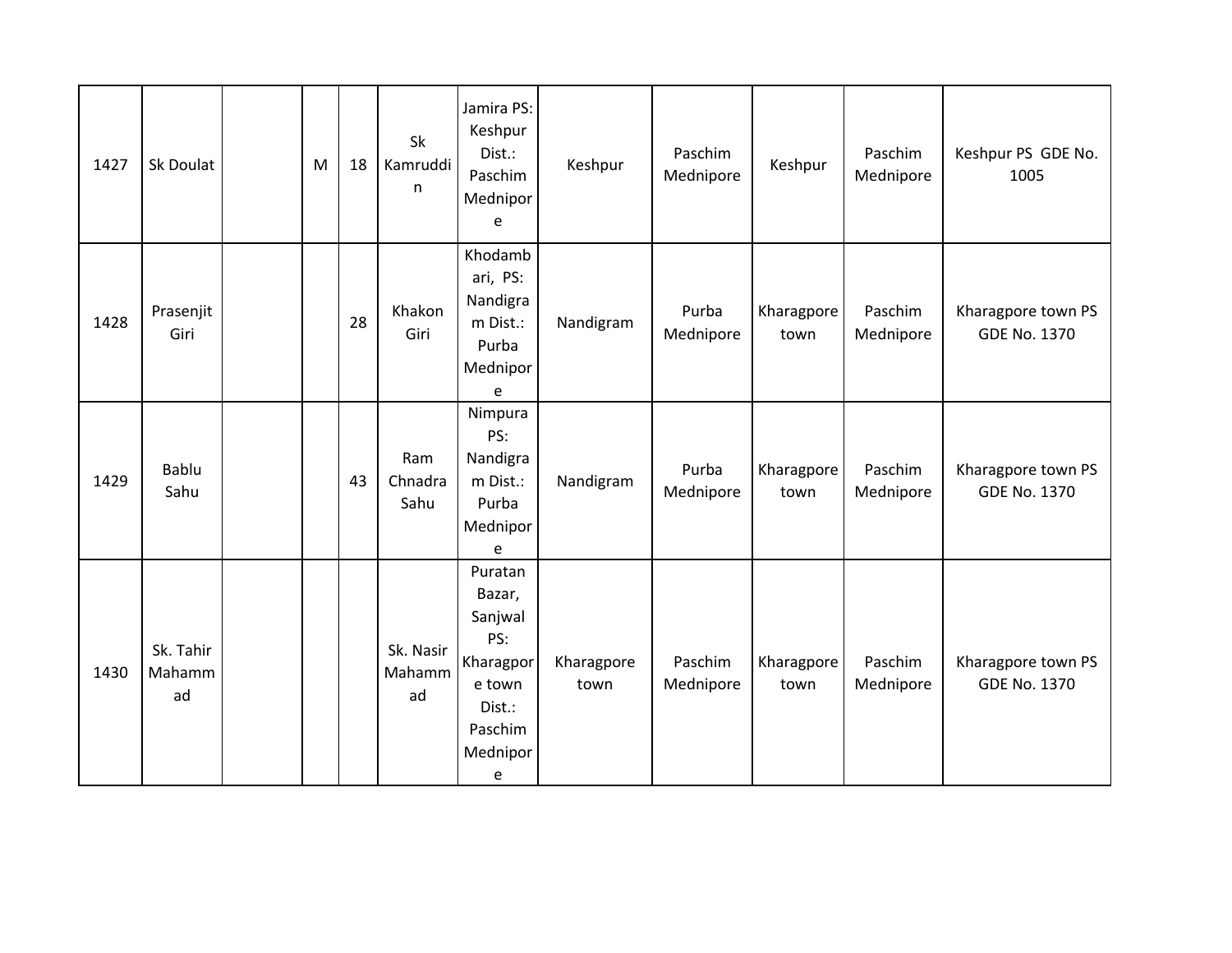| | | | | | | | | | | | |
|---|---|---|---|---|---|---|---|---|---|---|---|
| 1427 | Sk Doulat | | M | 18 | Sk Kamruddin | Jamira PS: Keshpur Dist.: Paschim Mednipore | Keshpur | Paschim Mednipore | Keshpur | Paschim Mednipore | Keshpur PS GDE No. 1005 |
| 1428 | Prasenjit Giri | | | 28 | Khakon Giri | Khodambari, PS: Nandigram Dist.: Purba Mednipore | Nandigram | Purba Mednipore | Kharagpore town | Paschim Mednipore | Kharagpore town PS GDE No. 1370 |
| 1429 | Bablu Sahu | | | 43 | Ram Chnadra Sahu | Nimpura PS: Nandigram Dist.: Purba Mednipore | Nandigram | Purba Mednipore | Kharagpore town | Paschim Mednipore | Kharagpore town PS GDE No. 1370 |
| 1430 | Sk. Tahir Mahammad | | | | Sk. Nasir Mahammad | Puratan Bazar, Sanjwal PS: Kharagpore town Dist.: Paschim Mednipore | Kharagpore town | Paschim Mednipore | Kharagpore town | Paschim Mednipore | Kharagpore town PS GDE No. 1370 |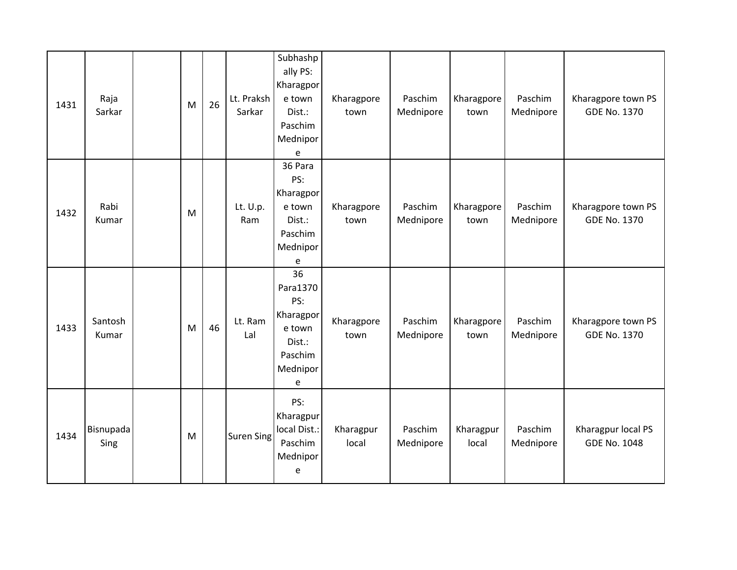| 1431 | Raja Sarkar | | M | 26 | Lt. Praksh Sarkar | Subhashpally PS: Kharagpore town Dist.: Paschim Mednipore | Kharagpore town | Paschim Mednipore | Kharagpore town | Paschim Mednipore | Kharagpore town PS GDE No. 1370 |
|---|---|---|---|---|---|---|---|---|---|---|---|
| 1432 | Rabi Kumar | | M | | Lt. U.p. Ram | 36 Para PS: Kharagpore town Dist.: Paschim Mednipore | Kharagpore town | Paschim Mednipore | Kharagpore town | Paschim Mednipore | Kharagpore town PS GDE No. 1370 |
| 1433 | Santosh Kumar | | M | 46 | Lt. Ram Lal | 36 Para1370 PS: Kharagpore town Dist.: Paschim Mednipore | Kharagpore town | Paschim Mednipore | Kharagpore town | Paschim Mednipore | Kharagpore town PS GDE No. 1370 |
| 1434 | Bisnupada Sing | | M | | Suren Sing | PS: Kharagpur local Dist.: Paschim Mednipore | Kharagpur local | Paschim Mednipore | Kharagpur local | Paschim Mednipore | Kharagpur local PS GDE No. 1048 |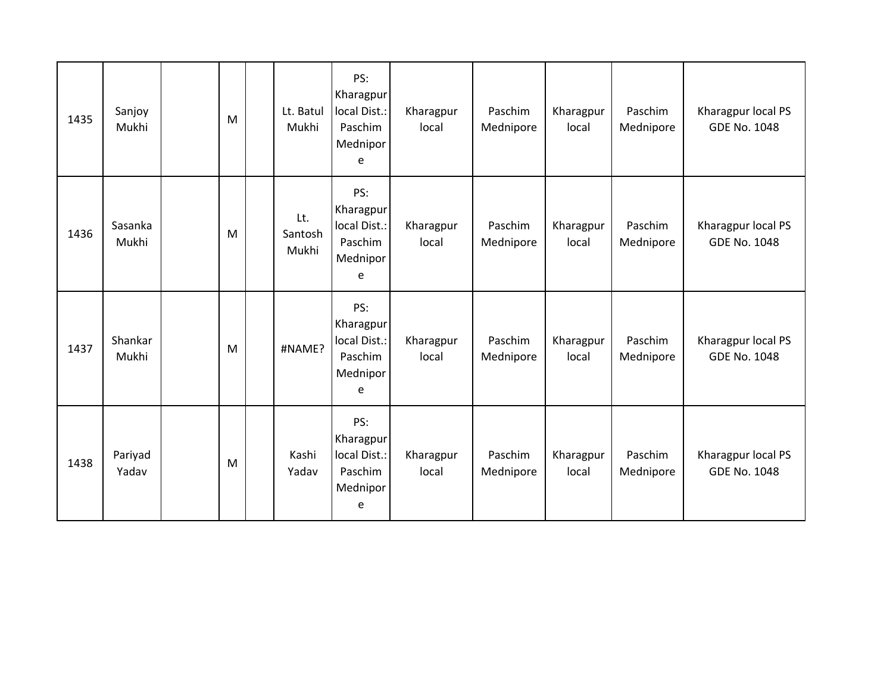| 1435 | Sanjoy Mukhi | | M | | Lt. Batul Mukhi | PS: Kharagpur local Dist.: Paschim Mednipore | Kharagpur local | Paschim Mednipore | Kharagpur local | Paschim Mednipore | Kharagpur local PS GDE No. 1048 |
|---|---|---|---|---|---|---|---|---|---|---|---|
| 1436 | Sasanka Mukhi | | M | | Lt. Santosh Mukhi | PS: Kharagpur local Dist.: Paschim Mednipore | Kharagpur local | Paschim Mednipore | Kharagpur local | Paschim Mednipore | Kharagpur local PS GDE No. 1048 |
| 1437 | Shankar Mukhi | | M | | #NAME? | PS: Kharagpur local Dist.: Paschim Mednipore | Kharagpur local | Paschim Mednipore | Kharagpur local | Paschim Mednipore | Kharagpur local PS GDE No. 1048 |
| 1438 | Pariyad Yadav | | M | | Kashi Yadav | PS: Kharagpur local Dist.: Paschim Mednipore | Kharagpur local | Paschim Mednipore | Kharagpur local | Paschim Mednipore | Kharagpur local PS GDE No. 1048 |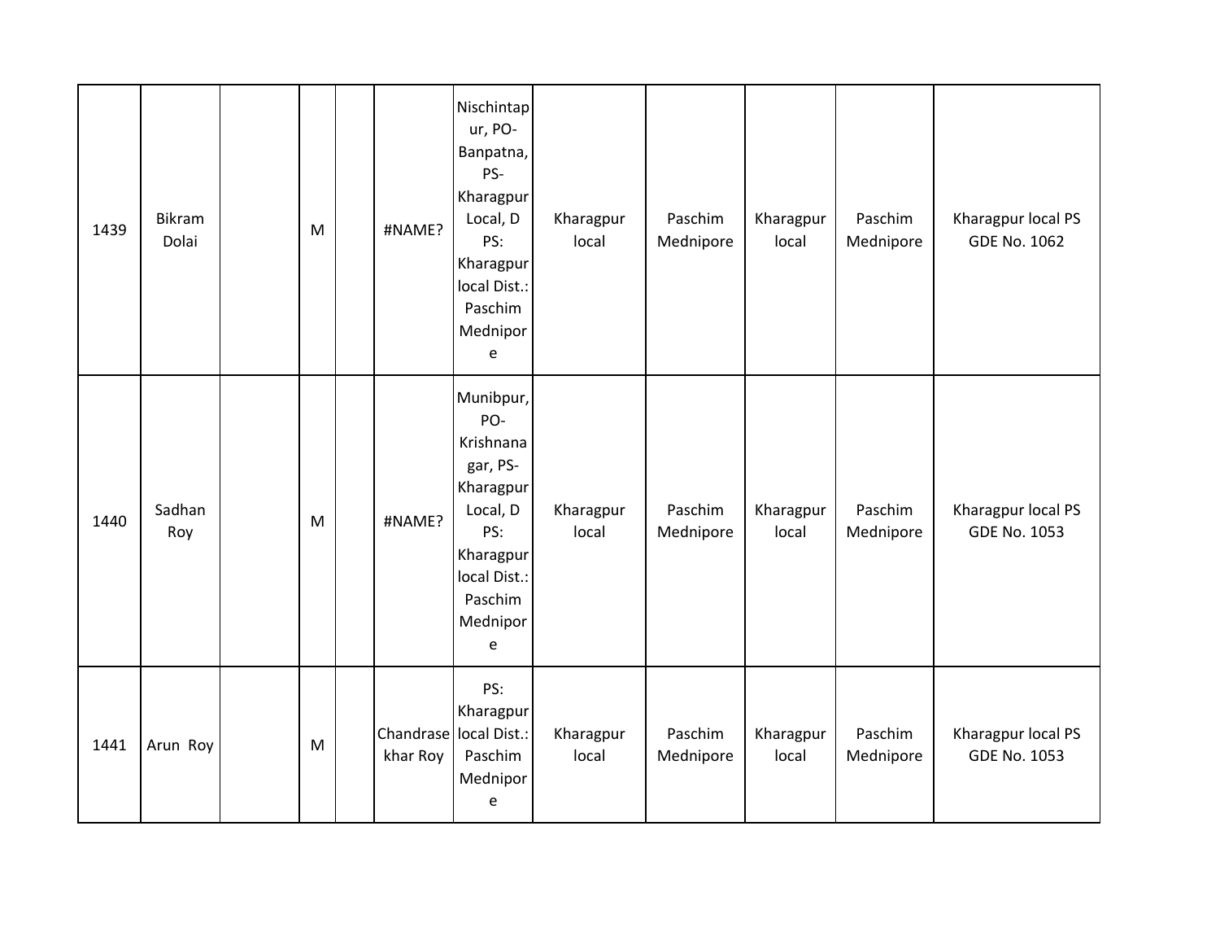| 1439 | Bikram Dolai | | M | | #NAME? | Nischintapur, PO-Banpatna, PS-Kharagpur Local, D PS: Kharagpur local Dist.: Paschim Mednipore | Kharagpur local | Paschim Mednipore | Kharagpur local | Paschim Mednipore | Kharagpur local PS GDE No. 1062 |
|---|---|---|---|---|---|---|---|---|---|---|---|
| 1440 | Sadhan Roy | | M | | #NAME? | Munibpur, PO-Krishnanagar, PS-Kharagpur Local, D PS: Kharagpur local Dist.: Paschim Mednipore | Kharagpur local | Paschim Mednipore | Kharagpur local | Paschim Mednipore | Kharagpur local PS GDE No. 1053 |
| 1441 | Arun Roy | | M | | Chandrasekhar Roy | PS: Kharagpur local Dist.: Paschim Mednipore | Kharagpur local | Paschim Mednipore | Kharagpur local | Paschim Mednipore | Kharagpur local PS GDE No. 1053 |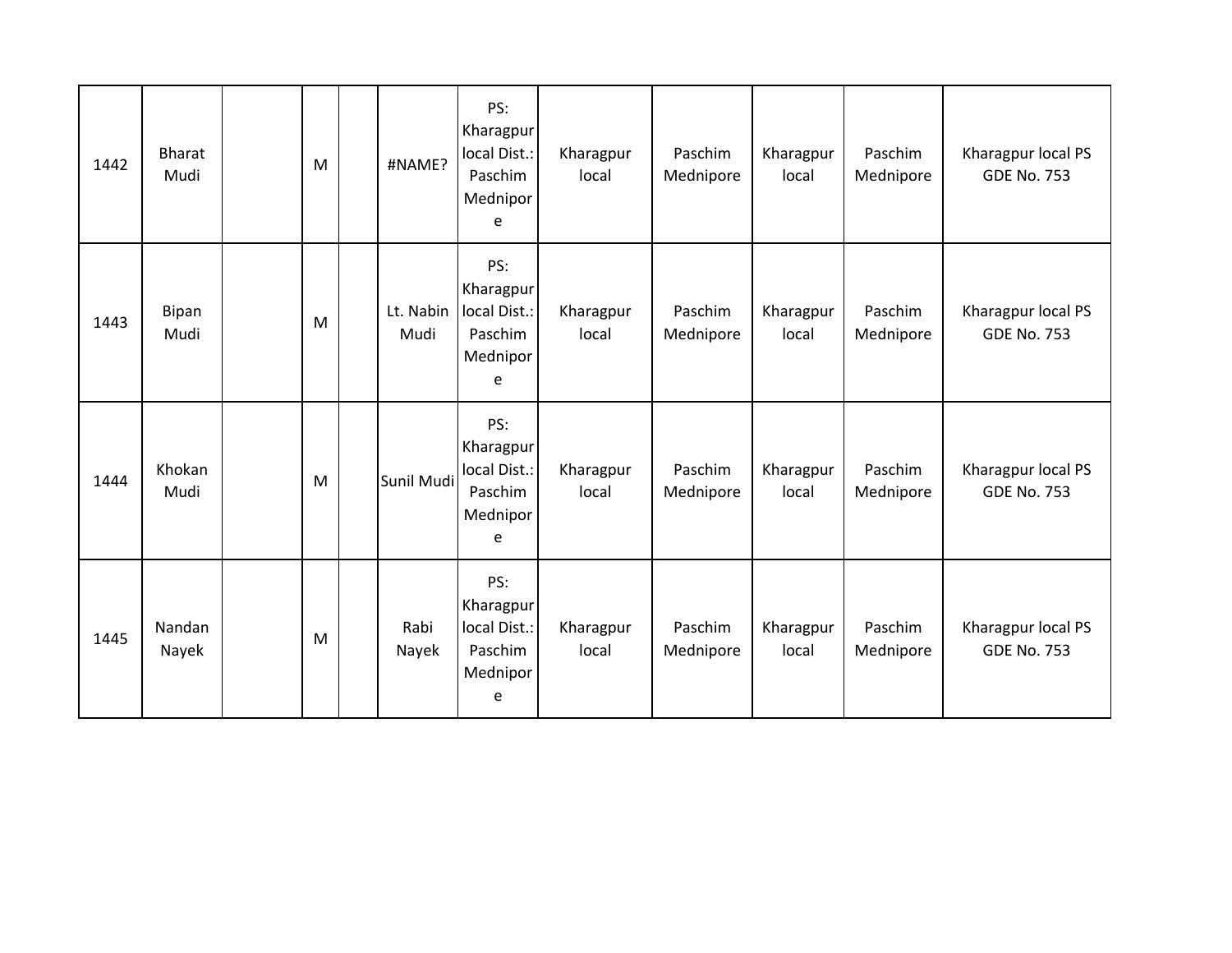| | | | | | | | | | | | |
|---|---|---|---|---|---|---|---|---|---|---|---|
| 1442 | Bharat Mudi | | M | | #NAME? | PS: Kharagpur local Dist.: Paschim Mednipore | Kharagpur local | Paschim Mednipore | Kharagpur local | Paschim Mednipore | Kharagpur local PS GDE No. 753 |
| 1443 | Bipan Mudi | | M | | Lt. Nabin Mudi | PS: Kharagpur local Dist.: Paschim Mednipore | Kharagpur local | Paschim Mednipore | Kharagpur local | Paschim Mednipore | Kharagpur local PS GDE No. 753 |
| 1444 | Khokan Mudi | | M | | Sunil Mudi | PS: Kharagpur local Dist.: Paschim Mednipore | Kharagpur local | Paschim Mednipore | Kharagpur local | Paschim Mednipore | Kharagpur local PS GDE No. 753 |
| 1445 | Nandan Nayek | | M | | Rabi Nayek | PS: Kharagpur local Dist.: Paschim Mednipore | Kharagpur local | Paschim Mednipore | Kharagpur local | Paschim Mednipore | Kharagpur local PS GDE No. 753 |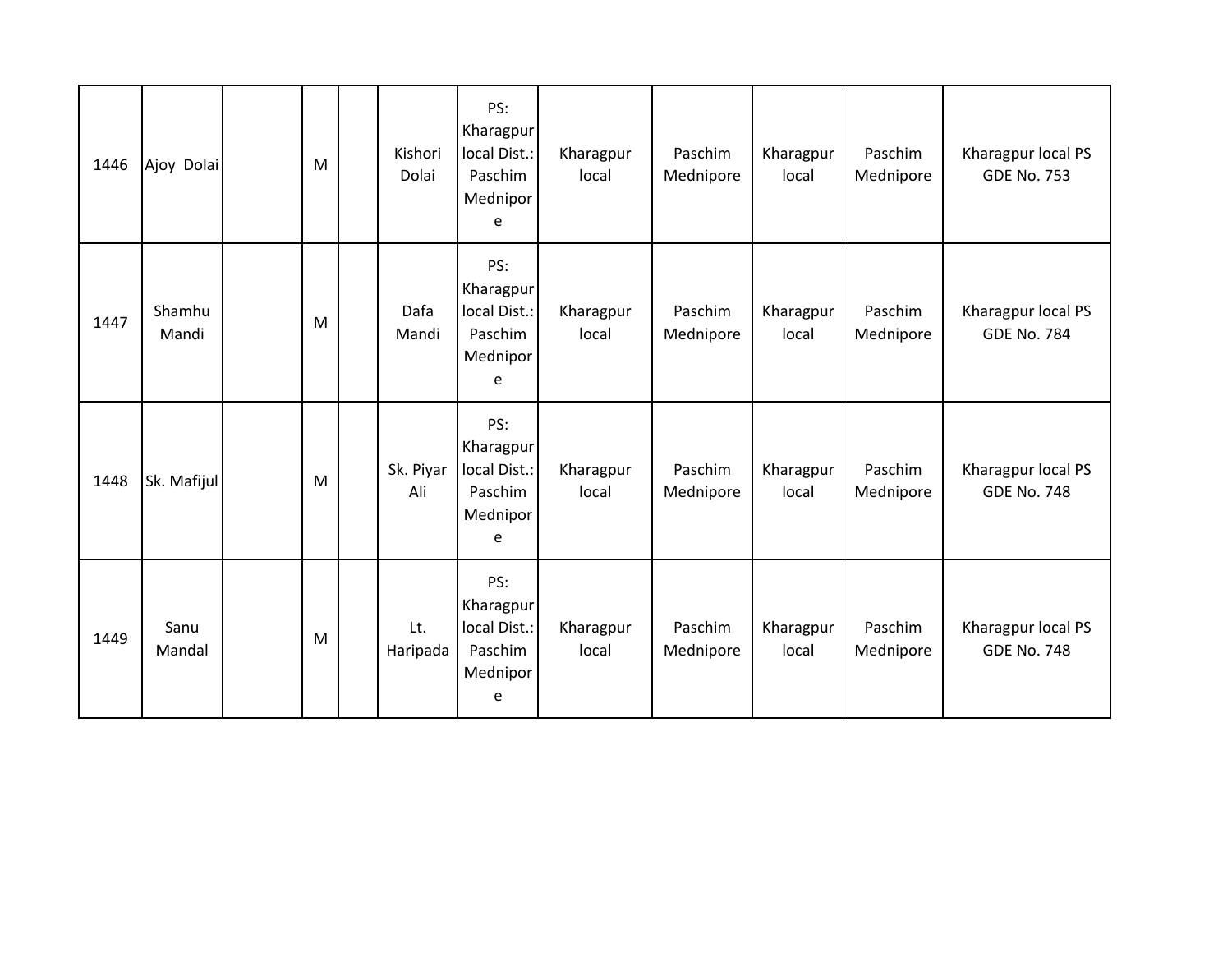| | | | | | | | | | | | |
|---|---|---|---|---|---|---|---|---|---|---|---|
| 1446 | Ajoy Dolai | | M | | Kishori Dolai | PS: Kharagpur local Dist.: Paschim Mednipore | Kharagpur local | Paschim Mednipore | Kharagpur local | Paschim Mednipore | Kharagpur local PS GDE No. 753 |
| 1447 | Shamhu Mandi | | M | | Dafa Mandi | PS: Kharagpur local Dist.: Paschim Mednipore | Kharagpur local | Paschim Mednipore | Kharagpur local | Paschim Mednipore | Kharagpur local PS GDE No. 784 |
| 1448 | Sk. Mafijul | | M | | Sk. Piyar Ali | PS: Kharagpur local Dist.: Paschim Mednipore | Kharagpur local | Paschim Mednipore | Kharagpur local | Paschim Mednipore | Kharagpur local PS GDE No. 748 |
| 1449 | Sanu Mandal | | M | | Lt. Haripada | PS: Kharagpur local Dist.: Paschim Mednipore | Kharagpur local | Paschim Mednipore | Kharagpur local | Paschim Mednipore | Kharagpur local PS GDE No. 748 |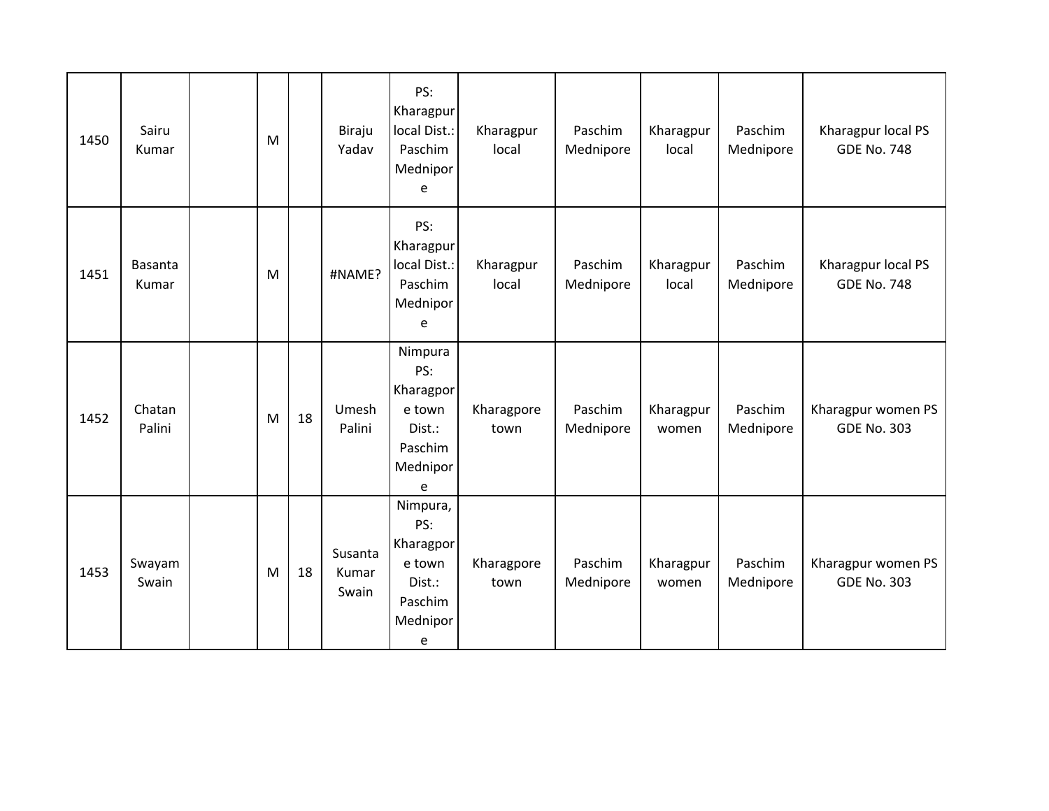| 1450 | Sairu Kumar | | M | | Biraju Yadav | PS: Kharagpur local Dist.: Paschim Mednipore | Kharagpur local | Paschim Mednipore | Kharagpur local | Paschim Mednipore | Kharagpur local PS GDE No. 748 |
|---|---|---|---|---|---|---|---|---|---|---|---|
| 1451 | Basanta Kumar | | M | | #NAME? | PS: Kharagpur local Dist.: Paschim Mednipore | Kharagpur local | Paschim Mednipore | Kharagpur local | Paschim Mednipore | Kharagpur local PS GDE No. 748 |
| 1452 | Chatan Palini | | M | 18 | Umesh Palini | Nimpura PS: Kharagpore town Dist.: Paschim Mednipore | Kharagpore town | Paschim Mednipore | Kharagpur women | Paschim Mednipore | Kharagpur women PS GDE No. 303 |
| 1453 | Swayam Swain | | M | 18 | Susanta Kumar Swain | Nimpura, PS: Kharagpore town Dist.: Paschim Mednipore | Kharagpore town | Paschim Mednipore | Kharagpur women | Paschim Mednipore | Kharagpur women PS GDE No. 303 |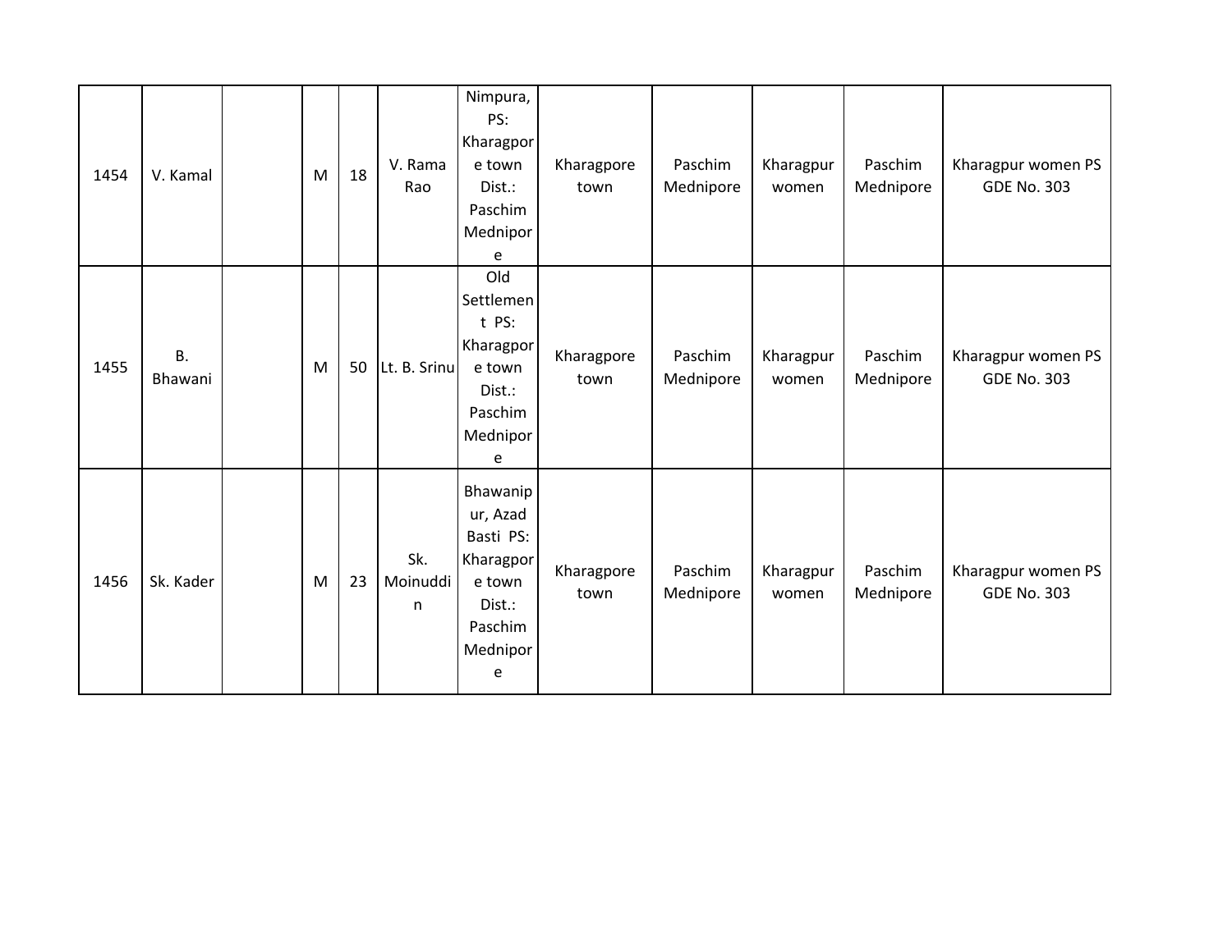| | | | | | | | | | | | |
|---|---|---|---|---|---|---|---|---|---|---|---|
| 1454 | V. Kamal | | M | 18 | V. Rama Rao | Nimpura, PS: Kharagpore town Dist.: Paschim Mednipore | Kharagpore town | Paschim Mednipore | Kharagpur women | Paschim Mednipore | Kharagpur women PS GDE No. 303 |
| 1455 | B. Bhawani | | M | 50 | Lt. B. Srinu | Old Settlement PS: Kharagpore town Dist.: Paschim Mednipore | Kharagpore town | Paschim Mednipore | Kharagpur women | Paschim Mednipore | Kharagpur women PS GDE No. 303 |
| 1456 | Sk. Kader | | M | 23 | Sk. Moinuddin | Bhawanipur, Azad Basti PS: Kharagpore town Dist.: Paschim Mednipore | Kharagpore town | Paschim Mednipore | Kharagpur women | Paschim Mednipore | Kharagpur women PS GDE No. 303 |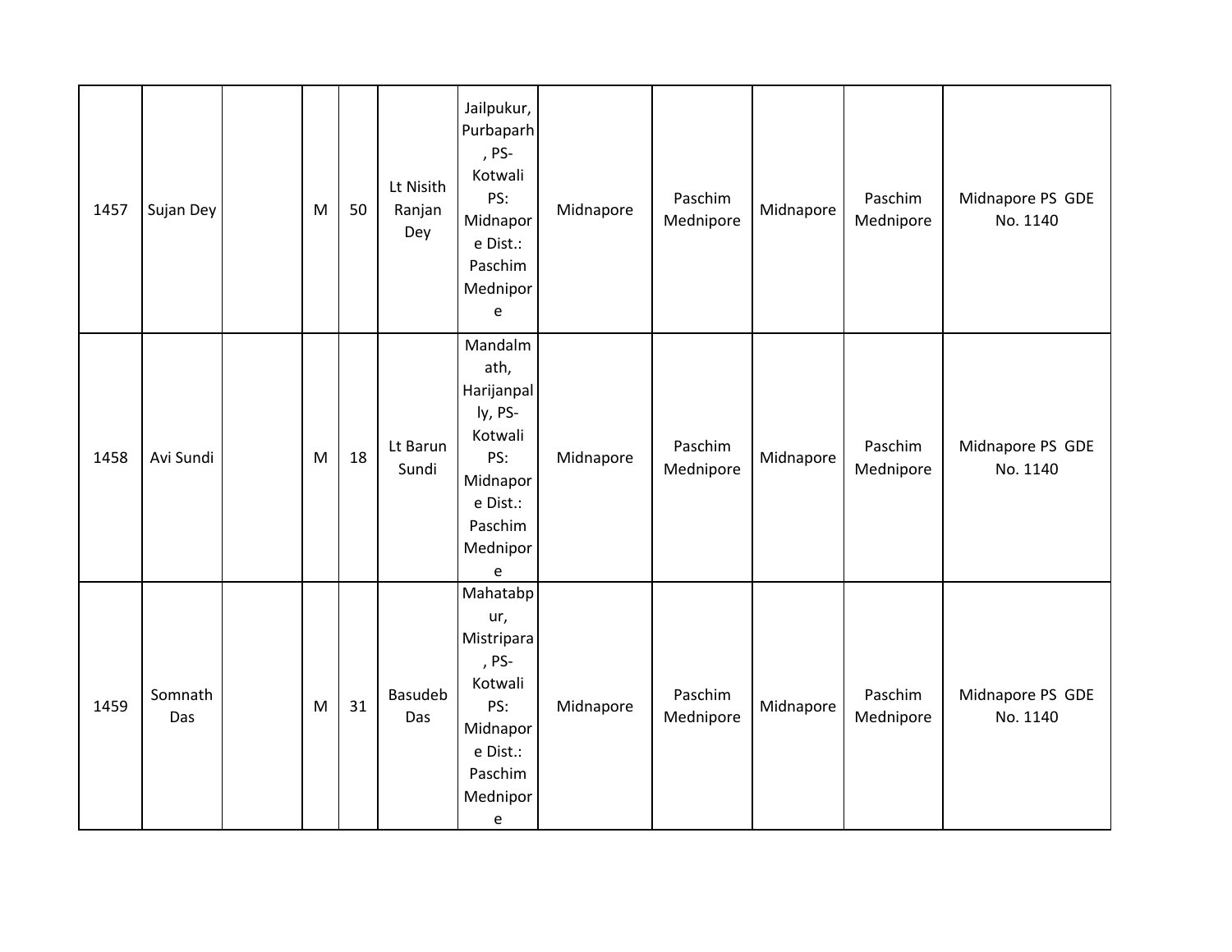| | | | | | | | | | | | |
|---|---|---|---|---|---|---|---|---|---|---|---|
| 1457 | Sujan Dey | | M | 50 | Lt Nisith Ranjan Dey | Jailpukur, Purbaparh, PS-Kotwali PS: Midnapore Dist.: Paschim Mednipore | Midnapore | Paschim Mednipore | Midnapore | Paschim Mednipore | Midnapore PS GDE No. 1140 |
| 1458 | Avi Sundi | | M | 18 | Lt Barun Sundi | Mandalmath, Harijanpally, PS-Kotwali PS: Midnapore Dist.: Paschim Mednipore | Midnapore | Paschim Mednipore | Midnapore | Paschim Mednipore | Midnapore PS GDE No. 1140 |
| 1459 | Somnath Das | | M | 31 | Basudeb Das | Mahatabpur, Mistripara, PS-Kotwali PS: Midnapore Dist.: Paschim Mednipore | Midnapore | Paschim Mednipore | Midnapore | Paschim Mednipore | Midnapore PS GDE No. 1140 |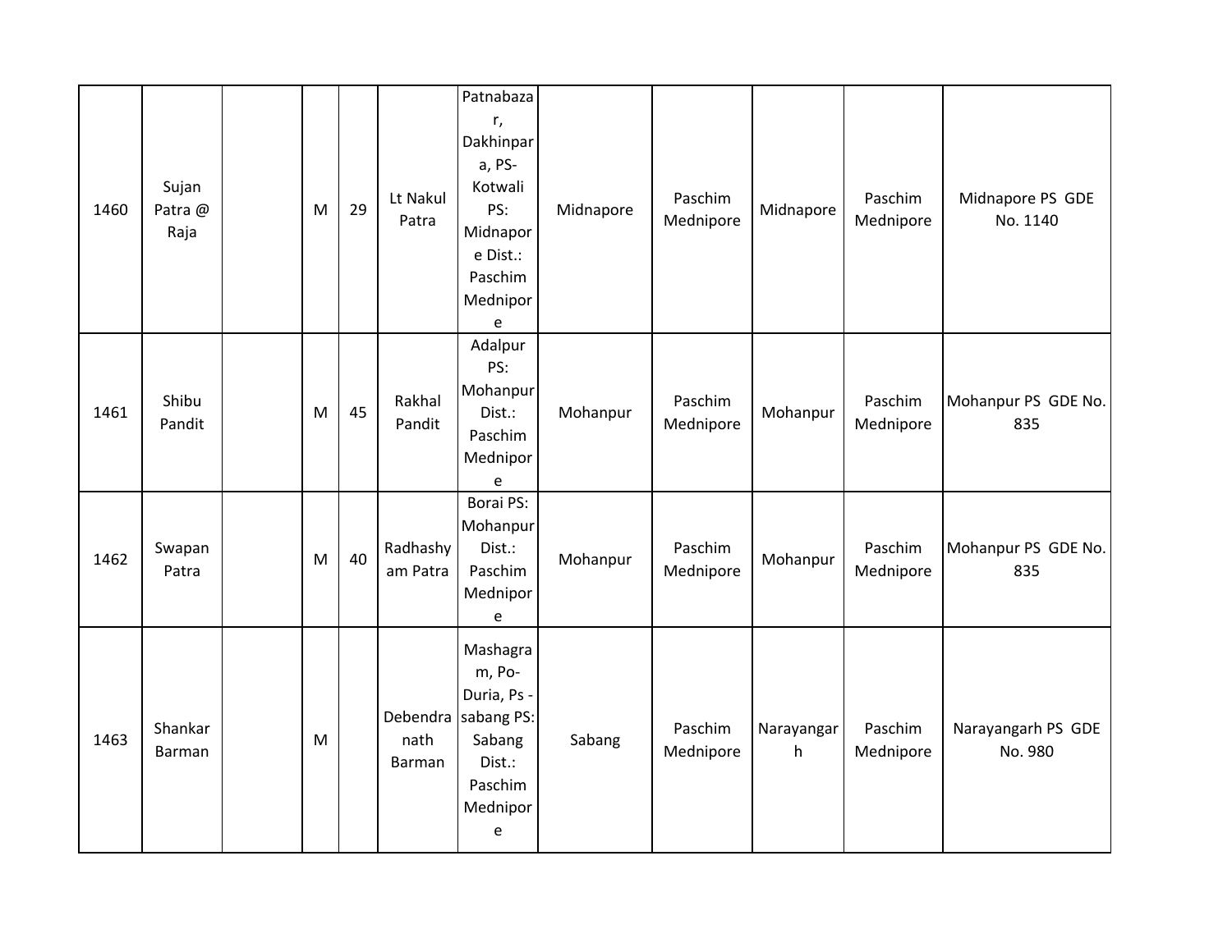| 1460 | Sujan Patra @ Raja | | M | 29 | Lt Nakul Patra | Patnabazar, Dakhinpara, PS-Kotwali PS: Midnapore Dist.: Paschim Mednipore | Midnapore | Paschim Mednipore | Midnapore | Paschim Mednipore | Midnapore PS GDE No. 1140 |
|---|---|---|---|---|---|---|---|---|---|---|---|
| 1461 | Shibu Pandit | | M | 45 | Rakhal Pandit | Adalpur PS: Mohanpur Dist.: Paschim Mednipore | Mohanpur | Paschim Mednipore | Mohanpur | Paschim Mednipore | Mohanpur PS GDE No. 835 |
| 1462 | Swapan Patra | | M | 40 | Radhashyam Patra | Borai PS: Mohanpur Dist.: Paschim Mednipore | Mohanpur | Paschim Mednipore | Mohanpur | Paschim Mednipore | Mohanpur PS GDE No. 835 |
| 1463 | Shankar Barman | | M | | Debendranath Barman | Mashagram, Po-Duria, Ps -sabang PS: Sabang Dist.: Paschim Mednipore | Sabang | Paschim Mednipore | Narayangarh | Paschim Mednipore | Narayangarh PS GDE No. 980 |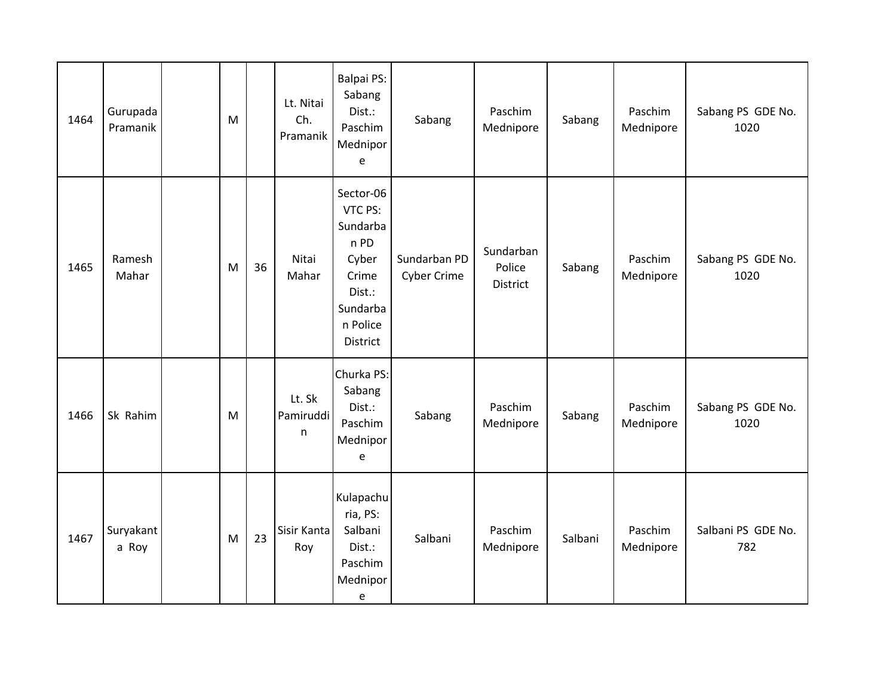| 1464 | Gurupada Pramanik | | M | | Lt. Nitai Ch. Pramanik | Balpai PS: Sabang Dist.: Paschim Mednipore | Sabang | Paschim Mednipore | Sabang | Paschim Mednipore | Sabang PS GDE No. 1020 |
|---|---|---|---|---|---|---|---|---|---|---|---|
| 1465 | Ramesh Mahar | | M | 36 | Nitai Mahar | Sector-06 VTC PS: Sundarban PD Cyber Crime Dist.: Sundarban Police District | Sundarban PD Cyber Crime | Sundarban Police District | Sabang | Paschim Mednipore | Sabang PS GDE No. 1020 |
| 1466 | Sk Rahim | | M | | Lt. Sk Pamiruddin | Churka PS: Sabang Dist.: Paschim Mednipore | Sabang | Paschim Mednipore | Sabang | Paschim Mednipore | Sabang PS GDE No. 1020 |
| 1467 | Suryakanta Roy | | M | 23 | Sisir Kanta Roy | Kulapachuria, PS: Salbani Dist.: Paschim Mednipore | Salbani | Paschim Mednipore | Salbani | Paschim Mednipore | Salbani PS GDE No. 782 |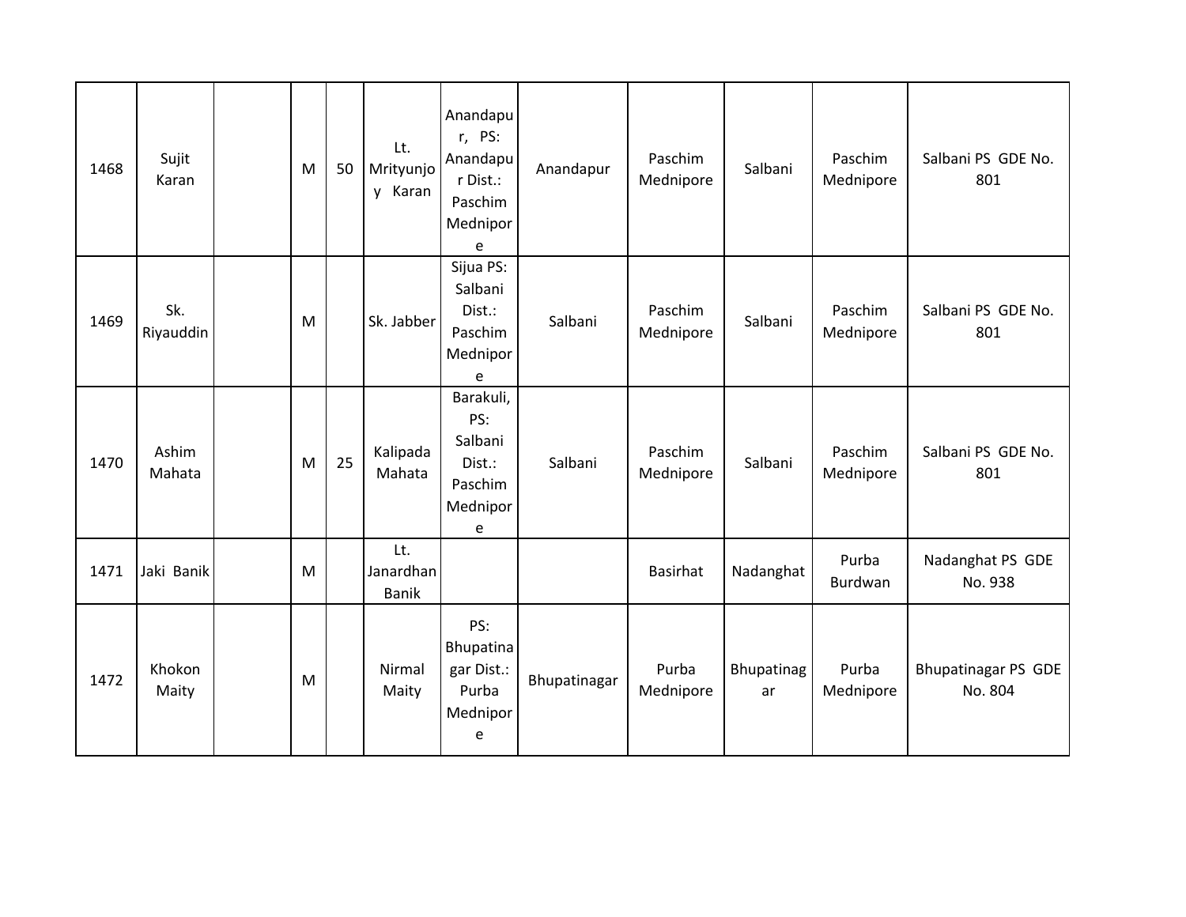| 1468 | Sujit Karan | | M | 50 | Lt. Mrityunjoy Karan | Anandapur, PS: Anandapur Dist.: Paschim Mednipore | Anandapur | Paschim Mednipore | Salbani | Paschim Mednipore | Salbani PS GDE No. 801 |
|---|---|---|---|---|---|---|---|---|---|---|---|
| 1469 | Sk. Riyauddin | | M | | Sk. Jabber | Sijua PS: Salbani Dist.: Paschim Mednipore | Salbani | Paschim Mednipore | Salbani | Paschim Mednipore | Salbani PS GDE No. 801 |
| 1470 | Ashim Mahata | | M | 25 | Kalipada Mahata | Barakuli, PS: Salbani Dist.: Paschim Mednipore | Salbani | Paschim Mednipore | Salbani | Paschim Mednipore | Salbani PS GDE No. 801 |
| 1471 | Jaki Banik | | M | | Lt. Janardhan Banik | | | Basirhat | Nadanghat | Purba Burdwan | Nadanghat PS GDE No. 938 |
| 1472 | Khokon Maity | | M | | Nirmal Maity | PS: Bhupatinagar Dist.: Purba Mednipore | Bhupatinagar | Purba Mednipore | Bhupatinagar | Purba Mednipore | Bhupatinagar PS GDE No. 804 |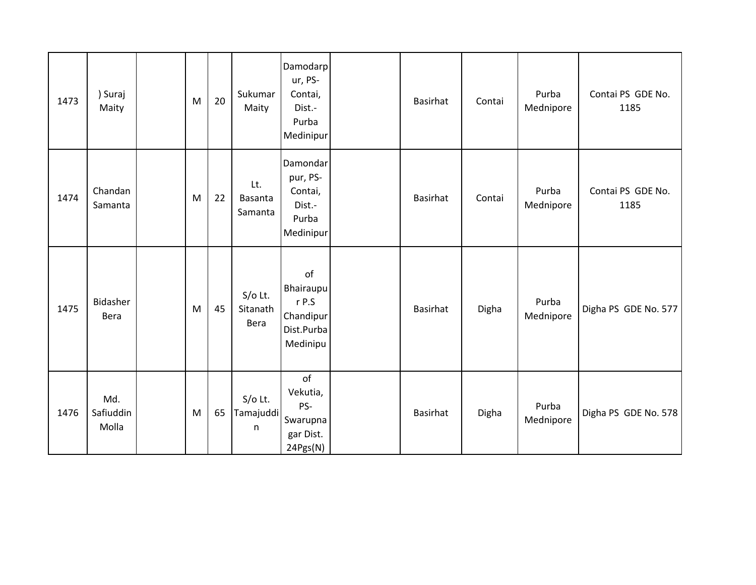| | | | | | | | | | | | |
|---|---|---|---|---|---|---|---|---|---|---|---|
| 1473 | ) Suraj Maity | | M | 20 | Sukumar Maity | Damodarpur, PS-Contai, Dist.-Purba Medinipur | | Basirhat | Contai | Purba Mednipore | Contai PS GDE No. 1185 |
| 1474 | Chandan Samanta | | M | 22 | Lt. Basanta Samanta | Damondarpur, PS-Contai, Dist.-Purba Medinipur | | Basirhat | Contai | Purba Mednipore | Contai PS GDE No. 1185 |
| 1475 | Bidasher Bera | | M | 45 | S/o Lt. Sitanath Bera | of Bhairaupur P.S Chandipur Dist.Purba Medinipu | | Basirhat | Digha | Purba Mednipore | Digha PS GDE No. 577 |
| 1476 | Md. Safiuddin Molla | | M | 65 | S/o Lt. Tamajuddin | of Vekutia, PS-Swarupnagar Dist. 24Pgs(N) | | Basirhat | Digha | Purba Mednipore | Digha PS GDE No. 578 |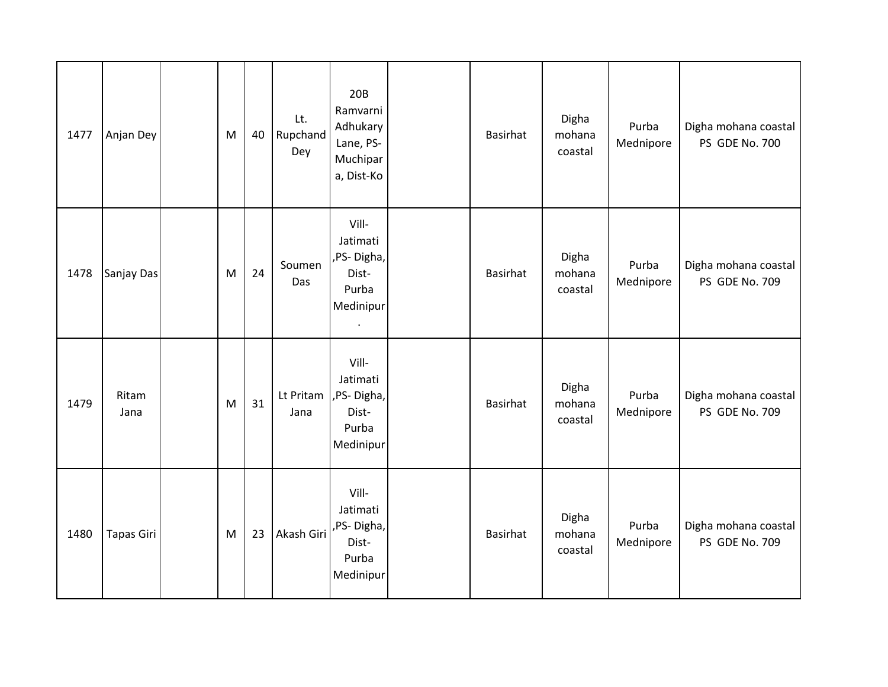| 1477 | Anjan Dey | | M | 40 | Lt. Rupchand Dey | 20B Ramvarni Adhukary Lane, PS-Muchipara, Dist-Ko | | Basirhat | Digha mohana coastal | Purba Mednipore | Digha mohana coastal PS GDE No. 700 |
|---|---|---|---|---|---|---|---|---|---|---|---|
| 1478 | Sanjay Das | | M | 24 | Soumen Das | Vill-Jatimati ,PS- Digha, Dist-Purba Medinipur. | | Basirhat | Digha mohana coastal | Purba Mednipore | Digha mohana coastal PS GDE No. 709 |
| 1479 | Ritam Jana | | M | 31 | Lt Pritam Jana | Vill-Jatimati ,PS- Digha, Dist-Purba Medinipur | | Basirhat | Digha mohana coastal | Purba Mednipore | Digha mohana coastal PS GDE No. 709 |
| 1480 | Tapas Giri | | M | 23 | Akash Giri | Vill-Jatimati ,PS- Digha, Dist-Purba Medinipur | | Basirhat | Digha mohana coastal | Purba Mednipore | Digha mohana coastal PS GDE No. 709 |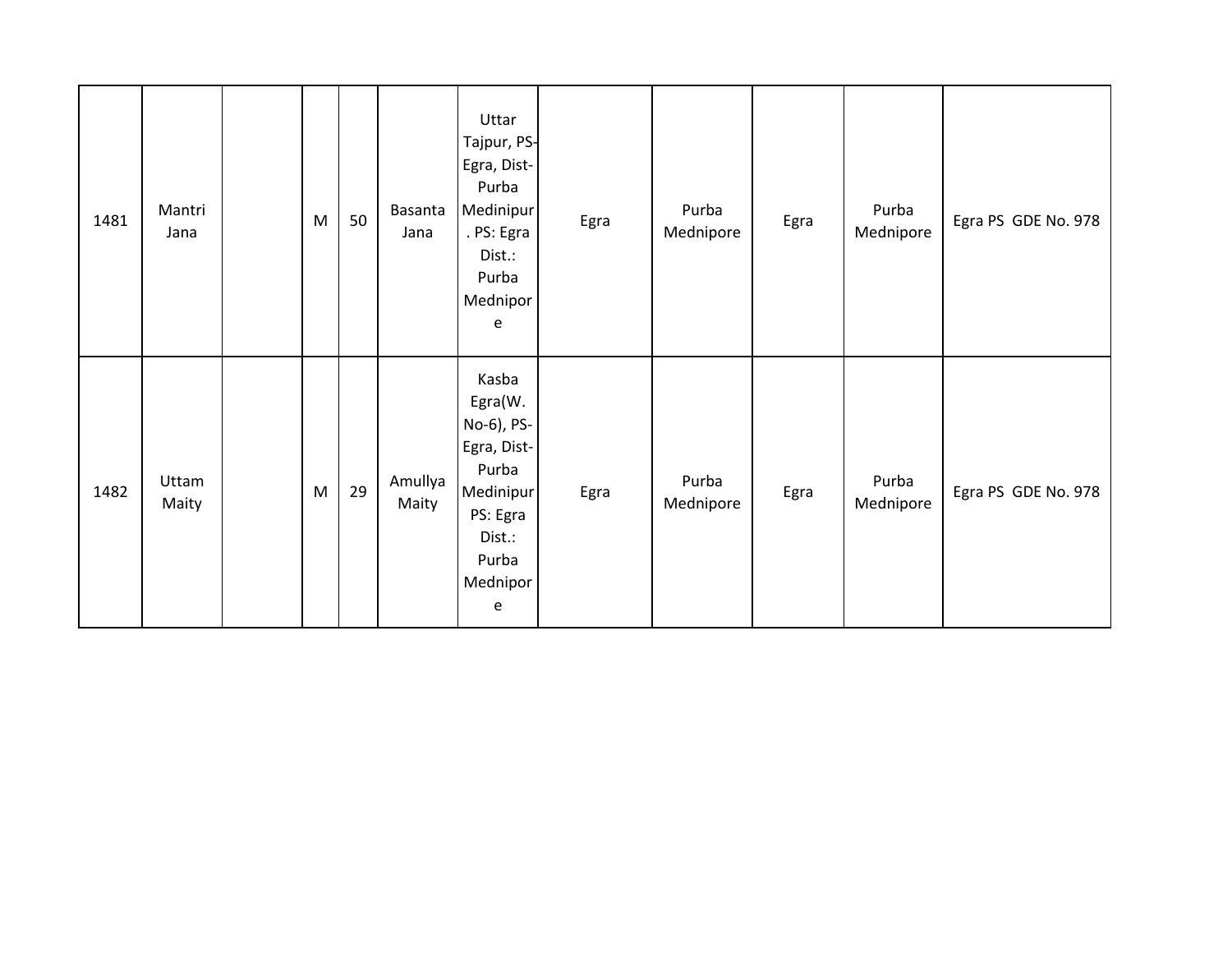| | | | | | | | | | | | |
|---|---|---|---|---|---|---|---|---|---|---|---|
| 1481 | Mantri Jana | | M | 50 | Basanta Jana | Uttar Tajpur, PS-Egra, Dist-Purba Medinipur. PS: Egra Dist.: Purba Mednipore | Egra | Purba Mednipore | Egra | Purba Mednipore | Egra PS GDE No. 978 |
| 1482 | Uttam Maity | | M | 29 | Amullya Maity | Kasba Egra(W. No-6), PS-Egra, Dist-Purba Medinipur PS: Egra Dist.: Purba Mednipore | Egra | Purba Mednipore | Egra | Purba Mednipore | Egra PS GDE No. 978 |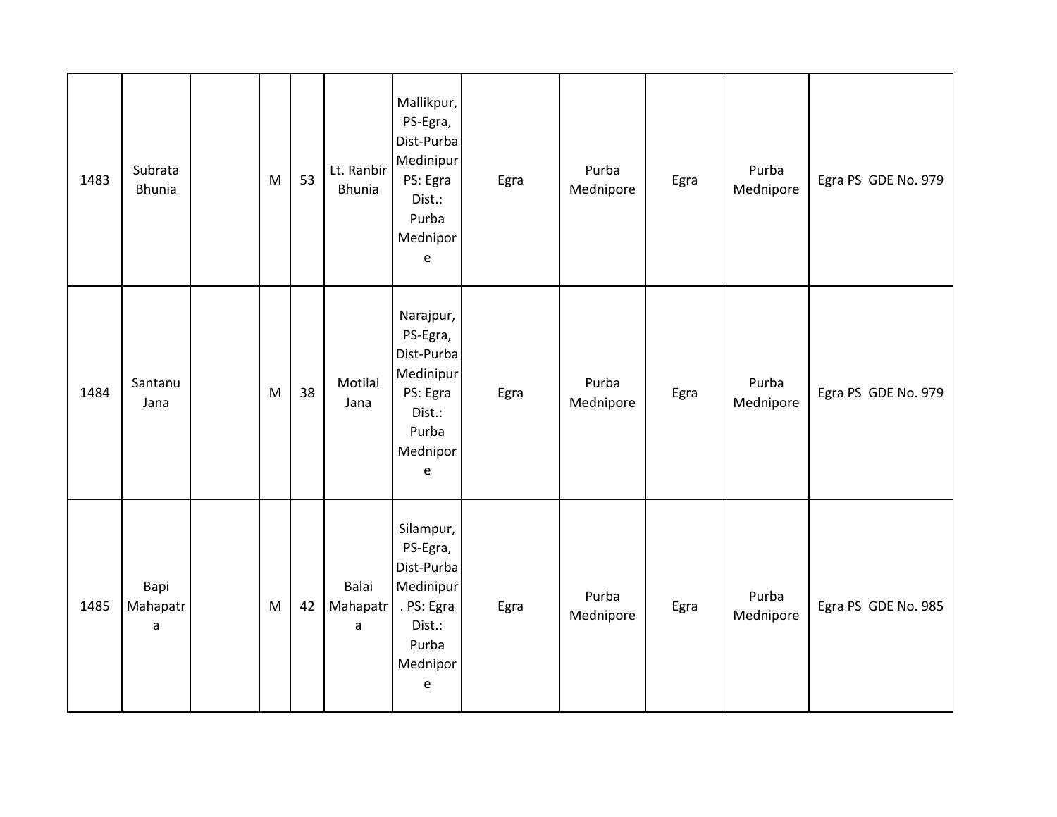| 1483 | Subrata Bhunia | | M | 53 | Lt. Ranbir Bhunia | Mallikpur, PS-Egra, Dist-Purba Medinipur PS: Egra Dist.: Purba Mednipore | Egra | Purba Mednipore | Egra | Purba Mednipore | Egra PS GDE No. 979 |
|---|---|---|---|---|---|---|---|---|---|---|---|
| 1484 | Santanu Jana | | M | 38 | Motilal Jana | Narajpur, PS-Egra, Dist-Purba Medinipur PS: Egra Dist.: Purba Mednipore | Egra | Purba Mednipore | Egra | Purba Mednipore | Egra PS GDE No. 979 |
| 1485 | Bapi Mahapatra | | M | 42 | Balai Mahapatra | Silampur, PS-Egra, Dist-Purba Medinipur. PS: Egra Dist.: Purba Mednipore | Egra | Purba Mednipore | Egra | Purba Mednipore | Egra PS GDE No. 985 |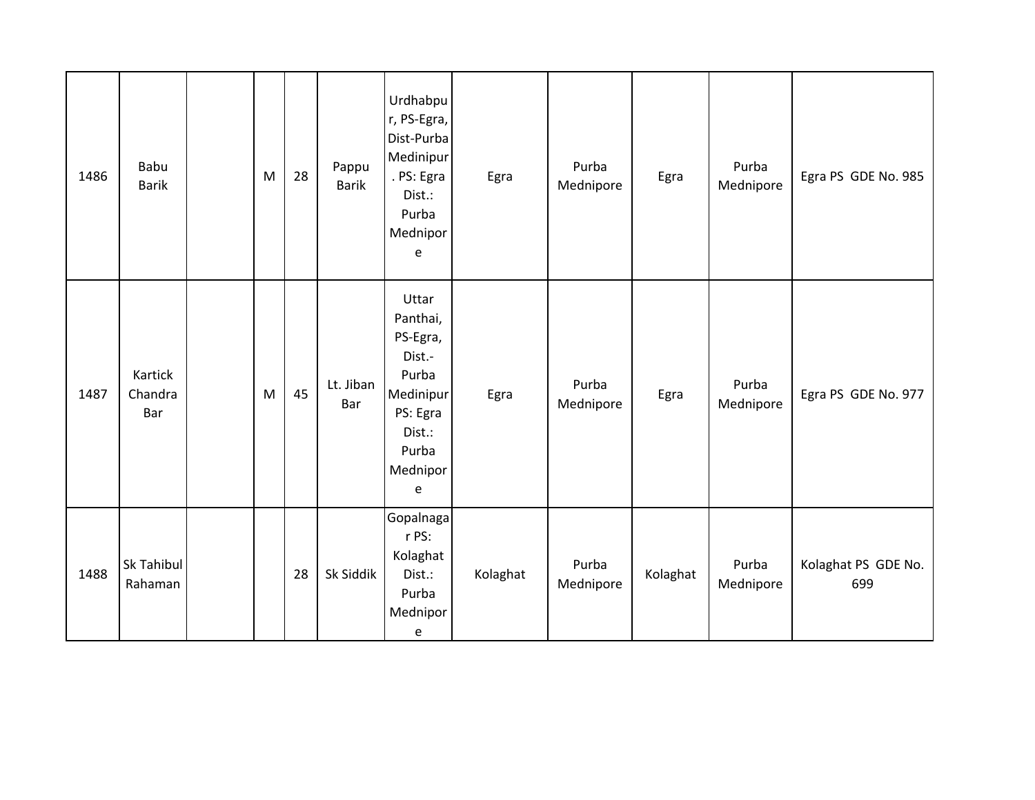| | | | | | | | | | | | |
|---|---|---|---|---|---|---|---|---|---|---|---|
| 1486 | Babu Barik | | M | 28 | Pappu Barik | Urdhabpur, PS-Egra, Dist-Purba Medinipur. PS: Egra Dist.: Purba Mednipore | Egra | Purba Mednipore | Egra | Purba Mednipore | Egra PS GDE No. 985 |
| 1487 | Kartick Chandra Bar | | M | 45 | Lt. Jiban Bar | Uttar Panthai, PS-Egra, Dist.-Purba Medinipur PS: Egra Dist.: Purba Mednipore | Egra | Purba Mednipore | Egra | Purba Mednipore | Egra PS GDE No. 977 |
| 1488 | Sk Tahibul Rahaman | | | 28 | Sk Siddik | Gopalnagar PS: Kolaghat Dist.: Purba Mednipore | Kolaghat | Purba Mednipore | Kolaghat | Purba Mednipore | Kolaghat PS GDE No. 699 |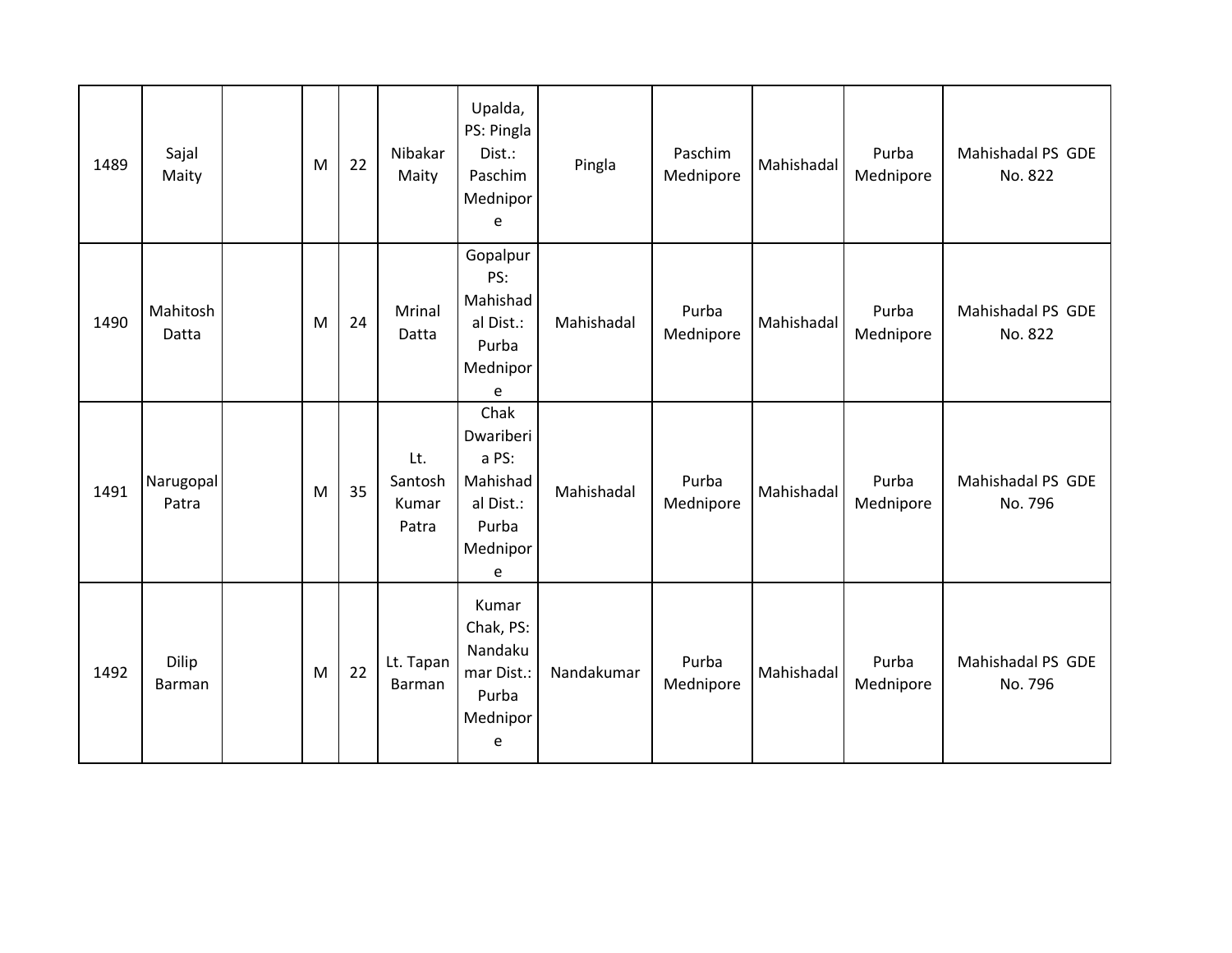| 1489 | Sajal Maity | | M | 22 | Nibakar Maity | Upalda, PS: Pingla Dist.: Paschim Mednipore | Pingla | Paschim Mednipore | Mahishadal | Purba Mednipore | Mahishadal PS GDE No. 822 |
|---|---|---|---|---|---|---|---|---|---|---|---|
| 1490 | Mahitosh Datta | | M | 24 | Mrinal Datta | Gopalpur PS: Mahishadal Dist.: Purba Mednipore | Mahishadal | Purba Mednipore | Mahishadal | Purba Mednipore | Mahishadal PS GDE No. 822 |
| 1491 | Narugopal Patra | | M | 35 | Lt. Santosh Kumar Patra | Chak Dwariberia PS: Mahishadal Dist.: Purba Mednipore | Mahishadal | Purba Mednipore | Mahishadal | Purba Mednipore | Mahishadal PS GDE No. 796 |
| 1492 | Dilip Barman | | M | 22 | Lt. Tapan Barman | Kumar Chak, PS: Nandakumar Dist.: Purba Mednipore | Nandakumar | Purba Mednipore | Mahishadal | Purba Mednipore | Mahishadal PS GDE No. 796 |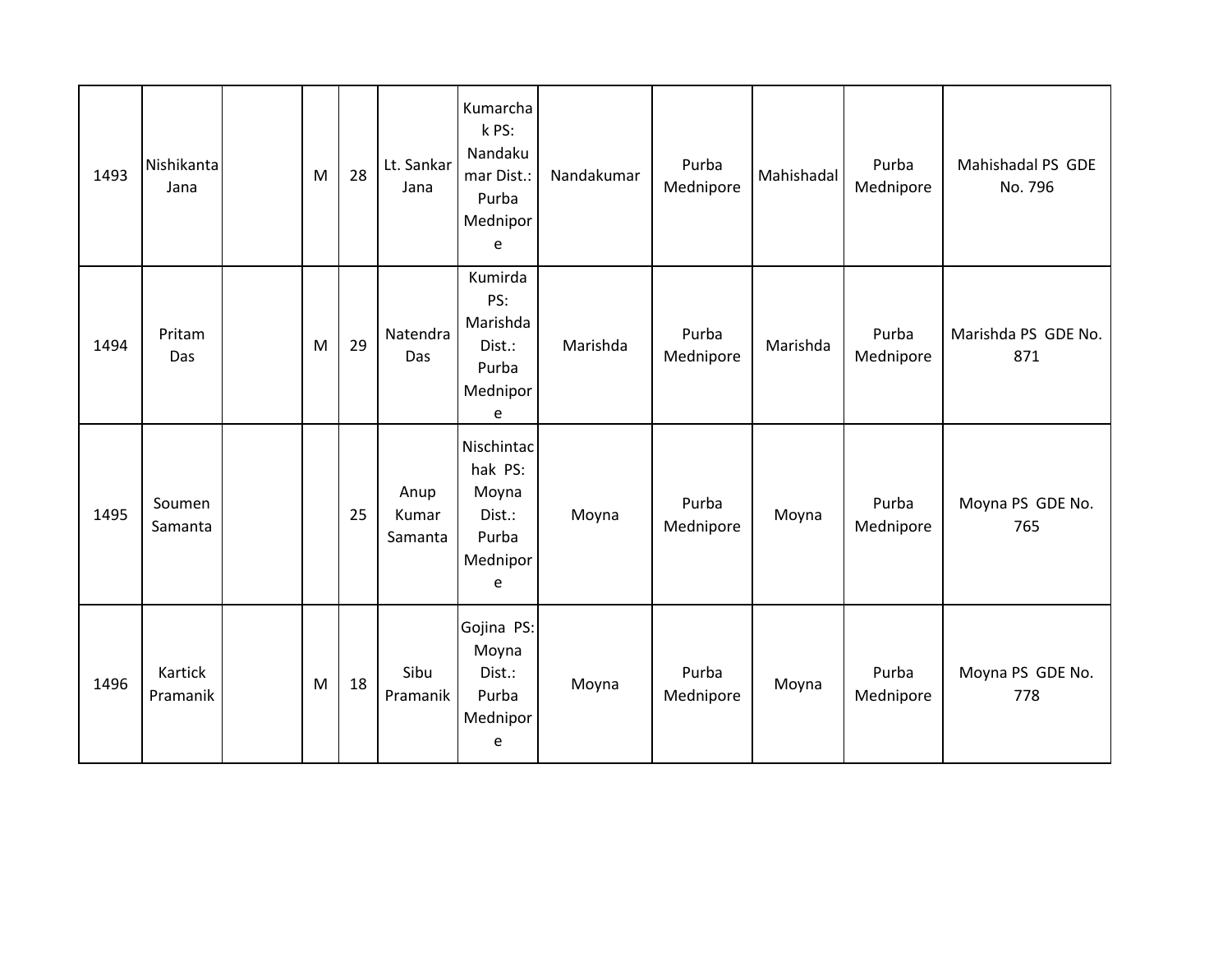| | | | | | | | | | | | |
|---|---|---|---|---|---|---|---|---|---|---|---|
| 1493 | Nishikanta Jana | | M | 28 | Lt. Sankar Jana | Kumarchak PS: Nandakumar Dist.: Purba Mednipore | Nandakumar | Purba Mednipore | Mahishadal | Purba Mednipore | Mahishadal PS GDE No. 796 |
| 1494 | Pritam Das | | M | 29 | Natendra Das | Kumirda PS: Marishda Dist.: Purba Mednipore | Marishda | Purba Mednipore | Marishda | Purba Mednipore | Marishda PS GDE No. 871 |
| 1495 | Soumen Samanta | | | 25 | Anup Kumar Samanta | Nischintachak PS: Moyna Dist.: Purba Mednipore | Moyna | Purba Mednipore | Moyna | Purba Mednipore | Moyna PS GDE No. 765 |
| 1496 | Kartick Pramanik | | M | 18 | Sibu Pramanik | Gojina PS: Moyna Dist.: Purba Mednipore | Moyna | Purba Mednipore | Moyna | Purba Mednipore | Moyna PS GDE No. 778 |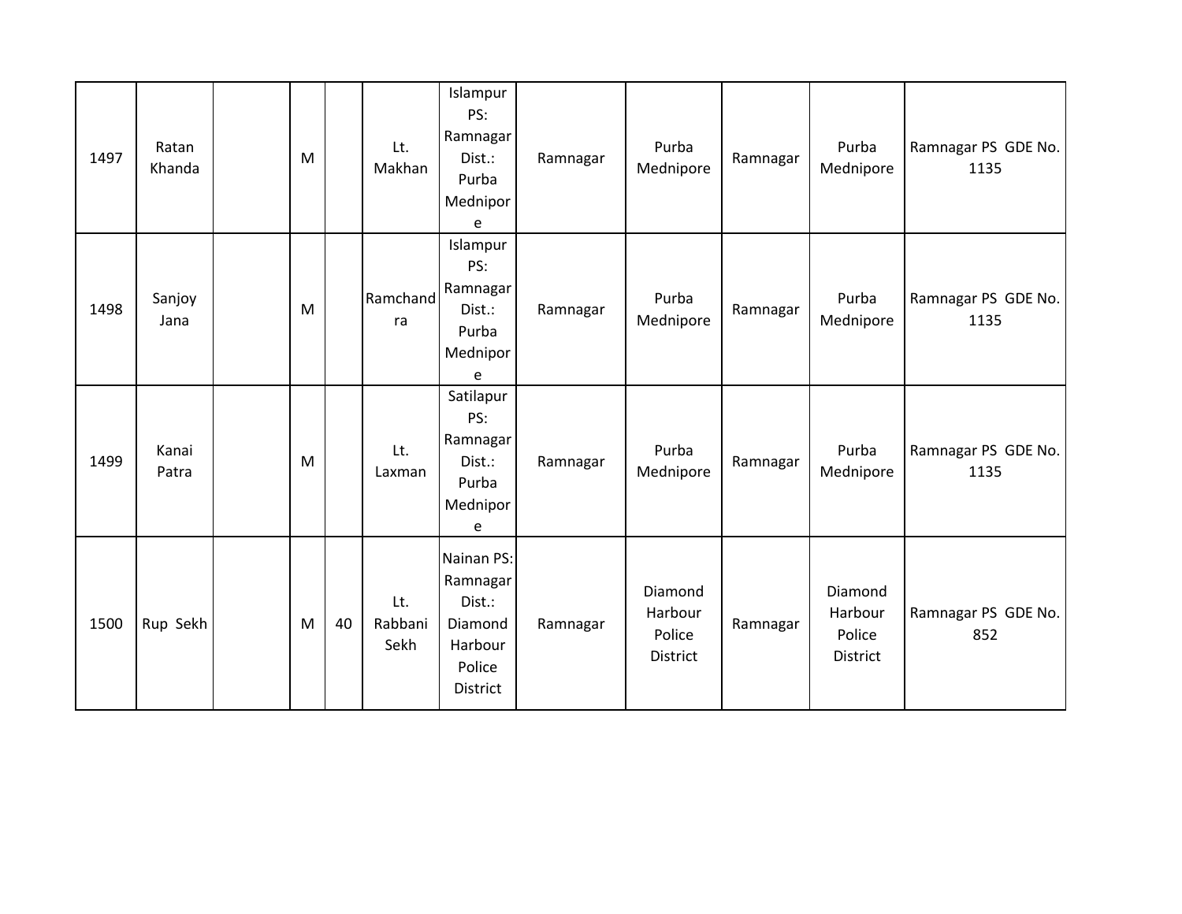| | | | | | | | | | | | |
|---|---|---|---|---|---|---|---|---|---|---|---|
| 1497 | Ratan Khanda | | M | | Lt. Makhan | Islampur PS: Ramnagar Dist.: Purba Mednipore | Ramnagar | Purba Mednipore | Ramnagar | Purba Mednipore | Ramnagar PS GDE No. 1135 |
| 1498 | Sanjoy Jana | | M | | Ramchandra | Islampur PS: Ramnagar Dist.: Purba Mednipore | Ramnagar | Purba Mednipore | Ramnagar | Purba Mednipore | Ramnagar PS GDE No. 1135 |
| 1499 | Kanai Patra | | M | | Lt. Laxman | Satilapur PS: Ramnagar Dist.: Purba Mednipore | Ramnagar | Purba Mednipore | Ramnagar | Purba Mednipore | Ramnagar PS GDE No. 1135 |
| 1500 | Rup Sekh | | M | 40 | Lt. Rabbani Sekh | Nainan PS: Ramnagar Dist.: Diamond Harbour Police District | Ramnagar | Diamond Harbour Police District | Ramnagar | Diamond Harbour Police District | Ramnagar PS GDE No. 852 |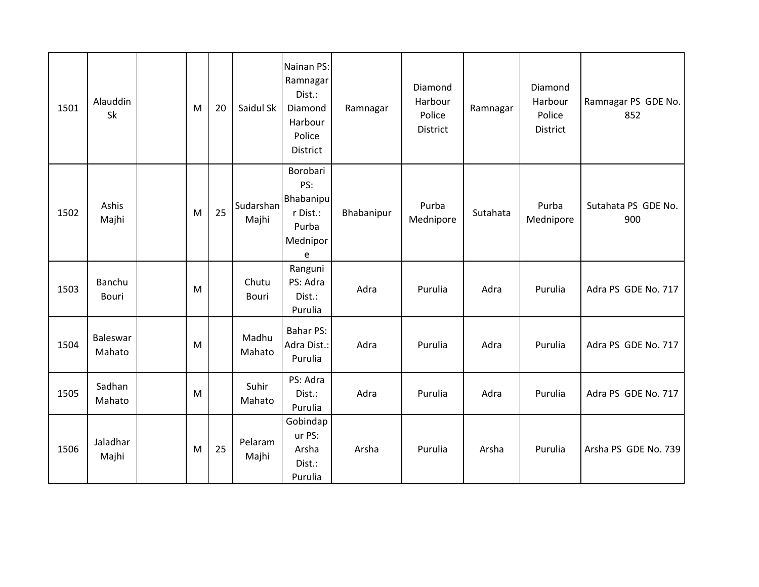| | | | | | | | | | | | |
|---|---|---|---|---|---|---|---|---|---|---|---|
| 1501 | Alauddin Sk | | M | 20 | Saidul Sk | Nainan PS: Ramnagar Dist.: Diamond Harbour Police District | Ramnagar | Diamond Harbour Police District | Ramnagar | Diamond Harbour Police District | Ramnagar PS GDE No. 852 |
| 1502 | Ashis Majhi | | M | 25 | Sudarshan Majhi | Borobari PS: Bhabanipur Dist.: Purba Mednipore | Bhabanipur | Purba Mednipore | Sutahata | Purba Mednipore | Sutahata PS GDE No. 900 |
| 1503 | Banchu Bouri | | M | | Chutu Bouri | Ranguni PS: Adra Dist.: Purulia | Adra | Purulia | Adra | Purulia | Adra PS GDE No. 717 |
| 1504 | Baleswar Mahato | | M | | Madhu Mahato | Bahar PS: Adra Dist.: Purulia | Adra | Purulia | Adra | Purulia | Adra PS GDE No. 717 |
| 1505 | Sadhan Mahato | | M | | Suhir Mahato | PS: Adra Dist.: Purulia | Adra | Purulia | Adra | Purulia | Adra PS GDE No. 717 |
| 1506 | Jaladhar Majhi | | M | 25 | Pelaram Majhi | Gobindapur PS: Arsha Dist.: Purulia | Arsha | Purulia | Arsha | Purulia | Arsha PS GDE No. 739 |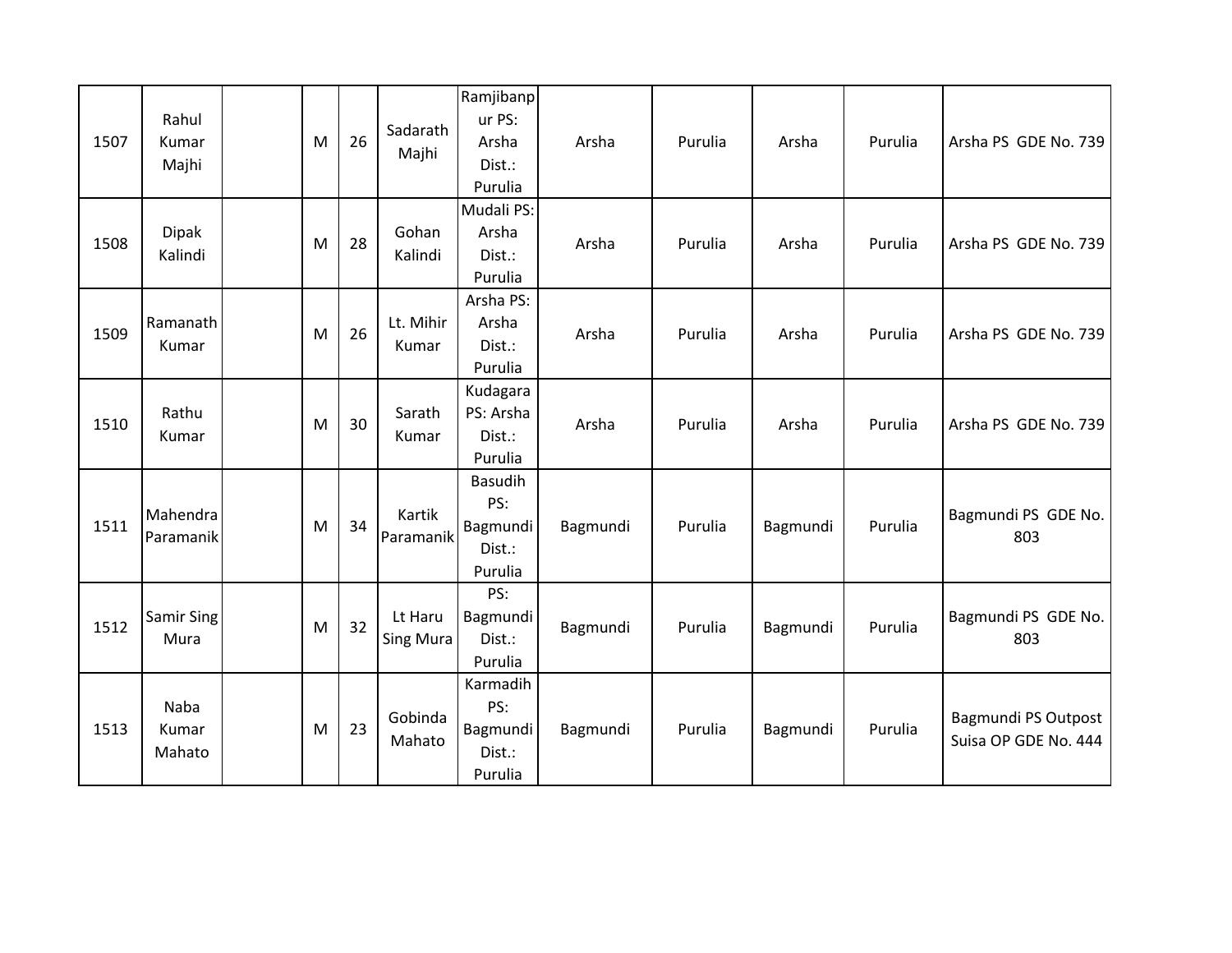| | | | | | | | | | | | |
|---|---|---|---|---|---|---|---|---|---|---|---|
| 1507 | Rahul Kumar Majhi | | M | 26 | Sadarath Majhi | Ramjibanpur PS: Arsha Dist.: Purulia | Arsha | Purulia | Arsha | Purulia | Arsha PS GDE No. 739 |
| 1508 | Dipak Kalindi | | M | 28 | Gohan Kalindi | Mudali PS: Arsha Dist.: Purulia | Arsha | Purulia | Arsha | Purulia | Arsha PS GDE No. 739 |
| 1509 | Ramanath Kumar | | M | 26 | Lt. Mihir Kumar | Arsha PS: Arsha Dist.: Purulia | Arsha | Purulia | Arsha | Purulia | Arsha PS GDE No. 739 |
| 1510 | Rathu Kumar | | M | 30 | Sarath Kumar | Kudagara PS: Arsha Dist.: Purulia | Arsha | Purulia | Arsha | Purulia | Arsha PS GDE No. 739 |
| 1511 | Mahendra Paramanik | | M | 34 | Kartik Paramanik | Basudih PS: Bagmundi Dist.: Purulia | Bagmundi | Purulia | Bagmundi | Purulia | Bagmundi PS GDE No. 803 |
| 1512 | Samir Sing Mura | | M | 32 | Lt Haru Sing Mura | PS: Bagmundi Dist.: Purulia | Bagmundi | Purulia | Bagmundi | Purulia | Bagmundi PS GDE No. 803 |
| 1513 | Naba Kumar Mahato | | M | 23 | Gobinda Mahato | Karmadih PS: Bagmundi Dist.: Purulia | Bagmundi | Purulia | Bagmundi | Purulia | Bagmundi PS Outpost Suisa OP GDE No. 444 |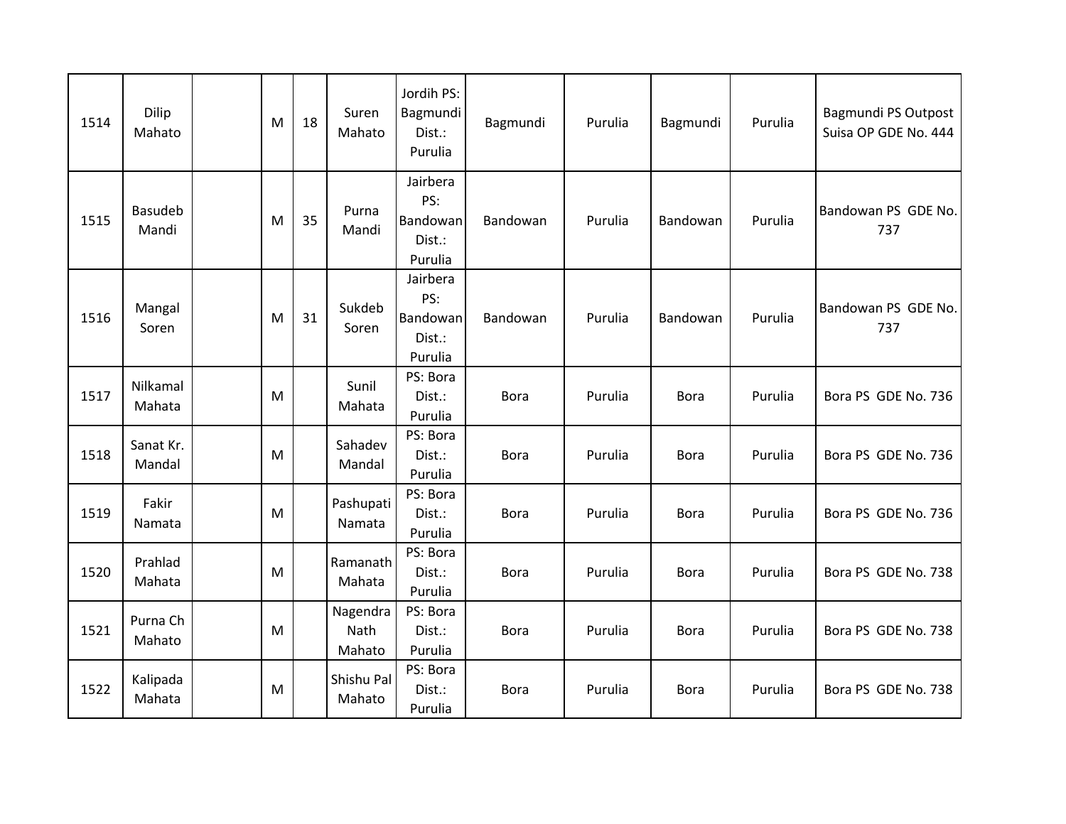| 1514 | Dilip Mahato | | M | 18 | Suren Mahato | Jordih PS: Bagmundi Dist.: Purulia | Bagmundi | Purulia | Bagmundi | Purulia | Bagmundi PS Outpost Suisa OP GDE No. 444 |
|---|---|---|---|---|---|---|---|---|---|---|---|
| 1515 | Basudeb Mandi | | M | 35 | Purna Mandi | Jairbera PS: Bandowan Dist.: Purulia | Bandowan | Purulia | Bandowan | Purulia | Bandowan PS GDE No. 737 |
| 1516 | Mangal Soren | | M | 31 | Sukdeb Soren | Jairbera PS: Bandowan Dist.: Purulia | Bandowan | Purulia | Bandowan | Purulia | Bandowan PS GDE No. 737 |
| 1517 | Nilkamal Mahata | | M | | Sunil Mahata | PS: Bora Dist.: Purulia | Bora | Purulia | Bora | Purulia | Bora PS GDE No. 736 |
| 1518 | Sanat Kr. Mandal | | M | | Sahadev Mandal | PS: Bora Dist.: Purulia | Bora | Purulia | Bora | Purulia | Bora PS GDE No. 736 |
| 1519 | Fakir Namata | | M | | Pashupati Namata | PS: Bora Dist.: Purulia | Bora | Purulia | Bora | Purulia | Bora PS GDE No. 736 |
| 1520 | Prahlad Mahata | | M | | Ramanath Mahata | PS: Bora Dist.: Purulia | Bora | Purulia | Bora | Purulia | Bora PS GDE No. 738 |
| 1521 | Purna Ch Mahato | | M | | Nagendra Nath Mahato | PS: Bora Dist.: Purulia | Bora | Purulia | Bora | Purulia | Bora PS GDE No. 738 |
| 1522 | Kalipada Mahata | | M | | Shishu Pal Mahato | PS: Bora Dist.: Purulia | Bora | Purulia | Bora | Purulia | Bora PS GDE No. 738 |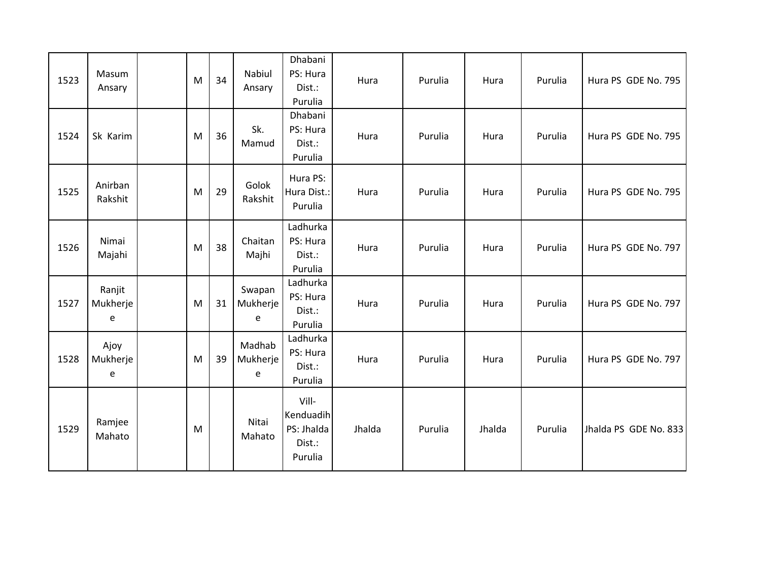| | | | | | | | | | | | |
|---|---|---|---|---|---|---|---|---|---|---|---|
| 1523 | Masum Ansary | | M | 34 | Nabiul Ansary | Dhabani PS: Hura Dist.: Purulia | Hura | Purulia | Hura | Purulia | Hura PS GDE No. 795 |
| 1524 | Sk Karim | | M | 36 | Sk. Mamud | Dhabani PS: Hura Dist.: Purulia | Hura | Purulia | Hura | Purulia | Hura PS GDE No. 795 |
| 1525 | Anirban Rakshit | | M | 29 | Golok Rakshit | Hura PS: Hura Dist.: Purulia | Hura | Purulia | Hura | Purulia | Hura PS GDE No. 795 |
| 1526 | Nimai Majahi | | M | 38 | Chaitan Majhi | Ladhurka PS: Hura Dist.: Purulia | Hura | Purulia | Hura | Purulia | Hura PS GDE No. 797 |
| 1527 | Ranjit Mukherjee | | M | 31 | Swapan Mukherjee | Ladhurka PS: Hura Dist.: Purulia | Hura | Purulia | Hura | Purulia | Hura PS GDE No. 797 |
| 1528 | Ajoy Mukherjee | | M | 39 | Madhab Mukherjee | Ladhurka PS: Hura Dist.: Purulia | Hura | Purulia | Hura | Purulia | Hura PS GDE No. 797 |
| 1529 | Ramjee Mahato | | M | | Nitai Mahato | Vill-Kenduadih PS: Jhalda Dist.: Purulia | Jhalda | Purulia | Jhalda | Purulia | Jhalda PS GDE No. 833 |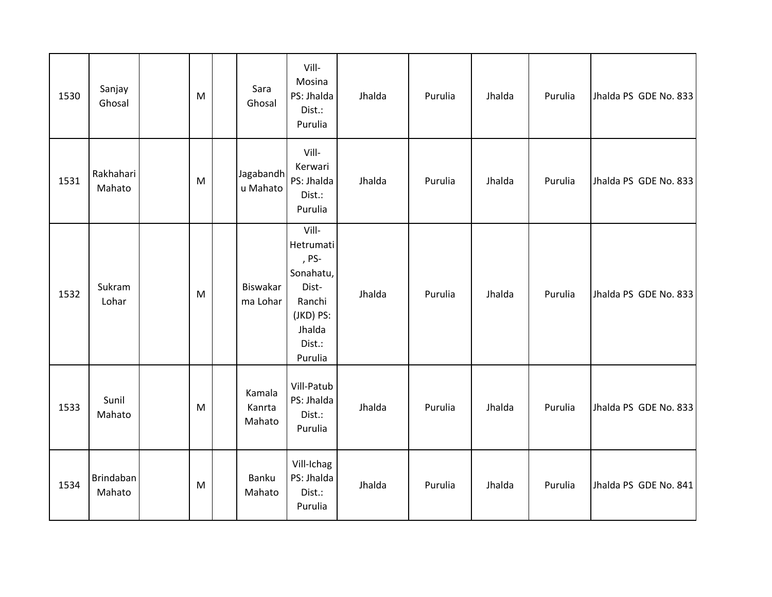| | | | | | | | | | | | |
|---|---|---|---|---|---|---|---|---|---|---|---|
| 1530 | Sanjay Ghosal | | M | | Sara Ghosal | Vill-Mosina PS: Jhalda Dist.: Purulia | Jhalda | Purulia | Jhalda | Purulia | Jhalda PS GDE No. 833 |
| 1531 | Rakhahari Mahato | | M | | Jagabandhu Mahato | Vill-Kerwari PS: Jhalda Dist.: Purulia | Jhalda | Purulia | Jhalda | Purulia | Jhalda PS GDE No. 833 |
| 1532 | Sukram Lohar | | M | | Biswakarma Lohar | Vill-Hetrumati, PS-Sonahatu, Dist-Ranchi (JKD) PS: Jhalda Dist.: Purulia | Jhalda | Purulia | Jhalda | Purulia | Jhalda PS GDE No. 833 |
| 1533 | Sunil Mahato | | M | | Kamala Kanrta Mahato | Vill-Patub PS: Jhalda Dist.: Purulia | Jhalda | Purulia | Jhalda | Purulia | Jhalda PS GDE No. 833 |
| 1534 | Brindaban Mahato | | M | | Banku Mahato | Vill-Ichag PS: Jhalda Dist.: Purulia | Jhalda | Purulia | Jhalda | Purulia | Jhalda PS GDE No. 841 |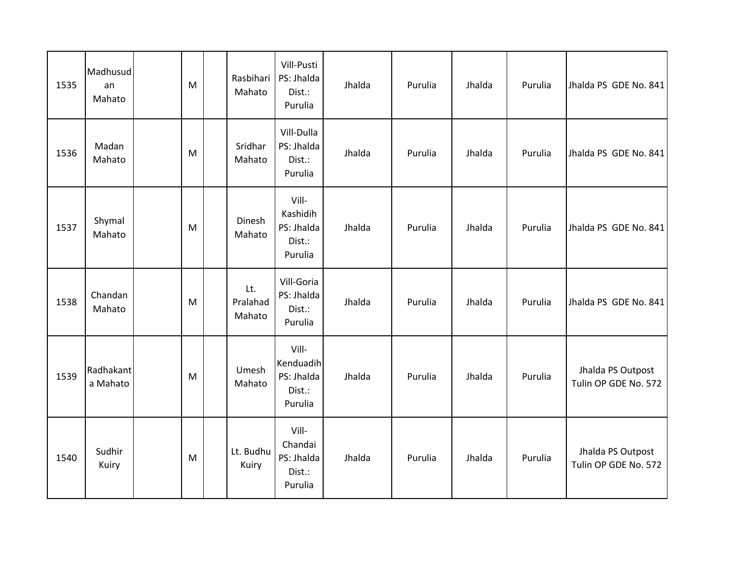| | | | | | | | | | | | |
|---|---|---|---|---|---|---|---|---|---|---|---|
| 1535 | Madhusudan Mahato | | M | | Rasbihari Mahato | Vill-Pusti PS: Jhalda Dist.: Purulia | Jhalda | Purulia | Jhalda | Purulia | Jhalda PS GDE No. 841 |
| 1536 | Madan Mahato | | M | | Sridhar Mahato | Vill-Dulla PS: Jhalda Dist.: Purulia | Jhalda | Purulia | Jhalda | Purulia | Jhalda PS GDE No. 841 |
| 1537 | Shymal Mahato | | M | | Dinesh Mahato | Vill-Kashidih PS: Jhalda Dist.: Purulia | Jhalda | Purulia | Jhalda | Purulia | Jhalda PS GDE No. 841 |
| 1538 | Chandan Mahato | | M | | Lt. Pralahad Mahato | Vill-Goria PS: Jhalda Dist.: Purulia | Jhalda | Purulia | Jhalda | Purulia | Jhalda PS GDE No. 841 |
| 1539 | Radhakanta Mahato | | M | | Umesh Mahato | Vill-Kenduadih PS: Jhalda Dist.: Purulia | Jhalda | Purulia | Jhalda | Purulia | Jhalda PS Outpost Tulin OP GDE No. 572 |
| 1540 | Sudhir Kuiry | | M | | Lt. Budhu Kuiry | Vill-Chandai PS: Jhalda Dist.: Purulia | Jhalda | Purulia | Jhalda | Purulia | Jhalda PS Outpost Tulin OP GDE No. 572 |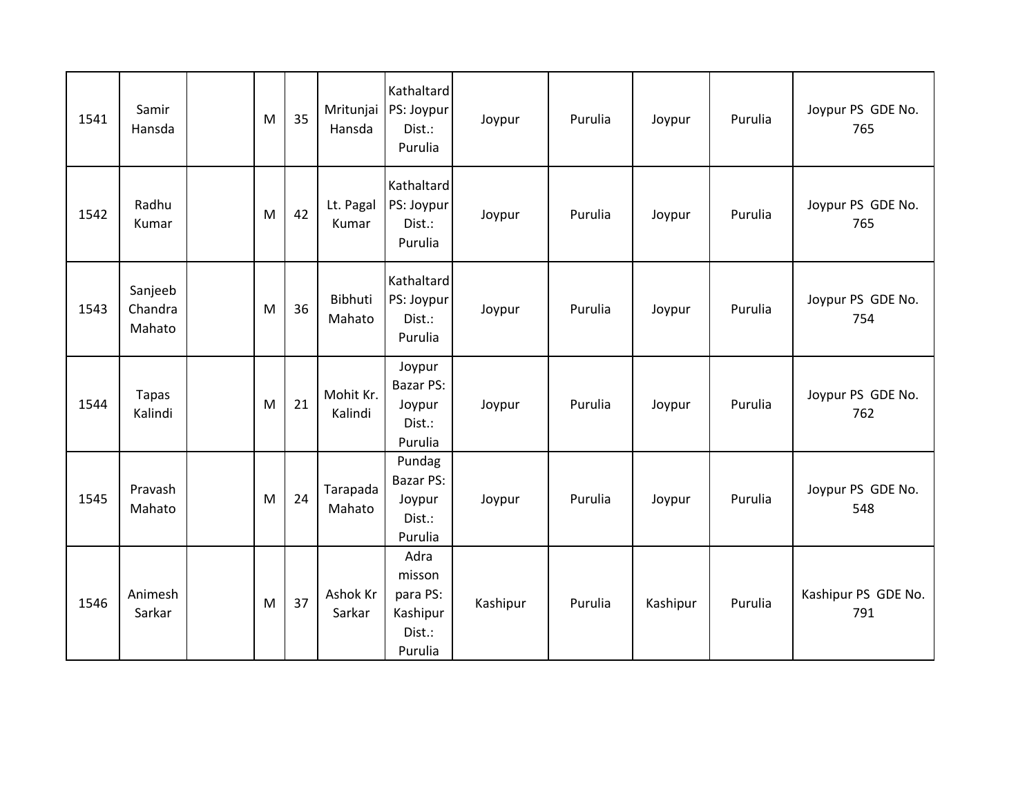| | | | | | | | | | | | |
|---|---|---|---|---|---|---|---|---|---|---|---|
| 1541 | Samir Hansda | | M | 35 | Mritunjai Hansda | Kathaltard PS: Joypur Dist.: Purulia | Joypur | Purulia | Joypur | Purulia | Joypur PS GDE No. 765 |
| 1542 | Radhu Kumar | | M | 42 | Lt. Pagal Kumar | Kathaltard PS: Joypur Dist.: Purulia | Joypur | Purulia | Joypur | Purulia | Joypur PS GDE No. 765 |
| 1543 | Sanjeeb Chandra Mahato | | M | 36 | Bibhuti Mahato | Kathaltard PS: Joypur Dist.: Purulia | Joypur | Purulia | Joypur | Purulia | Joypur PS GDE No. 754 |
| 1544 | Tapas Kalindi | | M | 21 | Mohit Kr. Kalindi | Joypur Bazar PS: Joypur Dist.: Purulia | Joypur | Purulia | Joypur | Purulia | Joypur PS GDE No. 762 |
| 1545 | Pravash Mahato | | M | 24 | Tarapada Mahato | Pundag Bazar PS: Joypur Dist.: Purulia | Joypur | Purulia | Joypur | Purulia | Joypur PS GDE No. 548 |
| 1546 | Animesh Sarkar | | M | 37 | Ashok Kr Sarkar | Adra misson para PS: Kashipur Dist.: Purulia | Kashipur | Purulia | Kashipur | Purulia | Kashipur PS GDE No. 791 |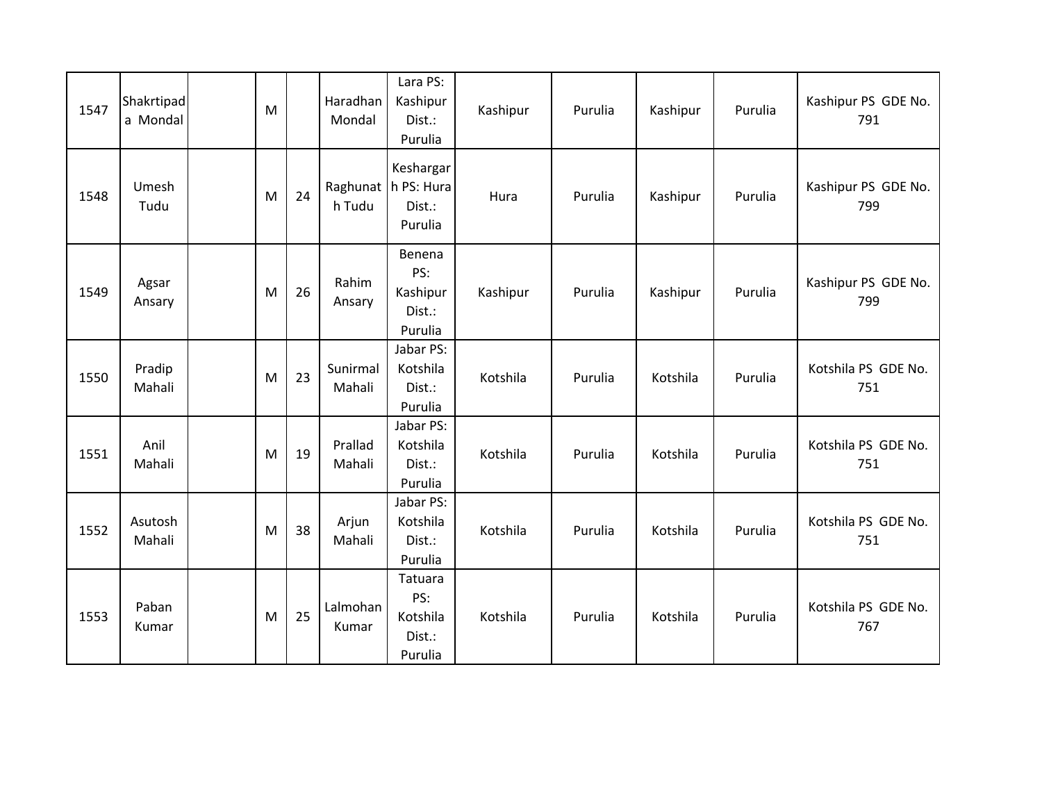| | | | | | | | | | | | |
|---|---|---|---|---|---|---|---|---|---|---|---|
| 1547 | Shakrtipada Mondal | | M | | Haradhan Mondal | Lara PS: Kashipur Dist.: Purulia | Kashipur | Purulia | Kashipur | Purulia | Kashipur PS GDE No. 791 |
| 1548 | Umesh Tudu | | M | 24 | Raghunath Tudu | Keshargarh PS: Hura Dist.: Purulia | Hura | Purulia | Kashipur | Purulia | Kashipur PS GDE No. 799 |
| 1549 | Agsar Ansary | | M | 26 | Rahim Ansary | Benena PS: Kashipur Dist.: Purulia | Kashipur | Purulia | Kashipur | Purulia | Kashipur PS GDE No. 799 |
| 1550 | Pradip Mahali | | M | 23 | Sunirmal Mahali | Jabar PS: Kotshila Dist.: Purulia | Kotshila | Purulia | Kotshila | Purulia | Kotshila PS GDE No. 751 |
| 1551 | Anil Mahali | | M | 19 | Prallad Mahali | Jabar PS: Kotshila Dist.: Purulia | Kotshila | Purulia | Kotshila | Purulia | Kotshila PS GDE No. 751 |
| 1552 | Asutosh Mahali | | M | 38 | Arjun Mahali | Jabar PS: Kotshila Dist.: Purulia | Kotshila | Purulia | Kotshila | Purulia | Kotshila PS GDE No. 751 |
| 1553 | Paban Kumar | | M | 25 | Lalmohan Kumar | Tatuara PS: Kotshila Dist.: Purulia | Kotshila | Purulia | Kotshila | Purulia | Kotshila PS GDE No. 767 |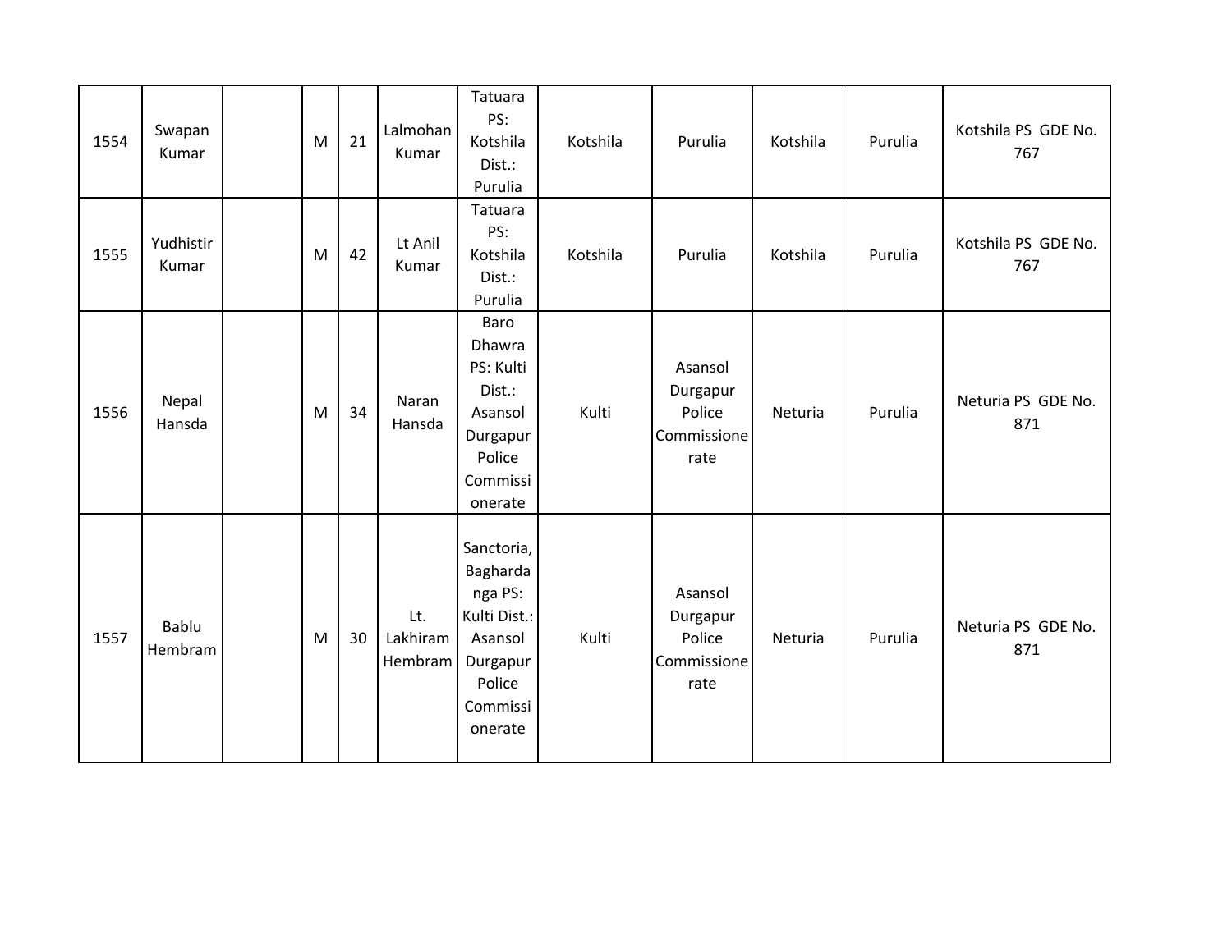| 1554 | Swapan Kumar | | M | 21 | Lalmohan Kumar | Tatuara PS: Kotshila Dist.: Purulia | Kotshila | Purulia | Kotshila | Purulia | Kotshila PS GDE No. 767 |
|---|---|---|---|---|---|---|---|---|---|---|---|
| 1555 | Yudhistir Kumar | | M | 42 | Lt Anil Kumar | Tatuara PS: Kotshila Dist.: Purulia | Kotshila | Purulia | Kotshila | Purulia | Kotshila PS GDE No. 767 |
| 1556 | Nepal Hansda | | M | 34 | Naran Hansda | Baro Dhawra PS: Kulti Dist.: Asansol Durgapur Police Commissionerate | Kulti | Asansol Durgapur Police Commissionerate | Neturia | Purulia | Neturia PS GDE No. 871 |
| 1557 | Bablu Hembram | | M | 30 | Lt. Lakhiram Hembram | Sanctoria, Baghardanga PS: Kulti Dist.: Asansol Durgapur Police Commissionerate | Kulti | Asansol Durgapur Police Commissionerate | Neturia | Purulia | Neturia PS GDE No. 871 |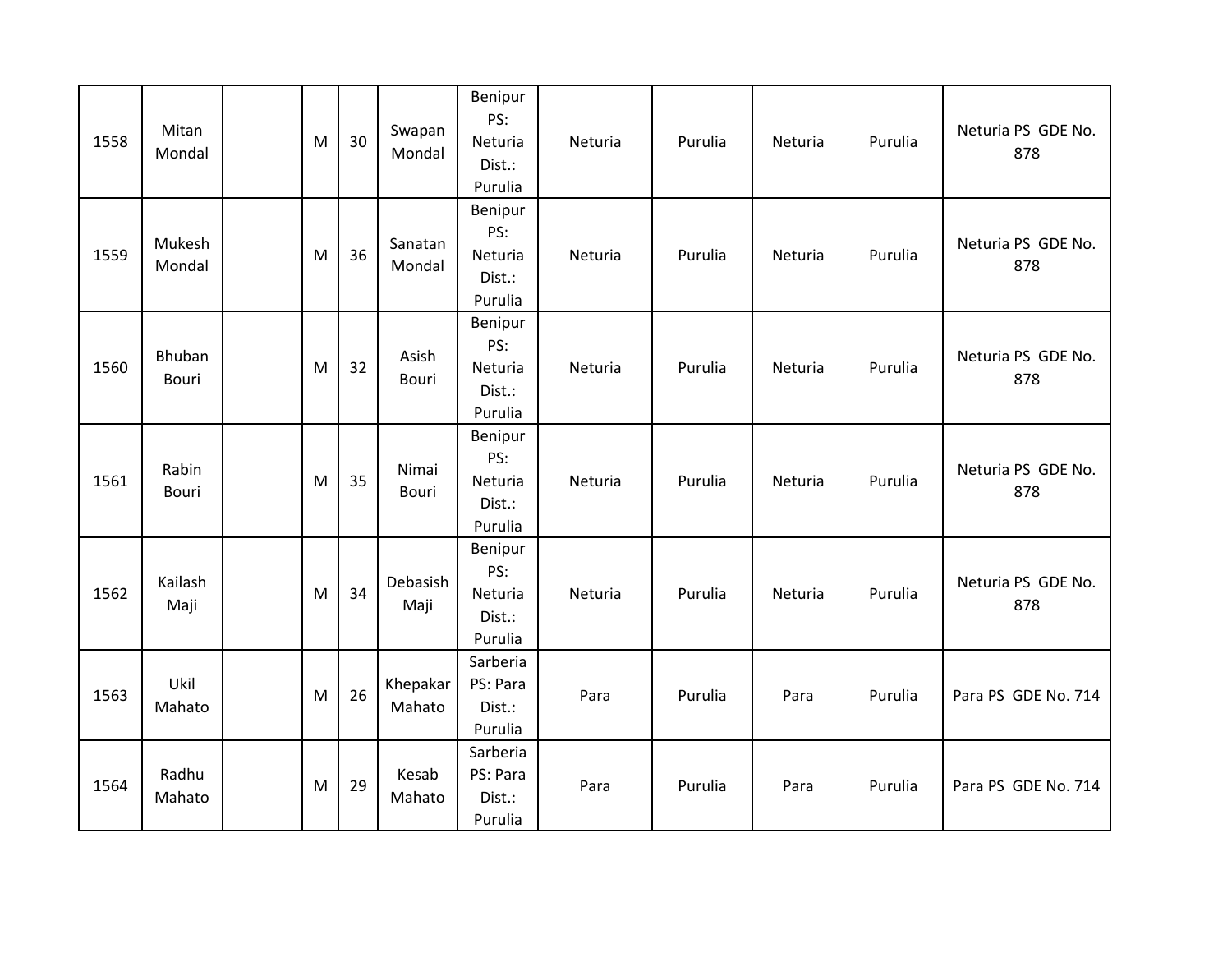| | | | | | | | | | | | |
|---|---|---|---|---|---|---|---|---|---|---|---|
| 1558 | Mitan Mondal | | M | 30 | Swapan Mondal | Benipur PS: Neturia Dist.: Purulia | Neturia | Purulia | Neturia | Purulia | Neturia PS GDE No. 878 |
| 1559 | Mukesh Mondal | | M | 36 | Sanatan Mondal | Benipur PS: Neturia Dist.: Purulia | Neturia | Purulia | Neturia | Purulia | Neturia PS GDE No. 878 |
| 1560 | Bhuban Bouri | | M | 32 | Asish Bouri | Benipur PS: Neturia Dist.: Purulia | Neturia | Purulia | Neturia | Purulia | Neturia PS GDE No. 878 |
| 1561 | Rabin Bouri | | M | 35 | Nimai Bouri | Benipur PS: Neturia Dist.: Purulia | Neturia | Purulia | Neturia | Purulia | Neturia PS GDE No. 878 |
| 1562 | Kailash Maji | | M | 34 | Debasish Maji | Benipur PS: Neturia Dist.: Purulia | Neturia | Purulia | Neturia | Purulia | Neturia PS GDE No. 878 |
| 1563 | Ukil Mahato | | M | 26 | Khepakar Mahato | Sarberia PS: Para Dist.: Purulia | Para | Purulia | Para | Purulia | Para PS GDE No. 714 |
| 1564 | Radhu Mahato | | M | 29 | Kesab Mahato | Sarberia PS: Para Dist.: Purulia | Para | Purulia | Para | Purulia | Para PS GDE No. 714 |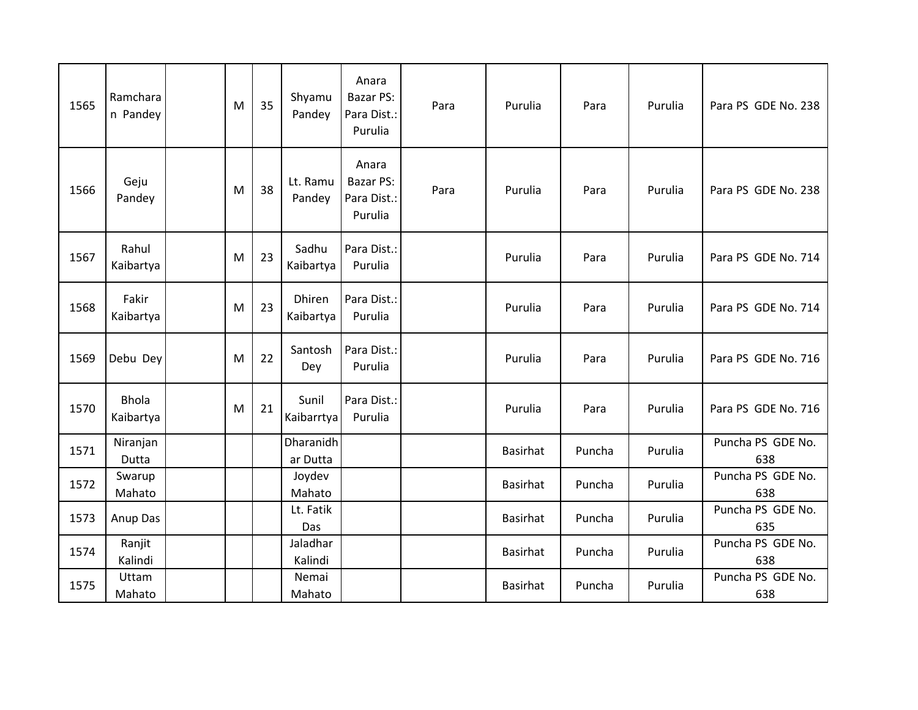| 1565 | Ramcharan Pandey | | M | 35 | Shyamu Pandey | Anara Bazar PS: Para Dist.: Purulia | Para | Purulia | Para | Purulia | Para PS GDE No. 238 |
|---|---|---|---|---|---|---|---|---|---|---|---|
| 1566 | Geju Pandey | | M | 38 | Lt. Ramu Pandey | Anara Bazar PS: Para Dist.: Purulia | Para | Purulia | Para | Purulia | Para PS GDE No. 238 |
| 1567 | Rahul Kaibartya | | M | 23 | Sadhu Kaibartya | Para Dist.: Purulia | | Purulia | Para | Purulia | Para PS GDE No. 714 |
| 1568 | Fakir Kaibartya | | M | 23 | Dhiren Kaibartya | Para Dist.: Purulia | | Purulia | Para | Purulia | Para PS GDE No. 714 |
| 1569 | Debu Dey | | M | 22 | Santosh Dey | Para Dist.: Purulia | | Purulia | Para | Purulia | Para PS GDE No. 716 |
| 1570 | Bhola Kaibartya | | M | 21 | Sunil Kaibarrtya | Para Dist.: Purulia | | Purulia | Para | Purulia | Para PS GDE No. 716 |
| 1571 | Niranjan Dutta | | | | Dharanidhar Dutta | | | Basirhat | Puncha | Purulia | Puncha PS GDE No. 638 |
| 1572 | Swarup Mahato | | | | Joydev Mahato | | | Basirhat | Puncha | Purulia | Puncha PS GDE No. 638 |
| 1573 | Anup Das | | | | Lt. Fatik Das | | | Basirhat | Puncha | Purulia | Puncha PS GDE No. 635 |
| 1574 | Ranjit Kalindi | | | | Jaladhar Kalindi | | | Basirhat | Puncha | Purulia | Puncha PS GDE No. 638 |
| 1575 | Uttam Mahato | | | | Nemai Mahato | | | Basirhat | Puncha | Purulia | Puncha PS GDE No. 638 |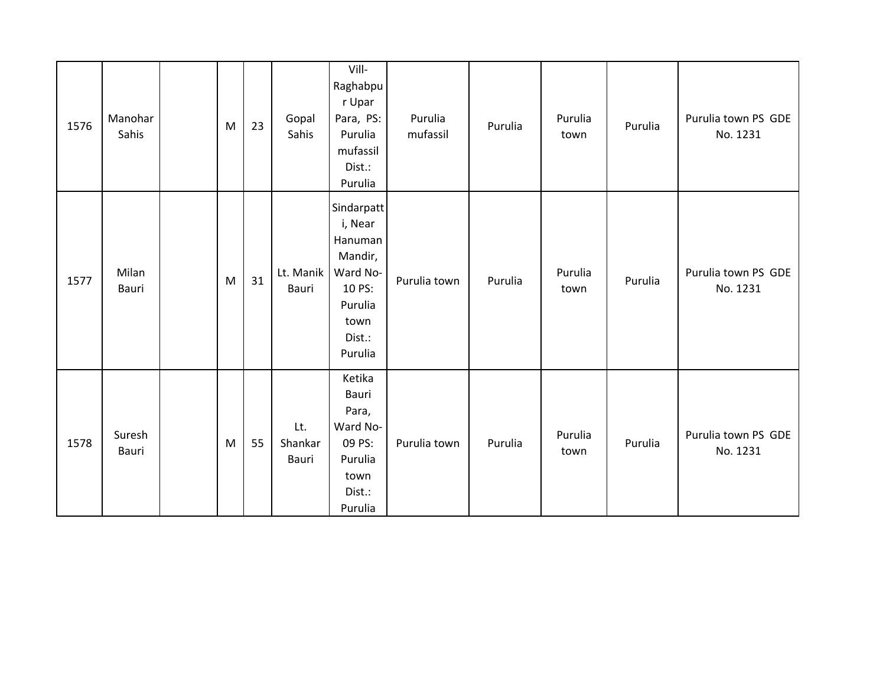| | | | | | | | | | | | |
|---|---|---|---|---|---|---|---|---|---|---|---|
| 1576 | Manohar Sahis | | M | 23 | Gopal Sahis | Vill- Raghabpur Upar Para, PS: Purulia mufassil Dist.: Purulia | Purulia mufassil | Purulia | Purulia town | Purulia | Purulia town PS GDE No. 1231 |
| 1577 | Milan Bauri | | M | 31 | Lt. Manik Bauri | Sindarpatti, Near Hanuman Mandir, Ward No-10 PS: Purulia town Dist.: Purulia | Purulia town | Purulia | Purulia town | Purulia | Purulia town PS GDE No. 1231 |
| 1578 | Suresh Bauri | | M | 55 | Lt. Shankar Bauri | Ketika Bauri Para, Ward No-09 PS: Purulia town Dist.: Purulia | Purulia town | Purulia | Purulia town | Purulia | Purulia town PS GDE No. 1231 |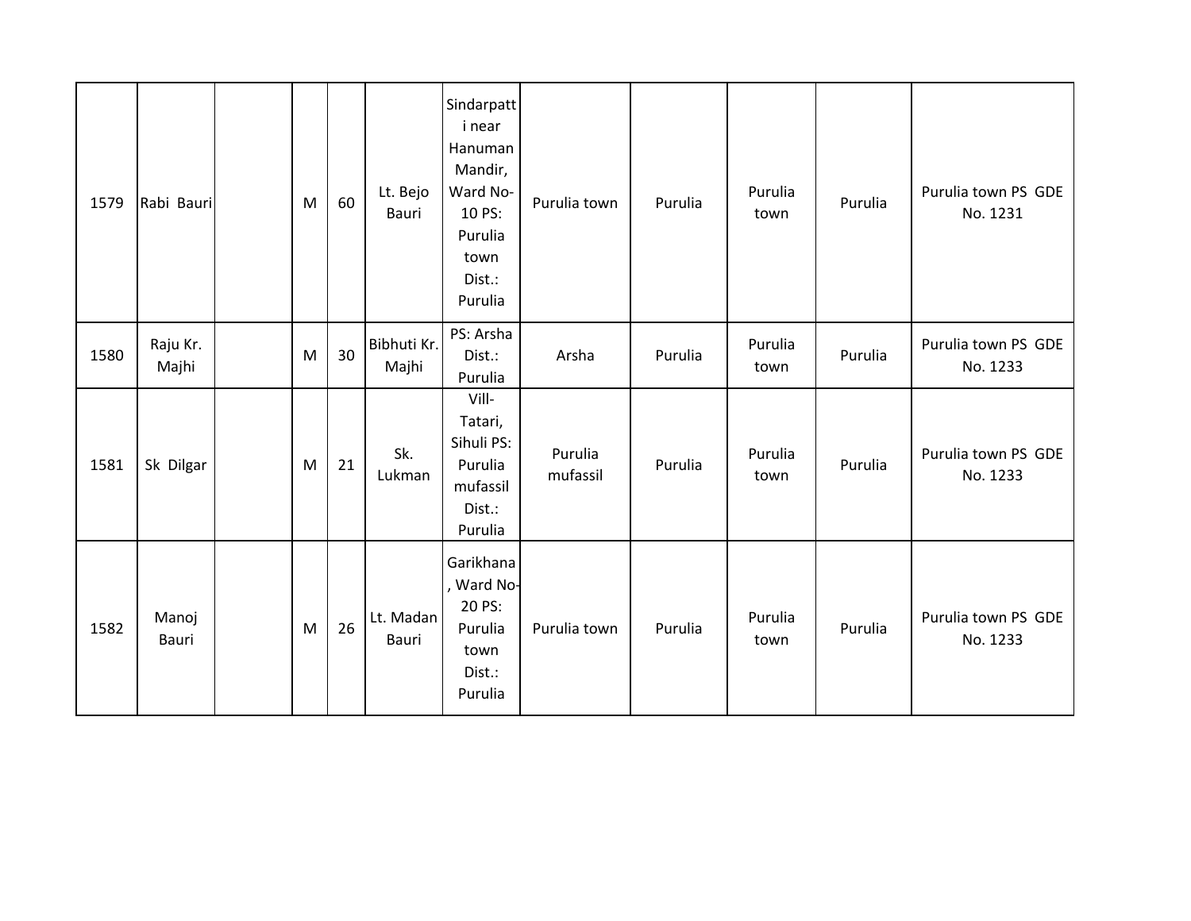| | | | | | | | | | | | |
|---|---|---|---|---|---|---|---|---|---|---|---|
| 1579 | Rabi Bauri | | M | 60 | Lt. Bejo Bauri | Sindarpatti near Hanuman Mandir, Ward No-10 PS: Purulia town Dist.: Purulia | Purulia town | Purulia | Purulia town | Purulia | Purulia town PS GDE No. 1231 |
| 1580 | Raju Kr. Majhi | | M | 30 | Bibhuti Kr. Majhi | PS: Arsha Dist.: Purulia | Arsha | Purulia | Purulia town | Purulia | Purulia town PS GDE No. 1233 |
| 1581 | Sk Dilgar | | M | 21 | Sk. Lukman | Vill- Tatari, Sihuli PS: Purulia mufassil Dist.: Purulia | Purulia mufassil | Purulia | Purulia town | Purulia | Purulia town PS GDE No. 1233 |
| 1582 | Manoj Bauri | | M | 26 | Lt. Madan Bauri | Garikhana, Ward No-20 PS: Purulia town Dist.: Purulia | Purulia town | Purulia | Purulia town | Purulia | Purulia town PS GDE No. 1233 |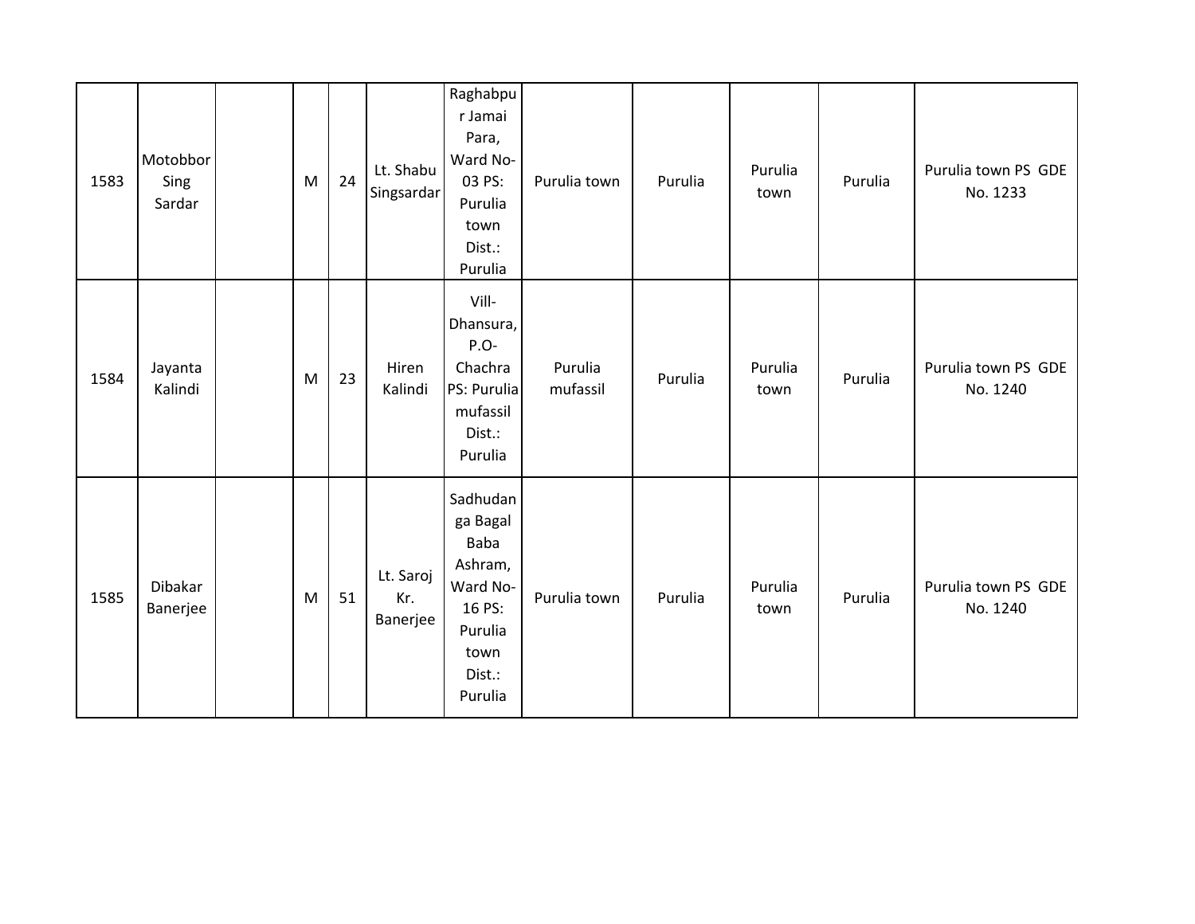| | | | | | | | | | | | |
|---|---|---|---|---|---|---|---|---|---|---|---|
| 1583 | Motobbor Sing Sardar | | M | 24 | Lt. Shabu Singsardar | Raghabpur Jamai Para, Ward No-03 PS: Purulia town Dist.: Purulia | Purulia town | Purulia | Purulia town | Purulia | Purulia town PS GDE No. 1233 |
| 1584 | Jayanta Kalindi | | M | 23 | Hiren Kalindi | Vill-Dhansura, P.O-Chachra PS: Purulia mufassil Dist.: Purulia | Purulia mufassil | Purulia | Purulia town | Purulia | Purulia town PS GDE No. 1240 |
| 1585 | Dibakar Banerjee | | M | 51 | Lt. Saroj Kr. Banerjee | Sadhudanga Bagal Baba Ashram, Ward No-16 PS: Purulia town Dist.: Purulia | Purulia town | Purulia | Purulia town | Purulia | Purulia town PS GDE No. 1240 |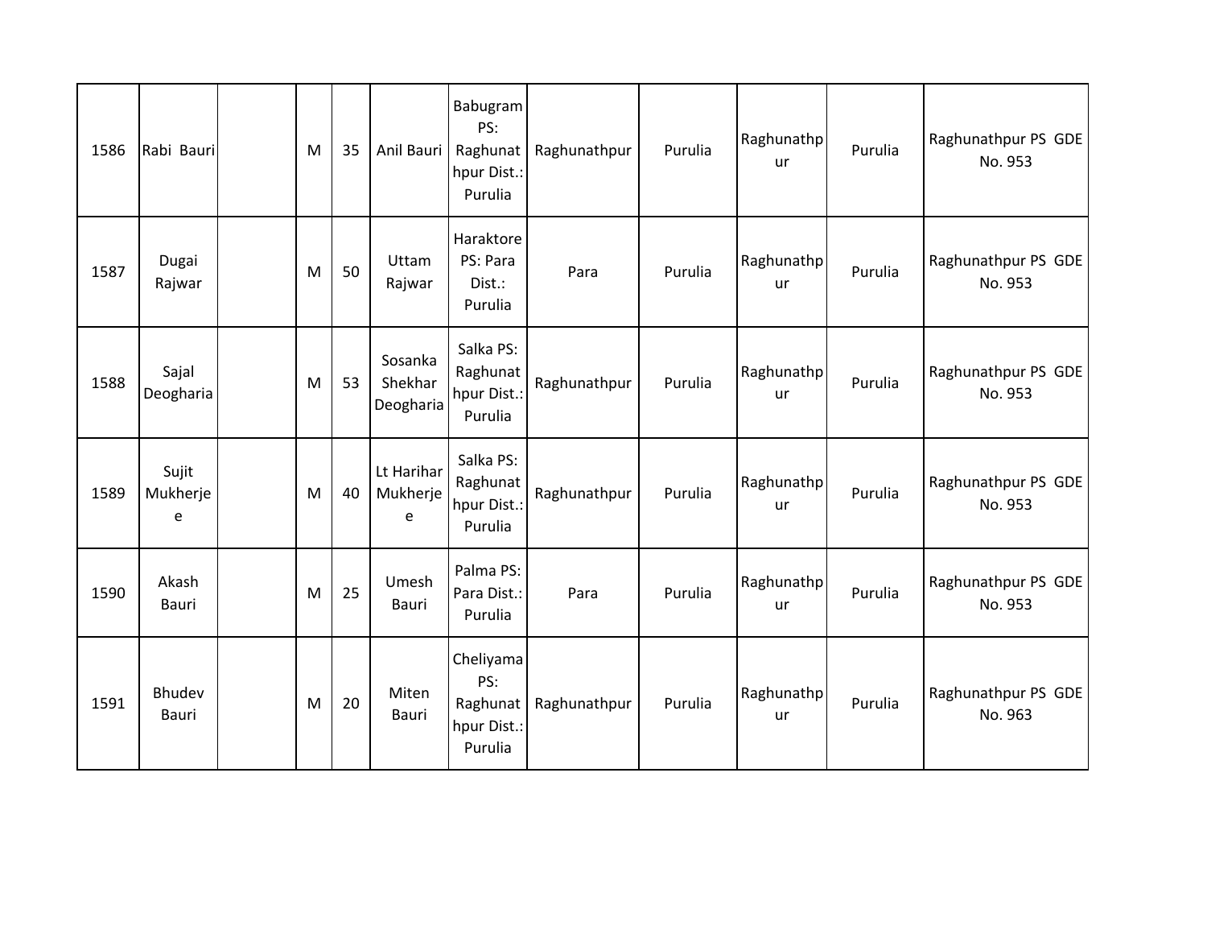| 1586 | Rabi Bauri | | M | 35 | Anil Bauri | Babugram PS: Raghunathpur Dist.: Purulia | Raghunathpur | Purulia | Raghunathpur | Purulia | Raghunathpur PS GDE No. 953 |
|---|---|---|---|---|---|---|---|---|---|---|---|
| 1587 | Dugai Rajwar | | M | 50 | Uttam Rajwar | Haraktore PS: Para Dist.: Purulia | Para | Purulia | Raghunathpur | Purulia | Raghunathpur PS GDE No. 953 |
| 1588 | Sajal Deogharia | | M | 53 | Sosanka Shekhar Deogharia | Salka PS: Raghunathpur Dist.: Purulia | Raghunathpur | Purulia | Raghunathpur | Purulia | Raghunathpur PS GDE No. 953 |
| 1589 | Sujit Mukherjee | | M | 40 | Lt Harihar Mukherjee | Salka PS: Raghunathpur Dist.: Purulia | Raghunathpur | Purulia | Raghunathpur | Purulia | Raghunathpur PS GDE No. 953 |
| 1590 | Akash Bauri | | M | 25 | Umesh Bauri | Palma PS: Para Dist.: Purulia | Para | Purulia | Raghunathpur | Purulia | Raghunathpur PS GDE No. 953 |
| 1591 | Bhudev Bauri | | M | 20 | Miten Bauri | Cheliyama PS: Raghunathpur Dist.: Purulia | Raghunathpur | Purulia | Raghunathpur | Purulia | Raghunathpur PS GDE No. 963 |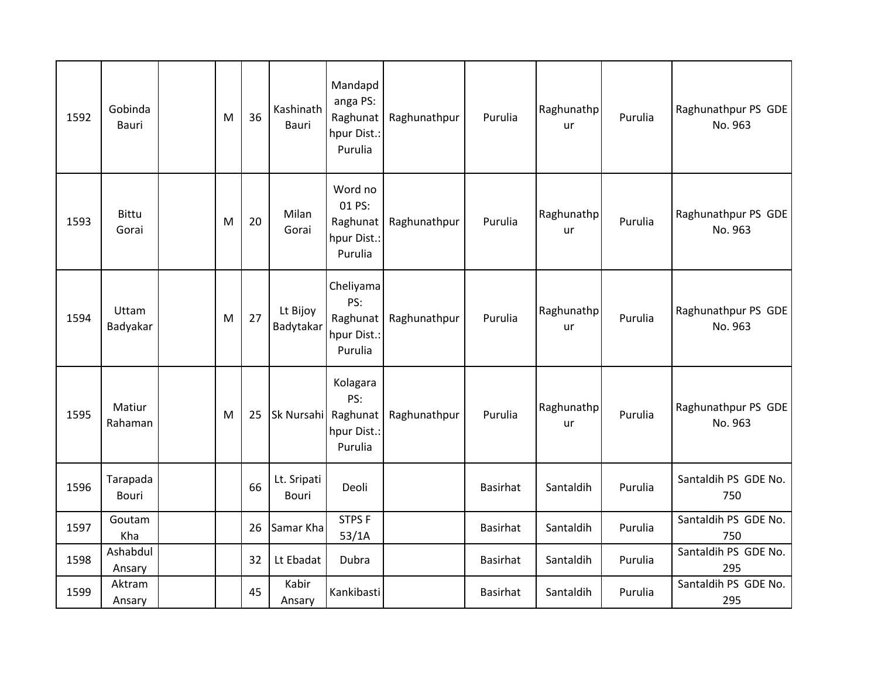| | | | | | | | | | | | |
|---|---|---|---|---|---|---|---|---|---|---|---|
| 1592 | Gobinda Bauri | | M | 36 | Kashinath Bauri | Mandapdanga PS: Raghunathpur Dist.: Purulia | Raghunathpur | Purulia | Raghunathpur | Purulia | Raghunathpur PS GDE No. 963 |
| 1593 | Bittu Gorai | | M | 20 | Milan Gorai | Word no 01 PS: Raghunathpur Dist.: Purulia | Raghunathpur | Purulia | Raghunathpur | Purulia | Raghunathpur PS GDE No. 963 |
| 1594 | Uttam Badyakar | | M | 27 | Lt Bijoy Badytakar | Cheliyama PS: Raghunathpur Dist.: Purulia | Raghunathpur | Purulia | Raghunathpur | Purulia | Raghunathpur PS GDE No. 963 |
| 1595 | Matiur Rahaman | | M | 25 | Sk Nursahi | Kolagara PS: Raghunathpur Dist.: Purulia | Raghunathpur | Purulia | Raghunathpur | Purulia | Raghunathpur PS GDE No. 963 |
| 1596 | Tarapada Bouri | | | 66 | Lt. Sripati Bouri | Deoli | | Basirhat | Santaldih | Purulia | Santaldih PS GDE No. 750 |
| 1597 | Goutam Kha | | | 26 | Samar Kha | STPS F 53/1A | | Basirhat | Santaldih | Purulia | Santaldih PS GDE No. 750 |
| 1598 | Ashabdul Ansary | | | 32 | Lt Ebadat | Dubra | | Basirhat | Santaldih | Purulia | Santaldih PS GDE No. 295 |
| 1599 | Aktram Ansary | | | 45 | Kabir Ansary | Kankibasti | | Basirhat | Santaldih | Purulia | Santaldih PS GDE No. 295 |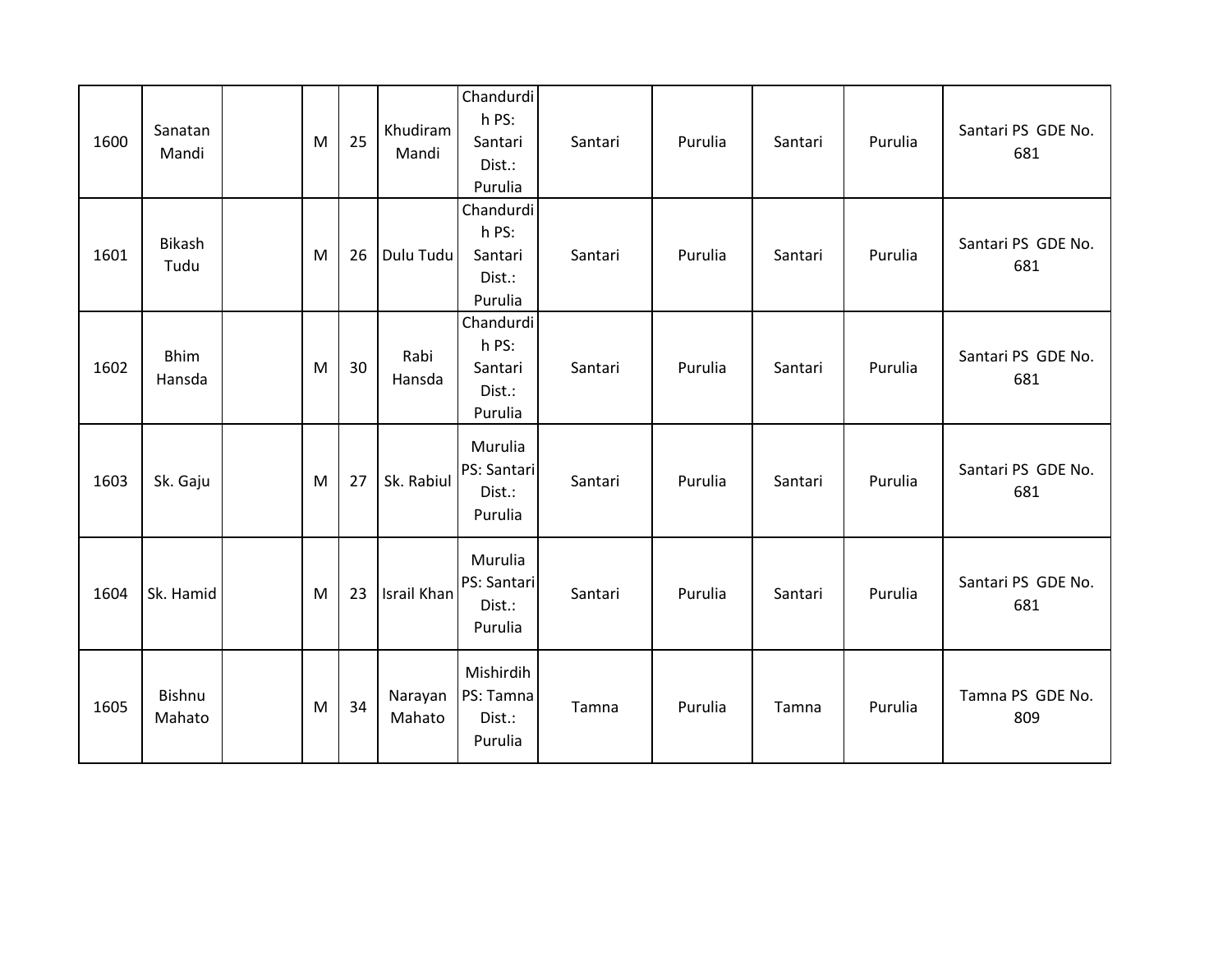| | | | | | | | | | | | |
|---|---|---|---|---|---|---|---|---|---|---|---|
| 1600 | Sanatan Mandi | | M | 25 | Khudiram Mandi | Chandurdih PS: Santari Dist.: Purulia | Santari | Purulia | Santari | Purulia | Santari PS GDE No. 681 |
| 1601 | Bikash Tudu | | M | 26 | Dulu Tudu | Chandurdih PS: Santari Dist.: Purulia | Santari | Purulia | Santari | Purulia | Santari PS GDE No. 681 |
| 1602 | Bhim Hansda | | M | 30 | Rabi Hansda | Chandurdih PS: Santari Dist.: Purulia | Santari | Purulia | Santari | Purulia | Santari PS GDE No. 681 |
| 1603 | Sk. Gaju | | M | 27 | Sk. Rabiul | Murulia PS: Santari Dist.: Purulia | Santari | Purulia | Santari | Purulia | Santari PS GDE No. 681 |
| 1604 | Sk. Hamid | | M | 23 | Israil Khan | Murulia PS: Santari Dist.: Purulia | Santari | Purulia | Santari | Purulia | Santari PS GDE No. 681 |
| 1605 | Bishnu Mahato | | M | 34 | Narayan Mahato | Mishirdih PS: Tamna Dist.: Purulia | Tamna | Purulia | Tamna | Purulia | Tamna PS GDE No. 809 |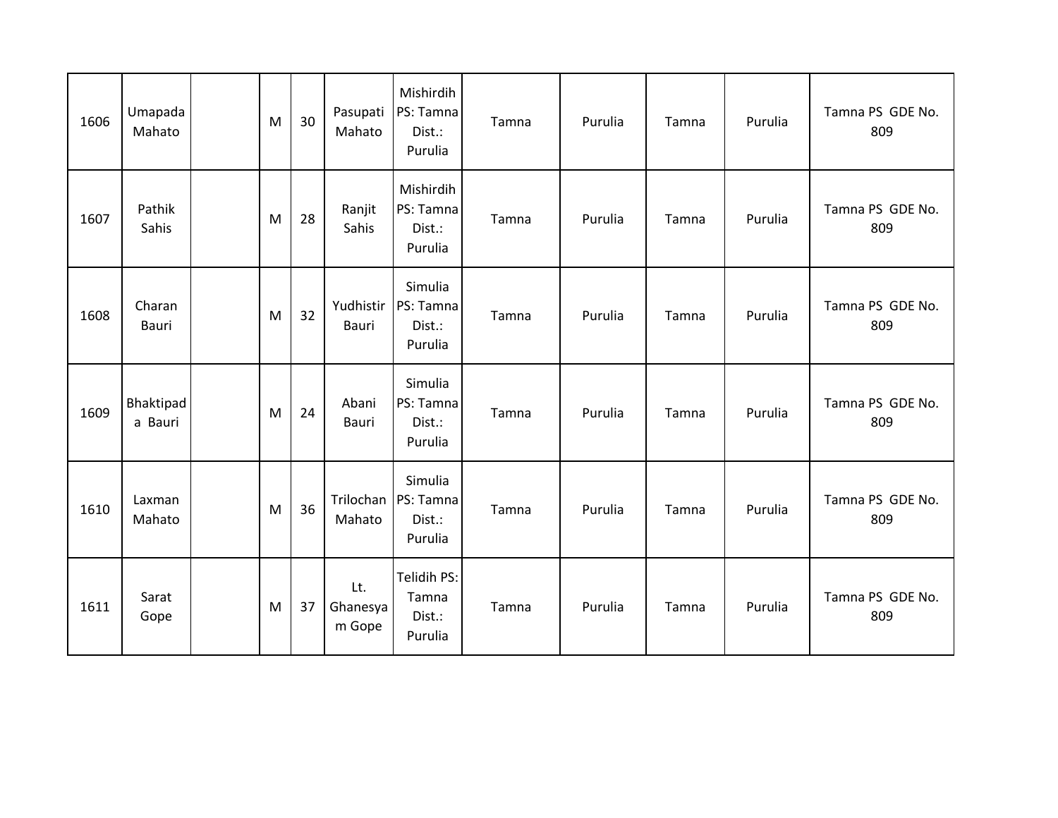| | | | | | | | | | | | |
|---|---|---|---|---|---|---|---|---|---|---|---|
| 1606 | Umapada Mahato | | M | 30 | Pasupati Mahato | Mishirdih PS: Tamna Dist.: Purulia | Tamna | Purulia | Tamna | Purulia | Tamna PS GDE No. 809 |
| 1607 | Pathik Sahis | | M | 28 | Ranjit Sahis | Mishirdih PS: Tamna Dist.: Purulia | Tamna | Purulia | Tamna | Purulia | Tamna PS GDE No. 809 |
| 1608 | Charan Bauri | | M | 32 | Yudhistir Bauri | Simulia PS: Tamna Dist.: Purulia | Tamna | Purulia | Tamna | Purulia | Tamna PS GDE No. 809 |
| 1609 | Bhaktipada Bauri | | M | 24 | Abani Bauri | Simulia PS: Tamna Dist.: Purulia | Tamna | Purulia | Tamna | Purulia | Tamna PS GDE No. 809 |
| 1610 | Laxman Mahato | | M | 36 | Trilochan Mahato | Simulia PS: Tamna Dist.: Purulia | Tamna | Purulia | Tamna | Purulia | Tamna PS GDE No. 809 |
| 1611 | Sarat Gope | | M | 37 | Lt. Ghanesyam Gope | Telidih PS: Tamna Dist.: Purulia | Tamna | Purulia | Tamna | Purulia | Tamna PS GDE No. 809 |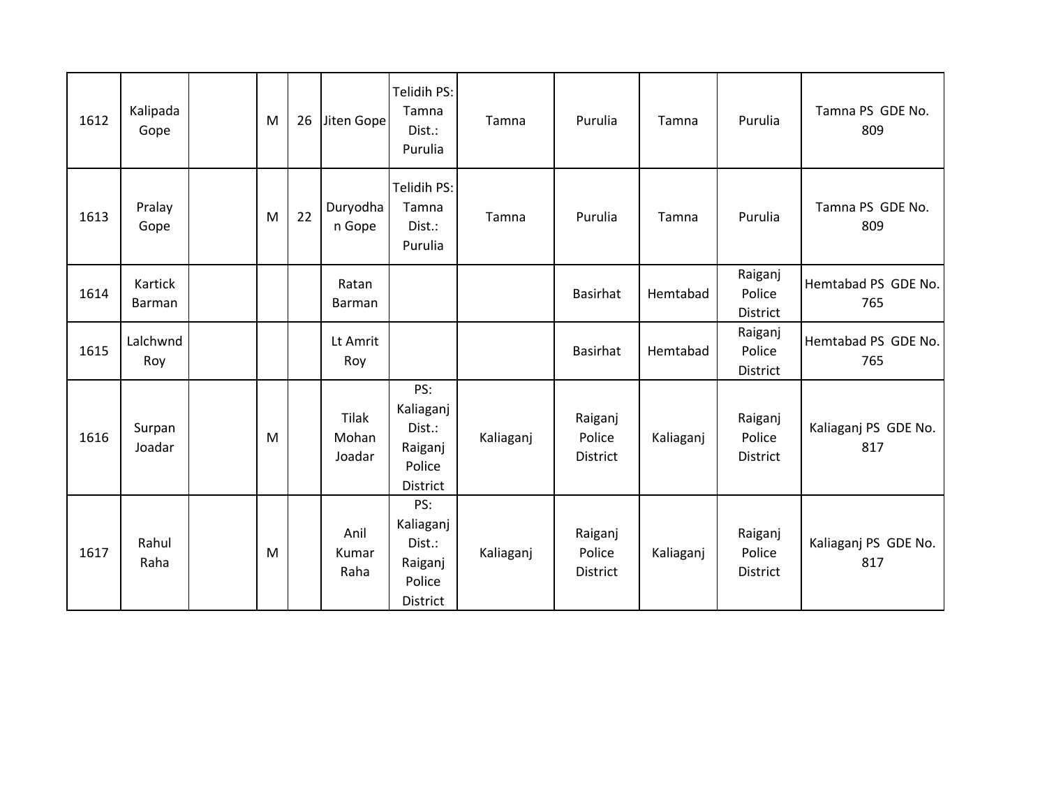| | | | | | | | | | | | |
|---|---|---|---|---|---|---|---|---|---|---|---|
| 1612 | Kalipada Gope | | M | 26 | Jiten Gope | Telidih PS: Tamna Dist.: Purulia | Tamna | Purulia | Tamna | Purulia | Tamna PS GDE No. 809 |
| 1613 | Pralay Gope | | M | 22 | Duryodhan Gope | Telidih PS: Tamna Dist.: Purulia | Tamna | Purulia | Tamna | Purulia | Tamna PS GDE No. 809 |
| 1614 | Kartick Barman | | | | Ratan Barman | | | Basirhat | Hemtabad | Raiganj Police District | Hemtabad PS GDE No. 765 |
| 1615 | Lalchwnd Roy | | | | Lt Amrit Roy | | | Basirhat | Hemtabad | Raiganj Police District | Hemtabad PS GDE No. 765 |
| 1616 | Surpan Joadar | | M | | Tilak Mohan Joadar | PS: Kaliaganj Dist.: Raiganj Police District | Kaliaganj | Raiganj Police District | Kaliaganj | Raiganj Police District | Kaliaganj PS GDE No. 817 |
| 1617 | Rahul Raha | | M | | Anil Kumar Raha | PS: Kaliaganj Dist.: Raiganj Police District | Kaliaganj | Raiganj Police District | Kaliaganj | Raiganj Police District | Kaliaganj PS GDE No. 817 |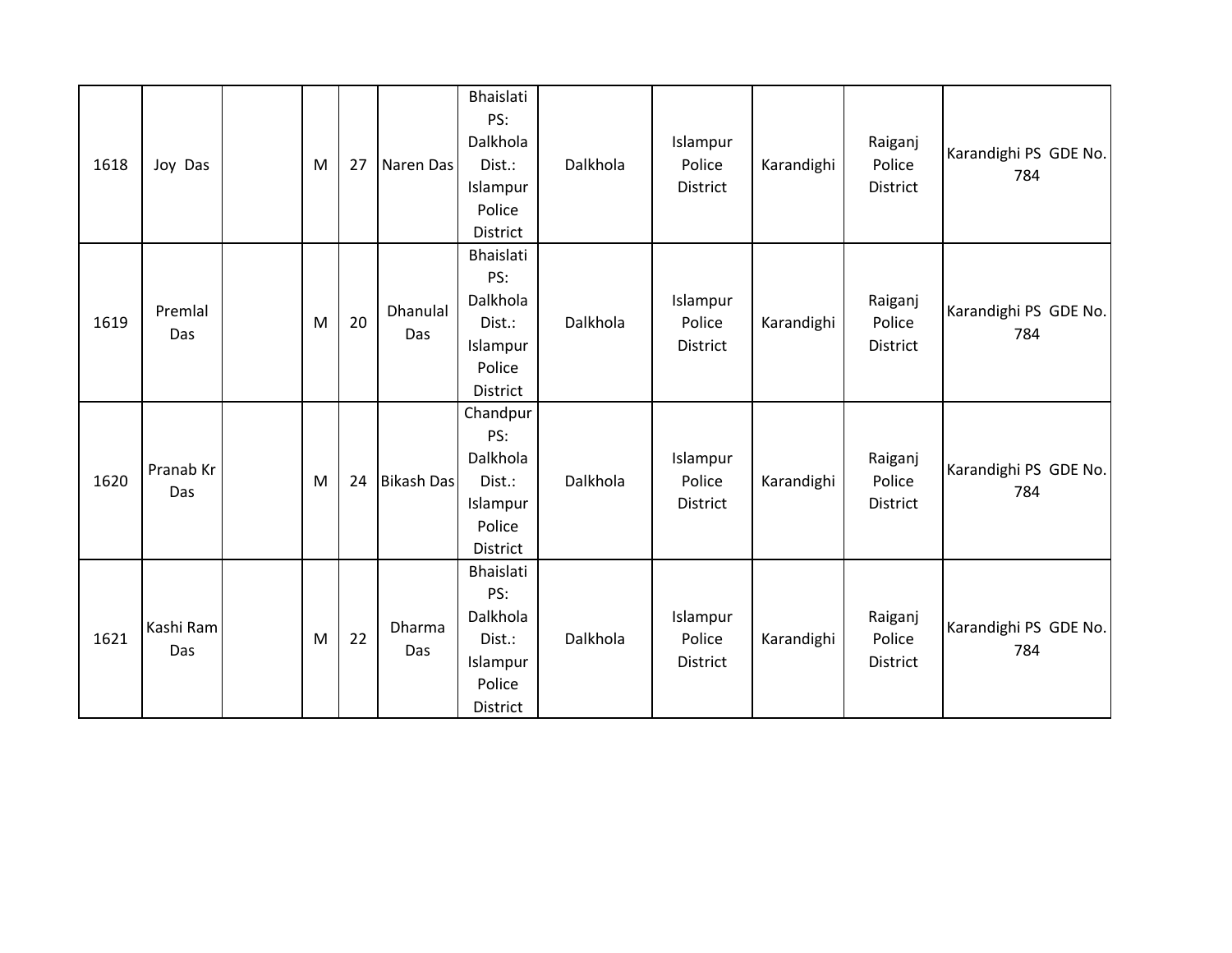| 1618 | Joy  Das | | M | 27 | Naren Das | Bhaislati PS: Dalkhola Dist.: Islampur Police District | Dalkhola | Islampur Police District | Karandighi | Raiganj Police District | Karandighi PS  GDE No. 784 |
|---|---|---|---|---|---|---|---|---|---|---|---|
| 1619 | Premlal Das | | M | 20 | Dhanulal Das | Bhaislati PS: Dalkhola Dist.: Islampur Police District | Dalkhola | Islampur Police District | Karandighi | Raiganj Police District | Karandighi PS  GDE No. 784 |
| 1620 | Pranab Kr Das | | M | 24 | Bikash Das | Chandpur PS: Dalkhola Dist.: Islampur Police District | Dalkhola | Islampur Police District | Karandighi | Raiganj Police District | Karandighi PS  GDE No. 784 |
| 1621 | Kashi Ram Das | | M | 22 | Dharma Das | Bhaislati PS: Dalkhola Dist.: Islampur Police District | Dalkhola | Islampur Police District | Karandighi | Raiganj Police District | Karandighi PS  GDE No. 784 |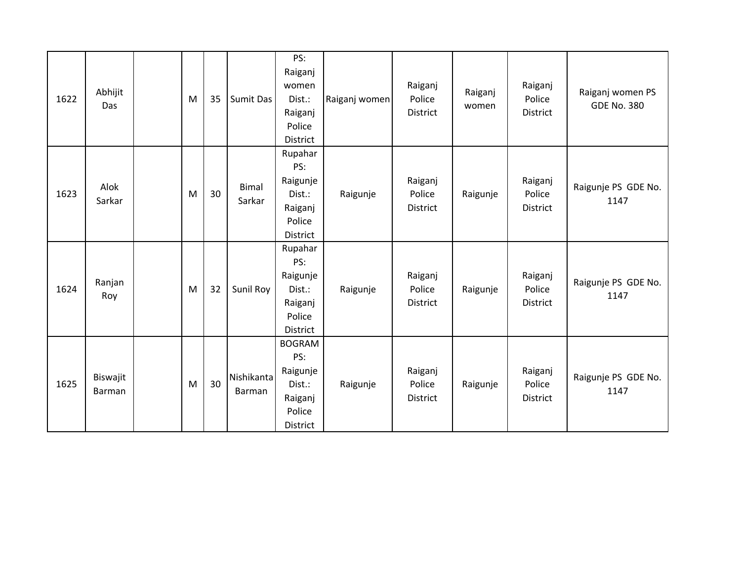| 1622 | Abhijit Das | | M | 35 | Sumit Das | PS: Raiganj women Dist.: Raiganj Police District | Raiganj women | Raiganj Police District | Raiganj women | Raiganj Police District | Raiganj women PS GDE No. 380 |
|---|---|---|---|---|---|---|---|---|---|---|---|
| 1623 | Alok Sarkar | | M | 30 | Bimal Sarkar | Rupahar PS: Raigunje Dist.: Raiganj Police District | Raigunje | Raiganj Police District | Raigunje | Raiganj Police District | Raigunje PS GDE No. 1147 |
| 1624 | Ranjan Roy | | M | 32 | Sunil Roy | Rupahar PS: Raigunje Dist.: Raiganj Police District | Raigunje | Raiganj Police District | Raigunje | Raiganj Police District | Raigunje PS GDE No. 1147 |
| 1625 | Biswajit Barman | | M | 30 | Nishikanta Barman | BOGRAM PS: Raigunje Dist.: Raiganj Police District | Raigunje | Raiganj Police District | Raigunje | Raiganj Police District | Raigunje PS GDE No. 1147 |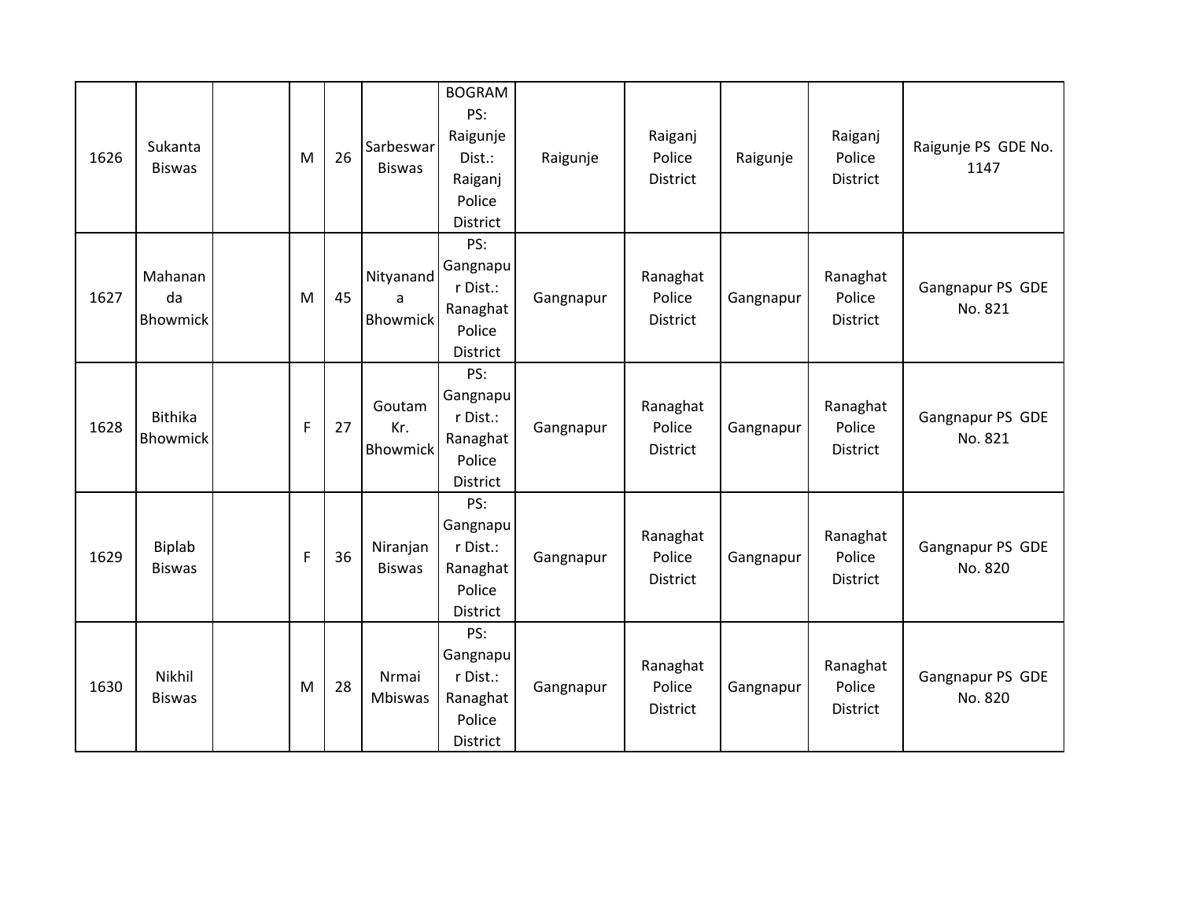| | | | | | | | | | | | |
|---|---|---|---|---|---|---|---|---|---|---|---|
| 1626 | Sukanta Biswas | | M | 26 | Sarbeswar Biswas | BOGRAM PS: Raigunje Dist.: Raiganj Police District | Raigunje | Raiganj Police District | Raigunje | Raiganj Police District | Raigunje PS GDE No. 1147 |
| 1627 | Mahananda Bhowmick | | M | 45 | Nityananda Bhowmick | PS: Gangnapur Dist.: Ranaghat Police District | Gangnapur | Ranaghat Police District | Gangnapur | Ranaghat Police District | Gangnapur PS GDE No. 821 |
| 1628 | Bithika Bhowmick | | F | 27 | Goutam Kr. Bhowmick | PS: Gangnapur Dist.: Ranaghat Police District | Gangnapur | Ranaghat Police District | Gangnapur | Ranaghat Police District | Gangnapur PS GDE No. 821 |
| 1629 | Biplab Biswas | | F | 36 | Niranjan Biswas | PS: Gangnapur Dist.: Ranaghat Police District | Gangnapur | Ranaghat Police District | Gangnapur | Ranaghat Police District | Gangnapur PS GDE No. 820 |
| 1630 | Nikhil Biswas | | M | 28 | Nrmai Mbiswas | PS: Gangnapur Dist.: Ranaghat Police District | Gangnapur | Ranaghat Police District | Gangnapur | Ranaghat Police District | Gangnapur PS GDE No. 820 |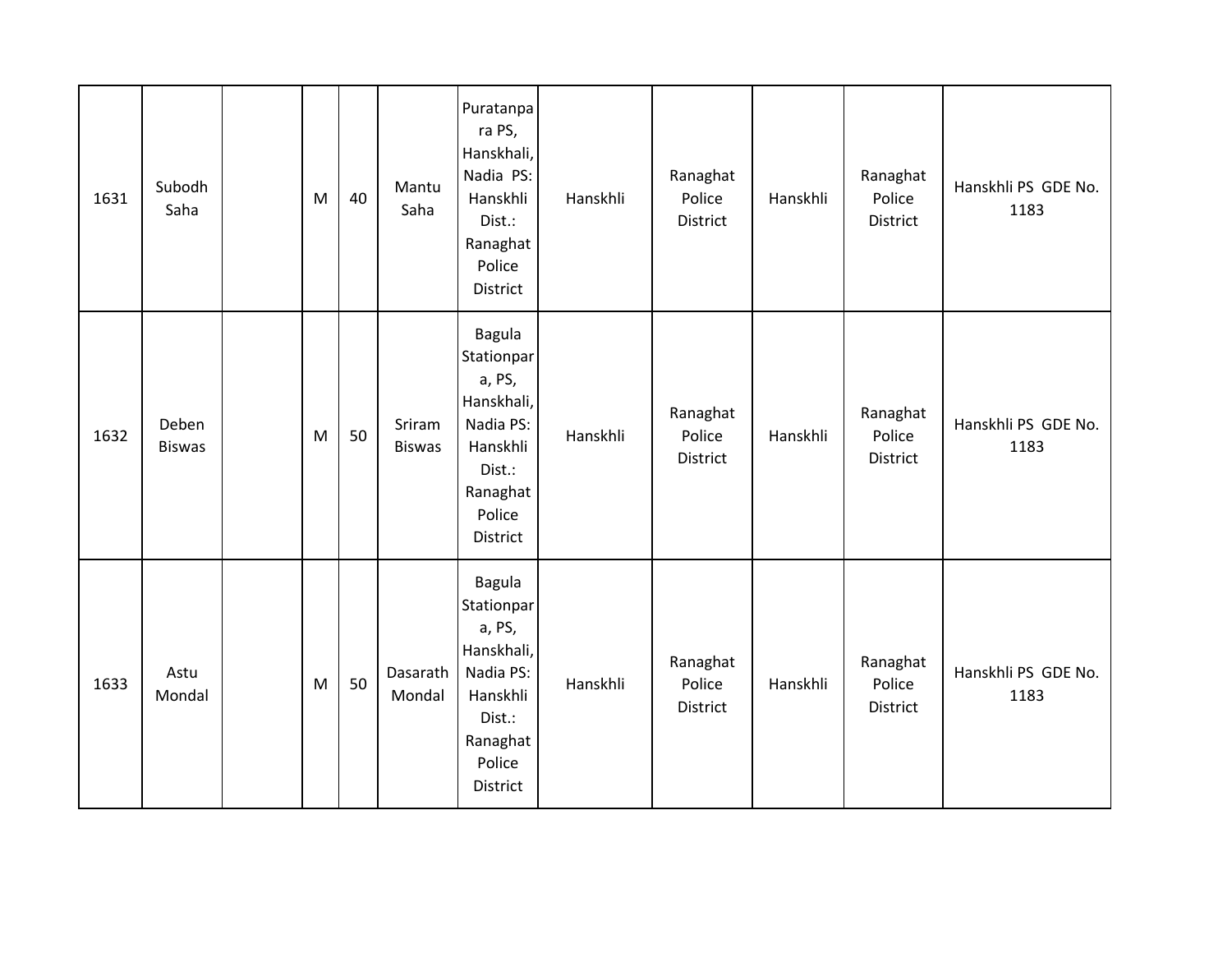| 1631 | Subodh Saha | | M | 40 | Mantu Saha | Puratanpara PS, Hanskhali, Nadia PS: Hanskhli Dist.: Ranaghat Police District | Hanskhli | Ranaghat Police District | Hanskhli | Ranaghat Police District | Hanskhli PS GDE No. 1183 |
|---|---|---|---|---|---|---|---|---|---|---|---|
| 1632 | Deben Biswas | | M | 50 | Sriram Biswas | Bagula Stationpara, PS, Hanskhali, Nadia PS: Hanskhli Dist.: Ranaghat Police District | Hanskhli | Ranaghat Police District | Hanskhli | Ranaghat Police District | Hanskhli PS GDE No. 1183 |
| 1633 | Astu Mondal | | M | 50 | Dasarath Mondal | Bagula Stationpara, PS, Hanskhali, Nadia PS: Hanskhli Dist.: Ranaghat Police District | Hanskhli | Ranaghat Police District | Hanskhli | Ranaghat Police District | Hanskhli PS GDE No. 1183 |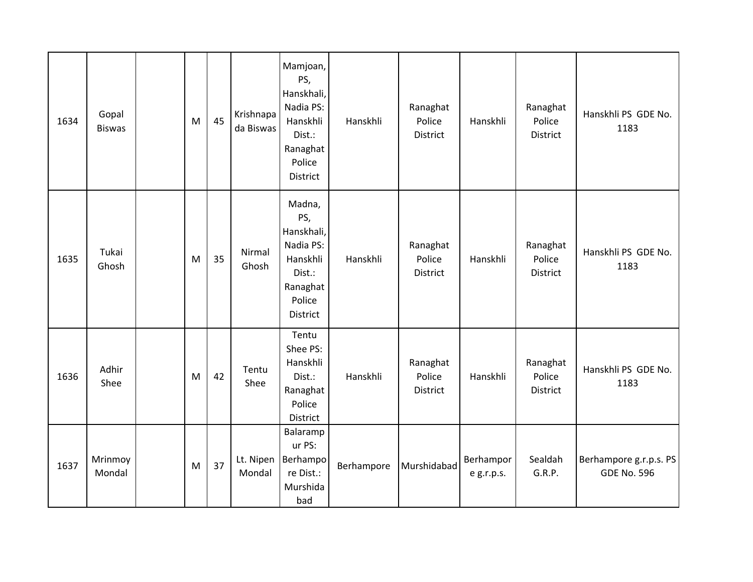| 1634 | Gopal Biswas | | M | 45 | Krishnapada Biswas | Mamjoan, PS, Hanskhali, Nadia PS: Hanskhli Dist.: Ranaghat Police District | Hanskhli | Ranaghat Police District | Hanskhli | Ranaghat Police District | Hanskhli PS GDE No. 1183 |
|---|---|---|---|---|---|---|---|---|---|---|---|
| 1635 | Tukai Ghosh | | M | 35 | Nirmal Ghosh | Madna, PS, Hanskhali, Nadia PS: Hanskhli Dist.: Ranaghat Police District | Hanskhli | Ranaghat Police District | Hanskhli | Ranaghat Police District | Hanskhli PS GDE No. 1183 |
| 1636 | Adhir Shee | | M | 42 | Tentu Shee | Tentu Shee PS: Hanskhli Dist.: Ranaghat Police District | Hanskhli | Ranaghat Police District | Hanskhli | Ranaghat Police District | Hanskhli PS GDE No. 1183 |
| 1637 | Mrinmoy Mondal | | M | 37 | Lt. Nipen Mondal | Balarampur PS: Berhampore Dist.: Murshidabad | Berhampore | Murshidabad | Berhampore g.r.p.s. | Sealdah G.R.P. | Berhampore g.r.p.s. PS GDE No. 596 |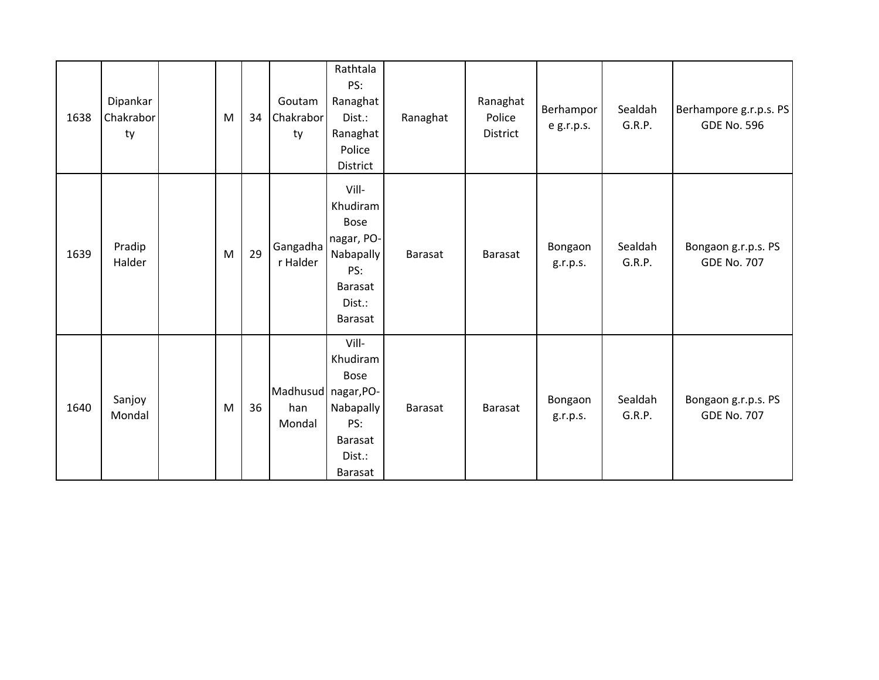| | | | | | | | | | | | |
|---|---|---|---|---|---|---|---|---|---|---|---|
| 1638 | Dipankar Chakraborty | | M | 34 | Goutam Chakraborty | Rathtala PS: Ranaghat Dist.: Ranaghat Police District | Ranaghat | Ranaghat Police District | Berhampore g.r.p.s. | Sealdah G.R.P. | Berhampore g.r.p.s. PS GDE No. 596 |
| 1639 | Pradip Halder | | M | 29 | Gangadhar Halder | Vill- Khudiram Bose nagar, PO- Nabapally PS: Barasat Dist.: Barasat | Barasat | Barasat | Bongaon g.r.p.s. | Sealdah G.R.P. | Bongaon g.r.p.s. PS GDE No. 707 |
| 1640 | Sanjoy Mondal | | M | 36 | Madhusudhan Mondal | Vill- Khudiram Bose nagar,PO- Nabapally PS: Barasat Dist.: Barasat | Barasat | Barasat | Bongaon g.r.p.s. | Sealdah G.R.P. | Bongaon g.r.p.s. PS GDE No. 707 |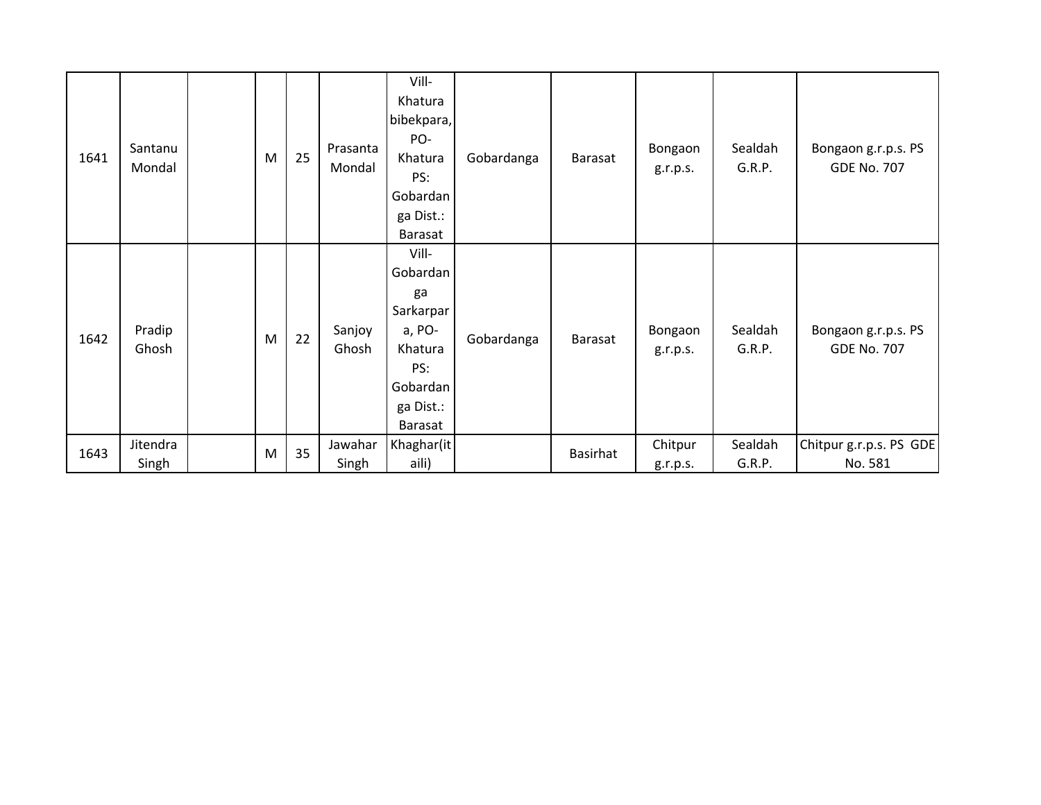| | | | | | | | | | | | |
|---|---|---|---|---|---|---|---|---|---|---|---|
| 1641 | Santanu Mondal | | M | 25 | Prasanta Mondal | Vill- Khatura bibekpara, PO- Khatura PS: Gobardanga Dist.: Barasat | Gobardanga | Barasat | Bongaon g.r.p.s. | Sealdah G.R.P. | Bongaon g.r.p.s. PS GDE No. 707 |
| 1642 | Pradip Ghosh | | M | 22 | Sanjoy Ghosh | Vill- Gobardanga Sarkarpara, PO- Khatura PS: Gobardanga Dist.: Barasat | Gobardanga | Barasat | Bongaon g.r.p.s. | Sealdah G.R.P. | Bongaon g.r.p.s. PS GDE No. 707 |
| 1643 | Jitendra Singh | | M | 35 | Jawahar Singh | Khaghar(itaili) | | Basirhat | Chitpur g.r.p.s. | Sealdah G.R.P. | Chitpur g.r.p.s. PS GDE No. 581 |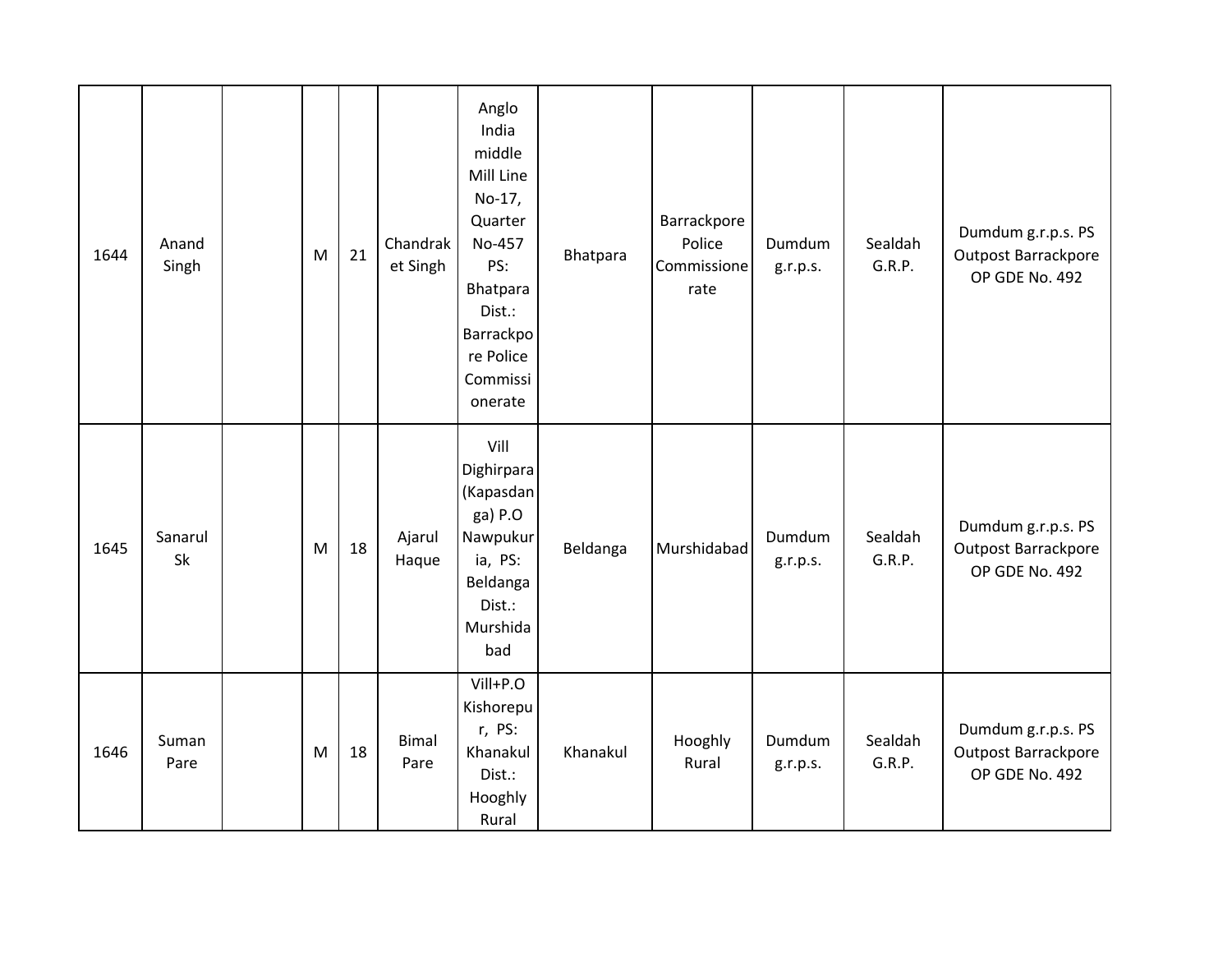| 1644 | Anand Singh | | M | 21 | Chandraket Singh | Anglo India middle Mill Line No-17, Quarter No-457 PS: Bhatpara Dist.: Barrackpore Police Commissionerate | Bhatpara | Barrackpore Police Commissionerate | Dumdum g.r.p.s. | Sealdah G.R.P. | Dumdum g.r.p.s. PS Outpost Barrackpore OP GDE No. 492 |
|---|---|---|---|---|---|---|---|---|---|---|---|
| 1645 | Sanarul Sk | | M | 18 | Ajarul Haque | Vill Dighirpara (Kapasdanga) P.O Nawpukuria, PS: Beldanga Dist.: Murshidabad | Beldanga | Murshidabad | Dumdum g.r.p.s. | Sealdah G.R.P. | Dumdum g.r.p.s. PS Outpost Barrackpore OP GDE No. 492 |
| 1646 | Suman Pare | | M | 18 | Bimal Pare | Vill+P.O Kishorepur, PS: Khanakul Dist.: Hooghly Rural | Khanakul | Hooghly Rural | Dumdum g.r.p.s. | Sealdah G.R.P. | Dumdum g.r.p.s. PS Outpost Barrackpore OP GDE No. 492 |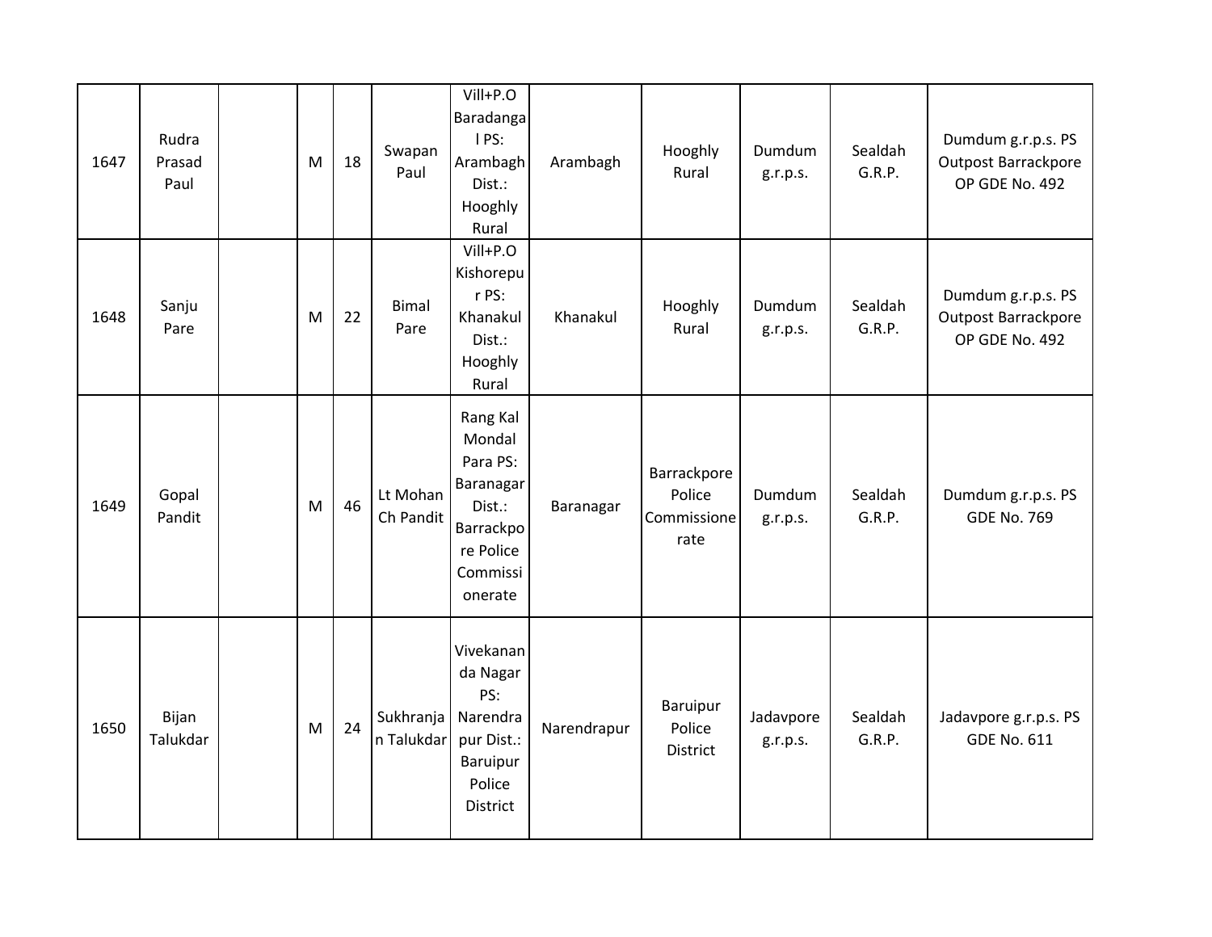| | | | | | | | | | | | |
|---|---|---|---|---|---|---|---|---|---|---|---|
| 1647 | Rudra Prasad Paul | | M | 18 | Swapan Paul | Vill+P.O Baradangal PS: Arambagh Dist.: Hooghly Rural | Arambagh | Hooghly Rural | Dumdum g.r.p.s. | Sealdah G.R.P. | Dumdum g.r.p.s. PS Outpost Barrackpore OP GDE No. 492 |
| 1648 | Sanju Pare | | M | 22 | Bimal Pare | Vill+P.O Kishorepur PS: Khanakul Dist.: Hooghly Rural | Khanakul | Hooghly Rural | Dumdum g.r.p.s. | Sealdah G.R.P. | Dumdum g.r.p.s. PS Outpost Barrackpore OP GDE No. 492 |
| 1649 | Gopal Pandit | | M | 46 | Lt Mohan Ch Pandit | Rang Kal Mondal Para PS: Baranagar Dist.: Barrackpore Police Commissionerate | Baranagar | Barrackpore Police Commissionerate | Dumdum g.r.p.s. | Sealdah G.R.P. | Dumdum g.r.p.s. PS GDE No. 769 |
| 1650 | Bijan Talukdar | | M | 24 | Sukhranjan Talukdar | Vivekananda Nagar PS: Narendrapur Dist.: Baruipur Police District | Narendrapur | Baruipur Police District | Jadavpore g.r.p.s. | Sealdah G.R.P. | Jadavpore g.r.p.s. PS GDE No. 611 |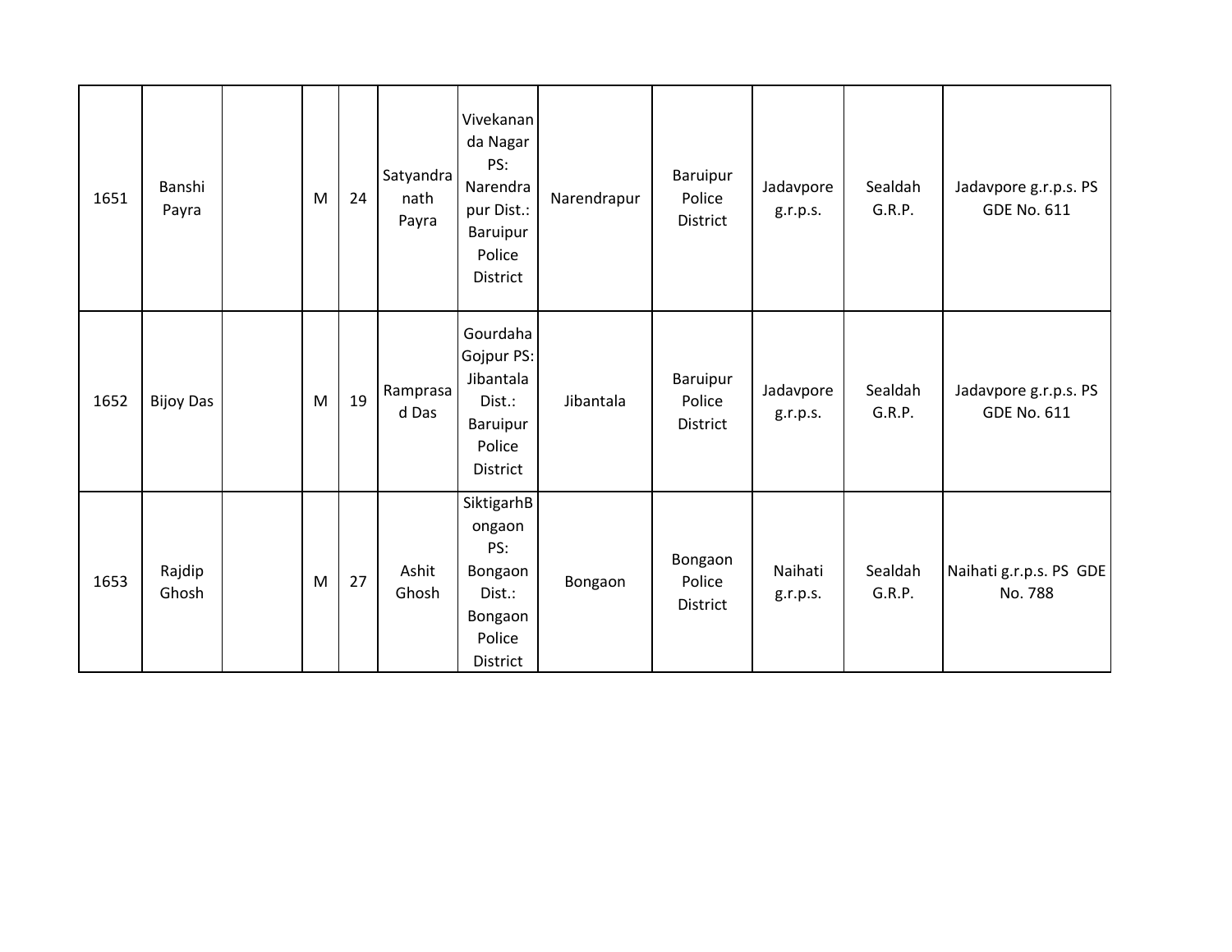| 1651 | Banshi Payra | | M | 24 | Satyandranath Payra | Vivekananda Nagar PS: Narendrapur Dist.: Baruipur Police District | Narendrapur | Baruipur Police District | Jadavpore g.r.p.s. | Sealdah G.R.P. | Jadavpore g.r.p.s. PS GDE No. 611 |
|---|---|---|---|---|---|---|---|---|---|---|---|
| 1652 | Bijoy Das | | M | 19 | Ramprasad Das | Gourdaha Gojpur PS: Jibantala Dist.: Baruipur Police District | Jibantala | Baruipur Police District | Jadavpore g.r.p.s. | Sealdah G.R.P. | Jadavpore g.r.p.s. PS GDE No. 611 |
| 1653 | Rajdip Ghosh | | M | 27 | Ashit Ghosh | SiktigarhBongaon PS: Bongaon Dist.: Bongaon Police District | Bongaon | Bongaon Police District | Naihati g.r.p.s. | Sealdah G.R.P. | Naihati g.r.p.s. PS GDE No. 788 |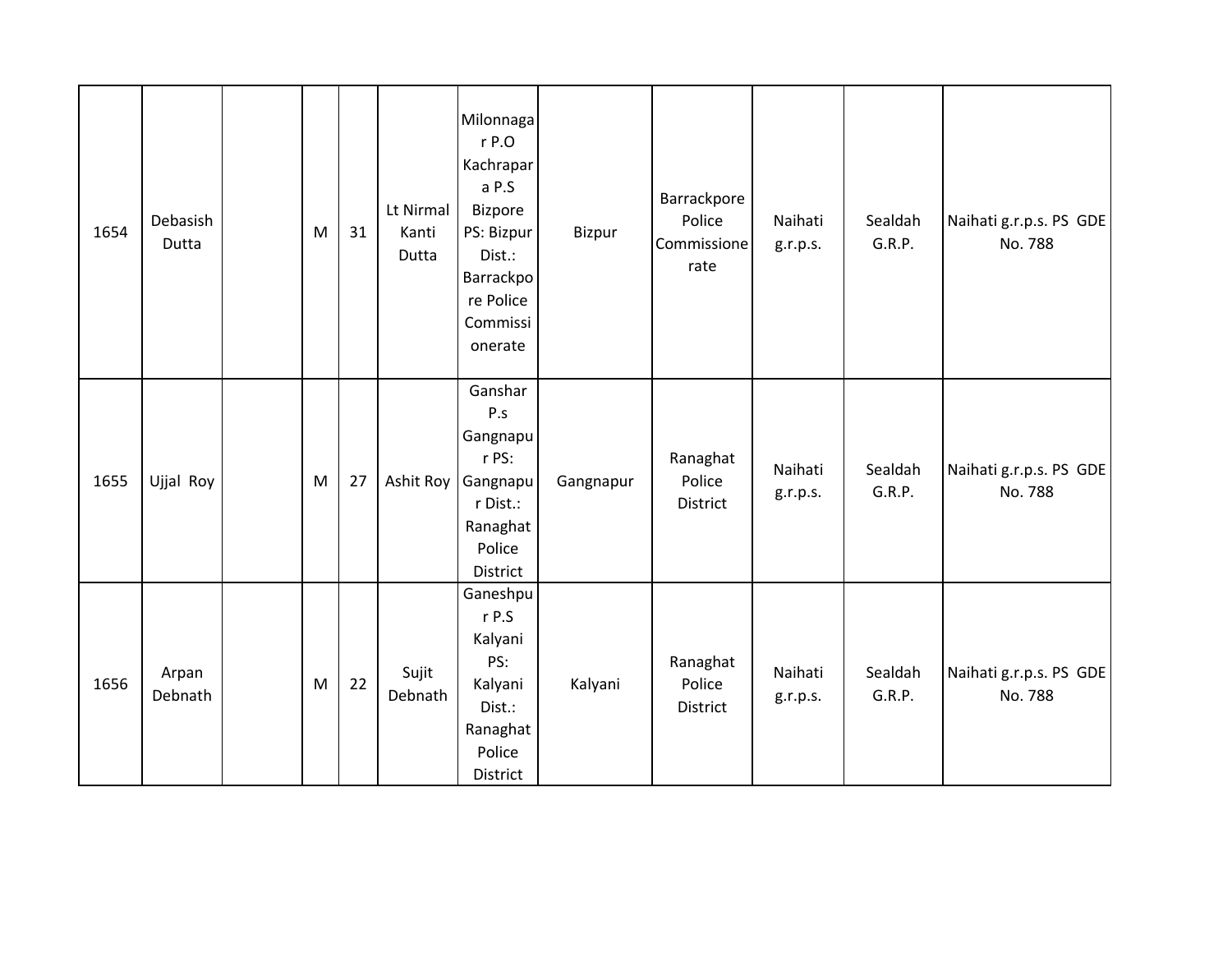| | | | | | | | | | | | |
|---|---|---|---|---|---|---|---|---|---|---|---|
| 1654 | Debasish Dutta | | M | 31 | Lt Nirmal Kanti Dutta | Milonnagar P.O Kachrapara P.S Bizpore PS: Bizpur Dist.: Barrackpore Police Commissionerate | Bizpur | Barrackpore Police Commissionerate | Naihati g.r.p.s. | Sealdah G.R.P. | Naihati g.r.p.s. PS GDE No. 788 |
| 1655 | Ujjal Roy | | M | 27 | Ashit Roy | Ganshar P.s Gangnapur PS: Gangnapur Dist.: Ranaghat Police District | Gangnapur | Ranaghat Police District | Naihati g.r.p.s. | Sealdah G.R.P. | Naihati g.r.p.s. PS GDE No. 788 |
| 1656 | Arpan Debnath | | M | 22 | Sujit Debnath | Ganeshpur P.S Kalyani PS: Kalyani Dist.: Ranaghat Police District | Kalyani | Ranaghat Police District | Naihati g.r.p.s. | Sealdah G.R.P. | Naihati g.r.p.s. PS GDE No. 788 |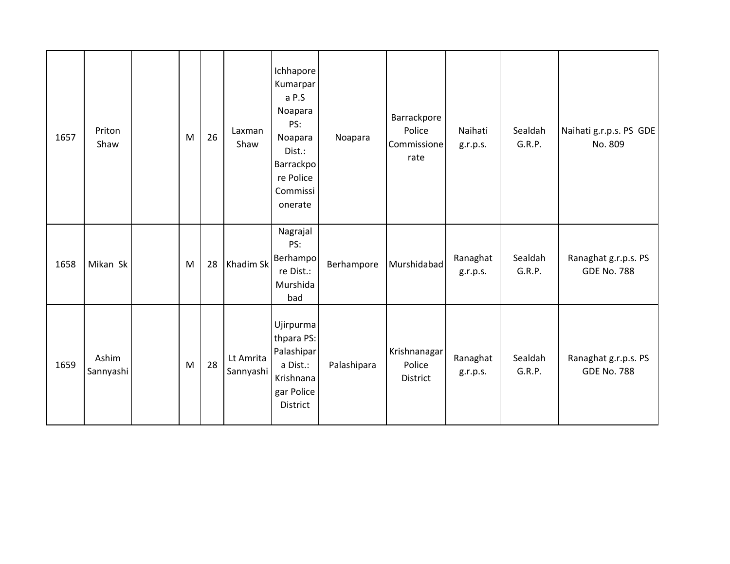| | | | | | | | | | | | |
|---|---|---|---|---|---|---|---|---|---|---|---|
| 1657 | Priton Shaw | | M | 26 | Laxman Shaw | Ichhapore Kumarpara P.S Noapara PS: Noapara Dist.: Barrackpore Police Commissionerate | Noapara | Barrackpore Police Commissionerate | Naihati g.r.p.s. | Sealdah G.R.P. | Naihati g.r.p.s. PS GDE No. 809 |
| 1658 | Mikan Sk | | M | 28 | Khadim Sk | Nagrajal PS: Berhampore Dist.: Murshidabad | Berhampore | Murshidabad | Ranaghat g.r.p.s. | Sealdah G.R.P. | Ranaghat g.r.p.s. PS GDE No. 788 |
| 1659 | Ashim Sannyashi | | M | 28 | Lt Amrita Sannyashi | Ujirpurmathpara PS: Palashipara Dist.: Krishnanagar Police District | Palashipara | Krishnanagar Police District | Ranaghat g.r.p.s. | Sealdah G.R.P. | Ranaghat g.r.p.s. PS GDE No. 788 |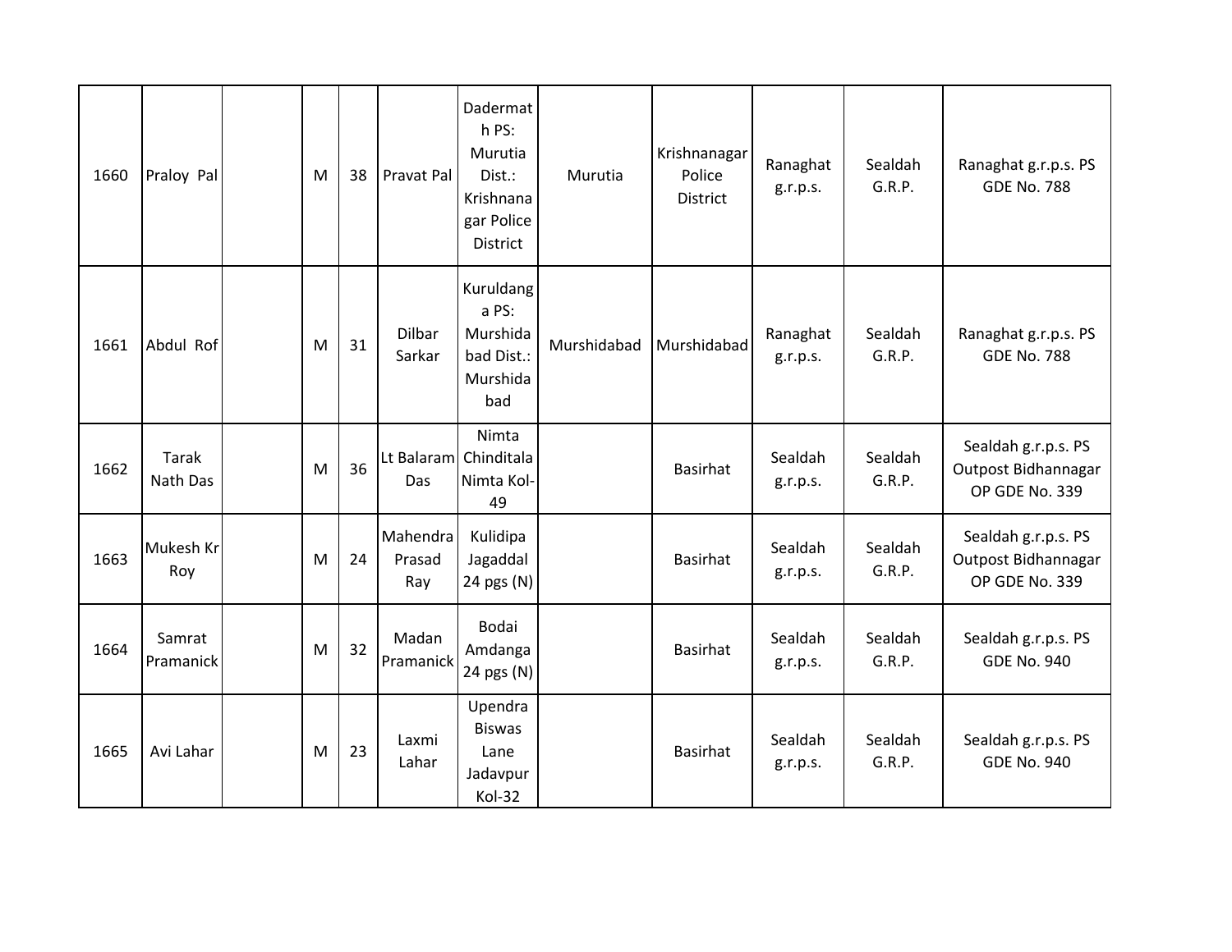| | | | | | | | | | | | |
|---|---|---|---|---|---|---|---|---|---|---|---|
| 1660 | Praloy Pal | | M | 38 | Pravat Pal | Dadermath PS: Murutia Dist.: Krishnanagar Police District | Murutia | Krishnanagar Police District | Ranaghat g.r.p.s. | Sealdah G.R.P. | Ranaghat g.r.p.s. PS GDE No. 788 |
| 1661 | Abdul Rof | | M | 31 | Dilbar Sarkar | Kuruldanga PS: Murshidabad Dist.: Murshidabad | Murshidabad | Murshidabad | Ranaghat g.r.p.s. | Sealdah G.R.P. | Ranaghat g.r.p.s. PS GDE No. 788 |
| 1662 | Tarak Nath Das | | M | 36 | Lt Balaram Das | Nimta Chinditala Nimta Kol-49 | | Basirhat | Sealdah g.r.p.s. | Sealdah G.R.P. | Sealdah g.r.p.s. PS Outpost Bidhannagar OP GDE No. 339 |
| 1663 | Mukesh Kr Roy | | M | 24 | Mahendra Prasad Ray | Kulidipa Jagaddal 24 pgs (N) | | Basirhat | Sealdah g.r.p.s. | Sealdah G.R.P. | Sealdah g.r.p.s. PS Outpost Bidhannagar OP GDE No. 339 |
| 1664 | Samrat Pramanick | | M | 32 | Madan Pramanick | Bodai Amdanga 24 pgs (N) | | Basirhat | Sealdah g.r.p.s. | Sealdah G.R.P. | Sealdah g.r.p.s. PS GDE No. 940 |
| 1665 | Avi Lahar | | M | 23 | Laxmi Lahar | Upendra Biswas Lane Jadavpur Kol-32 | | Basirhat | Sealdah g.r.p.s. | Sealdah G.R.P. | Sealdah g.r.p.s. PS GDE No. 940 |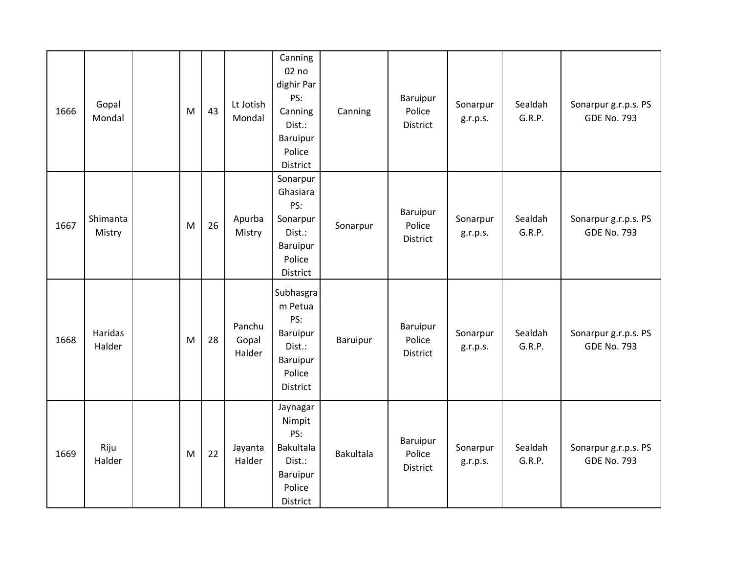| | | | | | | | | | | | |
|---|---|---|---|---|---|---|---|---|---|---|---|
| 1666 | Gopal Mondal | | M | 43 | Lt Jotish Mondal | Canning 02 no dighir Par PS: Canning Dist.: Baruipur Police District | Canning | Baruipur Police District | Sonarpur g.r.p.s. | Sealdah G.R.P. | Sonarpur g.r.p.s. PS GDE No. 793 |
| 1667 | Shimanta Mistry | | M | 26 | Apurba Mistry | Sonarpur Ghasiara PS: Sonarpur Dist.: Baruipur Police District | Sonarpur | Baruipur Police District | Sonarpur g.r.p.s. | Sealdah G.R.P. | Sonarpur g.r.p.s. PS GDE No. 793 |
| 1668 | Haridas Halder | | M | 28 | Panchu Gopal Halder | Subhasgram Petua PS: Baruipur Dist.: Baruipur Police District | Baruipur | Baruipur Police District | Sonarpur g.r.p.s. | Sealdah G.R.P. | Sonarpur g.r.p.s. PS GDE No. 793 |
| 1669 | Riju Halder | | M | 22 | Jayanta Halder | Jaynagar Nimpit PS: Bakultala Dist.: Baruipur Police District | Bakultala | Baruipur Police District | Sonarpur g.r.p.s. | Sealdah G.R.P. | Sonarpur g.r.p.s. PS GDE No. 793 |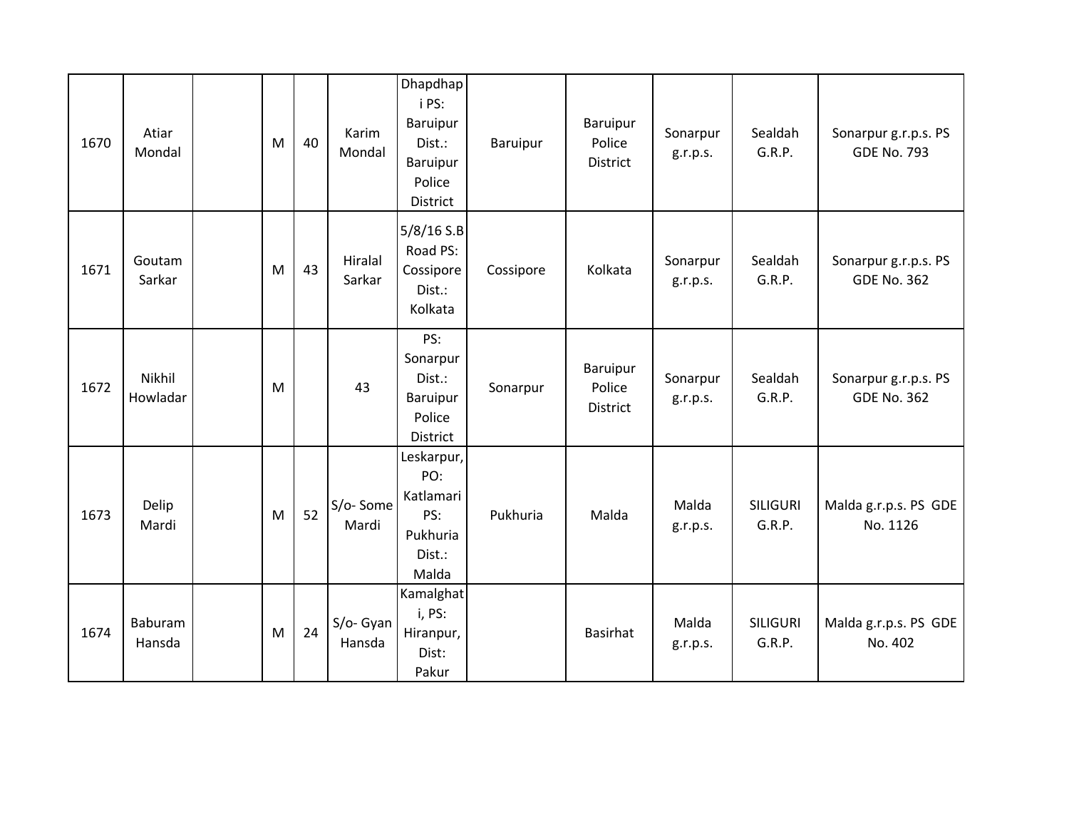| | | | | | | | | | | | |
|---|---|---|---|---|---|---|---|---|---|---|---|
| 1670 | Atiar Mondal | | M | 40 | Karim Mondal | Dhapdhapi PS: Baruipur Dist.: Baruipur Police District | Baruipur | Baruipur Police District | Sonarpur g.r.p.s. | Sealdah G.R.P. | Sonarpur g.r.p.s. PS GDE No. 793 |
| 1671 | Goutam Sarkar | | M | 43 | Hiralal Sarkar | 5/8/16 S.B Road PS: Cossipore Dist.: Kolkata | Cossipore | Kolkata | Sonarpur g.r.p.s. | Sealdah G.R.P. | Sonarpur g.r.p.s. PS GDE No. 362 |
| 1672 | Nikhil Howladar | | M | | 43 | PS: Sonarpur Dist.: Baruipur Police District | Sonarpur | Baruipur Police District | Sonarpur g.r.p.s. | Sealdah G.R.P. | Sonarpur g.r.p.s. PS GDE No. 362 |
| 1673 | Delip Mardi | | M | 52 | S/o- Some Mardi | Leskarpur, PO: Katlamari PS: Pukhuria Dist.: Malda | Pukhuria | Malda | Malda g.r.p.s. | SILIGURI G.R.P. | Malda g.r.p.s. PS GDE No. 1126 |
| 1674 | Baburam Hansda | | M | 24 | S/o- Gyan Hansda | Kamalghati, PS: Hiranpur, Dist: Pakur | | Basirhat | Malda g.r.p.s. | SILIGURI G.R.P. | Malda g.r.p.s. PS GDE No. 402 |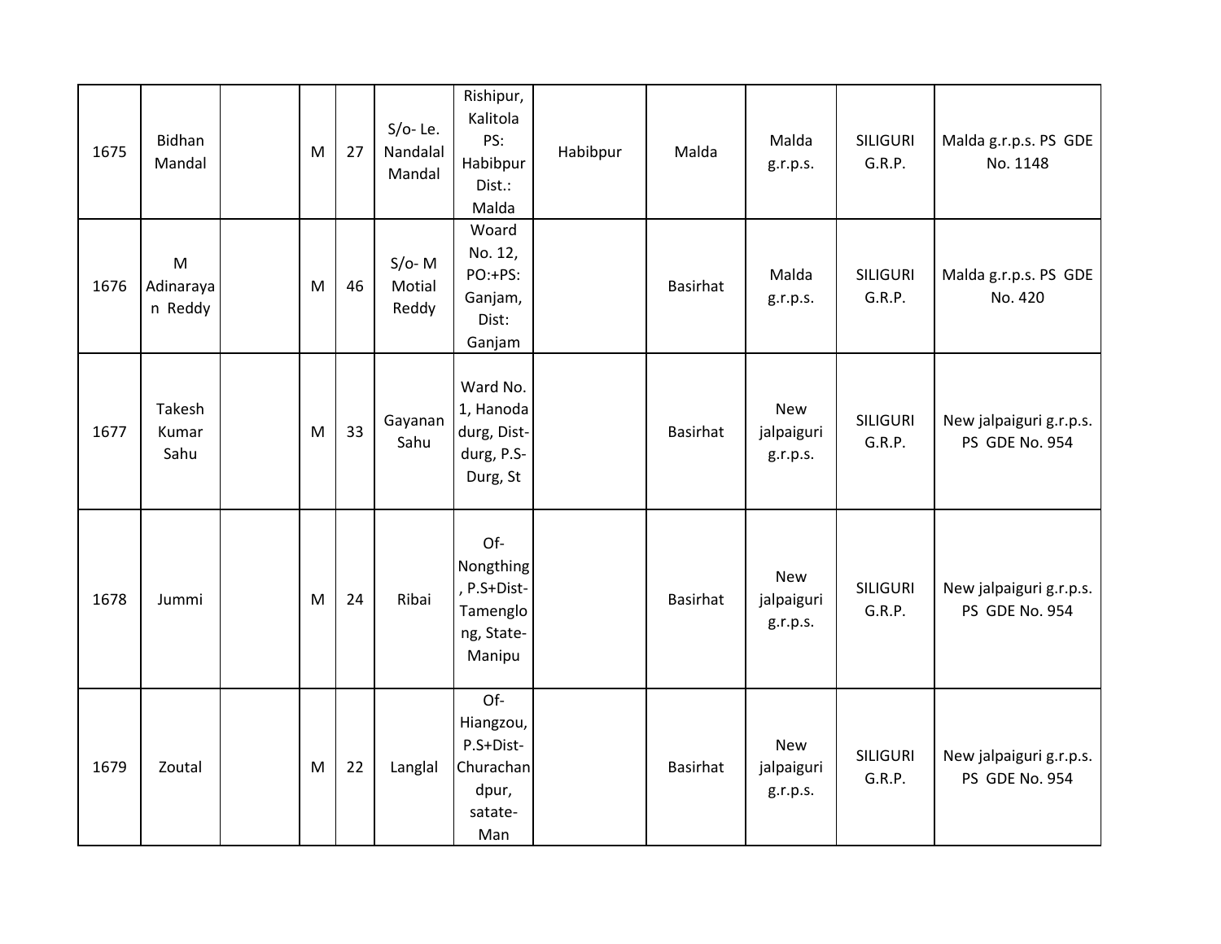| | | | | | | | | | | | |
|---|---|---|---|---|---|---|---|---|---|---|---|
| 1675 | Bidhan Mandal | | M | 27 | S/o- Le. Nandalal Mandal | Rishipur, Kalitola PS: Habibpur Dist.: Malda | Habibpur | Malda | Malda g.r.p.s. | SILIGURI G.R.P. | Malda g.r.p.s. PS GDE No. 1148 |
| 1676 | M Adinarayan Reddy | | M | 46 | S/o- M Motial Reddy | Woard No. 12, PO:+PS: Ganjam, Dist: Ganjam | | Basirhat | Malda g.r.p.s. | SILIGURI G.R.P. | Malda g.r.p.s. PS GDE No. 420 |
| 1677 | Takesh Kumar Sahu | | M | 33 | Gayanan Sahu | Ward No. 1, Hanoda durg, Dist-durg, P.S-Durg, St | | Basirhat | New jalpaiguri g.r.p.s. | SILIGURI G.R.P. | New jalpaiguri g.r.p.s. PS GDE No. 954 |
| 1678 | Jummi | | M | 24 | Ribai | Of-Nongthing, P.S+Dist-Tamenglong, State-Manipu | | Basirhat | New jalpaiguri g.r.p.s. | SILIGURI G.R.P. | New jalpaiguri g.r.p.s. PS GDE No. 954 |
| 1679 | Zoutal | | M | 22 | Langlal | Of-Hiangzou, P.S+Dist-Churachandpur, satate-Man | | Basirhat | New jalpaiguri g.r.p.s. | SILIGURI G.R.P. | New jalpaiguri g.r.p.s. PS GDE No. 954 |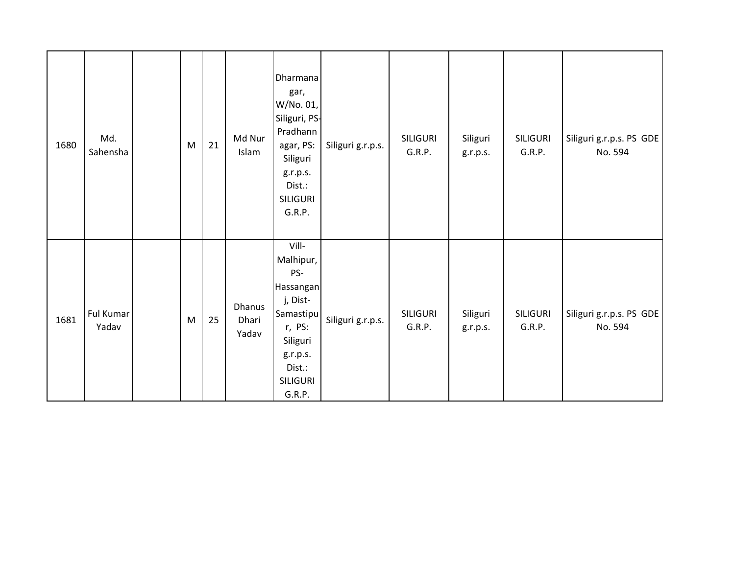| | | | | | | | | | | | |
|---|---|---|---|---|---|---|---|---|---|---|---|
| 1680 | Md. Sahensha | | M | 21 | Md Nur Islam | Dharmanagar, W/No. 01, Siliguri, PS-Pradhannagar, PS: Siliguri g.r.p.s. Dist.: SILIGURI G.R.P. | Siliguri g.r.p.s. | SILIGURI G.R.P. | Siliguri g.r.p.s. | SILIGURI G.R.P. | Siliguri g.r.p.s. PS GDE No. 594 |
| 1681 | Ful Kumar Yadav | | M | 25 | Dhanus Dhari Yadav | Vill-Malhipur, PS-Hassanganj, Dist-Samastipur, PS: Siliguri g.r.p.s. Dist.: SILIGURI G.R.P. | Siliguri g.r.p.s. | SILIGURI G.R.P. | Siliguri g.r.p.s. | SILIGURI G.R.P. | Siliguri g.r.p.s. PS GDE No. 594 |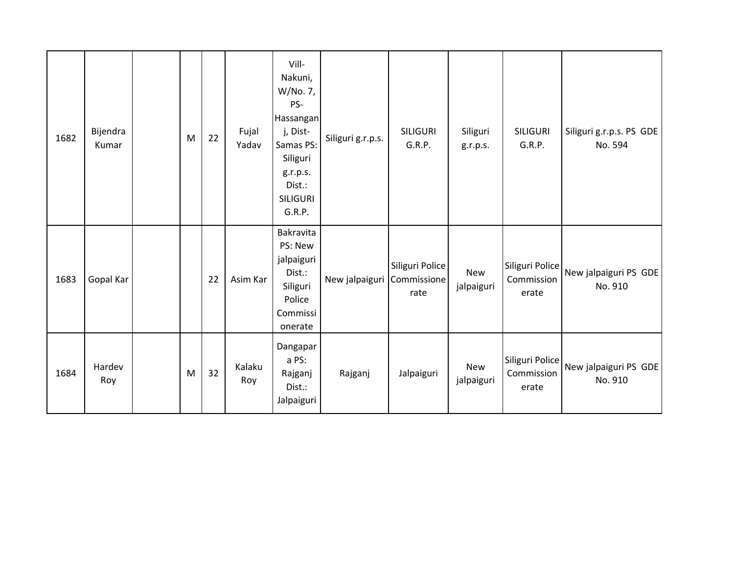| | | | | | | | | | | | |
|---|---|---|---|---|---|---|---|---|---|---|---|
| 1682 | Bijendra Kumar | | M | 22 | Fujal Yadav | Vill- Nakuni, W/No. 7, PS- Hassanganj, Dist- Samas PS: Siliguri g.r.p.s. Dist.: SILIGURI G.R.P. | Siliguri g.r.p.s. | SILIGURI G.R.P. | Siliguri g.r.p.s. | SILIGURI G.R.P. | Siliguri g.r.p.s. PS GDE No. 594 |
| 1683 | Gopal Kar | | | 22 | Asim Kar | Bakravita PS: New jalpaiguri Dist.: Siliguri Police Commissionerate | New jalpaiguri | Siliguri Police Commissionerate | New jalpaiguri | Siliguri Police Commissionerate | New jalpaiguri PS GDE No. 910 |
| 1684 | Hardev Roy | | M | 32 | Kalaku Roy | Dangapara PS: Rajganj Dist.: Jalpaiguri | Rajganj | Jalpaiguri | New jalpaiguri | Siliguri Police Commissionerate | New jalpaiguri PS GDE No. 910 |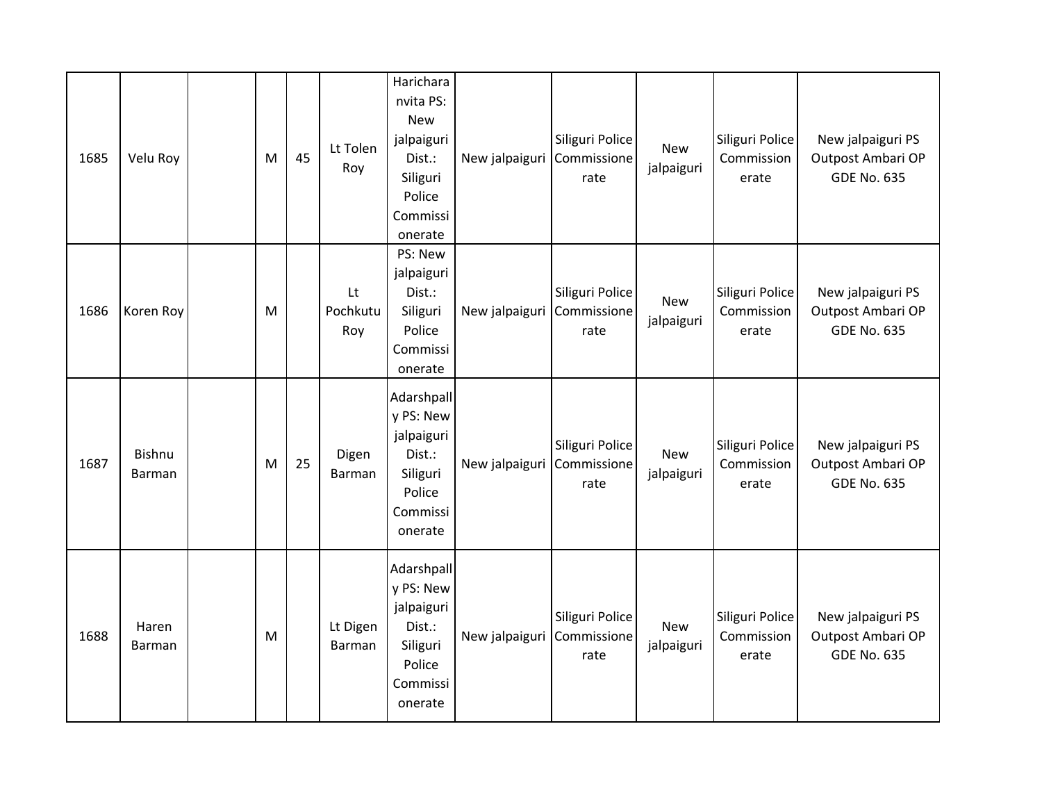| | | | | | | | | | | | |
|---|---|---|---|---|---|---|---|---|---|---|---|
| 1685 | Velu Roy | | M | 45 | Lt Tolen Roy | Haricharanvita PS: New jalpaiguri Dist.: Siliguri Police Commissionerate | New jalpaiguri | Siliguri Police Commissionerate | New jalpaiguri | Siliguri Police Commissionerate | New jalpaiguri PS Outpost Ambari OP GDE No. 635 |
| 1686 | Koren Roy | | M | | Lt Pochkutu Roy | PS: New jalpaiguri Dist.: Siliguri Police Commissionerate | New jalpaiguri | Siliguri Police Commissionerate | New jalpaiguri | Siliguri Police Commissionerate | New jalpaiguri PS Outpost Ambari OP GDE No. 635 |
| 1687 | Bishnu Barman | | M | 25 | Digen Barman | Adarshpally PS: New jalpaiguri Dist.: Siliguri Police Commissionerate | New jalpaiguri | Siliguri Police Commissionerate | New jalpaiguri | Siliguri Police Commissionerate | New jalpaiguri PS Outpost Ambari OP GDE No. 635 |
| 1688 | Haren Barman | | M | | Lt Digen Barman | Adarshpally PS: New jalpaiguri Dist.: Siliguri Police Commissionerate | New jalpaiguri | Siliguri Police Commissionerate | New jalpaiguri | Siliguri Police Commissionerate | New jalpaiguri PS Outpost Ambari OP GDE No. 635 |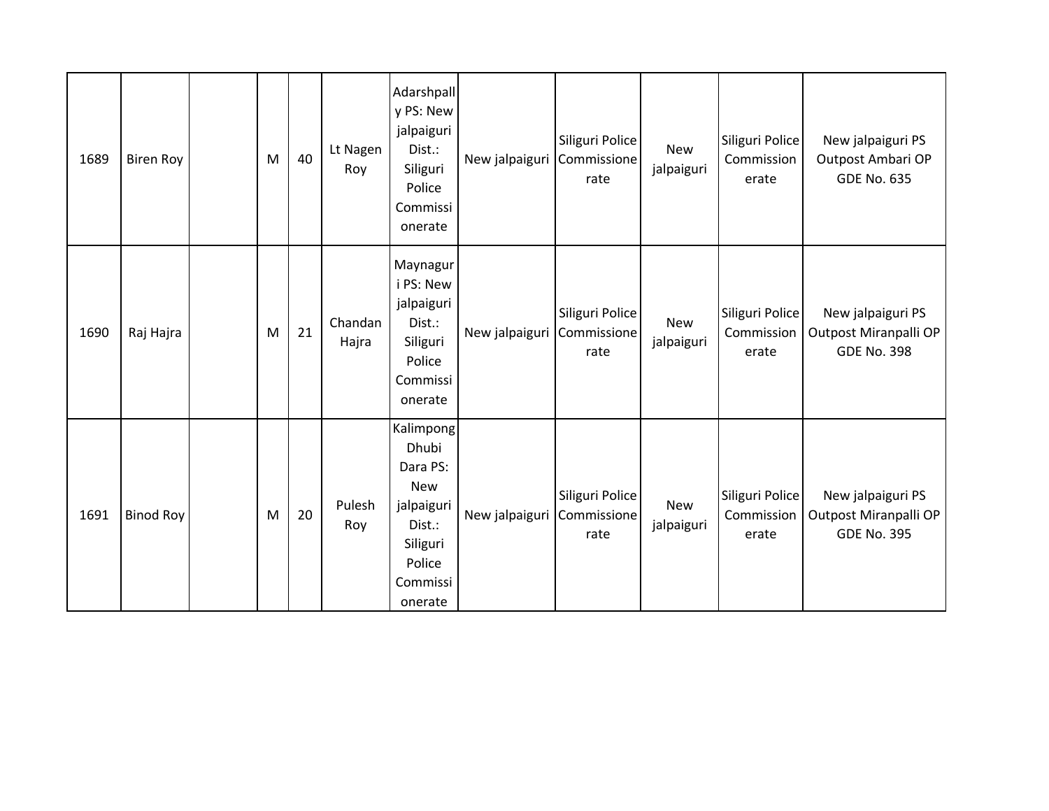| | | | | | | | | | | | |
|---|---|---|---|---|---|---|---|---|---|---|---|
| 1689 | Biren Roy | | M | 40 | Lt Nagen Roy | Adarshpally PS: New jalpaiguri Dist.: Siliguri Police Commissionerate | New jalpaiguri | Siliguri Police Commissionerate | New jalpaiguri | Siliguri Police Commissionerate | New jalpaiguri PS Outpost Ambari OP GDE No. 635 |
| 1690 | Raj Hajra | | M | 21 | Chandan Hajra | Maynaguri PS: New jalpaiguri Dist.: Siliguri Police Commissionerate | New jalpaiguri | Siliguri Police Commissionerate | New jalpaiguri | Siliguri Police Commissionerate | New jalpaiguri PS Outpost Miranpalli OP GDE No. 398 |
| 1691 | Binod Roy | | M | 20 | Pulesh Roy | Kalimpong Dhubi Dara PS: New jalpaiguri Dist.: Siliguri Police Commissionerate | New jalpaiguri | Siliguri Police Commissionerate | New jalpaiguri | Siliguri Police Commissionerate | New jalpaiguri PS Outpost Miranpalli OP GDE No. 395 |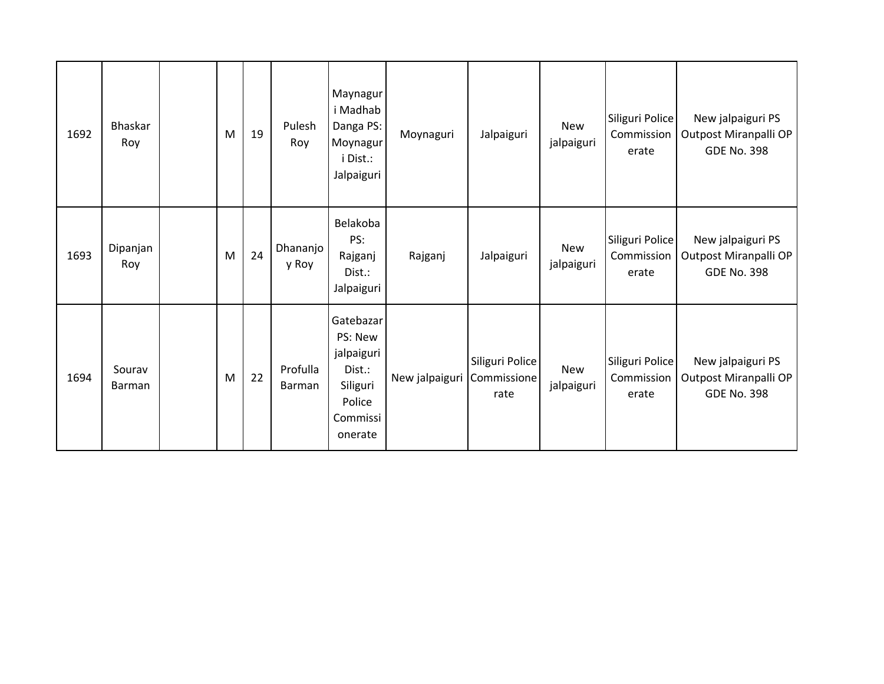| | | | | | | | | | | | |
|---|---|---|---|---|---|---|---|---|---|---|---|
| 1692 | Bhaskar Roy | | M | 19 | Pulesh Roy | Maynaguri Madhab Danga PS: Moynaguri Dist.: Jalpaiguri | Moynaguri | Jalpaiguri | New jalpaiguri | Siliguri Police Commissionerate | New jalpaiguri PS Outpost Miranpalli OP GDE No. 398 |
| 1693 | Dipanjan Roy | | M | 24 | Dhananjoy Roy | Belakoba PS: Rajganj Dist.: Jalpaiguri | Rajganj | Jalpaiguri | New jalpaiguri | Siliguri Police Commissionerate | New jalpaiguri PS Outpost Miranpalli OP GDE No. 398 |
| 1694 | Sourav Barman | | M | 22 | Profulla Barman | Gatebazar PS: New jalpaiguri Dist.: Siliguri Police Commissionerate | New jalpaiguri | Siliguri Police Commissionerate | New jalpaiguri | Siliguri Police Commissionerate | New jalpaiguri PS Outpost Miranpalli OP GDE No. 398 |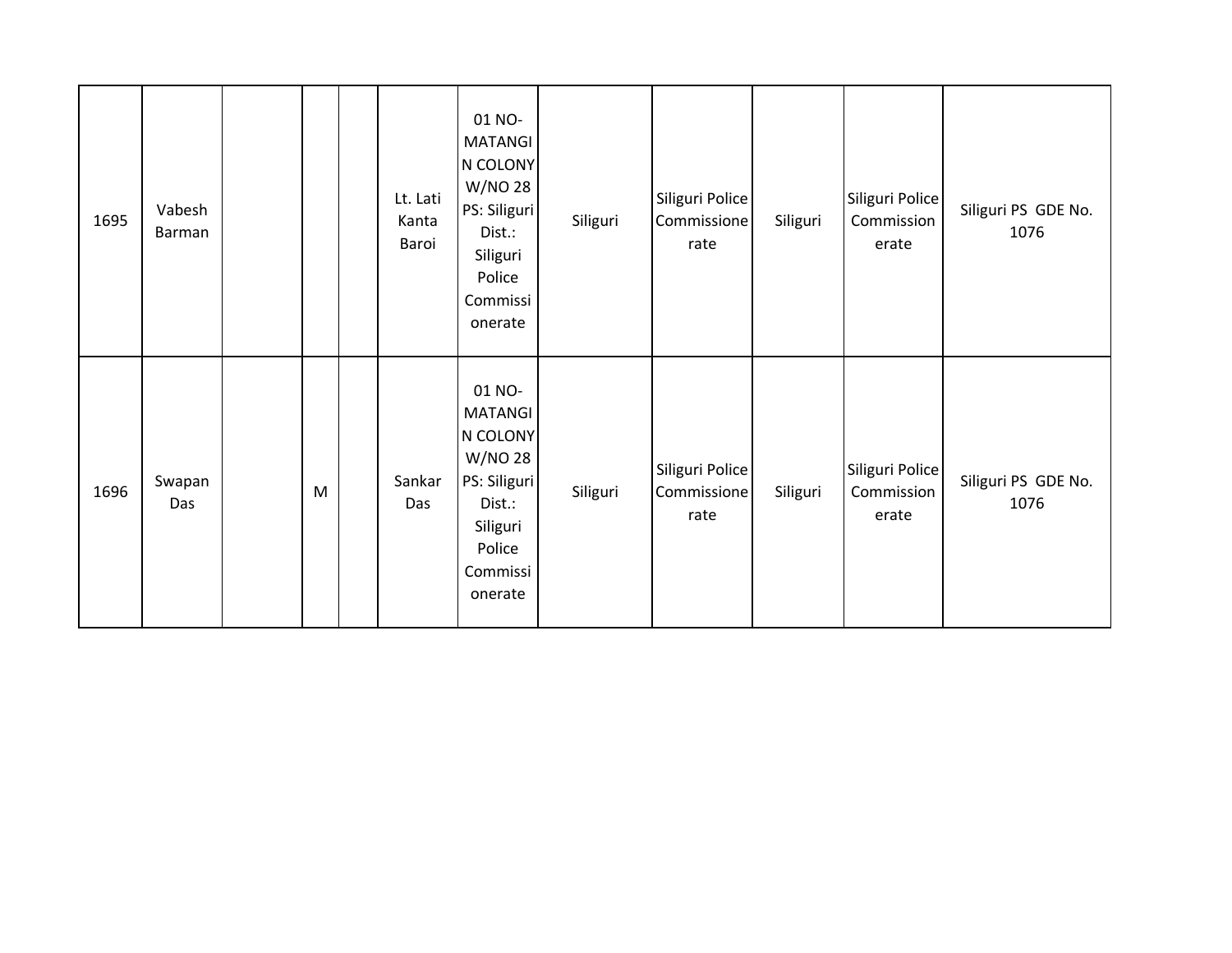| | | | | | | | | | | | |
|---|---|---|---|---|---|---|---|---|---|---|---|
| 1695 | Vabesh Barman | | | | Lt. Lati Kanta Baroi | 01 NO-MATANGIN COLONY W/NO 28 PS: Siliguri Dist.: Siliguri Police Commissionerate | Siliguri | Siliguri Police Commissionerate | Siliguri | Siliguri Police Commissionerate | Siliguri PS GDE No. 1076 |
| 1696 | Swapan Das | | M | | Sankar Das | 01 NO-MATANGIN COLONY W/NO 28 PS: Siliguri Dist.: Siliguri Police Commissionerate | Siliguri | Siliguri Police Commissionerate | Siliguri | Siliguri Police Commissionerate | Siliguri PS GDE No. 1076 |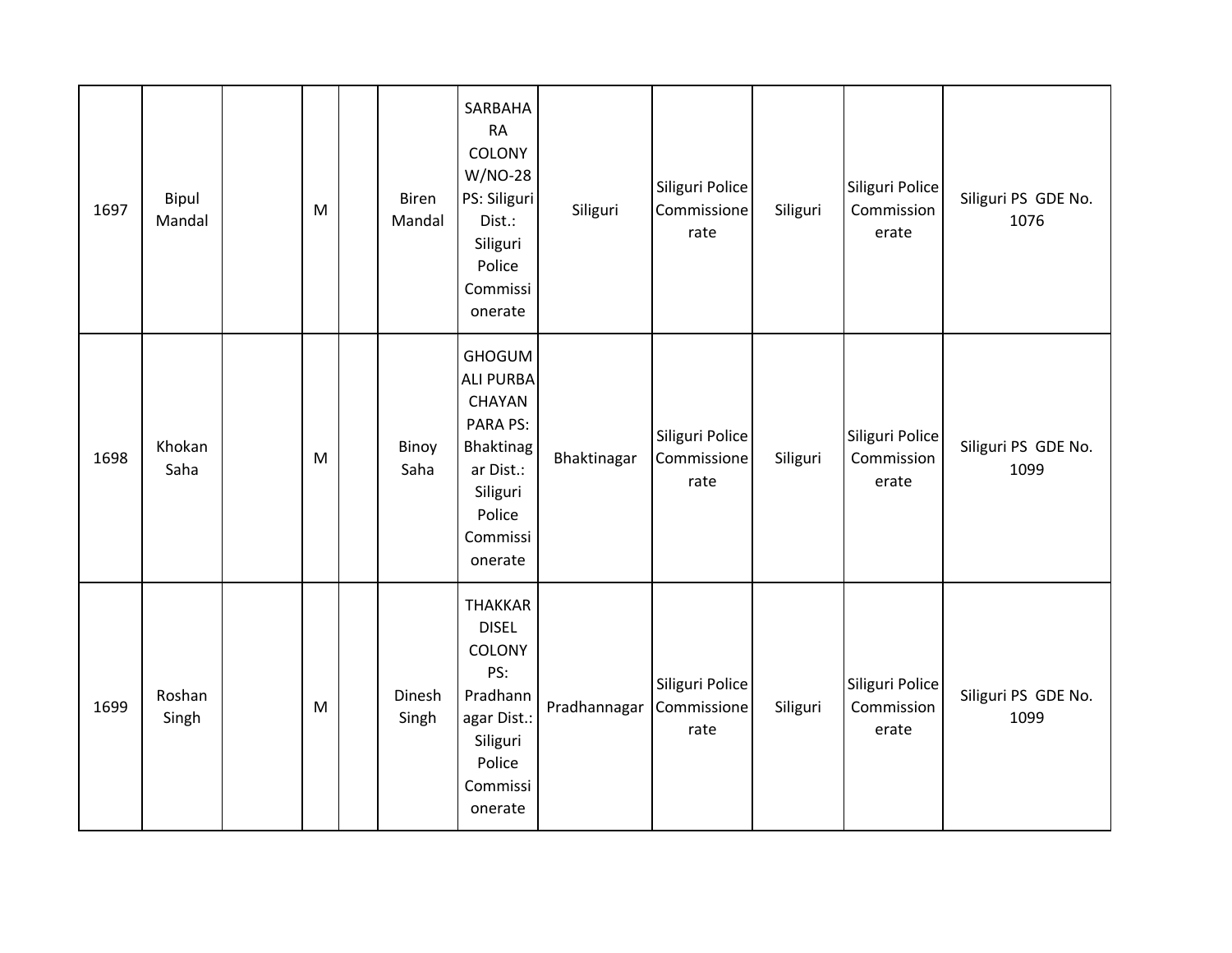| | | | | | | | | | | | |
|---|---|---|---|---|---|---|---|---|---|---|---|
| 1697 | Bipul Mandal | | M | | Biren Mandal | SARBAHARA COLONY W/NO-28 PS: Siliguri Dist.: Siliguri Police Commissionerate | Siliguri | Siliguri Police Commissionerate | Siliguri | Siliguri Police Commissionerate | Siliguri PS GDE No. 1076 |
| 1698 | Khokan Saha | | M | | Binoy Saha | GHOGUMALI PURBA CHAYAN PARA PS: Bhaktinagar Dist.: Siliguri Police Commissionerate | Bhaktinagar | Siliguri Police Commissionerate | Siliguri | Siliguri Police Commissionerate | Siliguri PS GDE No. 1099 |
| 1699 | Roshan Singh | | M | | Dinesh Singh | THAKKAR DISEL COLONY PS: Pradhannagar Dist.: Siliguri Police Commissionerate | Pradhannagar | Siliguri Police Commissionerate | Siliguri | Siliguri Police Commissionerate | Siliguri PS GDE No. 1099 |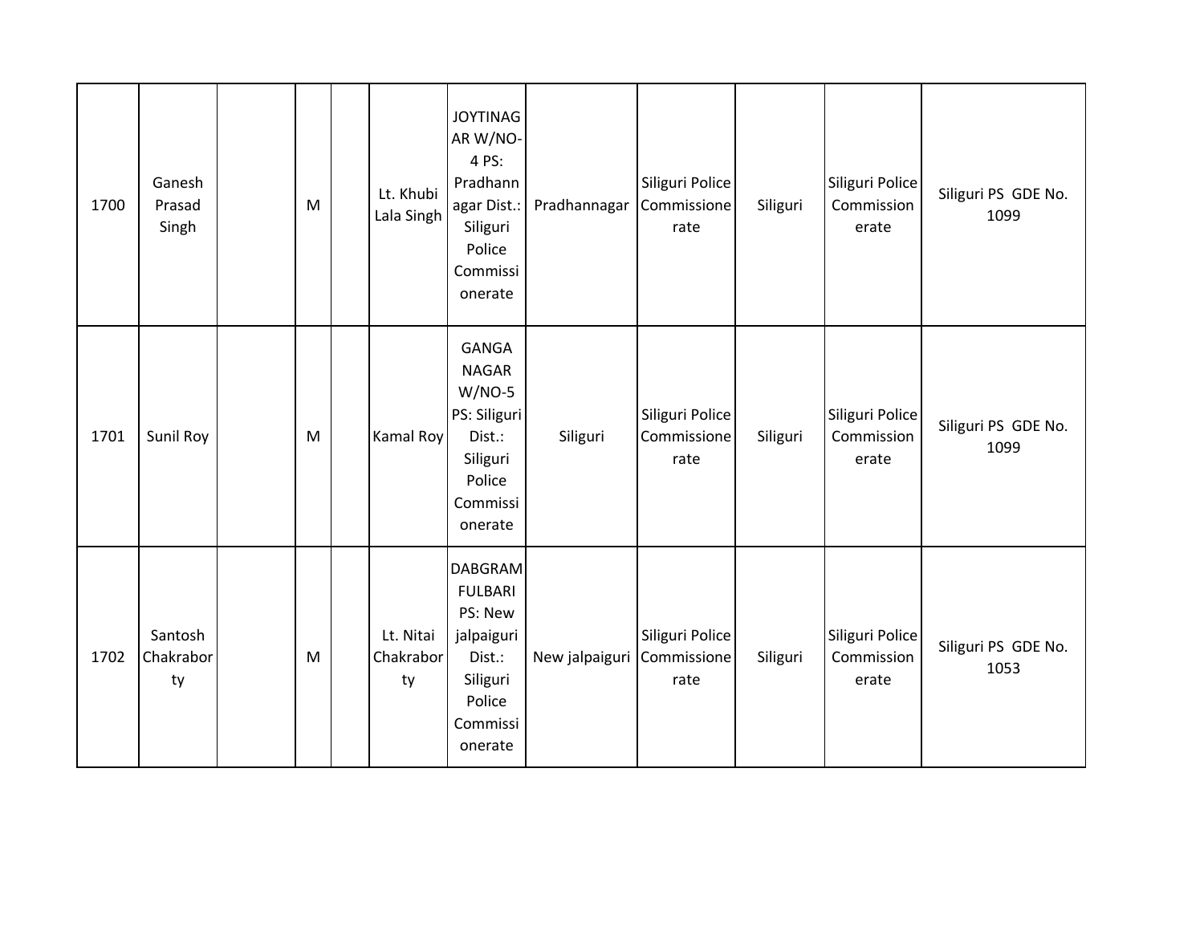| 1700 | Ganesh Prasad Singh | | M | | Lt. Khubi Lala Singh | JOYTINAGAR W/NO-4 PS: Pradhannagar Dist.: Siliguri Police Commissionerate | Pradhannagar | Siliguri Police Commissionerate | Siliguri | Siliguri Police Commissionerate | Siliguri PS GDE No. 1099 |
|---|---|---|---|---|---|---|---|---|---|---|---|
| 1701 | Sunil Roy | | M | | Kamal Roy | GANGA NAGAR W/NO-5 PS: Siliguri Dist.: Siliguri Police Commissionerate | Siliguri | Siliguri Police Commissionerate | Siliguri | Siliguri Police Commissionerate | Siliguri PS GDE No. 1099 |
| 1702 | Santosh Chakraborty | | M | | Lt. Nitai Chakraborty | DABGRAM FULBARI PS: New jalpaiguri Dist.: Siliguri Police Commissionerate | New jalpaiguri | Siliguri Police Commissionerate | Siliguri | Siliguri Police Commissionerate | Siliguri PS GDE No. 1053 |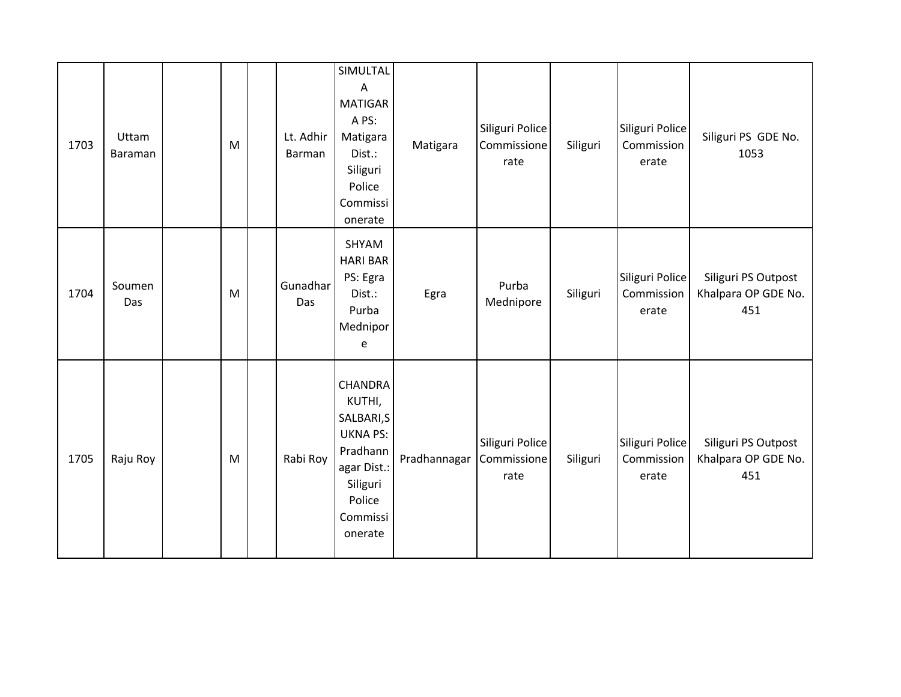| 1703 | Uttam Baraman | | M | | Lt. Adhir Barman | SIMULTALA MATIGARA PS: Matigara Dist.: Siliguri Police Commissionerate | Matigara | Siliguri Police Commissionerate | Siliguri | Siliguri Police Commissionerate | Siliguri PS GDE No. 1053 |
|---|---|---|---|---|---|---|---|---|---|---|---|
| 1704 | Soumen Das | | M | | Gunadhar Das | SHYAM HARI BAR PS: Egra Dist.: Purba Mednipore | Egra | Purba Mednipore | Siliguri | Siliguri Police Commissionerate | Siliguri PS Outpost Khalpara OP GDE No. 451 |
| 1705 | Raju Roy | | M | | Rabi Roy | CHANDRA KUTHI, SALBARI,SUKNA PS: Pradhannagar Dist.: Siliguri Police Commissionerate | Pradhannagar | Siliguri Police Commissionerate | Siliguri | Siliguri Police Commissionerate | Siliguri PS Outpost Khalpara OP GDE No. 451 |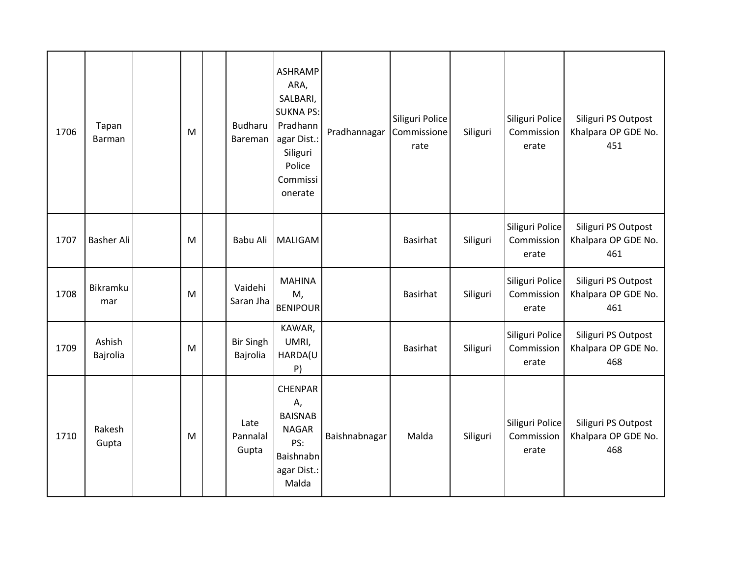| | | | | | | | | | | | |
|---|---|---|---|---|---|---|---|---|---|---|---|
| 1706 | Tapan Barman | | M | | Budharu Bareman | ASHRAMPARA, SALBARI, SUKNA PS: Pradhannagar Dist.: Siliguri Police Commissionerate | Pradhannagar | Siliguri Police Commissionerate | Siliguri | Siliguri Police Commissionerate | Siliguri PS Outpost Khalpara OP GDE No. 451 |
| 1707 | Basher Ali | | M | | Babu Ali | MALIGAM | | Basirhat | Siliguri | Siliguri Police Commissionerate | Siliguri PS Outpost Khalpara OP GDE No. 461 |
| 1708 | Bikramkumar | | M | | Vaidehi Saran Jha | MAHINAM, BENIPOUR | | Basirhat | Siliguri | Siliguri Police Commissionerate | Siliguri PS Outpost Khalpara OP GDE No. 461 |
| 1709 | Ashish Bajrolia | | M | | Bir Singh Bajrolia | KAWAR, UMRI, HARDA(UP) | | Basirhat | Siliguri | Siliguri Police Commissionerate | Siliguri PS Outpost Khalpara OP GDE No. 468 |
| 1710 | Rakesh Gupta | | M | | Late Pannalal Gupta | CHENPARA, BAISNABNAGAR PS: Baishnabnagar Dist.: Malda | Baishnabnagar | Malda | Siliguri | Siliguri Police Commissionerate | Siliguri PS Outpost Khalpara OP GDE No. 468 |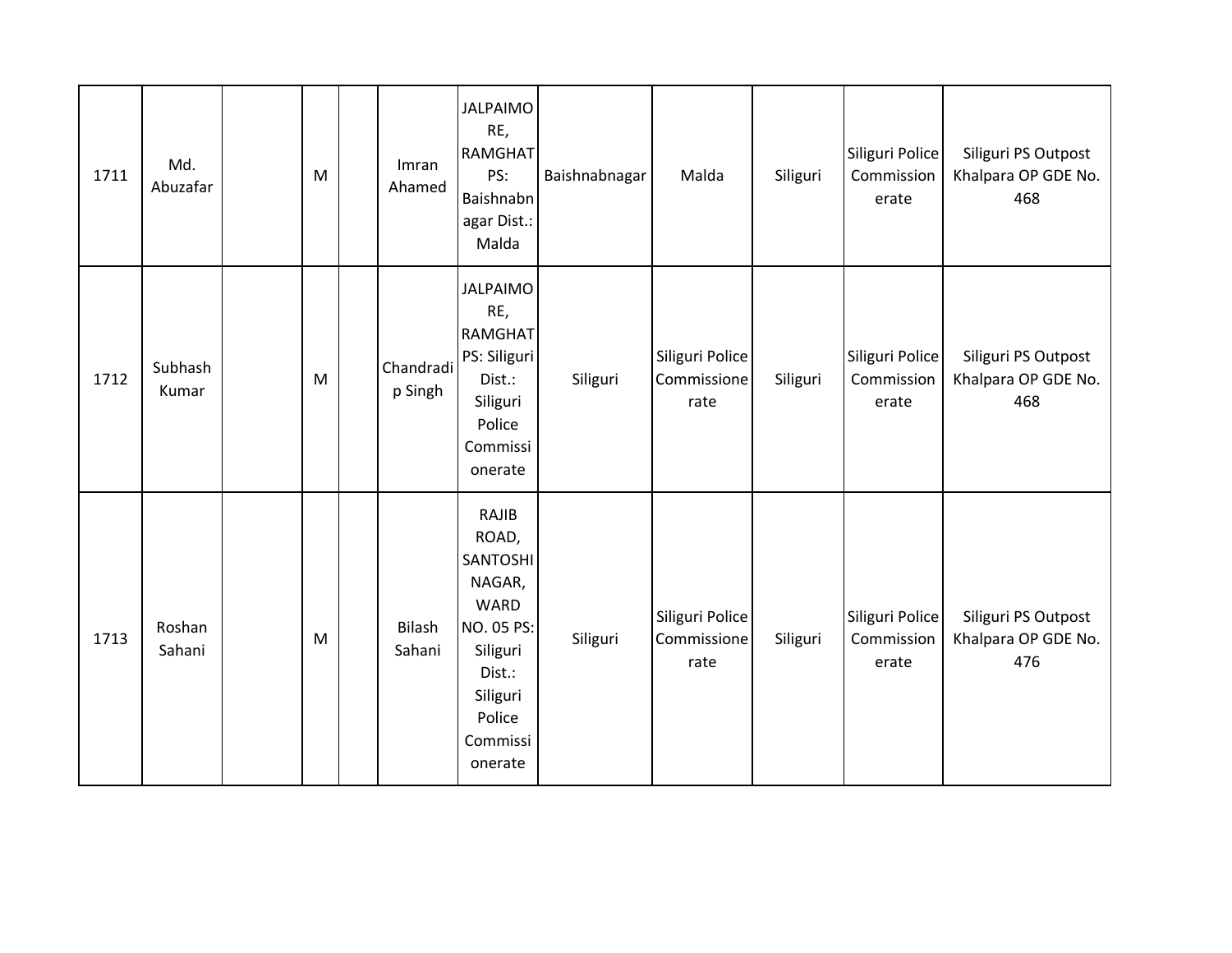| 1711 | Md. Abuzafar | | M | | Imran Ahamed | JALPAIMORE, RAMGHAT PS: Baishnabnagar Dist.: Malda | Baishnabnagar | Malda | Siliguri | Siliguri Police Commissionerate | Siliguri PS Outpost Khalpara OP GDE No. 468 |
|---|---|---|---|---|---|---|---|---|---|---|---|
| 1712 | Subhash Kumar | | M | | Chandradip Singh | JALPAIMORE, RAMGHAT PS: Siliguri Dist.: Siliguri Police Commissionerate | Siliguri | Siliguri Police Commissionerate | Siliguri | Siliguri Police Commissionerate | Siliguri PS Outpost Khalpara OP GDE No. 468 |
| 1713 | Roshan Sahani | | M | | Bilash Sahani | RAJIB ROAD, SANTOSHI NAGAR, WARD NO. 05 PS: Siliguri Dist.: Siliguri Police Commissionerate | Siliguri | Siliguri Police Commissionerate | Siliguri | Siliguri Police Commissionerate | Siliguri PS Outpost Khalpara OP GDE No. 476 |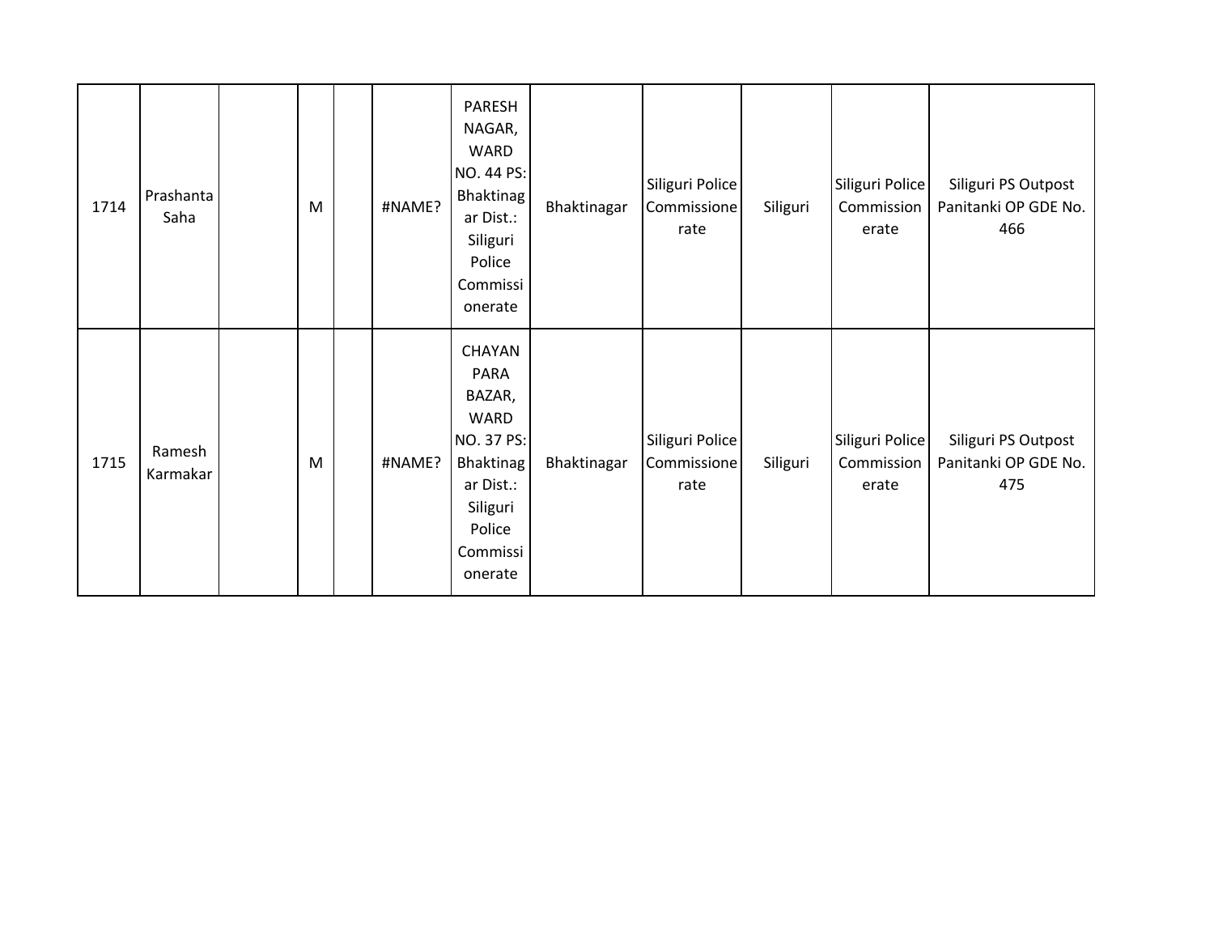| | | | | | | | | | | | |
|---|---|---|---|---|---|---|---|---|---|---|---|
| 1714 | Prashanta Saha | | M | | #NAME? | PARESH NAGAR, WARD NO. 44 PS: Bhaktinagar Dist.: Siliguri Police Commissionerate | Bhaktinagar | Siliguri Police Commissionerate | Siliguri | Siliguri Police Commissionerate | Siliguri PS Outpost Panitanki OP GDE No. 466 |
| 1715 | Ramesh Karmakar | | M | | #NAME? | CHAYAN PARA BAZAR, WARD NO. 37 PS: Bhaktinagar Dist.: Siliguri Police Commissionerate | Bhaktinagar | Siliguri Police Commissionerate | Siliguri | Siliguri Police Commissionerate | Siliguri PS Outpost Panitanki OP GDE No. 475 |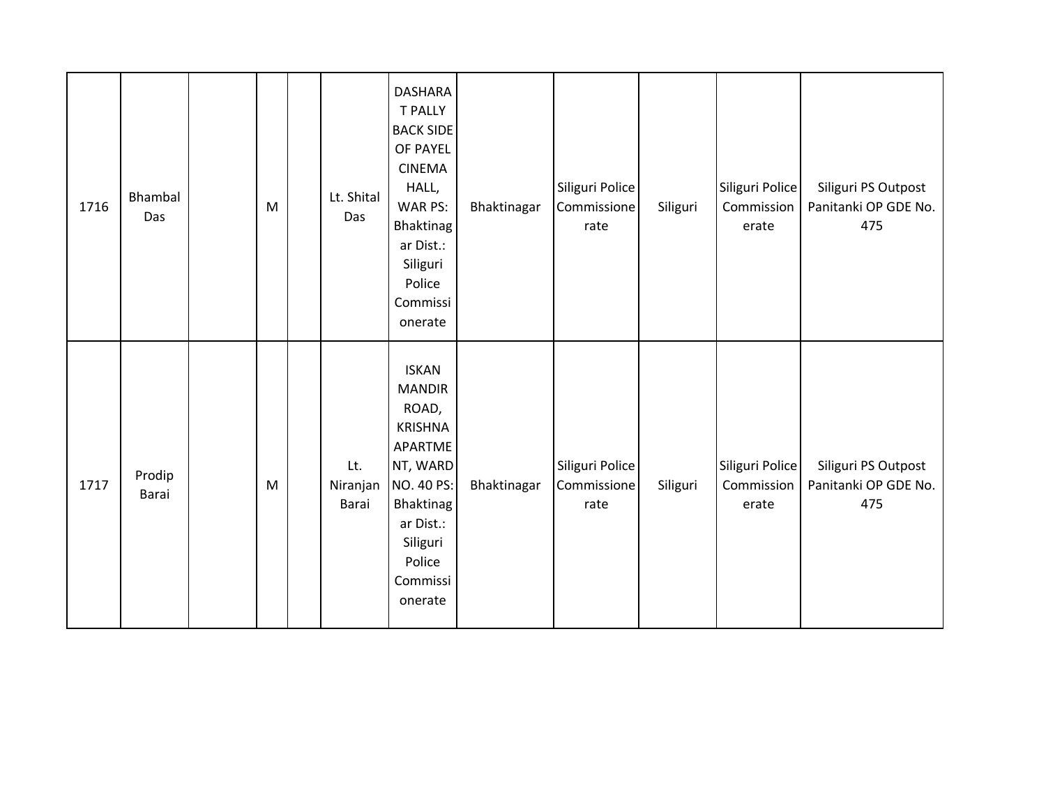| | | | | | | | | | | | |
|---|---|---|---|---|---|---|---|---|---|---|---|
| 1716 | Bhambal Das | | M | | Lt. Shital Das | DASHARAT PALLY BACK SIDE OF PAYEL CINEMA HALL, WAR PS: Bhaktinagar Dist.: Siliguri Police Commissionerate | Bhaktinagar | Siliguri Police Commissionerate | Siliguri | Siliguri Police Commissionerate | Siliguri PS Outpost Panitanki OP GDE No. 475 |
| 1717 | Prodip Barai | | M | | Lt. Niranjan Barai | ISKAN MANDIR ROAD, KRISHNA APARTMENT, WARD NO. 40 PS: Bhaktinagar Dist.: Siliguri Police Commissionerate | Bhaktinagar | Siliguri Police Commissionerate | Siliguri | Siliguri Police Commissionerate | Siliguri PS Outpost Panitanki OP GDE No. 475 |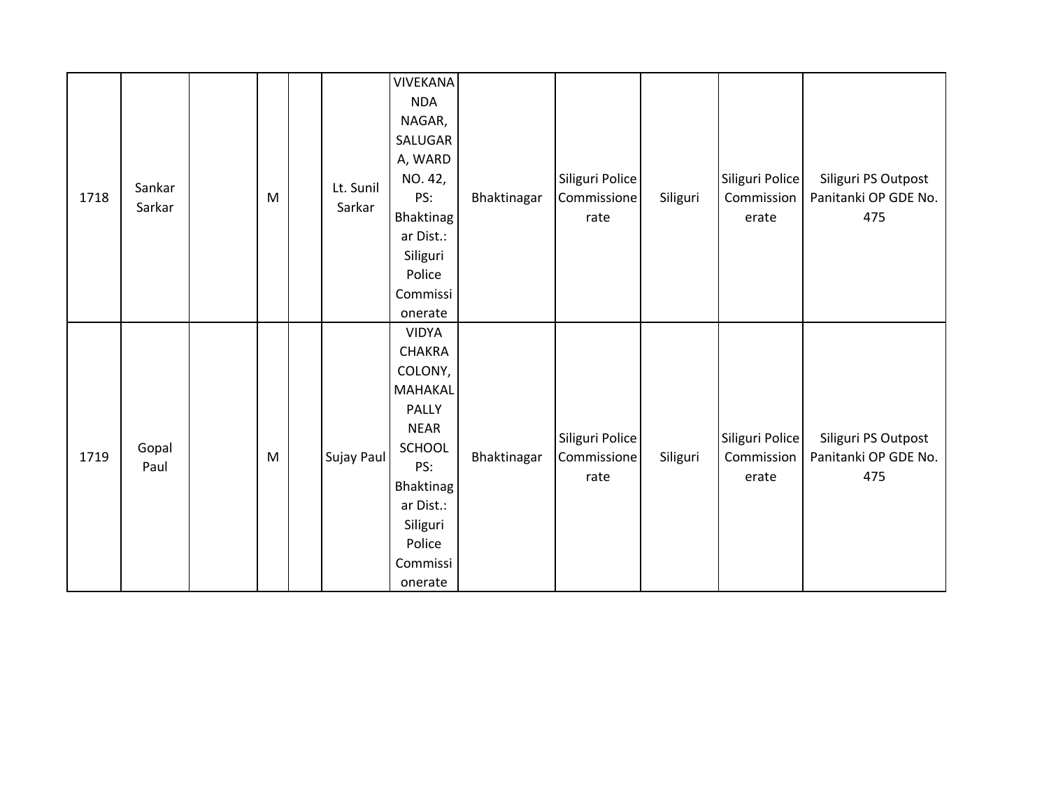| | | | | | | | | | | | |
|---|---|---|---|---|---|---|---|---|---|---|---|
| 1718 | Sankar Sarkar | | M | | Lt. Sunil Sarkar | VIVEKANANDA NAGAR, SALUGARA, WARD NO. 42, PS: Bhaktinagar Dist.: Siliguri Police Commissionerate | Bhaktinagar | Siliguri Police Commissionerate | Siliguri | Siliguri Police Commissionerate | Siliguri PS Outpost Panitanki OP GDE No. 475 |
| 1719 | Gopal Paul | | M | | Sujay Paul | VIDYA CHAKRA COLONY, MAHAKAL PALLY NEAR SCHOOL PS: Bhaktinagar Dist.: Siliguri Police Commissionerate | Bhaktinagar | Siliguri Police Commissionerate | Siliguri | Siliguri Police Commissionerate | Siliguri PS Outpost Panitanki OP GDE No. 475 |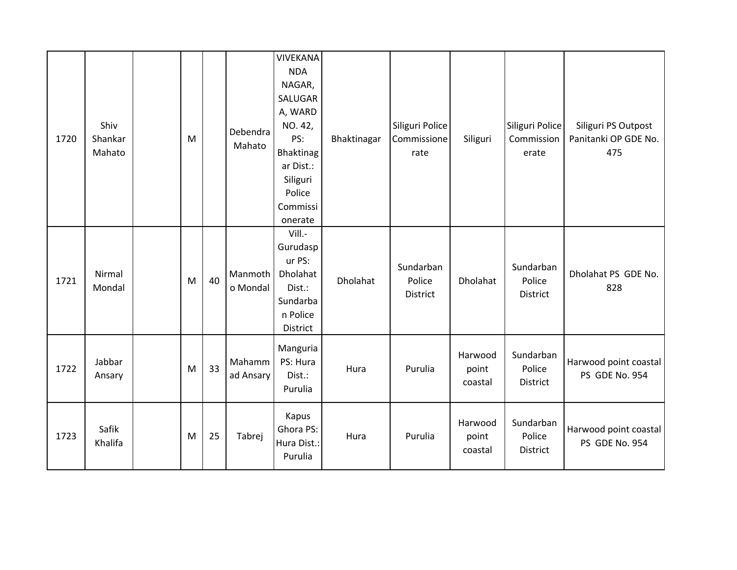| | | | | | | | | | | | |
|---|---|---|---|---|---|---|---|---|---|---|---|
| 1720 | Shiv Shankar Mahato | | M | | Debendra Mahato | VIVEKANANDA NAGAR, SALUGARA, WARD NO. 42, PS: Bhaktinagar Dist.: Siliguri Police Commissionerate | Bhaktinagar | Siliguri Police Commissionerate | Siliguri | Siliguri Police Commissionerate | Siliguri PS Outpost Panitanki OP GDE No. 475 |
| 1721 | Nirmal Mondal | | M | 40 | Manmotho Mondal | Vill.- Gurudaspur PS: Dholahat Dist.: Sundarban Police District | Dholahat | Sundarban Police District | Dholahat | Sundarban Police District | Dholahat PS GDE No. 828 |
| 1722 | Jabbar Ansary | | M | 33 | Mahammad Ansary | Manguria PS: Hura Dist.: Purulia | Hura | Purulia | Harwood point coastal | Sundarban Police District | Harwood point coastal PS GDE No. 954 |
| 1723 | Safik Khalifa | | M | 25 | Tabrej | Kapus Ghora PS: Hura Dist.: Purulia | Hura | Purulia | Harwood point coastal | Sundarban Police District | Harwood point coastal PS GDE No. 954 |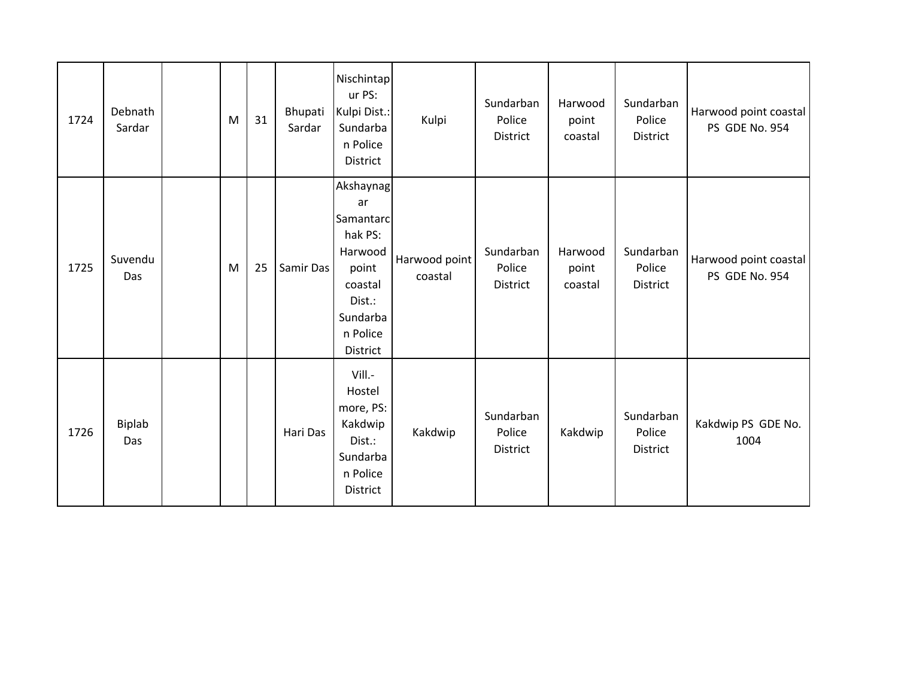| | | | | | | | | | | | |
|---|---|---|---|---|---|---|---|---|---|---|---|
| 1724 | Debnath Sardar | | M | 31 | Bhupati Sardar | Nischintapur PS: Kulpi Dist.: Sundarban Police District | Kulpi | Sundarban Police District | Harwood point coastal | Sundarban Police District | Harwood point coastal PS GDE No. 954 |
| 1725 | Suvendu Das | | M | 25 | Samir Das | Akshaynagar Samantarchak PS: Harwood point coastal Dist.: Sundarban Police District | Harwood point coastal | Sundarban Police District | Harwood point coastal | Sundarban Police District | Harwood point coastal PS GDE No. 954 |
| 1726 | Biplab Das | | | | Hari Das | Vill.- Hostel more, PS: Kakdwip Dist.: Sundarban Police District | Kakdwip | Sundarban Police District | Kakdwip | Sundarban Police District | Kakdwip PS GDE No. 1004 |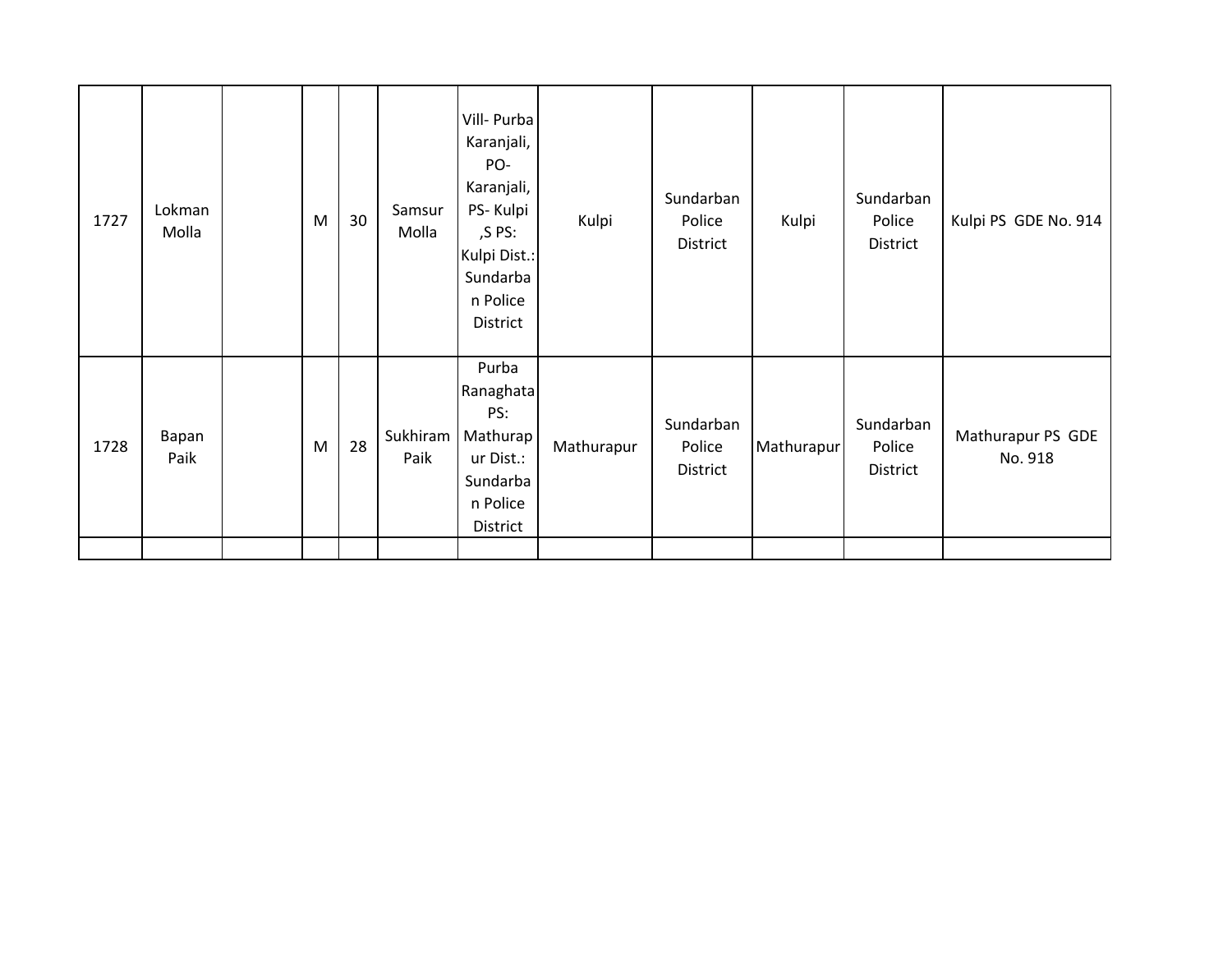| | | | | | | | | | | | |
|---|---|---|---|---|---|---|---|---|---|---|---|
| 1727 | Lokman Molla | | M | 30 | Samsur Molla | Vill- Purba Karanjali, PO- Karanjali, PS- Kulpi ,S PS: Kulpi Dist.: Sundarban Police District | Kulpi | Sundarban Police District | Kulpi | Sundarban Police District | Kulpi PS GDE No. 914 |
| 1728 | Bapan Paik | | M | 28 | Sukhiram Paik | Purba Ranaghata PS: Mathurapur Dist.: Sundarban Police District | Mathurapur | Sundarban Police District | Mathurapur | Sundarban Police District | Mathurapur PS GDE No. 918 |
| | | | | | | | | | | | |